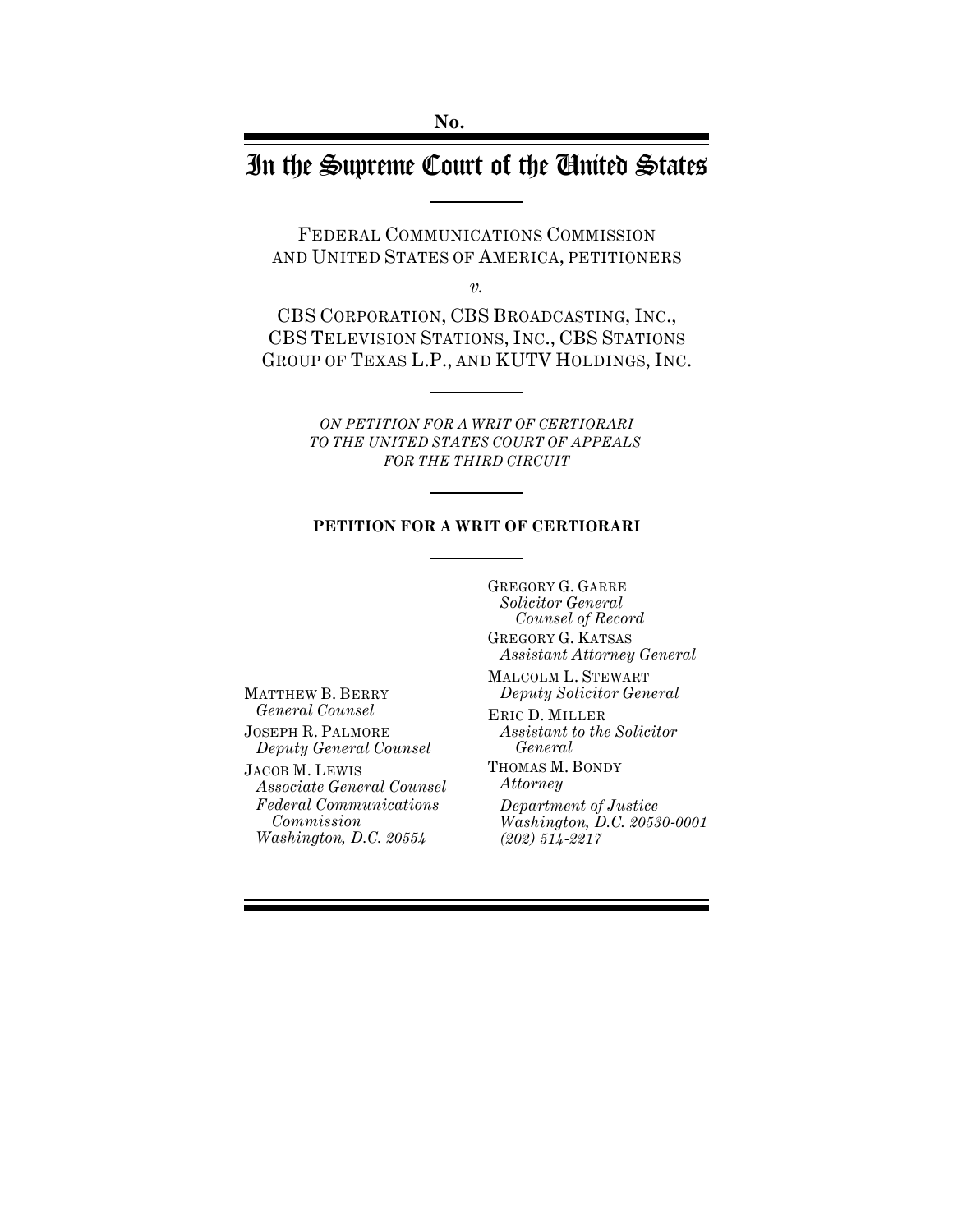No.

# In the Supreme Court of the United States

FEDERAL COMMUNICATIONS COMMISSION AND UNITED STATES OF AMERICA, PETITIONERS

*v.*

CBS CORPORATION, CBS BROADCASTING, INC., CBS TELEVISION STATIONS, INC., CBS STATIONS GROUP OF TEXAS L.P., AND KUTV HOLDINGS, INC.

*ON PETITION FOR A WRIT OF CERTIORARI TO THE UNITED STATES COURT OF APPEALS FOR THE THIRD CIRCUIT*

**PETITION FOR A WRIT OF CERTIORARI**

MATTHEW B. BERRY
*General Counsel*

JOSEPH R. PALMORE
*Deputy General Counsel*

JACOB M. LEWIS
*Associate General Counsel*
*Federal Communications Commission*
*Washington, D.C. 20554*

GREGORY G. GARRE
*Solicitor General*
*Counsel of Record*

GREGORY G. KATSAS
*Assistant Attorney General*

MALCOLM L. STEWART
*Deputy Solicitor General*

ERIC D. MILLER
*Assistant to the Solicitor General*

THOMAS M. BONDY
*Attorney*

*Department of Justice*
*Washington, D.C. 20530-0001*
*(202) 514-2217*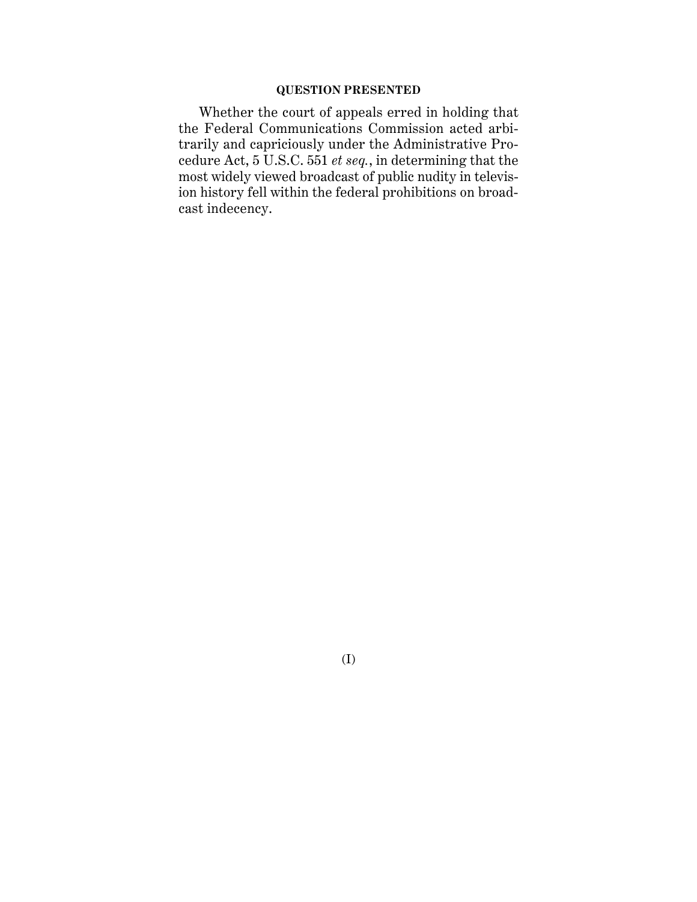## QUESTION PRESENTED

Whether the court of appeals erred in holding that the Federal Communications Commission acted arbitrarily and capriciously under the Administrative Procedure Act, 5 U.S.C. 551 *et seq.*, in determining that the most widely viewed broadcast of public nudity in television history fell within the federal prohibitions on broadcast indecency.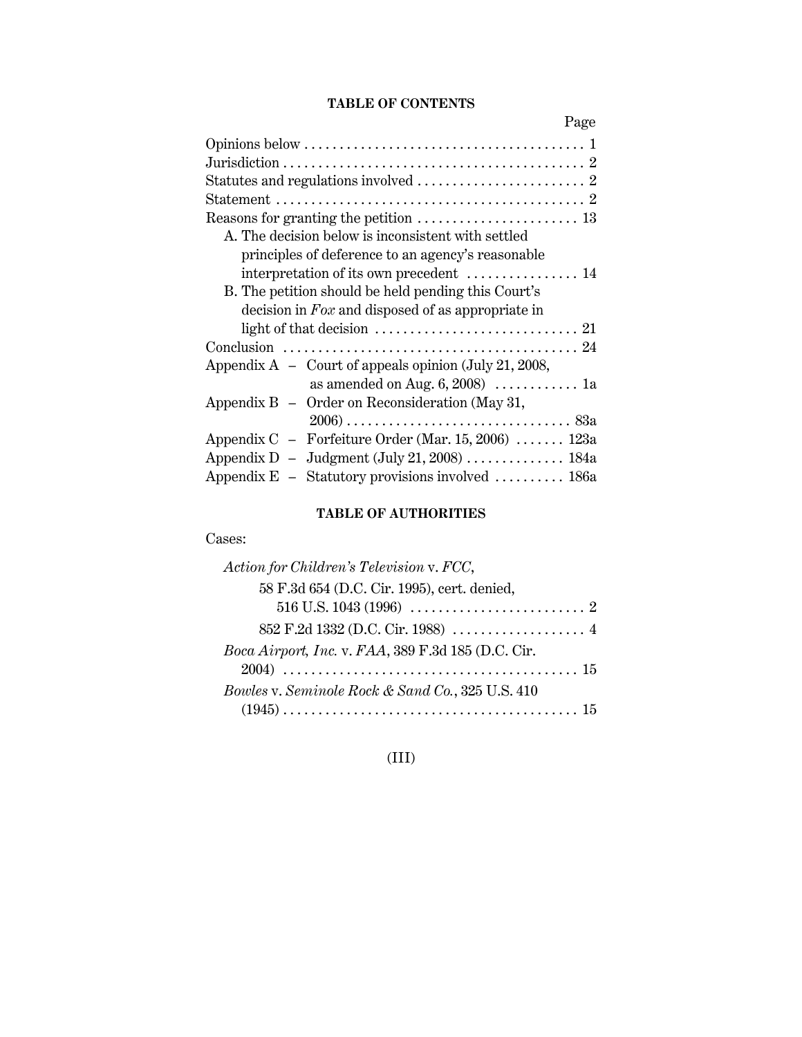## TABLE OF CONTENTS

| | Page |
|---|---|
| Opinions below | 1 |
| Jurisdiction | 2 |
| Statutes and regulations involved | 2 |
| Statement | 2 |
| Reasons for granting the petition | 13 |
| A. The decision below is inconsistent with settled principles of deference to an agency's reasonable interpretation of its own precedent | 14 |
| B. The petition should be held pending this Court's decision in *Fox* and disposed of as appropriate in light of that decision | 21 |
| Conclusion | 24 |
| Appendix A – Court of appeals opinion (July 21, 2008, as amended on Aug. 6, 2008) | 1a |
| Appendix B – Order on Reconsideration (May 31, 2006) | 83a |
| Appendix C – Forfeiture Order (Mar. 15, 2006) | 123a |
| Appendix D – Judgment (July 21, 2008) | 184a |
| Appendix E – Statutory provisions involved | 186a |

## TABLE OF AUTHORITIES

Cases:

| | |
|---|---|
| *Action for Children's Television* v. *FCC*, | |
| 58 F.3d 654 (D.C. Cir. 1995), cert. denied, 516 U.S. 1043 (1996) | 2 |
| 852 F.2d 1332 (D.C. Cir. 1988) | 4 |
| *Boca Airport, Inc.* v. *FAA*, 389 F.3d 185 (D.C. Cir. 2004) | 15 |
| *Bowles* v. *Seminole Rock & Sand Co.*, 325 U.S. 410 (1945) | 15 |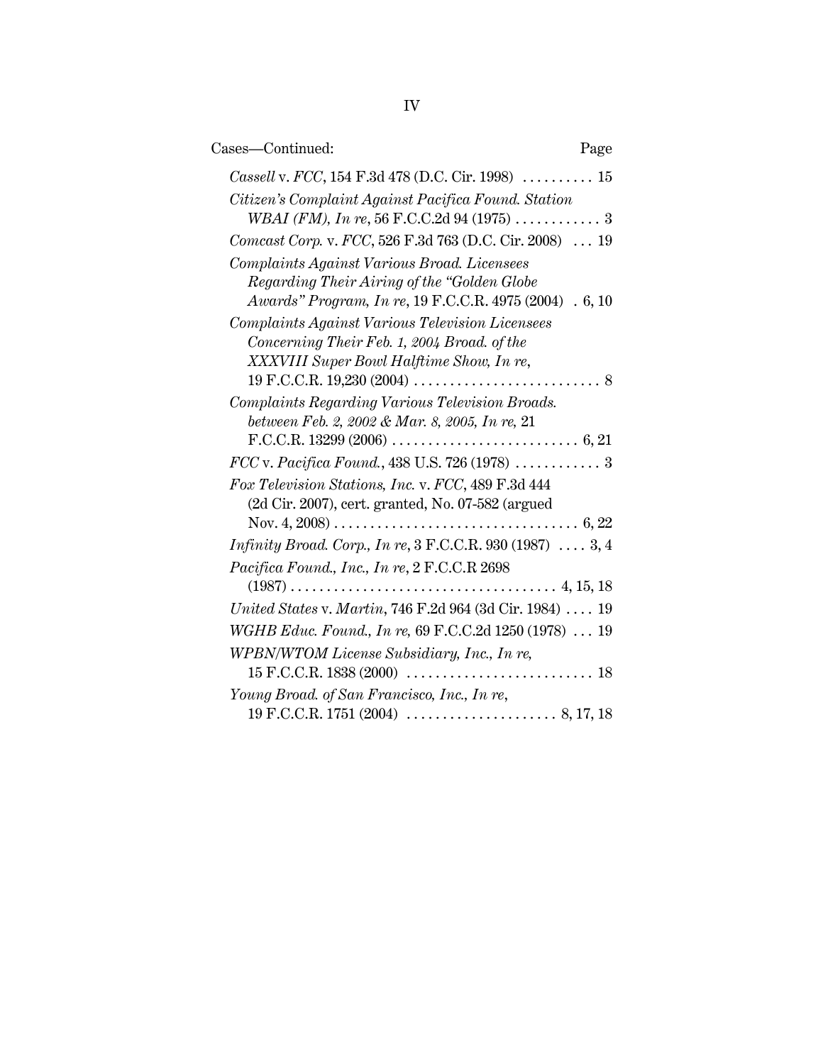Cases—Continued: Page

*Cassell* v. *FCC*, 154 F.3d 478 (D.C. Cir. 1998) .......... 15

*Citizen's Complaint Against Pacifica Found. Station WBAI (FM), In re*, 56 F.C.C.2d 94 (1975) ............ 3

*Comcast Corp.* v. *FCC*, 526 F.3d 763 (D.C. Cir. 2008) ... 19

*Complaints Against Various Broad. Licensees Regarding Their Airing of the "Golden Globe Awards" Program, In re*, 19 F.C.C.R. 4975 (2004) . 6, 10

*Complaints Against Various Television Licensees Concerning Their Feb. 1, 2004 Broad. of the XXXVIII Super Bowl Halftime Show, In re*, 19 F.C.C.R. 19,230 (2004) .......................... 8

*Complaints Regarding Various Television Broads. between Feb. 2, 2002 & Mar. 8, 2005, In re*, 21 F.C.C.R. 13299 (2006) .......................... 6, 21

*FCC* v. *Pacifica Found.*, 438 U.S. 726 (1978) ............ 3

*Fox Television Stations, Inc.* v. *FCC*, 489 F.3d 444 (2d Cir. 2007), cert. granted, No. 07-582 (argued Nov. 4, 2008) .................................. 6, 22

*Infinity Broad. Corp., In re*, 3 F.C.C.R. 930 (1987) .... 3, 4

*Pacifica Found., Inc., In re*, 2 F.C.C.R 2698 (1987) ..................................... 4, 15, 18

*United States* v. *Martin*, 746 F.2d 964 (3d Cir. 1984) .... 19

*WGHB Educ. Found., In re,* 69 F.C.C.2d 1250 (1978) ... 19

*WPBN/WTOM License Subsidiary, Inc., In re,* 15 F.C.C.R. 1838 (2000) .......................... 18

*Young Broad. of San Francisco, Inc., In re*, 19 F.C.C.R. 1751 (2004) ..................... 8, 17, 18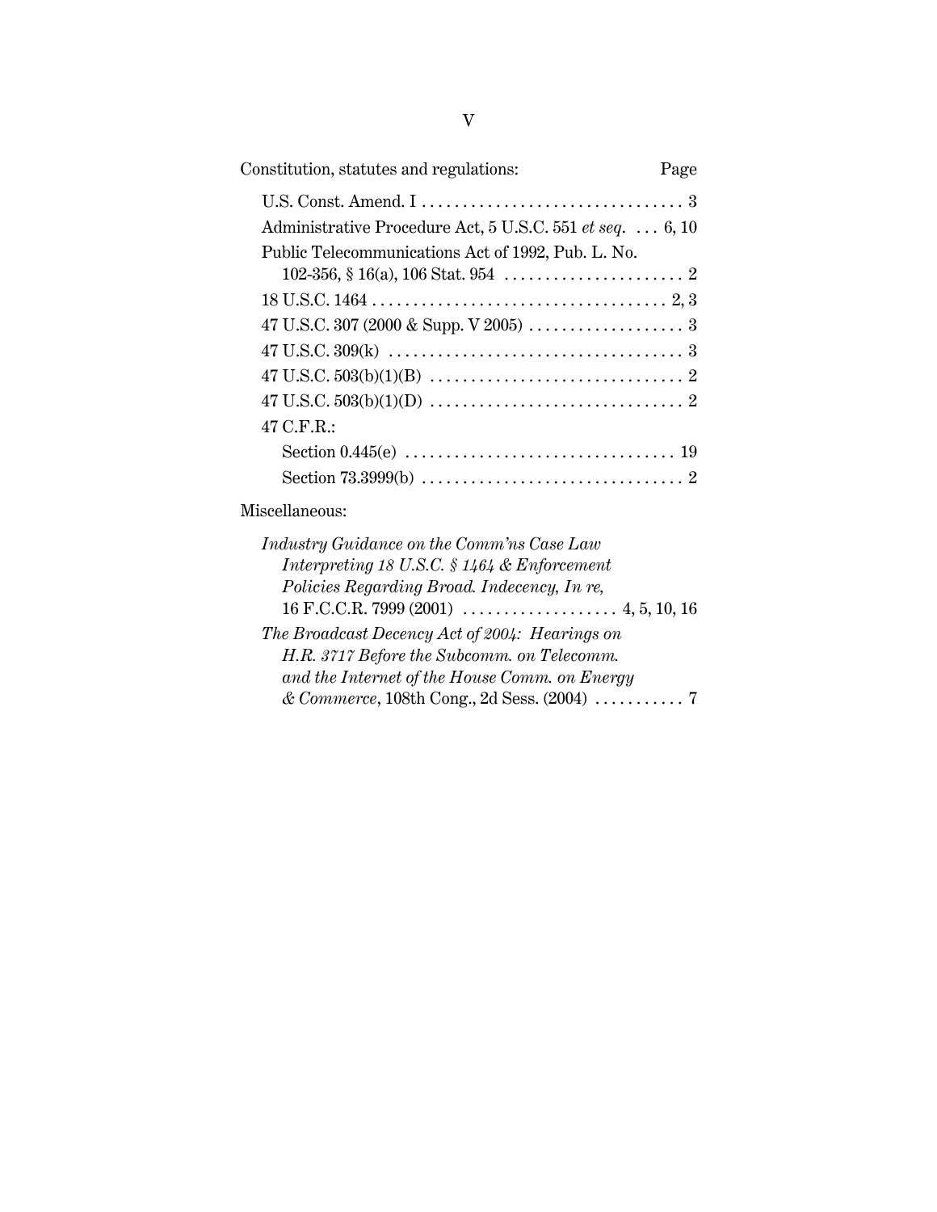Constitution, statutes and regulations: Page

U.S. Const. Amend. I . . . . . . . . . . . . . . . . . . . . . . . . . . . . . . . . 3

Administrative Procedure Act, 5 U.S.C. 551 *et seq.* . . . 6, 10

Public Telecommunications Act of 1992, Pub. L. No. 102-356, § 16(a), 106 Stat. 954 . . . . . . . . . . . . . . . . . . . . . . 2

18 U.S.C. 1464 . . . . . . . . . . . . . . . . . . . . . . . . . . . . . . . . . . . . 2, 3

47 U.S.C. 307 (2000 & Supp. V 2005) . . . . . . . . . . . . . . . . . . . 3

47 U.S.C. 309(k) . . . . . . . . . . . . . . . . . . . . . . . . . . . . . . . . . . . . 3

47 U.S.C. 503(b)(1)(B) . . . . . . . . . . . . . . . . . . . . . . . . . . . . . . . 2

47 U.S.C. 503(b)(1)(D) . . . . . . . . . . . . . . . . . . . . . . . . . . . . . . . 2

47 C.F.R.:

- Section 0.445(e) . . . . . . . . . . . . . . . . . . . . . . . . . . . . . . . . . 19
- Section 73.3999(b) . . . . . . . . . . . . . . . . . . . . . . . . . . . . . . . . 2

Miscellaneous:

*Industry Guidance on the Comm'ns Case Law Interpreting 18 U.S.C. § 1464 & Enforcement Policies Regarding Broad. Indecency, In re*, 16 F.C.C.R. 7999 (2001) . . . . . . . . . . . . . . . . . . . 4, 5, 10, 16

*The Broadcast Decency Act of 2004: Hearings on H.R. 3717 Before the Subcomm. on Telecomm. and the Internet of the House Comm. on Energy & Commerce*, 108th Cong., 2d Sess. (2004) . . . . . . . . . . . 7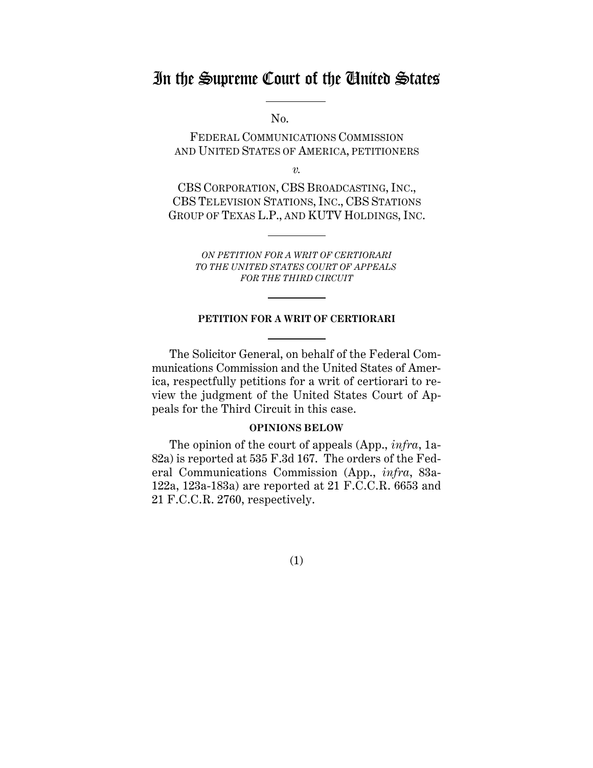# In the Supreme Court of the United States

No.

FEDERAL COMMUNICATIONS COMMISSION AND UNITED STATES OF AMERICA, PETITIONERS

*v.*

CBS CORPORATION, CBS BROADCASTING, INC., CBS TELEVISION STATIONS, INC., CBS STATIONS GROUP OF TEXAS L.P., AND KUTV HOLDINGS, INC.

*ON PETITION FOR A WRIT OF CERTIORARI TO THE UNITED STATES COURT OF APPEALS FOR THE THIRD CIRCUIT*

**PETITION FOR A WRIT OF CERTIORARI**

The Solicitor General, on behalf of the Federal Communications Commission and the United States of America, respectfully petitions for a writ of certiorari to review the judgment of the United States Court of Appeals for the Third Circuit in this case.

**OPINIONS BELOW**

The opinion of the court of appeals (App., *infra*, 1a-82a) is reported at 535 F.3d 167. The orders of the Federal Communications Commission (App., *infra*, 83a-122a, 123a-183a) are reported at 21 F.C.C.R. 6653 and 21 F.C.C.R. 2760, respectively.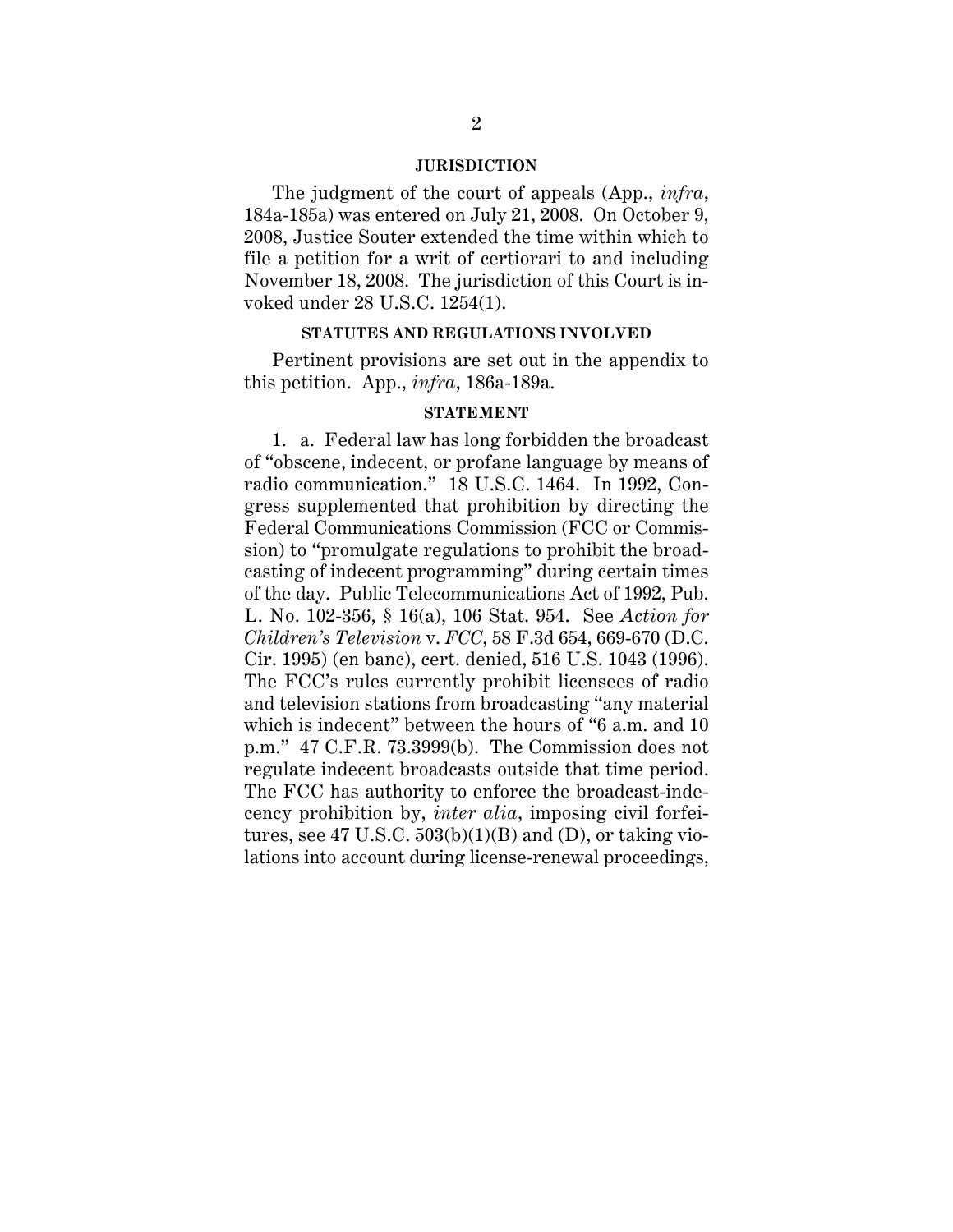## JURISDICTION

The judgment of the court of appeals (App., *infra*, 184a-185a) was entered on July 21, 2008. On October 9, 2008, Justice Souter extended the time within which to file a petition for a writ of certiorari to and including November 18, 2008. The jurisdiction of this Court is invoked under 28 U.S.C. 1254(1).

## STATUTES AND REGULATIONS INVOLVED

Pertinent provisions are set out in the appendix to this petition. App., *infra*, 186a-189a.

## STATEMENT

1. a. Federal law has long forbidden the broadcast of "obscene, indecent, or profane language by means of radio communication." 18 U.S.C. 1464. In 1992, Congress supplemented that prohibition by directing the Federal Communications Commission (FCC or Commission) to "promulgate regulations to prohibit the broadcasting of indecent programming" during certain times of the day. Public Telecommunications Act of 1992, Pub. L. No. 102-356, § 16(a), 106 Stat. 954. See *Action for Children's Television* v. *FCC*, 58 F.3d 654, 669-670 (D.C. Cir. 1995) (en banc), cert. denied, 516 U.S. 1043 (1996). The FCC's rules currently prohibit licensees of radio and television stations from broadcasting "any material which is indecent" between the hours of "6 a.m. and 10 p.m." 47 C.F.R. 73.3999(b). The Commission does not regulate indecent broadcasts outside that time period. The FCC has authority to enforce the broadcast-indecency prohibition by, *inter alia*, imposing civil forfeitures, see 47 U.S.C. 503(b)(1)(B) and (D), or taking violations into account during license-renewal proceedings,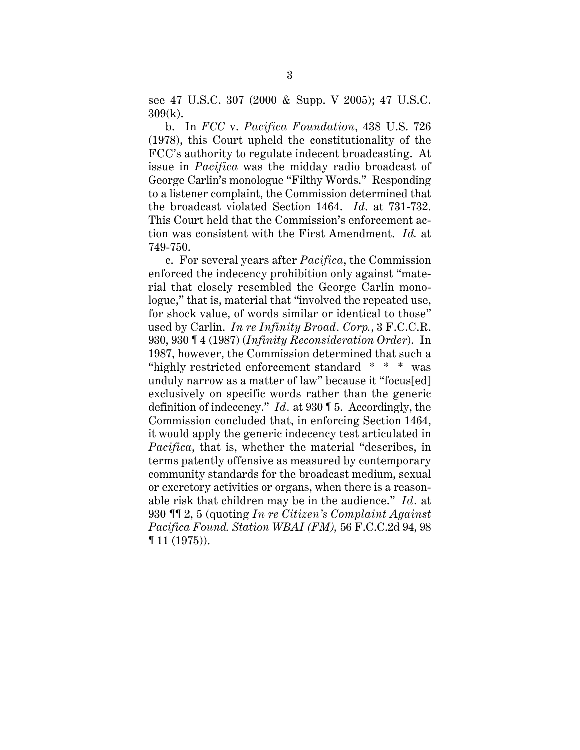see 47 U.S.C. 307 (2000 & Supp. V 2005); 47 U.S.C. 309(k).

b. In *FCC* v. *Pacifica Foundation*, 438 U.S. 726 (1978), this Court upheld the constitutionality of the FCC's authority to regulate indecent broadcasting. At issue in *Pacifica* was the midday radio broadcast of George Carlin's monologue "Filthy Words." Responding to a listener complaint, the Commission determined that the broadcast violated Section 1464. *Id*. at 731-732. This Court held that the Commission's enforcement action was consistent with the First Amendment. *Id.* at 749-750.

c. For several years after *Pacifica*, the Commission enforced the indecency prohibition only against "material that closely resembled the George Carlin monologue," that is, material that "involved the repeated use, for shock value, of words similar or identical to those" used by Carlin. *In re Infinity Broad. Corp.*, 3 F.C.C.R. 930, 930 ¶ 4 (1987) (*Infinity Reconsideration Order*). In 1987, however, the Commission determined that such a "highly restricted enforcement standard * * * was unduly narrow as a matter of law" because it "focus[ed] exclusively on specific words rather than the generic definition of indecency." *Id*. at 930 ¶ 5. Accordingly, the Commission concluded that, in enforcing Section 1464, it would apply the generic indecency test articulated in *Pacifica*, that is, whether the material "describes, in terms patently offensive as measured by contemporary community standards for the broadcast medium, sexual or excretory activities or organs, when there is a reasonable risk that children may be in the audience." *Id*. at 930 ¶¶ 2, 5 (quoting *In re Citizen's Complaint Against Pacifica Found. Station WBAI (FM),* 56 F.C.C.2d 94, 98 ¶ 11 (1975)).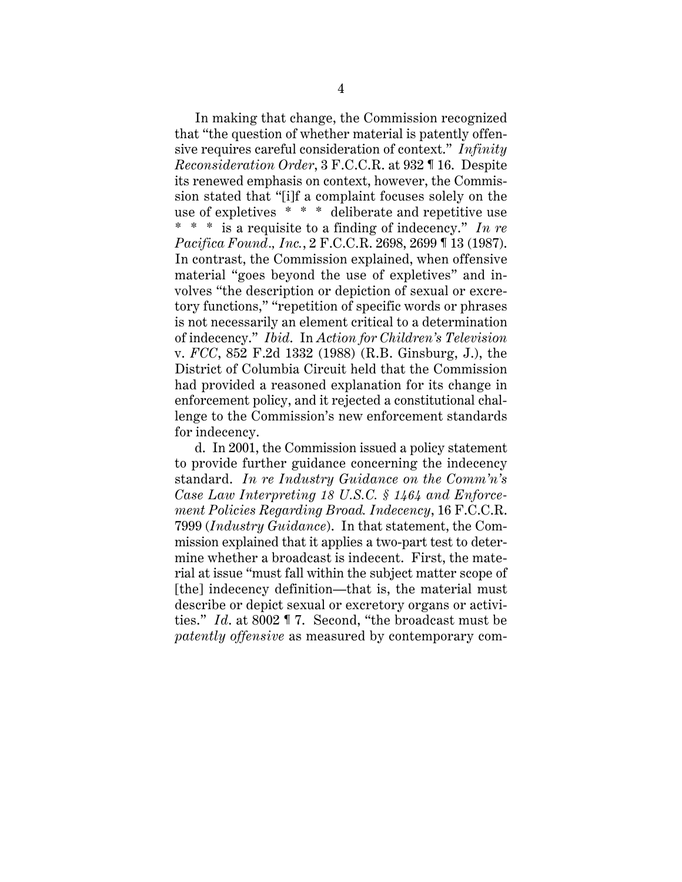In making that change, the Commission recognized that "the question of whether material is patently offensive requires careful consideration of context." *Infinity Reconsideration Order*, 3 F.C.C.R. at 932 ¶ 16. Despite its renewed emphasis on context, however, the Commission stated that "[i]f a complaint focuses solely on the use of expletives * * * deliberate and repetitive use * * * is a requisite to a finding of indecency." *In re Pacifica Found., Inc.*, 2 F.C.C.R. 2698, 2699 ¶ 13 (1987). In contrast, the Commission explained, when offensive material "goes beyond the use of expletives" and involves "the description or depiction of sexual or excretory functions," "repetition of specific words or phrases is not necessarily an element critical to a determination of indecency." *Ibid.* In *Action for Children's Television* v. *FCC*, 852 F.2d 1332 (1988) (R.B. Ginsburg, J.), the District of Columbia Circuit held that the Commission had provided a reasoned explanation for its change in enforcement policy, and it rejected a constitutional challenge to the Commission's new enforcement standards for indecency.

d. In 2001, the Commission issued a policy statement to provide further guidance concerning the indecency standard. *In re Industry Guidance on the Comm'n's Case Law Interpreting 18 U.S.C. § 1464 and Enforcement Policies Regarding Broad. Indecency*, 16 F.C.C.R. 7999 (*Industry Guidance*). In that statement, the Commission explained that it applies a two-part test to determine whether a broadcast is indecent. First, the material at issue "must fall within the subject matter scope of [the] indecency definition—that is, the material must describe or depict sexual or excretory organs or activities." *Id.* at 8002 ¶ 7. Second, "the broadcast must be *patently offensive* as measured by contemporary com-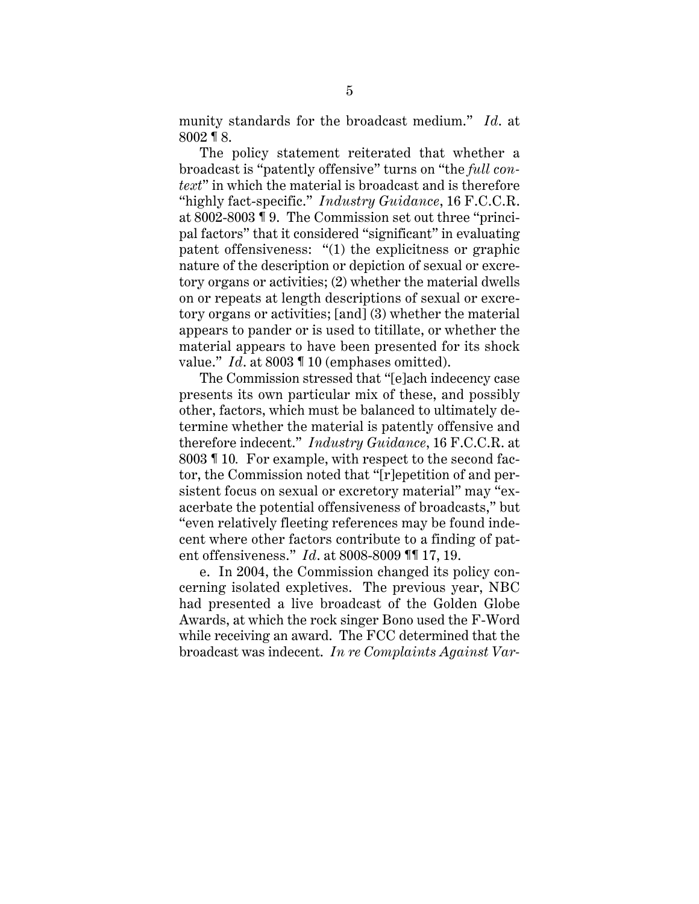munity standards for the broadcast medium." *Id*. at 8002 ¶ 8.

The policy statement reiterated that whether a broadcast is "patently offensive" turns on "the *full context*" in which the material is broadcast and is therefore "highly fact-specific." *Industry Guidance*, 16 F.C.C.R. at 8002-8003 ¶ 9. The Commission set out three "principal factors" that it considered "significant" in evaluating patent offensiveness: "(1) the explicitness or graphic nature of the description or depiction of sexual or excretory organs or activities; (2) whether the material dwells on or repeats at length descriptions of sexual or excretory organs or activities; [and] (3) whether the material appears to pander or is used to titillate, or whether the material appears to have been presented for its shock value." *Id*. at 8003 ¶ 10 (emphases omitted).

The Commission stressed that "[e]ach indecency case presents its own particular mix of these, and possibly other, factors, which must be balanced to ultimately determine whether the material is patently offensive and therefore indecent." *Industry Guidance*, 16 F.C.C.R. at 8003 ¶ 10. For example, with respect to the second factor, the Commission noted that "[r]epetition of and persistent focus on sexual or excretory material" may "exacerbate the potential offensiveness of broadcasts," but "even relatively fleeting references may be found indecent where other factors contribute to a finding of patent offensiveness." *Id*. at 8008-8009 ¶¶ 17, 19.

e. In 2004, the Commission changed its policy concerning isolated expletives. The previous year, NBC had presented a live broadcast of the Golden Globe Awards, at which the rock singer Bono used the F-Word while receiving an award. The FCC determined that the broadcast was indecent. *In re Complaints Against Var-*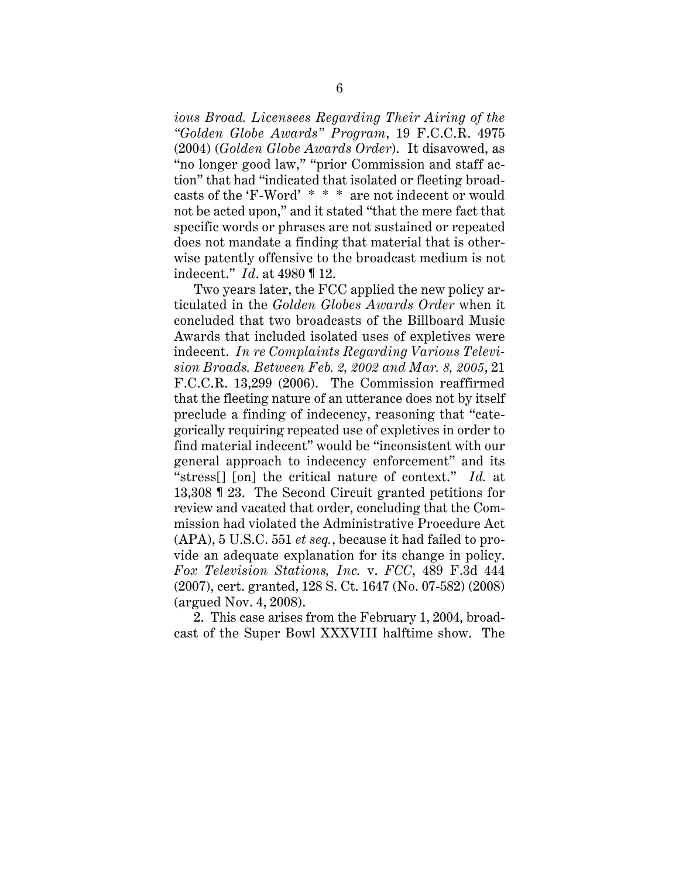*ious Broad. Licensees Regarding Their Airing of the "Golden Globe Awards" Program*, 19 F.C.C.R. 4975 (2004) (*Golden Globe Awards Order*). It disavowed, as "no longer good law," "prior Commission and staff action" that had "indicated that isolated or fleeting broadcasts of the 'F-Word' * * * are not indecent or would not be acted upon," and it stated "that the mere fact that specific words or phrases are not sustained or repeated does not mandate a finding that material that is otherwise patently offensive to the broadcast medium is not indecent." *Id*. at 4980 ¶ 12.

Two years later, the FCC applied the new policy articulated in the *Golden Globes Awards Order* when it concluded that two broadcasts of the Billboard Music Awards that included isolated uses of expletives were indecent. *In re Complaints Regarding Various Television Broads. Between Feb. 2, 2002 and Mar. 8, 2005*, 21 F.C.C.R. 13,299 (2006). The Commission reaffirmed that the fleeting nature of an utterance does not by itself preclude a finding of indecency, reasoning that "categorically requiring repeated use of expletives in order to find material indecent" would be "inconsistent with our general approach to indecency enforcement" and its "stress[] [on] the critical nature of context." *Id.* at 13,308 ¶ 23. The Second Circuit granted petitions for review and vacated that order, concluding that the Commission had violated the Administrative Procedure Act (APA), 5 U.S.C. 551 *et seq.*, because it had failed to provide an adequate explanation for its change in policy. *Fox Television Stations, Inc.* v. *FCC*, 489 F.3d 444 (2007), cert. granted, 128 S. Ct. 1647 (No. 07-582) (2008) (argued Nov. 4, 2008).

2. This case arises from the February 1, 2004, broadcast of the Super Bowl XXXVIII halftime show. The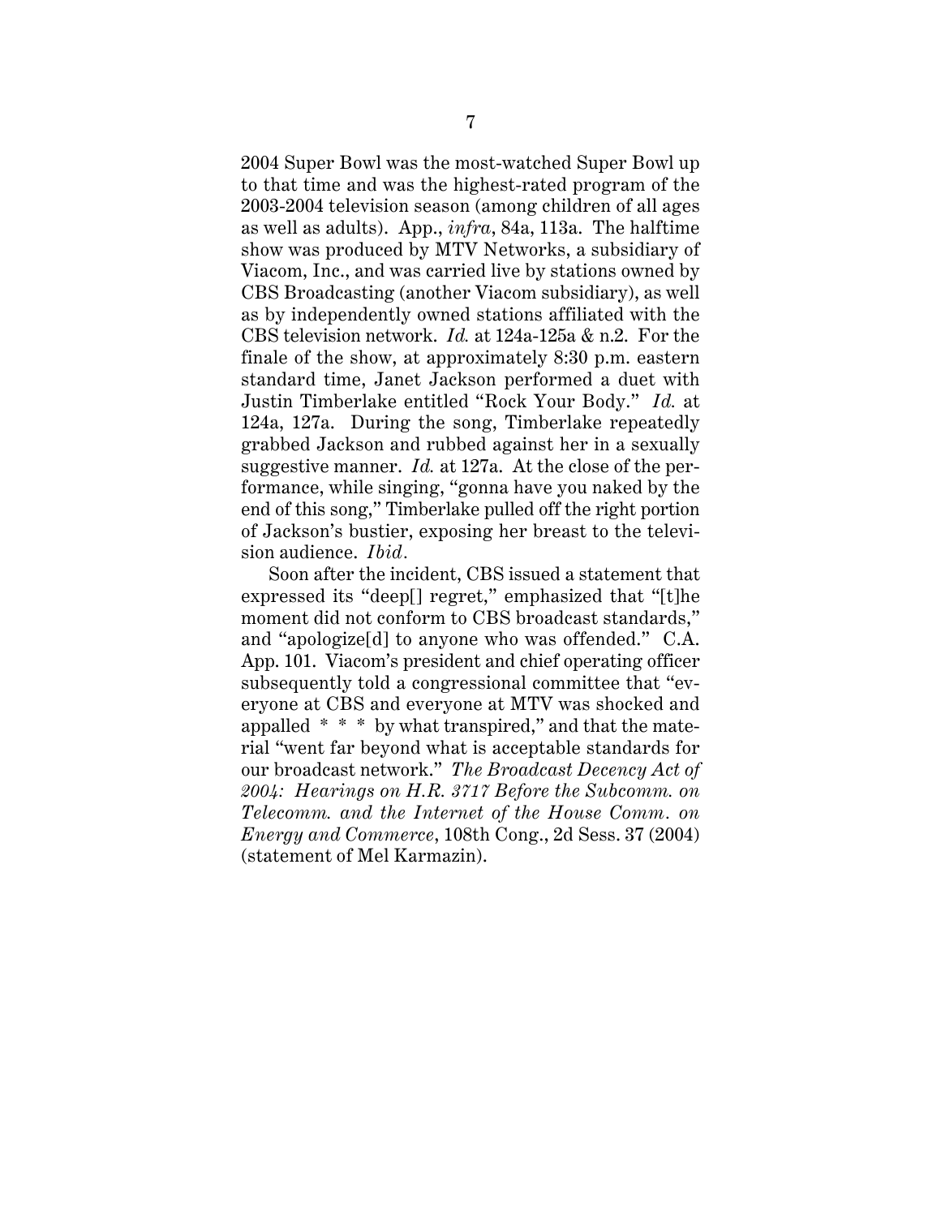2004 Super Bowl was the most-watched Super Bowl up to that time and was the highest-rated program of the 2003-2004 television season (among children of all ages as well as adults). App., *infra*, 84a, 113a. The halftime show was produced by MTV Networks, a subsidiary of Viacom, Inc., and was carried live by stations owned by CBS Broadcasting (another Viacom subsidiary), as well as by independently owned stations affiliated with the CBS television network. *Id.* at 124a-125a & n.2. For the finale of the show, at approximately 8:30 p.m. eastern standard time, Janet Jackson performed a duet with Justin Timberlake entitled "Rock Your Body." *Id.* at 124a, 127a. During the song, Timberlake repeatedly grabbed Jackson and rubbed against her in a sexually suggestive manner. *Id.* at 127a. At the close of the performance, while singing, "gonna have you naked by the end of this song," Timberlake pulled off the right portion of Jackson's bustier, exposing her breast to the television audience. *Ibid.*

Soon after the incident, CBS issued a statement that expressed its "deep[] regret," emphasized that "[t]he moment did not conform to CBS broadcast standards," and "apologize[d] to anyone who was offended." C.A. App. 101. Viacom's president and chief operating officer subsequently told a congressional committee that "everyone at CBS and everyone at MTV was shocked and appalled * * * by what transpired," and that the material "went far beyond what is acceptable standards for our broadcast network." *The Broadcast Decency Act of 2004: Hearings on H.R. 3717 Before the Subcomm. on Telecomm. and the Internet of the House Comm. on Energy and Commerce*, 108th Cong., 2d Sess. 37 (2004) (statement of Mel Karmazin).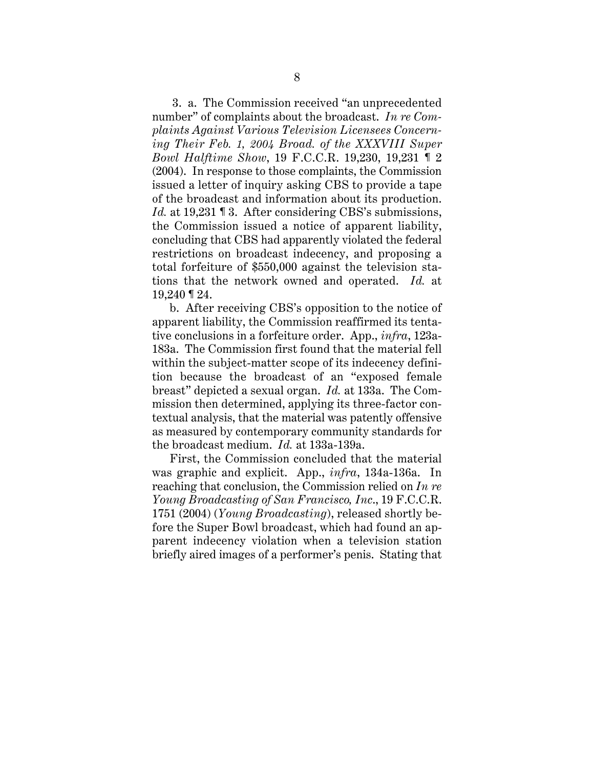3. a. The Commission received "an unprecedented number" of complaints about the broadcast. *In re Complaints Against Various Television Licensees Concerning Their Feb. 1, 2004 Broad. of the XXXVIII Super Bowl Halftime Show*, 19 F.C.C.R. 19,230, 19,231 ¶ 2 (2004). In response to those complaints, the Commission issued a letter of inquiry asking CBS to provide a tape of the broadcast and information about its production. *Id.* at 19,231 ¶ 3. After considering CBS's submissions, the Commission issued a notice of apparent liability, concluding that CBS had apparently violated the federal restrictions on broadcast indecency, and proposing a total forfeiture of $550,000 against the television stations that the network owned and operated. *Id.* at 19,240 ¶ 24.

b. After receiving CBS's opposition to the notice of apparent liability, the Commission reaffirmed its tentative conclusions in a forfeiture order. App., *infra*, 123a-183a. The Commission first found that the material fell within the subject-matter scope of its indecency definition because the broadcast of an "exposed female breast" depicted a sexual organ. *Id.* at 133a. The Commission then determined, applying its three-factor contextual analysis, that the material was patently offensive as measured by contemporary community standards for the broadcast medium. *Id.* at 133a-139a.

First, the Commission concluded that the material was graphic and explicit. App., *infra*, 134a-136a. In reaching that conclusion, the Commission relied on *In re Young Broadcasting of San Francisco, Inc.*, 19 F.C.C.R. 1751 (2004) (*Young Broadcasting*), released shortly before the Super Bowl broadcast, which had found an apparent indecency violation when a television station briefly aired images of a performer's penis. Stating that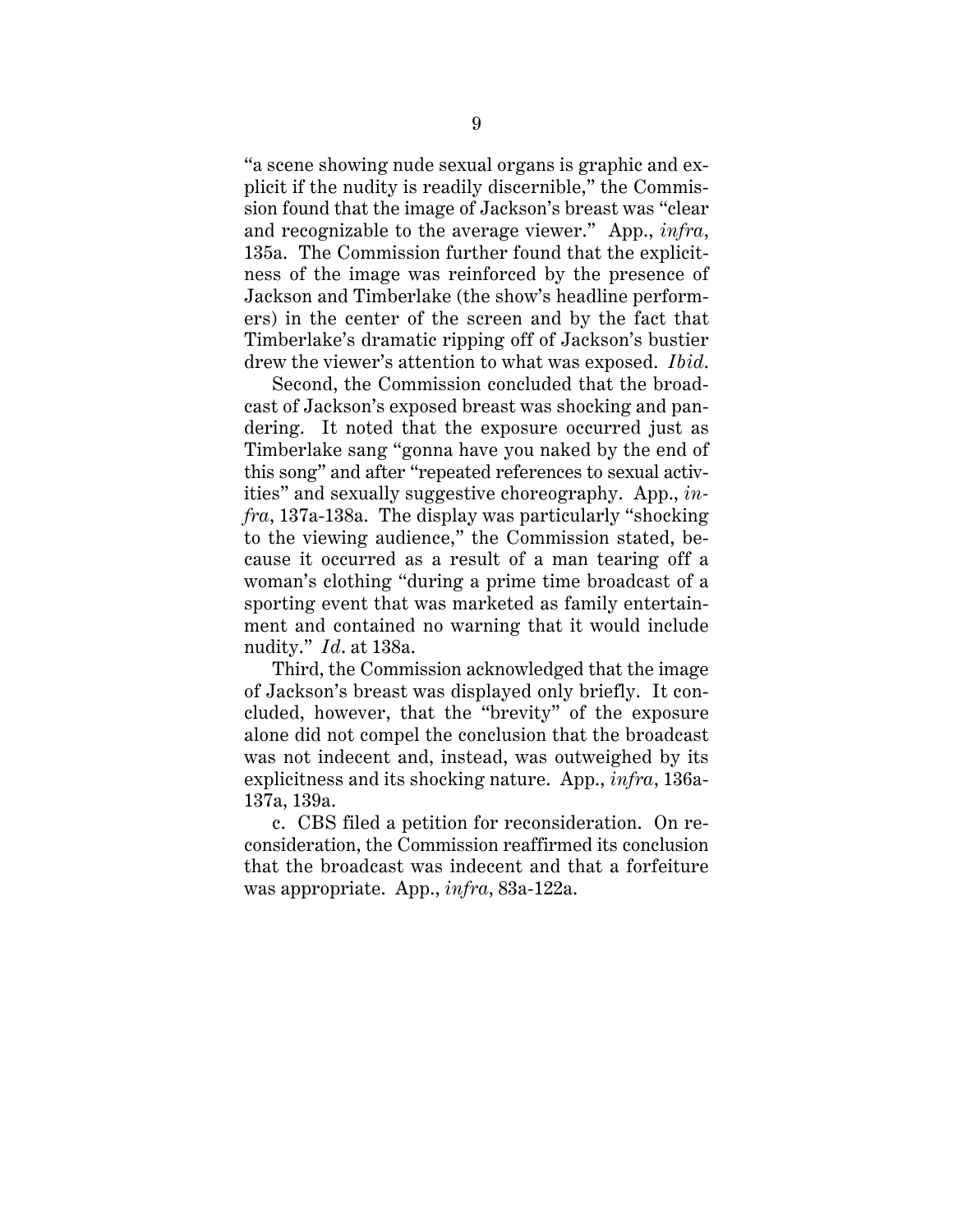"a scene showing nude sexual organs is graphic and explicit if the nudity is readily discernible," the Commission found that the image of Jackson's breast was "clear and recognizable to the average viewer." App., *infra*, 135a. The Commission further found that the explicitness of the image was reinforced by the presence of Jackson and Timberlake (the show's headline performers) in the center of the screen and by the fact that Timberlake's dramatic ripping off of Jackson's bustier drew the viewer's attention to what was exposed. *Ibid*.

Second, the Commission concluded that the broadcast of Jackson's exposed breast was shocking and pandering. It noted that the exposure occurred just as Timberlake sang "gonna have you naked by the end of this song" and after "repeated references to sexual activities" and sexually suggestive choreography. App., *infra*, 137a-138a. The display was particularly "shocking to the viewing audience," the Commission stated, because it occurred as a result of a man tearing off a woman's clothing "during a prime time broadcast of a sporting event that was marketed as family entertainment and contained no warning that it would include nudity." *Id*. at 138a.

Third, the Commission acknowledged that the image of Jackson's breast was displayed only briefly. It concluded, however, that the "brevity" of the exposure alone did not compel the conclusion that the broadcast was not indecent and, instead, was outweighed by its explicitness and its shocking nature. App., *infra*, 136a-137a, 139a.

c. CBS filed a petition for reconsideration. On reconsideration, the Commission reaffirmed its conclusion that the broadcast was indecent and that a forfeiture was appropriate. App., *infra*, 83a-122a.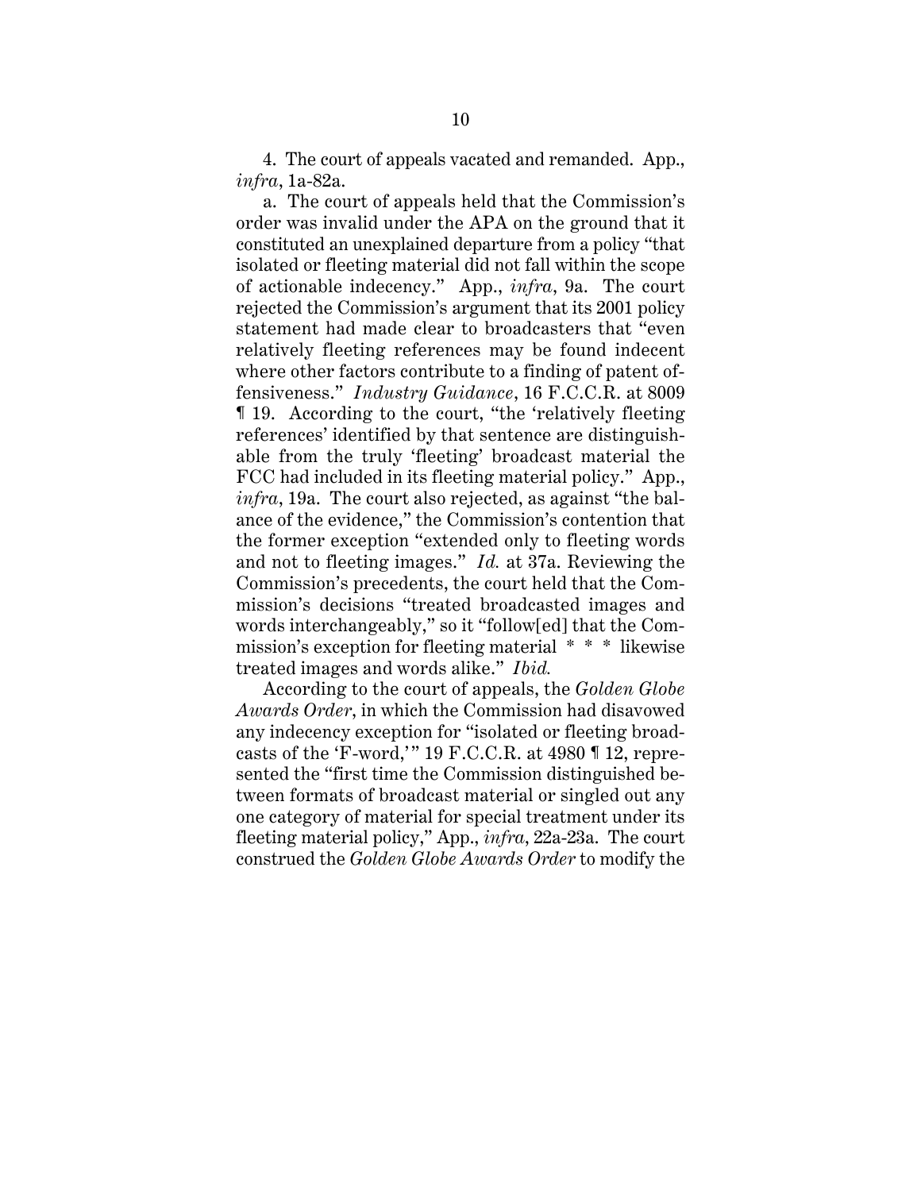4. The court of appeals vacated and remanded. App., *infra*, 1a-82a.

a. The court of appeals held that the Commission's order was invalid under the APA on the ground that it constituted an unexplained departure from a policy "that isolated or fleeting material did not fall within the scope of actionable indecency." App., *infra*, 9a. The court rejected the Commission's argument that its 2001 policy statement had made clear to broadcasters that "even relatively fleeting references may be found indecent where other factors contribute to a finding of patent offensiveness." *Industry Guidance*, 16 F.C.C.R. at 8009 ¶ 19. According to the court, "the 'relatively fleeting references' identified by that sentence are distinguishable from the truly 'fleeting' broadcast material the FCC had included in its fleeting material policy." App., *infra*, 19a. The court also rejected, as against "the balance of the evidence," the Commission's contention that the former exception "extended only to fleeting words and not to fleeting images." *Id.* at 37a. Reviewing the Commission's precedents, the court held that the Commission's decisions "treated broadcasted images and words interchangeably," so it "follow[ed] that the Commission's exception for fleeting material * * * likewise treated images and words alike." *Ibid.*

According to the court of appeals, the *Golden Globe Awards Order*, in which the Commission had disavowed any indecency exception for "isolated or fleeting broadcasts of the 'F-word,'" 19 F.C.C.R. at 4980 ¶ 12, represented the "first time the Commission distinguished between formats of broadcast material or singled out any one category of material for special treatment under its fleeting material policy," App., *infra*, 22a-23a. The court construed the *Golden Globe Awards Order* to modify the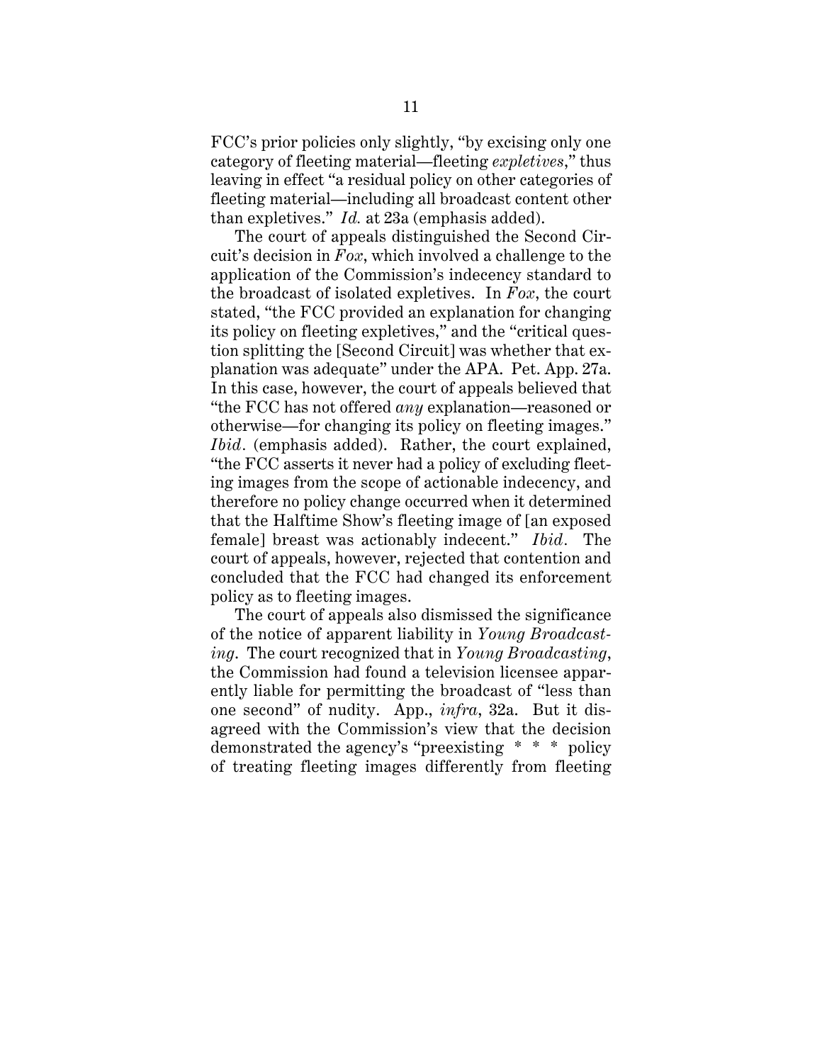FCC's prior policies only slightly, "by excising only one category of fleeting material—fleeting *expletives*," thus leaving in effect "a residual policy on other categories of fleeting material—including all broadcast content other than expletives." *Id.* at 23a (emphasis added).

The court of appeals distinguished the Second Circuit's decision in *Fox*, which involved a challenge to the application of the Commission's indecency standard to the broadcast of isolated expletives. In *Fox*, the court stated, "the FCC provided an explanation for changing its policy on fleeting expletives," and the "critical question splitting the [Second Circuit] was whether that explanation was adequate" under the APA. Pet. App. 27a. In this case, however, the court of appeals believed that "the FCC has not offered *any* explanation—reasoned or otherwise—for changing its policy on fleeting images." *Ibid*. (emphasis added). Rather, the court explained, "the FCC asserts it never had a policy of excluding fleeting images from the scope of actionable indecency, and therefore no policy change occurred when it determined that the Halftime Show's fleeting image of [an exposed female] breast was actionably indecent." *Ibid*. The court of appeals, however, rejected that contention and concluded that the FCC had changed its enforcement policy as to fleeting images.

The court of appeals also dismissed the significance of the notice of apparent liability in *Young Broadcasting*. The court recognized that in *Young Broadcasting*, the Commission had found a television licensee apparently liable for permitting the broadcast of "less than one second" of nudity. App., *infra*, 32a. But it disagreed with the Commission's view that the decision demonstrated the agency's "preexisting * * * policy of treating fleeting images differently from fleeting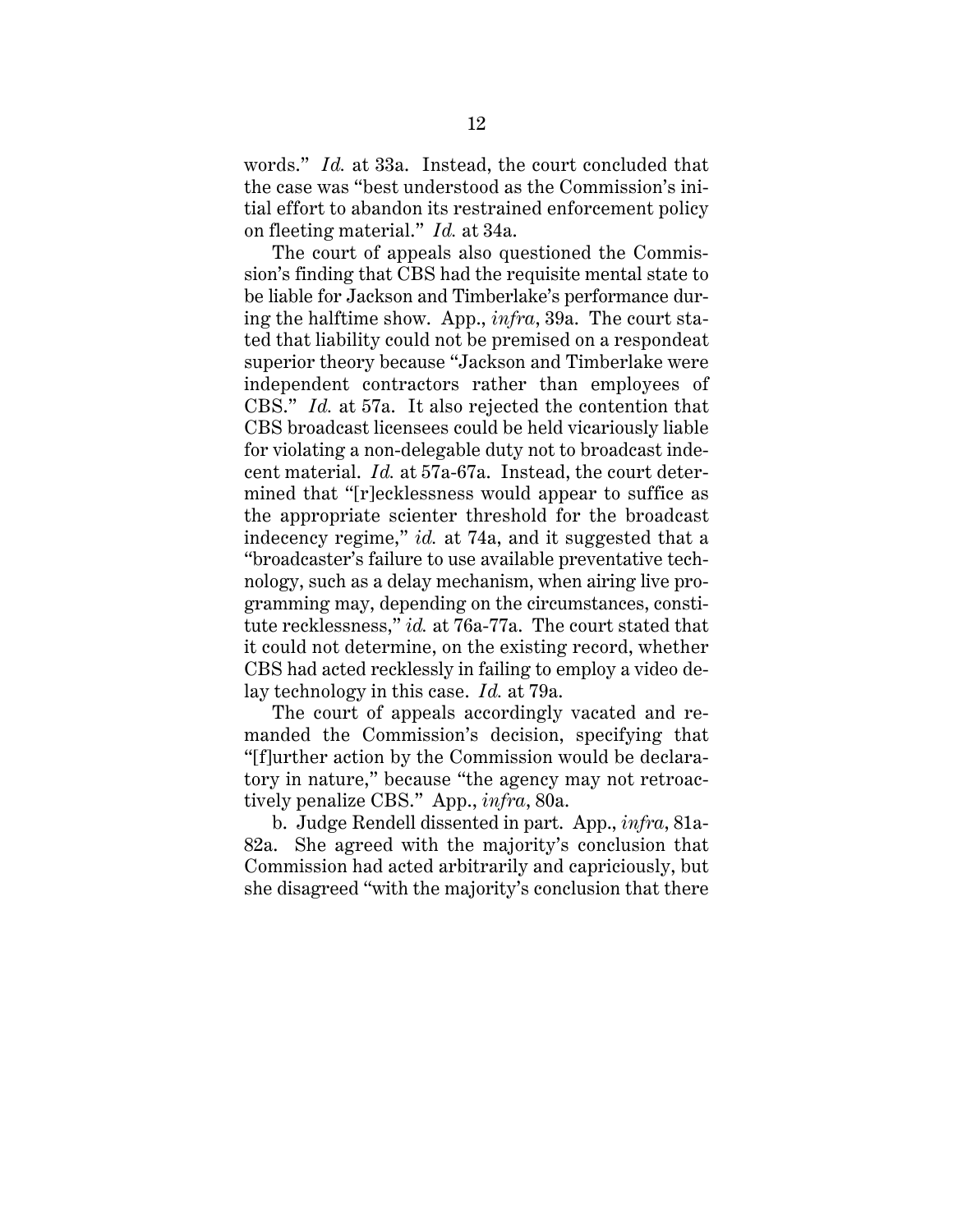words." *Id.* at 33a. Instead, the court concluded that the case was "best understood as the Commission's initial effort to abandon its restrained enforcement policy on fleeting material." *Id.* at 34a.

The court of appeals also questioned the Commission's finding that CBS had the requisite mental state to be liable for Jackson and Timberlake's performance during the halftime show. App., *infra*, 39a. The court stated that liability could not be premised on a respondeat superior theory because "Jackson and Timberlake were independent contractors rather than employees of CBS." *Id.* at 57a. It also rejected the contention that CBS broadcast licensees could be held vicariously liable for violating a non-delegable duty not to broadcast indecent material. *Id.* at 57a-67a. Instead, the court determined that "[r]ecklessness would appear to suffice as the appropriate scienter threshold for the broadcast indecency regime," *id.* at 74a, and it suggested that a "broadcaster's failure to use available preventative technology, such as a delay mechanism, when airing live programming may, depending on the circumstances, constitute recklessness," *id.* at 76a-77a. The court stated that it could not determine, on the existing record, whether CBS had acted recklessly in failing to employ a video delay technology in this case. *Id.* at 79a.

The court of appeals accordingly vacated and remanded the Commission's decision, specifying that "[f]urther action by the Commission would be declaratory in nature," because "the agency may not retroactively penalize CBS." App., *infra*, 80a.

b. Judge Rendell dissented in part. App., *infra*, 81a-82a. She agreed with the majority's conclusion that Commission had acted arbitrarily and capriciously, but she disagreed "with the majority's conclusion that there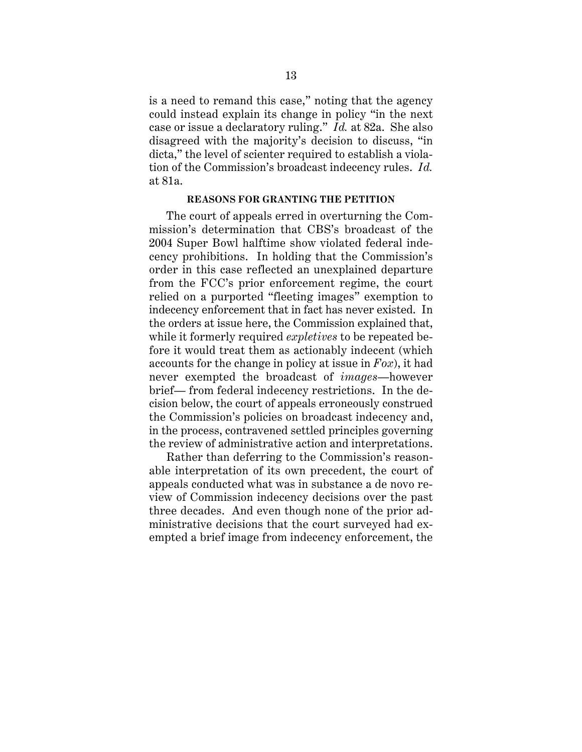is a need to remand this case," noting that the agency could instead explain its change in policy "in the next case or issue a declaratory ruling." *Id.* at 82a. She also disagreed with the majority's decision to discuss, "in dicta," the level of scienter required to establish a violation of the Commission's broadcast indecency rules. *Id.* at 81a.

## REASONS FOR GRANTING THE PETITION

The court of appeals erred in overturning the Commission's determination that CBS's broadcast of the 2004 Super Bowl halftime show violated federal indecency prohibitions. In holding that the Commission's order in this case reflected an unexplained departure from the FCC's prior enforcement regime, the court relied on a purported "fleeting images" exemption to indecency enforcement that in fact has never existed. In the orders at issue here, the Commission explained that, while it formerly required *expletives* to be repeated before it would treat them as actionably indecent (which accounts for the change in policy at issue in *Fox*), it had never exempted the broadcast of *images*—however brief— from federal indecency restrictions. In the decision below, the court of appeals erroneously construed the Commission's policies on broadcast indecency and, in the process, contravened settled principles governing the review of administrative action and interpretations.

Rather than deferring to the Commission's reasonable interpretation of its own precedent, the court of appeals conducted what was in substance a de novo review of Commission indecency decisions over the past three decades. And even though none of the prior administrative decisions that the court surveyed had exempted a brief image from indecency enforcement, the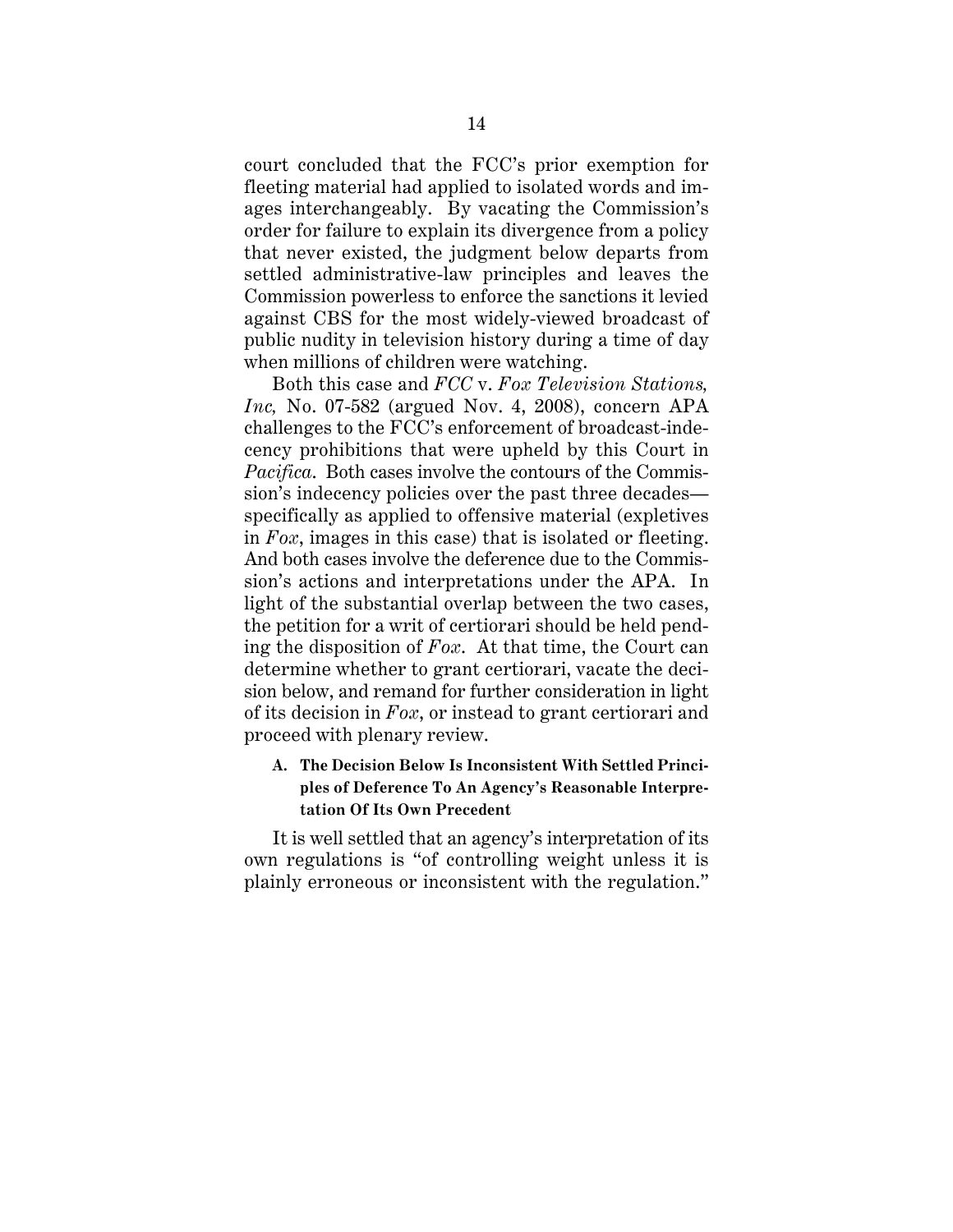court concluded that the FCC's prior exemption for fleeting material had applied to isolated words and images interchangeably. By vacating the Commission's order for failure to explain its divergence from a policy that never existed, the judgment below departs from settled administrative-law principles and leaves the Commission powerless to enforce the sanctions it levied against CBS for the most widely-viewed broadcast of public nudity in television history during a time of day when millions of children were watching.

Both this case and *FCC* v. *Fox Television Stations, Inc,* No. 07-582 (argued Nov. 4, 2008), concern APA challenges to the FCC's enforcement of broadcast-indecency prohibitions that were upheld by this Court in *Pacifica*. Both cases involve the contours of the Commission's indecency policies over the past three decades—specifically as applied to offensive material (expletives in *Fox*, images in this case) that is isolated or fleeting. And both cases involve the deference due to the Commission's actions and interpretations under the APA. In light of the substantial overlap between the two cases, the petition for a writ of certiorari should be held pending the disposition of *Fox*. At that time, the Court can determine whether to grant certiorari, vacate the decision below, and remand for further consideration in light of its decision in *Fox*, or instead to grant certiorari and proceed with plenary review.

### A. The Decision Below Is Inconsistent With Settled Principles of Deference To An Agency's Reasonable Interpretation Of Its Own Precedent

It is well settled that an agency's interpretation of its own regulations is "of controlling weight unless it is plainly erroneous or inconsistent with the regulation."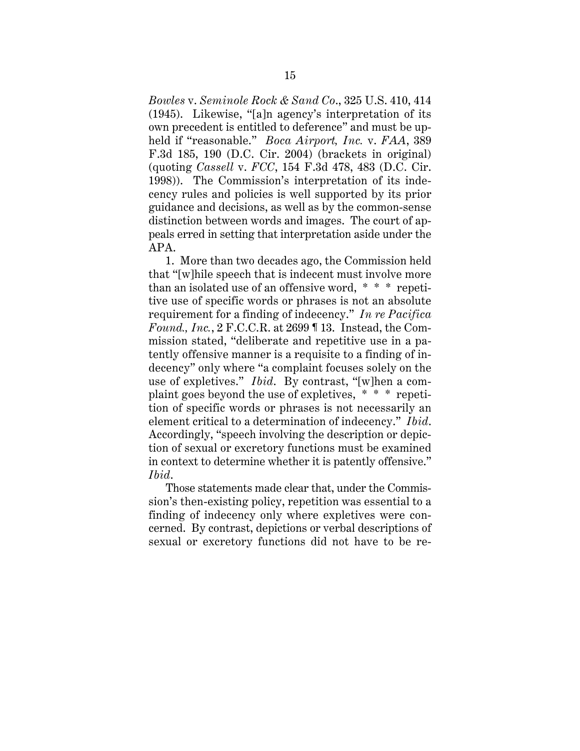*Bowles* v. *Seminole Rock & Sand Co*., 325 U.S. 410, 414 (1945). Likewise, "[a]n agency's interpretation of its own precedent is entitled to deference" and must be upheld if "reasonable." *Boca Airport, Inc.* v. *FAA*, 389 F.3d 185, 190 (D.C. Cir. 2004) (brackets in original) (quoting *Cassell* v. *FCC*, 154 F.3d 478, 483 (D.C. Cir. 1998)). The Commission's interpretation of its indecency rules and policies is well supported by its prior guidance and decisions, as well as by the common-sense distinction between words and images. The court of appeals erred in setting that interpretation aside under the APA.

1. More than two decades ago, the Commission held that "[w]hile speech that is indecent must involve more than an isolated use of an offensive word, * * * repetitive use of specific words or phrases is not an absolute requirement for a finding of indecency." *In re Pacifica Found., Inc.*, 2 F.C.C.R. at 2699 ¶ 13. Instead, the Commission stated, "deliberate and repetitive use in a patently offensive manner is a requisite to a finding of indecency" only where "a complaint focuses solely on the use of expletives." *Ibid*. By contrast, "[w]hen a complaint goes beyond the use of expletives, * * * repetition of specific words or phrases is not necessarily an element critical to a determination of indecency." *Ibid*. Accordingly, "speech involving the description or depiction of sexual or excretory functions must be examined in context to determine whether it is patently offensive." *Ibid*.

Those statements made clear that, under the Commission's then-existing policy, repetition was essential to a finding of indecency only where expletives were concerned. By contrast, depictions or verbal descriptions of sexual or excretory functions did not have to be re-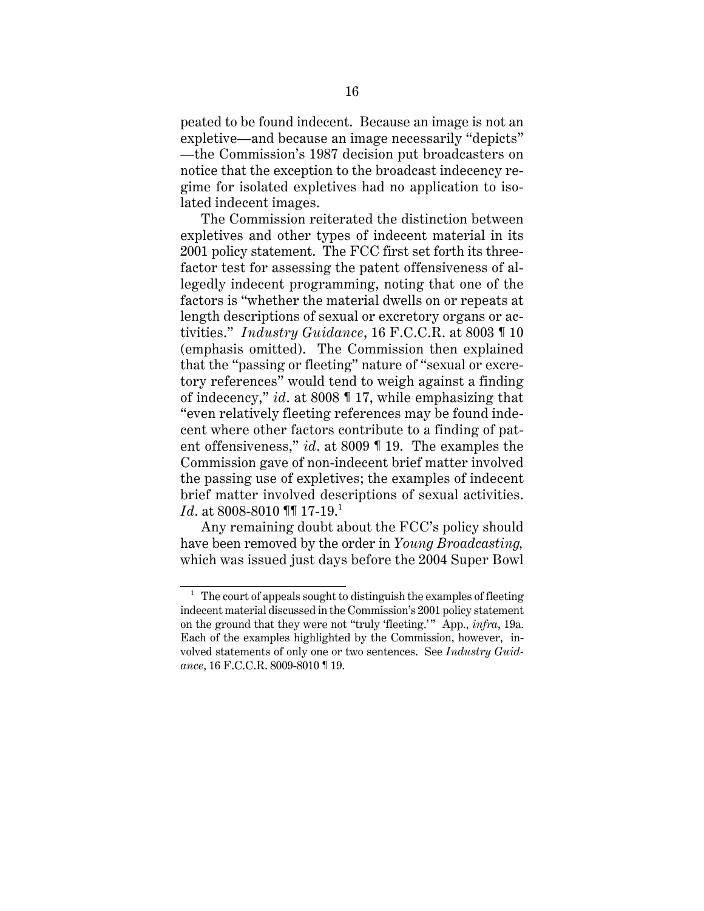peated to be found indecent. Because an image is not an expletive—and because an image necessarily "depicts"—the Commission's 1987 decision put broadcasters on notice that the exception to the broadcast indecency regime for isolated expletives had no application to isolated indecent images.

The Commission reiterated the distinction between expletives and other types of indecent material in its 2001 policy statement. The FCC first set forth its three-factor test for assessing the patent offensiveness of allegedly indecent programming, noting that one of the factors is "whether the material dwells on or repeats at length descriptions of sexual or excretory organs or activities." *Industry Guidance*, 16 F.C.C.R. at 8003 ¶ 10 (emphasis omitted). The Commission then explained that the "passing or fleeting" nature of "sexual or excretory references" would tend to weigh against a finding of indecency," *id*. at 8008 ¶ 17, while emphasizing that "even relatively fleeting references may be found indecent where other factors contribute to a finding of patent offensiveness," *id*. at 8009 ¶ 19. The examples the Commission gave of non-indecent brief matter involved the passing use of expletives; the examples of indecent brief matter involved descriptions of sexual activities. *Id*. at 8008-8010 ¶¶ 17-19.[1]

Any remaining doubt about the FCC's policy should have been removed by the order in *Young Broadcasting*, which was issued just days before the 2004 Super Bowl

---

[1] The court of appeals sought to distinguish the examples of fleeting indecent material discussed in the Commission's 2001 policy statement on the ground that they were not "truly 'fleeting.'" App., *infra*, 19a. Each of the examples highlighted by the Commission, however, involved statements of only one or two sentences. See *Industry Guidance*, 16 F.C.C.R. 8009-8010 ¶ 19.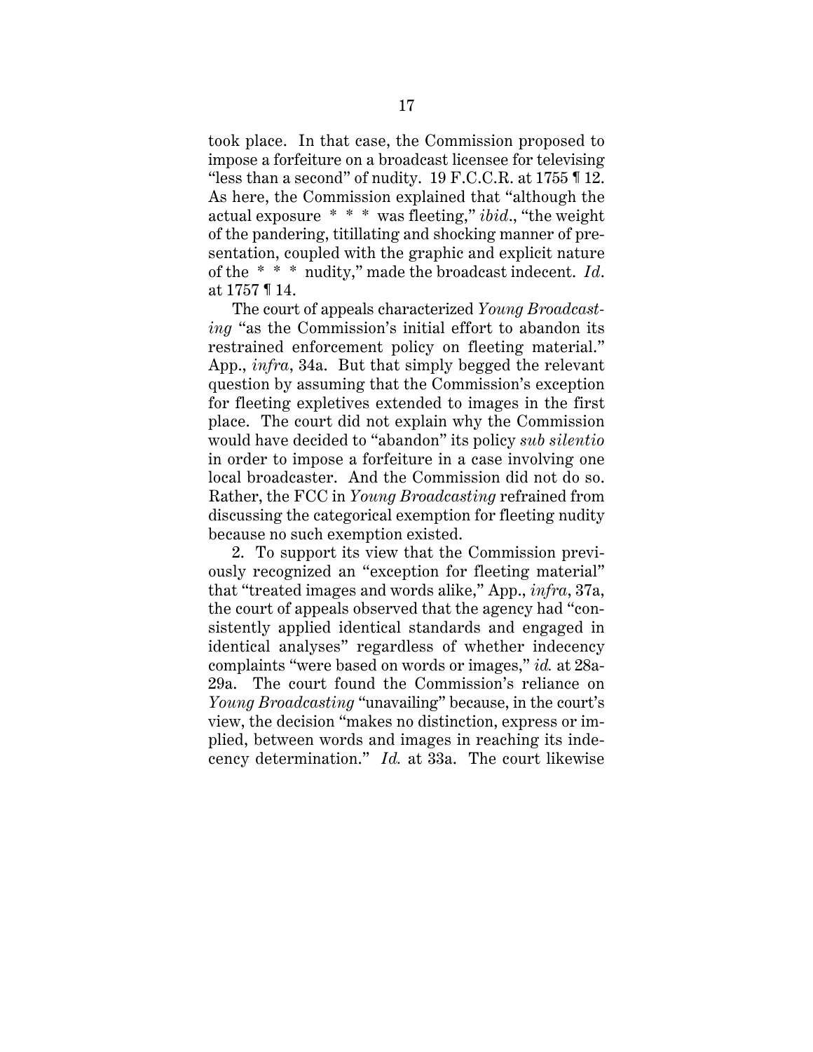took place. In that case, the Commission proposed to impose a forfeiture on a broadcast licensee for televising "less than a second" of nudity. 19 F.C.C.R. at 1755 ¶ 12. As here, the Commission explained that "although the actual exposure * * * was fleeting," *ibid*., "the weight of the pandering, titillating and shocking manner of presentation, coupled with the graphic and explicit nature of the * * * nudity," made the broadcast indecent. *Id*. at 1757 ¶ 14.

The court of appeals characterized *Young Broadcasting* "as the Commission's initial effort to abandon its restrained enforcement policy on fleeting material." App., *infra*, 34a. But that simply begged the relevant question by assuming that the Commission's exception for fleeting expletives extended to images in the first place. The court did not explain why the Commission would have decided to "abandon" its policy *sub silentio* in order to impose a forfeiture in a case involving one local broadcaster. And the Commission did not do so. Rather, the FCC in *Young Broadcasting* refrained from discussing the categorical exemption for fleeting nudity because no such exemption existed.

2. To support its view that the Commission previously recognized an "exception for fleeting material" that "treated images and words alike," App., *infra*, 37a, the court of appeals observed that the agency had "consistently applied identical standards and engaged in identical analyses" regardless of whether indecency complaints "were based on words or images," *id.* at 28a-29a. The court found the Commission's reliance on *Young Broadcasting* "unavailing" because, in the court's view, the decision "makes no distinction, express or implied, between words and images in reaching its indecency determination." *Id.* at 33a. The court likewise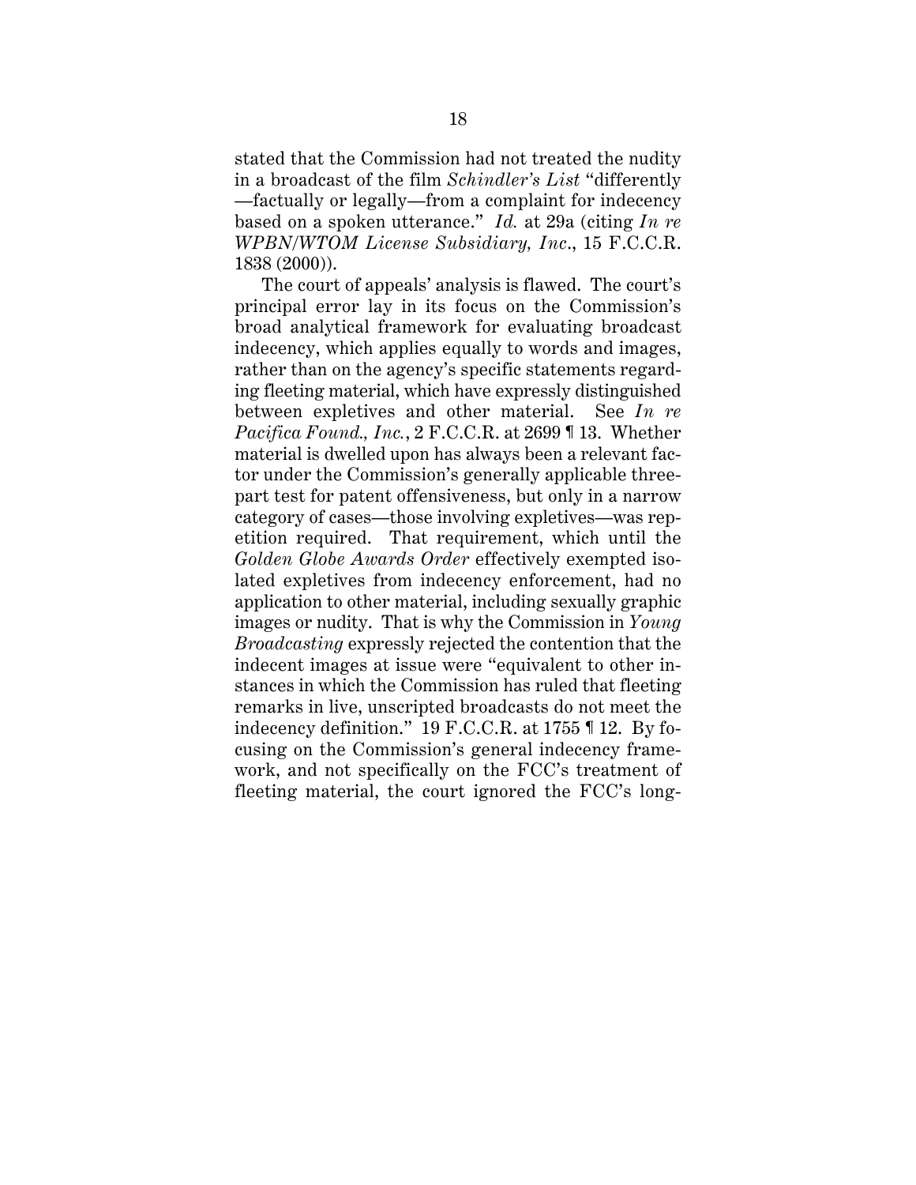stated that the Commission had not treated the nudity in a broadcast of the film *Schindler's List* "differently—factually or legally—from a complaint for indecency based on a spoken utterance." *Id.* at 29a (citing *In re WPBN/WTOM License Subsidiary, Inc.*, 15 F.C.C.R. 1838 (2000)).

The court of appeals' analysis is flawed. The court's principal error lay in its focus on the Commission's broad analytical framework for evaluating broadcast indecency, which applies equally to words and images, rather than on the agency's specific statements regarding fleeting material, which have expressly distinguished between expletives and other material. See *In re Pacifica Found., Inc.*, 2 F.C.C.R. at 2699 ¶ 13. Whether material is dwelled upon has always been a relevant factor under the Commission's generally applicable three-part test for patent offensiveness, but only in a narrow category of cases—those involving expletives—was repetition required. That requirement, which until the *Golden Globe Awards Order* effectively exempted isolated expletives from indecency enforcement, had no application to other material, including sexually graphic images or nudity. That is why the Commission in *Young Broadcasting* expressly rejected the contention that the indecent images at issue were "equivalent to other instances in which the Commission has ruled that fleeting remarks in live, unscripted broadcasts do not meet the indecency definition." 19 F.C.C.R. at 1755 ¶ 12. By focusing on the Commission's general indecency framework, and not specifically on the FCC's treatment of fleeting material, the court ignored the FCC's long-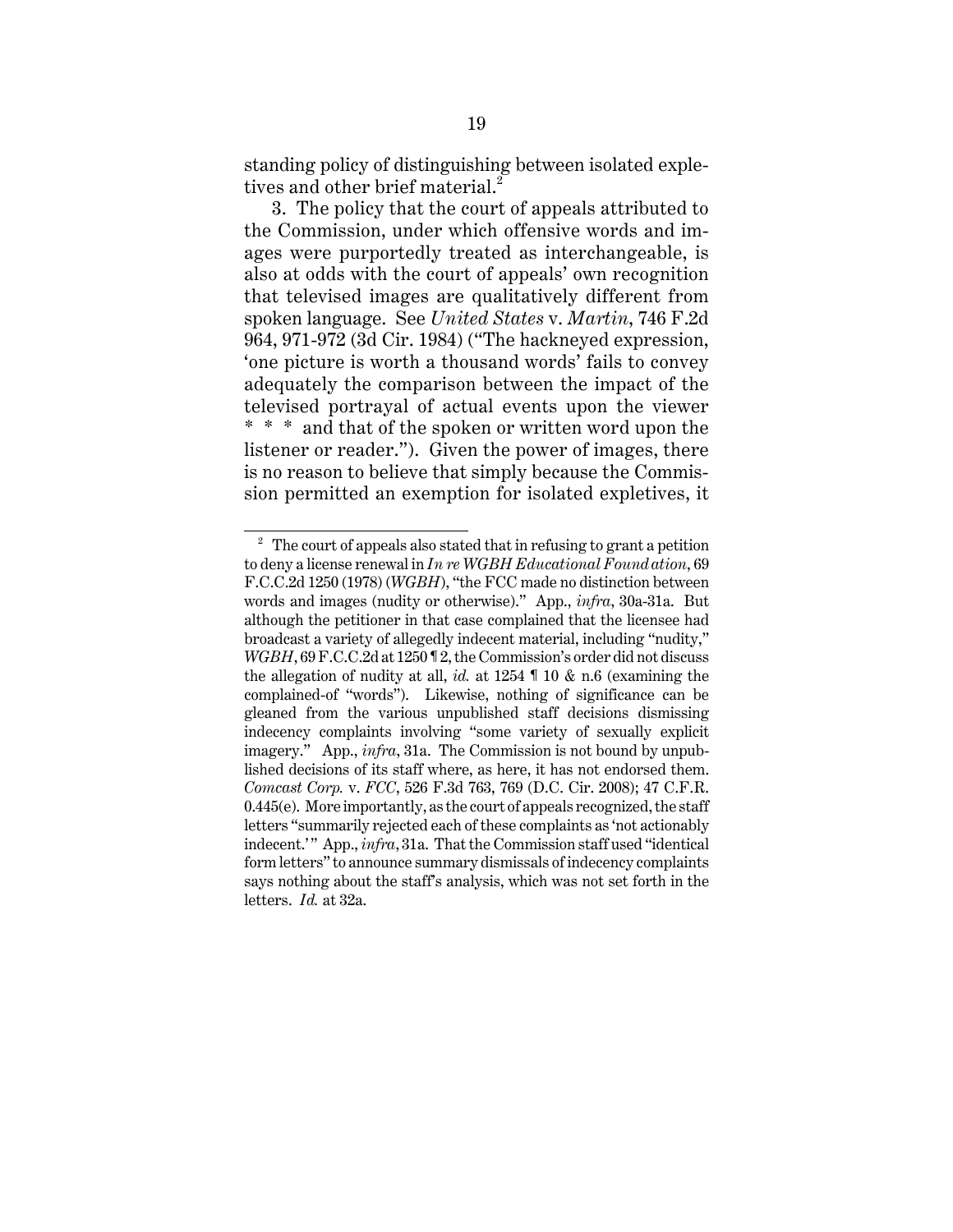standing policy of distinguishing between isolated expletives and other brief material.[2]

3. The policy that the court of appeals attributed to the Commission, under which offensive words and images were purportedly treated as interchangeable, is also at odds with the court of appeals' own recognition that televised images are qualitatively different from spoken language. See *United States* v. *Martin*, 746 F.2d 964, 971-972 (3d Cir. 1984) ("The hackneyed expression, 'one picture is worth a thousand words' fails to convey adequately the comparison between the impact of the televised portrayal of actual events upon the viewer * * * and that of the spoken or written word upon the listener or reader."). Given the power of images, there is no reason to believe that simply because the Commission permitted an exemption for isolated expletives, it

---

[2] The court of appeals also stated that in refusing to grant a petition to deny a license renewal in *In re WGBH Educational Foundation*, 69 F.C.C.2d 1250 (1978) (*WGBH*), "the FCC made no distinction between words and images (nudity or otherwise)." App., *infra*, 30a-31a. But although the petitioner in that case complained that the licensee had broadcast a variety of allegedly indecent material, including "nudity," *WGBH*, 69 F.C.C.2d at 1250 ¶ 2, the Commission's order did not discuss the allegation of nudity at all, *id.* at 1254 ¶ 10 & n.6 (examining the complained-of "words"). Likewise, nothing of significance can be gleaned from the various unpublished staff decisions dismissing indecency complaints involving "some variety of sexually explicit imagery." App., *infra*, 31a. The Commission is not bound by unpublished decisions of its staff where, as here, it has not endorsed them. *Comcast Corp.* v. *FCC*, 526 F.3d 763, 769 (D.C. Cir. 2008); 47 C.F.R. 0.445(e). More importantly, as the court of appeals recognized, the staff letters "summarily rejected each of these complaints as 'not actionably indecent.'" App., *infra*, 31a. That the Commission staff used "identical form letters" to announce summary dismissals of indecency complaints says nothing about the staff's analysis, which was not set forth in the letters. *Id.* at 32a.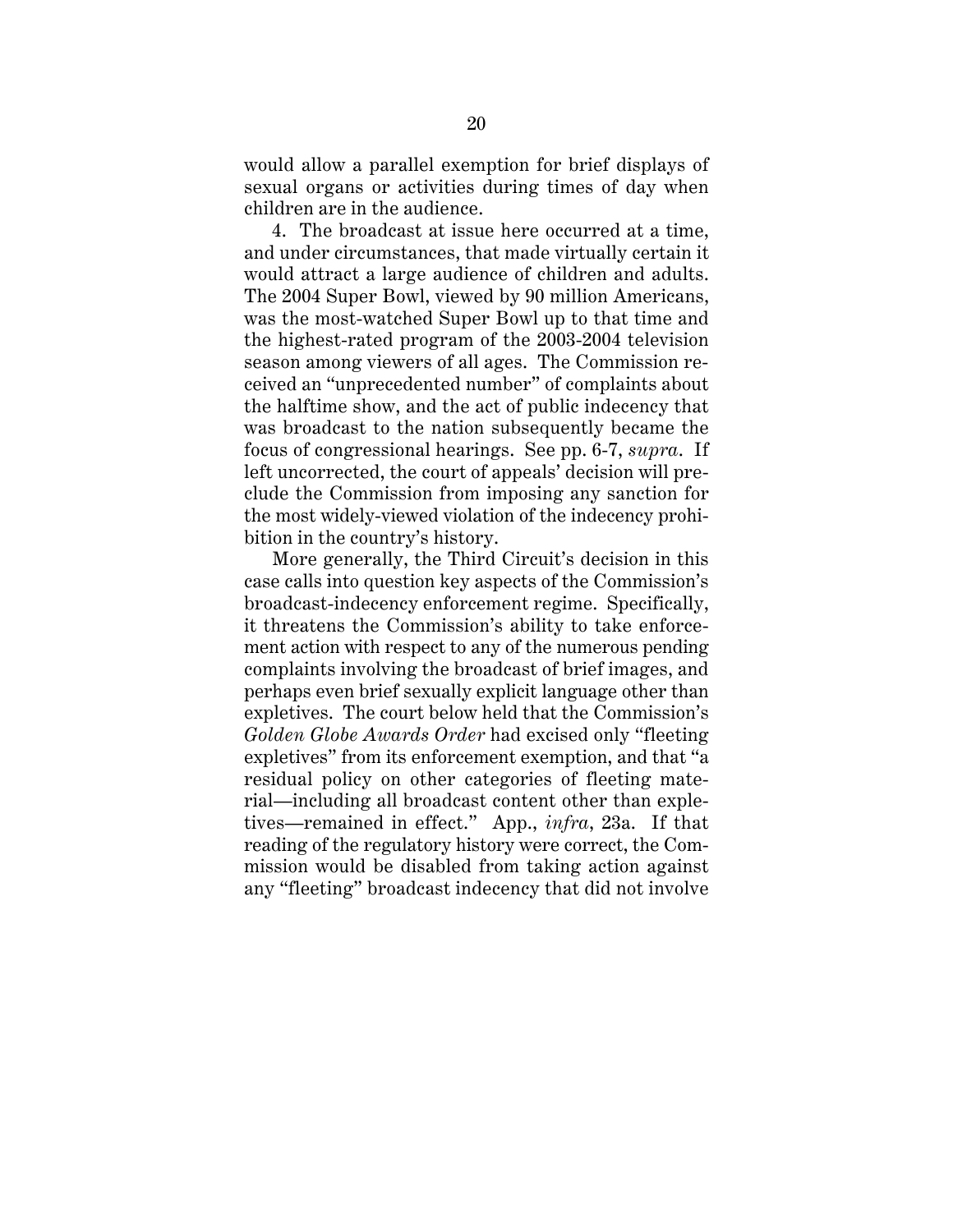would allow a parallel exemption for brief displays of sexual organs or activities during times of day when children are in the audience.

4. The broadcast at issue here occurred at a time, and under circumstances, that made virtually certain it would attract a large audience of children and adults. The 2004 Super Bowl, viewed by 90 million Americans, was the most-watched Super Bowl up to that time and the highest-rated program of the 2003-2004 television season among viewers of all ages. The Commission received an "unprecedented number" of complaints about the halftime show, and the act of public indecency that was broadcast to the nation subsequently became the focus of congressional hearings. See pp. 6-7, *supra*. If left uncorrected, the court of appeals' decision will preclude the Commission from imposing any sanction for the most widely-viewed violation of the indecency prohibition in the country's history.

More generally, the Third Circuit's decision in this case calls into question key aspects of the Commission's broadcast-indecency enforcement regime. Specifically, it threatens the Commission's ability to take enforcement action with respect to any of the numerous pending complaints involving the broadcast of brief images, and perhaps even brief sexually explicit language other than expletives. The court below held that the Commission's *Golden Globe Awards Order* had excised only "fleeting expletives" from its enforcement exemption, and that "a residual policy on other categories of fleeting material—including all broadcast content other than expletives—remained in effect." App., *infra*, 23a. If that reading of the regulatory history were correct, the Commission would be disabled from taking action against any "fleeting" broadcast indecency that did not involve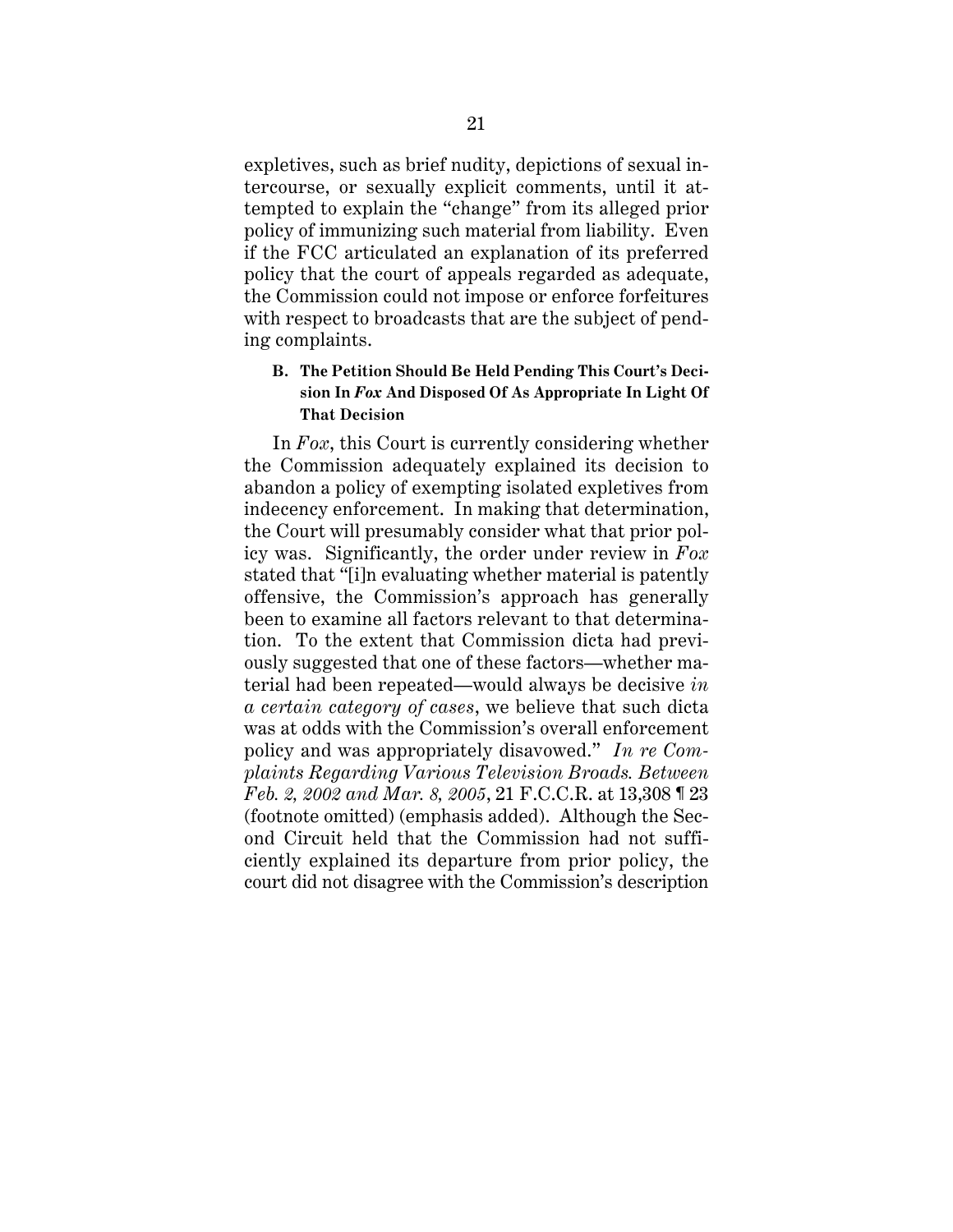expletives, such as brief nudity, depictions of sexual intercourse, or sexually explicit comments, until it attempted to explain the "change" from its alleged prior policy of immunizing such material from liability. Even if the FCC articulated an explanation of its preferred policy that the court of appeals regarded as adequate, the Commission could not impose or enforce forfeitures with respect to broadcasts that are the subject of pending complaints.

### B. The Petition Should Be Held Pending This Court's Decision In *Fox* And Disposed Of As Appropriate In Light Of That Decision

In *Fox*, this Court is currently considering whether the Commission adequately explained its decision to abandon a policy of exempting isolated expletives from indecency enforcement. In making that determination, the Court will presumably consider what that prior policy was. Significantly, the order under review in *Fox* stated that "[i]n evaluating whether material is patently offensive, the Commission's approach has generally been to examine all factors relevant to that determination. To the extent that Commission dicta had previously suggested that one of these factors—whether material had been repeated—would always be decisive *in a certain category of cases*, we believe that such dicta was at odds with the Commission's overall enforcement policy and was appropriately disavowed." *In re Complaints Regarding Various Television Broads. Between Feb. 2, 2002 and Mar. 8, 2005*, 21 F.C.C.R. at 13,308 ¶ 23 (footnote omitted) (emphasis added). Although the Second Circuit held that the Commission had not sufficiently explained its departure from prior policy, the court did not disagree with the Commission's description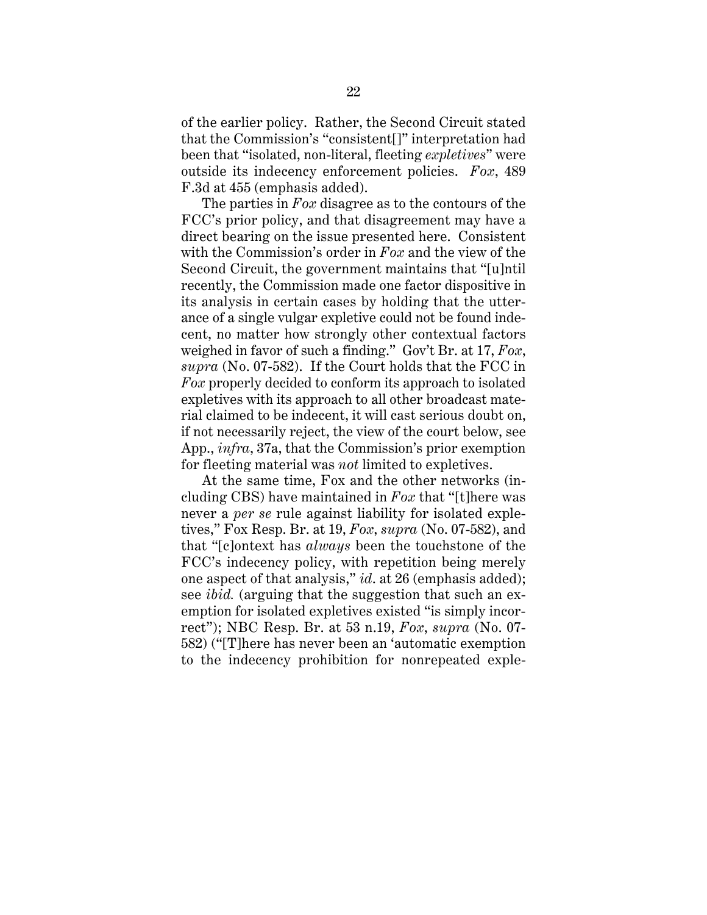of the earlier policy. Rather, the Second Circuit stated that the Commission's "consistent[]" interpretation had been that "isolated, non-literal, fleeting *expletives*" were outside its indecency enforcement policies. *Fox*, 489 F.3d at 455 (emphasis added).

The parties in *Fox* disagree as to the contours of the FCC's prior policy, and that disagreement may have a direct bearing on the issue presented here. Consistent with the Commission's order in *Fox* and the view of the Second Circuit, the government maintains that "[u]ntil recently, the Commission made one factor dispositive in its analysis in certain cases by holding that the utterance of a single vulgar expletive could not be found indecent, no matter how strongly other contextual factors weighed in favor of such a finding." Gov't Br. at 17, *Fox*, *supra* (No. 07-582). If the Court holds that the FCC in *Fox* properly decided to conform its approach to isolated expletives with its approach to all other broadcast material claimed to be indecent, it will cast serious doubt on, if not necessarily reject, the view of the court below, see App., *infra*, 37a, that the Commission's prior exemption for fleeting material was *not* limited to expletives.

At the same time, Fox and the other networks (including CBS) have maintained in *Fox* that "[t]here was never a *per se* rule against liability for isolated expletives," Fox Resp. Br. at 19, *Fox, supra* (No. 07-582), and that "[c]ontext has *always* been the touchstone of the FCC's indecency policy, with repetition being merely one aspect of that analysis," *id*. at 26 (emphasis added); see *ibid.* (arguing that the suggestion that such an exemption for isolated expletives existed "is simply incorrect"); NBC Resp. Br. at 53 n.19, *Fox*, *supra* (No. 07-582) ("[T]here has never been an 'automatic exemption to the indecency prohibition for nonrepeated exple-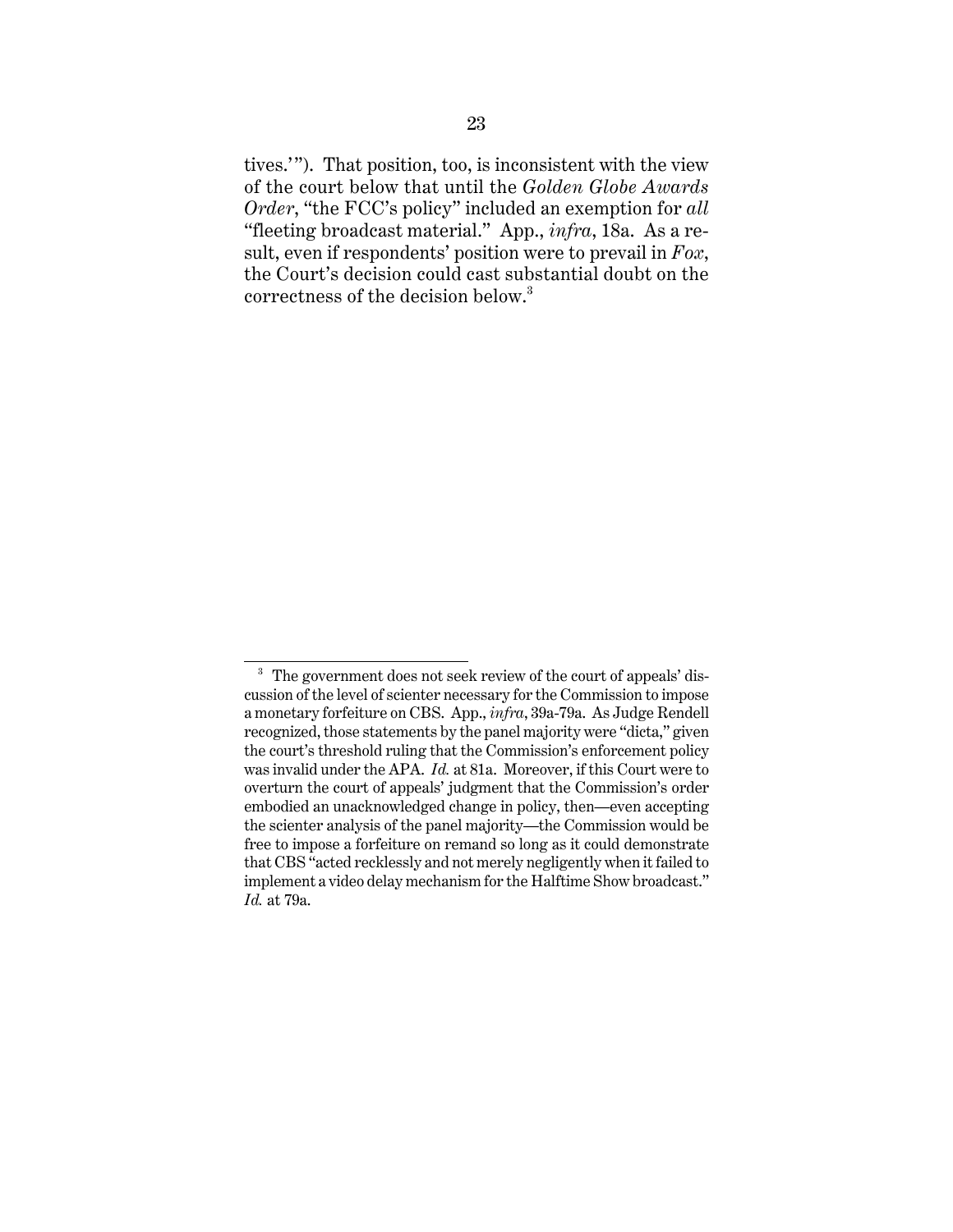tives.'"). That position, too, is inconsistent with the view of the court below that until the *Golden Globe Awards Order*, "the FCC's policy" included an exemption for *all* "fleeting broadcast material." App., *infra*, 18a. As a result, even if respondents' position were to prevail in *Fox*, the Court's decision could cast substantial doubt on the correctness of the decision below.[3]

---

[3] The government does not seek review of the court of appeals' discussion of the level of scienter necessary for the Commission to impose a monetary forfeiture on CBS. App., *infra*, 39a-79a. As Judge Rendell recognized, those statements by the panel majority were "dicta," given the court's threshold ruling that the Commission's enforcement policy was invalid under the APA. *Id.* at 81a. Moreover, if this Court were to overturn the court of appeals' judgment that the Commission's order embodied an unacknowledged change in policy, then—even accepting the scienter analysis of the panel majority—the Commission would be free to impose a forfeiture on remand so long as it could demonstrate that CBS "acted recklessly and not merely negligently when it failed to implement a video delay mechanism for the Halftime Show broadcast." *Id.* at 79a.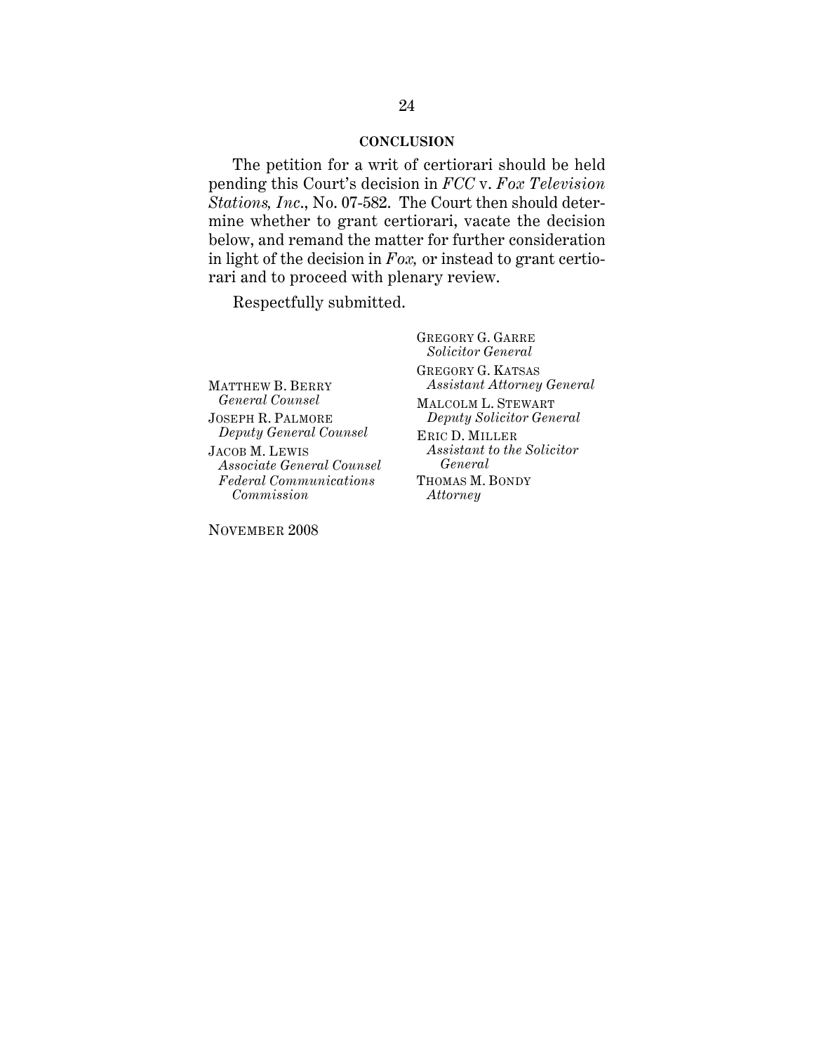## CONCLUSION

The petition for a writ of certiorari should be held pending this Court's decision in *FCC* v. *Fox Television Stations, Inc*., No. 07-582. The Court then should determine whether to grant certiorari, vacate the decision below, and remand the matter for further consideration in light of the decision in *Fox,* or instead to grant certiorari and to proceed with plenary review.

Respectfully submitted.

GREGORY G. GARRE
*Solicitor General*

GREGORY G. KATSAS
*Assistant Attorney General*

MALCOLM L. STEWART
*Deputy Solicitor General*

ERIC D. MILLER
*Assistant to the Solicitor General*

THOMAS M. BONDY
*Attorney*

MATTHEW B. BERRY
*General Counsel*

JOSEPH R. PALMORE
*Deputy General Counsel*

JACOB M. LEWIS
*Associate General Counsel*
*Federal Communications Commission*

NOVEMBER 2008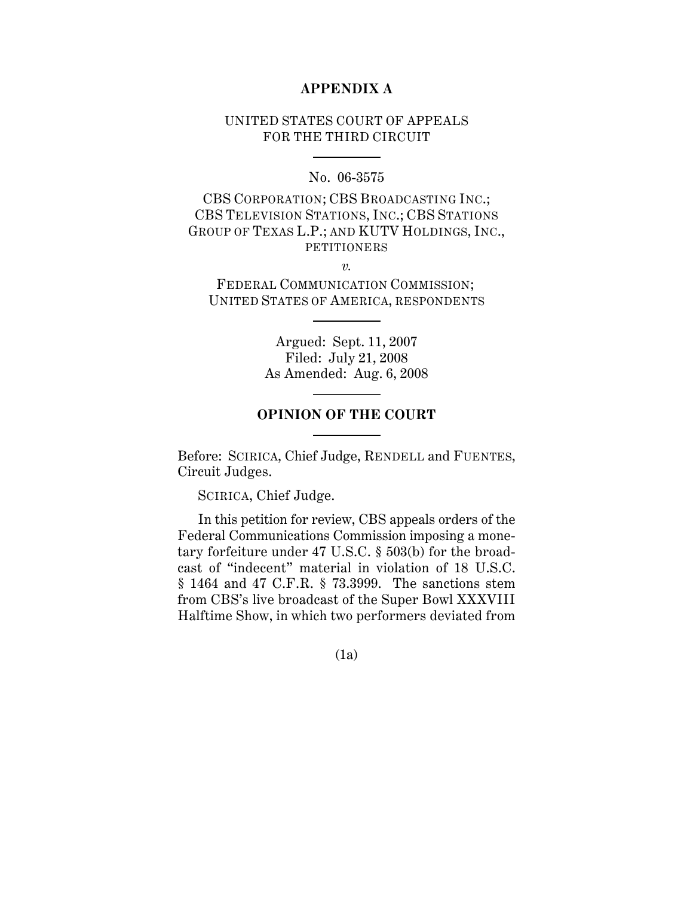**APPENDIX A**

UNITED STATES COURT OF APPEALS
FOR THE THIRD CIRCUIT

No. 06-3575

CBS CORPORATION; CBS BROADCASTING INC.; CBS TELEVISION STATIONS, INC.; CBS STATIONS GROUP OF TEXAS L.P.; AND KUTV HOLDINGS, INC., PETITIONERS

*v.*

FEDERAL COMMUNICATION COMMISSION; UNITED STATES OF AMERICA, RESPONDENTS

Argued: Sept. 11, 2007
Filed: July 21, 2008
As Amended: Aug. 6, 2008

**OPINION OF THE COURT**

Before: SCIRICA, Chief Judge, RENDELL and FUENTES, Circuit Judges.

SCIRICA, Chief Judge.

In this petition for review, CBS appeals orders of the Federal Communications Commission imposing a monetary forfeiture under 47 U.S.C. § 503(b) for the broadcast of "indecent" material in violation of 18 U.S.C. § 1464 and 47 C.F.R. § 73.3999. The sanctions stem from CBS's live broadcast of the Super Bowl XXXVIII Halftime Show, in which two performers deviated from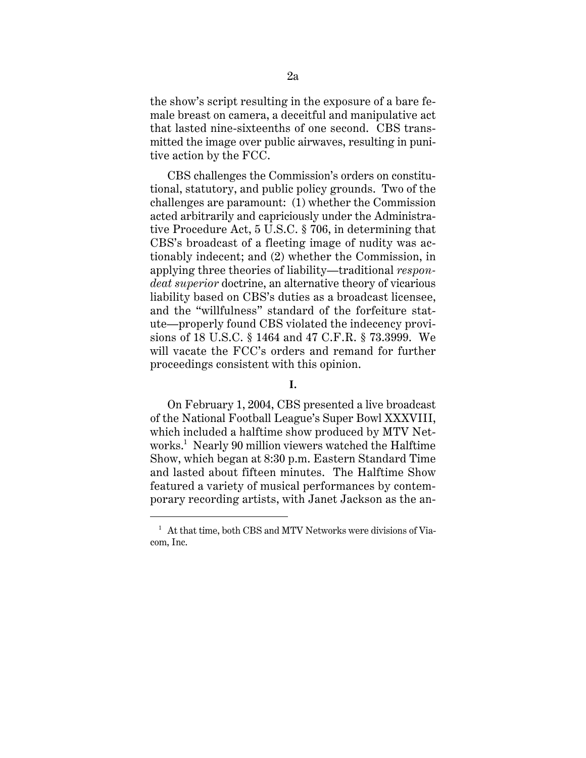the show's script resulting in the exposure of a bare female breast on camera, a deceitful and manipulative act that lasted nine-sixteenths of one second. CBS transmitted the image over public airwaves, resulting in punitive action by the FCC.

CBS challenges the Commission's orders on constitutional, statutory, and public policy grounds. Two of the challenges are paramount: (1) whether the Commission acted arbitrarily and capriciously under the Administrative Procedure Act, 5 U.S.C. § 706, in determining that CBS's broadcast of a fleeting image of nudity was actionably indecent; and (2) whether the Commission, in applying three theories of liability—traditional *respondeat superior* doctrine, an alternative theory of vicarious liability based on CBS's duties as a broadcast licensee, and the "willfulness" standard of the forfeiture statute—properly found CBS violated the indecency provisions of 18 U.S.C. § 1464 and 47 C.F.R. § 73.3999. We will vacate the FCC's orders and remand for further proceedings consistent with this opinion.

**I.**

On February 1, 2004, CBS presented a live broadcast of the National Football League's Super Bowl XXXVIII, which included a halftime show produced by MTV Networks.[1] Nearly 90 million viewers watched the Halftime Show, which began at 8:30 p.m. Eastern Standard Time and lasted about fifteen minutes. The Halftime Show featured a variety of musical performances by contemporary recording artists, with Janet Jackson as the an-

[1] At that time, both CBS and MTV Networks were divisions of Viacom, Inc.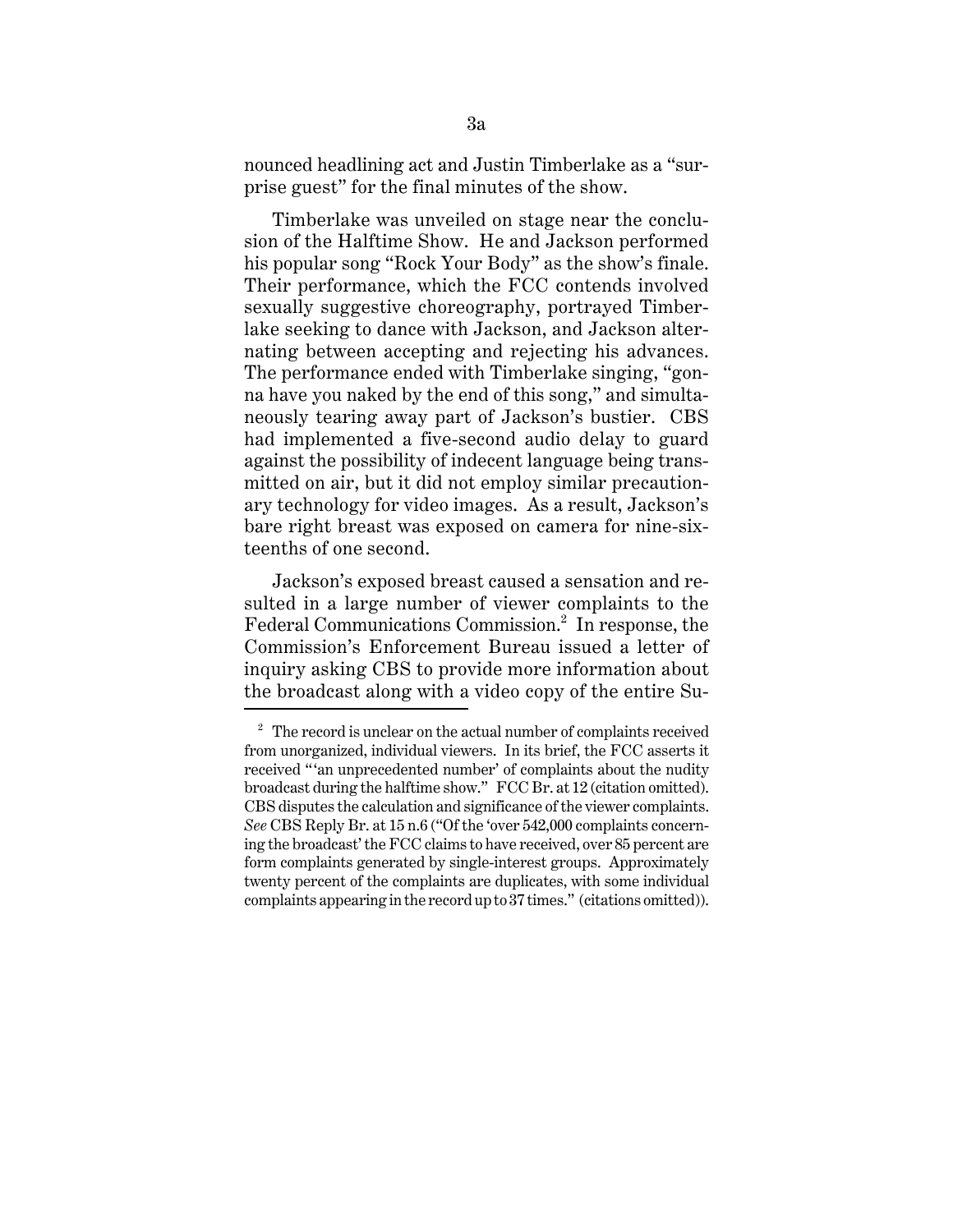nounced headlining act and Justin Timberlake as a "surprise guest" for the final minutes of the show.

Timberlake was unveiled on stage near the conclusion of the Halftime Show. He and Jackson performed his popular song "Rock Your Body" as the show's finale. Their performance, which the FCC contends involved sexually suggestive choreography, portrayed Timberlake seeking to dance with Jackson, and Jackson alternating between accepting and rejecting his advances. The performance ended with Timberlake singing, "gonna have you naked by the end of this song," and simultaneously tearing away part of Jackson's bustier. CBS had implemented a five-second audio delay to guard against the possibility of indecent language being transmitted on air, but it did not employ similar precautionary technology for video images. As a result, Jackson's bare right breast was exposed on camera for nine-sixteenths of one second.

Jackson's exposed breast caused a sensation and resulted in a large number of viewer complaints to the Federal Communications Commission.[2] In response, the Commission's Enforcement Bureau issued a letter of inquiry asking CBS to provide more information about the broadcast along with a video copy of the entire Su-

---

[2] The record is unclear on the actual number of complaints received from unorganized, individual viewers. In its brief, the FCC asserts it received "'an unprecedented number' of complaints about the nudity broadcast during the halftime show." FCC Br. at 12 (citation omitted). CBS disputes the calculation and significance of the viewer complaints. *See* CBS Reply Br. at 15 n.6 ("Of the 'over 542,000 complaints concerning the broadcast' the FCC claims to have received, over 85 percent are form complaints generated by single-interest groups. Approximately twenty percent of the complaints are duplicates, with some individual complaints appearing in the record up to 37 times." (citations omitted)).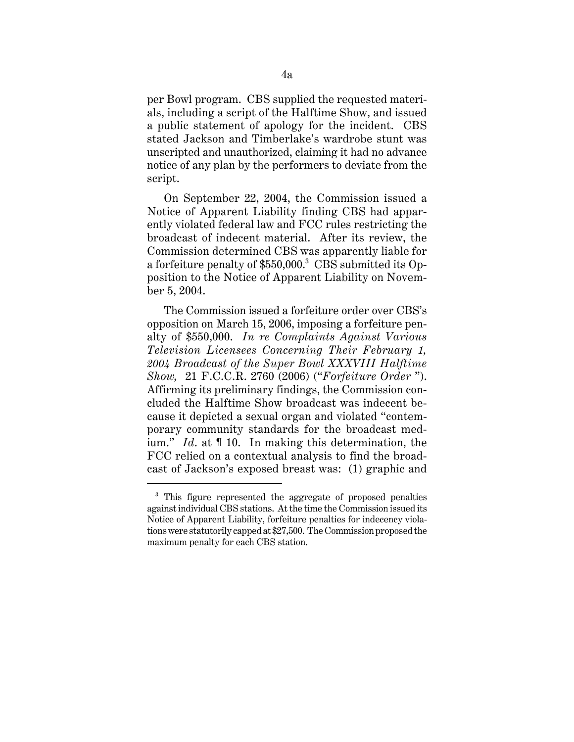per Bowl program. CBS supplied the requested materials, including a script of the Halftime Show, and issued a public statement of apology for the incident. CBS stated Jackson and Timberlake's wardrobe stunt was unscripted and unauthorized, claiming it had no advance notice of any plan by the performers to deviate from the script.

On September 22, 2004, the Commission issued a Notice of Apparent Liability finding CBS had apparently violated federal law and FCC rules restricting the broadcast of indecent material. After its review, the Commission determined CBS was apparently liable for a forfeiture penalty of $550,000.[3] CBS submitted its Opposition to the Notice of Apparent Liability on November 5, 2004.

The Commission issued a forfeiture order over CBS's opposition on March 15, 2006, imposing a forfeiture penalty of $550,000. *In re Complaints Against Various Television Licensees Concerning Their February 1, 2004 Broadcast of the Super Bowl XXXVIII Halftime Show,* 21 F.C.C.R. 2760 (2006) ("*Forfeiture Order* "). Affirming its preliminary findings, the Commission concluded the Halftime Show broadcast was indecent because it depicted a sexual organ and violated "contemporary community standards for the broadcast medium." *Id*. at ¶ 10. In making this determination, the FCC relied on a contextual analysis to find the broadcast of Jackson's exposed breast was: (1) graphic and

---

[3] This figure represented the aggregate of proposed penalties against individual CBS stations. At the time the Commission issued its Notice of Apparent Liability, forfeiture penalties for indecency violations were statutorily capped at $27,500. The Commission proposed the maximum penalty for each CBS station.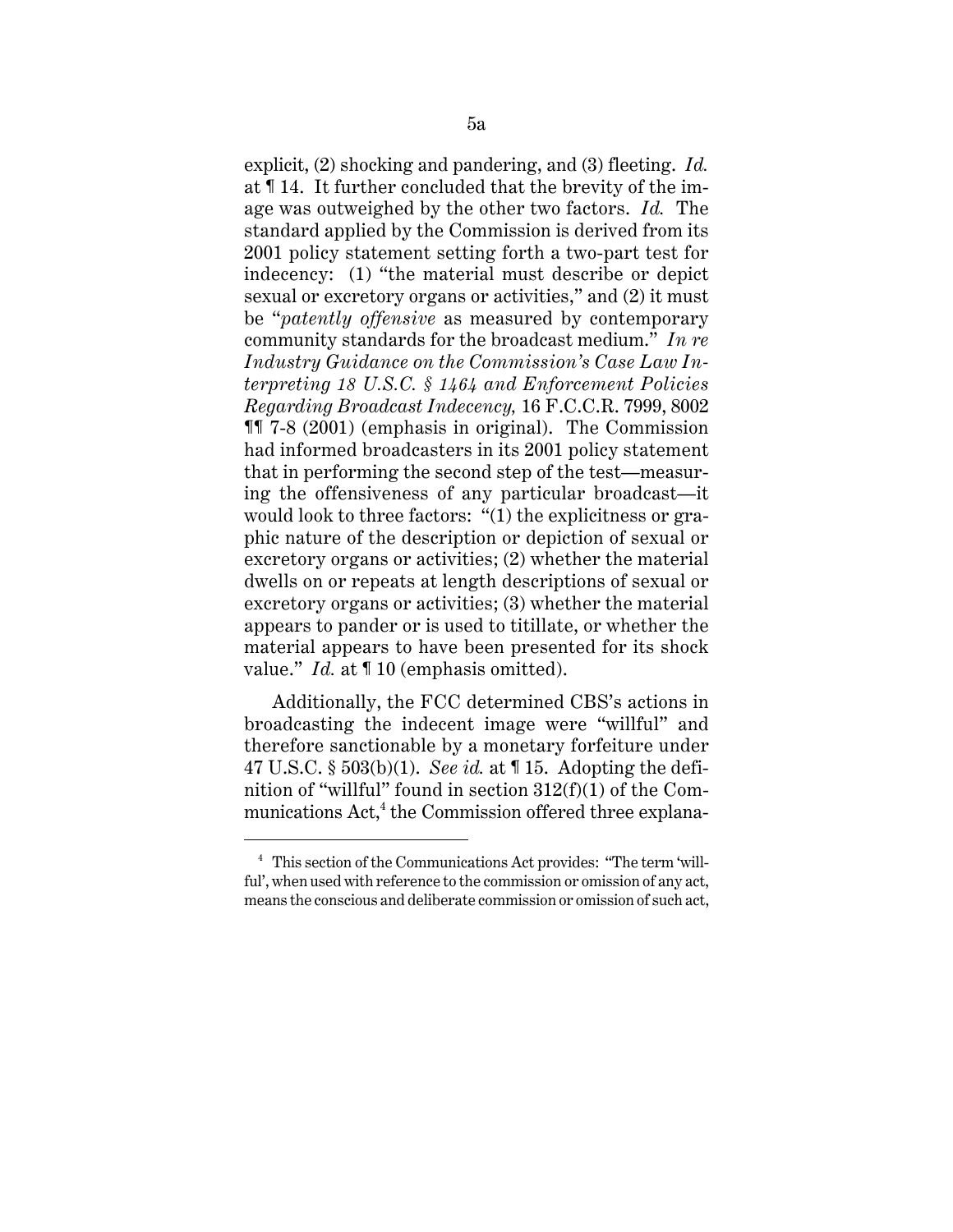explicit, (2) shocking and pandering, and (3) fleeting. *Id.* at ¶ 14. It further concluded that the brevity of the image was outweighed by the other two factors. *Id.* The standard applied by the Commission is derived from its 2001 policy statement setting forth a two-part test for indecency: (1) "the material must describe or depict sexual or excretory organs or activities," and (2) it must be "*patently offensive* as measured by contemporary community standards for the broadcast medium." *In re Industry Guidance on the Commission's Case Law Interpreting 18 U.S.C. § 1464 and Enforcement Policies Regarding Broadcast Indecency,* 16 F.C.C.R. 7999, 8002 ¶¶ 7-8 (2001) (emphasis in original). The Commission had informed broadcasters in its 2001 policy statement that in performing the second step of the test—measuring the offensiveness of any particular broadcast—it would look to three factors: "(1) the explicitness or graphic nature of the description or depiction of sexual or excretory organs or activities; (2) whether the material dwells on or repeats at length descriptions of sexual or excretory organs or activities; (3) whether the material appears to pander or is used to titillate, or whether the material appears to have been presented for its shock value." *Id.* at ¶ 10 (emphasis omitted).

Additionally, the FCC determined CBS's actions in broadcasting the indecent image were "willful" and therefore sanctionable by a monetary forfeiture under 47 U.S.C. § 503(b)(1). *See id.* at ¶ 15. Adopting the definition of "willful" found in section 312(f)(1) of the Communications Act,[4] the Commission offered three explana-

[4] This section of the Communications Act provides: "The term 'willful', when used with reference to the commission or omission of any act, means the conscious and deliberate commission or omission of such act,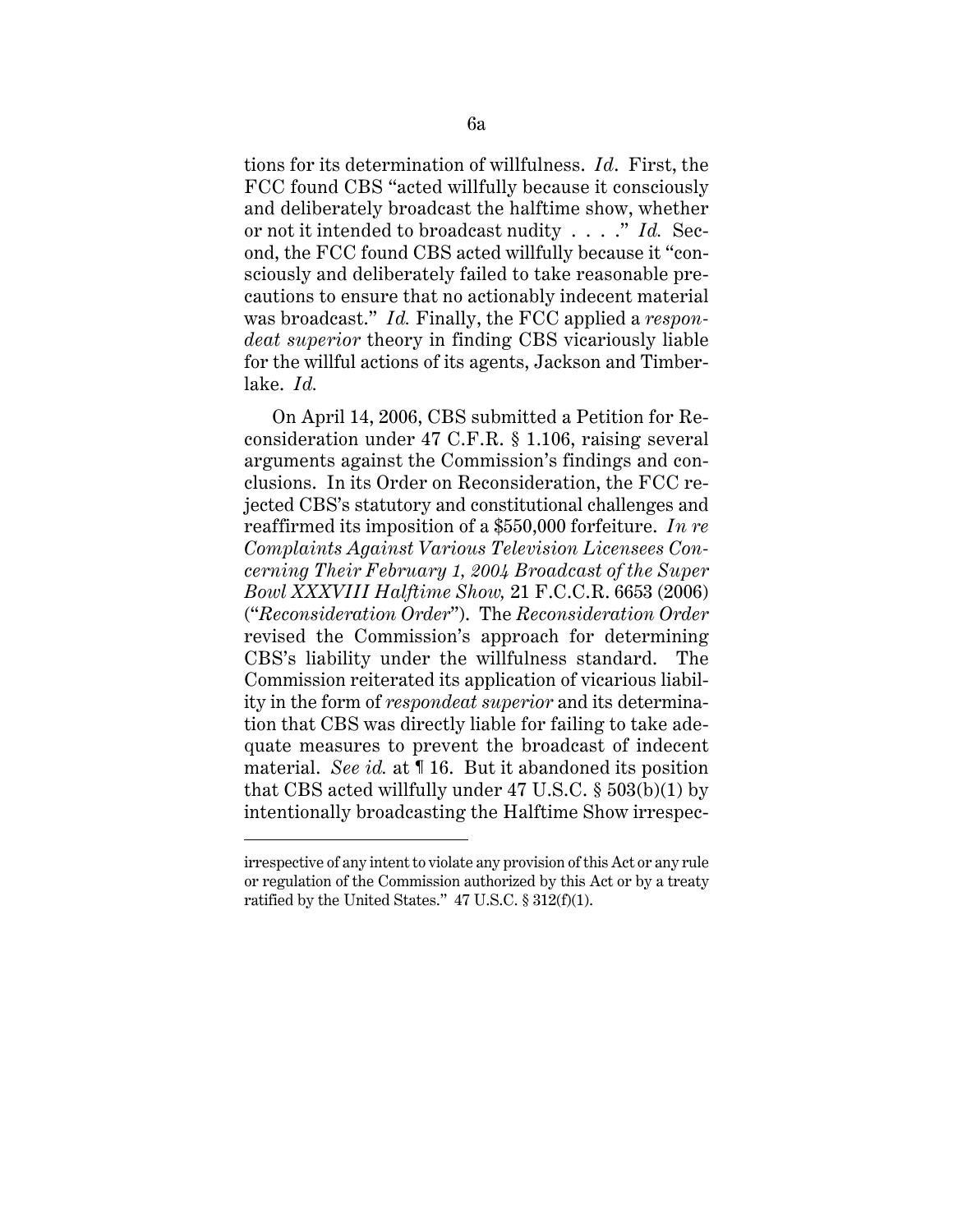tions for its determination of willfulness. *Id*. First, the FCC found CBS "acted willfully because it consciously and deliberately broadcast the halftime show, whether or not it intended to broadcast nudity . . . ." *Id.* Second, the FCC found CBS acted willfully because it "consciously and deliberately failed to take reasonable precautions to ensure that no actionably indecent material was broadcast." *Id.* Finally, the FCC applied a *respondeat superior* theory in finding CBS vicariously liable for the willful actions of its agents, Jackson and Timberlake. *Id.*

On April 14, 2006, CBS submitted a Petition for Reconsideration under 47 C.F.R. § 1.106, raising several arguments against the Commission's findings and conclusions. In its Order on Reconsideration, the FCC rejected CBS's statutory and constitutional challenges and reaffirmed its imposition of a $550,000 forfeiture. *In re Complaints Against Various Television Licensees Concerning Their February 1, 2004 Broadcast of the Super Bowl XXXVIII Halftime Show,* 21 F.C.C.R. 6653 (2006) ("*Reconsideration Order*"). The *Reconsideration Order* revised the Commission's approach for determining CBS's liability under the willfulness standard. The Commission reiterated its application of vicarious liability in the form of *respondeat superior* and its determination that CBS was directly liable for failing to take adequate measures to prevent the broadcast of indecent material. *See id.* at ¶ 16. But it abandoned its position that CBS acted willfully under 47 U.S.C. § 503(b)(1) by intentionally broadcasting the Halftime Show irrespec-

---

irrespective of any intent to violate any provision of this Act or any rule or regulation of the Commission authorized by this Act or by a treaty ratified by the United States." 47 U.S.C. § 312(f)(1).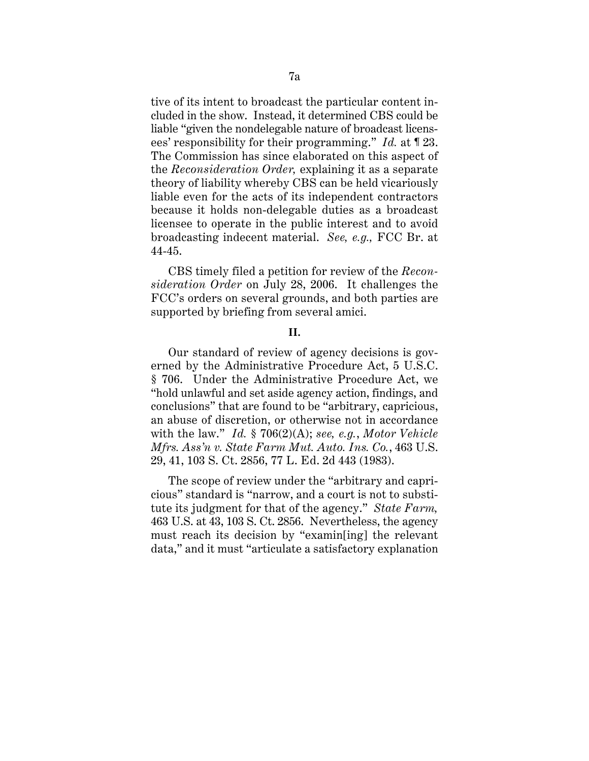tive of its intent to broadcast the particular content included in the show. Instead, it determined CBS could be liable "given the nondelegable nature of broadcast licensees' responsibility for their programming." *Id.* at ¶ 23. The Commission has since elaborated on this aspect of the *Reconsideration Order,* explaining it as a separate theory of liability whereby CBS can be held vicariously liable even for the acts of its independent contractors because it holds non-delegable duties as a broadcast licensee to operate in the public interest and to avoid broadcasting indecent material. *See, e.g.,* FCC Br. at 44-45.

CBS timely filed a petition for review of the *Reconsideration Order* on July 28, 2006. It challenges the FCC's orders on several grounds, and both parties are supported by briefing from several amici.

**II.**

Our standard of review of agency decisions is governed by the Administrative Procedure Act, 5 U.S.C. § 706. Under the Administrative Procedure Act, we "hold unlawful and set aside agency action, findings, and conclusions" that are found to be "arbitrary, capricious, an abuse of discretion, or otherwise not in accordance with the law." *Id.* § 706(2)(A); *see, e.g.*, *Motor Vehicle Mfrs. Ass'n v. State Farm Mut. Auto. Ins. Co.*, 463 U.S. 29, 41, 103 S. Ct. 2856, 77 L. Ed. 2d 443 (1983).

The scope of review under the "arbitrary and capricious" standard is "narrow, and a court is not to substitute its judgment for that of the agency." *State Farm,* 463 U.S. at 43, 103 S. Ct. 2856. Nevertheless, the agency must reach its decision by "examin[ing] the relevant data," and it must "articulate a satisfactory explanation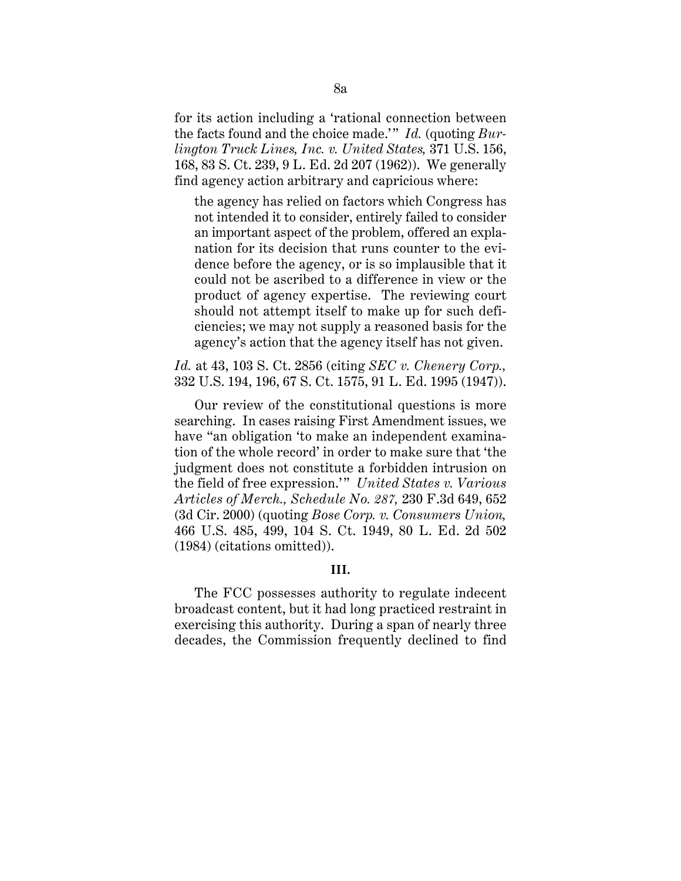for its action including a 'rational connection between the facts found and the choice made.'" *Id.* (quoting *Burlington Truck Lines, Inc. v. United States,* 371 U.S. 156, 168, 83 S. Ct. 239, 9 L. Ed. 2d 207 (1962)). We generally find agency action arbitrary and capricious where:

> the agency has relied on factors which Congress has not intended it to consider, entirely failed to consider an important aspect of the problem, offered an explanation for its decision that runs counter to the evidence before the agency, or is so implausible that it could not be ascribed to a difference in view or the product of agency expertise. The reviewing court should not attempt itself to make up for such deficiencies; we may not supply a reasoned basis for the agency's action that the agency itself has not given.

*Id.* at 43, 103 S. Ct. 2856 (citing *SEC v. Chenery Corp.,* 332 U.S. 194, 196, 67 S. Ct. 1575, 91 L. Ed. 1995 (1947)).

Our review of the constitutional questions is more searching. In cases raising First Amendment issues, we have "an obligation 'to make an independent examination of the whole record' in order to make sure that 'the judgment does not constitute a forbidden intrusion on the field of free expression.'" *United States v. Various Articles of Merch., Schedule No. 287,* 230 F.3d 649, 652 (3d Cir. 2000) (quoting *Bose Corp. v. Consumers Union,* 466 U.S. 485, 499, 104 S. Ct. 1949, 80 L. Ed. 2d 502 (1984) (citations omitted)).

### III.

The FCC possesses authority to regulate indecent broadcast content, but it had long practiced restraint in exercising this authority. During a span of nearly three decades, the Commission frequently declined to find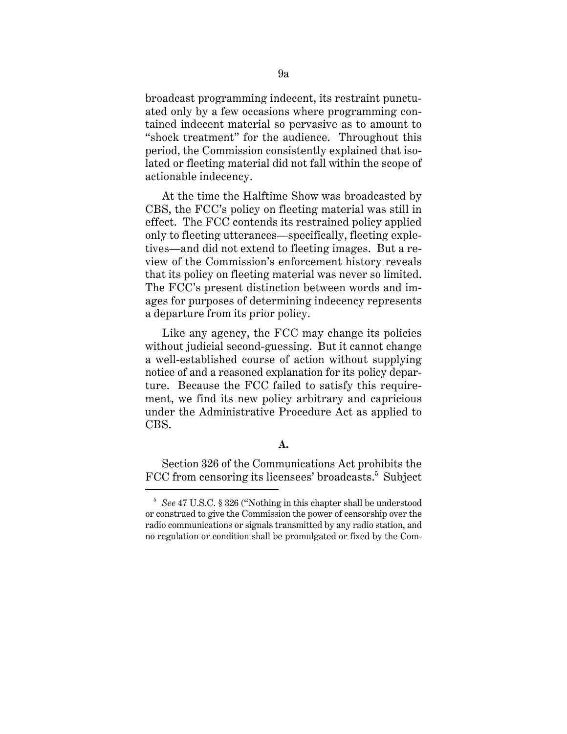broadcast programming indecent, its restraint punctuated only by a few occasions where programming contained indecent material so pervasive as to amount to "shock treatment" for the audience. Throughout this period, the Commission consistently explained that isolated or fleeting material did not fall within the scope of actionable indecency.

At the time the Halftime Show was broadcasted by CBS, the FCC's policy on fleeting material was still in effect. The FCC contends its restrained policy applied only to fleeting utterances—specifically, fleeting expletives—and did not extend to fleeting images. But a review of the Commission's enforcement history reveals that its policy on fleeting material was never so limited. The FCC's present distinction between words and images for purposes of determining indecency represents a departure from its prior policy.

Like any agency, the FCC may change its policies without judicial second-guessing. But it cannot change a well-established course of action without supplying notice of and a reasoned explanation for its policy departure. Because the FCC failed to satisfy this requirement, we find its new policy arbitrary and capricious under the Administrative Procedure Act as applied to CBS.

**A.**

Section 326 of the Communications Act prohibits the FCC from censoring its licensees' broadcasts.[5] Subject

---

[5] *See* 47 U.S.C. § 326 ("Nothing in this chapter shall be understood or construed to give the Commission the power of censorship over the radio communications or signals transmitted by any radio station, and no regulation or condition shall be promulgated or fixed by the Com-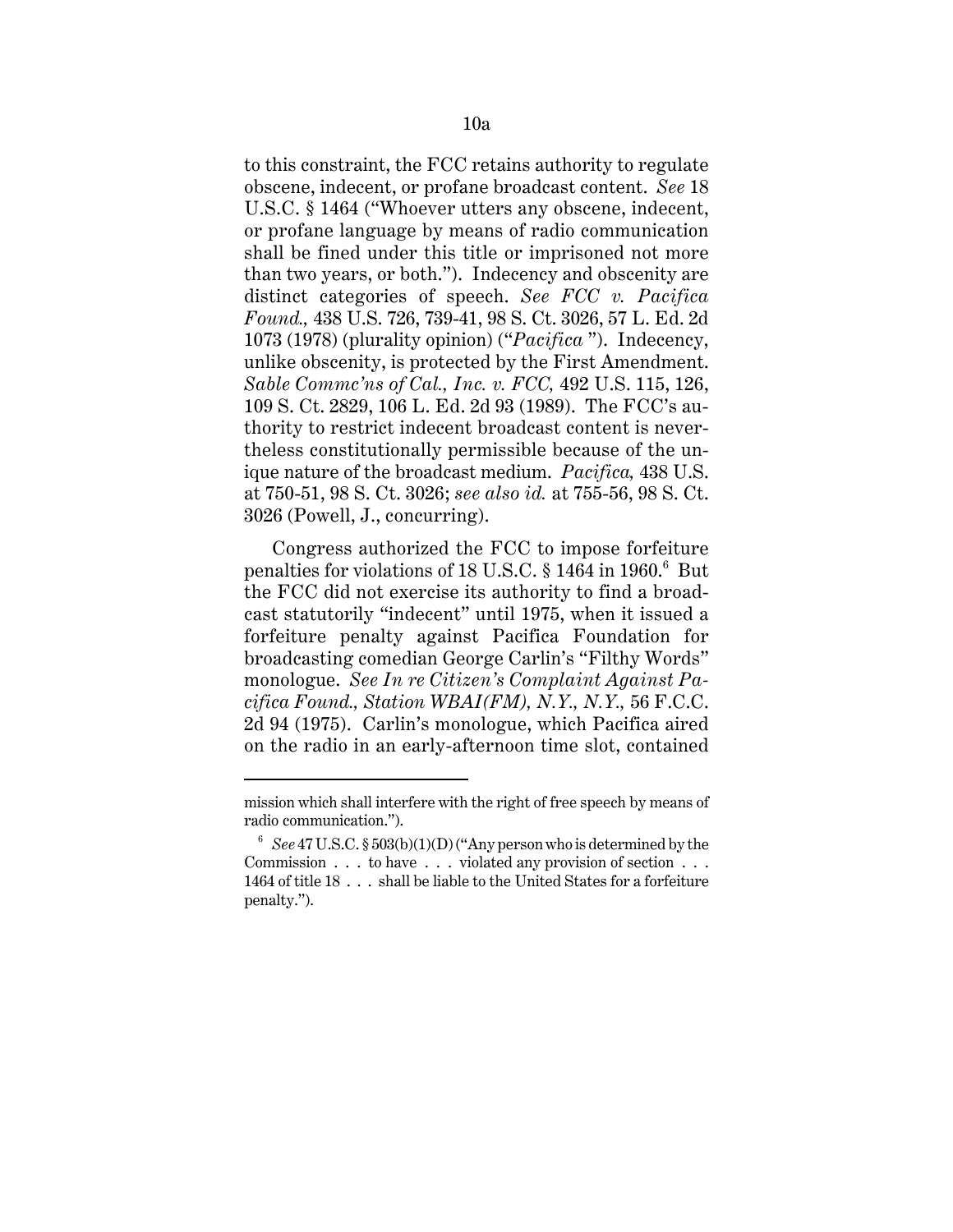to this constraint, the FCC retains authority to regulate obscene, indecent, or profane broadcast content. *See* 18 U.S.C. § 1464 ("Whoever utters any obscene, indecent, or profane language by means of radio communication shall be fined under this title or imprisoned not more than two years, or both."). Indecency and obscenity are distinct categories of speech. *See FCC v. Pacifica Found.,* 438 U.S. 726, 739-41, 98 S. Ct. 3026, 57 L. Ed. 2d 1073 (1978) (plurality opinion) ("*Pacifica* "). Indecency, unlike obscenity, is protected by the First Amendment. *Sable Commc'ns of Cal., Inc. v. FCC,* 492 U.S. 115, 126, 109 S. Ct. 2829, 106 L. Ed. 2d 93 (1989). The FCC's authority to restrict indecent broadcast content is nevertheless constitutionally permissible because of the unique nature of the broadcast medium. *Pacifica,* 438 U.S. at 750-51, 98 S. Ct. 3026; *see also id.* at 755-56, 98 S. Ct. 3026 (Powell, J., concurring).

Congress authorized the FCC to impose forfeiture penalties for violations of 18 U.S.C. § 1464 in 1960.[6] But the FCC did not exercise its authority to find a broadcast statutorily "indecent" until 1975, when it issued a forfeiture penalty against Pacifica Foundation for broadcasting comedian George Carlin's "Filthy Words" monologue. *See In re Citizen's Complaint Against Pacifica Found., Station WBAI(FM), N.Y., N.Y.,* 56 F.C.C. 2d 94 (1975). Carlin's monologue, which Pacifica aired on the radio in an early-afternoon time slot, contained

---

mission which shall interfere with the right of free speech by means of radio communication.").

[6] *See* 47 U.S.C. § 503(b)(1)(D) ("Any person who is determined by the Commission . . . to have . . . violated any provision of section . . . 1464 of title 18 . . . shall be liable to the United States for a forfeiture penalty.").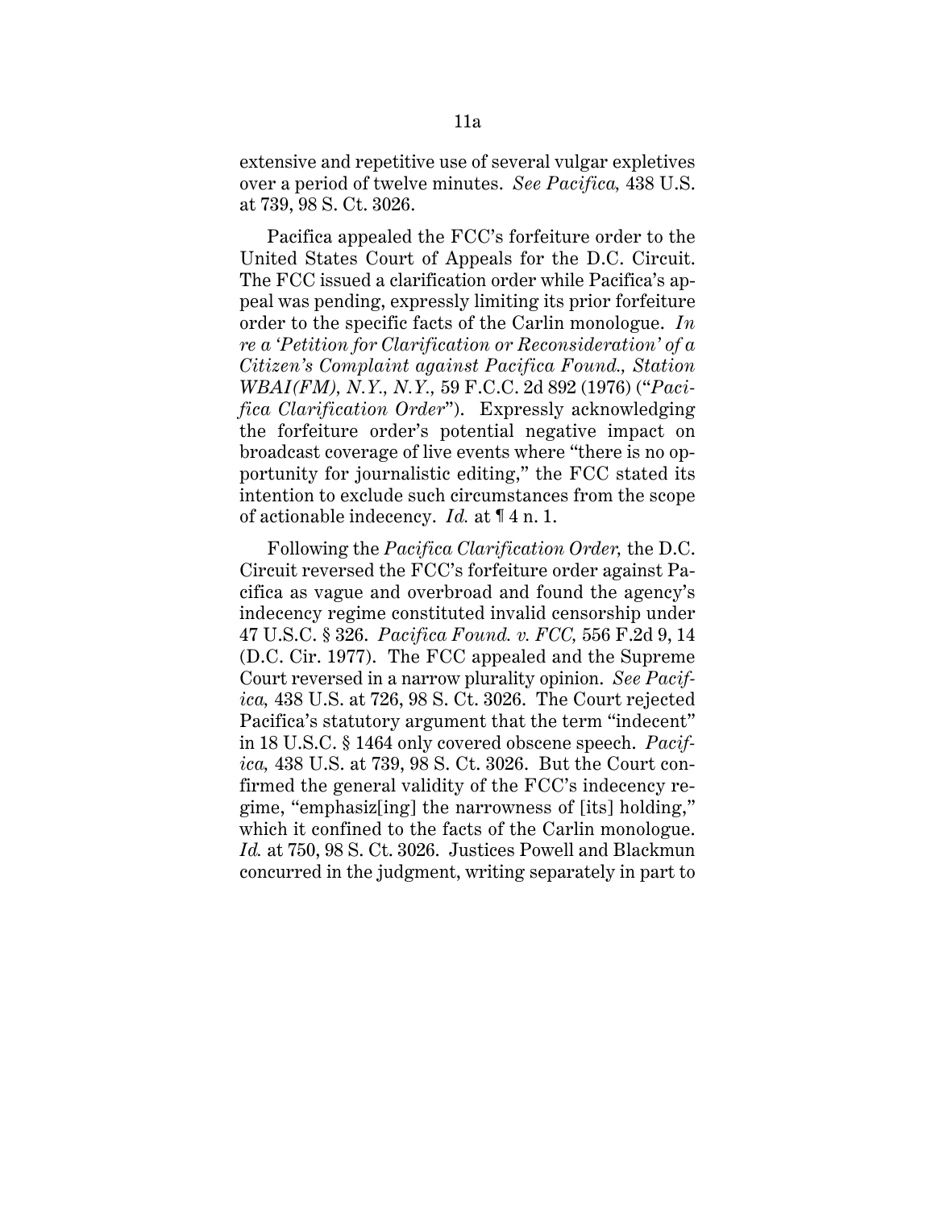extensive and repetitive use of several vulgar expletives over a period of twelve minutes. *See Pacifica,* 438 U.S. at 739, 98 S. Ct. 3026.

Pacifica appealed the FCC's forfeiture order to the United States Court of Appeals for the D.C. Circuit. The FCC issued a clarification order while Pacifica's appeal was pending, expressly limiting its prior forfeiture order to the specific facts of the Carlin monologue. *In re a 'Petition for Clarification or Reconsideration' of a Citizen's Complaint against Pacifica Found., Station WBAI(FM), N.Y., N.Y.,* 59 F.C.C. 2d 892 (1976) ("*Pacifica Clarification Order*"). Expressly acknowledging the forfeiture order's potential negative impact on broadcast coverage of live events where "there is no opportunity for journalistic editing," the FCC stated its intention to exclude such circumstances from the scope of actionable indecency. *Id.* at ¶ 4 n. 1.

Following the *Pacifica Clarification Order,* the D.C. Circuit reversed the FCC's forfeiture order against Pacifica as vague and overbroad and found the agency's indecency regime constituted invalid censorship under 47 U.S.C. § 326. *Pacifica Found. v. FCC,* 556 F.2d 9, 14 (D.C. Cir. 1977). The FCC appealed and the Supreme Court reversed in a narrow plurality opinion. *See Pacifica,* 438 U.S. at 726, 98 S. Ct. 3026. The Court rejected Pacifica's statutory argument that the term "indecent" in 18 U.S.C. § 1464 only covered obscene speech. *Pacifica,* 438 U.S. at 739, 98 S. Ct. 3026. But the Court confirmed the general validity of the FCC's indecency regime, "emphasiz[ing] the narrowness of [its] holding," which it confined to the facts of the Carlin monologue. *Id.* at 750, 98 S. Ct. 3026. Justices Powell and Blackmun concurred in the judgment, writing separately in part to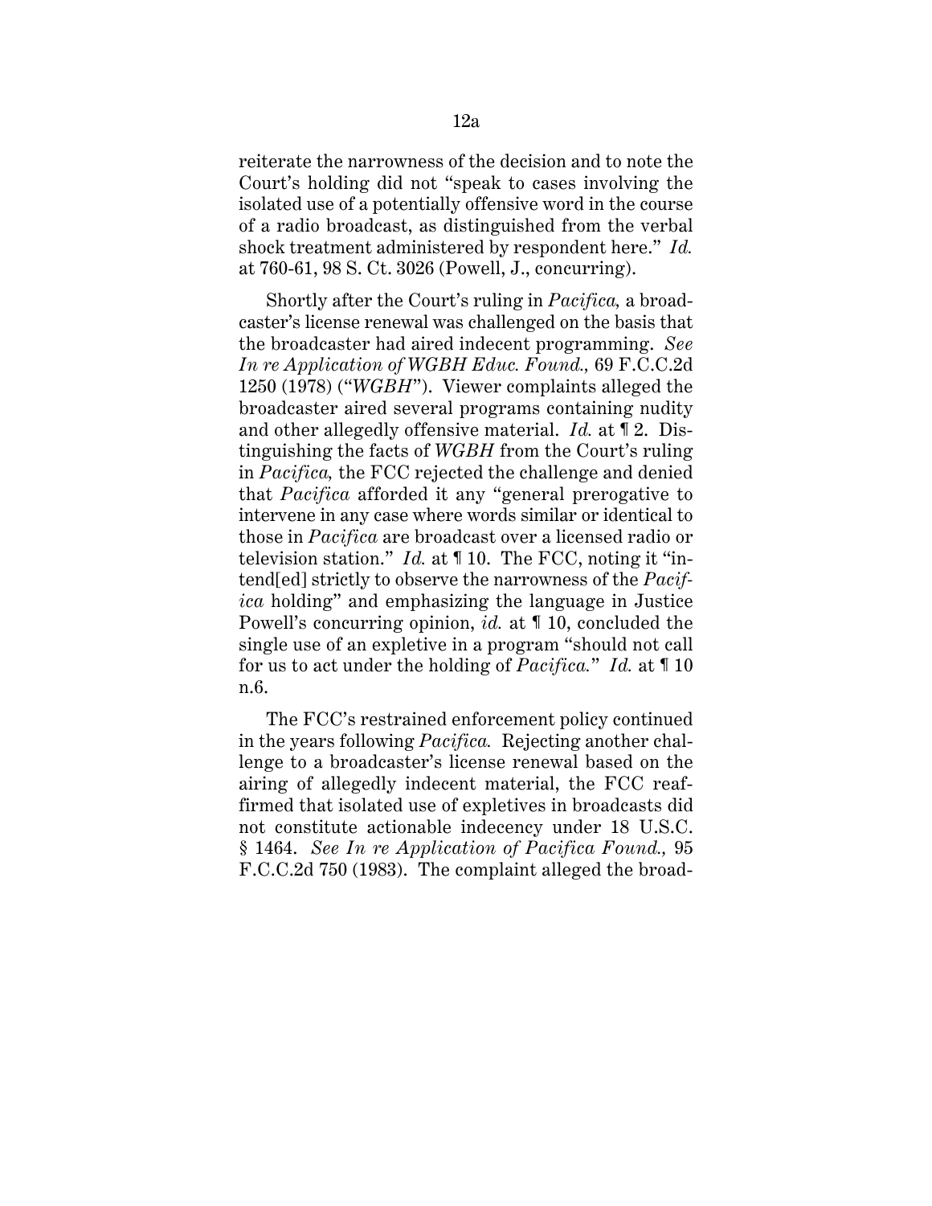reiterate the narrowness of the decision and to note the Court's holding did not "speak to cases involving the isolated use of a potentially offensive word in the course of a radio broadcast, as distinguished from the verbal shock treatment administered by respondent here." *Id.* at 760-61, 98 S. Ct. 3026 (Powell, J., concurring).

Shortly after the Court's ruling in *Pacifica,* a broadcaster's license renewal was challenged on the basis that the broadcaster had aired indecent programming. *See In re Application of WGBH Educ. Found.,* 69 F.C.C.2d 1250 (1978) ("*WGBH*"). Viewer complaints alleged the broadcaster aired several programs containing nudity and other allegedly offensive material. *Id.* at ¶ 2. Distinguishing the facts of *WGBH* from the Court's ruling in *Pacifica,* the FCC rejected the challenge and denied that *Pacifica* afforded it any "general prerogative to intervene in any case where words similar or identical to those in *Pacifica* are broadcast over a licensed radio or television station." *Id.* at ¶ 10. The FCC, noting it "intend[ed] strictly to observe the narrowness of the *Pacifica* holding" and emphasizing the language in Justice Powell's concurring opinion, *id.* at ¶ 10, concluded the single use of an expletive in a program "should not call for us to act under the holding of *Pacifica.*" *Id.* at ¶ 10 n.6.

The FCC's restrained enforcement policy continued in the years following *Pacifica.* Rejecting another challenge to a broadcaster's license renewal based on the airing of allegedly indecent material, the FCC reaffirmed that isolated use of expletives in broadcasts did not constitute actionable indecency under 18 U.S.C. § 1464. *See In re Application of Pacifica Found.,* 95 F.C.C.2d 750 (1983). The complaint alleged the broad-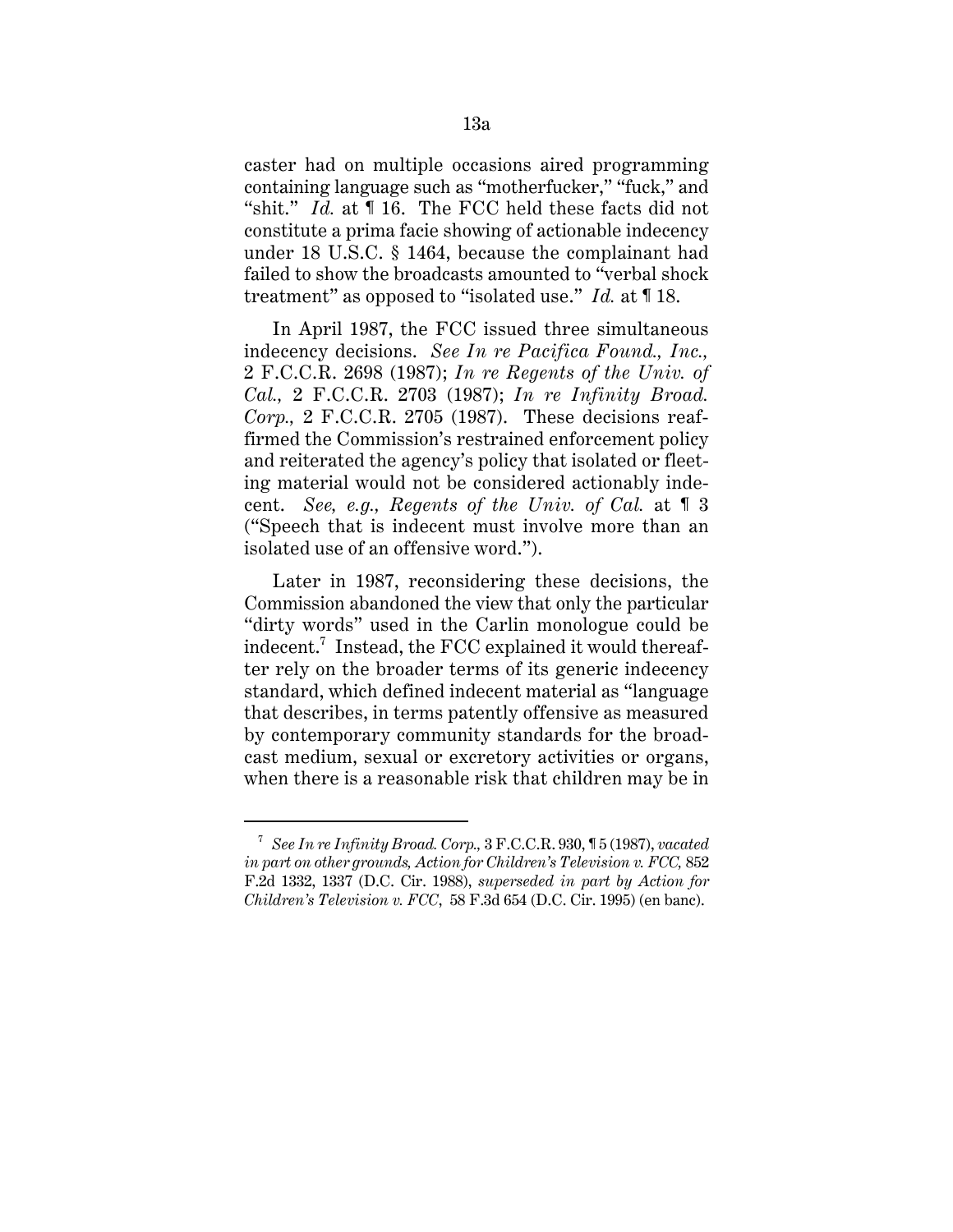caster had on multiple occasions aired programming containing language such as "motherfucker," "fuck," and "shit." *Id.* at ¶ 16. The FCC held these facts did not constitute a prima facie showing of actionable indecency under 18 U.S.C. § 1464, because the complainant had failed to show the broadcasts amounted to "verbal shock treatment" as opposed to "isolated use." *Id.* at ¶ 18.

In April 1987, the FCC issued three simultaneous indecency decisions. *See In re Pacifica Found., Inc.,* 2 F.C.C.R. 2698 (1987); *In re Regents of the Univ. of Cal.,* 2 F.C.C.R. 2703 (1987); *In re Infinity Broad. Corp.,* 2 F.C.C.R. 2705 (1987). These decisions reaffirmed the Commission's restrained enforcement policy and reiterated the agency's policy that isolated or fleeting material would not be considered actionably indecent. *See, e.g., Regents of the Univ. of Cal.* at ¶ 3 ("Speech that is indecent must involve more than an isolated use of an offensive word.").

Later in 1987, reconsidering these decisions, the Commission abandoned the view that only the particular "dirty words" used in the Carlin monologue could be indecent.[7] Instead, the FCC explained it would thereafter rely on the broader terms of its generic indecency standard, which defined indecent material as "language that describes, in terms patently offensive as measured by contemporary community standards for the broadcast medium, sexual or excretory activities or organs, when there is a reasonable risk that children may be in

---

[7] *See In re Infinity Broad. Corp.,* 3 F.C.C.R. 930, ¶ 5 (1987), *vacated in part on other grounds, Action for Children's Television v. FCC,* 852 F.2d 1332, 1337 (D.C. Cir. 1988), *superseded in part by Action for Children's Television v. FCC*, 58 F.3d 654 (D.C. Cir. 1995) (en banc).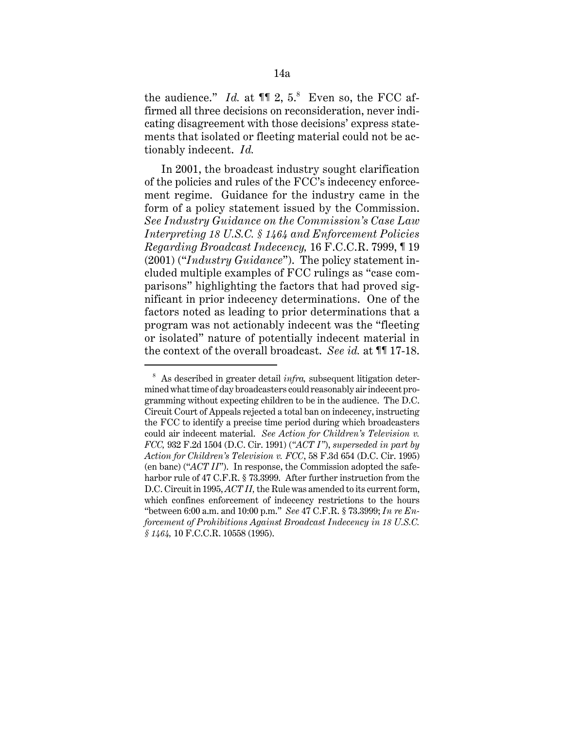the audience." *Id.* at ¶¶ 2, 5.[8] Even so, the FCC affirmed all three decisions on reconsideration, never indicating disagreement with those decisions' express statements that isolated or fleeting material could not be actionably indecent. *Id.*

In 2001, the broadcast industry sought clarification of the policies and rules of the FCC's indecency enforcement regime. Guidance for the industry came in the form of a policy statement issued by the Commission. *See Industry Guidance on the Commission's Case Law Interpreting 18 U.S.C. § 1464 and Enforcement Policies Regarding Broadcast Indecency,* 16 F.C.C.R. 7999, ¶ 19 (2001) ("*Industry Guidance*"). The policy statement included multiple examples of FCC rulings as "case comparisons" highlighting the factors that had proved significant in prior indecency determinations. One of the factors noted as leading to prior determinations that a program was not actionably indecent was the "fleeting or isolated" nature of potentially indecent material in the context of the overall broadcast. *See id.* at ¶¶ 17-18.

---

[8] As described in greater detail *infra,* subsequent litigation determined what time of day broadcasters could reasonably air indecent programming without expecting children to be in the audience. The D.C. Circuit Court of Appeals rejected a total ban on indecency, instructing the FCC to identify a precise time period during which broadcasters could air indecent material. *See Action for Children's Television v. FCC,* 932 F.2d 1504 (D.C. Cir. 1991) ("*ACT I*"), *superseded in part by Action for Children's Television v. FCC*, 58 F.3d 654 (D.C. Cir. 1995) (en banc) ("*ACT II*"). In response, the Commission adopted the safe-harbor rule of 47 C.F.R. § 73.3999. After further instruction from the D.C. Circuit in 1995, *ACT II,* the Rule was amended to its current form, which confines enforcement of indecency restrictions to the hours "between 6:00 a.m. and 10:00 p.m." *See* 47 C.F.R. § 73.3999; *In re Enforcement of Prohibitions Against Broadcast Indecency in 18 U.S.C. § 1464,* 10 F.C.C.R. 10558 (1995).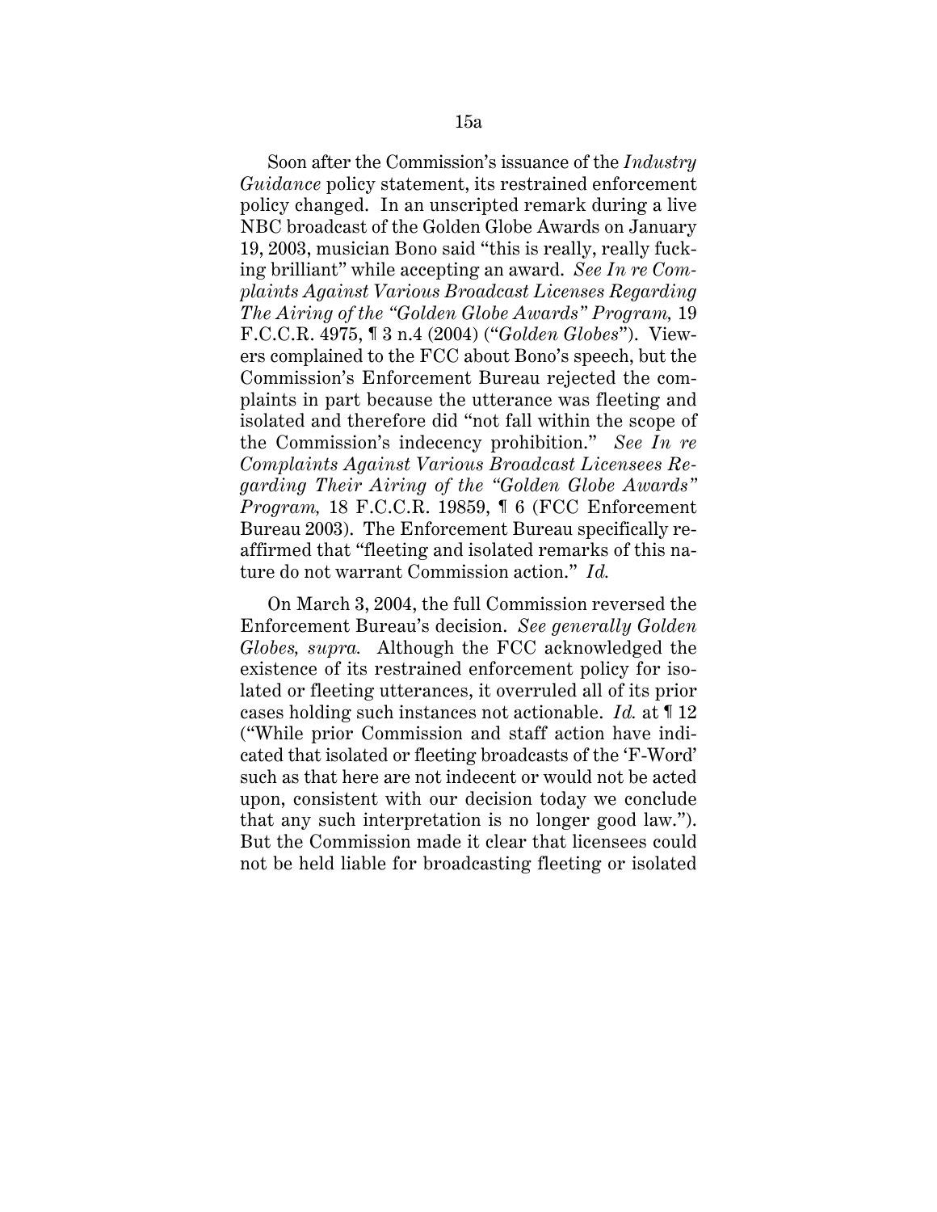Soon after the Commission's issuance of the *Industry Guidance* policy statement, its restrained enforcement policy changed. In an unscripted remark during a live NBC broadcast of the Golden Globe Awards on January 19, 2003, musician Bono said "this is really, really fucking brilliant" while accepting an award. *See In re Complaints Against Various Broadcast Licenses Regarding The Airing of the "Golden Globe Awards" Program,* 19 F.C.C.R. 4975, ¶ 3 n.4 (2004) ("*Golden Globes*"). Viewers complained to the FCC about Bono's speech, but the Commission's Enforcement Bureau rejected the complaints in part because the utterance was fleeting and isolated and therefore did "not fall within the scope of the Commission's indecency prohibition." *See In re Complaints Against Various Broadcast Licensees Regarding Their Airing of the "Golden Globe Awards" Program,* 18 F.C.C.R. 19859, ¶ 6 (FCC Enforcement Bureau 2003). The Enforcement Bureau specifically reaffirmed that "fleeting and isolated remarks of this nature do not warrant Commission action." *Id.*

On March 3, 2004, the full Commission reversed the Enforcement Bureau's decision. *See generally Golden Globes, supra.* Although the FCC acknowledged the existence of its restrained enforcement policy for isolated or fleeting utterances, it overruled all of its prior cases holding such instances not actionable. *Id.* at ¶ 12 ("While prior Commission and staff action have indicated that isolated or fleeting broadcasts of the 'F-Word' such as that here are not indecent or would not be acted upon, consistent with our decision today we conclude that any such interpretation is no longer good law."). But the Commission made it clear that licensees could not be held liable for broadcasting fleeting or isolated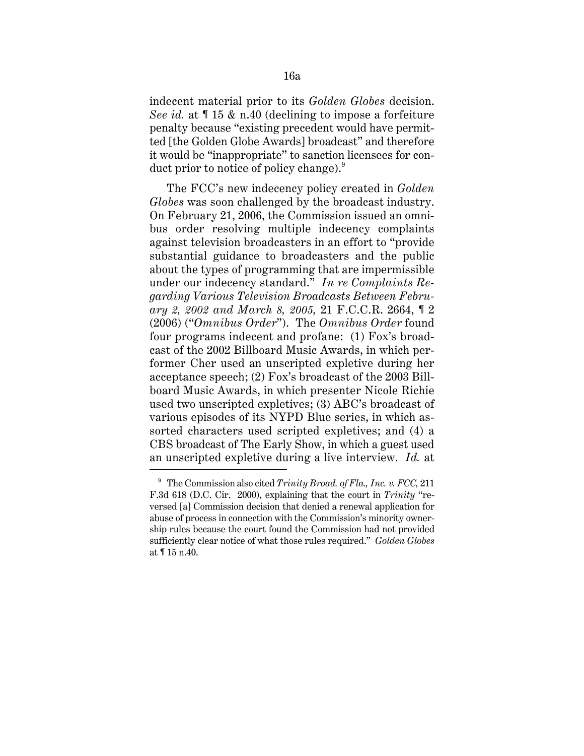indecent material prior to its *Golden Globes* decision. *See id.* at ¶ 15 & n.40 (declining to impose a forfeiture penalty because "existing precedent would have permitted [the Golden Globe Awards] broadcast" and therefore it would be "inappropriate" to sanction licensees for conduct prior to notice of policy change).[9]

The FCC's new indecency policy created in *Golden Globes* was soon challenged by the broadcast industry. On February 21, 2006, the Commission issued an omnibus order resolving multiple indecency complaints against television broadcasters in an effort to "provide substantial guidance to broadcasters and the public about the types of programming that are impermissible under our indecency standard." *In re Complaints Regarding Various Television Broadcasts Between February 2, 2002 and March 8, 2005,* 21 F.C.C.R. 2664, ¶ 2 (2006) ("*Omnibus Order*"). The *Omnibus Order* found four programs indecent and profane: (1) Fox's broadcast of the 2002 Billboard Music Awards, in which performer Cher used an unscripted expletive during her acceptance speech; (2) Fox's broadcast of the 2003 Billboard Music Awards, in which presenter Nicole Richie used two unscripted expletives; (3) ABC's broadcast of various episodes of its NYPD Blue series, in which assorted characters used scripted expletives; and (4) a CBS broadcast of The Early Show, in which a guest used an unscripted expletive during a live interview. *Id.* at

[9] The Commission also cited *Trinity Broad. of Fla., Inc. v. FCC,* 211 F.3d 618 (D.C. Cir. 2000), explaining that the court in *Trinity* "reversed [a] Commission decision that denied a renewal application for abuse of process in connection with the Commission's minority ownership rules because the court found the Commission had not provided sufficiently clear notice of what those rules required." *Golden Globes* at ¶ 15 n.40.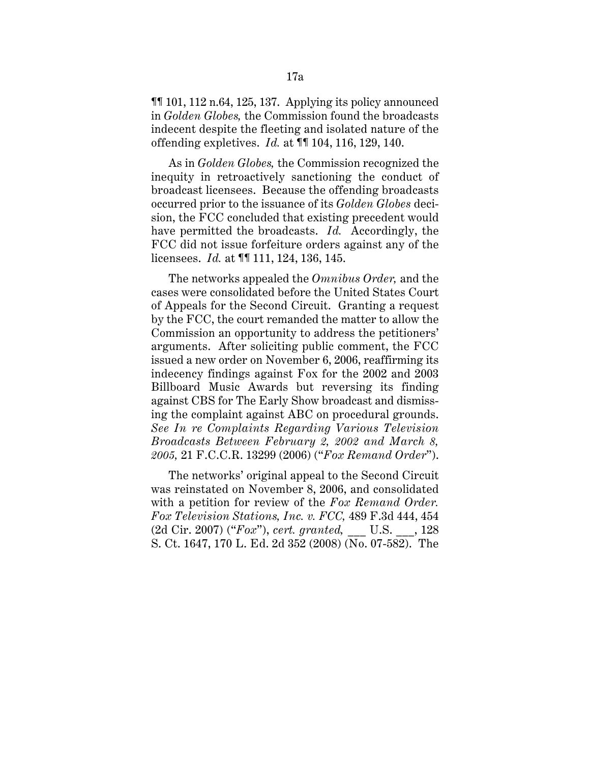¶¶ 101, 112 n.64, 125, 137. Applying its policy announced in *Golden Globes,* the Commission found the broadcasts indecent despite the fleeting and isolated nature of the offending expletives. *Id.* at ¶¶ 104, 116, 129, 140.

As in *Golden Globes,* the Commission recognized the inequity in retroactively sanctioning the conduct of broadcast licensees. Because the offending broadcasts occurred prior to the issuance of its *Golden Globes* decision, the FCC concluded that existing precedent would have permitted the broadcasts. *Id.* Accordingly, the FCC did not issue forfeiture orders against any of the licensees. *Id.* at ¶¶ 111, 124, 136, 145.

The networks appealed the *Omnibus Order,* and the cases were consolidated before the United States Court of Appeals for the Second Circuit. Granting a request by the FCC, the court remanded the matter to allow the Commission an opportunity to address the petitioners' arguments. After soliciting public comment, the FCC issued a new order on November 6, 2006, reaffirming its indecency findings against Fox for the 2002 and 2003 Billboard Music Awards but reversing its finding against CBS for The Early Show broadcast and dismissing the complaint against ABC on procedural grounds. *See In re Complaints Regarding Various Television Broadcasts Between February 2, 2002 and March 8, 2005,* 21 F.C.C.R. 13299 (2006) ("*Fox Remand Order*").

The networks' original appeal to the Second Circuit was reinstated on November 8, 2006, and consolidated with a petition for review of the *Fox Remand Order. Fox Television Stations, Inc. v. FCC,* 489 F.3d 444, 454 (2d Cir. 2007) ("*Fox*"), *cert. granted,* \_\_\_ U.S. \_\_\_, 128 S. Ct. 1647, 170 L. Ed. 2d 352 (2008) (No. 07-582). The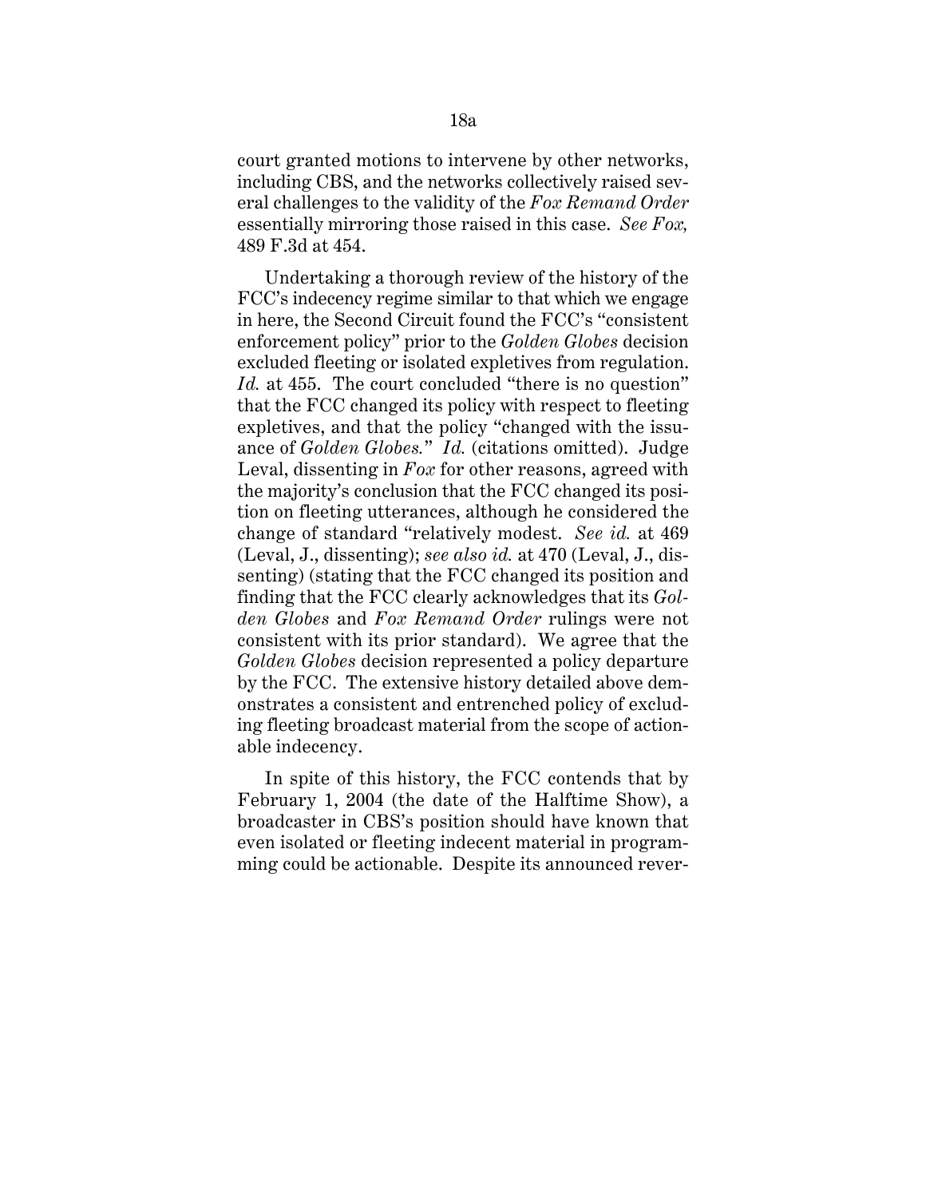court granted motions to intervene by other networks, including CBS, and the networks collectively raised several challenges to the validity of the *Fox Remand Order* essentially mirroring those raised in this case. *See Fox,* 489 F.3d at 454.

Undertaking a thorough review of the history of the FCC's indecency regime similar to that which we engage in here, the Second Circuit found the FCC's "consistent enforcement policy" prior to the *Golden Globes* decision excluded fleeting or isolated expletives from regulation. *Id.* at 455. The court concluded "there is no question" that the FCC changed its policy with respect to fleeting expletives, and that the policy "changed with the issuance of *Golden Globes.*" *Id.* (citations omitted). Judge Leval, dissenting in *Fox* for other reasons, agreed with the majority's conclusion that the FCC changed its position on fleeting utterances, although he considered the change of standard "relatively modest. *See id.* at 469 (Leval, J., dissenting); *see also id.* at 470 (Leval, J., dissenting) (stating that the FCC changed its position and finding that the FCC clearly acknowledges that its *Golden Globes* and *Fox Remand Order* rulings were not consistent with its prior standard). We agree that the *Golden Globes* decision represented a policy departure by the FCC. The extensive history detailed above demonstrates a consistent and entrenched policy of excluding fleeting broadcast material from the scope of actionable indecency.

In spite of this history, the FCC contends that by February 1, 2004 (the date of the Halftime Show), a broadcaster in CBS's position should have known that even isolated or fleeting indecent material in programming could be actionable. Despite its announced rever-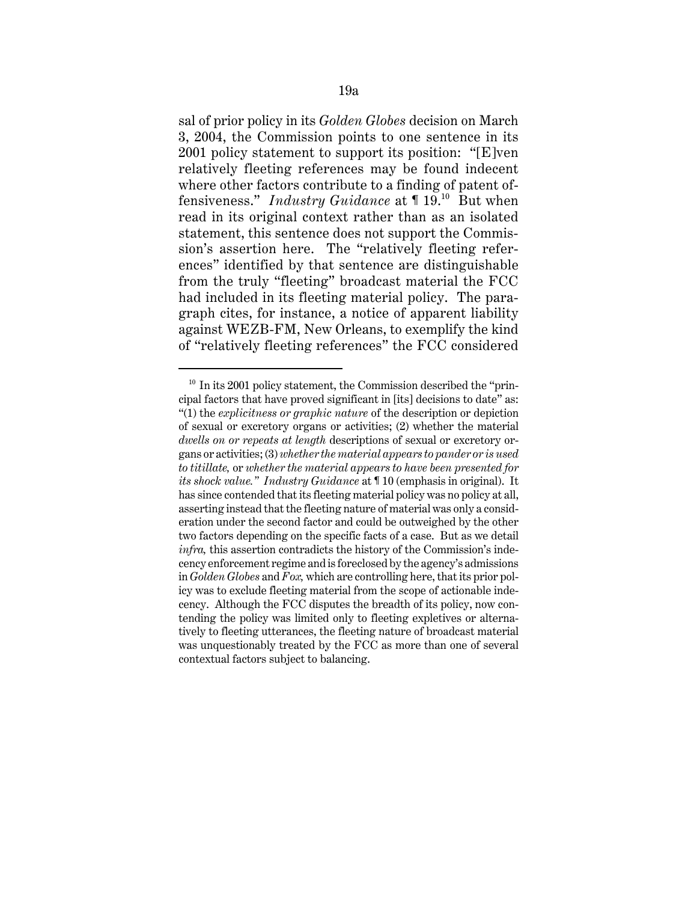sal of prior policy in its *Golden Globes* decision on March 3, 2004, the Commission points to one sentence in its 2001 policy statement to support its position: "[E]ven relatively fleeting references may be found indecent where other factors contribute to a finding of patent offensiveness." *Industry Guidance* at ¶ 19.[10] But when read in its original context rather than as an isolated statement, this sentence does not support the Commission's assertion here. The "relatively fleeting references" identified by that sentence are distinguishable from the truly "fleeting" broadcast material the FCC had included in its fleeting material policy. The paragraph cites, for instance, a notice of apparent liability against WEZB-FM, New Orleans, to exemplify the kind of "relatively fleeting references" the FCC considered

---

[10] In its 2001 policy statement, the Commission described the "principal factors that have proved significant in [its] decisions to date" as: "(1) the *explicitness or graphic nature* of the description or depiction of sexual or excretory organs or activities; (2) whether the material *dwells on or repeats at length* descriptions of sexual or excretory organs or activities; (3) *whether the material appears to pander or is used to titillate,* or *whether the material appears to have been presented for its shock value." Industry Guidance* at ¶ 10 (emphasis in original). It has since contended that its fleeting material policy was no policy at all, asserting instead that the fleeting nature of material was only a consideration under the second factor and could be outweighed by the other two factors depending on the specific facts of a case. But as we detail *infra,* this assertion contradicts the history of the Commission's indecency enforcement regime and is foreclosed by the agency's admissions in *Golden Globes* and *Fox,* which are controlling here, that its prior policy was to exclude fleeting material from the scope of actionable indecency. Although the FCC disputes the breadth of its policy, now contending the policy was limited only to fleeting expletives or alternatively to fleeting utterances, the fleeting nature of broadcast material was unquestionably treated by the FCC as more than one of several contextual factors subject to balancing.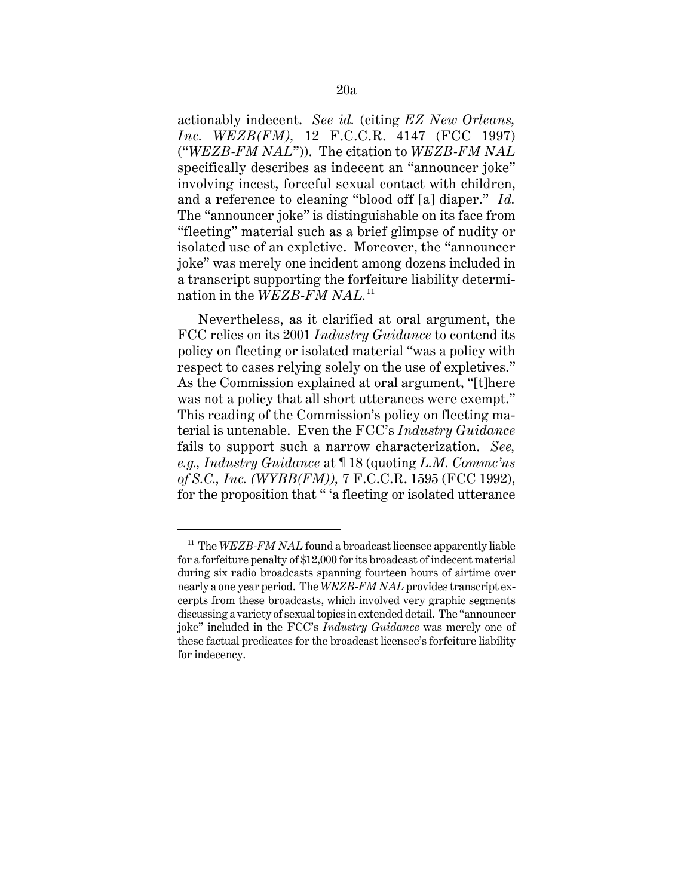actionably indecent. *See id.* (citing *EZ New Orleans, Inc. WEZB(FM)*, 12 F.C.C.R. 4147 (FCC 1997) ("*WEZB-FM NAL*")). The citation to *WEZB-FM NAL* specifically describes as indecent an "announcer joke" involving incest, forceful sexual contact with children, and a reference to cleaning "blood off [a] diaper." *Id.* The "announcer joke" is distinguishable on its face from "fleeting" material such as a brief glimpse of nudity or isolated use of an expletive. Moreover, the "announcer joke" was merely one incident among dozens included in a transcript supporting the forfeiture liability determination in the *WEZB-FM NAL*.[11]

Nevertheless, as it clarified at oral argument, the FCC relies on its 2001 *Industry Guidance* to contend its policy on fleeting or isolated material "was a policy with respect to cases relying solely on the use of expletives." As the Commission explained at oral argument, "[t]here was not a policy that all short utterances were exempt." This reading of the Commission's policy on fleeting material is untenable. Even the FCC's *Industry Guidance* fails to support such a narrow characterization. *See, e.g., Industry Guidance* at ¶ 18 (quoting *L.M. Commc'ns of S.C., Inc. (WYBB(FM))*, 7 F.C.C.R. 1595 (FCC 1992), for the proposition that " 'a fleeting or isolated utterance

---

[11] The *WEZB-FM NAL* found a broadcast licensee apparently liable for a forfeiture penalty of $12,000 for its broadcast of indecent material during six radio broadcasts spanning fourteen hours of airtime over nearly a one year period. The *WEZB-FM NAL* provides transcript excerpts from these broadcasts, which involved very graphic segments discussing a variety of sexual topics in extended detail. The "announcer joke" included in the FCC's *Industry Guidance* was merely one of these factual predicates for the broadcast licensee's forfeiture liability for indecency.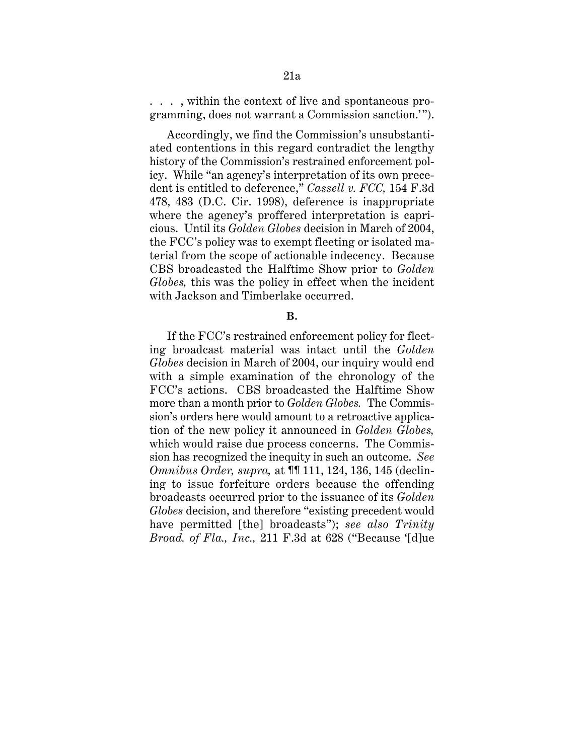. . . , within the context of live and spontaneous programming, does not warrant a Commission sanction.' ").

Accordingly, we find the Commission's unsubstantiated contentions in this regard contradict the lengthy history of the Commission's restrained enforcement policy. While "an agency's interpretation of its own precedent is entitled to deference," *Cassell v. FCC,* 154 F.3d 478, 483 (D.C. Cir. 1998), deference is inappropriate where the agency's proffered interpretation is capricious. Until its *Golden Globes* decision in March of 2004, the FCC's policy was to exempt fleeting or isolated material from the scope of actionable indecency. Because CBS broadcasted the Halftime Show prior to *Golden Globes,* this was the policy in effect when the incident with Jackson and Timberlake occurred.

**B.**

If the FCC's restrained enforcement policy for fleeting broadcast material was intact until the *Golden Globes* decision in March of 2004, our inquiry would end with a simple examination of the chronology of the FCC's actions. CBS broadcasted the Halftime Show more than a month prior to *Golden Globes.* The Commission's orders here would amount to a retroactive application of the new policy it announced in *Golden Globes,* which would raise due process concerns. The Commission has recognized the inequity in such an outcome. *See Omnibus Order, supra,* at ¶¶ 111, 124, 136, 145 (declining to issue forfeiture orders because the offending broadcasts occurred prior to the issuance of its *Golden Globes* decision, and therefore "existing precedent would have permitted [the] broadcasts"); *see also Trinity Broad. of Fla., Inc.,* 211 F.3d at 628 ("Because '[d]ue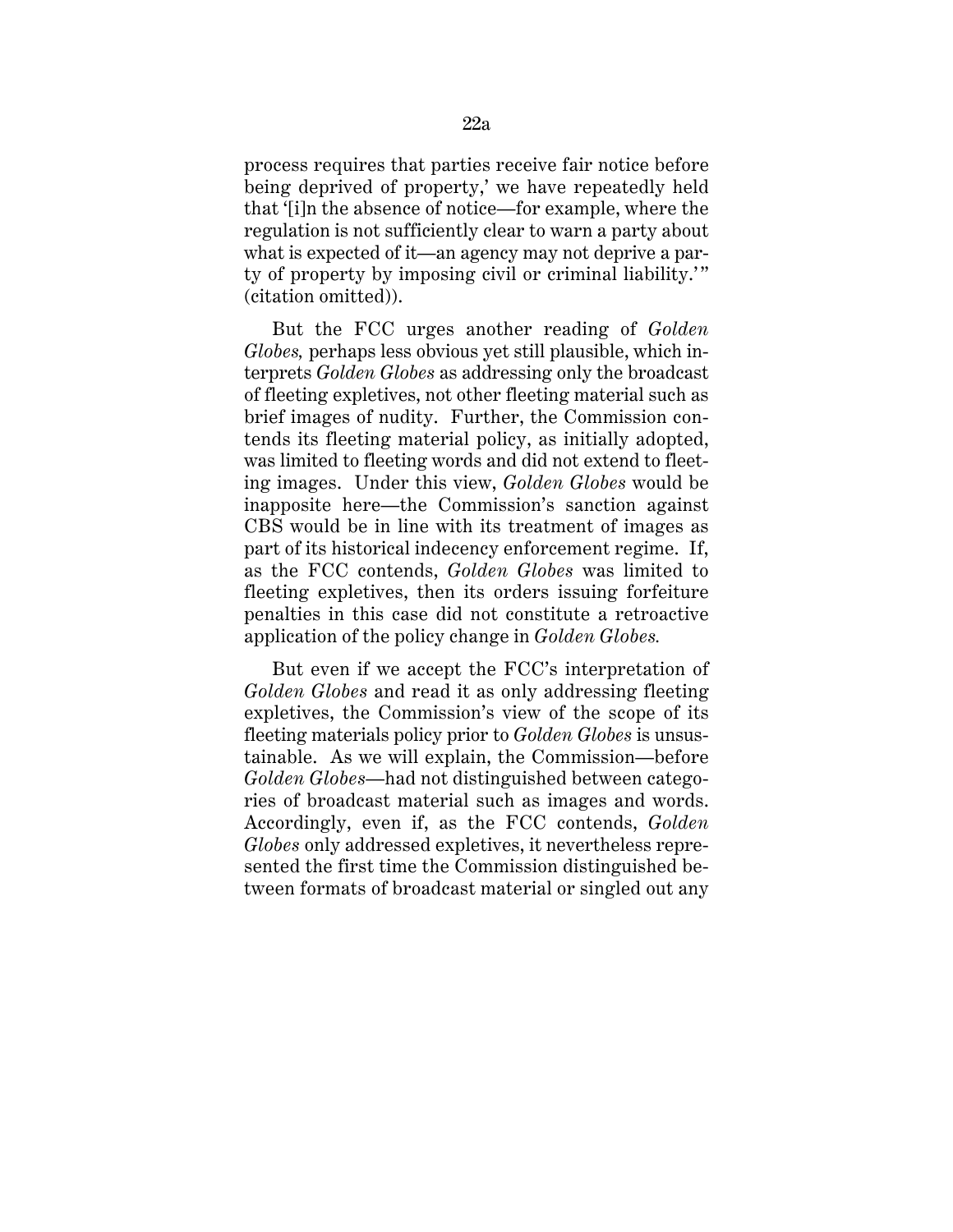process requires that parties receive fair notice before being deprived of property,' we have repeatedly held that '[i]n the absence of notice—for example, where the regulation is not sufficiently clear to warn a party about what is expected of it—an agency may not deprive a party of property by imposing civil or criminal liability.'" (citation omitted)).

But the FCC urges another reading of *Golden Globes,* perhaps less obvious yet still plausible, which interprets *Golden Globes* as addressing only the broadcast of fleeting expletives, not other fleeting material such as brief images of nudity. Further, the Commission contends its fleeting material policy, as initially adopted, was limited to fleeting words and did not extend to fleeting images. Under this view, *Golden Globes* would be inapposite here—the Commission's sanction against CBS would be in line with its treatment of images as part of its historical indecency enforcement regime. If, as the FCC contends, *Golden Globes* was limited to fleeting expletives, then its orders issuing forfeiture penalties in this case did not constitute a retroactive application of the policy change in *Golden Globes.*

But even if we accept the FCC's interpretation of *Golden Globes* and read it as only addressing fleeting expletives, the Commission's view of the scope of its fleeting materials policy prior to *Golden Globes* is unsustainable. As we will explain, the Commission—before *Golden Globes*—had not distinguished between categories of broadcast material such as images and words. Accordingly, even if, as the FCC contends, *Golden Globes* only addressed expletives, it nevertheless represented the first time the Commission distinguished between formats of broadcast material or singled out any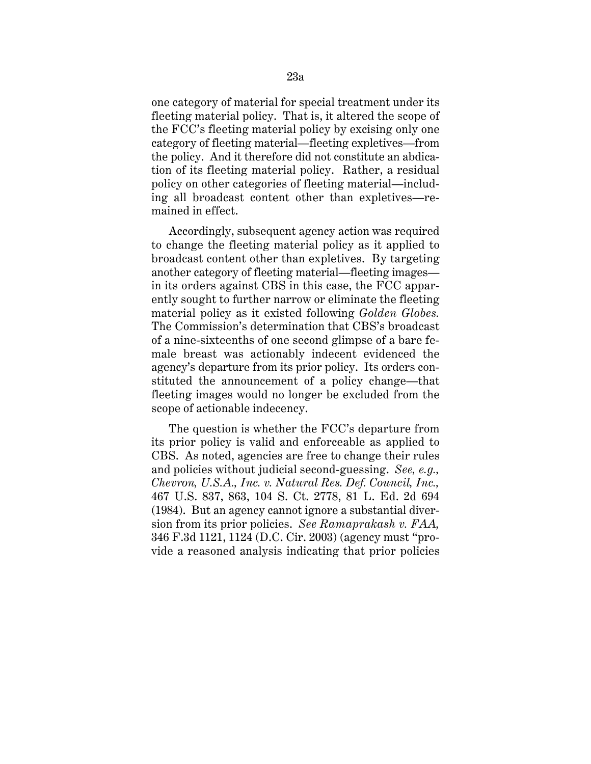one category of material for special treatment under its fleeting material policy. That is, it altered the scope of the FCC's fleeting material policy by excising only one category of fleeting material—fleeting expletives—from the policy. And it therefore did not constitute an abdication of its fleeting material policy. Rather, a residual policy on other categories of fleeting material—including all broadcast content other than expletives—remained in effect.

Accordingly, subsequent agency action was required to change the fleeting material policy as it applied to broadcast content other than expletives. By targeting another category of fleeting material—fleeting images—in its orders against CBS in this case, the FCC apparently sought to further narrow or eliminate the fleeting material policy as it existed following *Golden Globes.* The Commission's determination that CBS's broadcast of a nine-sixteenths of one second glimpse of a bare female breast was actionably indecent evidenced the agency's departure from its prior policy. Its orders constituted the announcement of a policy change—that fleeting images would no longer be excluded from the scope of actionable indecency.

The question is whether the FCC's departure from its prior policy is valid and enforceable as applied to CBS. As noted, agencies are free to change their rules and policies without judicial second-guessing. *See, e.g., Chevron, U.S.A., Inc. v. Natural Res. Def. Council, Inc.,* 467 U.S. 837, 863, 104 S. Ct. 2778, 81 L. Ed. 2d 694 (1984). But an agency cannot ignore a substantial diversion from its prior policies. *See Ramaprakash v. FAA,* 346 F.3d 1121, 1124 (D.C. Cir. 2003) (agency must "provide a reasoned analysis indicating that prior policies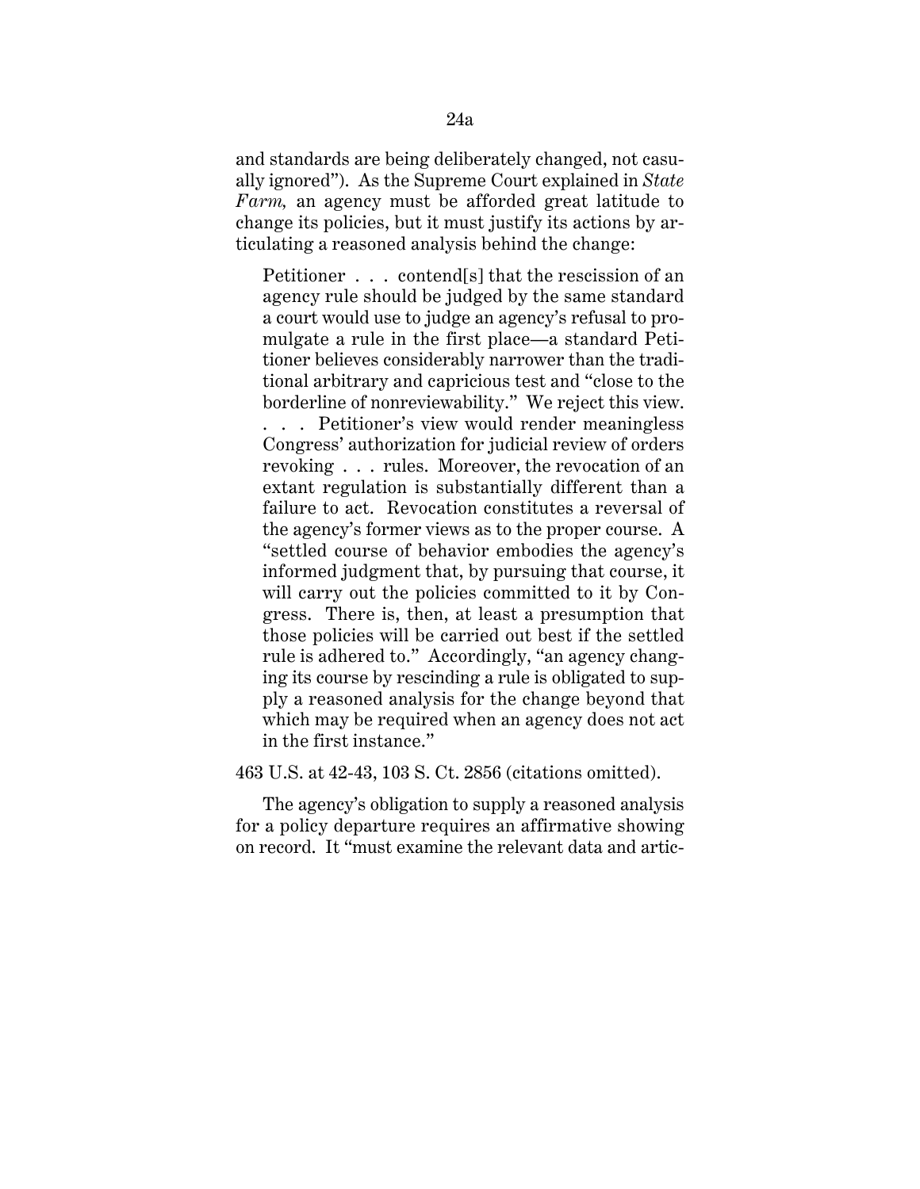and standards are being deliberately changed, not casually ignored"). As the Supreme Court explained in *State Farm*, an agency must be afforded great latitude to change its policies, but it must justify its actions by articulating a reasoned analysis behind the change:

> Petitioner . . . contend[s] that the rescission of an agency rule should be judged by the same standard a court would use to judge an agency's refusal to promulgate a rule in the first place—a standard Petitioner believes considerably narrower than the traditional arbitrary and capricious test and "close to the borderline of nonreviewability." We reject this view. . . . Petitioner's view would render meaningless Congress' authorization for judicial review of orders revoking . . . rules. Moreover, the revocation of an extant regulation is substantially different than a failure to act. Revocation constitutes a reversal of the agency's former views as to the proper course. A "settled course of behavior embodies the agency's informed judgment that, by pursuing that course, it will carry out the policies committed to it by Congress. There is, then, at least a presumption that those policies will be carried out best if the settled rule is adhered to." Accordingly, "an agency changing its course by rescinding a rule is obligated to supply a reasoned analysis for the change beyond that which may be required when an agency does not act in the first instance."

463 U.S. at 42-43, 103 S. Ct. 2856 (citations omitted).

The agency's obligation to supply a reasoned analysis for a policy departure requires an affirmative showing on record. It "must examine the relevant data and artic-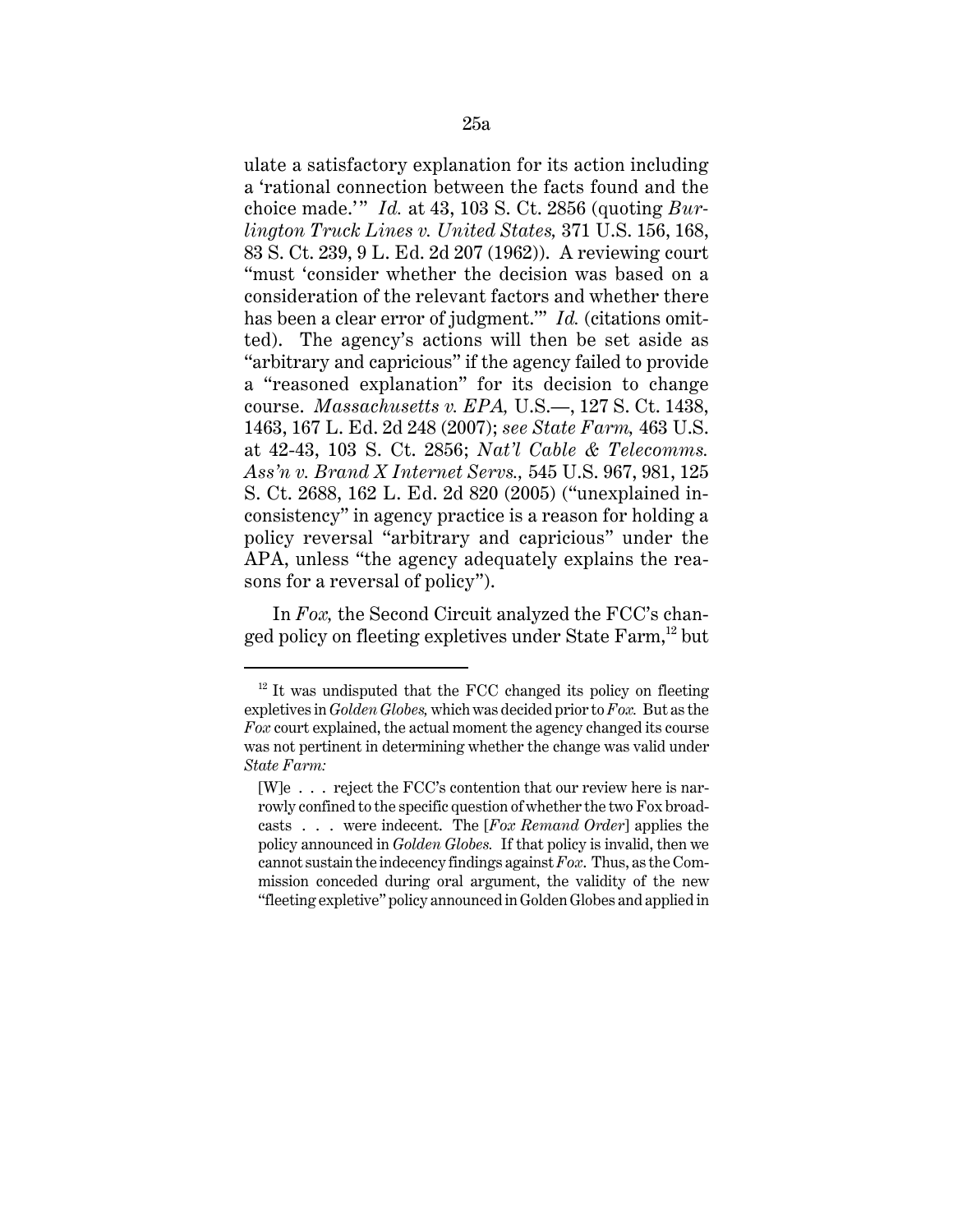ulate a satisfactory explanation for its action including a 'rational connection between the facts found and the choice made.'" *Id.* at 43, 103 S. Ct. 2856 (quoting *Burlington Truck Lines v. United States,* 371 U.S. 156, 168, 83 S. Ct. 239, 9 L. Ed. 2d 207 (1962)). A reviewing court "must 'consider whether the decision was based on a consideration of the relevant factors and whether there has been a clear error of judgment.'" *Id.* (citations omitted). The agency's actions will then be set aside as "arbitrary and capricious" if the agency failed to provide a "reasoned explanation" for its decision to change course. *Massachusetts v. EPA,* U.S.—, 127 S. Ct. 1438, 1463, 167 L. Ed. 2d 248 (2007); *see State Farm,* 463 U.S. at 42-43, 103 S. Ct. 2856; *Nat'l Cable & Telecomms. Ass'n v. Brand X Internet Servs.,* 545 U.S. 967, 981, 125 S. Ct. 2688, 162 L. Ed. 2d 820 (2005) ("unexplained inconsistency" in agency practice is a reason for holding a policy reversal "arbitrary and capricious" under the APA, unless "the agency adequately explains the reasons for a reversal of policy").

In *Fox,* the Second Circuit analyzed the FCC's changed policy on fleeting expletives under State Farm,[12] but

---

[12] It was undisputed that the FCC changed its policy on fleeting expletives in *Golden Globes,* which was decided prior to *Fox.* But as the *Fox* court explained, the actual moment the agency changed its course was not pertinent in determining whether the change was valid under *State Farm:*

> [W]e . . . reject the FCC's contention that our review here is narrowly confined to the specific question of whether the two Fox broadcasts . . . were indecent. The [*Fox Remand Order*] applies the policy announced in *Golden Globes.* If that policy is invalid, then we cannot sustain the indecency findings against *Fox*. Thus, as the Commission conceded during oral argument, the validity of the new "fleeting expletive" policy announced in Golden Globes and applied in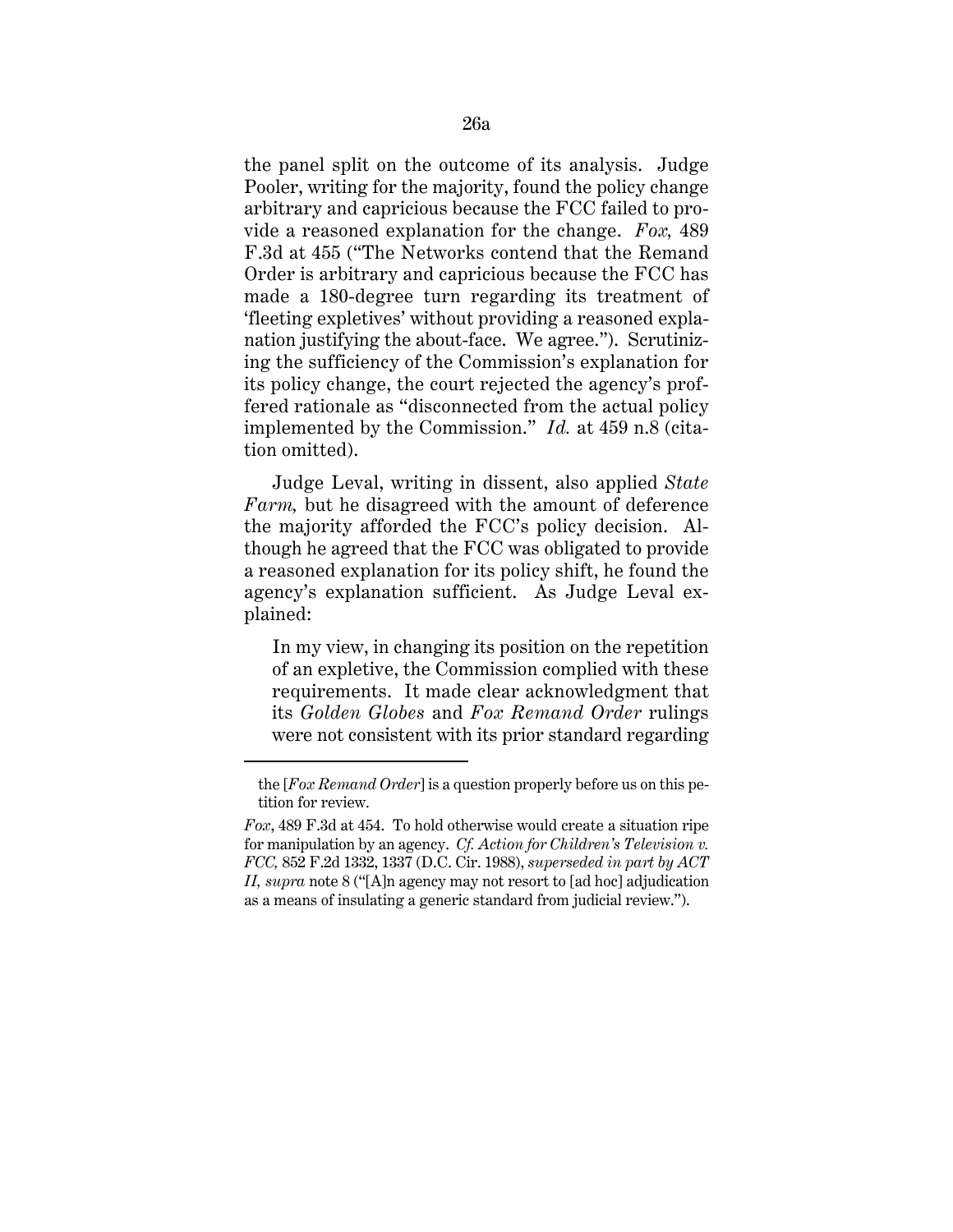the panel split on the outcome of its analysis. Judge Pooler, writing for the majority, found the policy change arbitrary and capricious because the FCC failed to provide a reasoned explanation for the change. *Fox,* 489 F.3d at 455 ("The Networks contend that the Remand Order is arbitrary and capricious because the FCC has made a 180-degree turn regarding its treatment of 'fleeting expletives' without providing a reasoned explanation justifying the about-face. We agree."). Scrutinizing the sufficiency of the Commission's explanation for its policy change, the court rejected the agency's proffered rationale as "disconnected from the actual policy implemented by the Commission." *Id.* at 459 n.8 (citation omitted).

Judge Leval, writing in dissent, also applied *State Farm,* but he disagreed with the amount of deference the majority afforded the FCC's policy decision. Although he agreed that the FCC was obligated to provide a reasoned explanation for its policy shift, he found the agency's explanation sufficient. As Judge Leval explained:

> In my view, in changing its position on the repetition of an expletive, the Commission complied with these requirements. It made clear acknowledgment that its *Golden Globes* and *Fox Remand Order* rulings were not consistent with its prior standard regarding

---

the [*Fox Remand Order*] is a question properly before us on this petition for review.

*Fox*, 489 F.3d at 454. To hold otherwise would create a situation ripe for manipulation by an agency. *Cf. Action for Children's Television v. FCC,* 852 F.2d 1332, 1337 (D.C. Cir. 1988), *superseded in part by ACT II, supra* note 8 ("[A]n agency may not resort to [ad hoc] adjudication as a means of insulating a generic standard from judicial review.").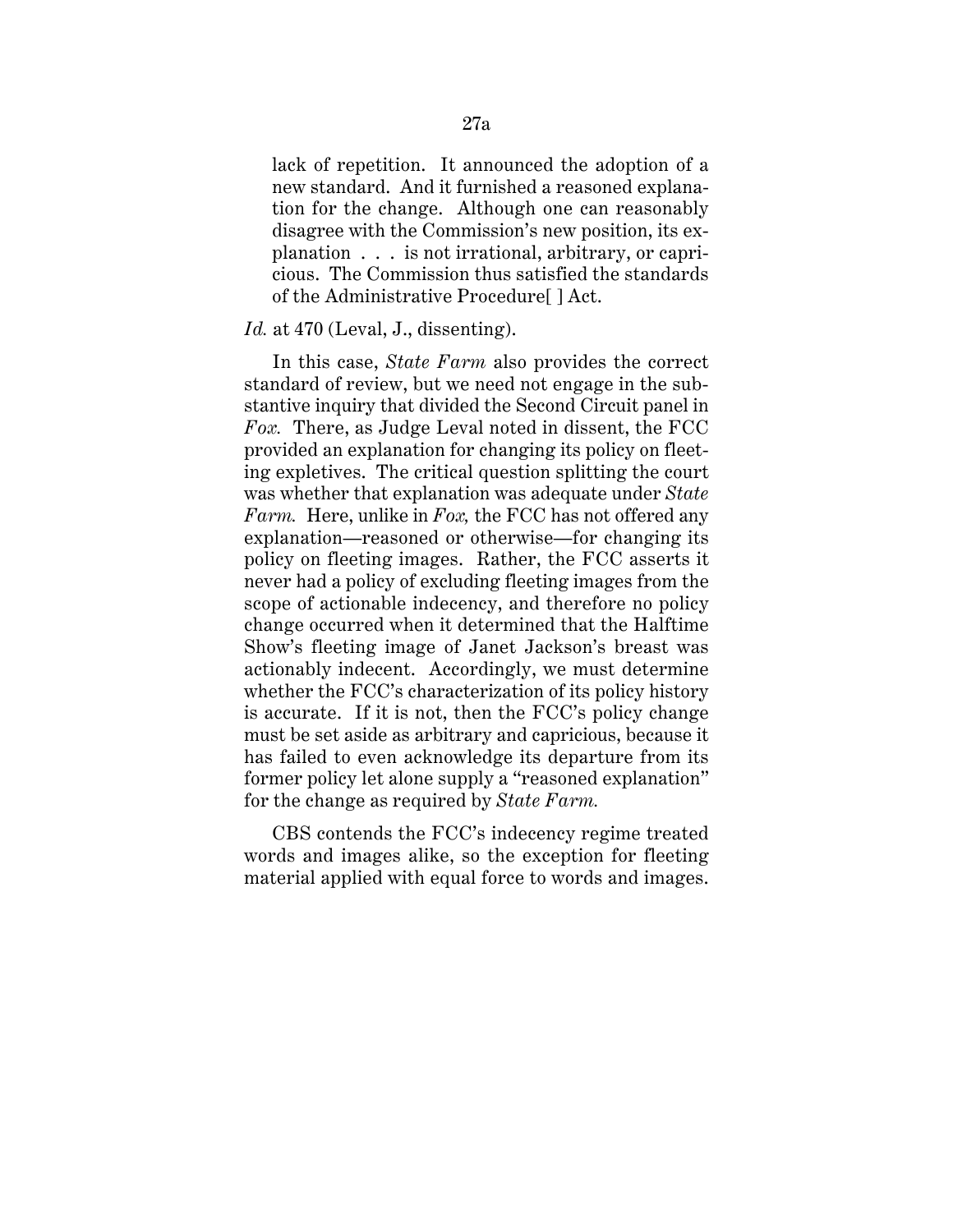> lack of repetition. It announced the adoption of a new standard. And it furnished a reasoned explanation for the change. Although one can reasonably disagree with the Commission's new position, its explanation . . . is not irrational, arbitrary, or capricious. The Commission thus satisfied the standards of the Administrative Procedure[ ] Act.

*Id.* at 470 (Leval, J., dissenting).

In this case, *State Farm* also provides the correct standard of review, but we need not engage in the substantive inquiry that divided the Second Circuit panel in *Fox.* There, as Judge Leval noted in dissent, the FCC provided an explanation for changing its policy on fleeting expletives. The critical question splitting the court was whether that explanation was adequate under *State Farm.* Here, unlike in *Fox,* the FCC has not offered any explanation—reasoned or otherwise—for changing its policy on fleeting images. Rather, the FCC asserts it never had a policy of excluding fleeting images from the scope of actionable indecency, and therefore no policy change occurred when it determined that the Halftime Show's fleeting image of Janet Jackson's breast was actionably indecent. Accordingly, we must determine whether the FCC's characterization of its policy history is accurate. If it is not, then the FCC's policy change must be set aside as arbitrary and capricious, because it has failed to even acknowledge its departure from its former policy let alone supply a "reasoned explanation" for the change as required by *State Farm.*

CBS contends the FCC's indecency regime treated words and images alike, so the exception for fleeting material applied with equal force to words and images.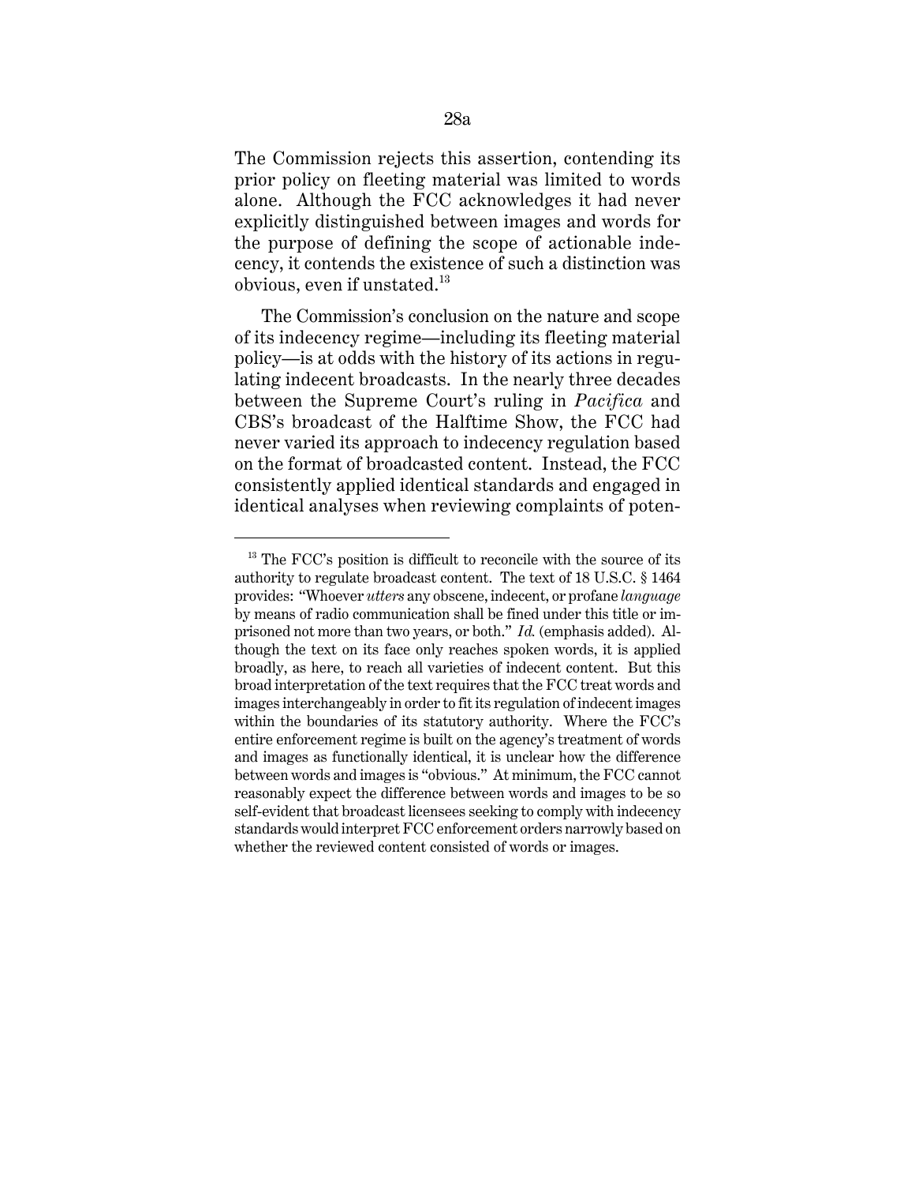The Commission rejects this assertion, contending its prior policy on fleeting material was limited to words alone. Although the FCC acknowledges it had never explicitly distinguished between images and words for the purpose of defining the scope of actionable indecency, it contends the existence of such a distinction was obvious, even if unstated.[13]

The Commission's conclusion on the nature and scope of its indecency regime—including its fleeting material policy—is at odds with the history of its actions in regulating indecent broadcasts. In the nearly three decades between the Supreme Court's ruling in *Pacifica* and CBS's broadcast of the Halftime Show, the FCC had never varied its approach to indecency regulation based on the format of broadcasted content. Instead, the FCC consistently applied identical standards and engaged in identical analyses when reviewing complaints of poten-

---

[13] The FCC's position is difficult to reconcile with the source of its authority to regulate broadcast content. The text of 18 U.S.C. § 1464 provides: "Whoever *utters* any obscene, indecent, or profane *language* by means of radio communication shall be fined under this title or imprisoned not more than two years, or both." *Id.* (emphasis added). Although the text on its face only reaches spoken words, it is applied broadly, as here, to reach all varieties of indecent content. But this broad interpretation of the text requires that the FCC treat words and images interchangeably in order to fit its regulation of indecent images within the boundaries of its statutory authority. Where the FCC's entire enforcement regime is built on the agency's treatment of words and images as functionally identical, it is unclear how the difference between words and images is "obvious." At minimum, the FCC cannot reasonably expect the difference between words and images to be so self-evident that broadcast licensees seeking to comply with indecency standards would interpret FCC enforcement orders narrowly based on whether the reviewed content consisted of words or images.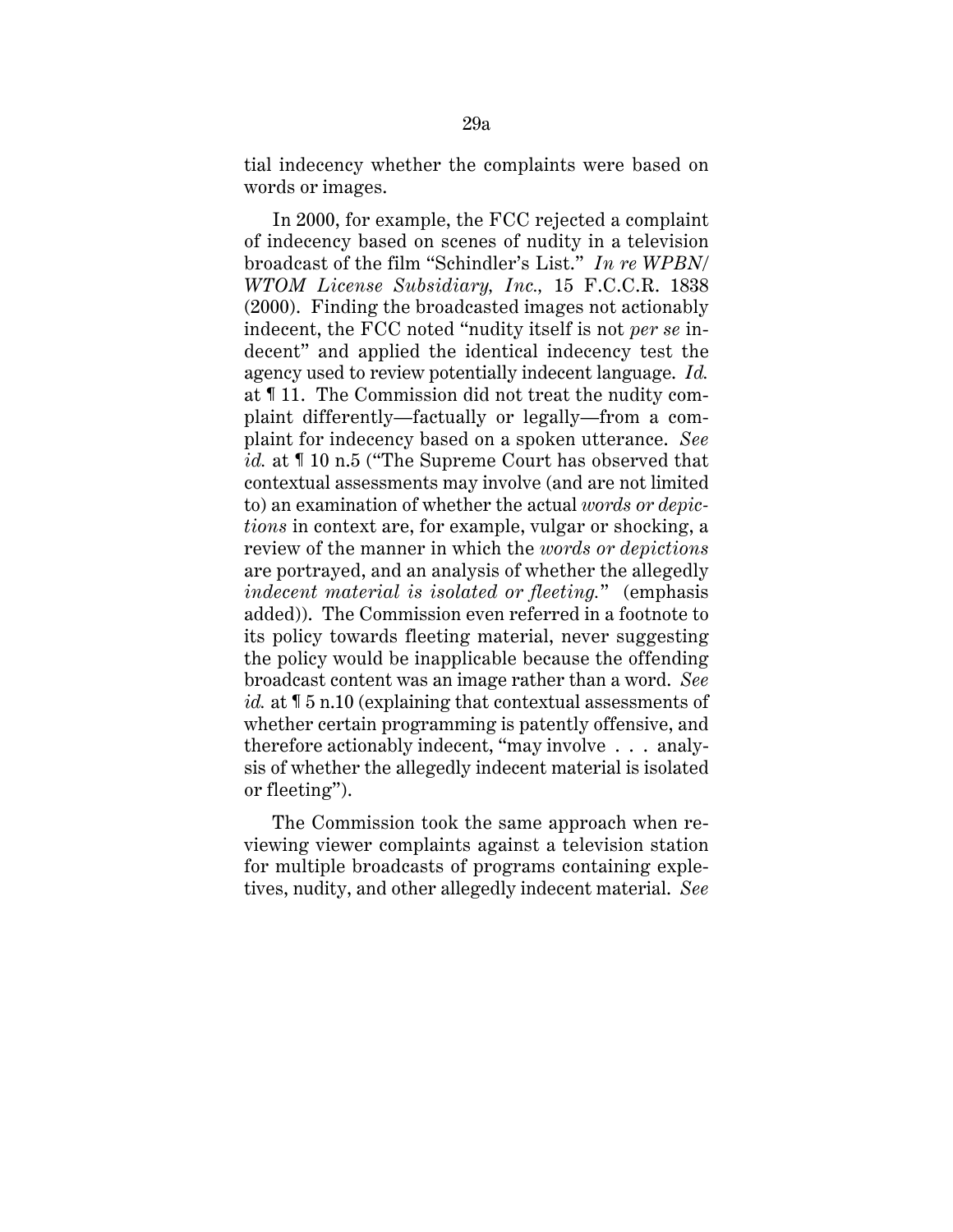tial indecency whether the complaints were based on words or images.

In 2000, for example, the FCC rejected a complaint of indecency based on scenes of nudity in a television broadcast of the film "Schindler's List." *In re WPBN/WTOM License Subsidiary, Inc.*, 15 F.C.C.R. 1838 (2000). Finding the broadcasted images not actionably indecent, the FCC noted "nudity itself is not *per se* indecent" and applied the identical indecency test the agency used to review potentially indecent language. *Id.* at ¶ 11. The Commission did not treat the nudity complaint differently—factually or legally—from a complaint for indecency based on a spoken utterance. *See id.* at ¶ 10 n.5 ("The Supreme Court has observed that contextual assessments may involve (and are not limited to) an examination of whether the actual *words or depictions* in context are, for example, vulgar or shocking, a review of the manner in which the *words or depictions* are portrayed, and an analysis of whether the allegedly *indecent material is isolated or fleeting.*" (emphasis added)). The Commission even referred in a footnote to its policy towards fleeting material, never suggesting the policy would be inapplicable because the offending broadcast content was an image rather than a word. *See id.* at ¶ 5 n.10 (explaining that contextual assessments of whether certain programming is patently offensive, and therefore actionably indecent, "may involve . . . analysis of whether the allegedly indecent material is isolated or fleeting").

The Commission took the same approach when reviewing viewer complaints against a television station for multiple broadcasts of programs containing expletives, nudity, and other allegedly indecent material. *See*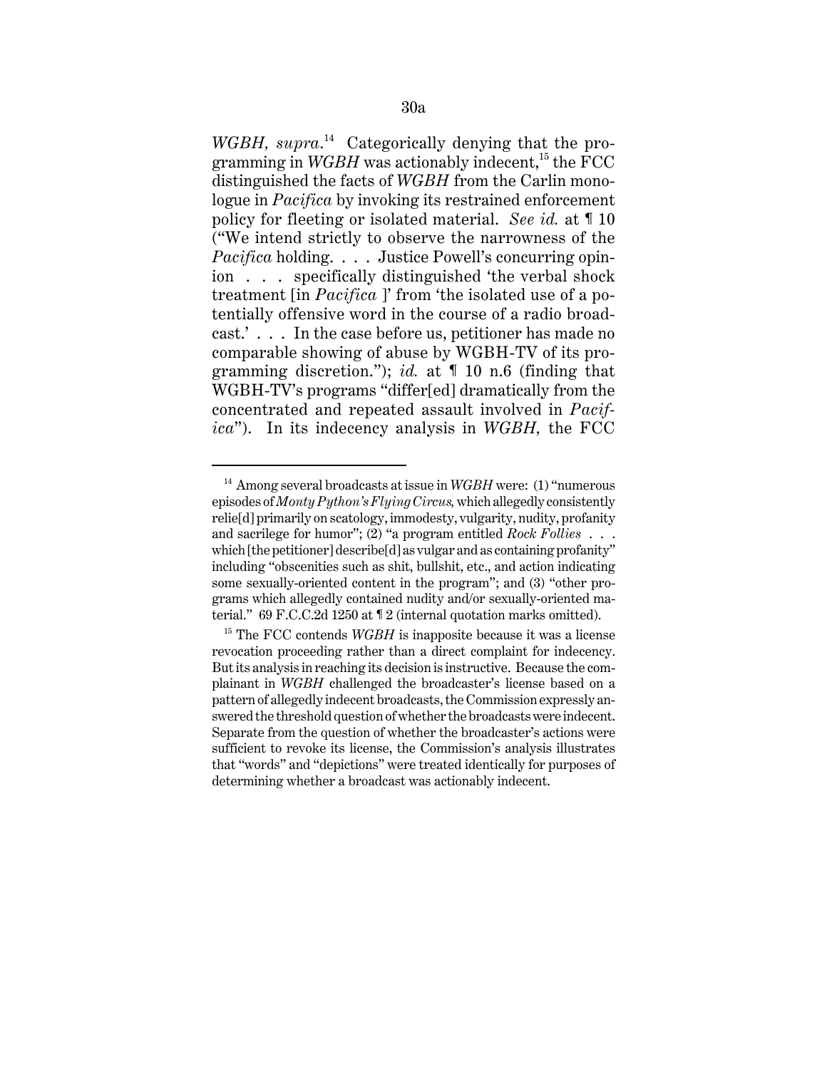*WGBH, supra.*[14] Categorically denying that the programming in *WGBH* was actionably indecent,[15] the FCC distinguished the facts of *WGBH* from the Carlin monologue in *Pacifica* by invoking its restrained enforcement policy for fleeting or isolated material. *See id.* at ¶ 10 ("We intend strictly to observe the narrowness of the *Pacifica* holding. . . . Justice Powell's concurring opinion . . . specifically distinguished 'the verbal shock treatment [in *Pacifica* ]' from 'the isolated use of a potentially offensive word in the course of a radio broadcast.' . . . In the case before us, petitioner has made no comparable showing of abuse by WGBH-TV of its programming discretion."); *id.* at ¶ 10 n.6 (finding that WGBH-TV's programs "differ[ed] dramatically from the concentrated and repeated assault involved in *Pacifica*"). In its indecency analysis in *WGBH*, the FCC

---

[14] Among several broadcasts at issue in *WGBH* were: (1) "numerous episodes of *Monty Python's Flying Circus,* which allegedly consistently relie[d] primarily on scatology, immodesty, vulgarity, nudity, profanity and sacrilege for humor"; (2) "a program entitled *Rock Follies* . . . which [the petitioner] describe[d] as vulgar and as containing profanity" including "obscenities such as shit, bullshit, etc., and action indicating some sexually-oriented content in the program"; and (3) "other programs which allegedly contained nudity and/or sexually-oriented material." 69 F.C.C.2d 1250 at ¶ 2 (internal quotation marks omitted).

[15] The FCC contends *WGBH* is inapposite because it was a license revocation proceeding rather than a direct complaint for indecency. But its analysis in reaching its decision is instructive. Because the complainant in *WGBH* challenged the broadcaster's license based on a pattern of allegedly indecent broadcasts, the Commission expressly answered the threshold question of whether the broadcasts were indecent. Separate from the question of whether the broadcaster's actions were sufficient to revoke its license, the Commission's analysis illustrates that "words" and "depictions" were treated identically for purposes of determining whether a broadcast was actionably indecent.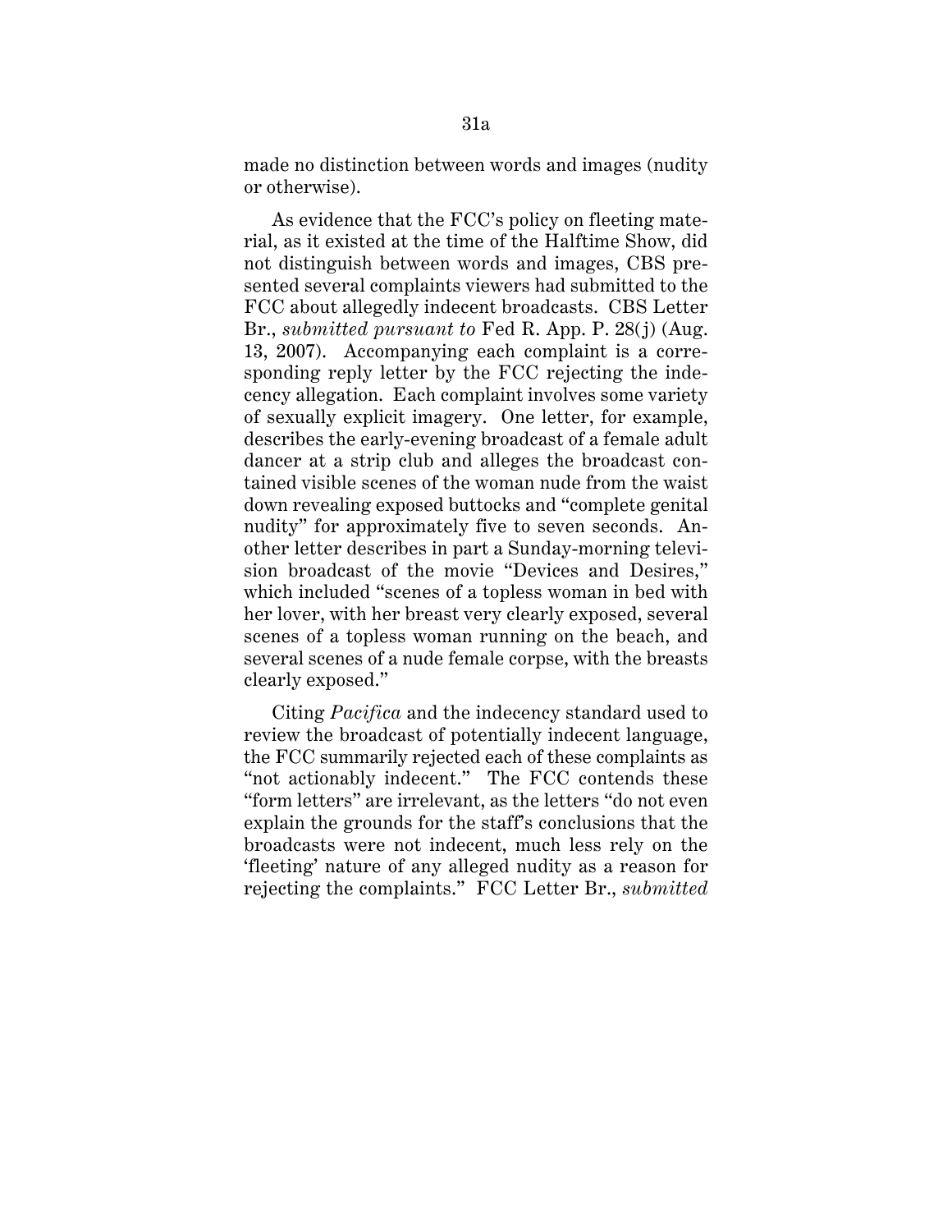made no distinction between words and images (nudity or otherwise).

As evidence that the FCC's policy on fleeting material, as it existed at the time of the Halftime Show, did not distinguish between words and images, CBS presented several complaints viewers had submitted to the FCC about allegedly indecent broadcasts. CBS Letter Br., *submitted pursuant to* Fed R. App. P. 28(j) (Aug. 13, 2007). Accompanying each complaint is a corresponding reply letter by the FCC rejecting the indecency allegation. Each complaint involves some variety of sexually explicit imagery. One letter, for example, describes the early-evening broadcast of a female adult dancer at a strip club and alleges the broadcast contained visible scenes of the woman nude from the waist down revealing exposed buttocks and "complete genital nudity" for approximately five to seven seconds. Another letter describes in part a Sunday-morning television broadcast of the movie "Devices and Desires," which included "scenes of a topless woman in bed with her lover, with her breast very clearly exposed, several scenes of a topless woman running on the beach, and several scenes of a nude female corpse, with the breasts clearly exposed."

Citing *Pacifica* and the indecency standard used to review the broadcast of potentially indecent language, the FCC summarily rejected each of these complaints as "not actionably indecent." The FCC contends these "form letters" are irrelevant, as the letters "do not even explain the grounds for the staff's conclusions that the broadcasts were not indecent, much less rely on the 'fleeting' nature of any alleged nudity as a reason for rejecting the complaints." FCC Letter Br., *submitted*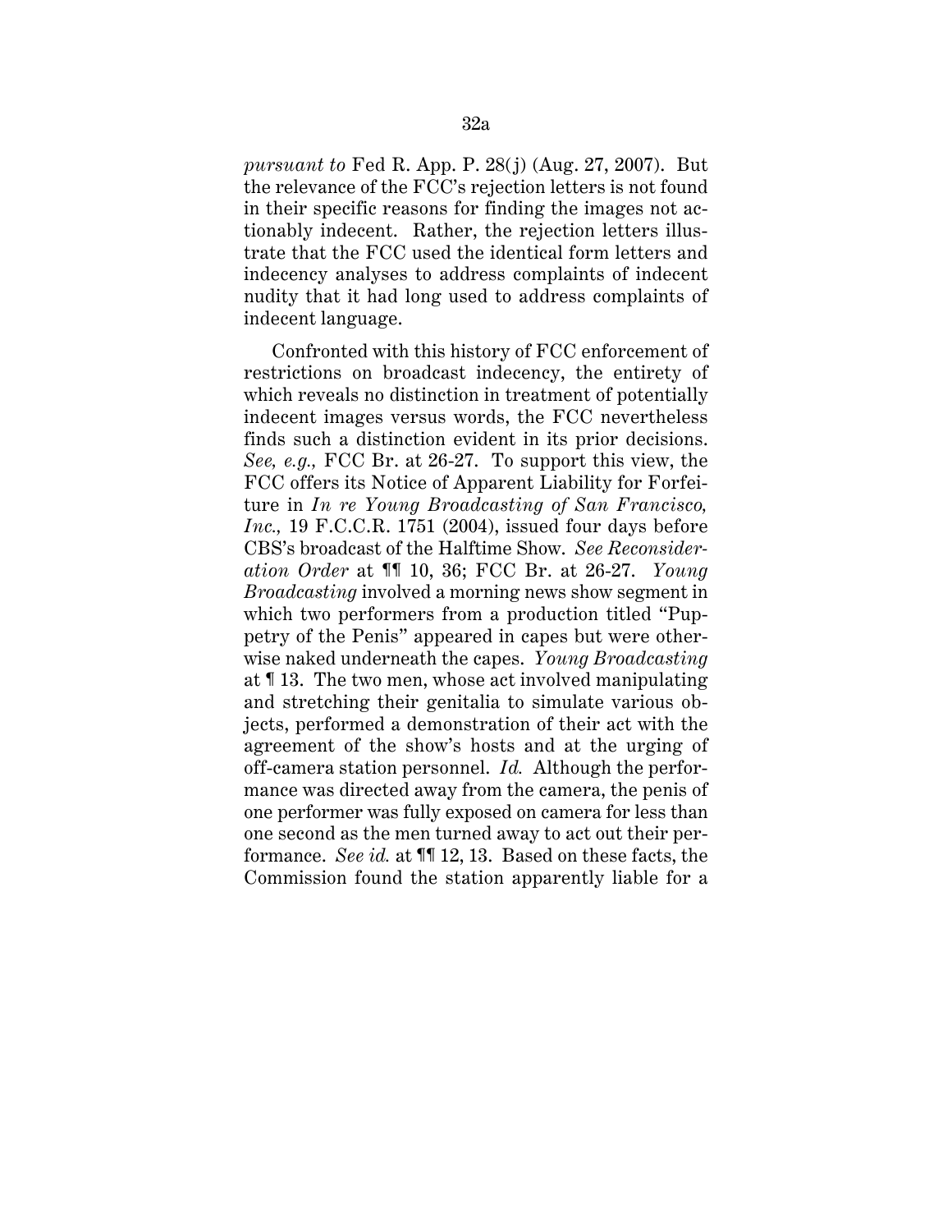*pursuant to* Fed R. App. P. 28(j) (Aug. 27, 2007). But the relevance of the FCC's rejection letters is not found in their specific reasons for finding the images not actionably indecent. Rather, the rejection letters illustrate that the FCC used the identical form letters and indecency analyses to address complaints of indecent nudity that it had long used to address complaints of indecent language.

Confronted with this history of FCC enforcement of restrictions on broadcast indecency, the entirety of which reveals no distinction in treatment of potentially indecent images versus words, the FCC nevertheless finds such a distinction evident in its prior decisions. *See, e.g.,* FCC Br. at 26-27. To support this view, the FCC offers its Notice of Apparent Liability for Forfeiture in *In re Young Broadcasting of San Francisco, Inc.,* 19 F.C.C.R. 1751 (2004), issued four days before CBS's broadcast of the Halftime Show. *See Reconsideration Order* at ¶¶ 10, 36; FCC Br. at 26-27. *Young Broadcasting* involved a morning news show segment in which two performers from a production titled "Puppetry of the Penis" appeared in capes but were otherwise naked underneath the capes. *Young Broadcasting* at ¶ 13. The two men, whose act involved manipulating and stretching their genitalia to simulate various objects, performed a demonstration of their act with the agreement of the show's hosts and at the urging of off-camera station personnel. *Id.* Although the performance was directed away from the camera, the penis of one performer was fully exposed on camera for less than one second as the men turned away to act out their performance. *See id.* at ¶¶ 12, 13. Based on these facts, the Commission found the station apparently liable for a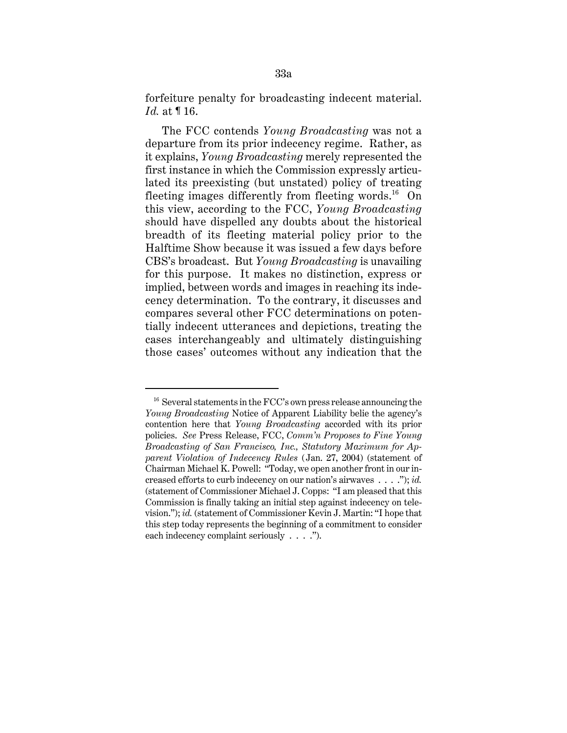forfeiture penalty for broadcasting indecent material. *Id.* at ¶ 16.

The FCC contends *Young Broadcasting* was not a departure from its prior indecency regime. Rather, as it explains, *Young Broadcasting* merely represented the first instance in which the Commission expressly articulated its preexisting (but unstated) policy of treating fleeting images differently from fleeting words.[16] On this view, according to the FCC, *Young Broadcasting* should have dispelled any doubts about the historical breadth of its fleeting material policy prior to the Halftime Show because it was issued a few days before CBS's broadcast. But *Young Broadcasting* is unavailing for this purpose. It makes no distinction, express or implied, between words and images in reaching its indecency determination. To the contrary, it discusses and compares several other FCC determinations on potentially indecent utterances and depictions, treating the cases interchangeably and ultimately distinguishing those cases' outcomes without any indication that the

---

[16] Several statements in the FCC's own press release announcing the *Young Broadcasting* Notice of Apparent Liability belie the agency's contention here that *Young Broadcasting* accorded with its prior policies. *See* Press Release, FCC, *Comm'n Proposes to Fine Young Broadcasting of San Francisco, Inc., Statutory Maximum for Apparent Violation of Indecency Rules* (Jan. 27, 2004) (statement of Chairman Michael K. Powell: "Today, we open another front in our increased efforts to curb indecency on our nation's airwaves . . . ."); *id.* (statement of Commissioner Michael J. Copps: "I am pleased that this Commission is finally taking an initial step against indecency on television."); *id.* (statement of Commissioner Kevin J. Martin: "I hope that this step today represents the beginning of a commitment to consider each indecency complaint seriously . . . .").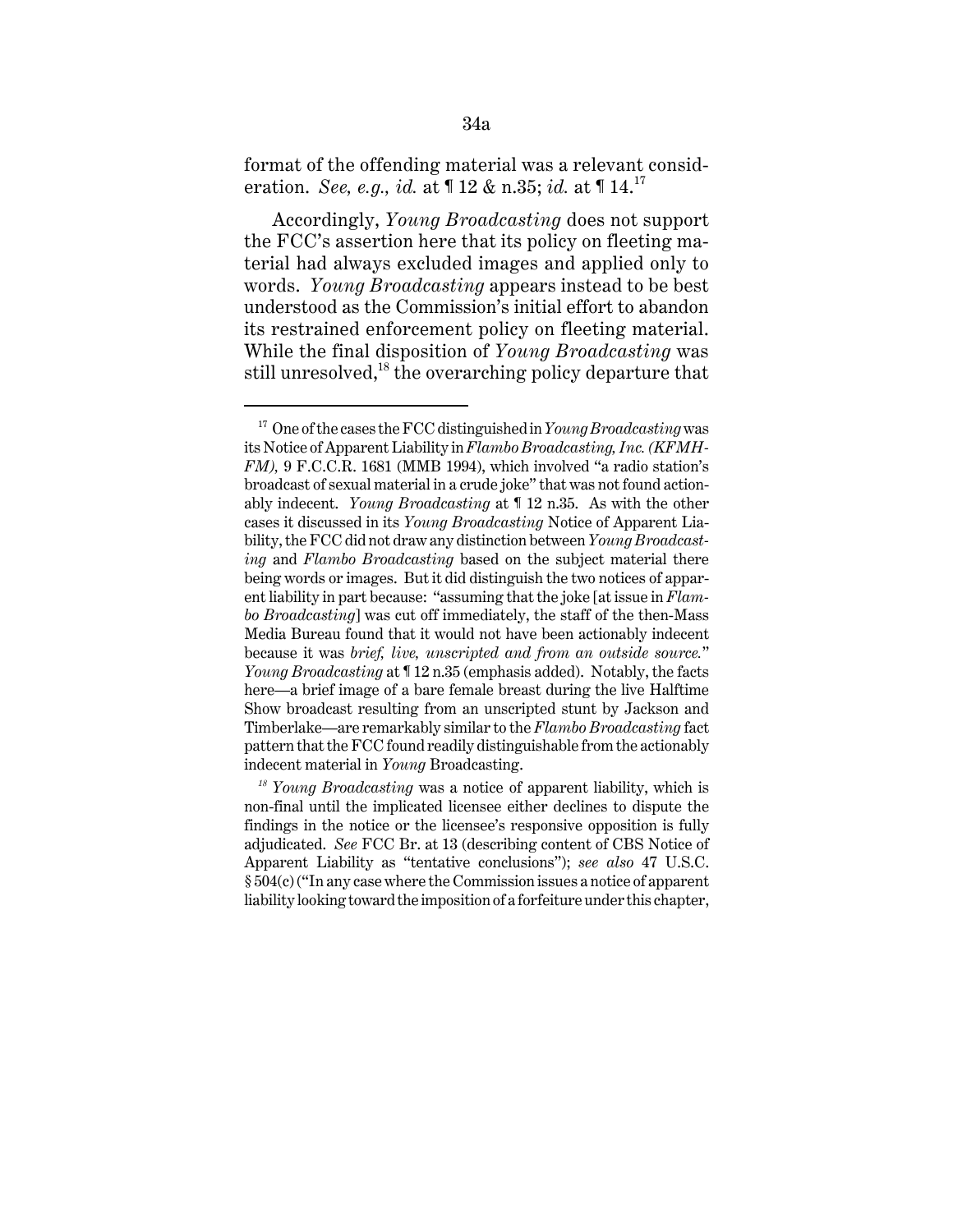format of the offending material was a relevant consideration. *See, e.g., id.* at ¶ 12 & n.35; *id.* at ¶ 14.[17]

Accordingly, *Young Broadcasting* does not support the FCC's assertion here that its policy on fleeting material had always excluded images and applied only to words. *Young Broadcasting* appears instead to be best understood as the Commission's initial effort to abandon its restrained enforcement policy on fleeting material. While the final disposition of *Young Broadcasting* was still unresolved,[18] the overarching policy departure that

---

[17] One of the cases the FCC distinguished in *Young Broadcasting* was its Notice of Apparent Liability in *Flambo Broadcasting, Inc. (KFMH-FM),* 9 F.C.C.R. 1681 (MMB 1994), which involved "a radio station's broadcast of sexual material in a crude joke" that was not found actionably indecent. *Young Broadcasting* at ¶ 12 n.35. As with the other cases it discussed in its *Young Broadcasting* Notice of Apparent Liability, the FCC did not draw any distinction between *Young Broadcasting* and *Flambo Broadcasting* based on the subject material there being words or images. But it did distinguish the two notices of apparent liability in part because: "assuming that the joke [at issue in *Flambo Broadcasting*] was cut off immediately, the staff of the then-Mass Media Bureau found that it would not have been actionably indecent because it was *brief, live, unscripted and from an outside source.*" *Young Broadcasting* at ¶ 12 n.35 (emphasis added). Notably, the facts here—a brief image of a bare female breast during the live Halftime Show broadcast resulting from an unscripted stunt by Jackson and Timberlake—are remarkably similar to the *Flambo Broadcasting* fact pattern that the FCC found readily distinguishable from the actionably indecent material in *Young* Broadcasting.

[18] *Young Broadcasting* was a notice of apparent liability, which is non-final until the implicated licensee either declines to dispute the findings in the notice or the licensee's responsive opposition is fully adjudicated. *See* FCC Br. at 13 (describing content of CBS Notice of Apparent Liability as "tentative conclusions"); *see also* 47 U.S.C. § 504(c) ("In any case where the Commission issues a notice of apparent liability looking toward the imposition of a forfeiture under this chapter,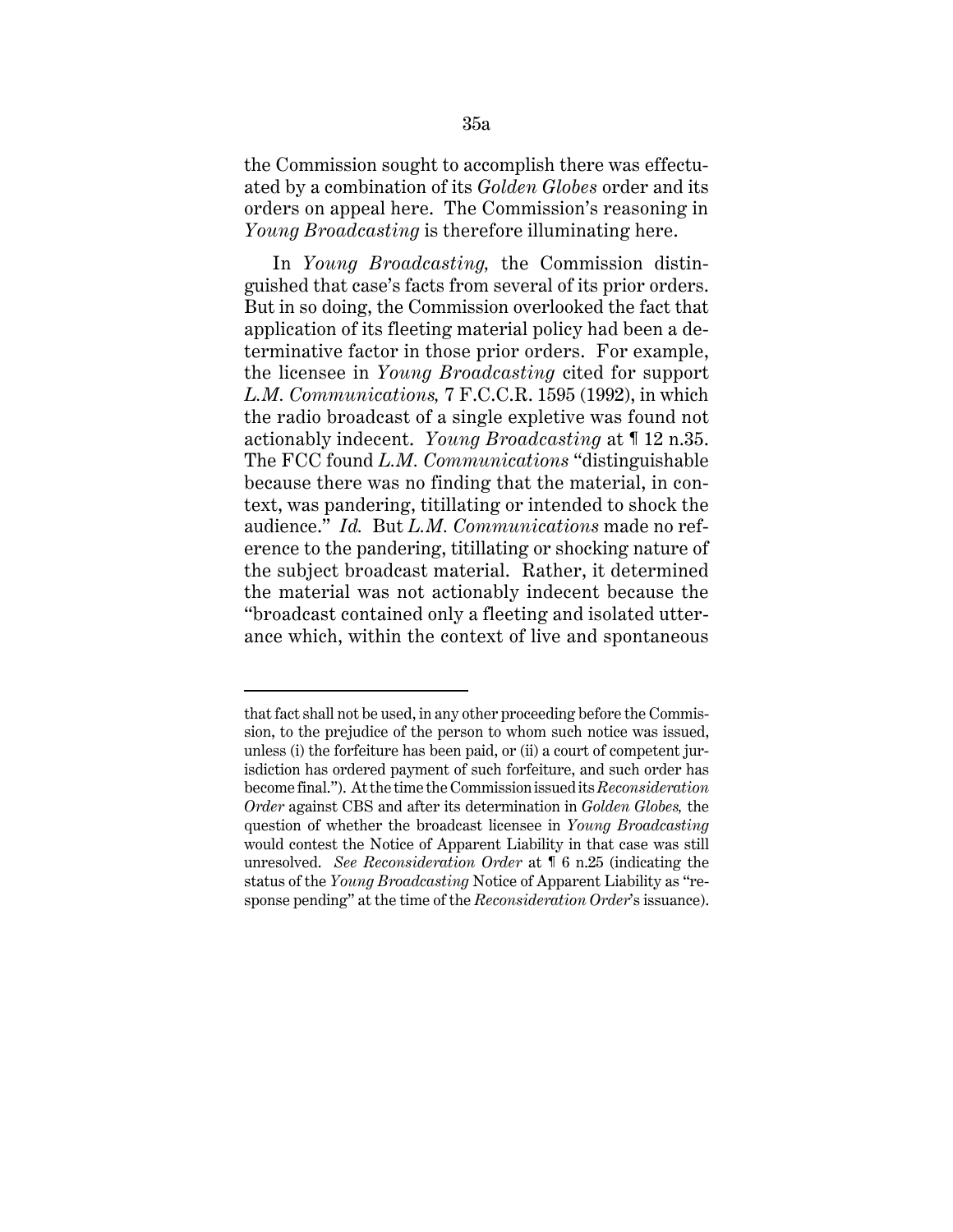the Commission sought to accomplish there was effectuated by a combination of its *Golden Globes* order and its orders on appeal here. The Commission's reasoning in *Young Broadcasting* is therefore illuminating here.

In *Young Broadcasting,* the Commission distinguished that case's facts from several of its prior orders. But in so doing, the Commission overlooked the fact that application of its fleeting material policy had been a determinative factor in those prior orders. For example, the licensee in *Young Broadcasting* cited for support *L.M. Communications,* 7 F.C.C.R. 1595 (1992), in which the radio broadcast of a single expletive was found not actionably indecent. *Young Broadcasting* at ¶ 12 n.35. The FCC found *L.M. Communications* "distinguishable because there was no finding that the material, in context, was pandering, titillating or intended to shock the audience." *Id.* But *L.M. Communications* made no reference to the pandering, titillating or shocking nature of the subject broadcast material. Rather, it determined the material was not actionably indecent because the "broadcast contained only a fleeting and isolated utterance which, within the context of live and spontaneous

---

that fact shall not be used, in any other proceeding before the Commission, to the prejudice of the person to whom such notice was issued, unless (i) the forfeiture has been paid, or (ii) a court of competent jurisdiction has ordered payment of such forfeiture, and such order has become final."). At the time the Commission issued its *Reconsideration Order* against CBS and after its determination in *Golden Globes,* the question of whether the broadcast licensee in *Young Broadcasting* would contest the Notice of Apparent Liability in that case was still unresolved. *See Reconsideration Order* at ¶ 6 n.25 (indicating the status of the *Young Broadcasting* Notice of Apparent Liability as "response pending" at the time of the *Reconsideration Order*'s issuance).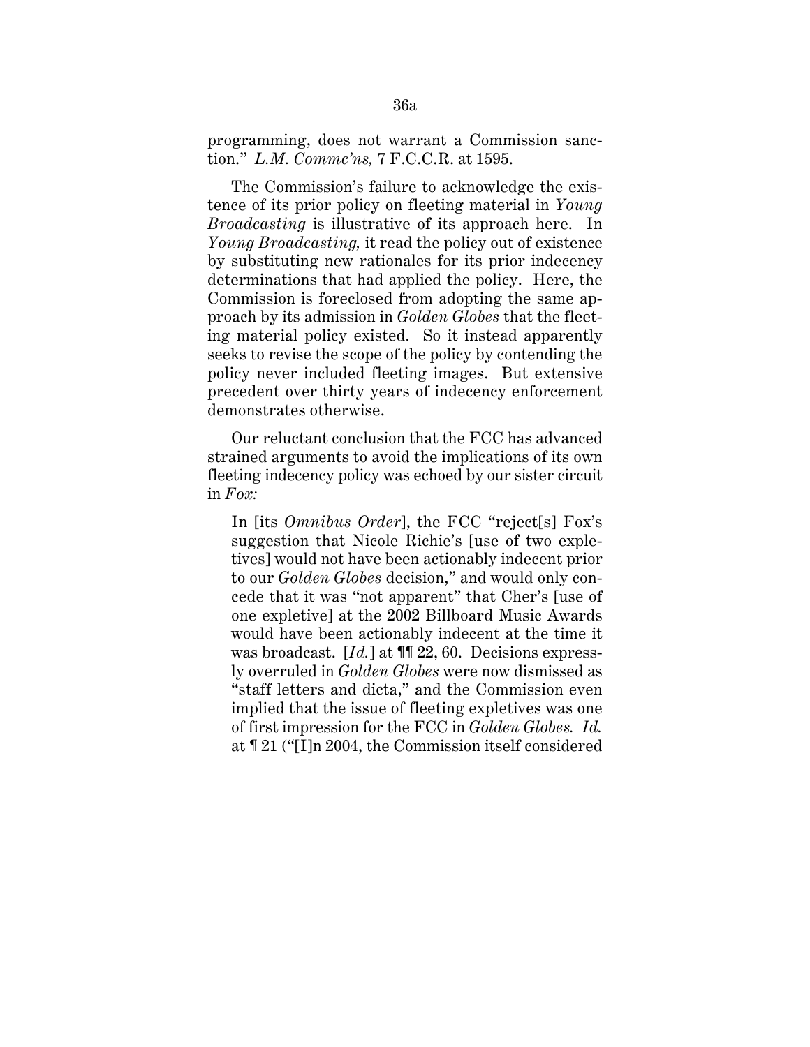programming, does not warrant a Commission sanction." *L.M. Commc'ns,* 7 F.C.C.R. at 1595.

The Commission's failure to acknowledge the existence of its prior policy on fleeting material in *Young Broadcasting* is illustrative of its approach here. In *Young Broadcasting,* it read the policy out of existence by substituting new rationales for its prior indecency determinations that had applied the policy. Here, the Commission is foreclosed from adopting the same approach by its admission in *Golden Globes* that the fleeting material policy existed. So it instead apparently seeks to revise the scope of the policy by contending the policy never included fleeting images. But extensive precedent over thirty years of indecency enforcement demonstrates otherwise.

Our reluctant conclusion that the FCC has advanced strained arguments to avoid the implications of its own fleeting indecency policy was echoed by our sister circuit in *Fox:*

> In [its *Omnibus Order*], the FCC "reject[s] Fox's suggestion that Nicole Richie's [use of two expletives] would not have been actionably indecent prior to our *Golden Globes* decision," and would only concede that it was "not apparent" that Cher's [use of one expletive] at the 2002 Billboard Music Awards would have been actionably indecent at the time it was broadcast. [*Id.*] at ¶¶ 22, 60. Decisions expressly overruled in *Golden Globes* were now dismissed as "staff letters and dicta," and the Commission even implied that the issue of fleeting expletives was one of first impression for the FCC in *Golden Globes. Id.* at ¶ 21 ("[I]n 2004, the Commission itself considered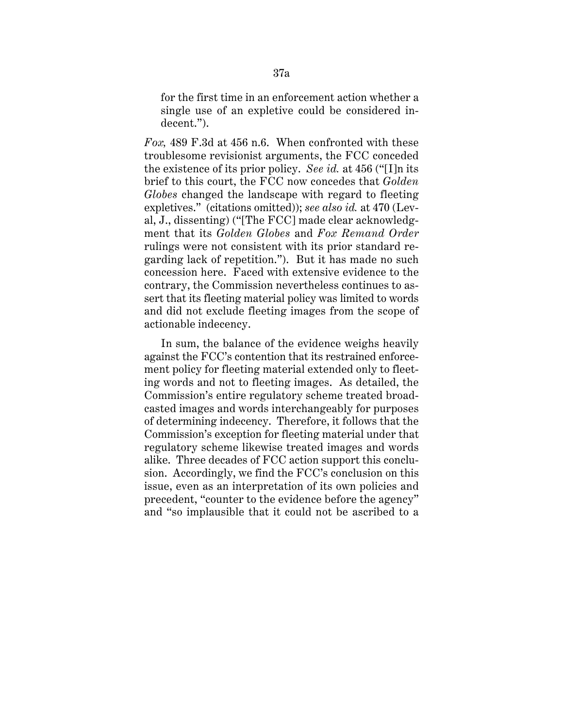> for the first time in an enforcement action whether a single use of an expletive could be considered indecent.").

*Fox,* 489 F.3d at 456 n.6. When confronted with these troublesome revisionist arguments, the FCC conceded the existence of its prior policy. *See id.* at 456 ("[I]n its brief to this court, the FCC now concedes that *Golden Globes* changed the landscape with regard to fleeting expletives." (citations omitted)); *see also id.* at 470 (Leval, J., dissenting) ("[The FCC] made clear acknowledgment that its *Golden Globes* and *Fox Remand Order* rulings were not consistent with its prior standard regarding lack of repetition."). But it has made no such concession here. Faced with extensive evidence to the contrary, the Commission nevertheless continues to assert that its fleeting material policy was limited to words and did not exclude fleeting images from the scope of actionable indecency.

In sum, the balance of the evidence weighs heavily against the FCC's contention that its restrained enforcement policy for fleeting material extended only to fleeting words and not to fleeting images. As detailed, the Commission's entire regulatory scheme treated broadcasted images and words interchangeably for purposes of determining indecency. Therefore, it follows that the Commission's exception for fleeting material under that regulatory scheme likewise treated images and words alike. Three decades of FCC action support this conclusion. Accordingly, we find the FCC's conclusion on this issue, even as an interpretation of its own policies and precedent, "counter to the evidence before the agency" and "so implausible that it could not be ascribed to a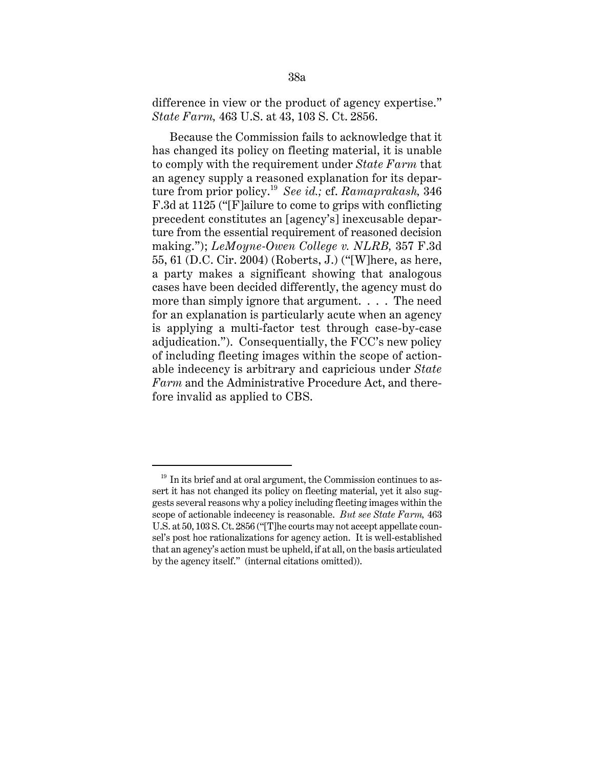difference in view or the product of agency expertise." *State Farm,* 463 U.S. at 43, 103 S. Ct. 2856.

Because the Commission fails to acknowledge that it has changed its policy on fleeting material, it is unable to comply with the requirement under *State Farm* that an agency supply a reasoned explanation for its departure from prior policy.[19] *See id.;* cf. *Ramaprakash,* 346 F.3d at 1125 ("[F]ailure to come to grips with conflicting precedent constitutes an [agency's] inexcusable departure from the essential requirement of reasoned decision making."); *LeMoyne-Owen College v. NLRB,* 357 F.3d 55, 61 (D.C. Cir. 2004) (Roberts, J.) ("[W]here, as here, a party makes a significant showing that analogous cases have been decided differently, the agency must do more than simply ignore that argument. . . . The need for an explanation is particularly acute when an agency is applying a multi-factor test through case-by-case adjudication."). Consequentially, the FCC's new policy of including fleeting images within the scope of actionable indecency is arbitrary and capricious under *State Farm* and the Administrative Procedure Act, and therefore invalid as applied to CBS.

---

[19] In its brief and at oral argument, the Commission continues to assert it has not changed its policy on fleeting material, yet it also suggests several reasons why a policy including fleeting images within the scope of actionable indecency is reasonable. *But see State Farm,* 463 U.S. at 50, 103 S. Ct. 2856 ("[T]he courts may not accept appellate counsel's post hoc rationalizations for agency action. It is well-established that an agency's action must be upheld, if at all, on the basis articulated by the agency itself." (internal citations omitted)).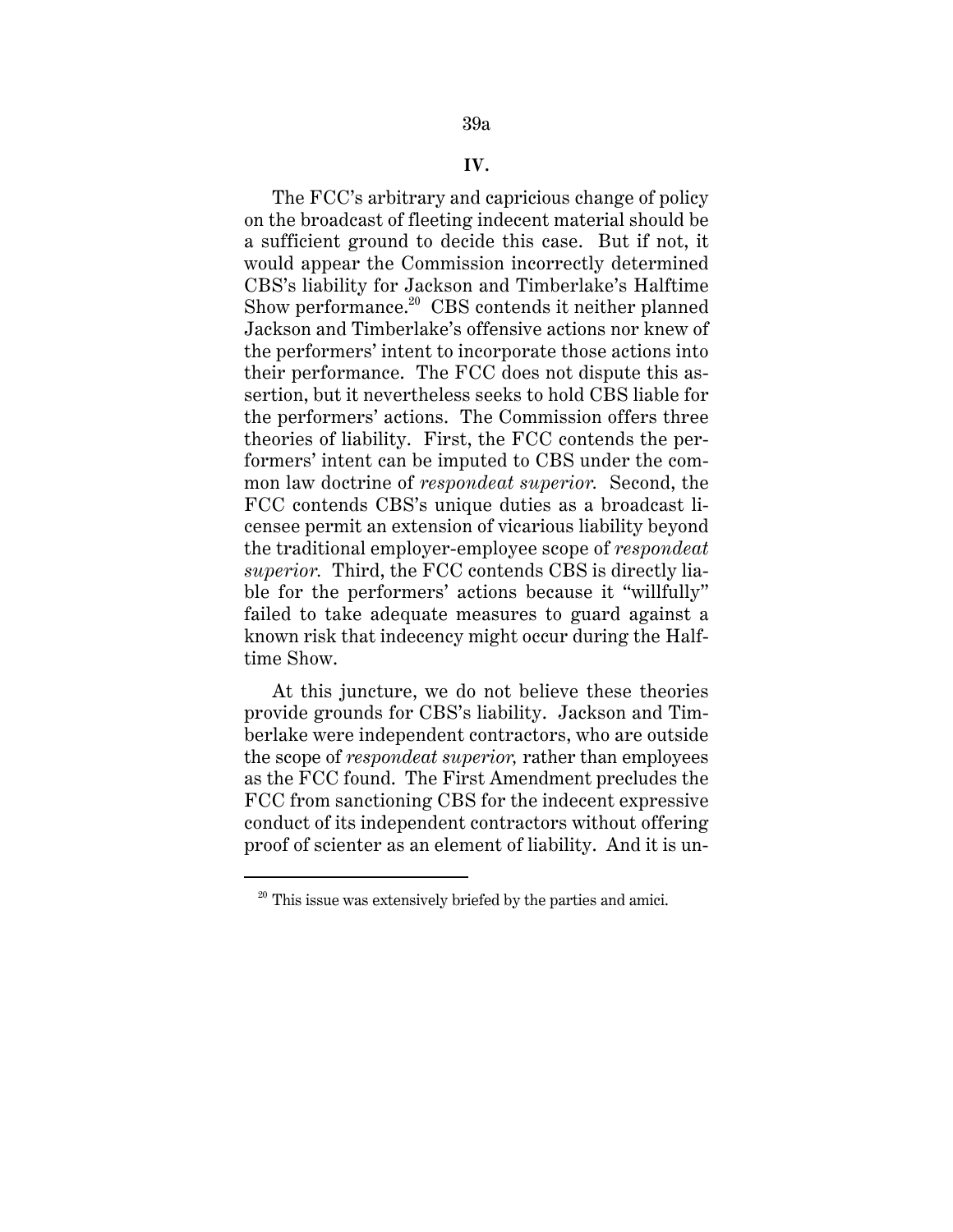## IV.

The FCC's arbitrary and capricious change of policy on the broadcast of fleeting indecent material should be a sufficient ground to decide this case. But if not, it would appear the Commission incorrectly determined CBS's liability for Jackson and Timberlake's Halftime Show performance.[20] CBS contends it neither planned Jackson and Timberlake's offensive actions nor knew of the performers' intent to incorporate those actions into their performance. The FCC does not dispute this assertion, but it nevertheless seeks to hold CBS liable for the performers' actions. The Commission offers three theories of liability. First, the FCC contends the performers' intent can be imputed to CBS under the common law doctrine of *respondeat superior.* Second, the FCC contends CBS's unique duties as a broadcast licensee permit an extension of vicarious liability beyond the traditional employer-employee scope of *respondeat superior.* Third, the FCC contends CBS is directly liable for the performers' actions because it "willfully" failed to take adequate measures to guard against a known risk that indecency might occur during the Halftime Show.

At this juncture, we do not believe these theories provide grounds for CBS's liability. Jackson and Timberlake were independent contractors, who are outside the scope of *respondeat superior,* rather than employees as the FCC found. The First Amendment precludes the FCC from sanctioning CBS for the indecent expressive conduct of its independent contractors without offering proof of scienter as an element of liability. And it is un-

[20] This issue was extensively briefed by the parties and amici.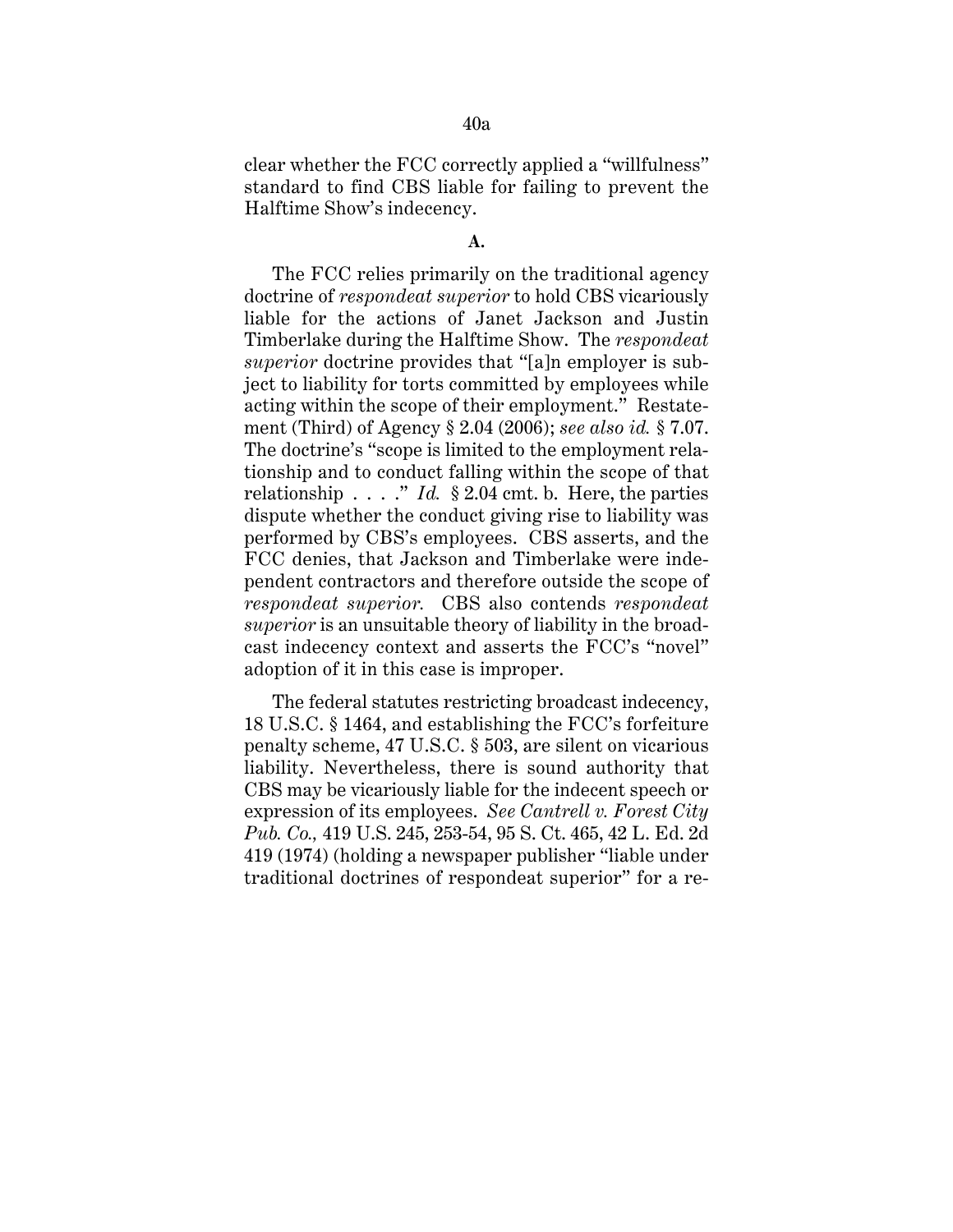clear whether the FCC correctly applied a "willfulness" standard to find CBS liable for failing to prevent the Halftime Show's indecency.

**A.**

The FCC relies primarily on the traditional agency doctrine of *respondeat superior* to hold CBS vicariously liable for the actions of Janet Jackson and Justin Timberlake during the Halftime Show. The *respondeat superior* doctrine provides that "[a]n employer is subject to liability for torts committed by employees while acting within the scope of their employment." Restatement (Third) of Agency § 2.04 (2006); *see also id.* § 7.07. The doctrine's "scope is limited to the employment relationship and to conduct falling within the scope of that relationship . . . ." *Id.* § 2.04 cmt. b. Here, the parties dispute whether the conduct giving rise to liability was performed by CBS's employees. CBS asserts, and the FCC denies, that Jackson and Timberlake were independent contractors and therefore outside the scope of *respondeat superior*. CBS also contends *respondeat superior* is an unsuitable theory of liability in the broadcast indecency context and asserts the FCC's "novel" adoption of it in this case is improper.

The federal statutes restricting broadcast indecency, 18 U.S.C. § 1464, and establishing the FCC's forfeiture penalty scheme, 47 U.S.C. § 503, are silent on vicarious liability. Nevertheless, there is sound authority that CBS may be vicariously liable for the indecent speech or expression of its employees. *See Cantrell v. Forest City Pub. Co.*, 419 U.S. 245, 253-54, 95 S. Ct. 465, 42 L. Ed. 2d 419 (1974) (holding a newspaper publisher "liable under traditional doctrines of respondeat superior" for a re-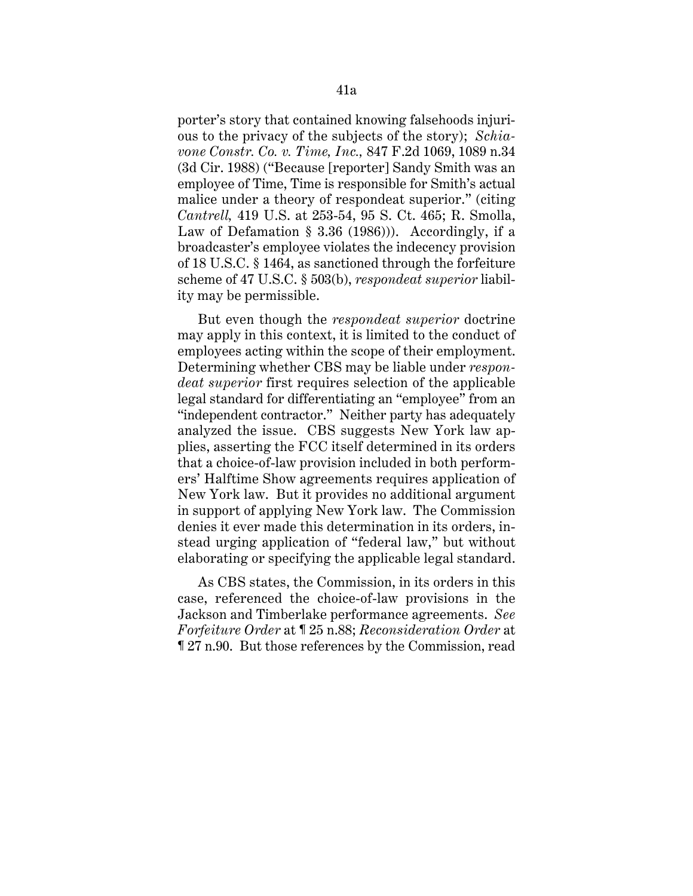porter's story that contained knowing falsehoods injurious to the privacy of the subjects of the story); *Schiavone Constr. Co. v. Time, Inc.,* 847 F.2d 1069, 1089 n.34 (3d Cir. 1988) ("Because [reporter] Sandy Smith was an employee of Time, Time is responsible for Smith's actual malice under a theory of respondeat superior." (citing *Cantrell,* 419 U.S. at 253-54, 95 S. Ct. 465; R. Smolla, Law of Defamation § 3.36 (1986))). Accordingly, if a broadcaster's employee violates the indecency provision of 18 U.S.C. § 1464, as sanctioned through the forfeiture scheme of 47 U.S.C. § 503(b), *respondeat superior* liability may be permissible.

But even though the *respondeat superior* doctrine may apply in this context, it is limited to the conduct of employees acting within the scope of their employment. Determining whether CBS may be liable under *respondeat superior* first requires selection of the applicable legal standard for differentiating an "employee" from an "independent contractor." Neither party has adequately analyzed the issue. CBS suggests New York law applies, asserting the FCC itself determined in its orders that a choice-of-law provision included in both performers' Halftime Show agreements requires application of New York law. But it provides no additional argument in support of applying New York law. The Commission denies it ever made this determination in its orders, instead urging application of "federal law," but without elaborating or specifying the applicable legal standard.

As CBS states, the Commission, in its orders in this case, referenced the choice-of-law provisions in the Jackson and Timberlake performance agreements. *See Forfeiture Order* at ¶ 25 n.88; *Reconsideration Order* at ¶ 27 n.90. But those references by the Commission, read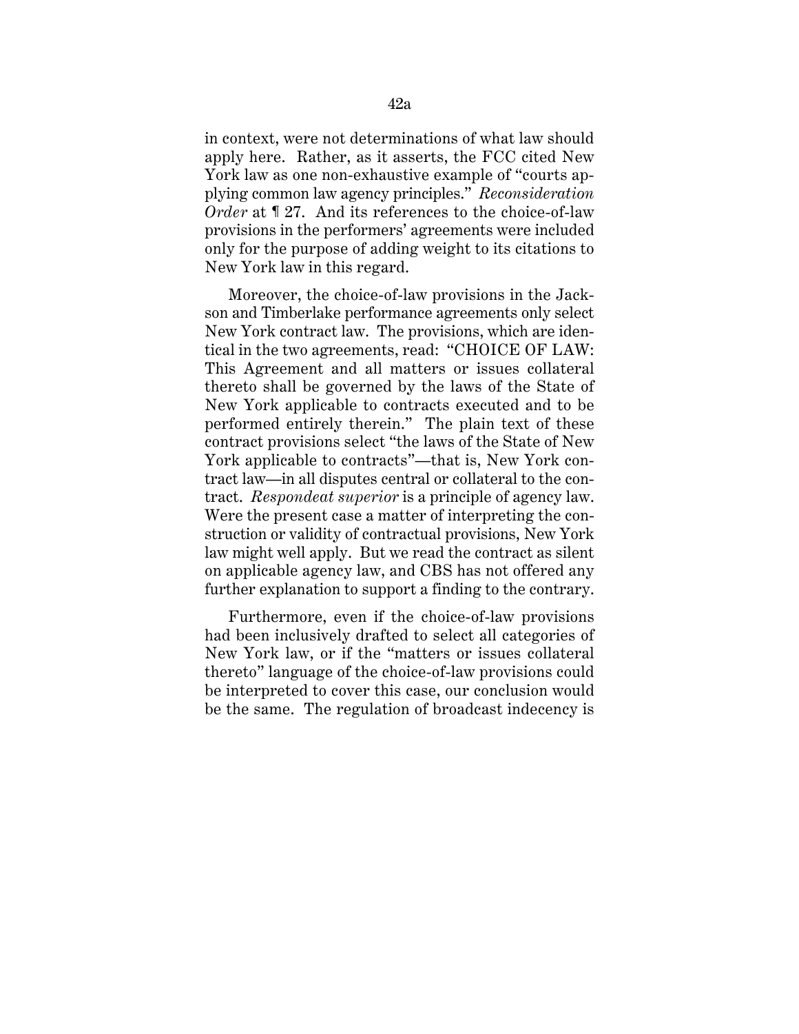in context, were not determinations of what law should apply here. Rather, as it asserts, the FCC cited New York law as one non-exhaustive example of "courts applying common law agency principles." *Reconsideration Order* at ¶ 27. And its references to the choice-of-law provisions in the performers' agreements were included only for the purpose of adding weight to its citations to New York law in this regard.

Moreover, the choice-of-law provisions in the Jackson and Timberlake performance agreements only select New York contract law. The provisions, which are identical in the two agreements, read: "CHOICE OF LAW: This Agreement and all matters or issues collateral thereto shall be governed by the laws of the State of New York applicable to contracts executed and to be performed entirely therein." The plain text of these contract provisions select "the laws of the State of New York applicable to contracts"—that is, New York contract law—in all disputes central or collateral to the contract. *Respondeat superior* is a principle of agency law. Were the present case a matter of interpreting the construction or validity of contractual provisions, New York law might well apply. But we read the contract as silent on applicable agency law, and CBS has not offered any further explanation to support a finding to the contrary.

Furthermore, even if the choice-of-law provisions had been inclusively drafted to select all categories of New York law, or if the "matters or issues collateral thereto" language of the choice-of-law provisions could be interpreted to cover this case, our conclusion would be the same. The regulation of broadcast indecency is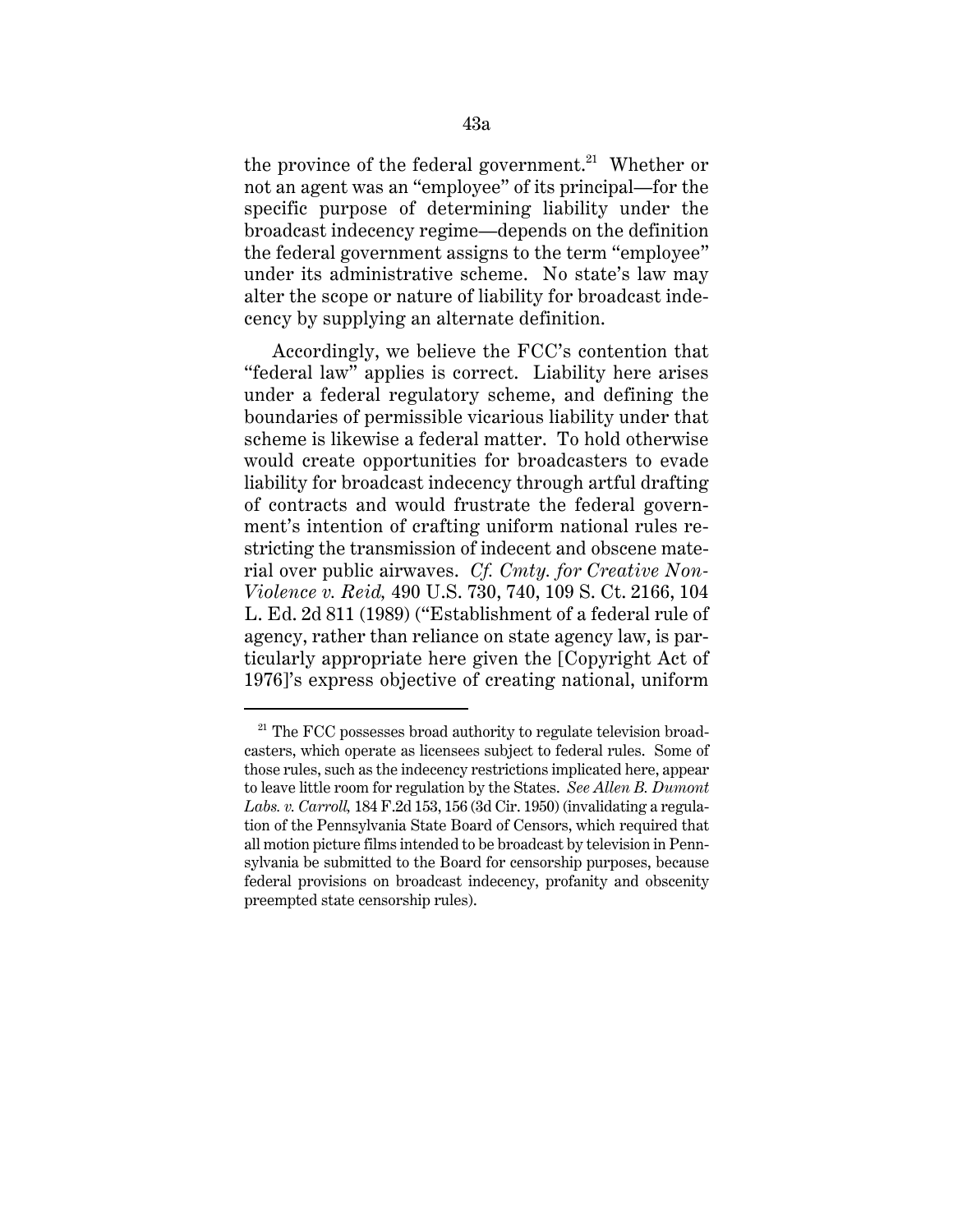the province of the federal government.[21] Whether or not an agent was an "employee" of its principal—for the specific purpose of determining liability under the broadcast indecency regime—depends on the definition the federal government assigns to the term "employee" under its administrative scheme. No state's law may alter the scope or nature of liability for broadcast indecency by supplying an alternate definition.

Accordingly, we believe the FCC's contention that "federal law" applies is correct. Liability here arises under a federal regulatory scheme, and defining the boundaries of permissible vicarious liability under that scheme is likewise a federal matter. To hold otherwise would create opportunities for broadcasters to evade liability for broadcast indecency through artful drafting of contracts and would frustrate the federal government's intention of crafting uniform national rules restricting the transmission of indecent and obscene material over public airwaves. *Cf. Cmty. for Creative Non-Violence v. Reid,* 490 U.S. 730, 740, 109 S. Ct. 2166, 104 L. Ed. 2d 811 (1989) ("Establishment of a federal rule of agency, rather than reliance on state agency law, is particularly appropriate here given the [Copyright Act of 1976]'s express objective of creating national, uniform

---

[21] The FCC possesses broad authority to regulate television broadcasters, which operate as licensees subject to federal rules. Some of those rules, such as the indecency restrictions implicated here, appear to leave little room for regulation by the States. *See Allen B. Dumont Labs. v. Carroll,* 184 F.2d 153, 156 (3d Cir. 1950) (invalidating a regulation of the Pennsylvania State Board of Censors, which required that all motion picture films intended to be broadcast by television in Pennsylvania be submitted to the Board for censorship purposes, because federal provisions on broadcast indecency, profanity and obscenity preempted state censorship rules).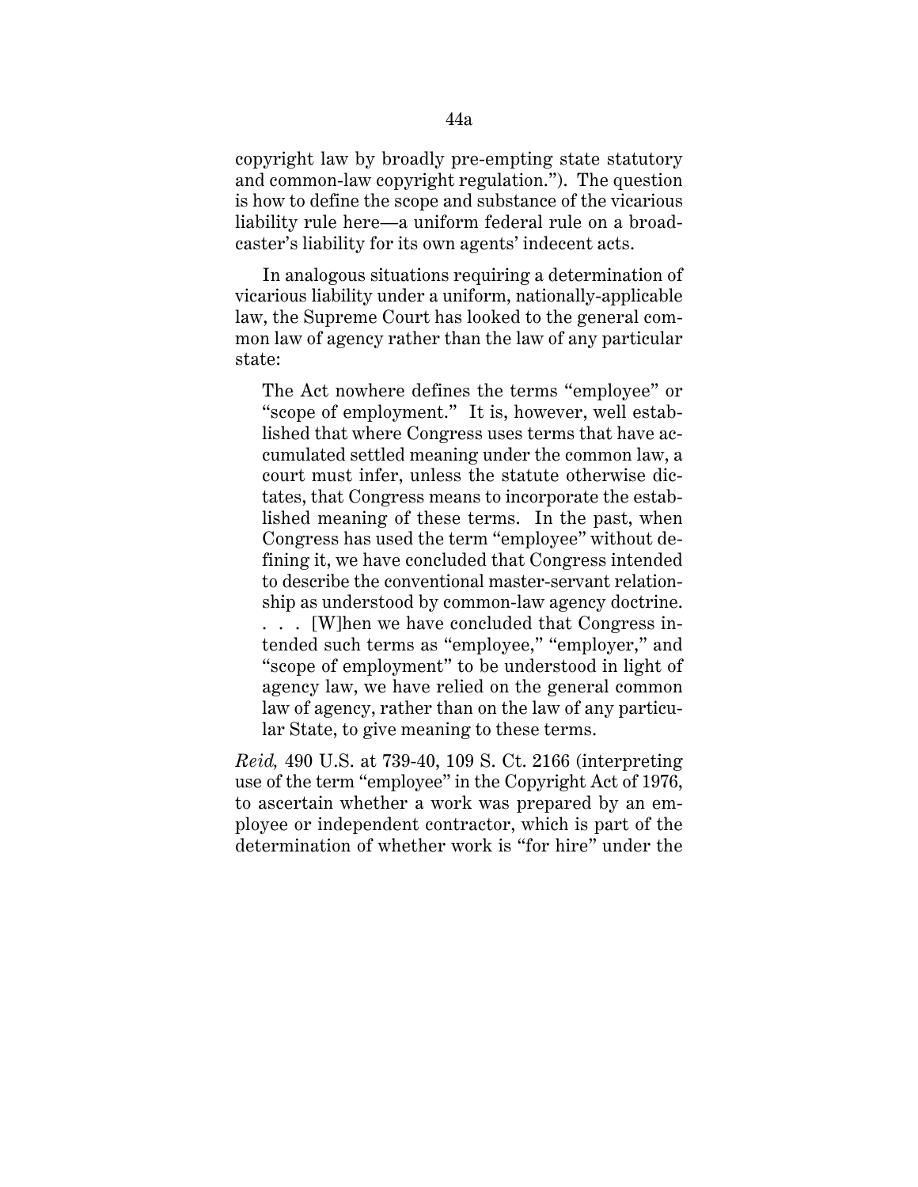copyright law by broadly pre-empting state statutory and common-law copyright regulation."). The question is how to define the scope and substance of the vicarious liability rule here—a uniform federal rule on a broadcaster's liability for its own agents' indecent acts.

In analogous situations requiring a determination of vicarious liability under a uniform, nationally-applicable law, the Supreme Court has looked to the general common law of agency rather than the law of any particular state:

> The Act nowhere defines the terms "employee" or "scope of employment." It is, however, well established that where Congress uses terms that have accumulated settled meaning under the common law, a court must infer, unless the statute otherwise dictates, that Congress means to incorporate the established meaning of these terms. In the past, when Congress has used the term "employee" without defining it, we have concluded that Congress intended to describe the conventional master-servant relationship as understood by common-law agency doctrine. . . . [W]hen we have concluded that Congress intended such terms as "employee," "employer," and "scope of employment" to be understood in light of agency law, we have relied on the general common law of agency, rather than on the law of any particular State, to give meaning to these terms.

*Reid,* 490 U.S. at 739-40, 109 S. Ct. 2166 (interpreting use of the term "employee" in the Copyright Act of 1976, to ascertain whether a work was prepared by an employee or independent contractor, which is part of the determination of whether work is "for hire" under the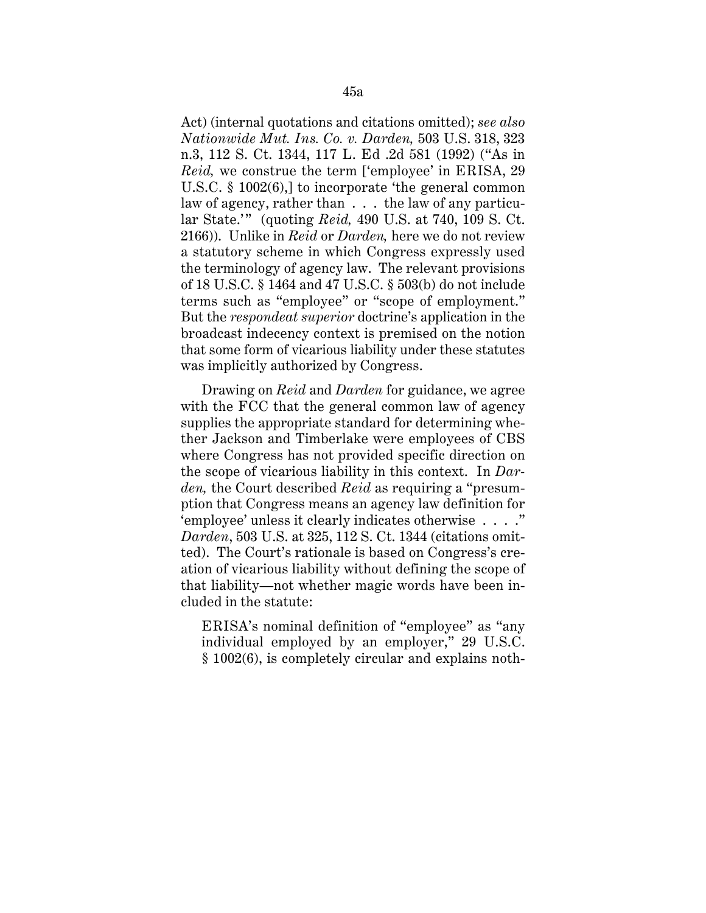Act) (internal quotations and citations omitted); *see also Nationwide Mut. Ins. Co. v. Darden,* 503 U.S. 318, 323 n.3, 112 S. Ct. 1344, 117 L. Ed .2d 581 (1992) ("As in *Reid,* we construe the term ['employee' in ERISA, 29 U.S.C. § 1002(6),] to incorporate 'the general common law of agency, rather than . . . the law of any particular State.'" (quoting *Reid,* 490 U.S. at 740, 109 S. Ct. 2166)). Unlike in *Reid* or *Darden,* here we do not review a statutory scheme in which Congress expressly used the terminology of agency law. The relevant provisions of 18 U.S.C. § 1464 and 47 U.S.C. § 503(b) do not include terms such as "employee" or "scope of employment." But the *respondeat superior* doctrine's application in the broadcast indecency context is premised on the notion that some form of vicarious liability under these statutes was implicitly authorized by Congress.

Drawing on *Reid* and *Darden* for guidance, we agree with the FCC that the general common law of agency supplies the appropriate standard for determining whether Jackson and Timberlake were employees of CBS where Congress has not provided specific direction on the scope of vicarious liability in this context. In *Darden,* the Court described *Reid* as requiring a "presumption that Congress means an agency law definition for 'employee' unless it clearly indicates otherwise . . . ." *Darden*, 503 U.S. at 325, 112 S. Ct. 1344 (citations omitted). The Court's rationale is based on Congress's creation of vicarious liability without defining the scope of that liability—not whether magic words have been included in the statute:

> ERISA's nominal definition of "employee" as "any individual employed by an employer," 29 U.S.C. § 1002(6), is completely circular and explains noth-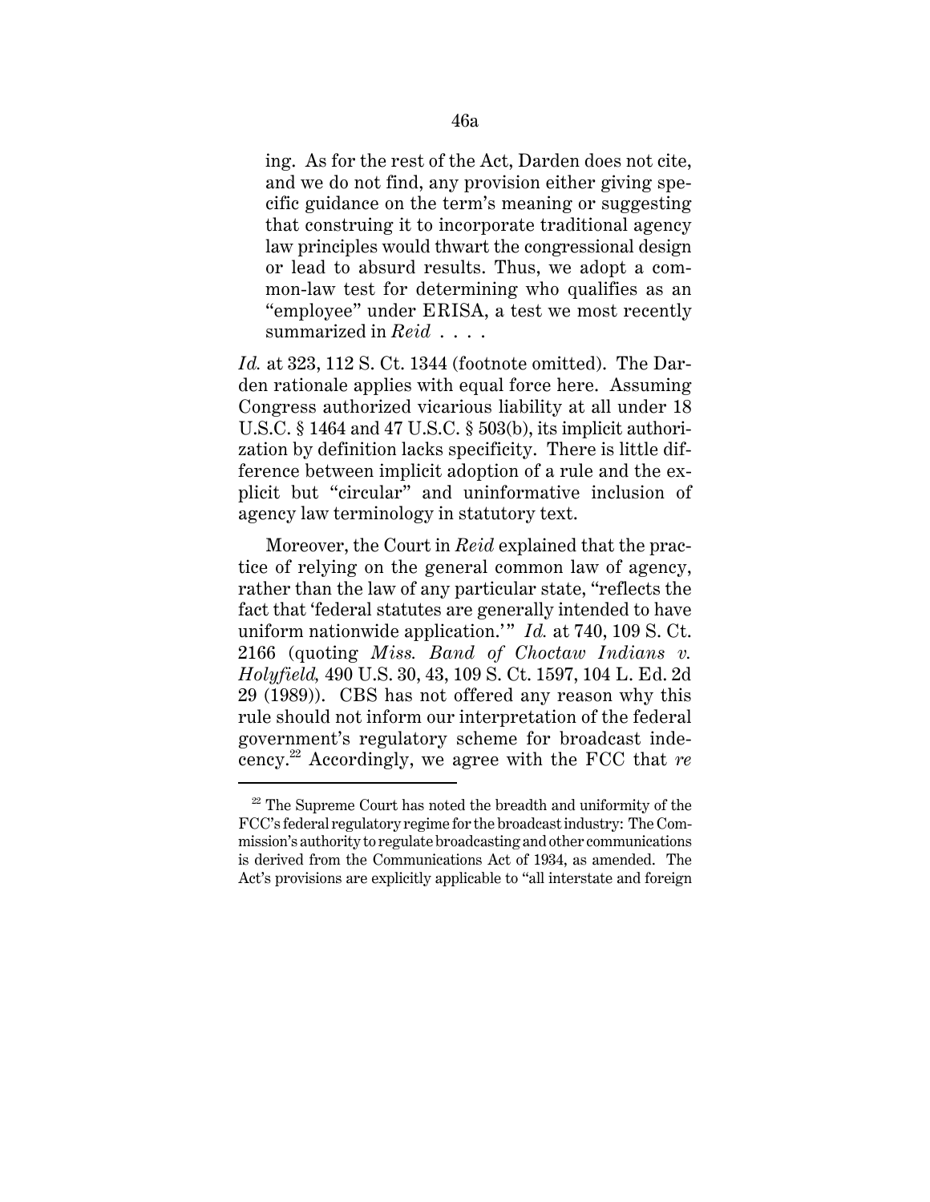> ing. As for the rest of the Act, Darden does not cite, and we do not find, any provision either giving specific guidance on the term's meaning or suggesting that construing it to incorporate traditional agency law principles would thwart the congressional design or lead to absurd results. Thus, we adopt a common-law test for determining who qualifies as an "employee" under ERISA, a test we most recently summarized in *Reid* . . . .

*Id.* at 323, 112 S. Ct. 1344 (footnote omitted). The Darden rationale applies with equal force here. Assuming Congress authorized vicarious liability at all under 18 U.S.C. § 1464 and 47 U.S.C. § 503(b), its implicit authorization by definition lacks specificity. There is little difference between implicit adoption of a rule and the explicit but "circular" and uninformative inclusion of agency law terminology in statutory text.

Moreover, the Court in *Reid* explained that the practice of relying on the general common law of agency, rather than the law of any particular state, "reflects the fact that 'federal statutes are generally intended to have uniform nationwide application.'" *Id.* at 740, 109 S. Ct. 2166 (quoting *Miss. Band of Choctaw Indians v. Holyfield,* 490 U.S. 30, 43, 109 S. Ct. 1597, 104 L. Ed. 2d 29 (1989)). CBS has not offered any reason why this rule should not inform our interpretation of the federal government's regulatory scheme for broadcast indecency.[22] Accordingly, we agree with the FCC that *re*

---

[22] The Supreme Court has noted the breadth and uniformity of the FCC's federal regulatory regime for the broadcast industry: The Commission's authority to regulate broadcasting and other communications is derived from the Communications Act of 1934, as amended. The Act's provisions are explicitly applicable to "all interstate and foreign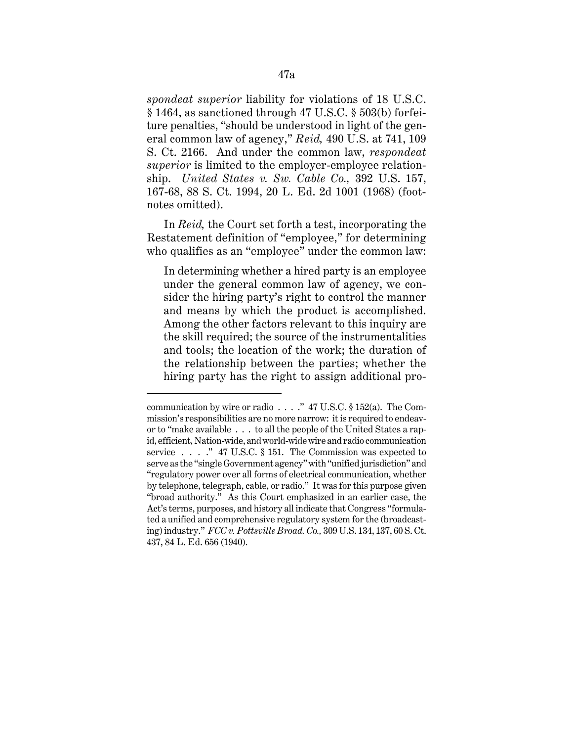*spondeat superior* liability for violations of 18 U.S.C. § 1464, as sanctioned through 47 U.S.C. § 503(b) forfeiture penalties, "should be understood in light of the general common law of agency," *Reid,* 490 U.S. at 741, 109 S. Ct. 2166. And under the common law, *respondeat superior* is limited to the employer-employee relationship. *United States v. Sw. Cable Co.,* 392 U.S. 157, 167-68, 88 S. Ct. 1994, 20 L. Ed. 2d 1001 (1968) (footnotes omitted).

In *Reid,* the Court set forth a test, incorporating the Restatement definition of "employee," for determining who qualifies as an "employee" under the common law:

> In determining whether a hired party is an employee under the general common law of agency, we consider the hiring party's right to control the manner and means by which the product is accomplished. Among the other factors relevant to this inquiry are the skill required; the source of the instrumentalities and tools; the location of the work; the duration of the relationship between the parties; whether the hiring party has the right to assign additional pro-

---

communication by wire or radio . . . ." 47 U.S.C. § 152(a). The Commission's responsibilities are no more narrow: it is required to endeavor to "make available . . . to all the people of the United States a rapid, efficient, Nation-wide, and world-wide wire and radio communication service . . . ." 47 U.S.C. § 151. The Commission was expected to serve as the "single Government agency" with "unified jurisdiction" and "regulatory power over all forms of electrical communication, whether by telephone, telegraph, cable, or radio." It was for this purpose given "broad authority." As this Court emphasized in an earlier case, the Act's terms, purposes, and history all indicate that Congress "formulated a unified and comprehensive regulatory system for the (broadcasting) industry." *FCC v. Pottsville Broad. Co.,* 309 U.S. 134, 137, 60 S. Ct. 437, 84 L. Ed. 656 (1940).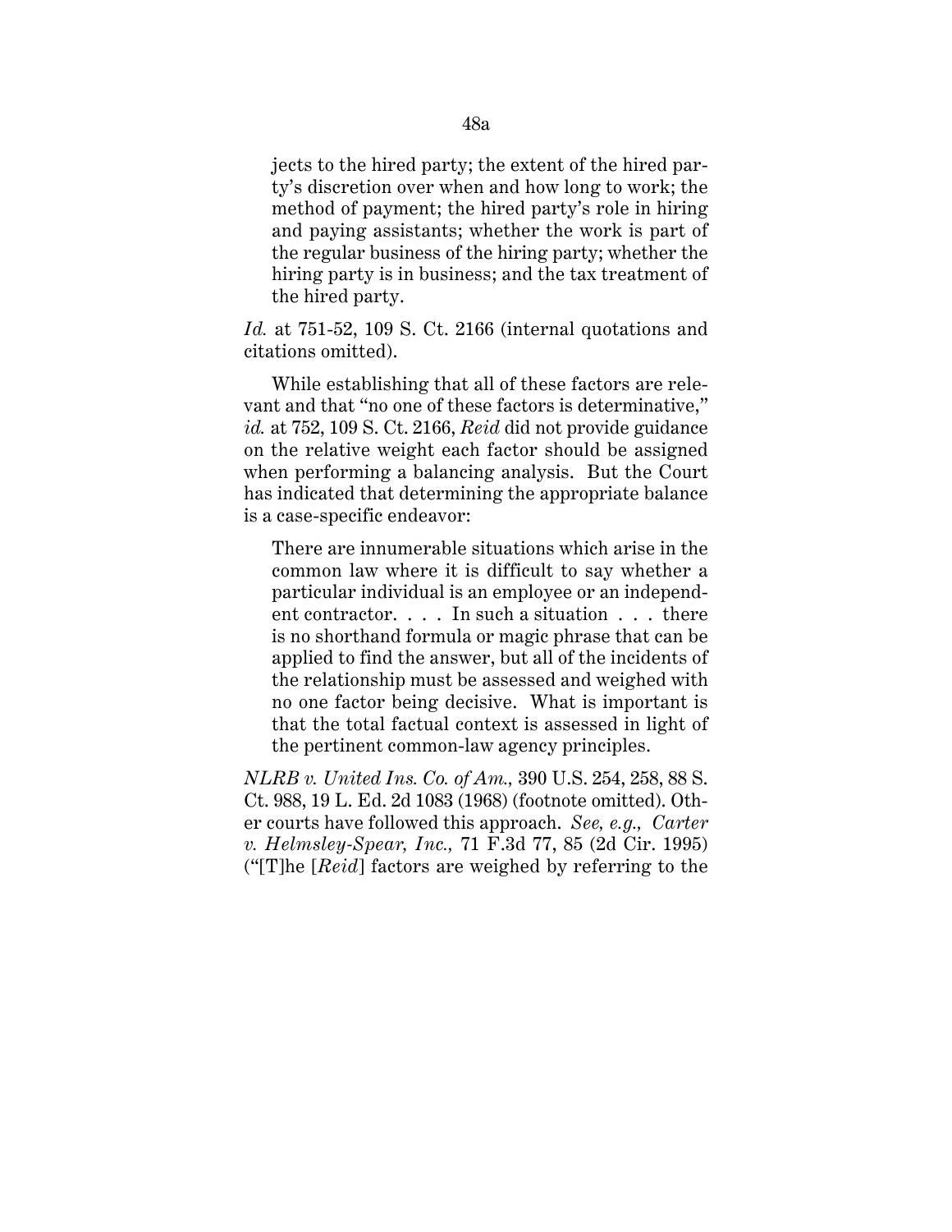> jects to the hired party; the extent of the hired party's discretion over when and how long to work; the method of payment; the hired party's role in hiring and paying assistants; whether the work is part of the regular business of the hiring party; whether the hiring party is in business; and the tax treatment of the hired party.

*Id.* at 751-52, 109 S. Ct. 2166 (internal quotations and citations omitted).

While establishing that all of these factors are relevant and that "no one of these factors is determinative," *id.* at 752, 109 S. Ct. 2166, *Reid* did not provide guidance on the relative weight each factor should be assigned when performing a balancing analysis. But the Court has indicated that determining the appropriate balance is a case-specific endeavor:

> There are innumerable situations which arise in the common law where it is difficult to say whether a particular individual is an employee or an independent contractor. . . . In such a situation . . . there is no shorthand formula or magic phrase that can be applied to find the answer, but all of the incidents of the relationship must be assessed and weighed with no one factor being decisive. What is important is that the total factual context is assessed in light of the pertinent common-law agency principles.

*NLRB v. United Ins. Co. of Am.*, 390 U.S. 254, 258, 88 S. Ct. 988, 19 L. Ed. 2d 1083 (1968) (footnote omitted). Other courts have followed this approach. *See, e.g., Carter v. Helmsley-Spear, Inc.*, 71 F.3d 77, 85 (2d Cir. 1995) ("[T]he [*Reid*] factors are weighed by referring to the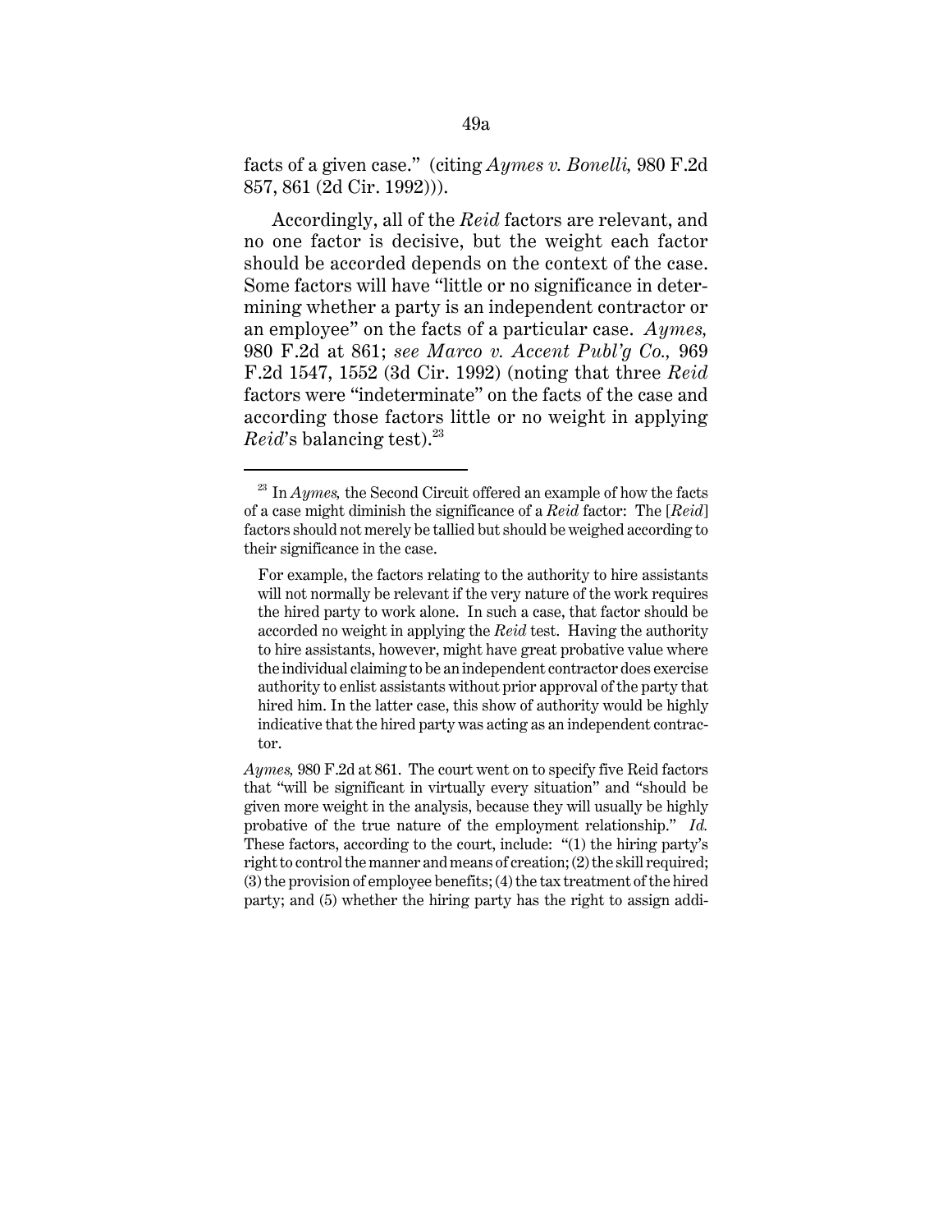facts of a given case." (citing *Aymes v. Bonelli,* 980 F.2d 857, 861 (2d Cir. 1992))).

Accordingly, all of the *Reid* factors are relevant, and no one factor is decisive, but the weight each factor should be accorded depends on the context of the case. Some factors will have "little or no significance in determining whether a party is an independent contractor or an employee" on the facts of a particular case. *Aymes,* 980 F.2d at 861; *see Marco v. Accent Publ'g Co.,* 969 F.2d 1547, 1552 (3d Cir. 1992) (noting that three *Reid* factors were "indeterminate" on the facts of the case and according those factors little or no weight in applying *Reid*'s balancing test).[23]

---

[23] In *Aymes,* the Second Circuit offered an example of how the facts of a case might diminish the significance of a *Reid* factor: The [*Reid*] factors should not merely be tallied but should be weighed according to their significance in the case.

> For example, the factors relating to the authority to hire assistants will not normally be relevant if the very nature of the work requires the hired party to work alone. In such a case, that factor should be accorded no weight in applying the *Reid* test. Having the authority to hire assistants, however, might have great probative value where the individual claiming to be an independent contractor does exercise authority to enlist assistants without prior approval of the party that hired him. In the latter case, this show of authority would be highly indicative that the hired party was acting as an independent contractor.

*Aymes,* 980 F.2d at 861. The court went on to specify five Reid factors that "will be significant in virtually every situation" and "should be given more weight in the analysis, because they will usually be highly probative of the true nature of the employment relationship." *Id.* These factors, according to the court, include: "(1) the hiring party's right to control the manner and means of creation; (2) the skill required; (3) the provision of employee benefits; (4) the tax treatment of the hired party; and (5) whether the hiring party has the right to assign addi-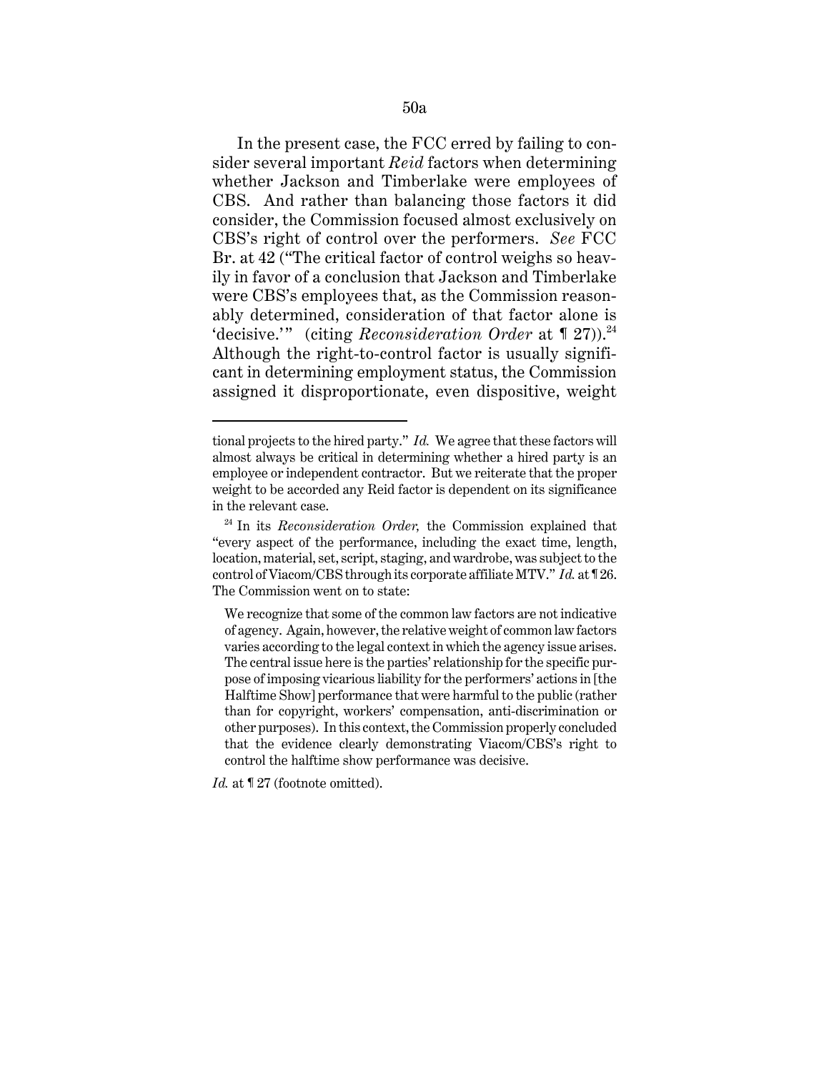In the present case, the FCC erred by failing to consider several important *Reid* factors when determining whether Jackson and Timberlake were employees of CBS. And rather than balancing those factors it did consider, the Commission focused almost exclusively on CBS's right of control over the performers. *See* FCC Br. at 42 ("The critical factor of control weighs so heavily in favor of a conclusion that Jackson and Timberlake were CBS's employees that, as the Commission reasonably determined, consideration of that factor alone is 'decisive.'" (citing *Reconsideration Order* at ¶ 27)).[24] Although the right-to-control factor is usually significant in determining employment status, the Commission assigned it disproportionate, even dispositive, weight

---

tional projects to the hired party." *Id.* We agree that these factors will almost always be critical in determining whether a hired party is an employee or independent contractor. But we reiterate that the proper weight to be accorded any Reid factor is dependent on its significance in the relevant case.

[24] In its *Reconsideration Order,* the Commission explained that "every aspect of the performance, including the exact time, length, location, material, set, script, staging, and wardrobe, was subject to the control of Viacom/CBS through its corporate affiliate MTV." *Id.* at ¶ 26. The Commission went on to state:

> We recognize that some of the common law factors are not indicative of agency. Again, however, the relative weight of common law factors varies according to the legal context in which the agency issue arises. The central issue here is the parties' relationship for the specific purpose of imposing vicarious liability for the performers' actions in [the Halftime Show] performance that were harmful to the public (rather than for copyright, workers' compensation, anti-discrimination or other purposes). In this context, the Commission properly concluded that the evidence clearly demonstrating Viacom/CBS's right to control the halftime show performance was decisive.

*Id.* at ¶ 27 (footnote omitted).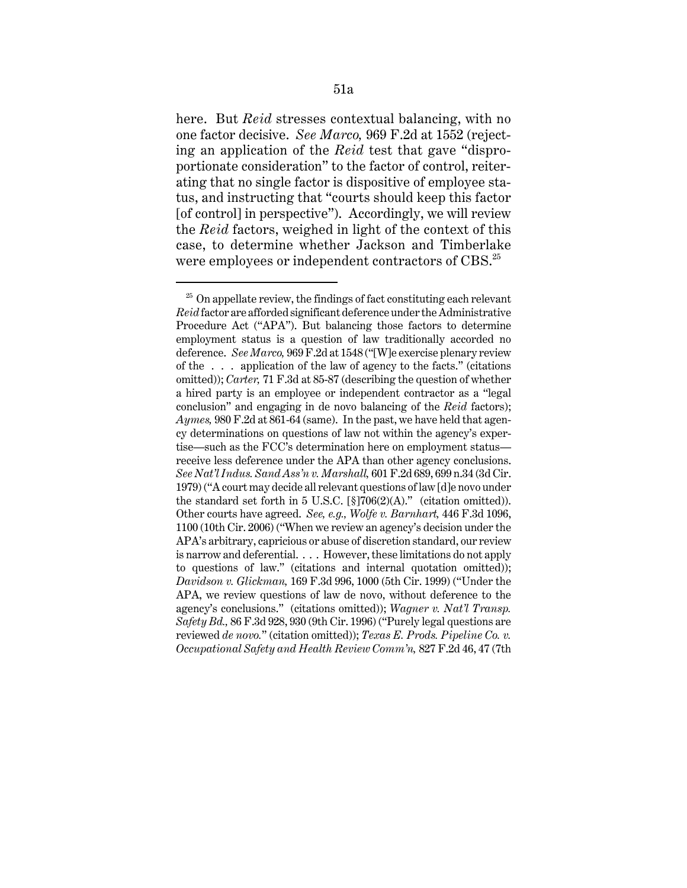here. But *Reid* stresses contextual balancing, with no one factor decisive. *See Marco,* 969 F.2d at 1552 (rejecting an application of the *Reid* test that gave "disproportionate consideration" to the factor of control, reiterating that no single factor is dispositive of employee status, and instructing that "courts should keep this factor [of control] in perspective"). Accordingly, we will review the *Reid* factors, weighed in light of the context of this case, to determine whether Jackson and Timberlake were employees or independent contractors of CBS.[25]

---

[25] On appellate review, the findings of fact constituting each relevant *Reid* factor are afforded significant deference under the Administrative Procedure Act ("APA"). But balancing those factors to determine employment status is a question of law traditionally accorded no deference. *See Marco,* 969 F.2d at 1548 ("[W]e exercise plenary review of the . . . application of the law of agency to the facts." (citations omitted)); *Carter,* 71 F.3d at 85-87 (describing the question of whether a hired party is an employee or independent contractor as a "legal conclusion" and engaging in de novo balancing of the *Reid* factors); *Aymes,* 980 F.2d at 861-64 (same). In the past, we have held that agency determinations on questions of law not within the agency's expertise—such as the FCC's determination here on employment status—receive less deference under the APA than other agency conclusions. *See Nat'l Indus. Sand Ass'n v. Marshall,* 601 F.2d 689, 699 n.34 (3d Cir. 1979) ("A court may decide all relevant questions of law [d]e novo under the standard set forth in 5 U.S.C. [§]706(2)(A)." (citation omitted)). Other courts have agreed. *See, e.g., Wolfe v. Barnhart,* 446 F.3d 1096, 1100 (10th Cir. 2006) ("When we review an agency's decision under the APA's arbitrary, capricious or abuse of discretion standard, our review is narrow and deferential. . . . However, these limitations do not apply to questions of law." (citations and internal quotation omitted)); *Davidson v. Glickman,* 169 F.3d 996, 1000 (5th Cir. 1999) ("Under the APA, we review questions of law de novo, without deference to the agency's conclusions." (citations omitted)); *Wagner v. Nat'l Transp. Safety Bd.,* 86 F.3d 928, 930 (9th Cir. 1996) ("Purely legal questions are reviewed *de novo.*" (citation omitted)); *Texas E. Prods. Pipeline Co. v. Occupational Safety and Health Review Comm'n,* 827 F.2d 46, 47 (7th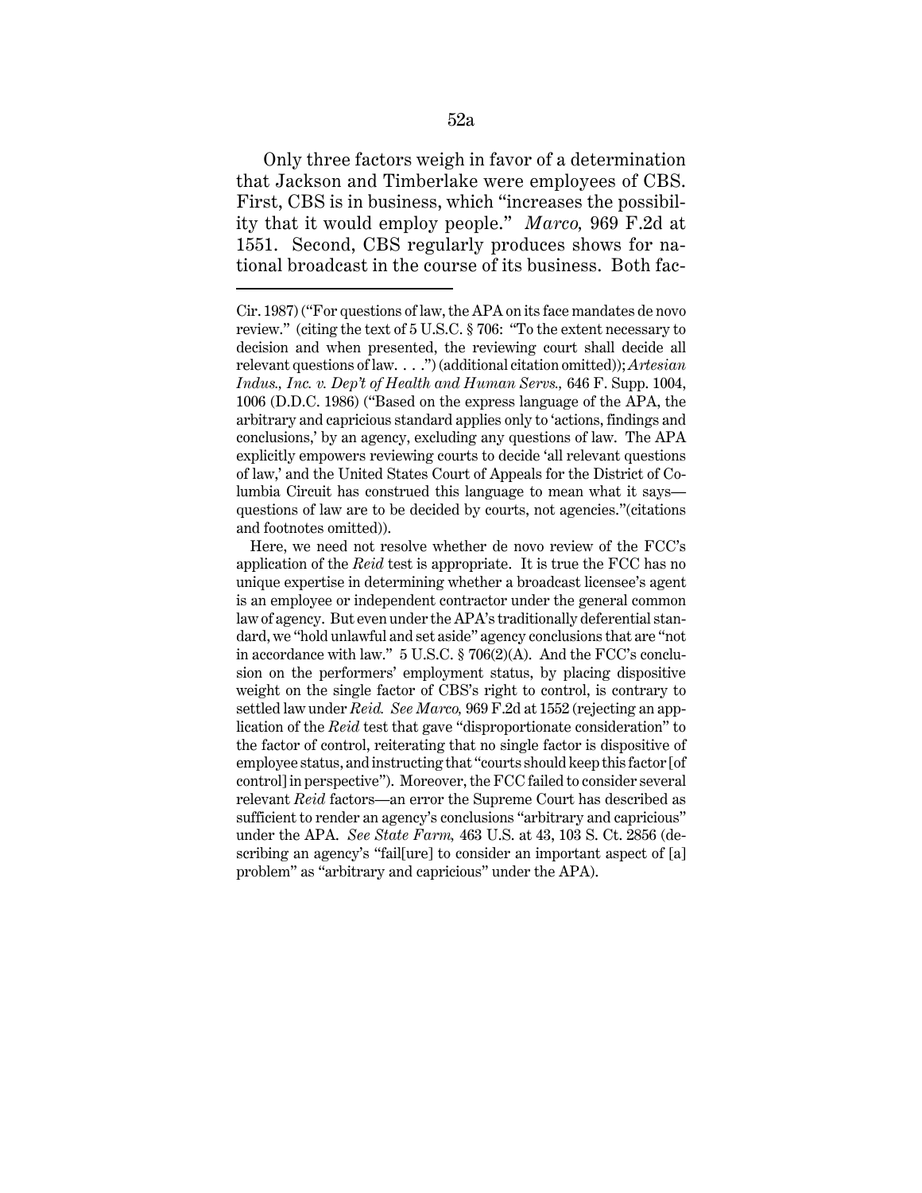Only three factors weigh in favor of a determination that Jackson and Timberlake were employees of CBS. First, CBS is in business, which "increases the possibility that it would employ people." *Marco,* 969 F.2d at 1551. Second, CBS regularly produces shows for national broadcast in the course of its business. Both fac-

---

Cir. 1987) ("For questions of law, the APA on its face mandates de novo review." (citing the text of 5 U.S.C. § 706: "To the extent necessary to decision and when presented, the reviewing court shall decide all relevant questions of law. . . .") (additional citation omitted)); *Artesian Indus., Inc. v. Dep't of Health and Human Servs.,* 646 F. Supp. 1004, 1006 (D.D.C. 1986) ("Based on the express language of the APA, the arbitrary and capricious standard applies only to 'actions, findings and conclusions,' by an agency, excluding any questions of law. The APA explicitly empowers reviewing courts to decide 'all relevant questions of law,' and the United States Court of Appeals for the District of Columbia Circuit has construed this language to mean what it says—questions of law are to be decided by courts, not agencies."(citations and footnotes omitted)).

Here, we need not resolve whether de novo review of the FCC's application of the *Reid* test is appropriate. It is true the FCC has no unique expertise in determining whether a broadcast licensee's agent is an employee or independent contractor under the general common law of agency. But even under the APA's traditionally deferential standard, we "hold unlawful and set aside" agency conclusions that are "not in accordance with law." 5 U.S.C. § 706(2)(A). And the FCC's conclusion on the performers' employment status, by placing dispositive weight on the single factor of CBS's right to control, is contrary to settled law under *Reid. See Marco,* 969 F.2d at 1552 (rejecting an application of the *Reid* test that gave "disproportionate consideration" to the factor of control, reiterating that no single factor is dispositive of employee status, and instructing that "courts should keep this factor [of control] in perspective"). Moreover, the FCC failed to consider several relevant *Reid* factors—an error the Supreme Court has described as sufficient to render an agency's conclusions "arbitrary and capricious" under the APA. *See State Farm,* 463 U.S. at 43, 103 S. Ct. 2856 (describing an agency's "fail[ure] to consider an important aspect of [a] problem" as "arbitrary and capricious" under the APA).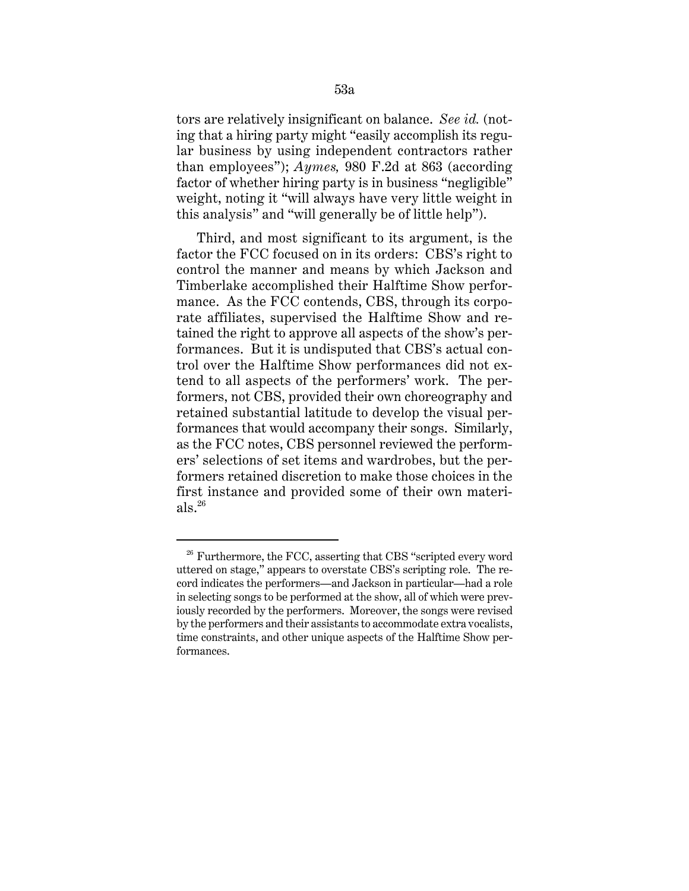tors are relatively insignificant on balance. *See id.* (noting that a hiring party might "easily accomplish its regular business by using independent contractors rather than employees"); *Aymes,* 980 F.2d at 863 (according factor of whether hiring party is in business "negligible" weight, noting it "will always have very little weight in this analysis" and "will generally be of little help").

Third, and most significant to its argument, is the factor the FCC focused on in its orders: CBS's right to control the manner and means by which Jackson and Timberlake accomplished their Halftime Show performance. As the FCC contends, CBS, through its corporate affiliates, supervised the Halftime Show and retained the right to approve all aspects of the show's performances. But it is undisputed that CBS's actual control over the Halftime Show performances did not extend to all aspects of the performers' work. The performers, not CBS, provided their own choreography and retained substantial latitude to develop the visual performances that would accompany their songs. Similarly, as the FCC notes, CBS personnel reviewed the performers' selections of set items and wardrobes, but the performers retained discretion to make those choices in the first instance and provided some of their own materials.[26]

---

[26] Furthermore, the FCC, asserting that CBS "scripted every word uttered on stage," appears to overstate CBS's scripting role. The record indicates the performers—and Jackson in particular—had a role in selecting songs to be performed at the show, all of which were previously recorded by the performers. Moreover, the songs were revised by the performers and their assistants to accommodate extra vocalists, time constraints, and other unique aspects of the Halftime Show performances.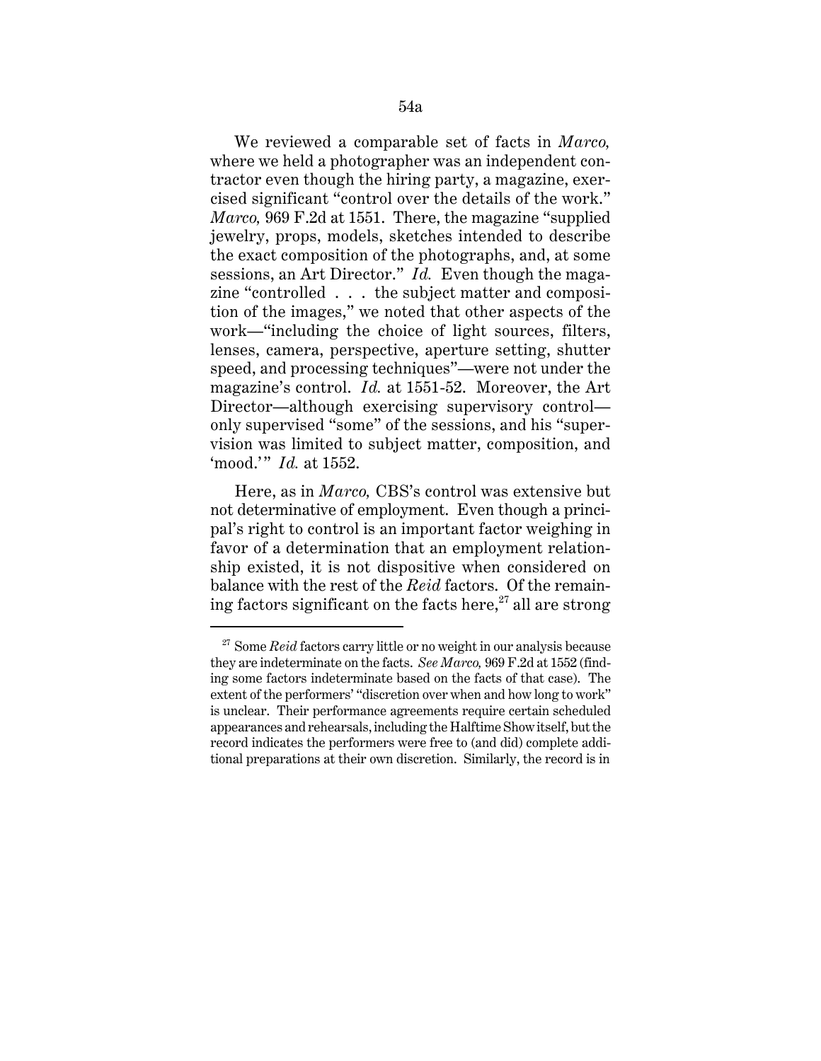We reviewed a comparable set of facts in *Marco,* where we held a photographer was an independent contractor even though the hiring party, a magazine, exercised significant "control over the details of the work." *Marco,* 969 F.2d at 1551. There, the magazine "supplied jewelry, props, models, sketches intended to describe the exact composition of the photographs, and, at some sessions, an Art Director." *Id.* Even though the magazine "controlled . . . the subject matter and composition of the images," we noted that other aspects of the work—"including the choice of light sources, filters, lenses, camera, perspective, aperture setting, shutter speed, and processing techniques"—were not under the magazine's control. *Id.* at 1551-52. Moreover, the Art Director—although exercising supervisory control—only supervised "some" of the sessions, and his "supervision was limited to subject matter, composition, and 'mood.'" *Id.* at 1552.

Here, as in *Marco,* CBS's control was extensive but not determinative of employment. Even though a principal's right to control is an important factor weighing in favor of a determination that an employment relationship existed, it is not dispositive when considered on balance with the rest of the *Reid* factors. Of the remaining factors significant on the facts here,[27] all are strong

---

[27] Some *Reid* factors carry little or no weight in our analysis because they are indeterminate on the facts. *See Marco,* 969 F.2d at 1552 (finding some factors indeterminate based on the facts of that case). The extent of the performers' "discretion over when and how long to work" is unclear. Their performance agreements require certain scheduled appearances and rehearsals, including the Halftime Show itself, but the record indicates the performers were free to (and did) complete additional preparations at their own discretion. Similarly, the record is in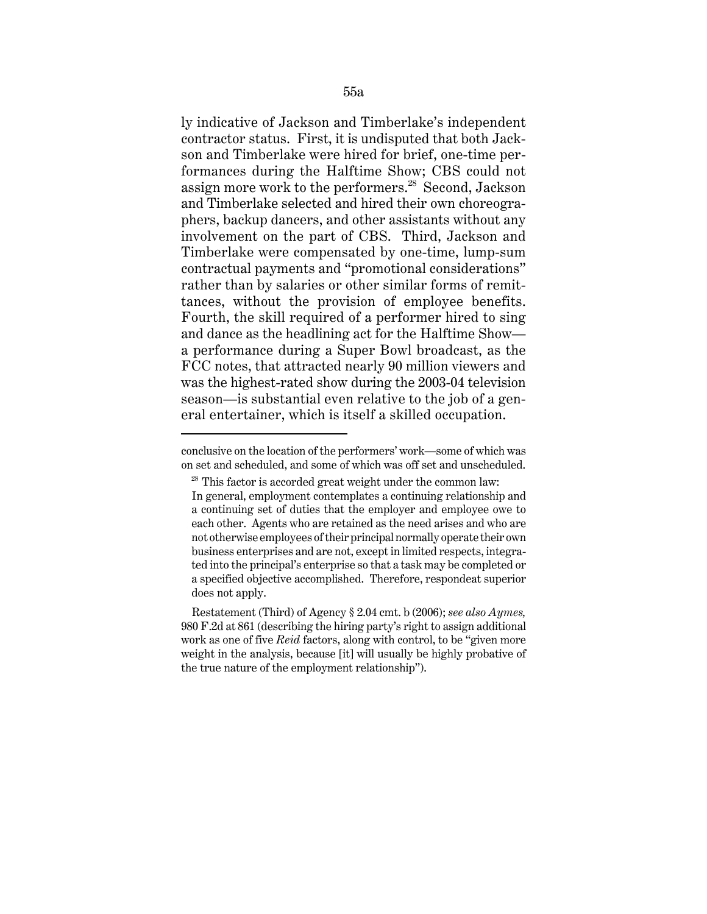ly indicative of Jackson and Timberlake's independent contractor status. First, it is undisputed that both Jackson and Timberlake were hired for brief, one-time performances during the Halftime Show; CBS could not assign more work to the performers.[28] Second, Jackson and Timberlake selected and hired their own choreographers, backup dancers, and other assistants without any involvement on the part of CBS. Third, Jackson and Timberlake were compensated by one-time, lump-sum contractual payments and "promotional considerations" rather than by salaries or other similar forms of remittances, without the provision of employee benefits. Fourth, the skill required of a performer hired to sing and dance as the headlining act for the Halftime Show—a performance during a Super Bowl broadcast, as the FCC notes, that attracted nearly 90 million viewers and was the highest-rated show during the 2003-04 television season—is substantial even relative to the job of a general entertainer, which is itself a skilled occupation.

---

conclusive on the location of the performers' work—some of which was on set and scheduled, and some of which was off set and unscheduled.

[28] This factor is accorded great weight under the common law:

> In general, employment contemplates a continuing relationship and a continuing set of duties that the employer and employee owe to each other. Agents who are retained as the need arises and who are not otherwise employees of their principal normally operate their own business enterprises and are not, except in limited respects, integrated into the principal's enterprise so that a task may be completed or a specified objective accomplished. Therefore, respondeat superior does not apply.

Restatement (Third) of Agency § 2.04 cmt. b (2006); *see also Aymes,* 980 F.2d at 861 (describing the hiring party's right to assign additional work as one of five *Reid* factors, along with control, to be "given more weight in the analysis, because [it] will usually be highly probative of the true nature of the employment relationship").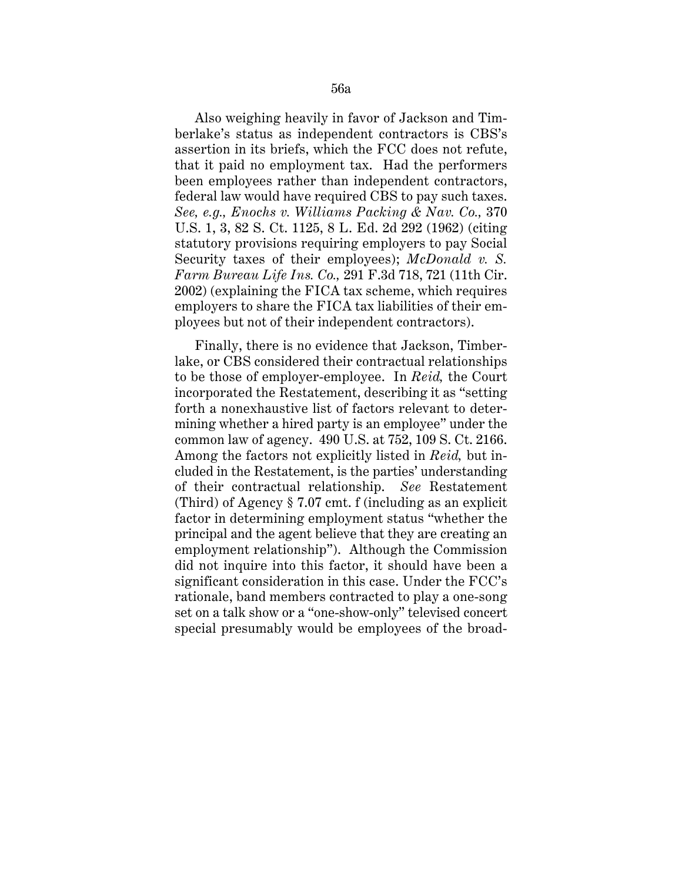Also weighing heavily in favor of Jackson and Timberlake's status as independent contractors is CBS's assertion in its briefs, which the FCC does not refute, that it paid no employment tax. Had the performers been employees rather than independent contractors, federal law would have required CBS to pay such taxes. *See, e.g., Enochs v. Williams Packing & Nav. Co.,* 370 U.S. 1, 3, 82 S. Ct. 1125, 8 L. Ed. 2d 292 (1962) (citing statutory provisions requiring employers to pay Social Security taxes of their employees); *McDonald v. S. Farm Bureau Life Ins. Co.,* 291 F.3d 718, 721 (11th Cir. 2002) (explaining the FICA tax scheme, which requires employers to share the FICA tax liabilities of their employees but not of their independent contractors).

Finally, there is no evidence that Jackson, Timberlake, or CBS considered their contractual relationships to be those of employer-employee. In *Reid,* the Court incorporated the Restatement, describing it as "setting forth a nonexhaustive list of factors relevant to determining whether a hired party is an employee" under the common law of agency. 490 U.S. at 752, 109 S. Ct. 2166. Among the factors not explicitly listed in *Reid,* but included in the Restatement, is the parties' understanding of their contractual relationship. *See* Restatement (Third) of Agency § 7.07 cmt. f (including as an explicit factor in determining employment status "whether the principal and the agent believe that they are creating an employment relationship"). Although the Commission did not inquire into this factor, it should have been a significant consideration in this case. Under the FCC's rationale, band members contracted to play a one-song set on a talk show or a "one-show-only" televised concert special presumably would be employees of the broad-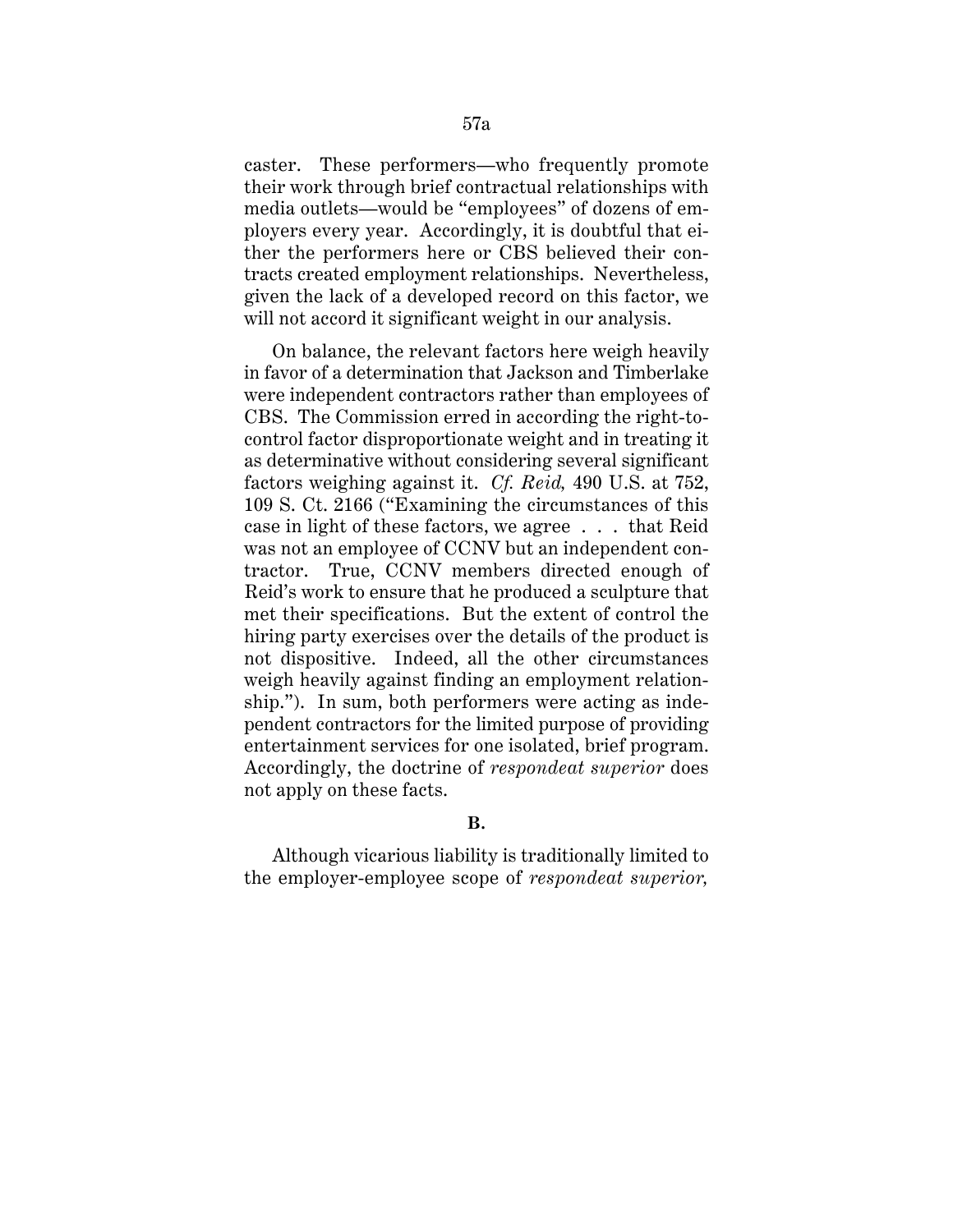caster. These performers—who frequently promote their work through brief contractual relationships with media outlets—would be "employees" of dozens of employers every year. Accordingly, it is doubtful that either the performers here or CBS believed their contracts created employment relationships. Nevertheless, given the lack of a developed record on this factor, we will not accord it significant weight in our analysis.

On balance, the relevant factors here weigh heavily in favor of a determination that Jackson and Timberlake were independent contractors rather than employees of CBS. The Commission erred in according the right-to-control factor disproportionate weight and in treating it as determinative without considering several significant factors weighing against it. *Cf. Reid,* 490 U.S. at 752, 109 S. Ct. 2166 ("Examining the circumstances of this case in light of these factors, we agree . . . that Reid was not an employee of CCNV but an independent contractor. True, CCNV members directed enough of Reid's work to ensure that he produced a sculpture that met their specifications. But the extent of control the hiring party exercises over the details of the product is not dispositive. Indeed, all the other circumstances weigh heavily against finding an employment relationship."). In sum, both performers were acting as independent contractors for the limited purpose of providing entertainment services for one isolated, brief program. Accordingly, the doctrine of *respondeat superior* does not apply on these facts.

**B.**

Although vicarious liability is traditionally limited to the employer-employee scope of *respondeat superior,*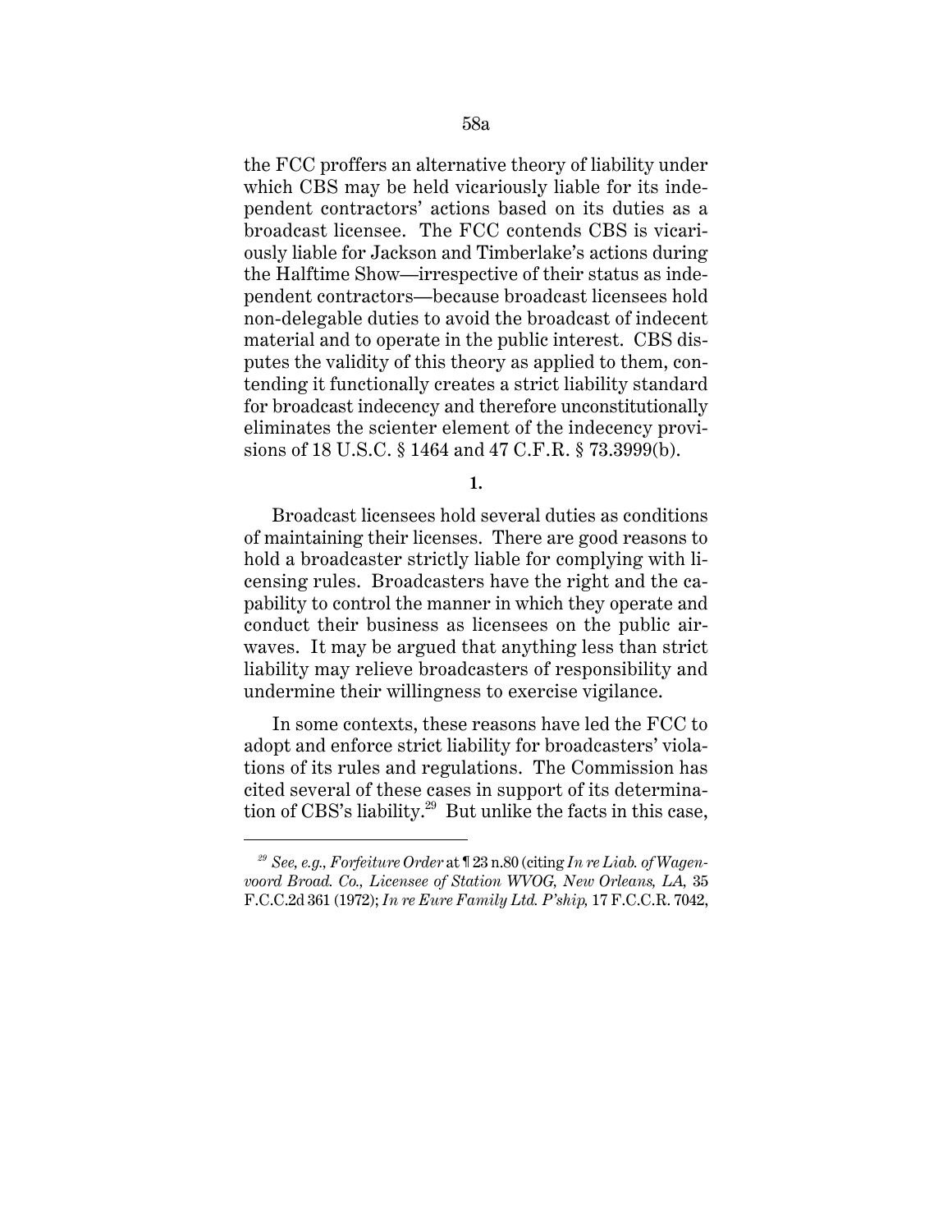the FCC proffers an alternative theory of liability under which CBS may be held vicariously liable for its independent contractors' actions based on its duties as a broadcast licensee. The FCC contends CBS is vicariously liable for Jackson and Timberlake's actions during the Halftime Show—irrespective of their status as independent contractors—because broadcast licensees hold non-delegable duties to avoid the broadcast of indecent material and to operate in the public interest. CBS disputes the validity of this theory as applied to them, contending it functionally creates a strict liability standard for broadcast indecency and therefore unconstitutionally eliminates the scienter element of the indecency provisions of 18 U.S.C. § 1464 and 47 C.F.R. § 73.3999(b).

**1.**

Broadcast licensees hold several duties as conditions of maintaining their licenses. There are good reasons to hold a broadcaster strictly liable for complying with licensing rules. Broadcasters have the right and the capability to control the manner in which they operate and conduct their business as licensees on the public airwaves. It may be argued that anything less than strict liability may relieve broadcasters of responsibility and undermine their willingness to exercise vigilance.

In some contexts, these reasons have led the FCC to adopt and enforce strict liability for broadcasters' violations of its rules and regulations. The Commission has cited several of these cases in support of its determination of CBS's liability.[29] But unlike the facts in this case,

---

[29] *See, e.g.*, *Forfeiture Order* at ¶ 23 n.80 (citing *In re Liab. of Wagenvoord Broad. Co., Licensee of Station WVOG, New Orleans, LA,* 35 F.C.C.2d 361 (1972); *In re Eure Family Ltd. P'ship,* 17 F.C.C.R. 7042,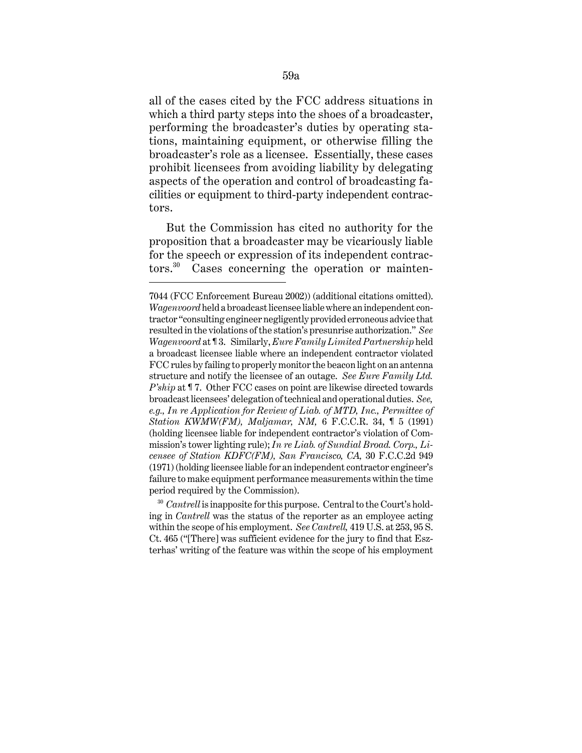all of the cases cited by the FCC address situations in which a third party steps into the shoes of a broadcaster, performing the broadcaster's duties by operating stations, maintaining equipment, or otherwise filling the broadcaster's role as a licensee. Essentially, these cases prohibit licensees from avoiding liability by delegating aspects of the operation and control of broadcasting facilities or equipment to third-party independent contractors.

But the Commission has cited no authority for the proposition that a broadcaster may be vicariously liable for the speech or expression of its independent contractors.[30] Cases concerning the operation or mainten-

---

7044 (FCC Enforcement Bureau 2002)) (additional citations omitted). *Wagenvoord* held a broadcast licensee liable where an independent contractor "consulting engineer negligently provided erroneous advice that resulted in the violations of the station's presunrise authorization." *See Wagenvoord* at ¶ 3. Similarly, *Eure Family Limited Partnership* held a broadcast licensee liable where an independent contractor violated FCC rules by failing to properly monitor the beacon light on an antenna structure and notify the licensee of an outage. *See Eure Family Ltd. P'ship* at ¶ 7. Other FCC cases on point are likewise directed towards broadcast licensees' delegation of technical and operational duties. *See, e.g., In re Application for Review of Liab. of MTD, Inc., Permittee of Station KWMW(FM), Maljamar, NM,* 6 F.C.C.R. 34, ¶ 5 (1991) (holding licensee liable for independent contractor's violation of Commission's tower lighting rule); *In re Liab. of Sundial Broad. Corp., Licensee of Station KDFC(FM), San Francisco, CA,* 30 F.C.C.2d 949 (1971) (holding licensee liable for an independent contractor engineer's failure to make equipment performance measurements within the time period required by the Commission).

[30] *Cantrell* is inapposite for this purpose. Central to the Court's holding in *Cantrell* was the status of the reporter as an employee acting within the scope of his employment. *See Cantrell,* 419 U.S. at 253, 95 S. Ct. 465 ("[There] was sufficient evidence for the jury to find that Eszterhas' writing of the feature was within the scope of his employment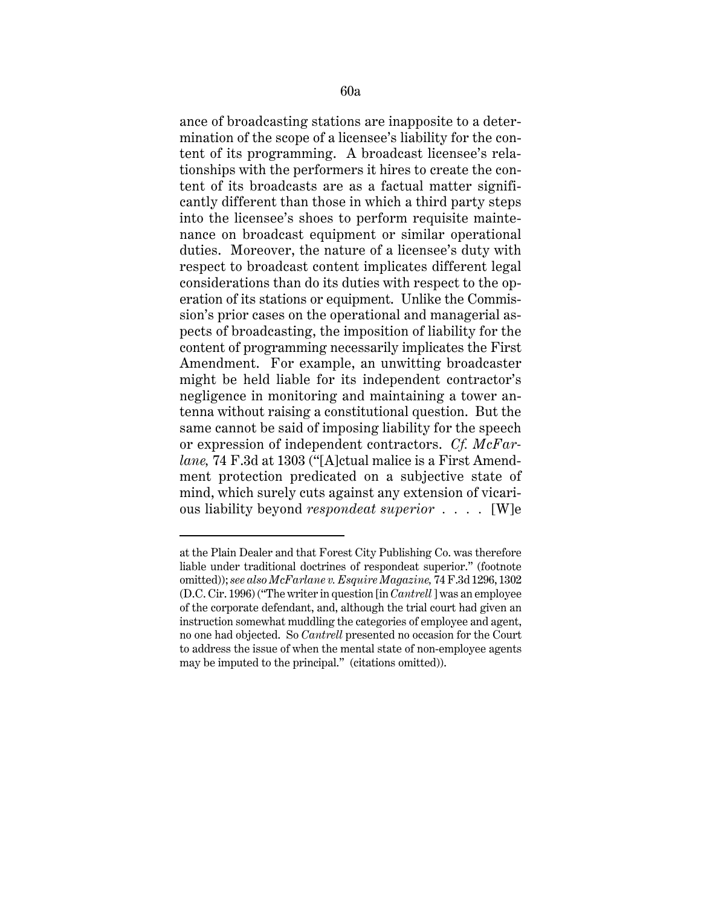ance of broadcasting stations are inapposite to a determination of the scope of a licensee's liability for the content of its programming. A broadcast licensee's relationships with the performers it hires to create the content of its broadcasts are as a factual matter significantly different than those in which a third party steps into the licensee's shoes to perform requisite maintenance on broadcast equipment or similar operational duties. Moreover, the nature of a licensee's duty with respect to broadcast content implicates different legal considerations than do its duties with respect to the operation of its stations or equipment. Unlike the Commission's prior cases on the operational and managerial aspects of broadcasting, the imposition of liability for the content of programming necessarily implicates the First Amendment. For example, an unwitting broadcaster might be held liable for its independent contractor's negligence in monitoring and maintaining a tower antenna without raising a constitutional question. But the same cannot be said of imposing liability for the speech or expression of independent contractors. *Cf. McFarlane,* 74 F.3d at 1303 ("[A]ctual malice is a First Amendment protection predicated on a subjective state of mind, which surely cuts against any extension of vicarious liability beyond *respondeat superior* . . . . [W]e

---

at the Plain Dealer and that Forest City Publishing Co. was therefore liable under traditional doctrines of respondeat superior." (footnote omitted)); *see also McFarlane v. Esquire Magazine,* 74 F.3d 1296, 1302 (D.C. Cir. 1996) ("The writer in question [in *Cantrell* ] was an employee of the corporate defendant, and, although the trial court had given an instruction somewhat muddling the categories of employee and agent, no one had objected. So *Cantrell* presented no occasion for the Court to address the issue of when the mental state of non-employee agents may be imputed to the principal." (citations omitted)).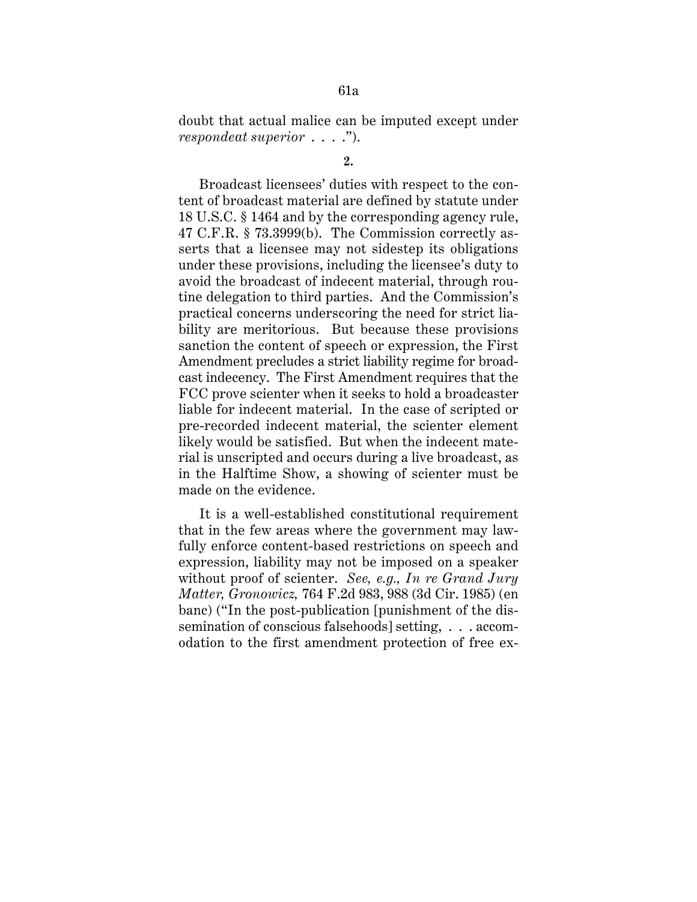doubt that actual malice can be imputed except under *respondeat superior* . . . .").

**2.**

Broadcast licensees' duties with respect to the content of broadcast material are defined by statute under 18 U.S.C. § 1464 and by the corresponding agency rule, 47 C.F.R. § 73.3999(b). The Commission correctly asserts that a licensee may not sidestep its obligations under these provisions, including the licensee's duty to avoid the broadcast of indecent material, through routine delegation to third parties. And the Commission's practical concerns underscoring the need for strict liability are meritorious. But because these provisions sanction the content of speech or expression, the First Amendment precludes a strict liability regime for broadcast indecency. The First Amendment requires that the FCC prove scienter when it seeks to hold a broadcaster liable for indecent material. In the case of scripted or pre-recorded indecent material, the scienter element likely would be satisfied. But when the indecent material is unscripted and occurs during a live broadcast, as in the Halftime Show, a showing of scienter must be made on the evidence.

It is a well-established constitutional requirement that in the few areas where the government may lawfully enforce content-based restrictions on speech and expression, liability may not be imposed on a speaker without proof of scienter. *See, e.g., In re Grand Jury Matter, Gronowicz,* 764 F.2d 983, 988 (3d Cir. 1985) (en banc) ("In the post-publication [punishment of the dissemination of conscious falsehoods] setting, . . . accomodation to the first amendment protection of free ex-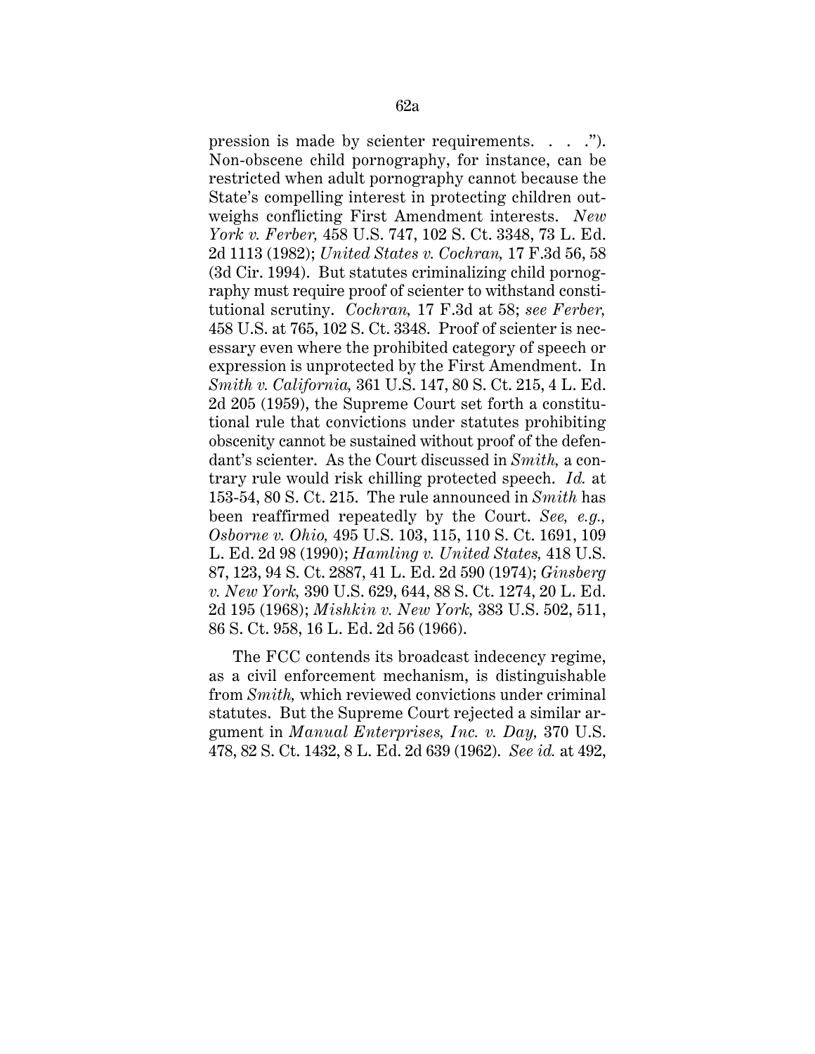pression is made by scienter requirements. . . ."). Non-obscene child pornography, for instance, can be restricted when adult pornography cannot because the State's compelling interest in protecting children outweighs conflicting First Amendment interests. *New York v. Ferber,* 458 U.S. 747, 102 S. Ct. 3348, 73 L. Ed. 2d 1113 (1982); *United States v. Cochran,* 17 F.3d 56, 58 (3d Cir. 1994). But statutes criminalizing child pornography must require proof of scienter to withstand constitutional scrutiny. *Cochran,* 17 F.3d at 58; *see Ferber,* 458 U.S. at 765, 102 S. Ct. 3348. Proof of scienter is necessary even where the prohibited category of speech or expression is unprotected by the First Amendment. In *Smith v. California,* 361 U.S. 147, 80 S. Ct. 215, 4 L. Ed. 2d 205 (1959), the Supreme Court set forth a constitutional rule that convictions under statutes prohibiting obscenity cannot be sustained without proof of the defendant's scienter. As the Court discussed in *Smith,* a contrary rule would risk chilling protected speech. *Id.* at 153-54, 80 S. Ct. 215. The rule announced in *Smith* has been reaffirmed repeatedly by the Court. *See, e.g., Osborne v. Ohio,* 495 U.S. 103, 115, 110 S. Ct. 1691, 109 L. Ed. 2d 98 (1990); *Hamling v. United States,* 418 U.S. 87, 123, 94 S. Ct. 2887, 41 L. Ed. 2d 590 (1974); *Ginsberg v. New York,* 390 U.S. 629, 644, 88 S. Ct. 1274, 20 L. Ed. 2d 195 (1968); *Mishkin v. New York,* 383 U.S. 502, 511, 86 S. Ct. 958, 16 L. Ed. 2d 56 (1966).

The FCC contends its broadcast indecency regime, as a civil enforcement mechanism, is distinguishable from *Smith,* which reviewed convictions under criminal statutes. But the Supreme Court rejected a similar argument in *Manual Enterprises, Inc. v. Day,* 370 U.S. 478, 82 S. Ct. 1432, 8 L. Ed. 2d 639 (1962). *See id.* at 492,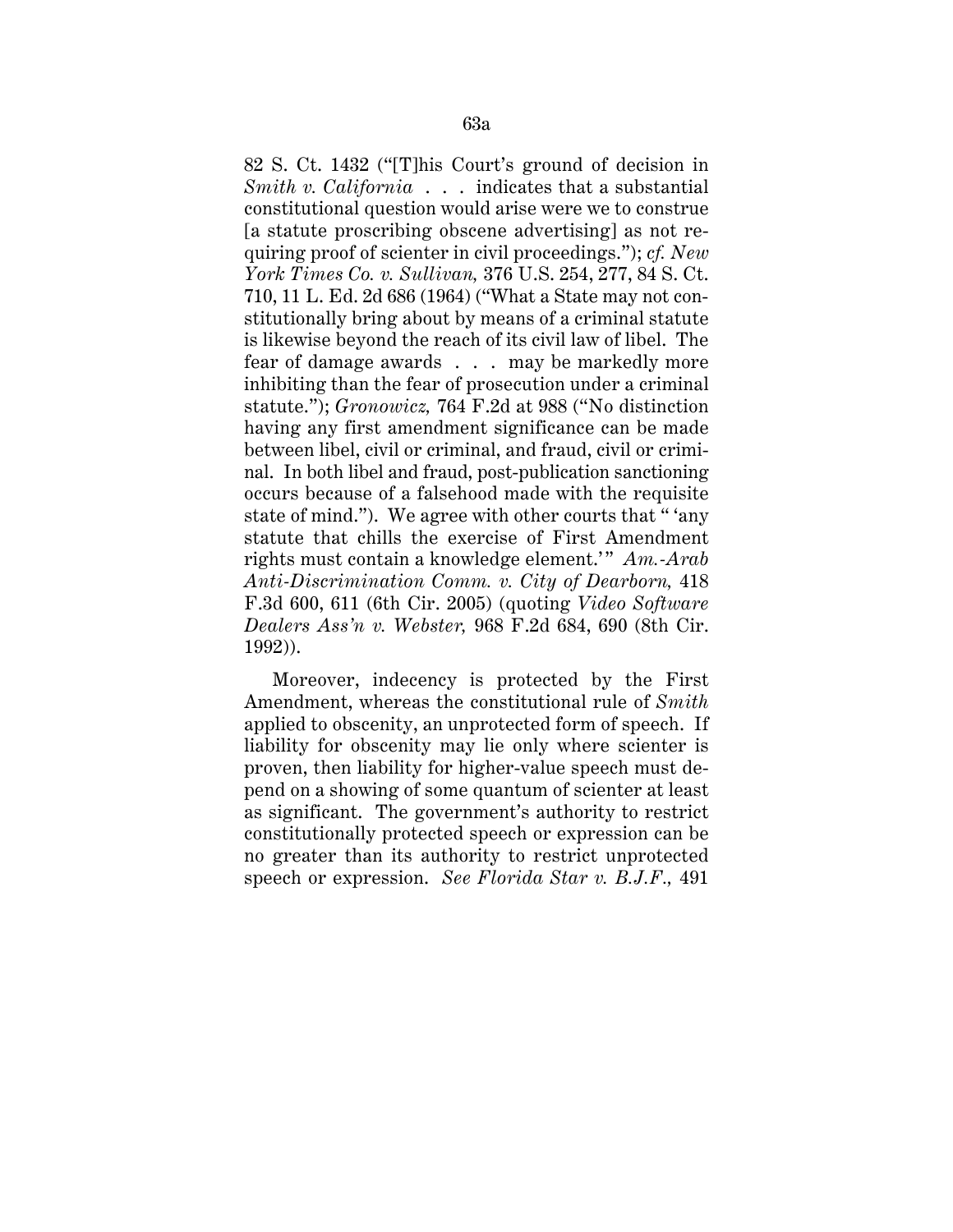82 S. Ct. 1432 ("[T]his Court's ground of decision in *Smith v. California* . . . indicates that a substantial constitutional question would arise were we to construe [a statute proscribing obscene advertising] as not requiring proof of scienter in civil proceedings."); *cf. New York Times Co. v. Sullivan,* 376 U.S. 254, 277, 84 S. Ct. 710, 11 L. Ed. 2d 686 (1964) ("What a State may not constitutionally bring about by means of a criminal statute is likewise beyond the reach of its civil law of libel. The fear of damage awards . . . may be markedly more inhibiting than the fear of prosecution under a criminal statute."); *Gronowicz,* 764 F.2d at 988 ("No distinction having any first amendment significance can be made between libel, civil or criminal, and fraud, civil or criminal. In both libel and fraud, post-publication sanctioning occurs because of a falsehood made with the requisite state of mind."). We agree with other courts that " 'any statute that chills the exercise of First Amendment rights must contain a knowledge element.' " *Am.-Arab Anti-Discrimination Comm. v. City of Dearborn,* 418 F.3d 600, 611 (6th Cir. 2005) (quoting *Video Software Dealers Ass'n v. Webster,* 968 F.2d 684, 690 (8th Cir. 1992)).

Moreover, indecency is protected by the First Amendment, whereas the constitutional rule of *Smith* applied to obscenity, an unprotected form of speech. If liability for obscenity may lie only where scienter is proven, then liability for higher-value speech must depend on a showing of some quantum of scienter at least as significant. The government's authority to restrict constitutionally protected speech or expression can be no greater than its authority to restrict unprotected speech or expression. *See Florida Star v. B.J.F.,* 491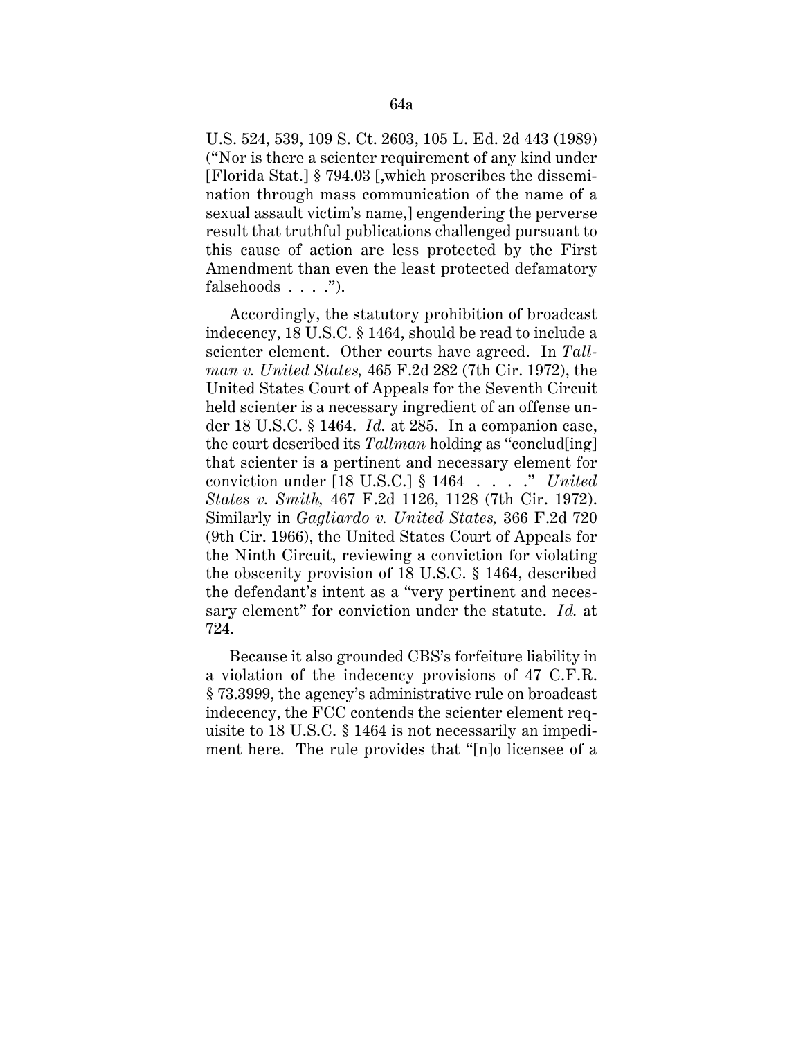U.S. 524, 539, 109 S. Ct. 2603, 105 L. Ed. 2d 443 (1989) ("Nor is there a scienter requirement of any kind under [Florida Stat.] § 794.03 [,which proscribes the dissemination through mass communication of the name of a sexual assault victim's name,] engendering the perverse result that truthful publications challenged pursuant to this cause of action are less protected by the First Amendment than even the least protected defamatory falsehoods . . . .").

Accordingly, the statutory prohibition of broadcast indecency, 18 U.S.C. § 1464, should be read to include a scienter element. Other courts have agreed. In *Tallman v. United States,* 465 F.2d 282 (7th Cir. 1972), the United States Court of Appeals for the Seventh Circuit held scienter is a necessary ingredient of an offense under 18 U.S.C. § 1464. *Id.* at 285. In a companion case, the court described its *Tallman* holding as "conclud[ing] that scienter is a pertinent and necessary element for conviction under [18 U.S.C.] § 1464 . . . ." *United States v. Smith,* 467 F.2d 1126, 1128 (7th Cir. 1972). Similarly in *Gagliardo v. United States,* 366 F.2d 720 (9th Cir. 1966), the United States Court of Appeals for the Ninth Circuit, reviewing a conviction for violating the obscenity provision of 18 U.S.C. § 1464, described the defendant's intent as a "very pertinent and necessary element" for conviction under the statute. *Id.* at 724.

Because it also grounded CBS's forfeiture liability in a violation of the indecency provisions of 47 C.F.R. § 73.3999, the agency's administrative rule on broadcast indecency, the FCC contends the scienter element requisite to 18 U.S.C. § 1464 is not necessarily an impediment here. The rule provides that "[n]o licensee of a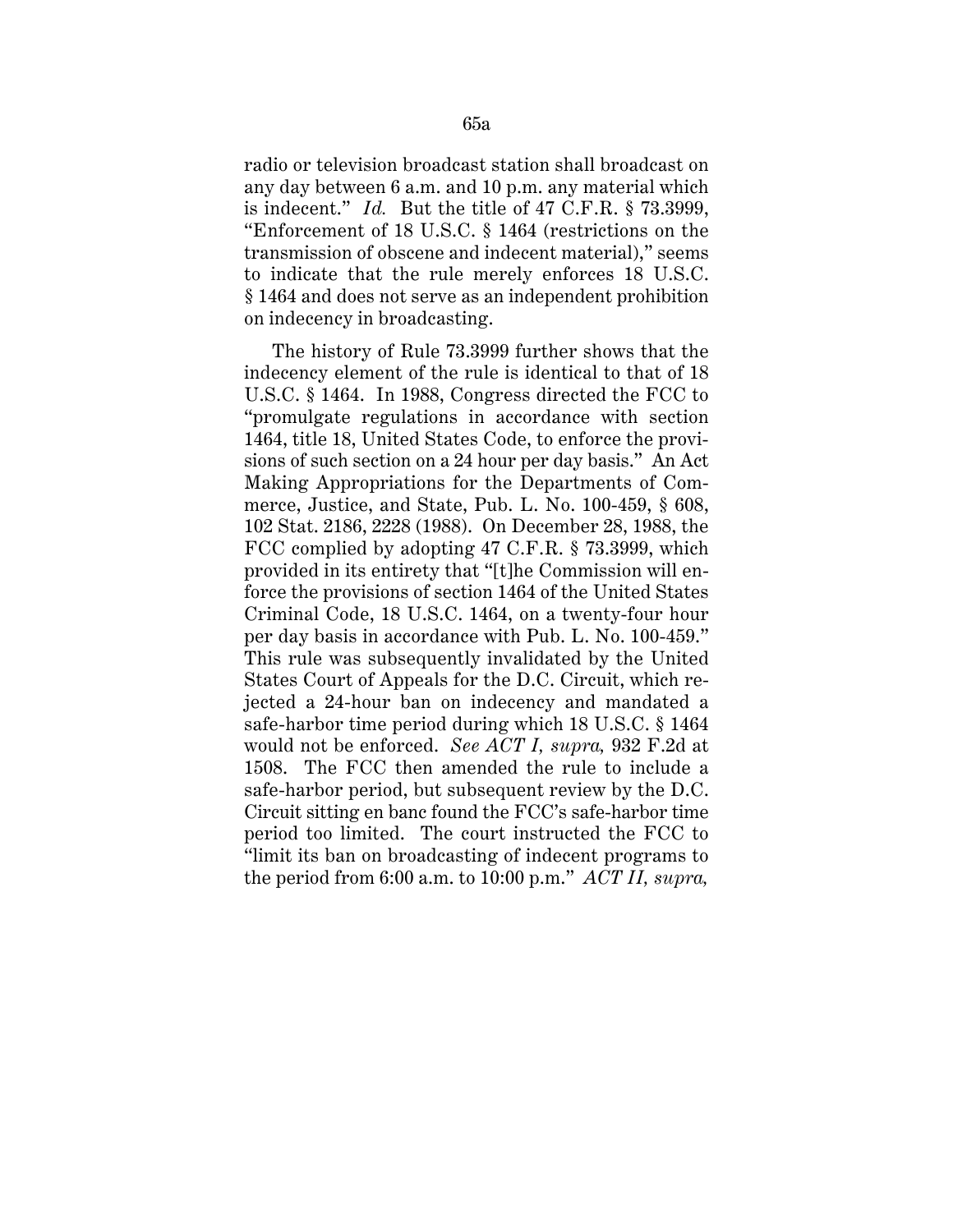radio or television broadcast station shall broadcast on any day between 6 a.m. and 10 p.m. any material which is indecent." *Id.* But the title of 47 C.F.R. § 73.3999, "Enforcement of 18 U.S.C. § 1464 (restrictions on the transmission of obscene and indecent material)," seems to indicate that the rule merely enforces 18 U.S.C. § 1464 and does not serve as an independent prohibition on indecency in broadcasting.

The history of Rule 73.3999 further shows that the indecency element of the rule is identical to that of 18 U.S.C. § 1464. In 1988, Congress directed the FCC to "promulgate regulations in accordance with section 1464, title 18, United States Code, to enforce the provisions of such section on a 24 hour per day basis." An Act Making Appropriations for the Departments of Commerce, Justice, and State, Pub. L. No. 100-459, § 608, 102 Stat. 2186, 2228 (1988). On December 28, 1988, the FCC complied by adopting 47 C.F.R. § 73.3999, which provided in its entirety that "[t]he Commission will enforce the provisions of section 1464 of the United States Criminal Code, 18 U.S.C. 1464, on a twenty-four hour per day basis in accordance with Pub. L. No. 100-459." This rule was subsequently invalidated by the United States Court of Appeals for the D.C. Circuit, which rejected a 24-hour ban on indecency and mandated a safe-harbor time period during which 18 U.S.C. § 1464 would not be enforced. *See ACT I, supra,* 932 F.2d at 1508. The FCC then amended the rule to include a safe-harbor period, but subsequent review by the D.C. Circuit sitting en banc found the FCC's safe-harbor time period too limited. The court instructed the FCC to "limit its ban on broadcasting of indecent programs to the period from 6:00 a.m. to 10:00 p.m." *ACT II, supra,*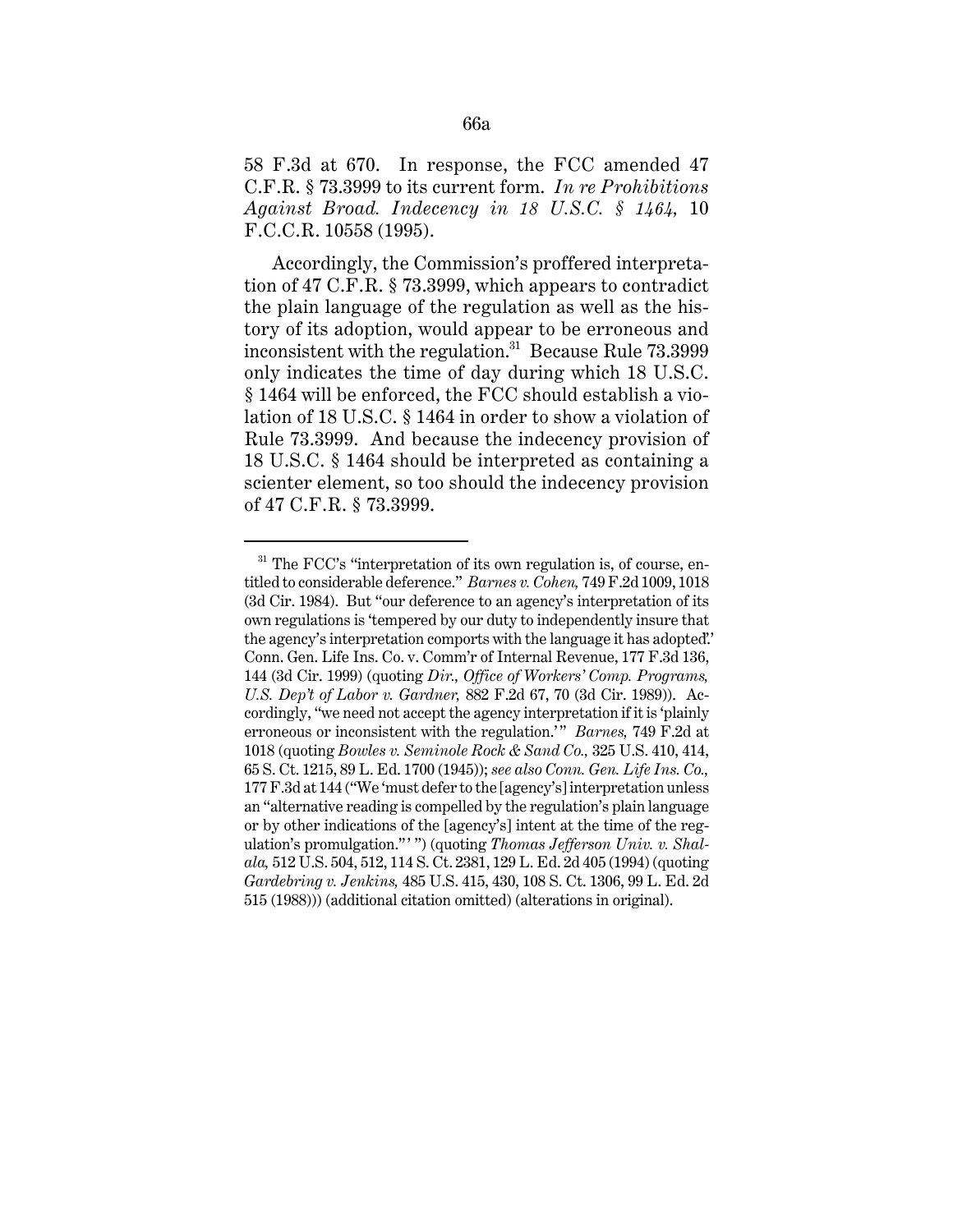58 F.3d at 670. In response, the FCC amended 47 C.F.R. § 73.3999 to its current form. *In re Prohibitions Against Broad. Indecency in 18 U.S.C. § 1464,* 10 F.C.C.R. 10558 (1995).

Accordingly, the Commission's proffered interpretation of 47 C.F.R. § 73.3999, which appears to contradict the plain language of the regulation as well as the history of its adoption, would appear to be erroneous and inconsistent with the regulation.[31] Because Rule 73.3999 only indicates the time of day during which 18 U.S.C. § 1464 will be enforced, the FCC should establish a violation of 18 U.S.C. § 1464 in order to show a violation of Rule 73.3999. And because the indecency provision of 18 U.S.C. § 1464 should be interpreted as containing a scienter element, so too should the indecency provision of 47 C.F.R. § 73.3999.

---

[31] The FCC's "interpretation of its own regulation is, of course, entitled to considerable deference." *Barnes v. Cohen,* 749 F.2d 1009, 1018 (3d Cir. 1984). But "our deference to an agency's interpretation of its own regulations is 'tempered by our duty to independently insure that the agency's interpretation comports with the language it has adopted.'" Conn. Gen. Life Ins. Co. v. Comm'r of Internal Revenue, 177 F.3d 136, 144 (3d Cir. 1999) (quoting *Dir., Office of Workers' Comp. Programs, U.S. Dep't of Labor v. Gardner,* 882 F.2d 67, 70 (3d Cir. 1989)). Accordingly, "we need not accept the agency interpretation if it is 'plainly erroneous or inconsistent with the regulation.'" *Barnes,* 749 F.2d at 1018 (quoting *Bowles v. Seminole Rock & Sand Co.,* 325 U.S. 410, 414, 65 S. Ct. 1215, 89 L. Ed. 1700 (1945)); *see also Conn. Gen. Life Ins. Co.,* 177 F.3d at 144 ("We 'must defer to the [agency's] interpretation unless an "alternative reading is compelled by the regulation's plain language or by other indications of the [agency's] intent at the time of the regulation's promulgation."' ") (quoting *Thomas Jefferson Univ. v. Shalala,* 512 U.S. 504, 512, 114 S. Ct. 2381, 129 L. Ed. 2d 405 (1994) (quoting *Gardebring v. Jenkins,* 485 U.S. 415, 430, 108 S. Ct. 1306, 99 L. Ed. 2d 515 (1988))) (additional citation omitted) (alterations in original).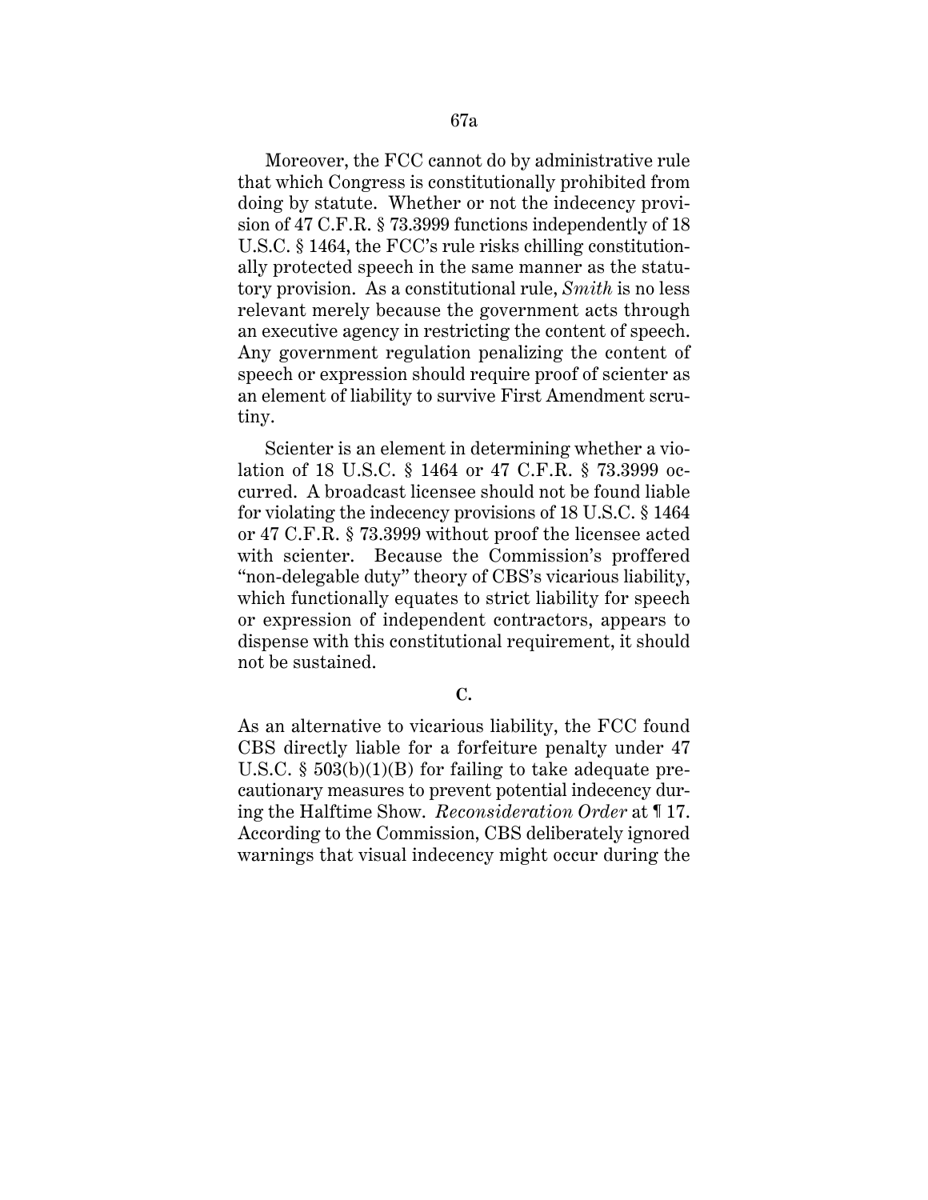Moreover, the FCC cannot do by administrative rule that which Congress is constitutionally prohibited from doing by statute. Whether or not the indecency provision of 47 C.F.R. § 73.3999 functions independently of 18 U.S.C. § 1464, the FCC's rule risks chilling constitutionally protected speech in the same manner as the statutory provision. As a constitutional rule, *Smith* is no less relevant merely because the government acts through an executive agency in restricting the content of speech. Any government regulation penalizing the content of speech or expression should require proof of scienter as an element of liability to survive First Amendment scrutiny.

Scienter is an element in determining whether a violation of 18 U.S.C. § 1464 or 47 C.F.R. § 73.3999 occurred. A broadcast licensee should not be found liable for violating the indecency provisions of 18 U.S.C. § 1464 or 47 C.F.R. § 73.3999 without proof the licensee acted with scienter. Because the Commission's proffered "non-delegable duty" theory of CBS's vicarious liability, which functionally equates to strict liability for speech or expression of independent contractors, appears to dispense with this constitutional requirement, it should not be sustained.

**C.**

As an alternative to vicarious liability, the FCC found CBS directly liable for a forfeiture penalty under 47 U.S.C. § 503(b)(1)(B) for failing to take adequate precautionary measures to prevent potential indecency during the Halftime Show. *Reconsideration Order* at ¶ 17. According to the Commission, CBS deliberately ignored warnings that visual indecency might occur during the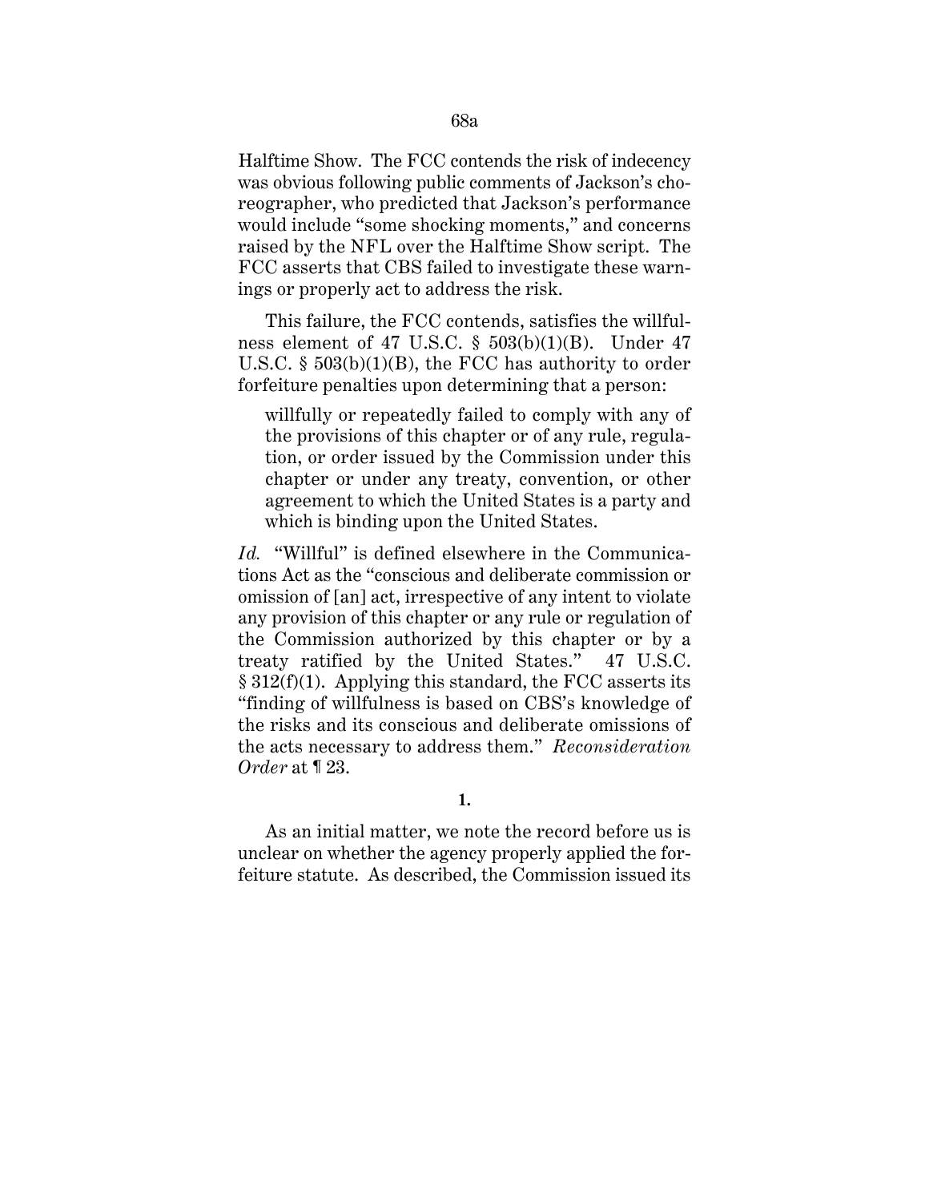Halftime Show. The FCC contends the risk of indecency was obvious following public comments of Jackson's choreographer, who predicted that Jackson's performance would include "some shocking moments," and concerns raised by the NFL over the Halftime Show script. The FCC asserts that CBS failed to investigate these warnings or properly act to address the risk.

This failure, the FCC contends, satisfies the willfulness element of 47 U.S.C. § 503(b)(1)(B). Under 47 U.S.C. § 503(b)(1)(B), the FCC has authority to order forfeiture penalties upon determining that a person:

> willfully or repeatedly failed to comply with any of the provisions of this chapter or of any rule, regulation, or order issued by the Commission under this chapter or under any treaty, convention, or other agreement to which the United States is a party and which is binding upon the United States.

*Id.* "Willful" is defined elsewhere in the Communications Act as the "conscious and deliberate commission or omission of [an] act, irrespective of any intent to violate any provision of this chapter or any rule or regulation of the Commission authorized by this chapter or by a treaty ratified by the United States." 47 U.S.C. § 312(f)(1). Applying this standard, the FCC asserts its "finding of willfulness is based on CBS's knowledge of the risks and its conscious and deliberate omissions of the acts necessary to address them." *Reconsideration Order* at ¶ 23.

**1.**

As an initial matter, we note the record before us is unclear on whether the agency properly applied the forfeiture statute. As described, the Commission issued its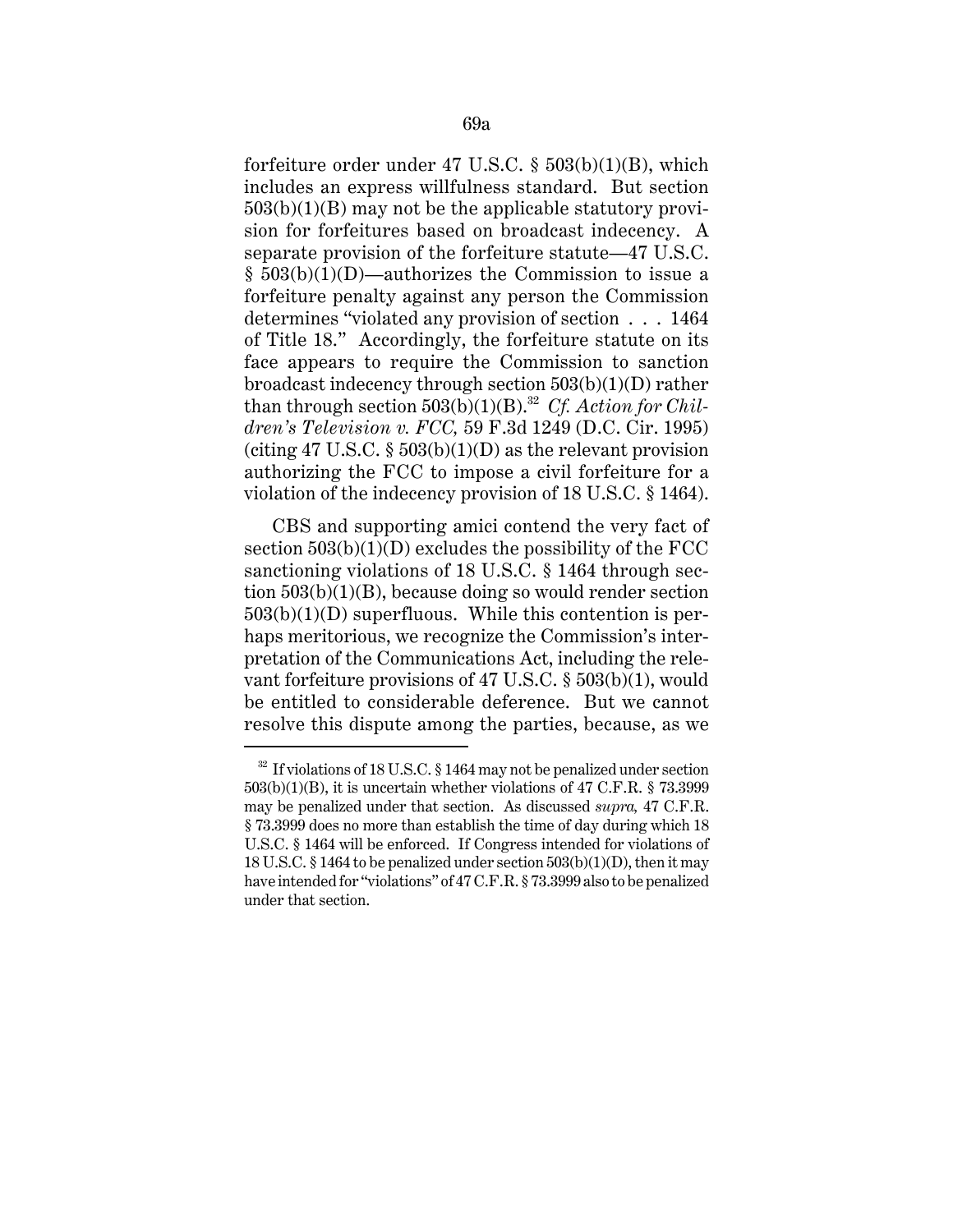forfeiture order under 47 U.S.C. § 503(b)(1)(B), which includes an express willfulness standard. But section 503(b)(1)(B) may not be the applicable statutory provision for forfeitures based on broadcast indecency. A separate provision of the forfeiture statute—47 U.S.C. § 503(b)(1)(D)—authorizes the Commission to issue a forfeiture penalty against any person the Commission determines "violated any provision of section . . . 1464 of Title 18." Accordingly, the forfeiture statute on its face appears to require the Commission to sanction broadcast indecency through section 503(b)(1)(D) rather than through section 503(b)(1)(B).[32] *Cf. Action for Children's Television v. FCC,* 59 F.3d 1249 (D.C. Cir. 1995) (citing 47 U.S.C. § 503(b)(1)(D) as the relevant provision authorizing the FCC to impose a civil forfeiture for a violation of the indecency provision of 18 U.S.C. § 1464).

CBS and supporting amici contend the very fact of section 503(b)(1)(D) excludes the possibility of the FCC sanctioning violations of 18 U.S.C. § 1464 through section 503(b)(1)(B), because doing so would render section 503(b)(1)(D) superfluous. While this contention is perhaps meritorious, we recognize the Commission's interpretation of the Communications Act, including the relevant forfeiture provisions of 47 U.S.C. § 503(b)(1), would be entitled to considerable deference. But we cannot resolve this dispute among the parties, because, as we

---

[32] If violations of 18 U.S.C. § 1464 may not be penalized under section 503(b)(1)(B), it is uncertain whether violations of 47 C.F.R. § 73.3999 may be penalized under that section. As discussed *supra,* 47 C.F.R. § 73.3999 does no more than establish the time of day during which 18 U.S.C. § 1464 will be enforced. If Congress intended for violations of 18 U.S.C. § 1464 to be penalized under section 503(b)(1)(D), then it may have intended for "violations" of 47 C.F.R. § 73.3999 also to be penalized under that section.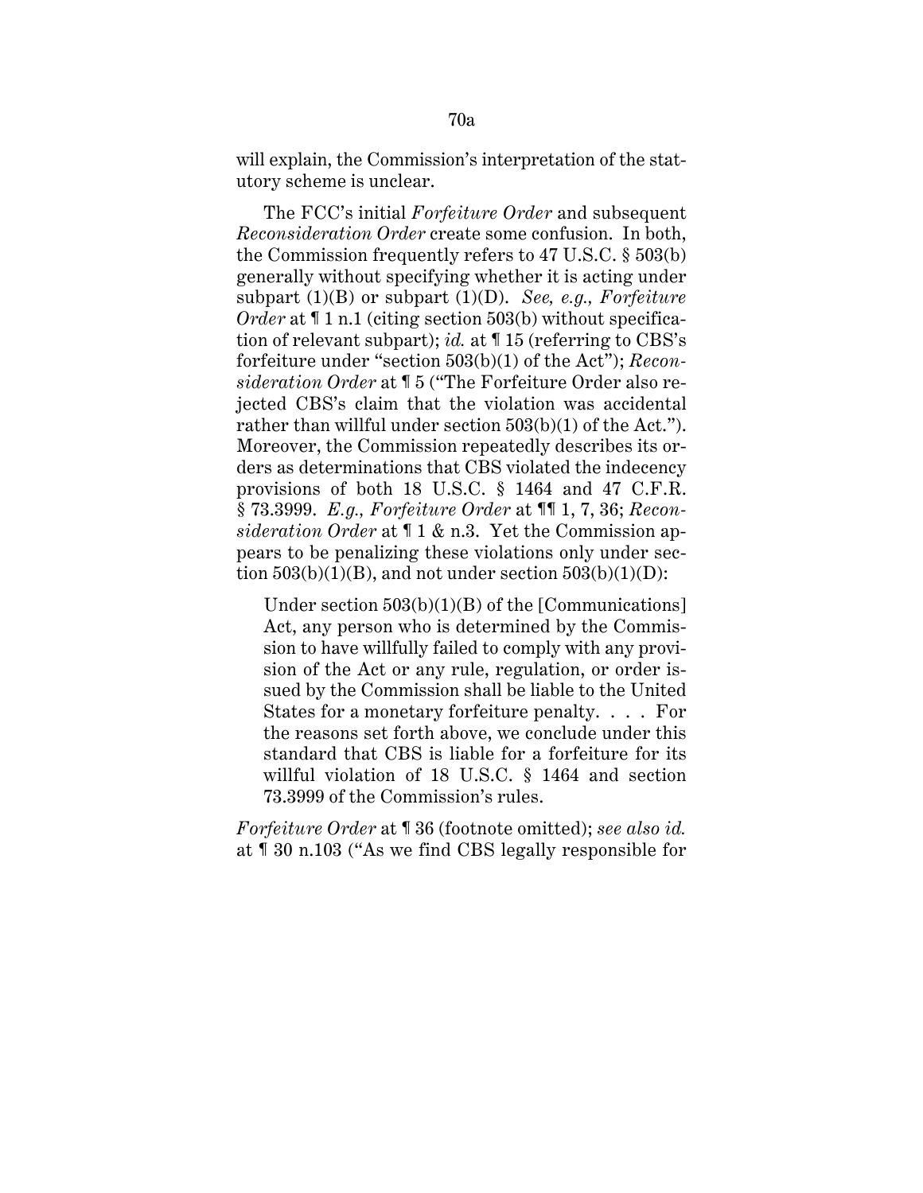will explain, the Commission's interpretation of the statutory scheme is unclear.

The FCC's initial *Forfeiture Order* and subsequent *Reconsideration Order* create some confusion. In both, the Commission frequently refers to 47 U.S.C. § 503(b) generally without specifying whether it is acting under subpart (1)(B) or subpart (1)(D). *See, e.g., Forfeiture Order* at ¶ 1 n.1 (citing section 503(b) without specification of relevant subpart); *id.* at ¶ 15 (referring to CBS's forfeiture under "section 503(b)(1) of the Act"); *Reconsideration Order* at ¶ 5 ("The Forfeiture Order also rejected CBS's claim that the violation was accidental rather than willful under section 503(b)(1) of the Act."). Moreover, the Commission repeatedly describes its orders as determinations that CBS violated the indecency provisions of both 18 U.S.C. § 1464 and 47 C.F.R. § 73.3999. *E.g., Forfeiture Order* at ¶¶ 1, 7, 36; *Reconsideration Order* at ¶ 1 & n.3. Yet the Commission appears to be penalizing these violations only under section 503(b)(1)(B), and not under section 503(b)(1)(D):

> Under section 503(b)(1)(B) of the [Communications] Act, any person who is determined by the Commission to have willfully failed to comply with any provision of the Act or any rule, regulation, or order issued by the Commission shall be liable to the United States for a monetary forfeiture penalty. . . . For the reasons set forth above, we conclude under this standard that CBS is liable for a forfeiture for its willful violation of 18 U.S.C. § 1464 and section 73.3999 of the Commission's rules.

*Forfeiture Order* at ¶ 36 (footnote omitted); *see also id.* at ¶ 30 n.103 ("As we find CBS legally responsible for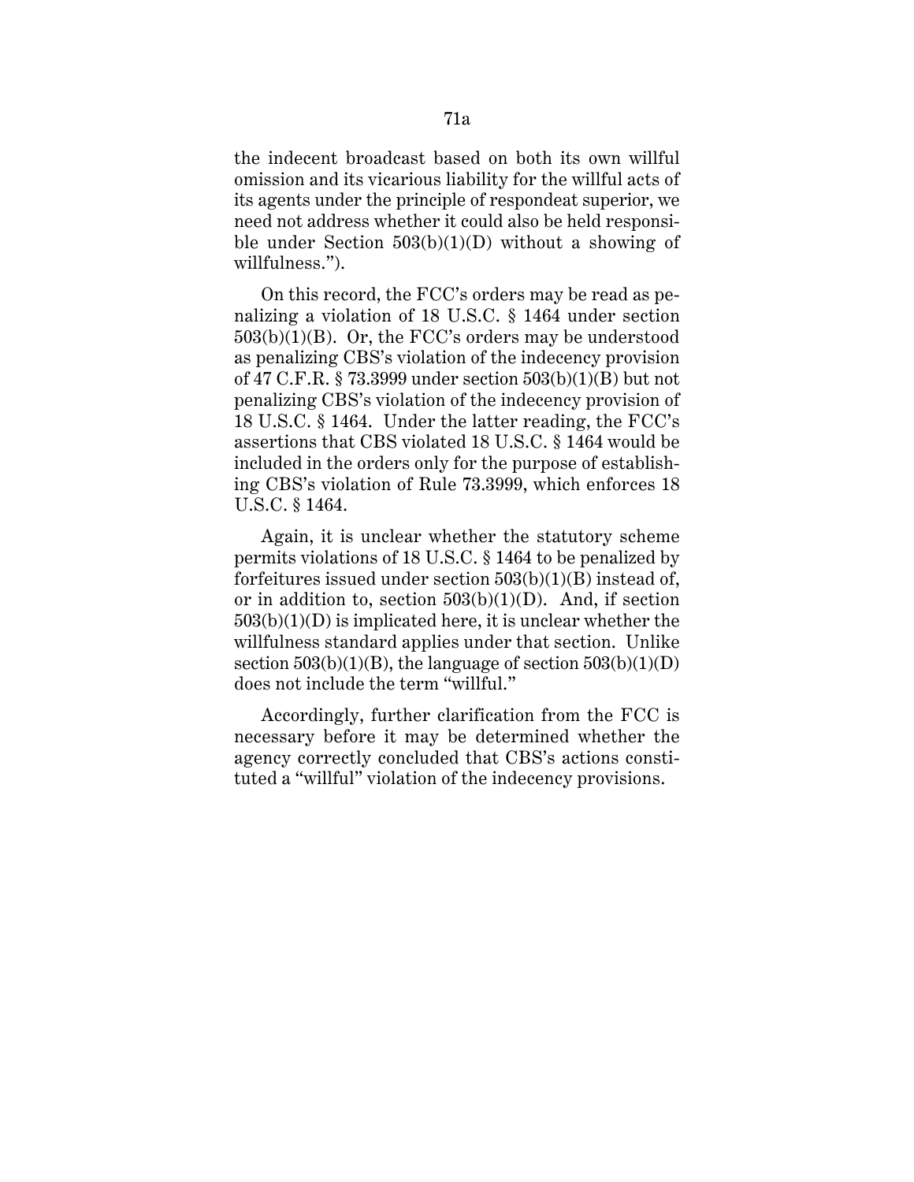the indecent broadcast based on both its own willful omission and its vicarious liability for the willful acts of its agents under the principle of respondeat superior, we need not address whether it could also be held responsible under Section 503(b)(1)(D) without a showing of willfulness.").

On this record, the FCC's orders may be read as penalizing a violation of 18 U.S.C. § 1464 under section 503(b)(1)(B). Or, the FCC's orders may be understood as penalizing CBS's violation of the indecency provision of 47 C.F.R. § 73.3999 under section 503(b)(1)(B) but not penalizing CBS's violation of the indecency provision of 18 U.S.C. § 1464. Under the latter reading, the FCC's assertions that CBS violated 18 U.S.C. § 1464 would be included in the orders only for the purpose of establishing CBS's violation of Rule 73.3999, which enforces 18 U.S.C. § 1464.

Again, it is unclear whether the statutory scheme permits violations of 18 U.S.C. § 1464 to be penalized by forfeitures issued under section 503(b)(1)(B) instead of, or in addition to, section 503(b)(1)(D). And, if section 503(b)(1)(D) is implicated here, it is unclear whether the willfulness standard applies under that section. Unlike section 503(b)(1)(B), the language of section 503(b)(1)(D) does not include the term "willful."

Accordingly, further clarification from the FCC is necessary before it may be determined whether the agency correctly concluded that CBS's actions constituted a "willful" violation of the indecency provisions.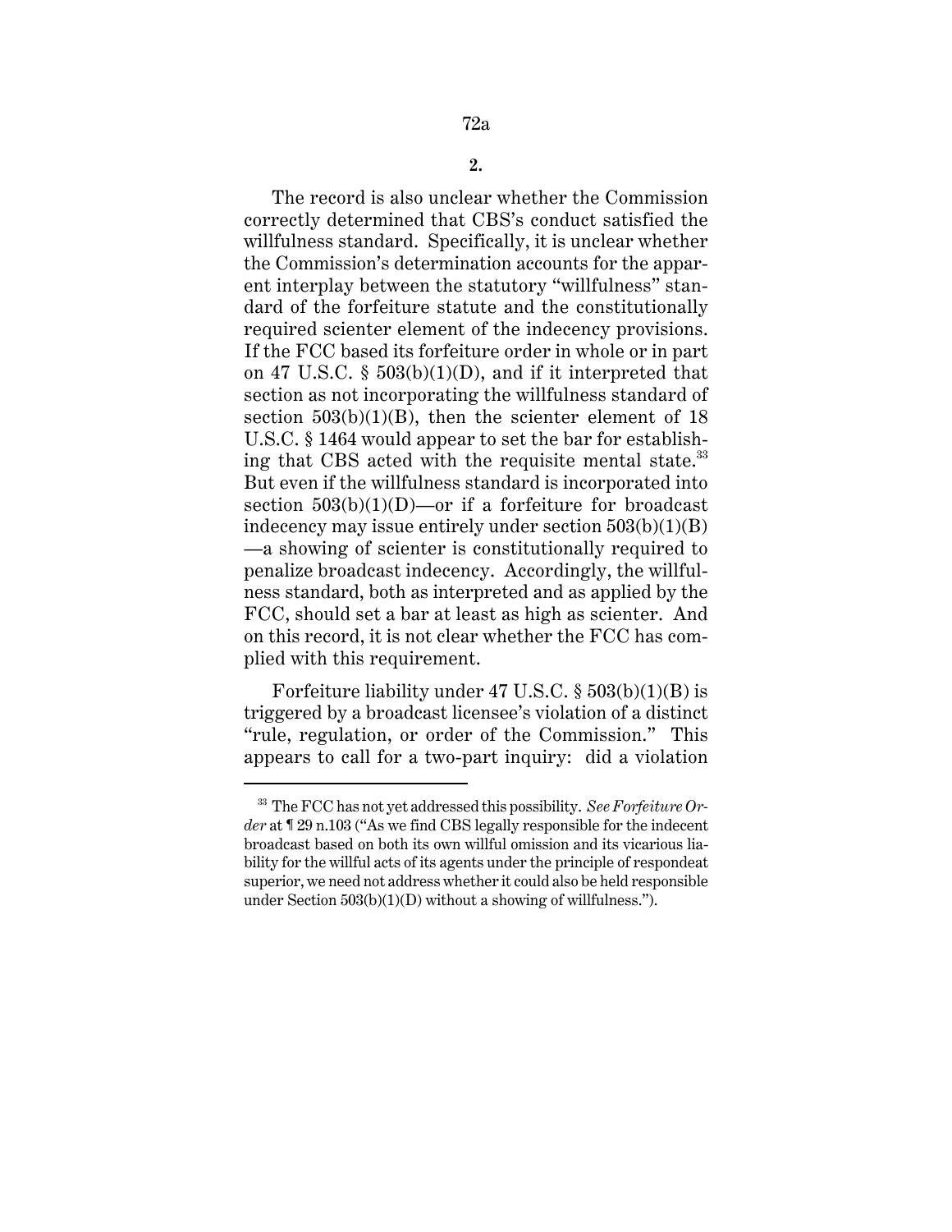**2.**

The record is also unclear whether the Commission correctly determined that CBS's conduct satisfied the willfulness standard. Specifically, it is unclear whether the Commission's determination accounts for the apparent interplay between the statutory "willfulness" standard of the forfeiture statute and the constitutionally required scienter element of the indecency provisions. If the FCC based its forfeiture order in whole or in part on 47 U.S.C. § 503(b)(1)(D), and if it interpreted that section as not incorporating the willfulness standard of section 503(b)(1)(B), then the scienter element of 18 U.S.C. § 1464 would appear to set the bar for establishing that CBS acted with the requisite mental state.[33] But even if the willfulness standard is incorporated into section 503(b)(1)(D)—or if a forfeiture for broadcast indecency may issue entirely under section 503(b)(1)(B)—a showing of scienter is constitutionally required to penalize broadcast indecency. Accordingly, the willfulness standard, both as interpreted and as applied by the FCC, should set a bar at least as high as scienter. And on this record, it is not clear whether the FCC has complied with this requirement.

Forfeiture liability under 47 U.S.C. § 503(b)(1)(B) is triggered by a broadcast licensee's violation of a distinct "rule, regulation, or order of the Commission." This appears to call for a two-part inquiry: did a violation

---

[33] The FCC has not yet addressed this possibility. *See Forfeiture Order* at ¶ 29 n.103 ("As we find CBS legally responsible for the indecent broadcast based on both its own willful omission and its vicarious liability for the willful acts of its agents under the principle of respondeat superior, we need not address whether it could also be held responsible under Section 503(b)(1)(D) without a showing of willfulness.").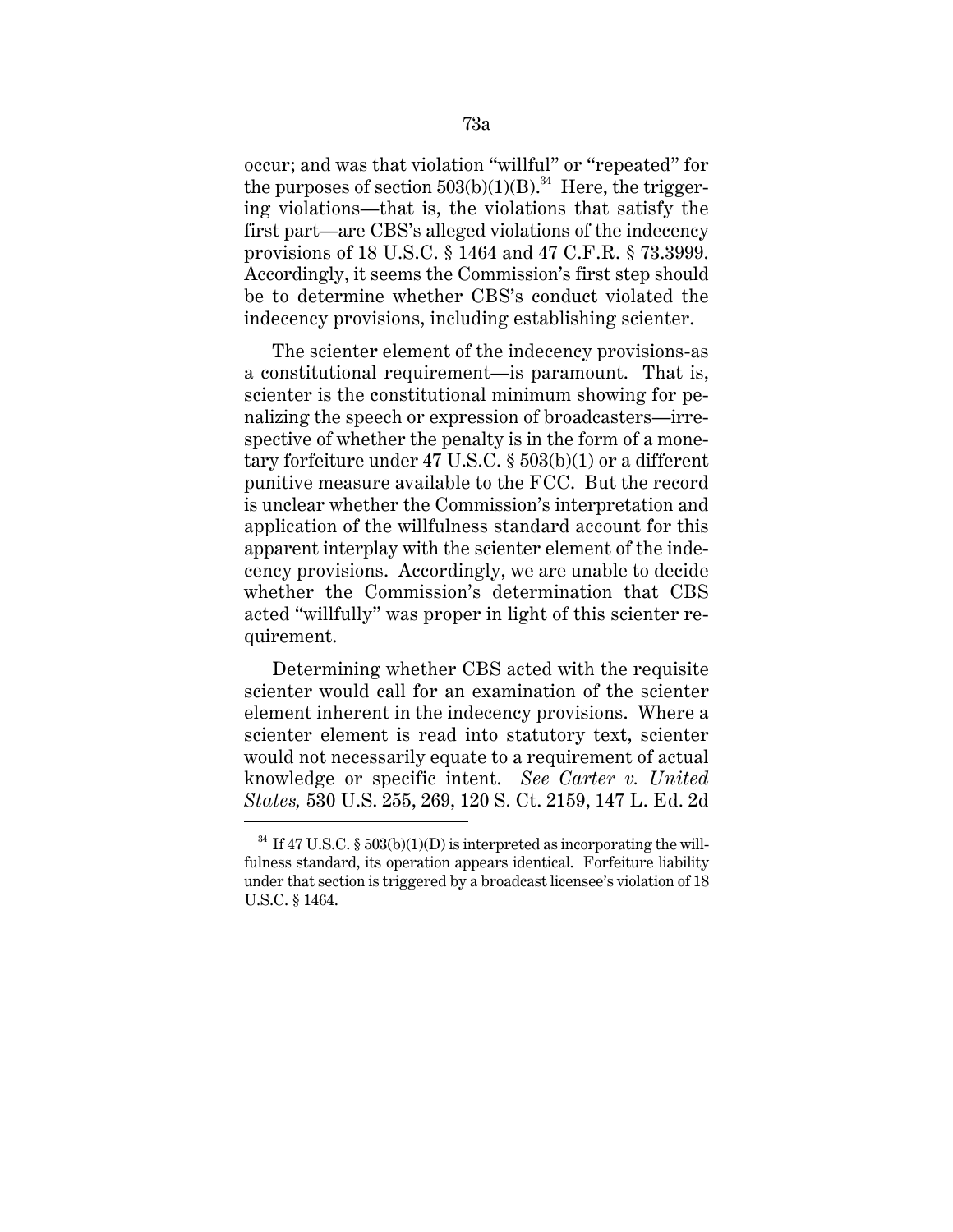occur; and was that violation "willful" or "repeated" for the purposes of section 503(b)(1)(B).[34] Here, the triggering violations—that is, the violations that satisfy the first part—are CBS's alleged violations of the indecency provisions of 18 U.S.C. § 1464 and 47 C.F.R. § 73.3999. Accordingly, it seems the Commission's first step should be to determine whether CBS's conduct violated the indecency provisions, including establishing scienter.

The scienter element of the indecency provisions-as a constitutional requirement—is paramount. That is, scienter is the constitutional minimum showing for penalizing the speech or expression of broadcasters—irrespective of whether the penalty is in the form of a monetary forfeiture under 47 U.S.C. § 503(b)(1) or a different punitive measure available to the FCC. But the record is unclear whether the Commission's interpretation and application of the willfulness standard account for this apparent interplay with the scienter element of the indecency provisions. Accordingly, we are unable to decide whether the Commission's determination that CBS acted "willfully" was proper in light of this scienter requirement.

Determining whether CBS acted with the requisite scienter would call for an examination of the scienter element inherent in the indecency provisions. Where a scienter element is read into statutory text, scienter would not necessarily equate to a requirement of actual knowledge or specific intent. *See Carter v. United States,* 530 U.S. 255, 269, 120 S. Ct. 2159, 147 L. Ed. 2d

[34] If 47 U.S.C. § 503(b)(1)(D) is interpreted as incorporating the willfulness standard, its operation appears identical. Forfeiture liability under that section is triggered by a broadcast licensee's violation of 18 U.S.C. § 1464.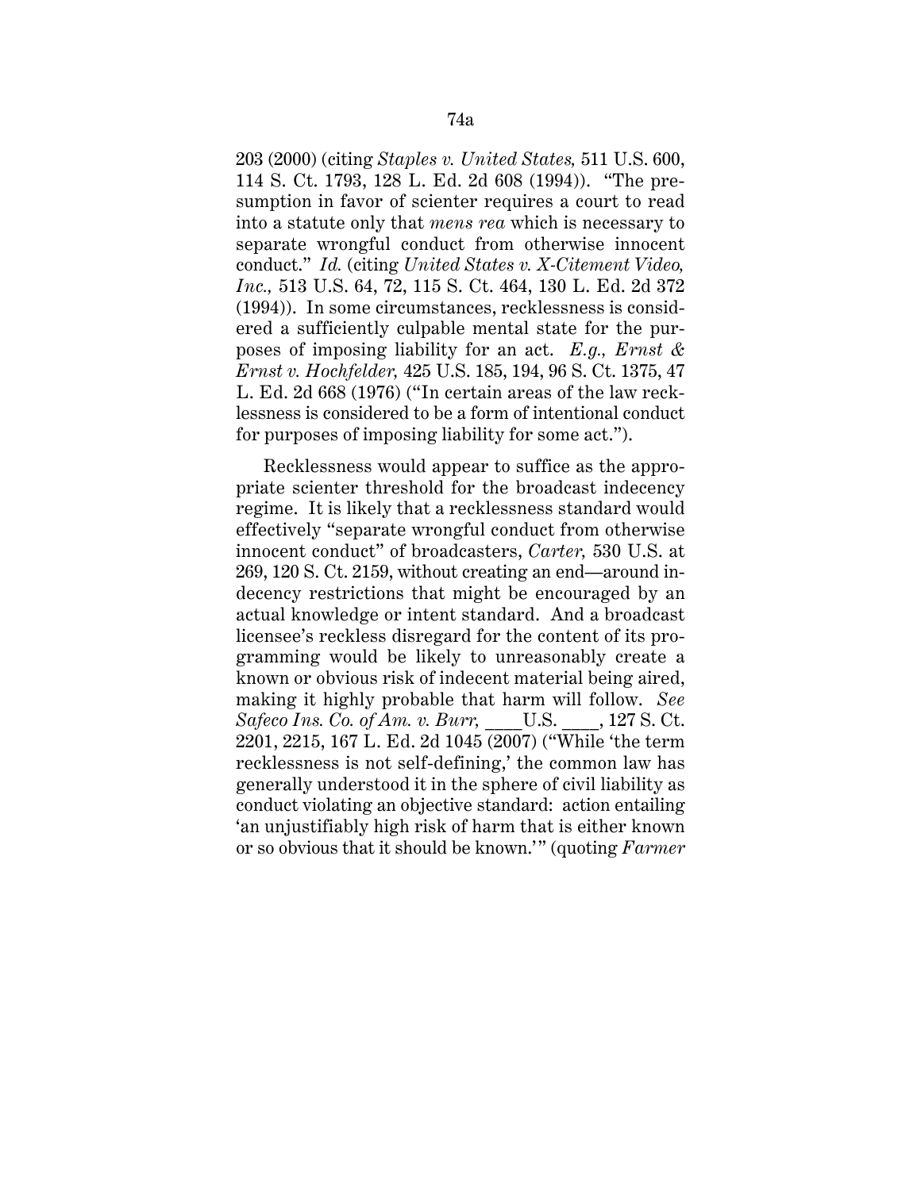203 (2000) (citing *Staples v. United States,* 511 U.S. 600, 114 S. Ct. 1793, 128 L. Ed. 2d 608 (1994)). "The presumption in favor of scienter requires a court to read into a statute only that *mens rea* which is necessary to separate wrongful conduct from otherwise innocent conduct." *Id.* (citing *United States v. X-Citement Video, Inc.,* 513 U.S. 64, 72, 115 S. Ct. 464, 130 L. Ed. 2d 372 (1994)). In some circumstances, recklessness is considered a sufficiently culpable mental state for the purposes of imposing liability for an act. *E.g., Ernst & Ernst v. Hochfelder,* 425 U.S. 185, 194, 96 S. Ct. 1375, 47 L. Ed. 2d 668 (1976) ("In certain areas of the law recklessness is considered to be a form of intentional conduct for purposes of imposing liability for some act.").

Recklessness would appear to suffice as the appropriate scienter threshold for the broadcast indecency regime. It is likely that a recklessness standard would effectively "separate wrongful conduct from otherwise innocent conduct" of broadcasters, *Carter,* 530 U.S. at 269, 120 S. Ct. 2159, without creating an end—around indecency restrictions that might be encouraged by an actual knowledge or intent standard. And a broadcast licensee's reckless disregard for the content of its programming would be likely to unreasonably create a known or obvious risk of indecent material being aired, making it highly probable that harm will follow. *See Safeco Ins. Co. of Am. v. Burr,* ____U.S. ____, 127 S. Ct. 2201, 2215, 167 L. Ed. 2d 1045 (2007) ("While 'the term recklessness is not self-defining,' the common law has generally understood it in the sphere of civil liability as conduct violating an objective standard: action entailing 'an unjustifiably high risk of harm that is either known or so obvious that it should be known.'" (quoting *Farmer*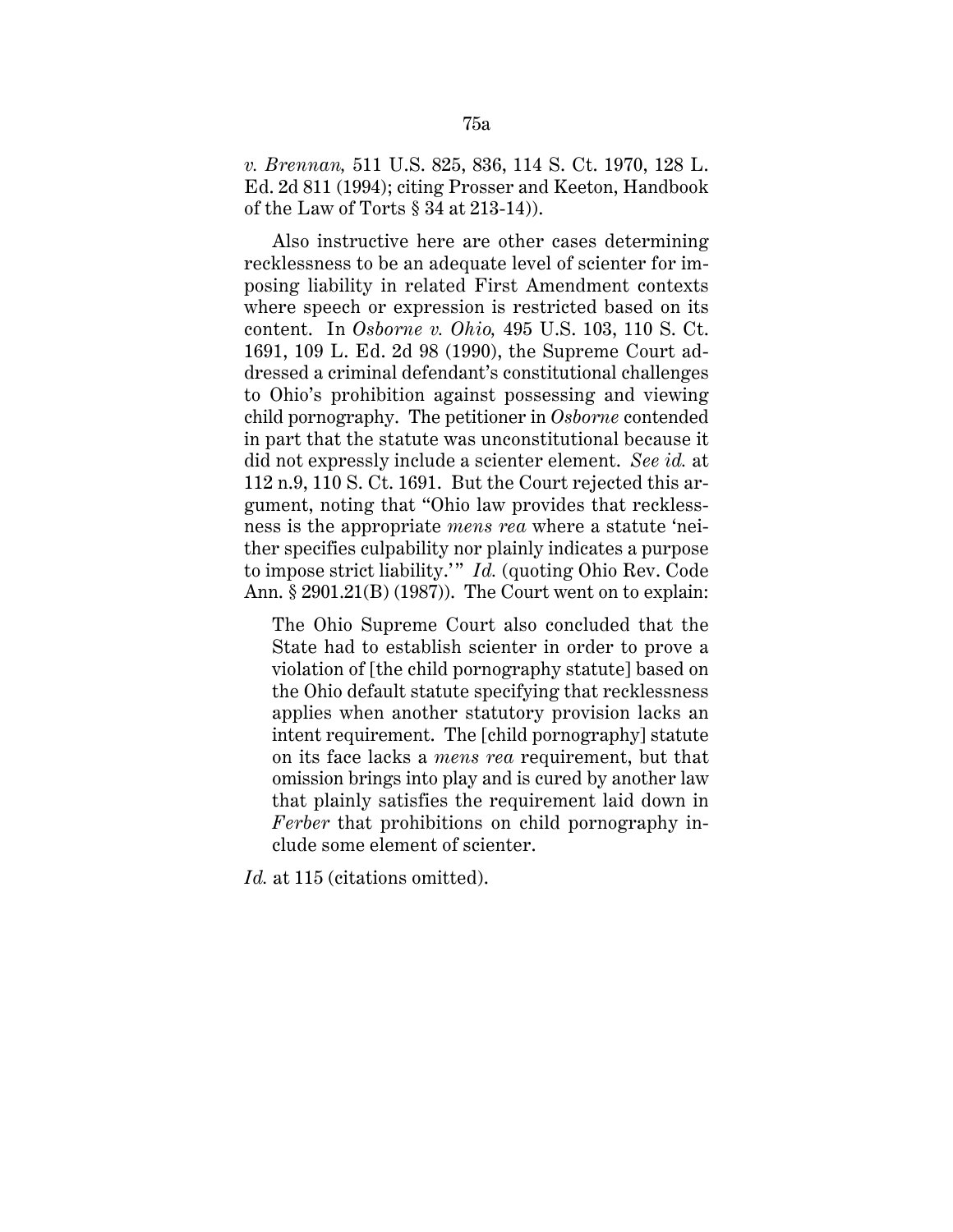*v. Brennan,* 511 U.S. 825, 836, 114 S. Ct. 1970, 128 L. Ed. 2d 811 (1994); citing Prosser and Keeton, Handbook of the Law of Torts § 34 at 213-14)).

Also instructive here are other cases determining recklessness to be an adequate level of scienter for imposing liability in related First Amendment contexts where speech or expression is restricted based on its content. In *Osborne v. Ohio,* 495 U.S. 103, 110 S. Ct. 1691, 109 L. Ed. 2d 98 (1990), the Supreme Court addressed a criminal defendant's constitutional challenges to Ohio's prohibition against possessing and viewing child pornography. The petitioner in *Osborne* contended in part that the statute was unconstitutional because it did not expressly include a scienter element. *See id.* at 112 n.9, 110 S. Ct. 1691. But the Court rejected this argument, noting that "Ohio law provides that recklessness is the appropriate *mens rea* where a statute 'neither specifies culpability nor plainly indicates a purpose to impose strict liability.'" *Id.* (quoting Ohio Rev. Code Ann. § 2901.21(B) (1987)). The Court went on to explain:

> The Ohio Supreme Court also concluded that the State had to establish scienter in order to prove a violation of [the child pornography statute] based on the Ohio default statute specifying that recklessness applies when another statutory provision lacks an intent requirement. The [child pornography] statute on its face lacks a *mens rea* requirement, but that omission brings into play and is cured by another law that plainly satisfies the requirement laid down in *Ferber* that prohibitions on child pornography include some element of scienter.

*Id.* at 115 (citations omitted).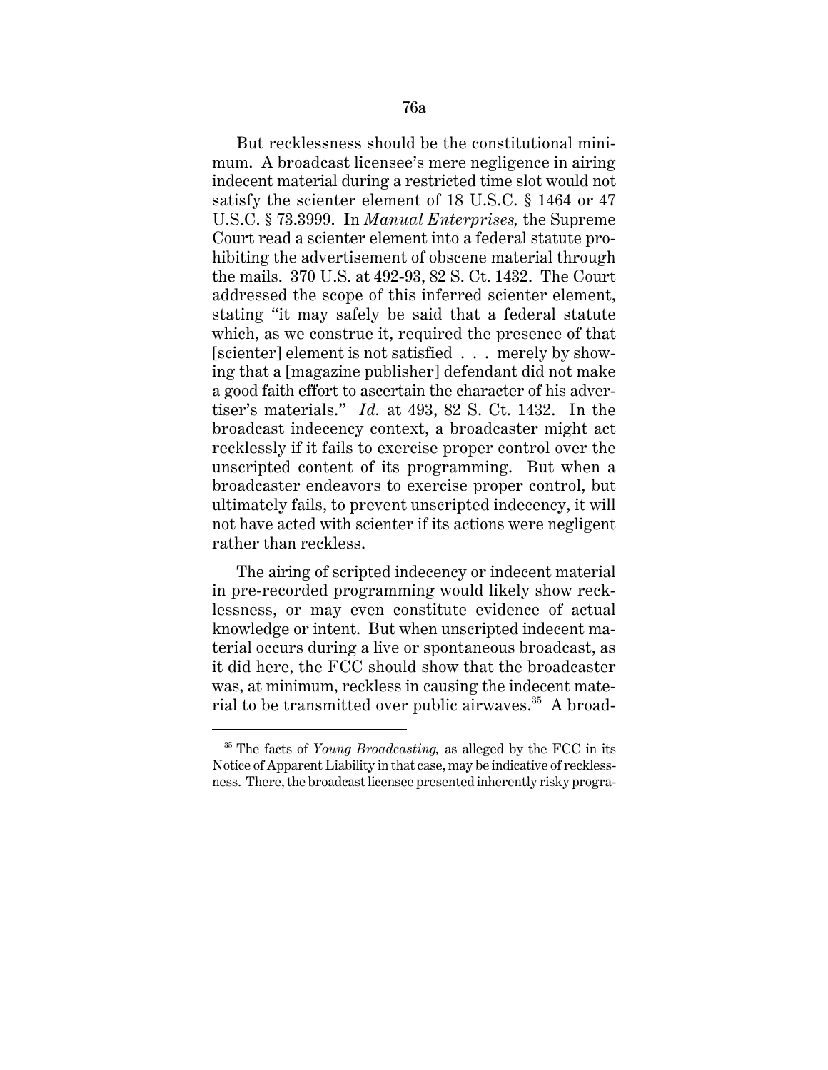But recklessness should be the constitutional minimum. A broadcast licensee's mere negligence in airing indecent material during a restricted time slot would not satisfy the scienter element of 18 U.S.C. § 1464 or 47 U.S.C. § 73.3999. In *Manual Enterprises,* the Supreme Court read a scienter element into a federal statute prohibiting the advertisement of obscene material through the mails. 370 U.S. at 492-93, 82 S. Ct. 1432. The Court addressed the scope of this inferred scienter element, stating "it may safely be said that a federal statute which, as we construe it, required the presence of that [scienter] element is not satisfied . . . merely by showing that a [magazine publisher] defendant did not make a good faith effort to ascertain the character of his advertiser's materials." *Id.* at 493, 82 S. Ct. 1432. In the broadcast indecency context, a broadcaster might act recklessly if it fails to exercise proper control over the unscripted content of its programming. But when a broadcaster endeavors to exercise proper control, but ultimately fails, to prevent unscripted indecency, it will not have acted with scienter if its actions were negligent rather than reckless.

The airing of scripted indecency or indecent material in pre-recorded programming would likely show recklessness, or may even constitute evidence of actual knowledge or intent. But when unscripted indecent material occurs during a live or spontaneous broadcast, as it did here, the FCC should show that the broadcaster was, at minimum, reckless in causing the indecent material to be transmitted over public airwaves.[35] A broad-

[35] The facts of *Young Broadcasting,* as alleged by the FCC in its Notice of Apparent Liability in that case, may be indicative of recklessness. There, the broadcast licensee presented inherently risky progra-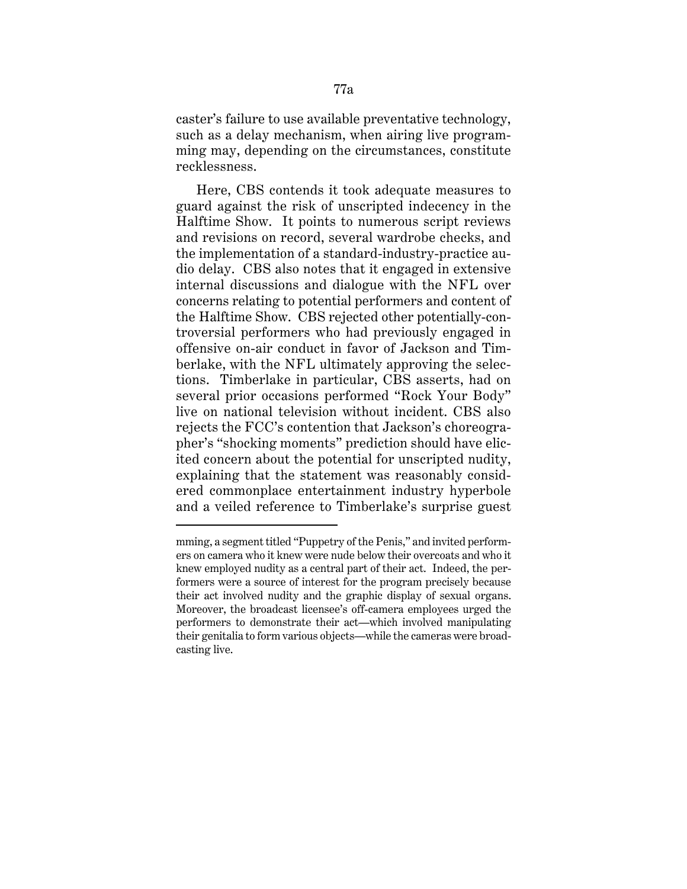caster's failure to use available preventative technology, such as a delay mechanism, when airing live programming may, depending on the circumstances, constitute recklessness.

Here, CBS contends it took adequate measures to guard against the risk of unscripted indecency in the Halftime Show. It points to numerous script reviews and revisions on record, several wardrobe checks, and the implementation of a standard-industry-practice audio delay. CBS also notes that it engaged in extensive internal discussions and dialogue with the NFL over concerns relating to potential performers and content of the Halftime Show. CBS rejected other potentially-controversial performers who had previously engaged in offensive on-air conduct in favor of Jackson and Timberlake, with the NFL ultimately approving the selections. Timberlake in particular, CBS asserts, had on several prior occasions performed "Rock Your Body" live on national television without incident. CBS also rejects the FCC's contention that Jackson's choreographer's "shocking moments" prediction should have elicited concern about the potential for unscripted nudity, explaining that the statement was reasonably considered commonplace entertainment industry hyperbole and a veiled reference to Timberlake's surprise guest

---

mming, a segment titled "Puppetry of the Penis," and invited performers on camera who it knew were nude below their overcoats and who it knew employed nudity as a central part of their act. Indeed, the performers were a source of interest for the program precisely because their act involved nudity and the graphic display of sexual organs. Moreover, the broadcast licensee's off-camera employees urged the performers to demonstrate their act—which involved manipulating their genitalia to form various objects—while the cameras were broadcasting live.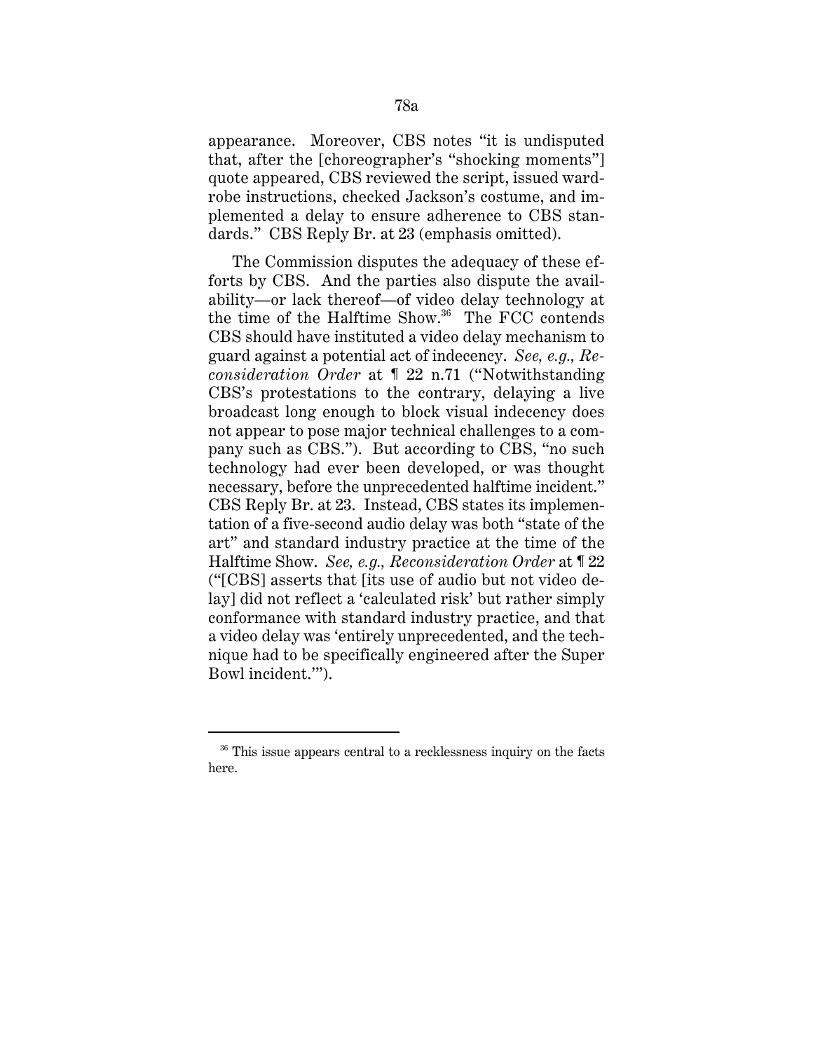appearance. Moreover, CBS notes "it is undisputed that, after the [choreographer's "shocking moments"] quote appeared, CBS reviewed the script, issued wardrobe instructions, checked Jackson's costume, and implemented a delay to ensure adherence to CBS standards." CBS Reply Br. at 23 (emphasis omitted).

The Commission disputes the adequacy of these efforts by CBS. And the parties also dispute the availability—or lack thereof—of video delay technology at the time of the Halftime Show.[36] The FCC contends CBS should have instituted a video delay mechanism to guard against a potential act of indecency. *See, e.g., Reconsideration Order* at ¶ 22 n.71 ("Notwithstanding CBS's protestations to the contrary, delaying a live broadcast long enough to block visual indecency does not appear to pose major technical challenges to a company such as CBS."). But according to CBS, "no such technology had ever been developed, or was thought necessary, before the unprecedented halftime incident." CBS Reply Br. at 23. Instead, CBS states its implementation of a five-second audio delay was both "state of the art" and standard industry practice at the time of the Halftime Show. *See, e.g., Reconsideration Order* at ¶ 22 ("[CBS] asserts that [its use of audio but not video delay] did not reflect a 'calculated risk' but rather simply conformance with standard industry practice, and that a video delay was 'entirely unprecedented, and the technique had to be specifically engineered after the Super Bowl incident.'").

---

[36] This issue appears central to a recklessness inquiry on the facts here.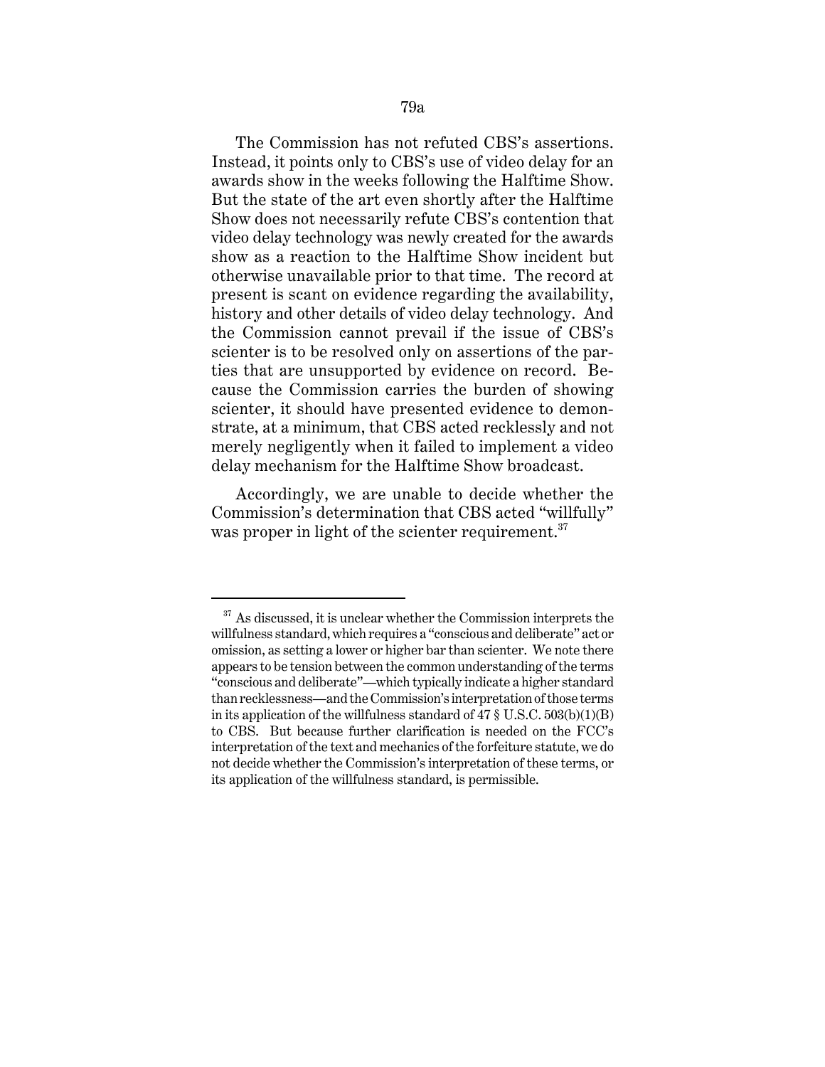The Commission has not refuted CBS's assertions. Instead, it points only to CBS's use of video delay for an awards show in the weeks following the Halftime Show. But the state of the art even shortly after the Halftime Show does not necessarily refute CBS's contention that video delay technology was newly created for the awards show as a reaction to the Halftime Show incident but otherwise unavailable prior to that time. The record at present is scant on evidence regarding the availability, history and other details of video delay technology. And the Commission cannot prevail if the issue of CBS's scienter is to be resolved only on assertions of the parties that are unsupported by evidence on record. Because the Commission carries the burden of showing scienter, it should have presented evidence to demonstrate, at a minimum, that CBS acted recklessly and not merely negligently when it failed to implement a video delay mechanism for the Halftime Show broadcast.

Accordingly, we are unable to decide whether the Commission's determination that CBS acted "willfully" was proper in light of the scienter requirement.[37]

---

[37] As discussed, it is unclear whether the Commission interprets the willfulness standard, which requires a "conscious and deliberate" act or omission, as setting a lower or higher bar than scienter. We note there appears to be tension between the common understanding of the terms "conscious and deliberate"—which typically indicate a higher standard than recklessness—and the Commission's interpretation of those terms in its application of the willfulness standard of 47 § U.S.C. 503(b)(1)(B) to CBS. But because further clarification is needed on the FCC's interpretation of the text and mechanics of the forfeiture statute, we do not decide whether the Commission's interpretation of these terms, or its application of the willfulness standard, is permissible.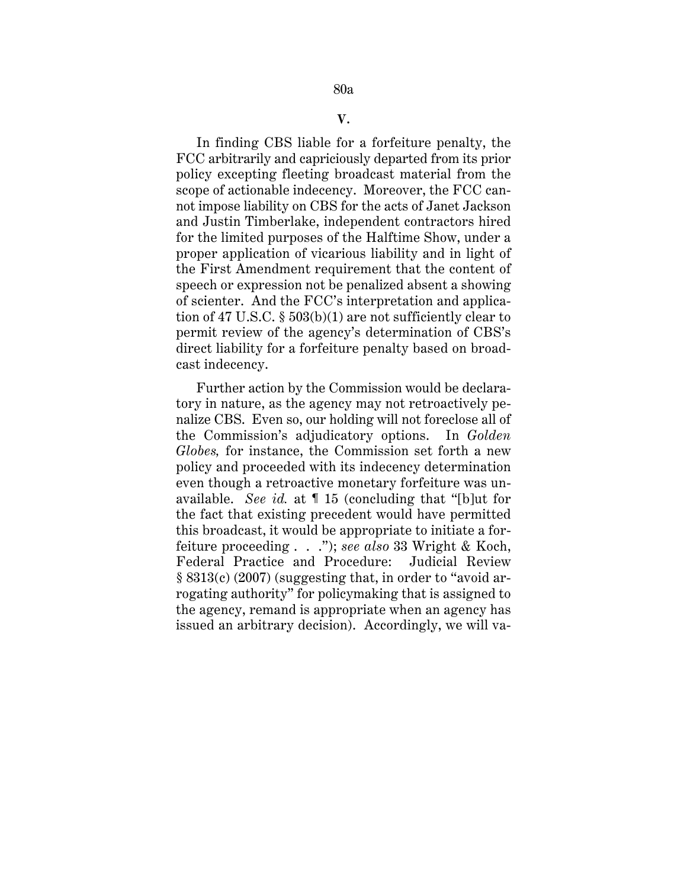## V.

In finding CBS liable for a forfeiture penalty, the FCC arbitrarily and capriciously departed from its prior policy excepting fleeting broadcast material from the scope of actionable indecency. Moreover, the FCC cannot impose liability on CBS for the acts of Janet Jackson and Justin Timberlake, independent contractors hired for the limited purposes of the Halftime Show, under a proper application of vicarious liability and in light of the First Amendment requirement that the content of speech or expression not be penalized absent a showing of scienter. And the FCC's interpretation and application of 47 U.S.C. § 503(b)(1) are not sufficiently clear to permit review of the agency's determination of CBS's direct liability for a forfeiture penalty based on broadcast indecency.

Further action by the Commission would be declaratory in nature, as the agency may not retroactively penalize CBS. Even so, our holding will not foreclose all of the Commission's adjudicatory options. In *Golden Globes,* for instance, the Commission set forth a new policy and proceeded with its indecency determination even though a retroactive monetary forfeiture was unavailable. *See id.* at ¶ 15 (concluding that "[b]ut for the fact that existing precedent would have permitted this broadcast, it would be appropriate to initiate a forfeiture proceeding . . ."); *see also* 33 Wright & Koch, Federal Practice and Procedure: Judicial Review § 8313(c) (2007) (suggesting that, in order to "avoid arrogating authority" for policymaking that is assigned to the agency, remand is appropriate when an agency has issued an arbitrary decision). Accordingly, we will va-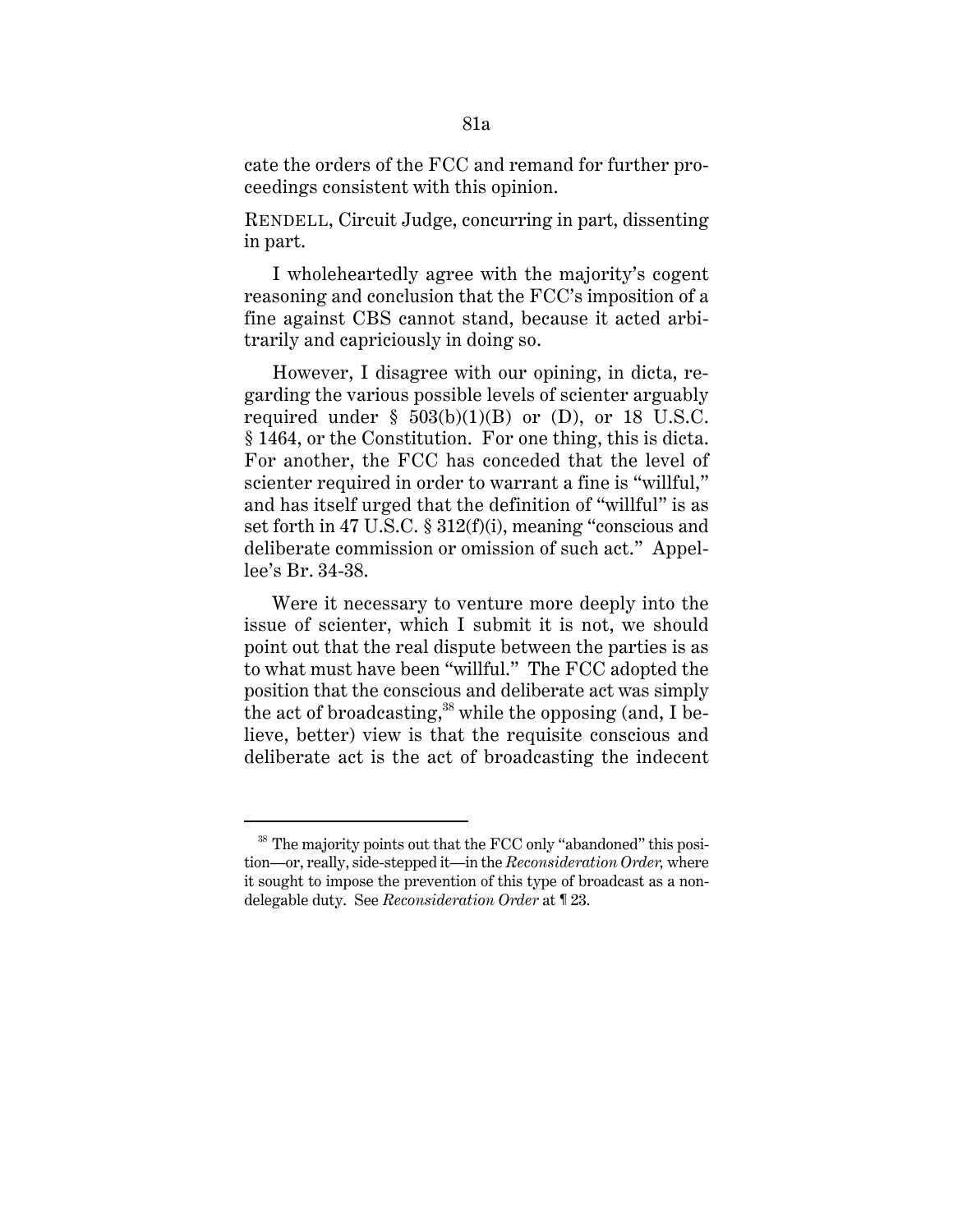cate the orders of the FCC and remand for further proceedings consistent with this opinion.

RENDELL, Circuit Judge, concurring in part, dissenting in part.

I wholeheartedly agree with the majority's cogent reasoning and conclusion that the FCC's imposition of a fine against CBS cannot stand, because it acted arbitrarily and capriciously in doing so.

However, I disagree with our opining, in dicta, regarding the various possible levels of scienter arguably required under § 503(b)(1)(B) or (D), or 18 U.S.C. § 1464, or the Constitution. For one thing, this is dicta. For another, the FCC has conceded that the level of scienter required in order to warrant a fine is "willful," and has itself urged that the definition of "willful" is as set forth in 47 U.S.C. § 312(f)(i), meaning "conscious and deliberate commission or omission of such act." Appellee's Br. 34-38.

Were it necessary to venture more deeply into the issue of scienter, which I submit it is not, we should point out that the real dispute between the parties is as to what must have been "willful." The FCC adopted the position that the conscious and deliberate act was simply the act of broadcasting,[38] while the opposing (and, I believe, better) view is that the requisite conscious and deliberate act is the act of broadcasting the indecent

[38] The majority points out that the FCC only "abandoned" this position—or, really, side-stepped it—in the *Reconsideration Order,* where it sought to impose the prevention of this type of broadcast as a nondelegable duty. See *Reconsideration Order* at ¶ 23.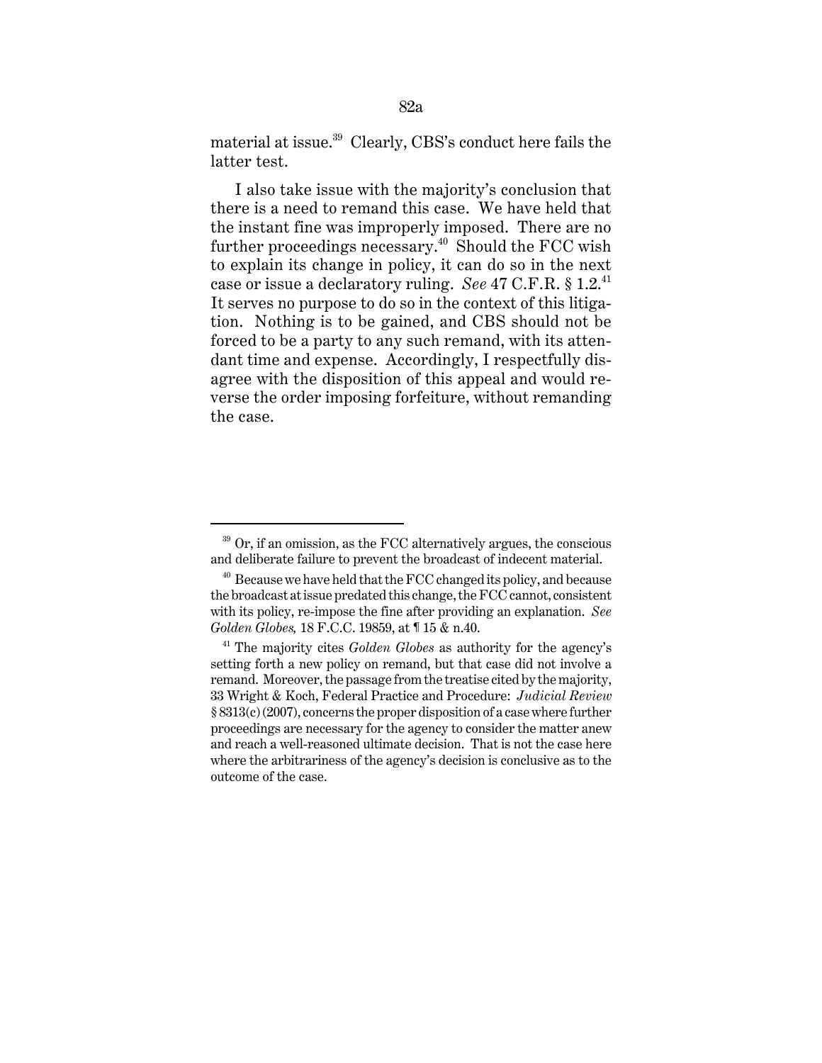material at issue.[39] Clearly, CBS's conduct here fails the latter test.

I also take issue with the majority's conclusion that there is a need to remand this case. We have held that the instant fine was improperly imposed. There are no further proceedings necessary.[40] Should the FCC wish to explain its change in policy, it can do so in the next case or issue a declaratory ruling. *See* 47 C.F.R. § 1.2.[41] It serves no purpose to do so in the context of this litigation. Nothing is to be gained, and CBS should not be forced to be a party to any such remand, with its attendant time and expense. Accordingly, I respectfully disagree with the disposition of this appeal and would reverse the order imposing forfeiture, without remanding the case.

---

[39] Or, if an omission, as the FCC alternatively argues, the conscious and deliberate failure to prevent the broadcast of indecent material.

[40] Because we have held that the FCC changed its policy, and because the broadcast at issue predated this change, the FCC cannot, consistent with its policy, re-impose the fine after providing an explanation. *See Golden Globes,* 18 F.C.C. 19859, at ¶ 15 & n.40.

[41] The majority cites *Golden Globes* as authority for the agency's setting forth a new policy on remand, but that case did not involve a remand. Moreover, the passage from the treatise cited by the majority, 33 Wright & Koch, Federal Practice and Procedure: *Judicial Review* § 8313(c) (2007), concerns the proper disposition of a case where further proceedings are necessary for the agency to consider the matter anew and reach a well-reasoned ultimate decision. That is not the case here where the arbitrariness of the agency's decision is conclusive as to the outcome of the case.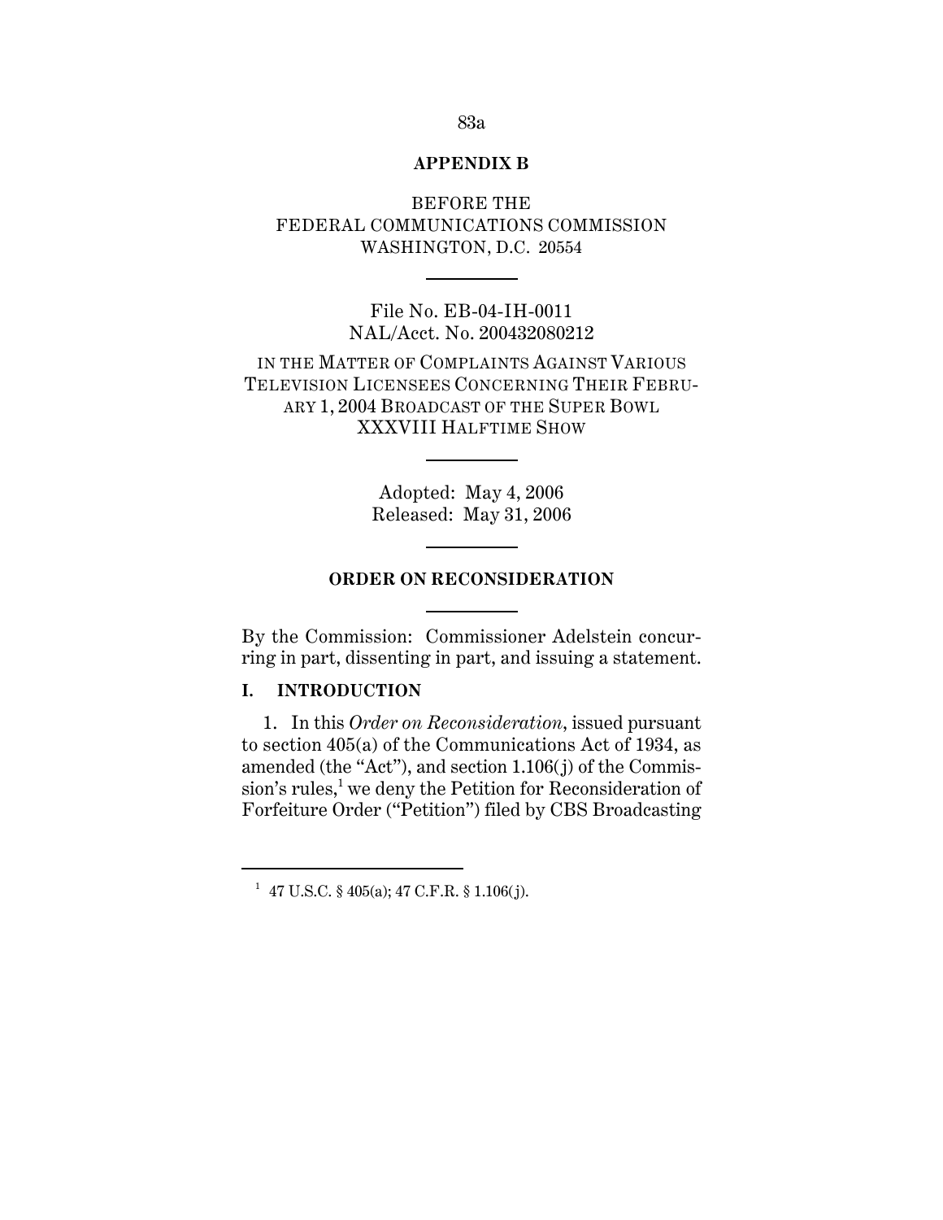**APPENDIX B**

BEFORE THE
FEDERAL COMMUNICATIONS COMMISSION
WASHINGTON, D.C. 20554

---

File No. EB-04-IH-0011
NAL/Acct. No. 200432080212

IN THE MATTER OF COMPLAINTS AGAINST VARIOUS TELEVISION LICENSEES CONCERNING THEIR FEBRUARY 1, 2004 BROADCAST OF THE SUPER BOWL XXXVIII HALFTIME SHOW

---

Adopted: May 4, 2006
Released: May 31, 2006

---

**ORDER ON RECONSIDERATION**

---

By the Commission: Commissioner Adelstein concurring in part, dissenting in part, and issuing a statement.

## I. INTRODUCTION

1. In this *Order on Reconsideration*, issued pursuant to section 405(a) of the Communications Act of 1934, as amended (the "Act"), and section 1.106(j) of the Commission's rules,[1] we deny the Petition for Reconsideration of Forfeiture Order ("Petition") filed by CBS Broadcasting

---

[1] 47 U.S.C. § 405(a); 47 C.F.R. § 1.106(j).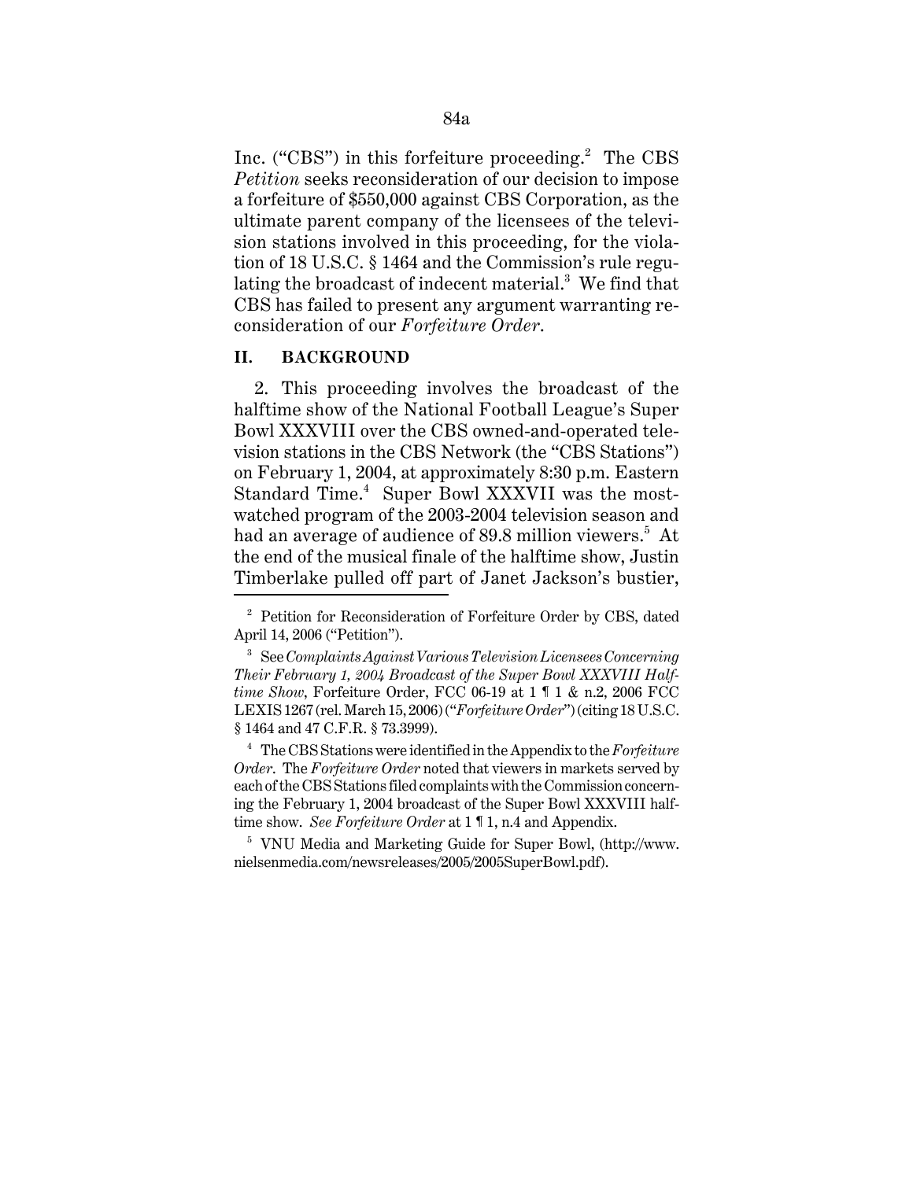Inc. ("CBS") in this forfeiture proceeding.[2] The CBS *Petition* seeks reconsideration of our decision to impose a forfeiture of $550,000 against CBS Corporation, as the ultimate parent company of the licensees of the television stations involved in this proceeding, for the violation of 18 U.S.C. § 1464 and the Commission's rule regulating the broadcast of indecent material.[3] We find that CBS has failed to present any argument warranting reconsideration of our *Forfeiture Order*.

## II. BACKGROUND

2. This proceeding involves the broadcast of the halftime show of the National Football League's Super Bowl XXXVIII over the CBS owned-and-operated television stations in the CBS Network (the "CBS Stations") on February 1, 2004, at approximately 8:30 p.m. Eastern Standard Time.[4] Super Bowl XXXVII was the most-watched program of the 2003-2004 television season and had an average of audience of 89.8 million viewers.[5] At the end of the musical finale of the halftime show, Justin Timberlake pulled off part of Janet Jackson's bustier,

---

[2] Petition for Reconsideration of Forfeiture Order by CBS, dated April 14, 2006 ("Petition").

[3] See *Complaints Against Various Television Licensees Concerning Their February 1, 2004 Broadcast of the Super Bowl XXXVIII Halftime Show*, Forfeiture Order, FCC 06-19 at 1 ¶ 1 & n.2, 2006 FCC LEXIS 1267 (rel. March 15, 2006) ("*Forfeiture Order*") (citing 18 U.S.C. § 1464 and 47 C.F.R. § 73.3999).

[4] The CBS Stations were identified in the Appendix to the *Forfeiture Order*. The *Forfeiture Order* noted that viewers in markets served by each of the CBS Stations filed complaints with the Commission concerning the February 1, 2004 broadcast of the Super Bowl XXXVIII halftime show. *See Forfeiture Order* at 1 ¶ 1, n.4 and Appendix.

[5] VNU Media and Marketing Guide for Super Bowl, (http://www.nielsenmedia.com/newsreleases/2005/2005SuperBowl.pdf).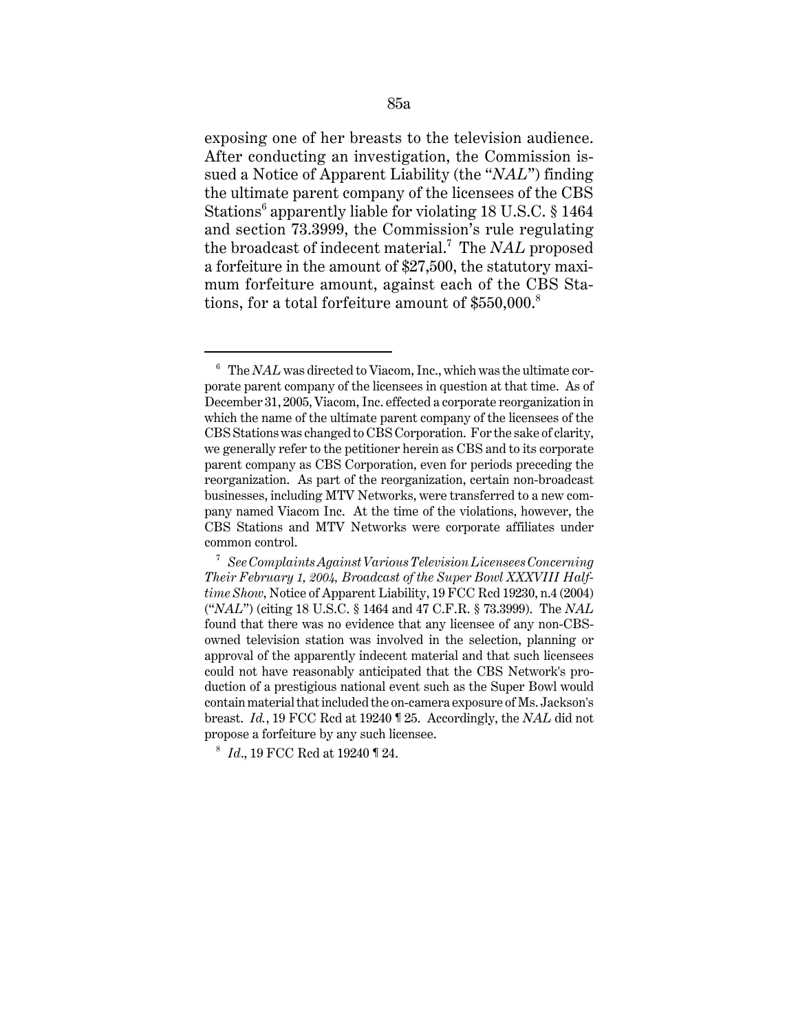exposing one of her breasts to the television audience. After conducting an investigation, the Commission issued a Notice of Apparent Liability (the "*NAL*") finding the ultimate parent company of the licensees of the CBS Stations[6] apparently liable for violating 18 U.S.C. § 1464 and section 73.3999, the Commission's rule regulating the broadcast of indecent material.[7] The *NAL* proposed a forfeiture in the amount of $27,500, the statutory maximum forfeiture amount, against each of the CBS Stations, for a total forfeiture amount of $550,000.[8]

---

[6] The *NAL* was directed to Viacom, Inc., which was the ultimate corporate parent company of the licensees in question at that time. As of December 31, 2005, Viacom, Inc. effected a corporate reorganization in which the name of the ultimate parent company of the licensees of the CBS Stations was changed to CBS Corporation. For the sake of clarity, we generally refer to the petitioner herein as CBS and to its corporate parent company as CBS Corporation, even for periods preceding the reorganization. As part of the reorganization, certain non-broadcast businesses, including MTV Networks, were transferred to a new company named Viacom Inc. At the time of the violations, however, the CBS Stations and MTV Networks were corporate affiliates under common control.

[7] *See Complaints Against Various Television Licensees Concerning Their February 1, 2004, Broadcast of the Super Bowl XXXVIII Halftime Show*, Notice of Apparent Liability, 19 FCC Rcd 19230, n.4 (2004) ("*NAL*") (citing 18 U.S.C. § 1464 and 47 C.F.R. § 73.3999). The *NAL* found that there was no evidence that any licensee of any non-CBS-owned television station was involved in the selection, planning or approval of the apparently indecent material and that such licensees could not have reasonably anticipated that the CBS Network's production of a prestigious national event such as the Super Bowl would contain material that included the on-camera exposure of Ms. Jackson's breast. *Id.*, 19 FCC Rcd at 19240 ¶ 25. Accordingly, the *NAL* did not propose a forfeiture by any such licensee.

[8] *Id.*, 19 FCC Rcd at 19240 ¶ 24.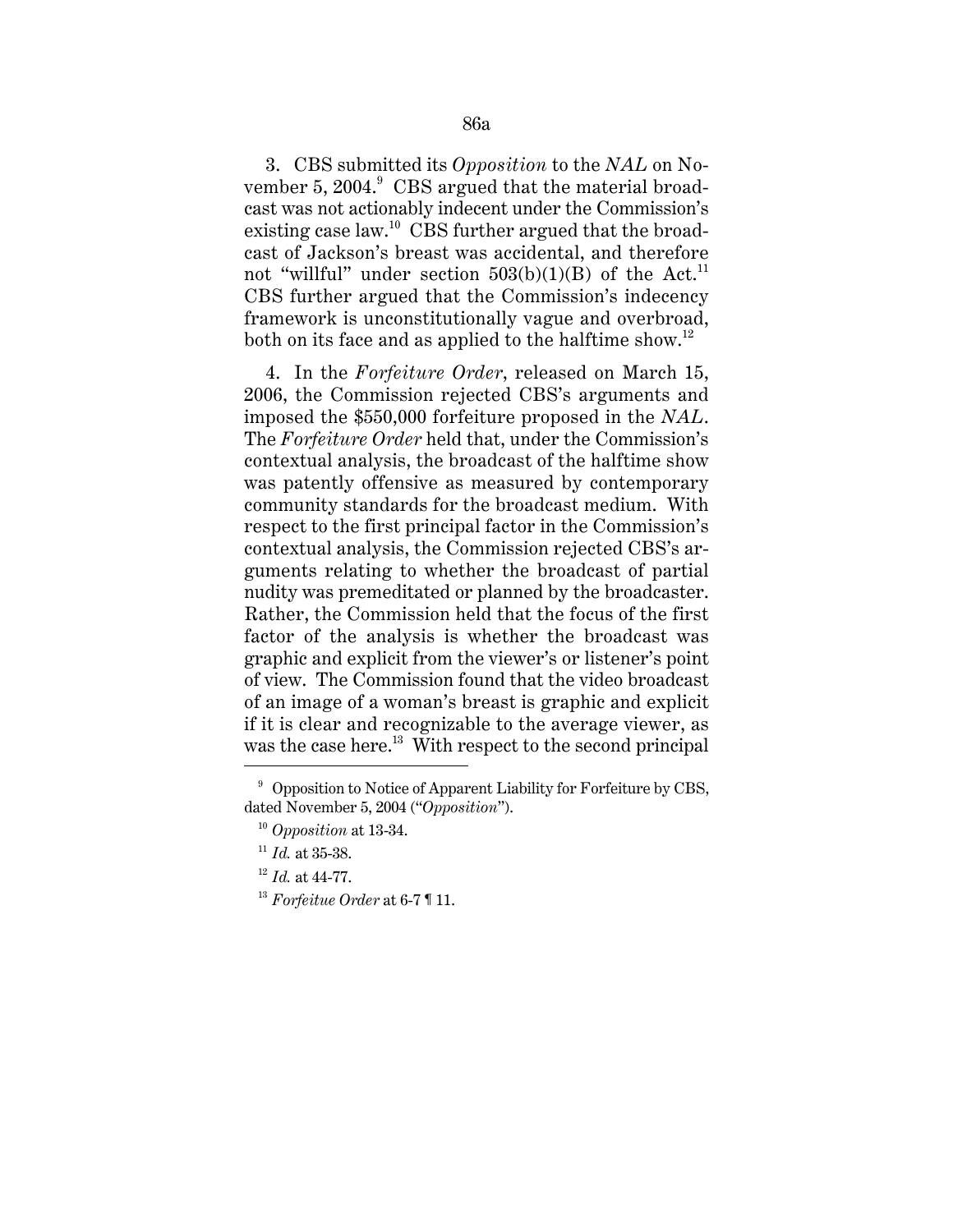3. CBS submitted its *Opposition* to the *NAL* on November 5, 2004.[9] CBS argued that the material broadcast was not actionably indecent under the Commission's existing case law.[10] CBS further argued that the broadcast of Jackson's breast was accidental, and therefore not "willful" under section 503(b)(1)(B) of the Act.[11] CBS further argued that the Commission's indecency framework is unconstitutionally vague and overbroad, both on its face and as applied to the halftime show.[12]

4. In the *Forfeiture Order*, released on March 15, 2006, the Commission rejected CBS's arguments and imposed the $550,000 forfeiture proposed in the *NAL*. The *Forfeiture Order* held that, under the Commission's contextual analysis, the broadcast of the halftime show was patently offensive as measured by contemporary community standards for the broadcast medium. With respect to the first principal factor in the Commission's contextual analysis, the Commission rejected CBS's arguments relating to whether the broadcast of partial nudity was premeditated or planned by the broadcaster. Rather, the Commission held that the focus of the first factor of the analysis is whether the broadcast was graphic and explicit from the viewer's or listener's point of view. The Commission found that the video broadcast of an image of a woman's breast is graphic and explicit if it is clear and recognizable to the average viewer, as was the case here.[13] With respect to the second principal

---

[9] Opposition to Notice of Apparent Liability for Forfeiture by CBS, dated November 5, 2004 ("*Opposition*").

[10] *Opposition* at 13-34.

[11] *Id.* at 35-38.

[12] *Id.* at 44-77.

[13] *Forfeitue Order* at 6-7 ¶ 11.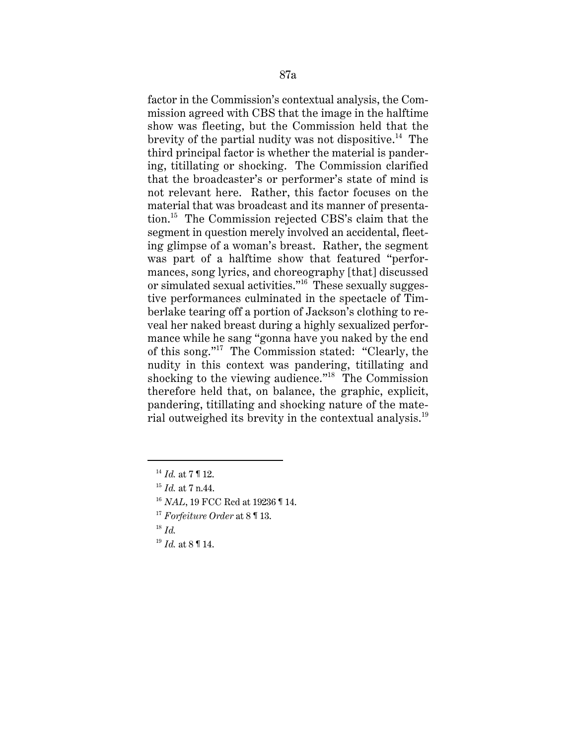factor in the Commission's contextual analysis, the Commission agreed with CBS that the image in the halftime show was fleeting, but the Commission held that the brevity of the partial nudity was not dispositive.[14] The third principal factor is whether the material is pandering, titillating or shocking. The Commission clarified that the broadcaster's or performer's state of mind is not relevant here. Rather, this factor focuses on the material that was broadcast and its manner of presentation.[15] The Commission rejected CBS's claim that the segment in question merely involved an accidental, fleeting glimpse of a woman's breast. Rather, the segment was part of a halftime show that featured "performances, song lyrics, and choreography [that] discussed or simulated sexual activities."[16] These sexually suggestive performances culminated in the spectacle of Timberlake tearing off a portion of Jackson's clothing to reveal her naked breast during a highly sexualized performance while he sang "gonna have you naked by the end of this song."[17] The Commission stated: "Clearly, the nudity in this context was pandering, titillating and shocking to the viewing audience."[18] The Commission therefore held that, on balance, the graphic, explicit, pandering, titillating and shocking nature of the material outweighed its brevity in the contextual analysis.[19]

---

[14] *Id.* at 7 ¶ 12.

[15] *Id.* at 7 n.44.

[16] *NAL*, 19 FCC Rcd at 19236 ¶ 14.

[17] *Forfeiture Order* at 8 ¶ 13.

[18] *Id.*

[19] *Id.* at 8 ¶ 14.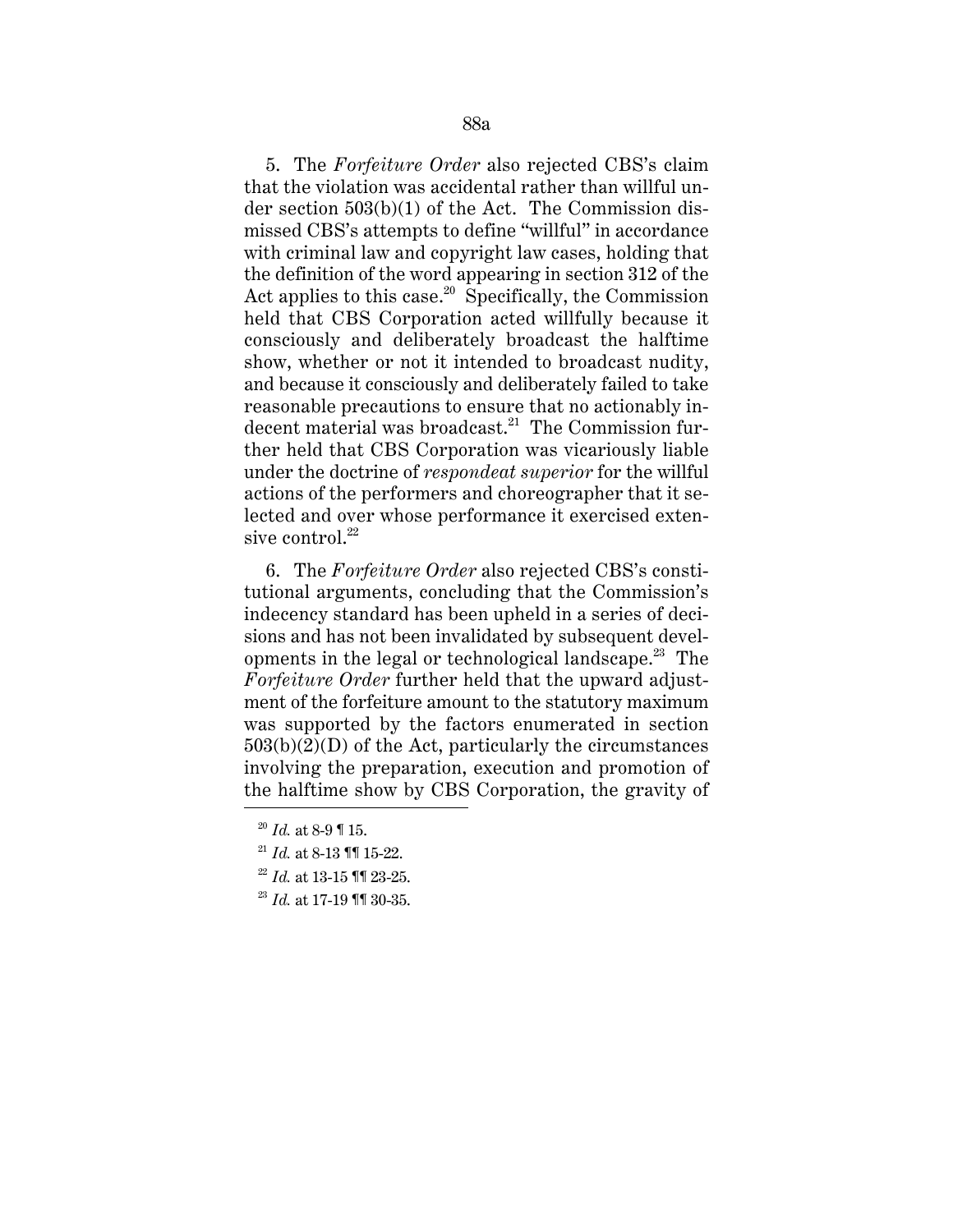5. The *Forfeiture Order* also rejected CBS's claim that the violation was accidental rather than willful under section 503(b)(1) of the Act. The Commission dismissed CBS's attempts to define "willful" in accordance with criminal law and copyright law cases, holding that the definition of the word appearing in section 312 of the Act applies to this case.[20] Specifically, the Commission held that CBS Corporation acted willfully because it consciously and deliberately broadcast the halftime show, whether or not it intended to broadcast nudity, and because it consciously and deliberately failed to take reasonable precautions to ensure that no actionably indecent material was broadcast.[21] The Commission further held that CBS Corporation was vicariously liable under the doctrine of *respondeat superior* for the willful actions of the performers and choreographer that it selected and over whose performance it exercised extensive control.[22]

6. The *Forfeiture Order* also rejected CBS's constitutional arguments, concluding that the Commission's indecency standard has been upheld in a series of decisions and has not been invalidated by subsequent developments in the legal or technological landscape.[23] The *Forfeiture Order* further held that the upward adjustment of the forfeiture amount to the statutory maximum was supported by the factors enumerated in section 503(b)(2)(D) of the Act, particularly the circumstances involving the preparation, execution and promotion of the halftime show by CBS Corporation, the gravity of

---

[20] *Id.* at 8-9 ¶ 15.

[21] *Id.* at 8-13 ¶¶ 15-22.

[22] *Id.* at 13-15 ¶¶ 23-25.

[23] *Id.* at 17-19 ¶¶ 30-35.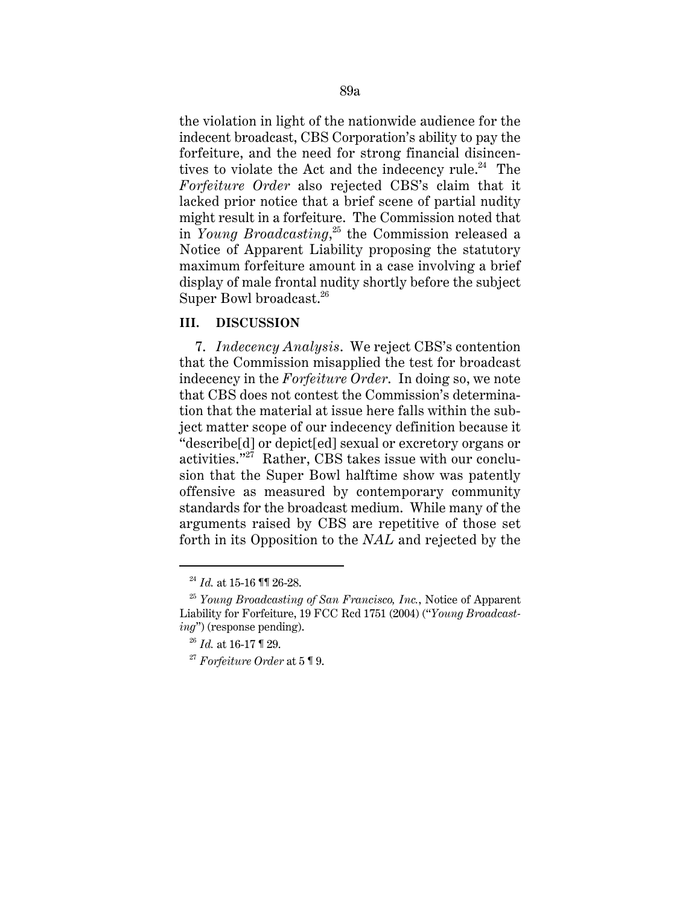the violation in light of the nationwide audience for the indecent broadcast, CBS Corporation's ability to pay the forfeiture, and the need for strong financial disincentives to violate the Act and the indecency rule.[24] The *Forfeiture Order* also rejected CBS's claim that it lacked prior notice that a brief scene of partial nudity might result in a forfeiture. The Commission noted that in *Young Broadcasting*,[25] the Commission released a Notice of Apparent Liability proposing the statutory maximum forfeiture amount in a case involving a brief display of male frontal nudity shortly before the subject Super Bowl broadcast.[26]

## III. DISCUSSION

7. *Indecency Analysis*. We reject CBS's contention that the Commission misapplied the test for broadcast indecency in the *Forfeiture Order*. In doing so, we note that CBS does not contest the Commission's determination that the material at issue here falls within the subject matter scope of our indecency definition because it "describe[d] or depict[ed] sexual or excretory organs or activities."[27] Rather, CBS takes issue with our conclusion that the Super Bowl halftime show was patently offensive as measured by contemporary community standards for the broadcast medium. While many of the arguments raised by CBS are repetitive of those set forth in its Opposition to the *NAL* and rejected by the

---

[24] *Id.* at 15-16 ¶¶ 26-28.

[25] *Young Broadcasting of San Francisco, Inc.*, Notice of Apparent Liability for Forfeiture, 19 FCC Rcd 1751 (2004) ("*Young Broadcasting*") (response pending).

[26] *Id.* at 16-17 ¶ 29.

[27] *Forfeiture Order* at 5 ¶ 9.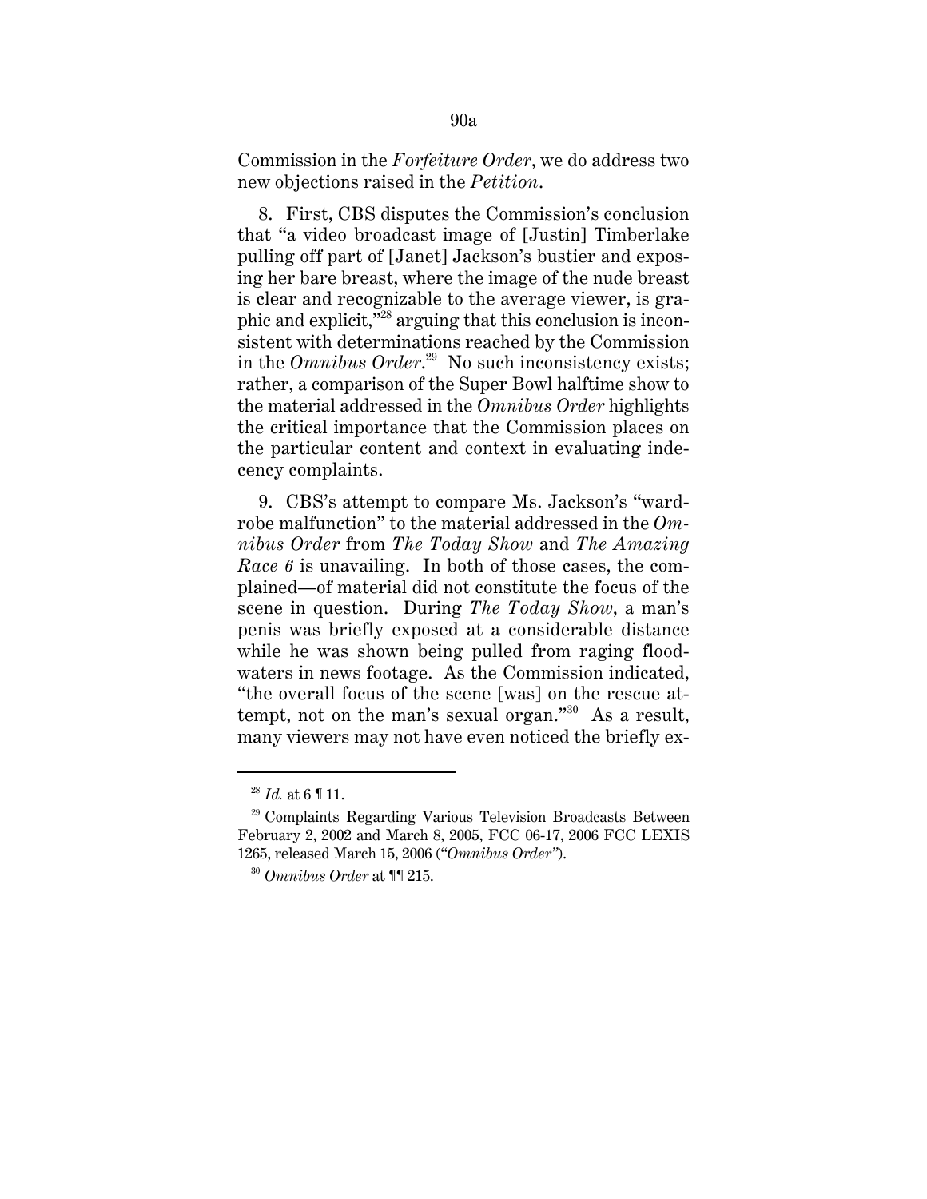Commission in the *Forfeiture Order*, we do address two new objections raised in the *Petition*.

8. First, CBS disputes the Commission's conclusion that "a video broadcast image of [Justin] Timberlake pulling off part of [Janet] Jackson's bustier and exposing her bare breast, where the image of the nude breast is clear and recognizable to the average viewer, is graphic and explicit,"[28] arguing that this conclusion is inconsistent with determinations reached by the Commission in the *Omnibus Order*.[29] No such inconsistency exists; rather, a comparison of the Super Bowl halftime show to the material addressed in the *Omnibus Order* highlights the critical importance that the Commission places on the particular content and context in evaluating indecency complaints.

9. CBS's attempt to compare Ms. Jackson's "wardrobe malfunction" to the material addressed in the *Omnibus Order* from *The Today Show* and *The Amazing Race 6* is unavailing. In both of those cases, the complained—of material did not constitute the focus of the scene in question. During *The Today Show*, a man's penis was briefly exposed at a considerable distance while he was shown being pulled from raging floodwaters in news footage. As the Commission indicated, "the overall focus of the scene [was] on the rescue attempt, not on the man's sexual organ."[30] As a result, many viewers may not have even noticed the briefly ex-

---

[28] *Id.* at 6 ¶ 11.

[29] Complaints Regarding Various Television Broadcasts Between February 2, 2002 and March 8, 2005, FCC 06-17, 2006 FCC LEXIS 1265, released March 15, 2006 ("*Omnibus Order*").

[30] *Omnibus Order* at ¶¶ 215.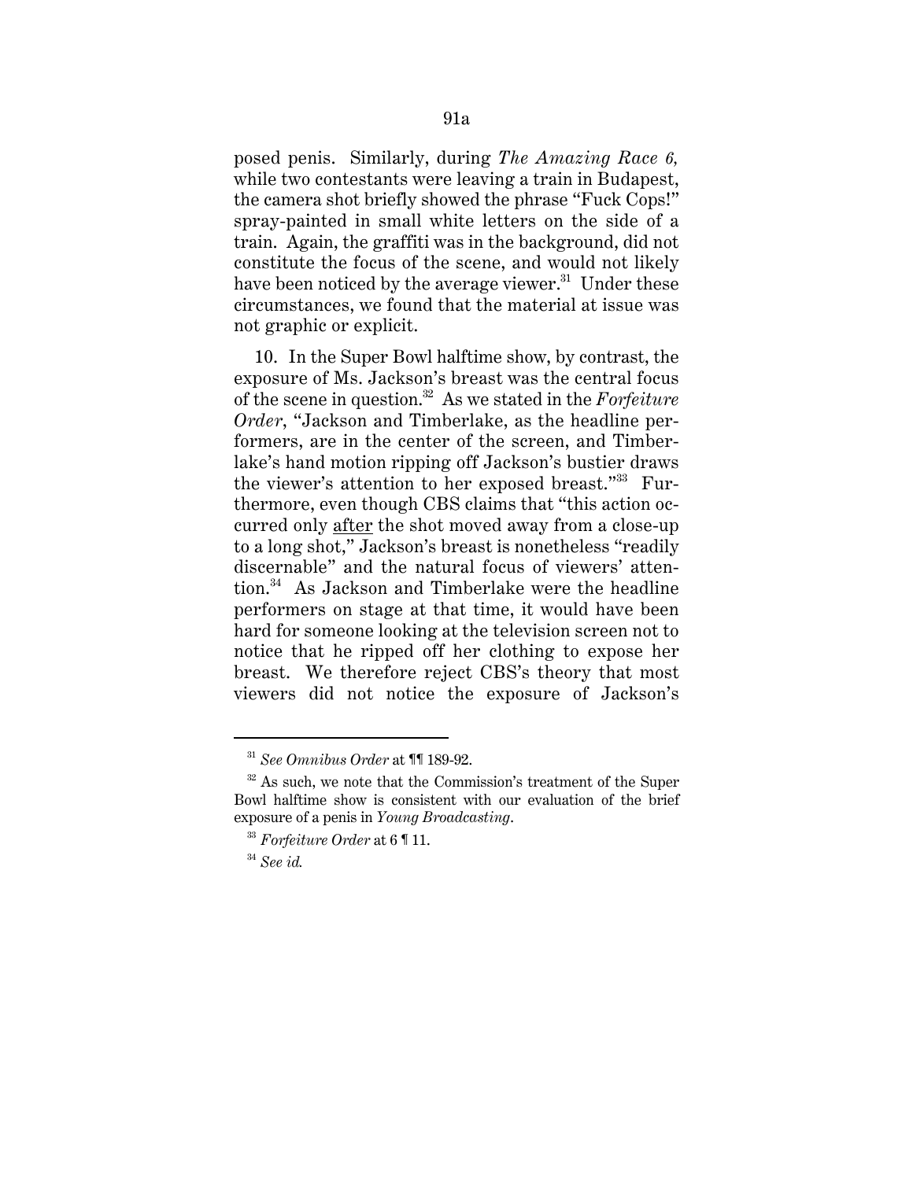posed penis. Similarly, during *The Amazing Race 6,* while two contestants were leaving a train in Budapest, the camera shot briefly showed the phrase "Fuck Cops!" spray-painted in small white letters on the side of a train. Again, the graffiti was in the background, did not constitute the focus of the scene, and would not likely have been noticed by the average viewer.[31] Under these circumstances, we found that the material at issue was not graphic or explicit.

10. In the Super Bowl halftime show, by contrast, the exposure of Ms. Jackson's breast was the central focus of the scene in question.[32] As we stated in the *Forfeiture Order*, "Jackson and Timberlake, as the headline performers, are in the center of the screen, and Timberlake's hand motion ripping off Jackson's bustier draws the viewer's attention to her exposed breast."[33] Furthermore, even though CBS claims that "this action occurred only <u>after</u> the shot moved away from a close-up to a long shot," Jackson's breast is nonetheless "readily discernable" and the natural focus of viewers' attention.[34] As Jackson and Timberlake were the headline performers on stage at that time, it would have been hard for someone looking at the television screen not to notice that he ripped off her clothing to expose her breast. We therefore reject CBS's theory that most viewers did not notice the exposure of Jackson's

---

[31] *See Omnibus Order* at ¶¶ 189-92.

[32] As such, we note that the Commission's treatment of the Super Bowl halftime show is consistent with our evaluation of the brief exposure of a penis in *Young Broadcasting*.

[33] *Forfeiture Order* at 6 ¶ 11.

[34] *See id.*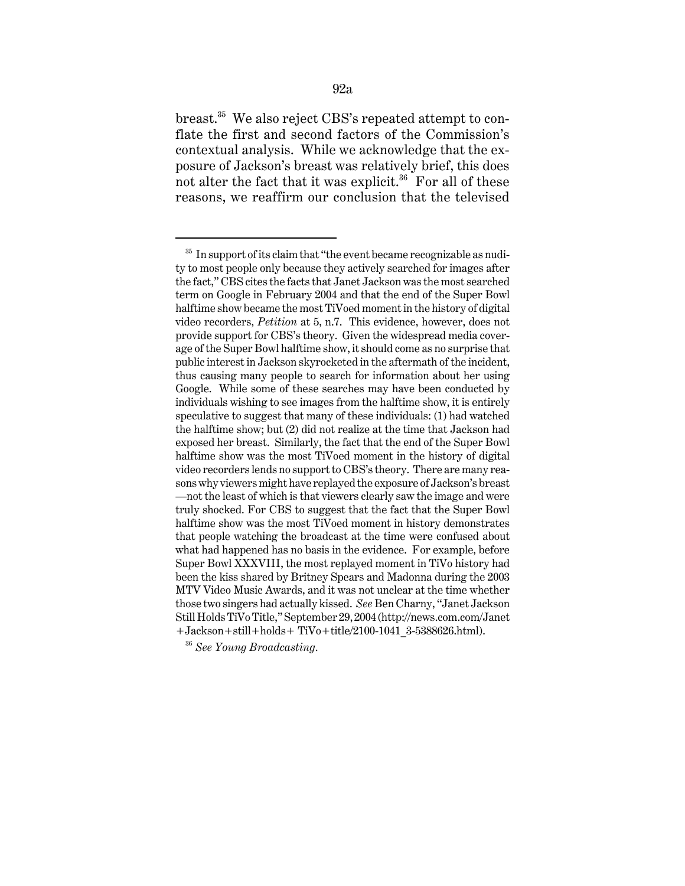breast.[35] We also reject CBS's repeated attempt to conflate the first and second factors of the Commission's contextual analysis. While we acknowledge that the exposure of Jackson's breast was relatively brief, this does not alter the fact that it was explicit.[36] For all of these reasons, we reaffirm our conclusion that the televised

---

[35] In support of its claim that "the event became recognizable as nudity to most people only because they actively searched for images after the fact," CBS cites the facts that Janet Jackson was the most searched term on Google in February 2004 and that the end of the Super Bowl halftime show became the most TiVoed moment in the history of digital video recorders, *Petition* at 5, n.7. This evidence, however, does not provide support for CBS's theory. Given the widespread media coverage of the Super Bowl halftime show, it should come as no surprise that public interest in Jackson skyrocketed in the aftermath of the incident, thus causing many people to search for information about her using Google. While some of these searches may have been conducted by individuals wishing to see images from the halftime show, it is entirely speculative to suggest that many of these individuals: (1) had watched the halftime show; but (2) did not realize at the time that Jackson had exposed her breast. Similarly, the fact that the end of the Super Bowl halftime show was the most TiVoed moment in the history of digital video recorders lends no support to CBS's theory. There are many reasons why viewers might have replayed the exposure of Jackson's breast—not the least of which is that viewers clearly saw the image and were truly shocked. For CBS to suggest that the fact that the Super Bowl halftime show was the most TiVoed moment in history demonstrates that people watching the broadcast at the time were confused about what had happened has no basis in the evidence. For example, before Super Bowl XXXVIII, the most replayed moment in TiVo history had been the kiss shared by Britney Spears and Madonna during the 2003 MTV Video Music Awards, and it was not unclear at the time whether those two singers had actually kissed. *See* Ben Charny, "Janet Jackson Still Holds TiVo Title," September 29, 2004 (http://news.com.com/Janet+Jackson+still+holds+ TiVo+title/2100-1041_3-5388626.html).

[36] *See Young Broadcasting.*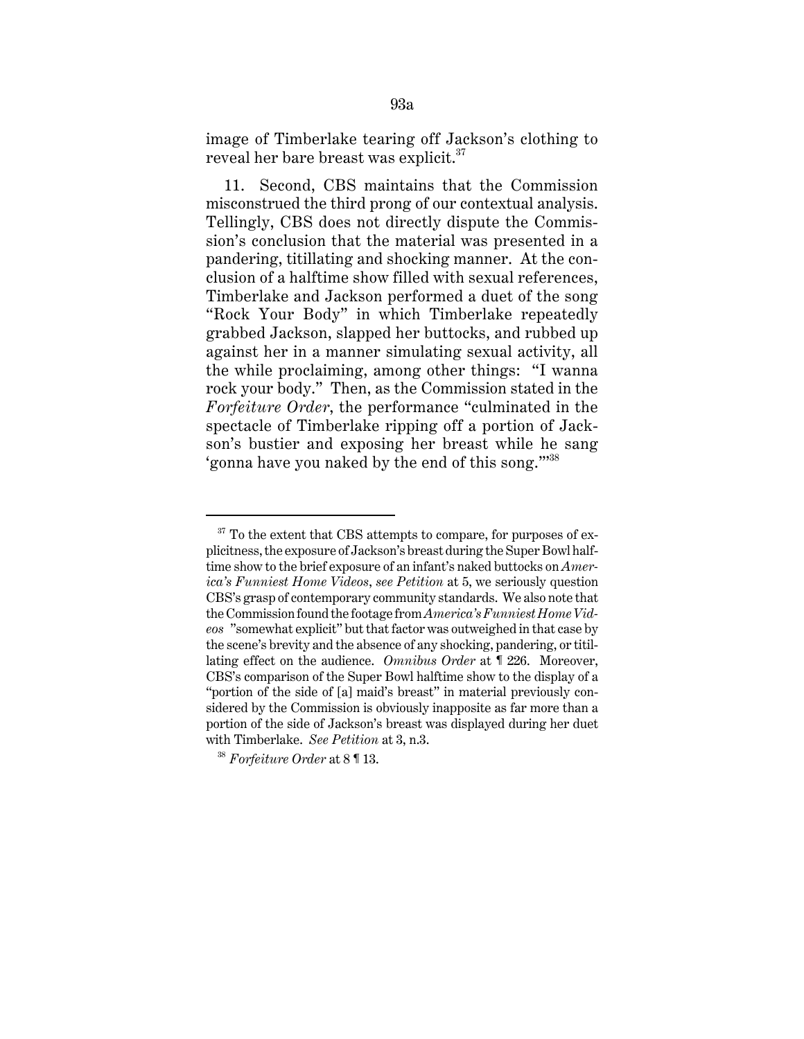image of Timberlake tearing off Jackson's clothing to reveal her bare breast was explicit.[37]

11. Second, CBS maintains that the Commission misconstrued the third prong of our contextual analysis. Tellingly, CBS does not directly dispute the Commission's conclusion that the material was presented in a pandering, titillating and shocking manner. At the conclusion of a halftime show filled with sexual references, Timberlake and Jackson performed a duet of the song "Rock Your Body" in which Timberlake repeatedly grabbed Jackson, slapped her buttocks, and rubbed up against her in a manner simulating sexual activity, all the while proclaiming, among other things: "I wanna rock your body." Then, as the Commission stated in the *Forfeiture Order*, the performance "culminated in the spectacle of Timberlake ripping off a portion of Jackson's bustier and exposing her breast while he sang 'gonna have you naked by the end of this song.'"[38]

---

[37] To the extent that CBS attempts to compare, for purposes of explicitness, the exposure of Jackson's breast during the Super Bowl halftime show to the brief exposure of an infant's naked buttocks on *America's Funniest Home Videos*, *see Petition* at 5, we seriously question CBS's grasp of contemporary community standards. We also note that the Commission found the footage from *America's Funniest Home Videos* "somewhat explicit" but that factor was outweighed in that case by the scene's brevity and the absence of any shocking, pandering, or titillating effect on the audience. *Omnibus Order* at ¶ 226. Moreover, CBS's comparison of the Super Bowl halftime show to the display of a "portion of the side of [a] maid's breast" in material previously considered by the Commission is obviously inapposite as far more than a portion of the side of Jackson's breast was displayed during her duet with Timberlake. *See Petition* at 3, n.3.

[38] *Forfeiture Order* at 8 ¶ 13.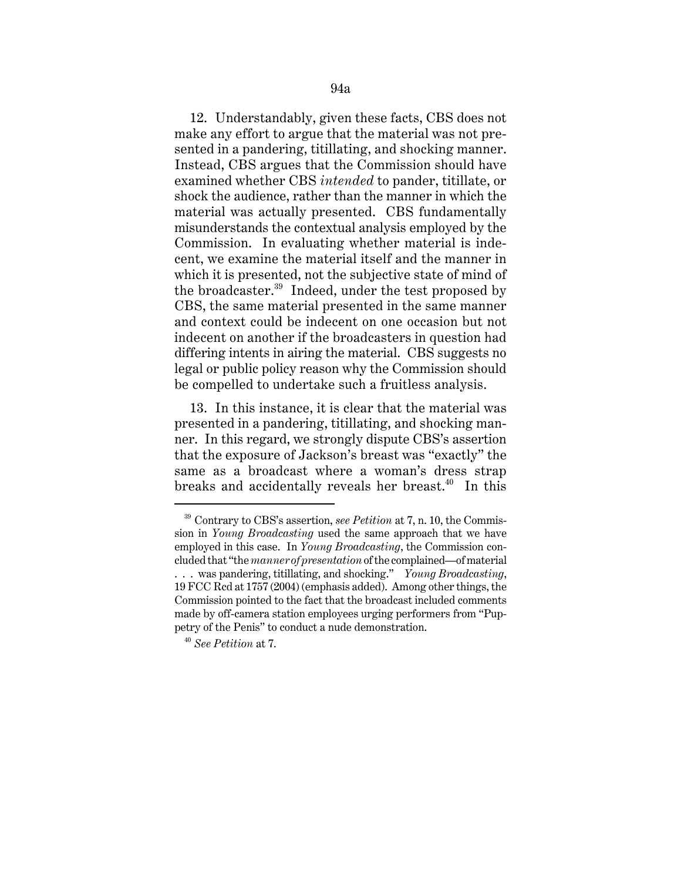12. Understandably, given these facts, CBS does not make any effort to argue that the material was not presented in a pandering, titillating, and shocking manner. Instead, CBS argues that the Commission should have examined whether CBS *intended* to pander, titillate, or shock the audience, rather than the manner in which the material was actually presented. CBS fundamentally misunderstands the contextual analysis employed by the Commission. In evaluating whether material is indecent, we examine the material itself and the manner in which it is presented, not the subjective state of mind of the broadcaster.[39] Indeed, under the test proposed by CBS, the same material presented in the same manner and context could be indecent on one occasion but not indecent on another if the broadcasters in question had differing intents in airing the material. CBS suggests no legal or public policy reason why the Commission should be compelled to undertake such a fruitless analysis.

13. In this instance, it is clear that the material was presented in a pandering, titillating, and shocking manner. In this regard, we strongly dispute CBS's assertion that the exposure of Jackson's breast was "exactly" the same as a broadcast where a woman's dress strap breaks and accidentally reveals her breast.[40] In this

---

[39] Contrary to CBS's assertion, *see Petition* at 7, n. 10, the Commission in *Young Broadcasting* used the same approach that we have employed in this case. In *Young Broadcasting*, the Commission concluded that "the *manner of presentation* of the complained—of material . . . was pandering, titillating, and shocking." *Young Broadcasting*, 19 FCC Rcd at 1757 (2004) (emphasis added). Among other things, the Commission pointed to the fact that the broadcast included comments made by off-camera station employees urging performers from "Puppetry of the Penis" to conduct a nude demonstration.

[40] *See Petition* at 7.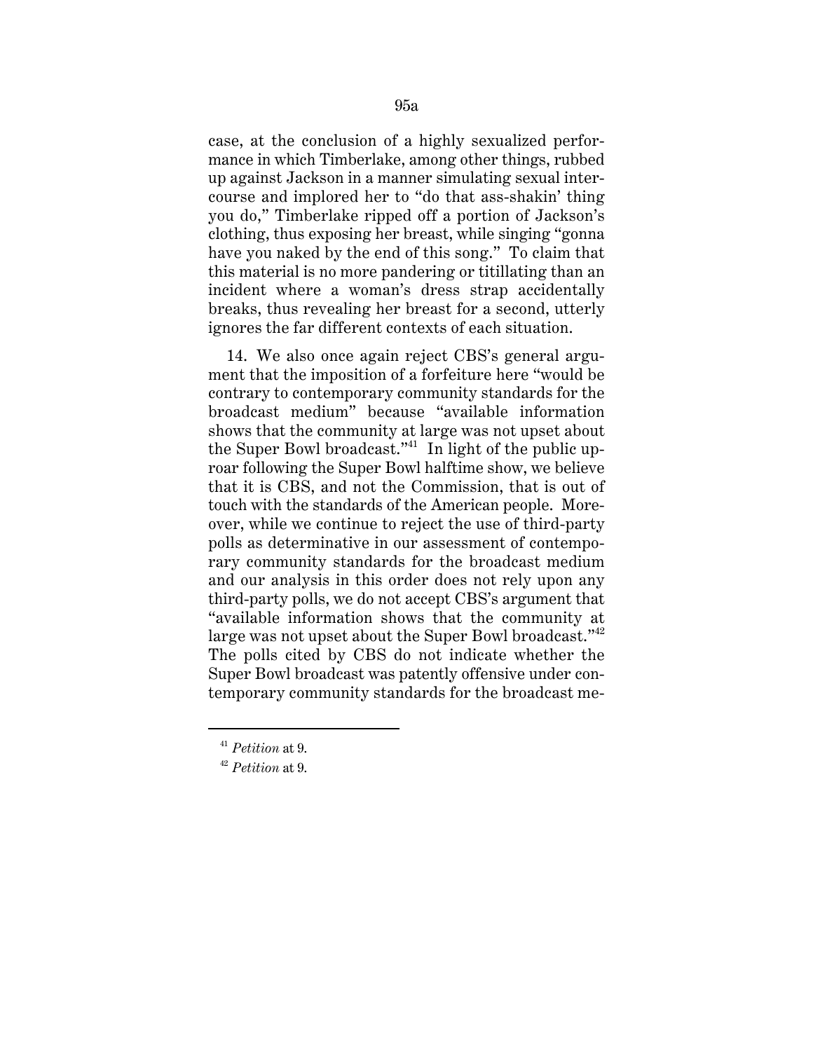case, at the conclusion of a highly sexualized performance in which Timberlake, among other things, rubbed up against Jackson in a manner simulating sexual intercourse and implored her to "do that ass-shakin' thing you do," Timberlake ripped off a portion of Jackson's clothing, thus exposing her breast, while singing "gonna have you naked by the end of this song." To claim that this material is no more pandering or titillating than an incident where a woman's dress strap accidentally breaks, thus revealing her breast for a second, utterly ignores the far different contexts of each situation.

14. We also once again reject CBS's general argument that the imposition of a forfeiture here "would be contrary to contemporary community standards for the broadcast medium" because "available information shows that the community at large was not upset about the Super Bowl broadcast."[41] In light of the public uproar following the Super Bowl halftime show, we believe that it is CBS, and not the Commission, that is out of touch with the standards of the American people. Moreover, while we continue to reject the use of third-party polls as determinative in our assessment of contemporary community standards for the broadcast medium and our analysis in this order does not rely upon any third-party polls, we do not accept CBS's argument that "available information shows that the community at large was not upset about the Super Bowl broadcast."[42] The polls cited by CBS do not indicate whether the Super Bowl broadcast was patently offensive under contemporary community standards for the broadcast me-

---

[41] *Petition* at 9.

[42] *Petition* at 9.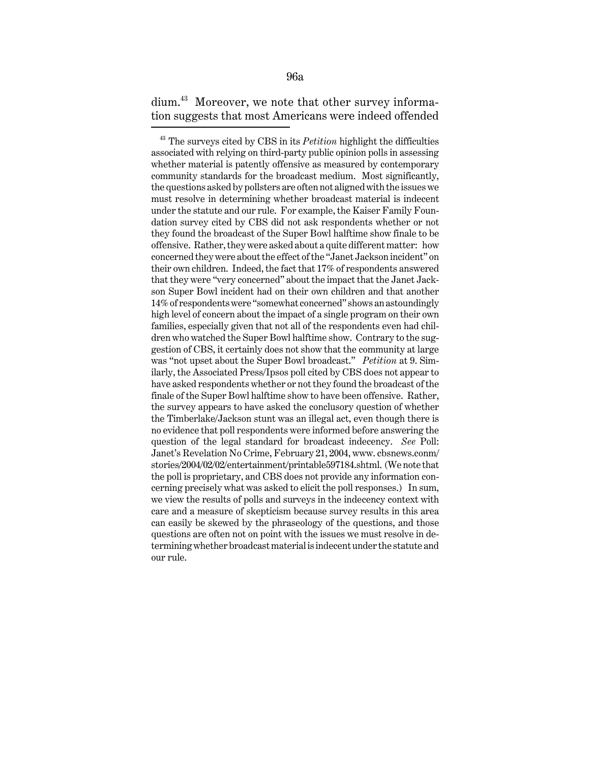dium.[43] Moreover, we note that other survey information suggests that most Americans were indeed offended

---

[43] The surveys cited by CBS in its *Petition* highlight the difficulties associated with relying on third-party public opinion polls in assessing whether material is patently offensive as measured by contemporary community standards for the broadcast medium. Most significantly, the questions asked by pollsters are often not aligned with the issues we must resolve in determining whether broadcast material is indecent under the statute and our rule. For example, the Kaiser Family Foundation survey cited by CBS did not ask respondents whether or not they found the broadcast of the Super Bowl halftime show finale to be offensive. Rather, they were asked about a quite different matter: how concerned they were about the effect of the "Janet Jackson incident" on their own children. Indeed, the fact that 17% of respondents answered that they were "very concerned" about the impact that the Janet Jackson Super Bowl incident had on their own children and that another 14% of respondents were "somewhat concerned" shows an astoundingly high level of concern about the impact of a single program on their own families, especially given that not all of the respondents even had children who watched the Super Bowl halftime show. Contrary to the suggestion of CBS, it certainly does not show that the community at large was "not upset about the Super Bowl broadcast." *Petition* at 9. Similarly, the Associated Press/Ipsos poll cited by CBS does not appear to have asked respondents whether or not they found the broadcast of the finale of the Super Bowl halftime show to have been offensive. Rather, the survey appears to have asked the conclusory question of whether the Timberlake/Jackson stunt was an illegal act, even though there is no evidence that poll respondents were informed before answering the question of the legal standard for broadcast indecency. *See* Poll: Janet's Revelation No Crime, February 21, 2004, www. cbsnews.conm/stories/2004/02/02/entertainment/printable597184.shtml. (We note that the poll is proprietary, and CBS does not provide any information concerning precisely what was asked to elicit the poll responses.) In sum, we view the results of polls and surveys in the indecency context with care and a measure of skepticism because survey results in this area can easily be skewed by the phraseology of the questions, and those questions are often not on point with the issues we must resolve in determining whether broadcast material is indecent under the statute and our rule.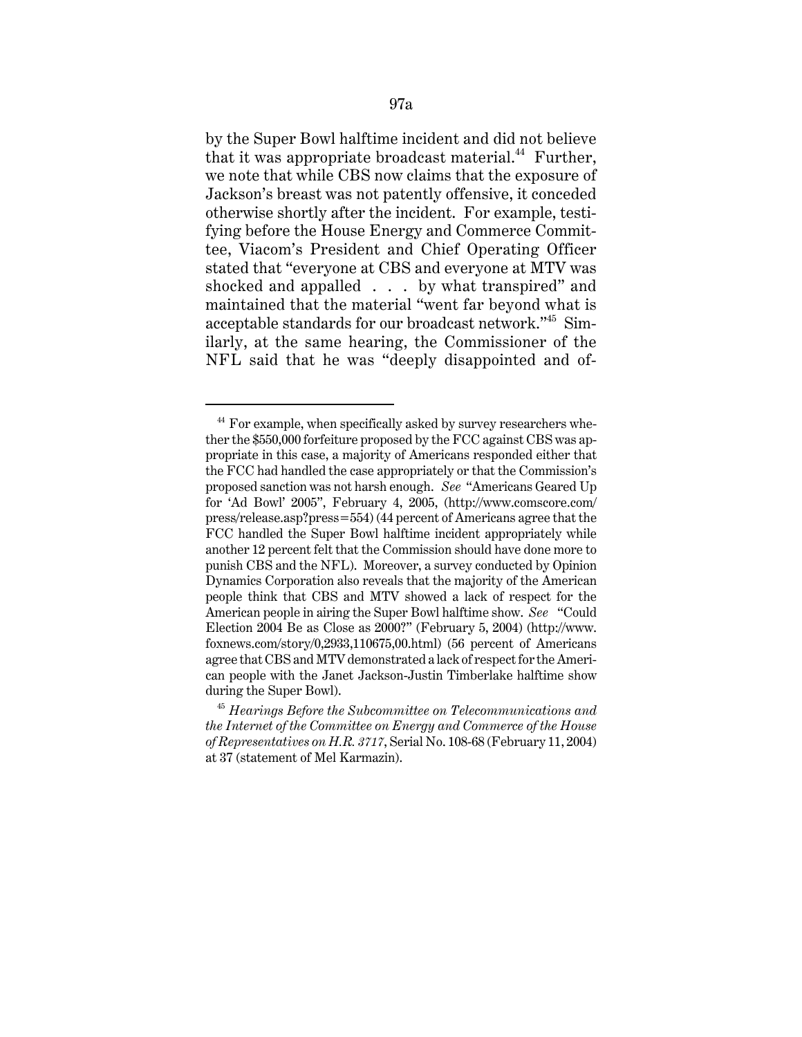by the Super Bowl halftime incident and did not believe that it was appropriate broadcast material.[44] Further, we note that while CBS now claims that the exposure of Jackson's breast was not patently offensive, it conceded otherwise shortly after the incident. For example, testifying before the House Energy and Commerce Committee, Viacom's President and Chief Operating Officer stated that "everyone at CBS and everyone at MTV was shocked and appalled . . . by what transpired" and maintained that the material "went far beyond what is acceptable standards for our broadcast network."[45] Similarly, at the same hearing, the Commissioner of the NFL said that he was "deeply disappointed and of-

---

[44] For example, when specifically asked by survey researchers whether the $550,000 forfeiture proposed by the FCC against CBS was appropriate in this case, a majority of Americans responded either that the FCC had handled the case appropriately or that the Commission's proposed sanction was not harsh enough. *See* "Americans Geared Up for 'Ad Bowl' 2005", February 4, 2005, (http://www.comscore.com/press/release.asp?press=554) (44 percent of Americans agree that the FCC handled the Super Bowl halftime incident appropriately while another 12 percent felt that the Commission should have done more to punish CBS and the NFL). Moreover, a survey conducted by Opinion Dynamics Corporation also reveals that the majority of the American people think that CBS and MTV showed a lack of respect for the American people in airing the Super Bowl halftime show. *See* "Could Election 2004 Be as Close as 2000?" (February 5, 2004) (http://www.foxnews.com/story/0,2933,110675,00.html) (56 percent of Americans agree that CBS and MTV demonstrated a lack of respect for the American people with the Janet Jackson-Justin Timberlake halftime show during the Super Bowl).

[45] *Hearings Before the Subcommittee on Telecommunications and the Internet of the Committee on Energy and Commerce of the House of Representatives on H.R. 3717*, Serial No. 108-68 (February 11, 2004) at 37 (statement of Mel Karmazin).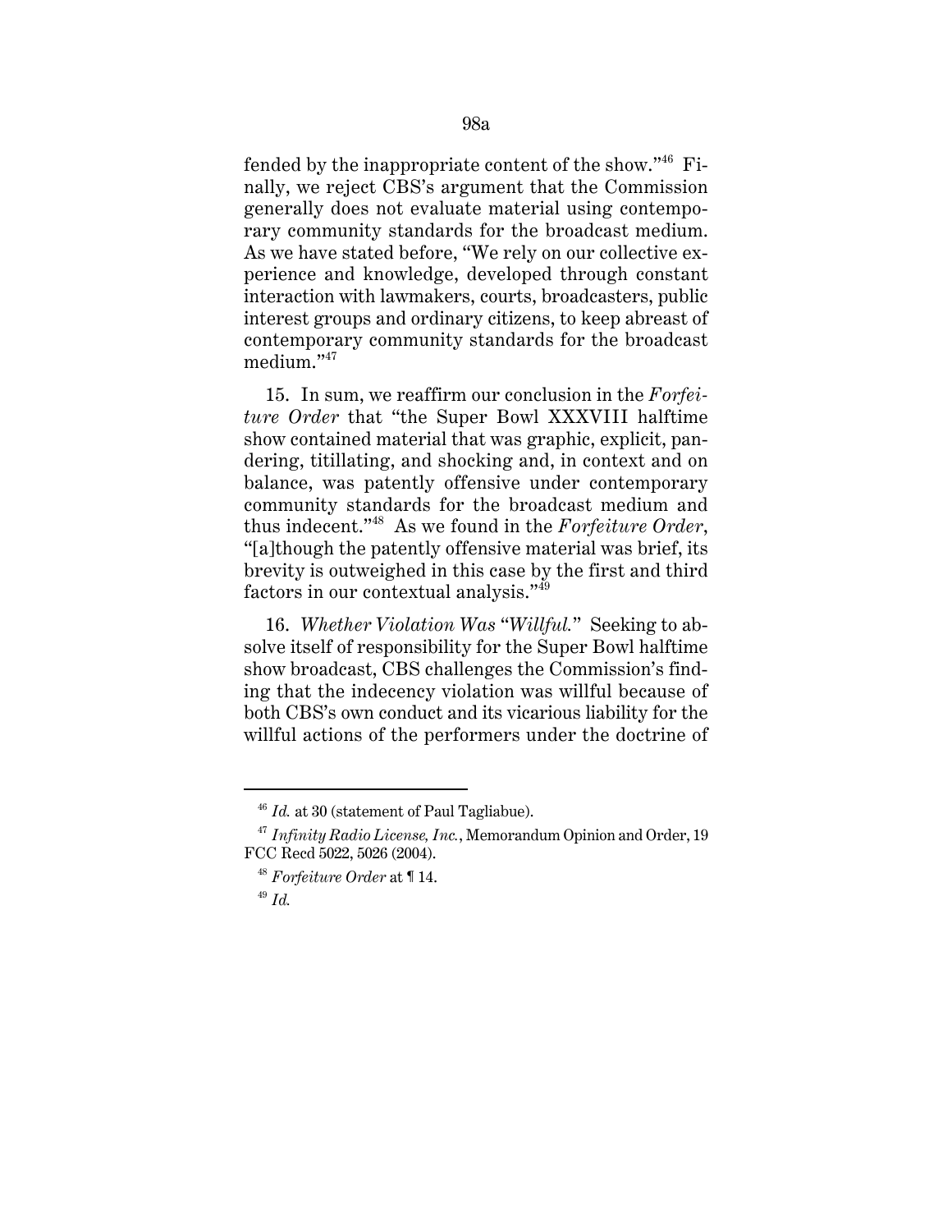fended by the inappropriate content of the show."[46] Finally, we reject CBS's argument that the Commission generally does not evaluate material using contemporary community standards for the broadcast medium. As we have stated before, "We rely on our collective experience and knowledge, developed through constant interaction with lawmakers, courts, broadcasters, public interest groups and ordinary citizens, to keep abreast of contemporary community standards for the broadcast medium."[47]

15. In sum, we reaffirm our conclusion in the *Forfeiture Order* that "the Super Bowl XXXVIII halftime show contained material that was graphic, explicit, pandering, titillating, and shocking and, in context and on balance, was patently offensive under contemporary community standards for the broadcast medium and thus indecent."[48] As we found in the *Forfeiture Order*, "[a]though the patently offensive material was brief, its brevity is outweighed in this case by the first and third factors in our contextual analysis."[49]

16. *Whether Violation Was "Willful."* Seeking to absolve itself of responsibility for the Super Bowl halftime show broadcast, CBS challenges the Commission's finding that the indecency violation was willful because of both CBS's own conduct and its vicarious liability for the willful actions of the performers under the doctrine of

---

[46] *Id.* at 30 (statement of Paul Tagliabue).

[47] *Infinity Radio License, Inc.*, Memorandum Opinion and Order, 19 FCC Rcd 5022, 5026 (2004).

[48] *Forfeiture Order* at ¶ 14.

[49] *Id.*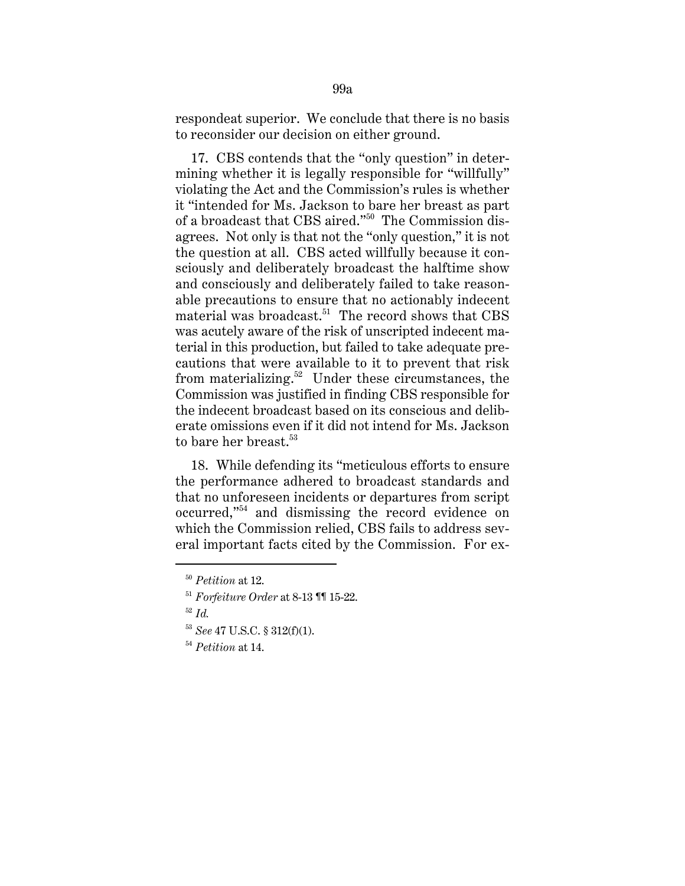respondeat superior. We conclude that there is no basis to reconsider our decision on either ground.

17. CBS contends that the "only question" in determining whether it is legally responsible for "willfully" violating the Act and the Commission's rules is whether it "intended for Ms. Jackson to bare her breast as part of a broadcast that CBS aired."[50] The Commission disagrees. Not only is that not the "only question," it is not the question at all. CBS acted willfully because it consciously and deliberately broadcast the halftime show and consciously and deliberately failed to take reasonable precautions to ensure that no actionably indecent material was broadcast.[51] The record shows that CBS was acutely aware of the risk of unscripted indecent material in this production, but failed to take adequate precautions that were available to it to prevent that risk from materializing.[52] Under these circumstances, the Commission was justified in finding CBS responsible for the indecent broadcast based on its conscious and deliberate omissions even if it did not intend for Ms. Jackson to bare her breast.[53]

18. While defending its "meticulous efforts to ensure the performance adhered to broadcast standards and that no unforeseen incidents or departures from script occurred,"[54] and dismissing the record evidence on which the Commission relied, CBS fails to address several important facts cited by the Commission. For ex-

---

[50] *Petition* at 12.

[51] *Forfeiture Order* at 8-13 ¶¶ 15-22.

[52] *Id.*

[53] *See* 47 U.S.C. § 312(f)(1).

[54] *Petition* at 14.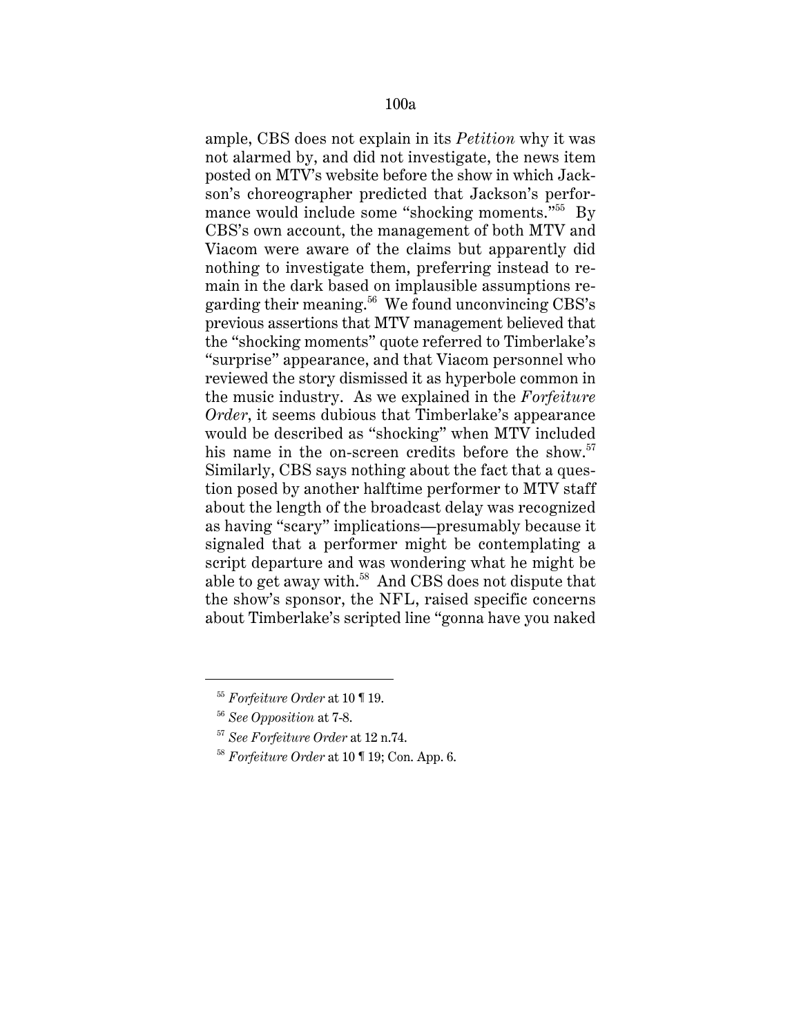ample, CBS does not explain in its *Petition* why it was not alarmed by, and did not investigate, the news item posted on MTV's website before the show in which Jackson's choreographer predicted that Jackson's performance would include some "shocking moments."[55] By CBS's own account, the management of both MTV and Viacom were aware of the claims but apparently did nothing to investigate them, preferring instead to remain in the dark based on implausible assumptions regarding their meaning.[56] We found unconvincing CBS's previous assertions that MTV management believed that the "shocking moments" quote referred to Timberlake's "surprise" appearance, and that Viacom personnel who reviewed the story dismissed it as hyperbole common in the music industry. As we explained in the *Forfeiture Order*, it seems dubious that Timberlake's appearance would be described as "shocking" when MTV included his name in the on-screen credits before the show.[57] Similarly, CBS says nothing about the fact that a question posed by another halftime performer to MTV staff about the length of the broadcast delay was recognized as having "scary" implications—presumably because it signaled that a performer might be contemplating a script departure and was wondering what he might be able to get away with.[58] And CBS does not dispute that the show's sponsor, the NFL, raised specific concerns about Timberlake's scripted line "gonna have you naked

---

[55] *Forfeiture Order* at 10 ¶ 19.

[56] *See Opposition* at 7-8.

[57] *See Forfeiture Order* at 12 n.74.

[58] *Forfeiture Order* at 10 ¶ 19; Con. App. 6.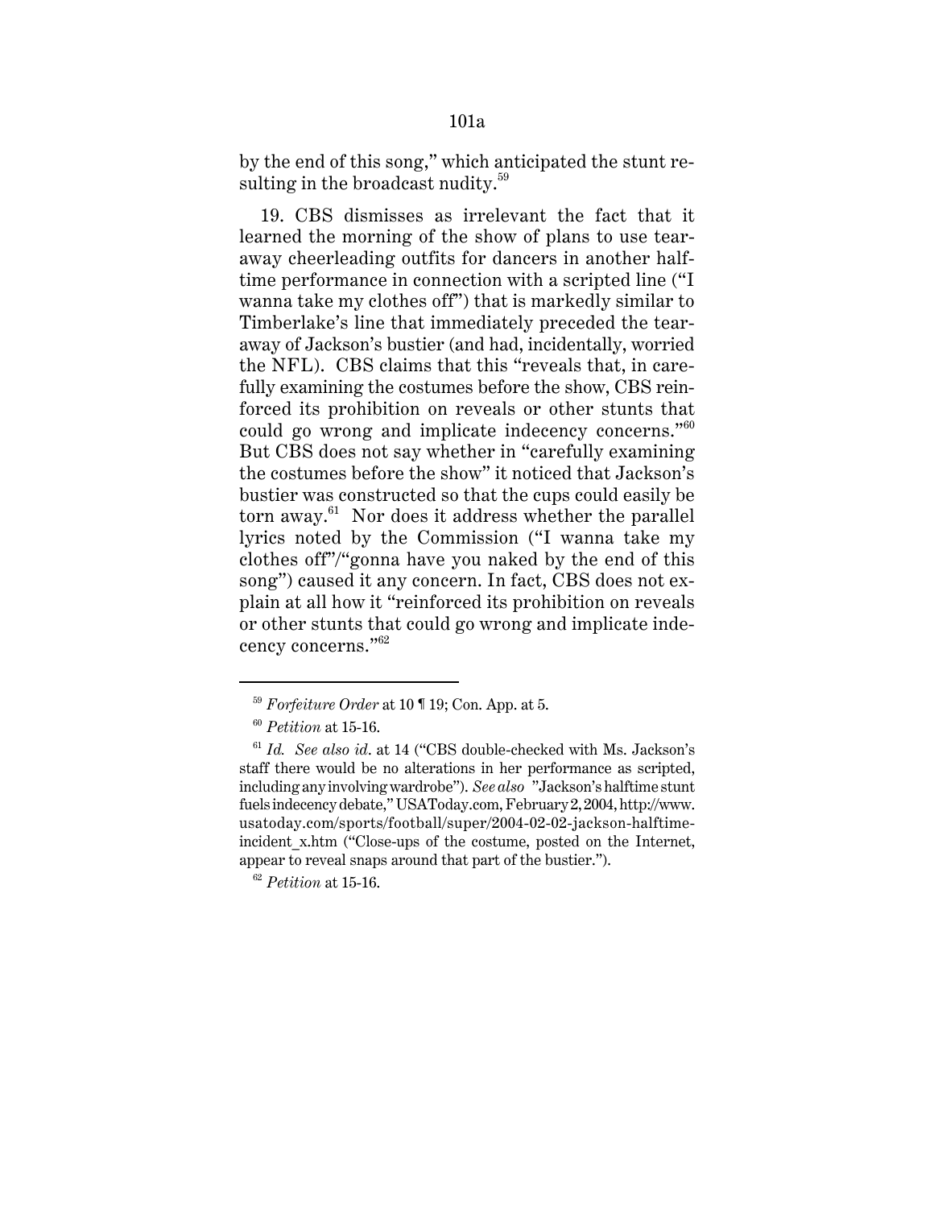by the end of this song," which anticipated the stunt resulting in the broadcast nudity.[59]

19. CBS dismisses as irrelevant the fact that it learned the morning of the show of plans to use tear-away cheerleading outfits for dancers in another half-time performance in connection with a scripted line ("I wanna take my clothes off") that is markedly similar to Timberlake's line that immediately preceded the tear-away of Jackson's bustier (and had, incidentally, worried the NFL). CBS claims that this "reveals that, in carefully examining the costumes before the show, CBS reinforced its prohibition on reveals or other stunts that could go wrong and implicate indecency concerns."[60] But CBS does not say whether in "carefully examining the costumes before the show" it noticed that Jackson's bustier was constructed so that the cups could easily be torn away.[61] Nor does it address whether the parallel lyrics noted by the Commission ("I wanna take my clothes off"/"gonna have you naked by the end of this song") caused it any concern. In fact, CBS does not explain at all how it "reinforced its prohibition on reveals or other stunts that could go wrong and implicate indecency concerns."[62]

---

[59] *Forfeiture Order* at 10 ¶ 19; Con. App. at 5.

[60] *Petition* at 15-16.

[61] *Id.* *See also id*. at 14 ("CBS double-checked with Ms. Jackson's staff there would be no alterations in her performance as scripted, including any involving wardrobe"). *See also* "Jackson's halftime stunt fuels indecency debate," USAToday.com, February 2, 2004, http://www.usatoday.com/sports/football/super/2004-02-02-jackson-halftime-incident_x.htm ("Close-ups of the costume, posted on the Internet, appear to reveal snaps around that part of the bustier.").

[62] *Petition* at 15-16.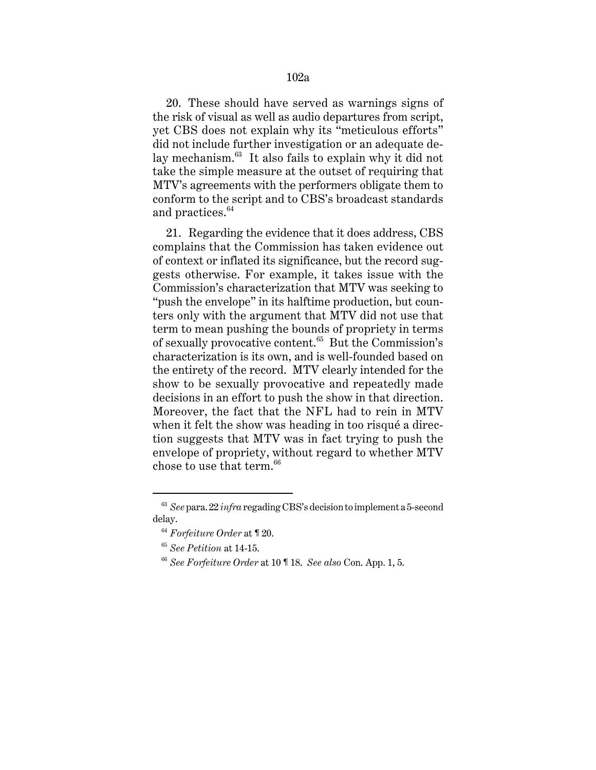20. These should have served as warnings signs of the risk of visual as well as audio departures from script, yet CBS does not explain why its "meticulous efforts" did not include further investigation or an adequate delay mechanism.[63] It also fails to explain why it did not take the simple measure at the outset of requiring that MTV's agreements with the performers obligate them to conform to the script and to CBS's broadcast standards and practices.[64]

21. Regarding the evidence that it does address, CBS complains that the Commission has taken evidence out of context or inflated its significance, but the record suggests otherwise. For example, it takes issue with the Commission's characterization that MTV was seeking to "push the envelope" in its halftime production, but counters only with the argument that MTV did not use that term to mean pushing the bounds of propriety in terms of sexually provocative content.[65] But the Commission's characterization is its own, and is well-founded based on the entirety of the record. MTV clearly intended for the show to be sexually provocative and repeatedly made decisions in an effort to push the show in that direction. Moreover, the fact that the NFL had to rein in MTV when it felt the show was heading in too risqué a direction suggests that MTV was in fact trying to push the envelope of propriety, without regard to whether MTV chose to use that term.[66]

---

[63] *See* para. 22 *infra* regading CBS's decision to implement a 5-second delay.

[64] *Forfeiture Order* at ¶ 20.

[65] *See Petition* at 14-15.

[66] *See Forfeiture Order* at 10 ¶ 18. *See also* Con. App. 1, 5.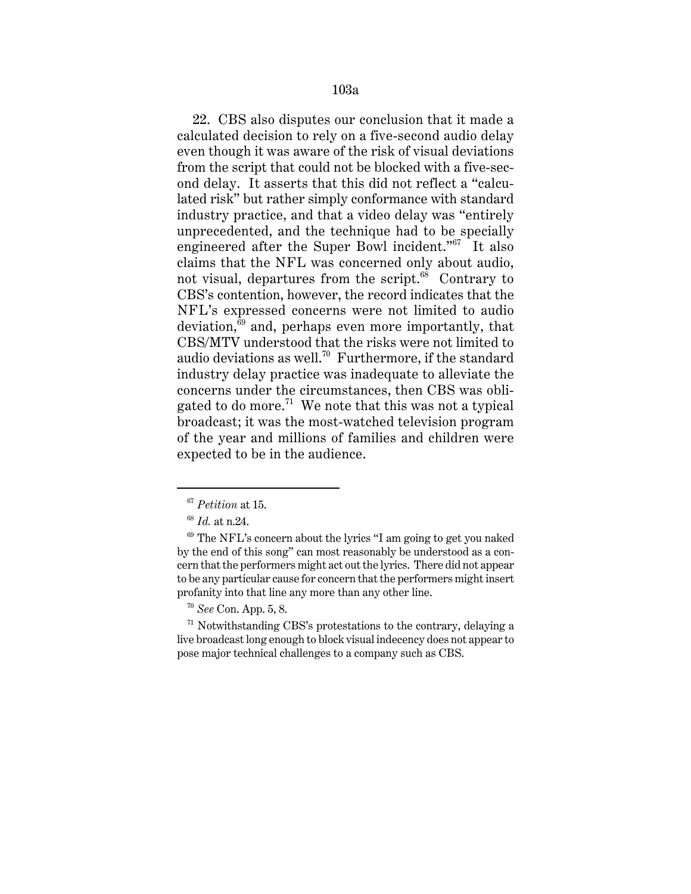22. CBS also disputes our conclusion that it made a calculated decision to rely on a five-second audio delay even though it was aware of the risk of visual deviations from the script that could not be blocked with a five-second delay. It asserts that this did not reflect a "calculated risk" but rather simply conformance with standard industry practice, and that a video delay was "entirely unprecedented, and the technique had to be specially engineered after the Super Bowl incident."[67] It also claims that the NFL was concerned only about audio, not visual, departures from the script.[68] Contrary to CBS's contention, however, the record indicates that the NFL's expressed concerns were not limited to audio deviation,[69] and, perhaps even more importantly, that CBS/MTV understood that the risks were not limited to audio deviations as well.[70] Furthermore, if the standard industry delay practice was inadequate to alleviate the concerns under the circumstances, then CBS was obligated to do more.[71] We note that this was not a typical broadcast; it was the most-watched television program of the year and millions of families and children were expected to be in the audience.

---

[67] *Petition* at 15.

[68] *Id.* at n.24.

[69] The NFL's concern about the lyrics "I am going to get you naked by the end of this song" can most reasonably be understood as a concern that the performers might act out the lyrics. There did not appear to be any particular cause for concern that the performers might insert profanity into that line any more than any other line.

[70] *See* Con. App. 5, 8.

[71] Notwithstanding CBS's protestations to the contrary, delaying a live broadcast long enough to block visual indecency does not appear to pose major technical challenges to a company such as CBS.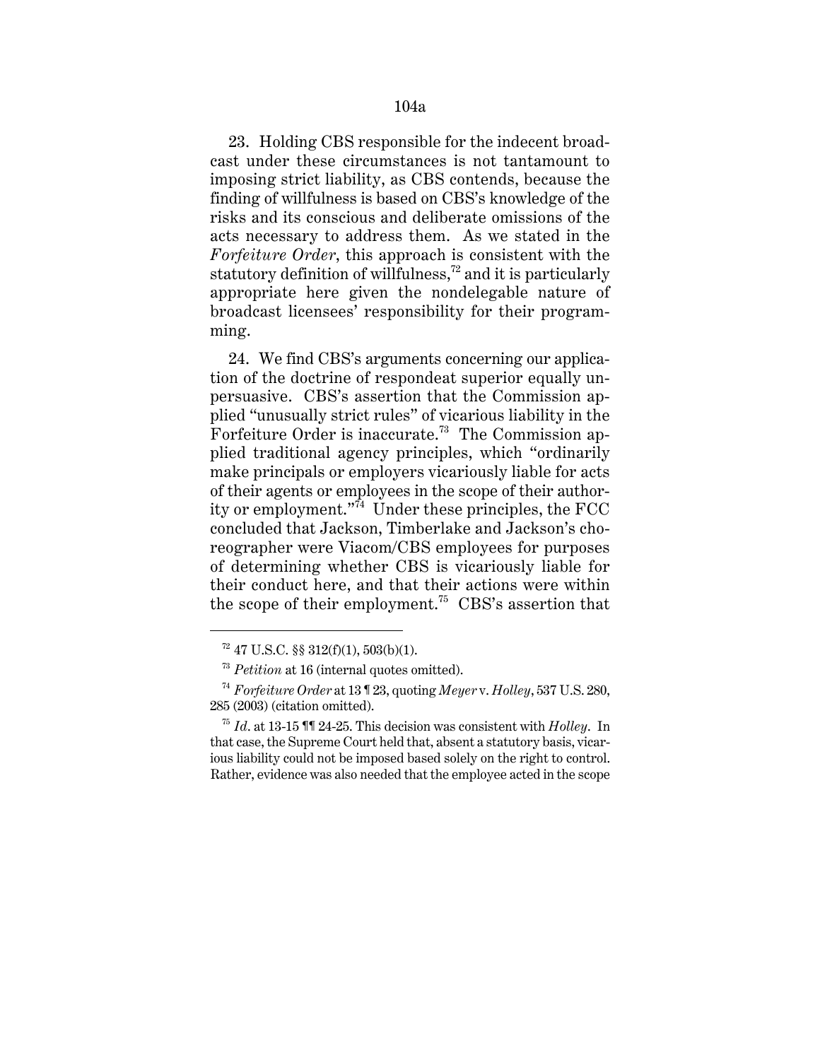23. Holding CBS responsible for the indecent broadcast under these circumstances is not tantamount to imposing strict liability, as CBS contends, because the finding of willfulness is based on CBS's knowledge of the risks and its conscious and deliberate omissions of the acts necessary to address them. As we stated in the *Forfeiture Order*, this approach is consistent with the statutory definition of willfulness,[72] and it is particularly appropriate here given the nondelegable nature of broadcast licensees' responsibility for their programming.

24. We find CBS's arguments concerning our application of the doctrine of respondeat superior equally unpersuasive. CBS's assertion that the Commission applied "unusually strict rules" of vicarious liability in the Forfeiture Order is inaccurate.[73] The Commission applied traditional agency principles, which "ordinarily make principals or employers vicariously liable for acts of their agents or employees in the scope of their authority or employment."[74] Under these principles, the FCC concluded that Jackson, Timberlake and Jackson's choreographer were Viacom/CBS employees for purposes of determining whether CBS is vicariously liable for their conduct here, and that their actions were within the scope of their employment.[75] CBS's assertion that

---

[72] 47 U.S.C. §§ 312(f)(1), 503(b)(1).

[73] *Petition* at 16 (internal quotes omitted).

[74] *Forfeiture Order* at 13 ¶ 23, quoting *Meyer* v. *Holley*, 537 U.S. 280, 285 (2003) (citation omitted).

[75] *Id*. at 13-15 ¶¶ 24-25. This decision was consistent with *Holley*. In that case, the Supreme Court held that, absent a statutory basis, vicarious liability could not be imposed based solely on the right to control. Rather, evidence was also needed that the employee acted in the scope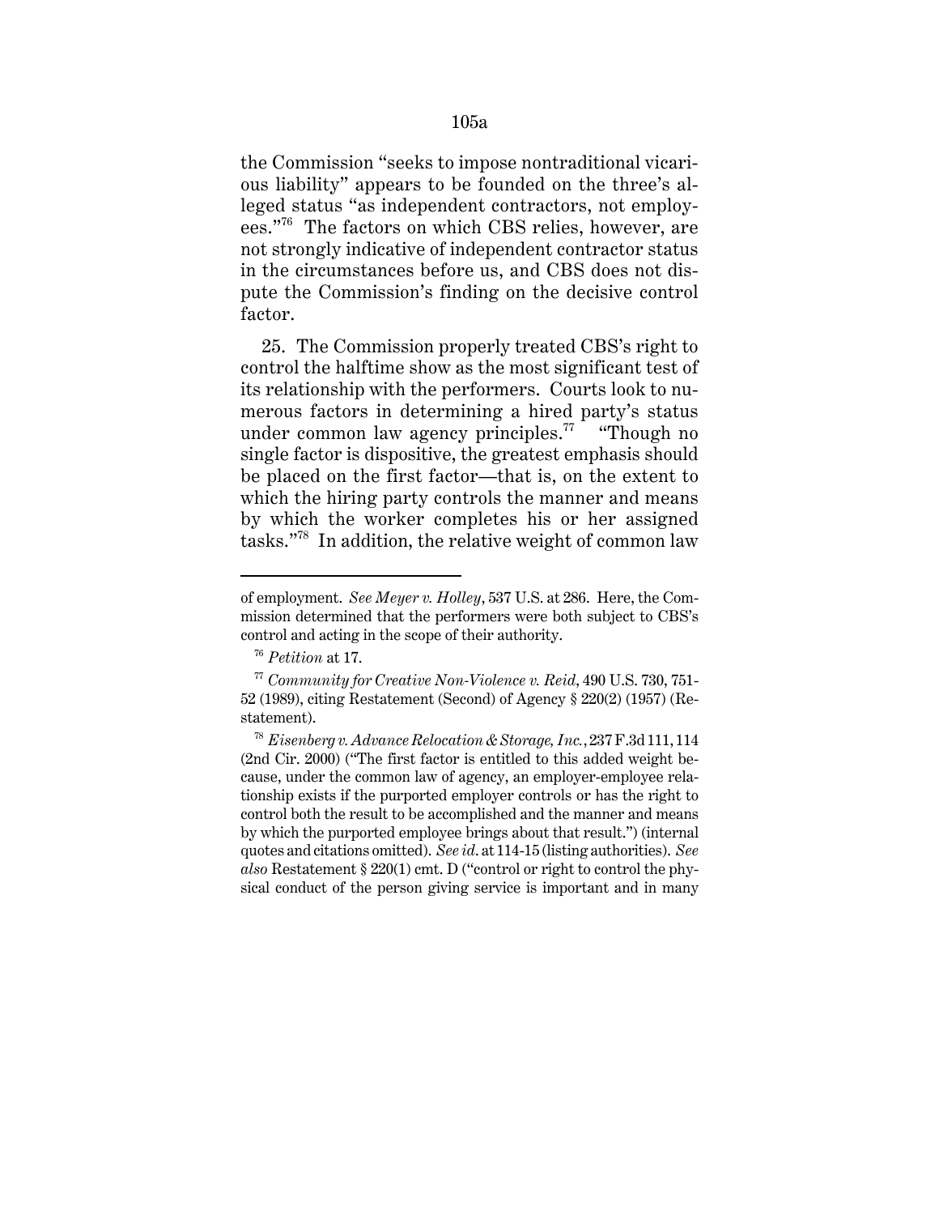the Commission "seeks to impose nontraditional vicarious liability" appears to be founded on the three's alleged status "as independent contractors, not employees."[76] The factors on which CBS relies, however, are not strongly indicative of independent contractor status in the circumstances before us, and CBS does not dispute the Commission's finding on the decisive control factor.

25. The Commission properly treated CBS's right to control the halftime show as the most significant test of its relationship with the performers. Courts look to numerous factors in determining a hired party's status under common law agency principles.[77] "Though no single factor is dispositive, the greatest emphasis should be placed on the first factor—that is, on the extent to which the hiring party controls the manner and means by which the worker completes his or her assigned tasks."[78] In addition, the relative weight of common law

---

of employment. *See Meyer v. Holley*, 537 U.S. at 286. Here, the Commission determined that the performers were both subject to CBS's control and acting in the scope of their authority.

[76] *Petition* at 17.

[77] *Community for Creative Non-Violence v. Reid*, 490 U.S. 730, 751-52 (1989), citing Restatement (Second) of Agency § 220(2) (1957) (Restatement).

[78] *Eisenberg v. Advance Relocation & Storage, Inc.*, 237 F.3d 111, 114 (2nd Cir. 2000) ("The first factor is entitled to this added weight because, under the common law of agency, an employer-employee relationship exists if the purported employer controls or has the right to control both the result to be accomplished and the manner and means by which the purported employee brings about that result.") (internal quotes and citations omitted). *See id.* at 114-15 (listing authorities). *See also* Restatement § 220(1) cmt. D ("control or right to control the physical conduct of the person giving service is important and in many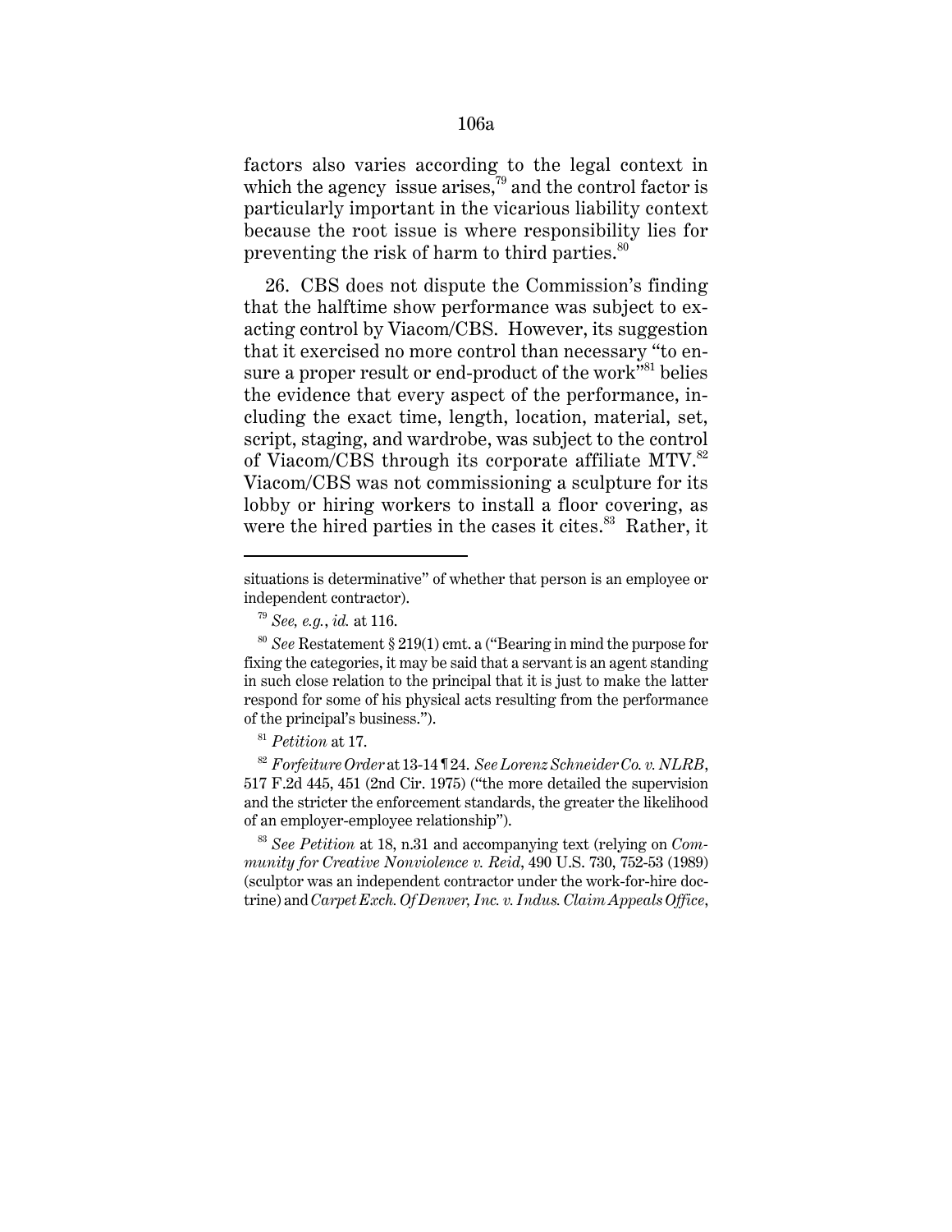factors also varies according to the legal context in which the agency issue arises,[79] and the control factor is particularly important in the vicarious liability context because the root issue is where responsibility lies for preventing the risk of harm to third parties.[80]

26. CBS does not dispute the Commission's finding that the halftime show performance was subject to exacting control by Viacom/CBS. However, its suggestion that it exercised no more control than necessary "to ensure a proper result or end-product of the work"[81] belies the evidence that every aspect of the performance, including the exact time, length, location, material, set, script, staging, and wardrobe, was subject to the control of Viacom/CBS through its corporate affiliate MTV.[82] Viacom/CBS was not commissioning a sculpture for its lobby or hiring workers to install a floor covering, as were the hired parties in the cases it cites.[83] Rather, it

---

situations is determinative" of whether that person is an employee or independent contractor).

[79] *See, e.g.*, *id.* at 116.

[80] *See* Restatement § 219(1) cmt. a ("Bearing in mind the purpose for fixing the categories, it may be said that a servant is an agent standing in such close relation to the principal that it is just to make the latter respond for some of his physical acts resulting from the performance of the principal's business.").

[81] *Petition* at 17.

[82] *Forfeiture Order* at 13-14 ¶ 24. *See Lorenz Schneider Co. v. NLRB*, 517 F.2d 445, 451 (2nd Cir. 1975) ("the more detailed the supervision and the stricter the enforcement standards, the greater the likelihood of an employer-employee relationship").

[83] *See Petition* at 18, n.31 and accompanying text (relying on *Community for Creative Nonviolence v. Reid*, 490 U.S. 730, 752-53 (1989) (sculptor was an independent contractor under the work-for-hire doctrine) and *Carpet Exch. Of Denver, Inc. v. Indus. Claim Appeals Office*,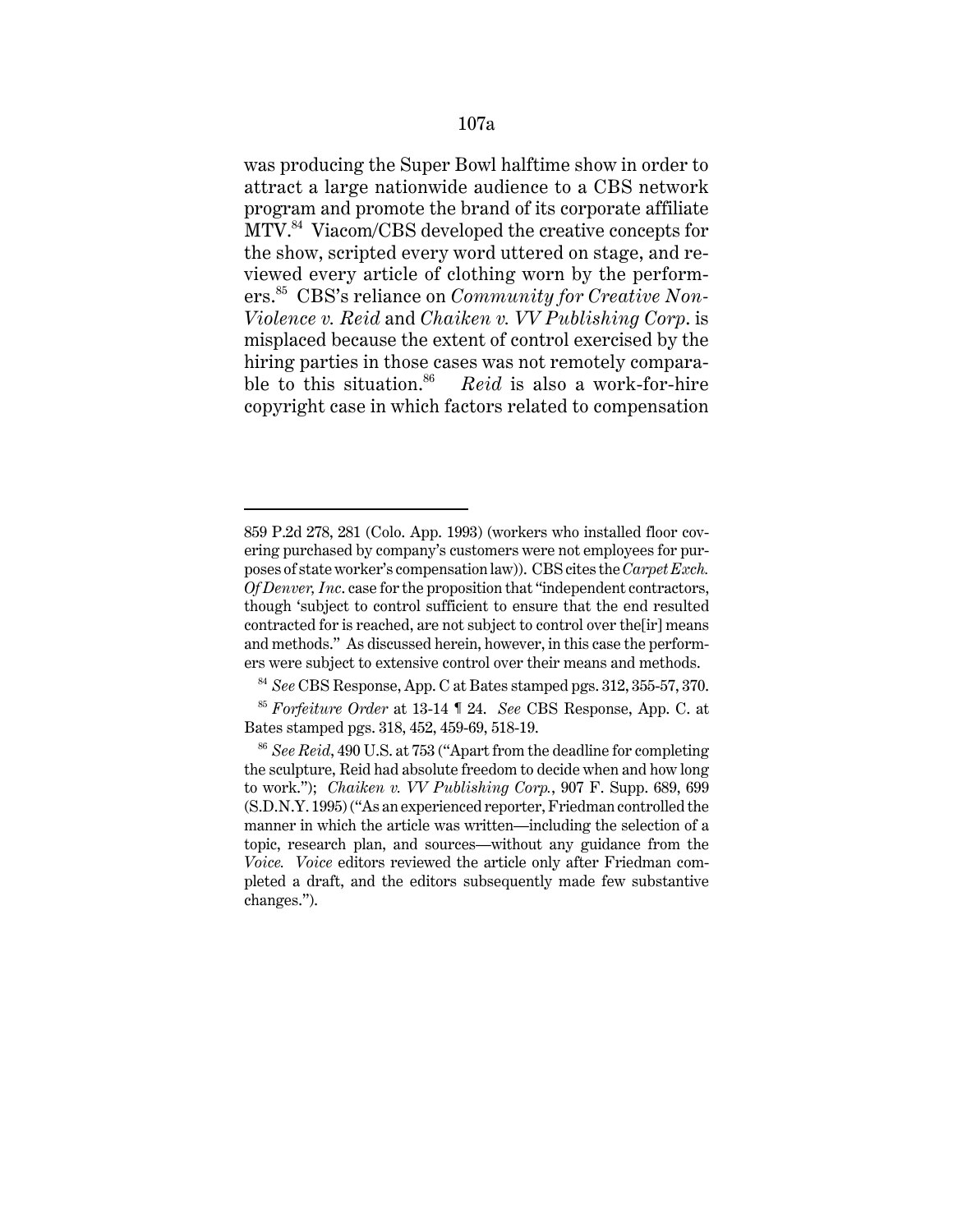was producing the Super Bowl halftime show in order to attract a large nationwide audience to a CBS network program and promote the brand of its corporate affiliate MTV.[84] Viacom/CBS developed the creative concepts for the show, scripted every word uttered on stage, and reviewed every article of clothing worn by the performers.[85] CBS's reliance on *Community for Creative Non-Violence v. Reid* and *Chaiken v. VV Publishing Corp.* is misplaced because the extent of control exercised by the hiring parties in those cases was not remotely comparable to this situation.[86] *Reid* is also a work-for-hire copyright case in which factors related to compensation

---

859 P.2d 278, 281 (Colo. App. 1993) (workers who installed floor covering purchased by company's customers were not employees for purposes of state worker's compensation law)). CBS cites the *Carpet Exch. Of Denver, Inc.* case for the proposition that "independent contractors, though 'subject to control sufficient to ensure that the end resulted contracted for is reached, are not subject to control over the[ir] means and methods." As discussed herein, however, in this case the performers were subject to extensive control over their means and methods.

[84] *See* CBS Response, App. C at Bates stamped pgs. 312, 355-57, 370.

[85] *Forfeiture Order* at 13-14 ¶ 24. *See* CBS Response, App. C. at Bates stamped pgs. 318, 452, 459-69, 518-19.

[86] *See Reid*, 490 U.S. at 753 ("Apart from the deadline for completing the sculpture, Reid had absolute freedom to decide when and how long to work."); *Chaiken v. VV Publishing Corp.*, 907 F. Supp. 689, 699 (S.D.N.Y. 1995) ("As an experienced reporter, Friedman controlled the manner in which the article was written—including the selection of a topic, research plan, and sources—without any guidance from the *Voice*. *Voice* editors reviewed the article only after Friedman completed a draft, and the editors subsequently made few substantive changes.").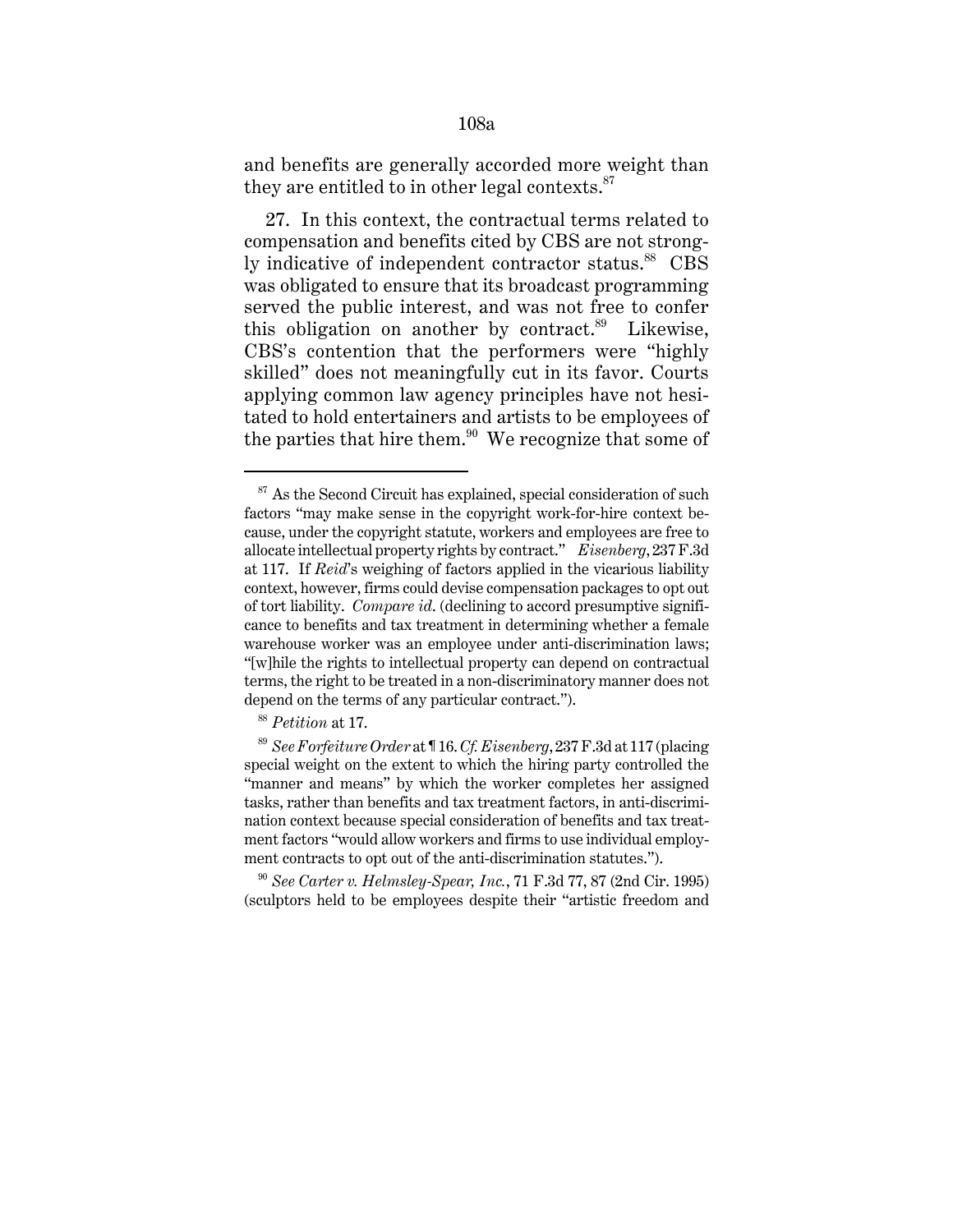and benefits are generally accorded more weight than they are entitled to in other legal contexts.[87]

27. In this context, the contractual terms related to compensation and benefits cited by CBS are not strongly indicative of independent contractor status.[88] CBS was obligated to ensure that its broadcast programming served the public interest, and was not free to confer this obligation on another by contract.[89] Likewise, CBS's contention that the performers were "highly skilled" does not meaningfully cut in its favor. Courts applying common law agency principles have not hesitated to hold entertainers and artists to be employees of the parties that hire them.[90] We recognize that some of

---

[87] As the Second Circuit has explained, special consideration of such factors "may make sense in the copyright work-for-hire context because, under the copyright statute, workers and employees are free to allocate intellectual property rights by contract." *Eisenberg*, 237 F.3d at 117. If *Reid*'s weighing of factors applied in the vicarious liability context, however, firms could devise compensation packages to opt out of tort liability. *Compare id.* (declining to accord presumptive significance to benefits and tax treatment in determining whether a female warehouse worker was an employee under anti-discrimination laws; "[w]hile the rights to intellectual property can depend on contractual terms, the right to be treated in a non-discriminatory manner does not depend on the terms of any particular contract.").

[88] *Petition* at 17.

[89] *See Forfeiture Order* at ¶ 16. *Cf. Eisenberg*, 237 F.3d at 117 (placing special weight on the extent to which the hiring party controlled the "manner and means" by which the worker completes her assigned tasks, rather than benefits and tax treatment factors, in anti-discrimination context because special consideration of benefits and tax treatment factors "would allow workers and firms to use individual employment contracts to opt out of the anti-discrimination statutes.").

[90] *See Carter v. Helmsley-Spear, Inc.*, 71 F.3d 77, 87 (2nd Cir. 1995) (sculptors held to be employees despite their "artistic freedom and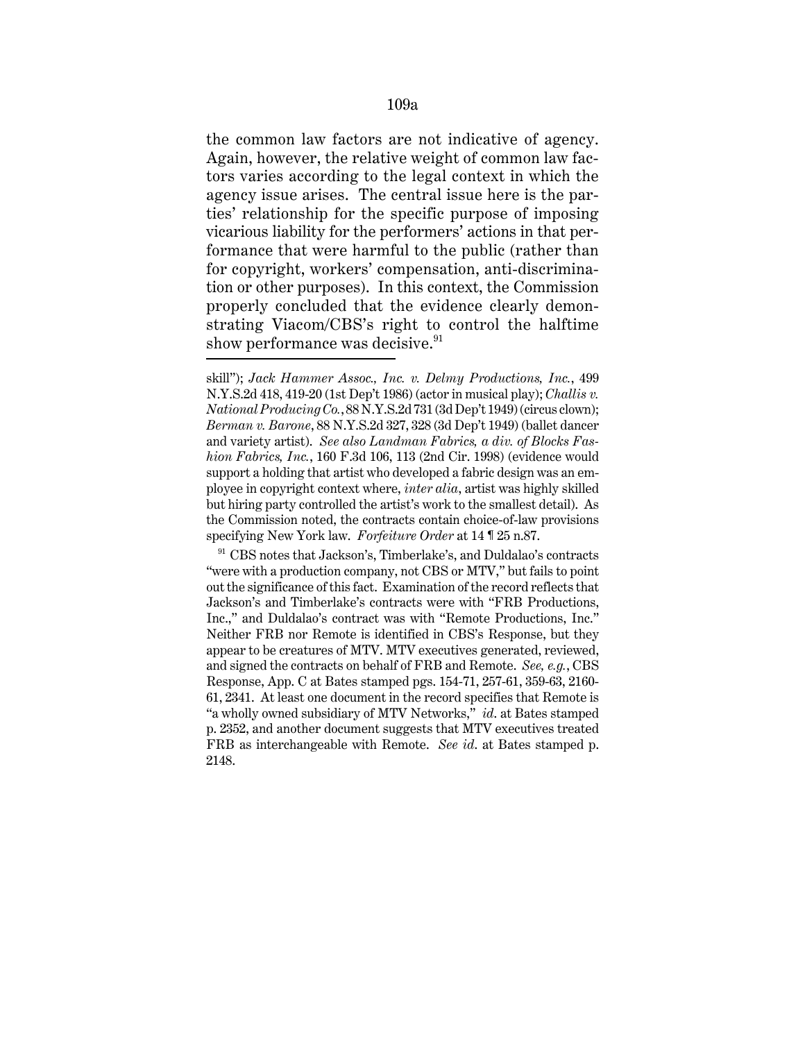the common law factors are not indicative of agency. Again, however, the relative weight of common law factors varies according to the legal context in which the agency issue arises. The central issue here is the parties' relationship for the specific purpose of imposing vicarious liability for the performers' actions in that performance that were harmful to the public (rather than for copyright, workers' compensation, anti-discrimination or other purposes). In this context, the Commission properly concluded that the evidence clearly demonstrating Viacom/CBS's right to control the halftime show performance was decisive.[91]

---

skill"); *Jack Hammer Assoc., Inc. v. Delmy Productions, Inc.*, 499 N.Y.S.2d 418, 419-20 (1st Dep't 1986) (actor in musical play); *Challis v. National Producing Co.*, 88 N.Y.S.2d 731 (3d Dep't 1949) (circus clown); *Berman v. Barone*, 88 N.Y.S.2d 327, 328 (3d Dep't 1949) (ballet dancer and variety artist). *See also Landman Fabrics, a div. of Blocks Fashion Fabrics, Inc.*, 160 F.3d 106, 113 (2nd Cir. 1998) (evidence would support a holding that artist who developed a fabric design was an employee in copyright context where, *inter alia*, artist was highly skilled but hiring party controlled the artist's work to the smallest detail). As the Commission noted, the contracts contain choice-of-law provisions specifying New York law. *Forfeiture Order* at 14 ¶ 25 n.87.

[91] CBS notes that Jackson's, Timberlake's, and Duldalao's contracts "were with a production company, not CBS or MTV," but fails to point out the significance of this fact. Examination of the record reflects that Jackson's and Timberlake's contracts were with "FRB Productions, Inc.," and Duldalao's contract was with "Remote Productions, Inc." Neither FRB nor Remote is identified in CBS's Response, but they appear to be creatures of MTV. MTV executives generated, reviewed, and signed the contracts on behalf of FRB and Remote. *See, e.g.*, CBS Response, App. C at Bates stamped pgs. 154-71, 257-61, 359-63, 2160-61, 2341. At least one document in the record specifies that Remote is "a wholly owned subsidiary of MTV Networks," *id*. at Bates stamped p. 2352, and another document suggests that MTV executives treated FRB as interchangeable with Remote. *See id*. at Bates stamped p. 2148.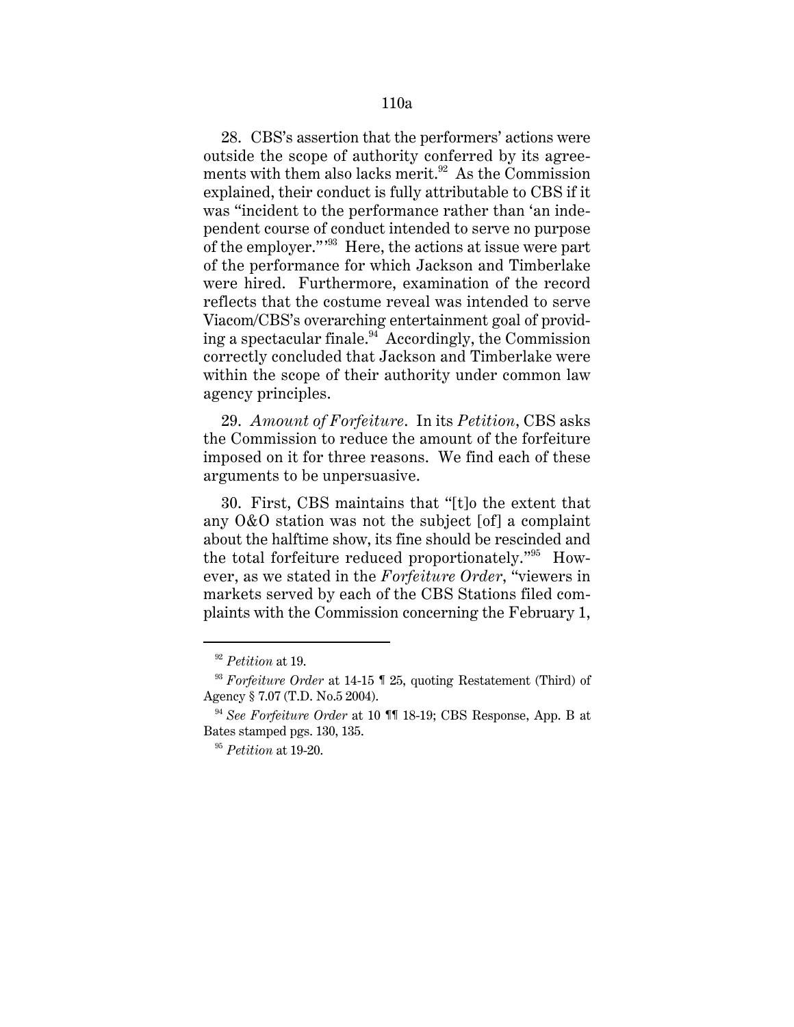28. CBS's assertion that the performers' actions were outside the scope of authority conferred by its agreements with them also lacks merit.[92] As the Commission explained, their conduct is fully attributable to CBS if it was "incident to the performance rather than 'an independent course of conduct intended to serve no purpose of the employer.'"[93] Here, the actions at issue were part of the performance for which Jackson and Timberlake were hired. Furthermore, examination of the record reflects that the costume reveal was intended to serve Viacom/CBS's overarching entertainment goal of providing a spectacular finale.[94] Accordingly, the Commission correctly concluded that Jackson and Timberlake were within the scope of their authority under common law agency principles.

29. *Amount of Forfeiture*. In its *Petition*, CBS asks the Commission to reduce the amount of the forfeiture imposed on it for three reasons. We find each of these arguments to be unpersuasive.

30. First, CBS maintains that "[t]o the extent that any O&O station was not the subject [of] a complaint about the halftime show, its fine should be rescinded and the total forfeiture reduced proportionately."[95] However, as we stated in the *Forfeiture Order*, "viewers in markets served by each of the CBS Stations filed complaints with the Commission concerning the February 1,

---

[92] *Petition* at 19.

[93] *Forfeiture Order* at 14-15 ¶ 25, quoting Restatement (Third) of Agency § 7.07 (T.D. No.5 2004).

[94] *See Forfeiture Order* at 10 ¶¶ 18-19; CBS Response, App. B at Bates stamped pgs. 130, 135.

[95] *Petition* at 19-20.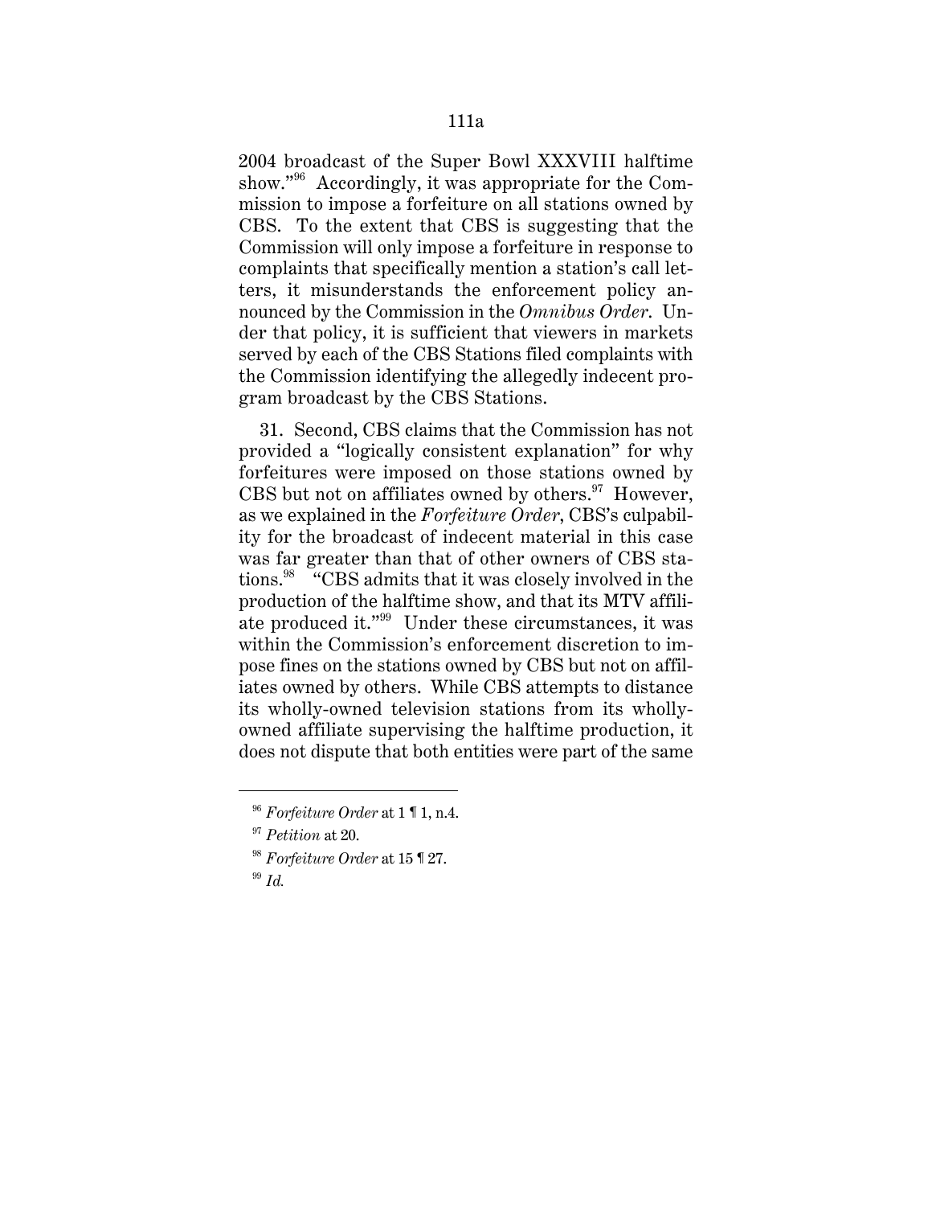2004 broadcast of the Super Bowl XXXVIII halftime show."[96] Accordingly, it was appropriate for the Commission to impose a forfeiture on all stations owned by CBS. To the extent that CBS is suggesting that the Commission will only impose a forfeiture in response to complaints that specifically mention a station's call letters, it misunderstands the enforcement policy announced by the Commission in the *Omnibus Order*. Under that policy, it is sufficient that viewers in markets served by each of the CBS Stations filed complaints with the Commission identifying the allegedly indecent program broadcast by the CBS Stations.

31. Second, CBS claims that the Commission has not provided a "logically consistent explanation" for why forfeitures were imposed on those stations owned by CBS but not on affiliates owned by others.[97] However, as we explained in the *Forfeiture Order*, CBS's culpability for the broadcast of indecent material in this case was far greater than that of other owners of CBS stations.[98] "CBS admits that it was closely involved in the production of the halftime show, and that its MTV affiliate produced it."[99] Under these circumstances, it was within the Commission's enforcement discretion to impose fines on the stations owned by CBS but not on affiliates owned by others. While CBS attempts to distance its wholly-owned television stations from its wholly-owned affiliate supervising the halftime production, it does not dispute that both entities were part of the same

---

[96] *Forfeiture Order* at 1 ¶ 1, n.4.

[97] *Petition* at 20.

[98] *Forfeiture Order* at 15 ¶ 27.

[99] *Id.*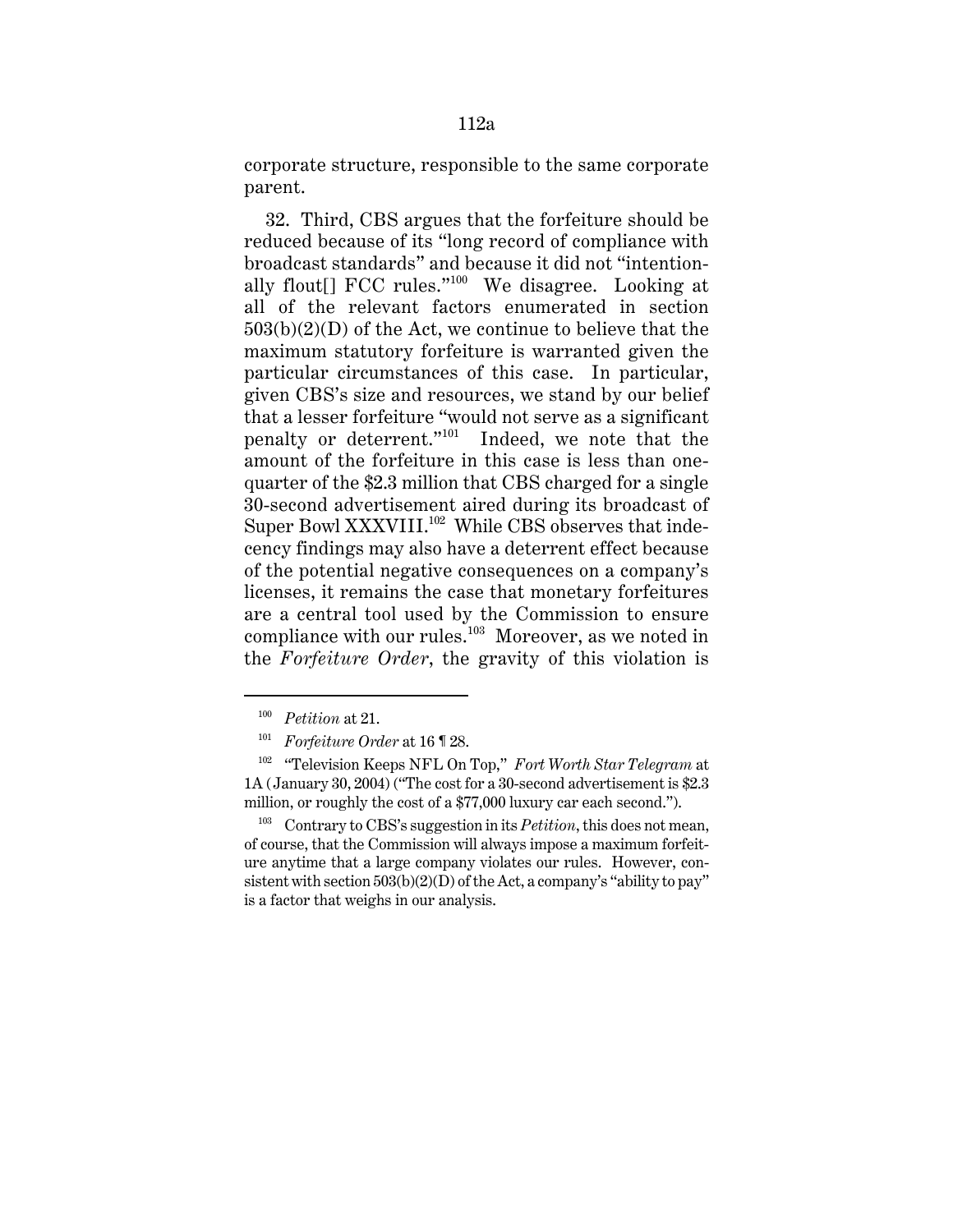corporate structure, responsible to the same corporate parent.

32. Third, CBS argues that the forfeiture should be reduced because of its "long record of compliance with broadcast standards" and because it did not "intentionally flout[] FCC rules."[100] We disagree. Looking at all of the relevant factors enumerated in section 503(b)(2)(D) of the Act, we continue to believe that the maximum statutory forfeiture is warranted given the particular circumstances of this case. In particular, given CBS's size and resources, we stand by our belief that a lesser forfeiture "would not serve as a significant penalty or deterrent."[101] Indeed, we note that the amount of the forfeiture in this case is less than one-quarter of the $2.3 million that CBS charged for a single 30-second advertisement aired during its broadcast of Super Bowl XXXVIII.[102] While CBS observes that indecency findings may also have a deterrent effect because of the potential negative consequences on a company's licenses, it remains the case that monetary forfeitures are a central tool used by the Commission to ensure compliance with our rules.[103] Moreover, as we noted in the *Forfeiture Order*, the gravity of this violation is

---

[100] *Petition* at 21.

[101] *Forfeiture Order* at 16 ¶ 28.

[102] "Television Keeps NFL On Top," *Fort Worth Star Telegram* at 1A (January 30, 2004) ("The cost for a 30-second advertisement is $2.3 million, or roughly the cost of a $77,000 luxury car each second.").

[103] Contrary to CBS's suggestion in its *Petition*, this does not mean, of course, that the Commission will always impose a maximum forfeiture anytime that a large company violates our rules. However, consistent with section 503(b)(2)(D) of the Act, a company's "ability to pay" is a factor that weighs in our analysis.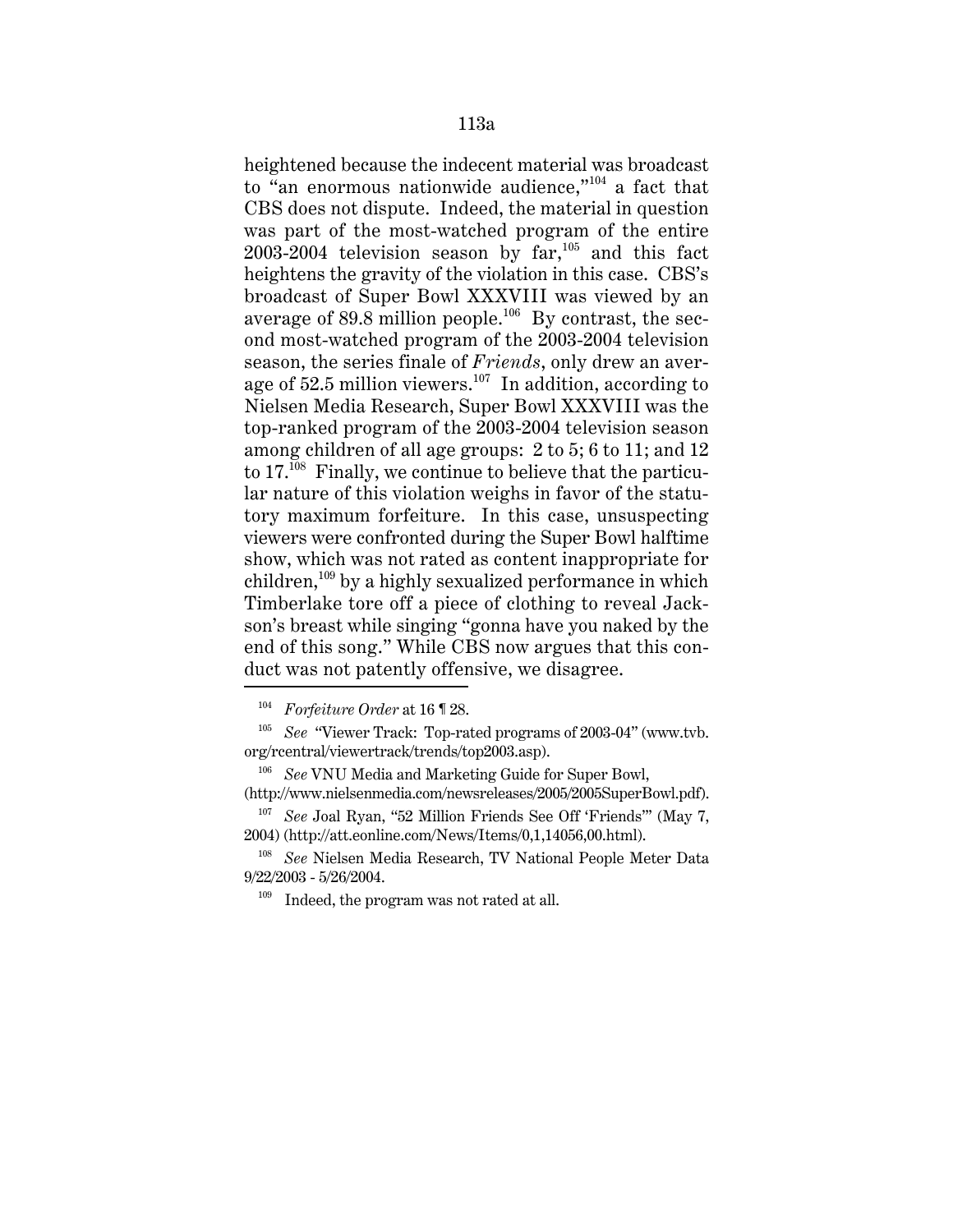heightened because the indecent material was broadcast to "an enormous nationwide audience,"[104] a fact that CBS does not dispute. Indeed, the material in question was part of the most-watched program of the entire 2003-2004 television season by far,[105] and this fact heightens the gravity of the violation in this case. CBS's broadcast of Super Bowl XXXVIII was viewed by an average of 89.8 million people.[106] By contrast, the second most-watched program of the 2003-2004 television season, the series finale of *Friends*, only drew an average of 52.5 million viewers.[107] In addition, according to Nielsen Media Research, Super Bowl XXXVIII was the top-ranked program of the 2003-2004 television season among children of all age groups: 2 to 5; 6 to 11; and 12 to 17.[108] Finally, we continue to believe that the particular nature of this violation weighs in favor of the statutory maximum forfeiture. In this case, unsuspecting viewers were confronted during the Super Bowl halftime show, which was not rated as content inappropriate for children,[109] by a highly sexualized performance in which Timberlake tore off a piece of clothing to reveal Jackson's breast while singing "gonna have you naked by the end of this song." While CBS now argues that this conduct was not patently offensive, we disagree.

---

[104] *Forfeiture Order* at 16 ¶ 28.

[105] *See* "Viewer Track: Top-rated programs of 2003-04" (www.tvb.org/rcentral/viewertrack/trends/top2003.asp).

[106] *See* VNU Media and Marketing Guide for Super Bowl, (http://www.nielsenmedia.com/newsreleases/2005/2005SuperBowl.pdf).

[107] *See* Joal Ryan, "52 Million Friends See Off 'Friends'" (May 7, 2004) (http://att.eonline.com/News/Items/0,1,14056,00.html).

[108] *See* Nielsen Media Research, TV National People Meter Data 9/22/2003 - 5/26/2004.

[109] Indeed, the program was not rated at all.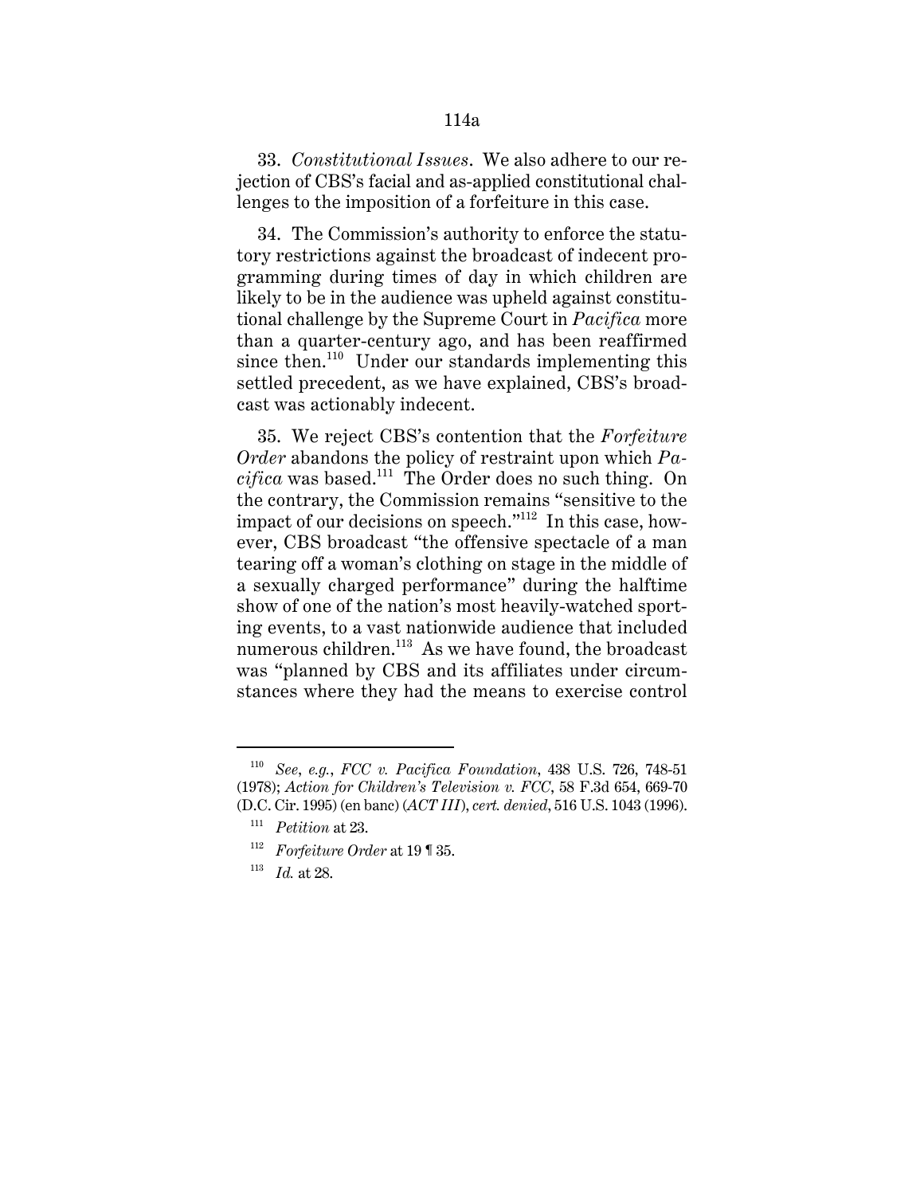33. *Constitutional Issues*. We also adhere to our rejection of CBS's facial and as-applied constitutional challenges to the imposition of a forfeiture in this case.

34. The Commission's authority to enforce the statutory restrictions against the broadcast of indecent programming during times of day in which children are likely to be in the audience was upheld against constitutional challenge by the Supreme Court in *Pacifica* more than a quarter-century ago, and has been reaffirmed since then.[110] Under our standards implementing this settled precedent, as we have explained, CBS's broadcast was actionably indecent.

35. We reject CBS's contention that the *Forfeiture Order* abandons the policy of restraint upon which *Pacifica* was based.[111] The Order does no such thing. On the contrary, the Commission remains "sensitive to the impact of our decisions on speech."[112] In this case, however, CBS broadcast "the offensive spectacle of a man tearing off a woman's clothing on stage in the middle of a sexually charged performance" during the halftime show of one of the nation's most heavily-watched sporting events, to a vast nationwide audience that included numerous children.[113] As we have found, the broadcast was "planned by CBS and its affiliates under circumstances where they had the means to exercise control

---

[110] *See, e.g.*, *FCC v. Pacifica Foundation*, 438 U.S. 726, 748-51 (1978); *Action for Children's Television v. FCC*, 58 F.3d 654, 669-70 (D.C. Cir. 1995) (en banc) (*ACT III*), *cert. denied*, 516 U.S. 1043 (1996).

[111] *Petition* at 23.

[112] *Forfeiture Order* at 19 ¶ 35.

[113] *Id.* at 28.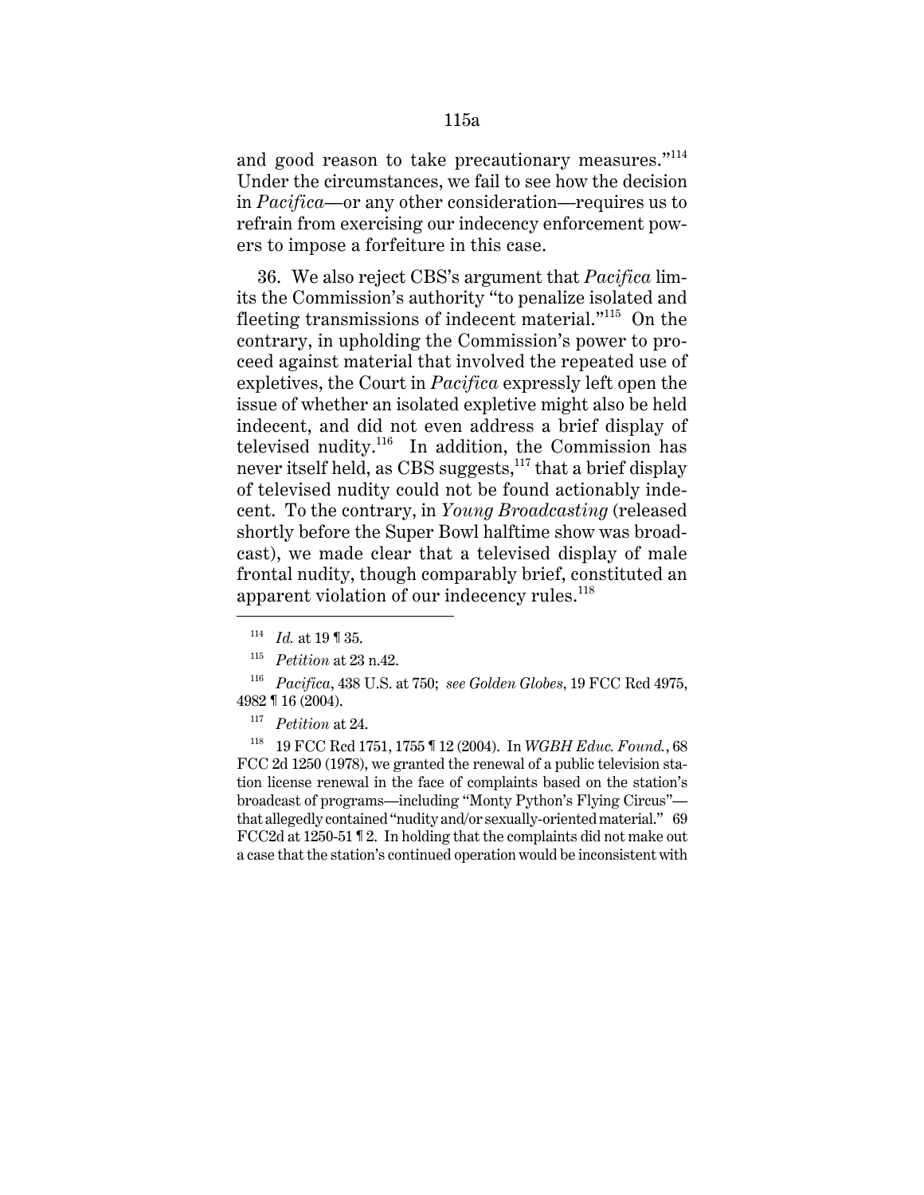and good reason to take precautionary measures."[114] Under the circumstances, we fail to see how the decision in *Pacifica*—or any other consideration—requires us to refrain from exercising our indecency enforcement powers to impose a forfeiture in this case.

36. We also reject CBS's argument that *Pacifica* limits the Commission's authority "to penalize isolated and fleeting transmissions of indecent material."[115] On the contrary, in upholding the Commission's power to proceed against material that involved the repeated use of expletives, the Court in *Pacifica* expressly left open the issue of whether an isolated expletive might also be held indecent, and did not even address a brief display of televised nudity.[116] In addition, the Commission has never itself held, as CBS suggests,[117] that a brief display of televised nudity could not be found actionably indecent. To the contrary, in *Young Broadcasting* (released shortly before the Super Bowl halftime show was broadcast), we made clear that a televised display of male frontal nudity, though comparably brief, constituted an apparent violation of our indecency rules.[118]

---

[114] *Id.* at 19 ¶ 35.

[115] *Petition* at 23 n.42.

[116] *Pacifica*, 438 U.S. at 750; *see Golden Globes*, 19 FCC Rcd 4975, 4982 ¶ 16 (2004).

[117] *Petition* at 24.

[118] 19 FCC Rcd 1751, 1755 ¶ 12 (2004). In *WGBH Educ. Found.*, 68 FCC 2d 1250 (1978), we granted the renewal of a public television station license renewal in the face of complaints based on the station's broadcast of programs—including "Monty Python's Flying Circus"—that allegedly contained "nudity and/or sexually-oriented material." 69 FCC2d at 1250-51 ¶ 2. In holding that the complaints did not make out a case that the station's continued operation would be inconsistent with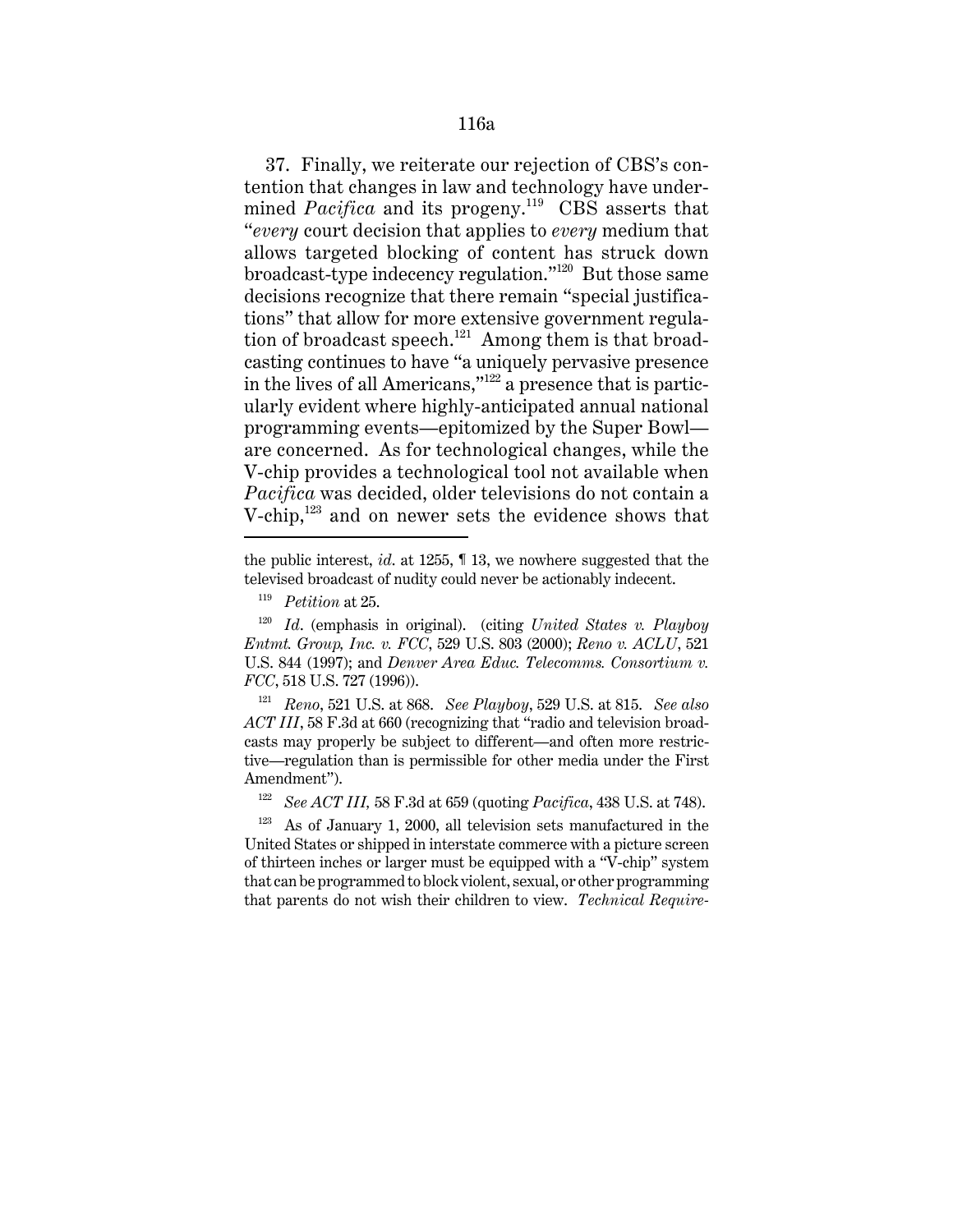37. Finally, we reiterate our rejection of CBS's contention that changes in law and technology have undermined *Pacifica* and its progeny.[119] CBS asserts that "*every* court decision that applies to *every* medium that allows targeted blocking of content has struck down broadcast-type indecency regulation."[120] But those same decisions recognize that there remain "special justifications" that allow for more extensive government regulation of broadcast speech.[121] Among them is that broadcasting continues to have "a uniquely pervasive presence in the lives of all Americans,"[122] a presence that is particularly evident where highly-anticipated annual national programming events—epitomized by the Super Bowl—are concerned. As for technological changes, while the V-chip provides a technological tool not available when *Pacifica* was decided, older televisions do not contain a V-chip,[123] and on newer sets the evidence shows that

---

the public interest, *id*. at 1255, ¶ 13, we nowhere suggested that the televised broadcast of nudity could never be actionably indecent.

[119] *Petition* at 25.

[120] *Id*. (emphasis in original). (citing *United States v. Playboy Entmt. Group, Inc. v. FCC*, 529 U.S. 803 (2000); *Reno v. ACLU*, 521 U.S. 844 (1997); and *Denver Area Educ. Telecomms. Consortium v. FCC*, 518 U.S. 727 (1996)).

[121] *Reno*, 521 U.S. at 868. *See Playboy*, 529 U.S. at 815. *See also ACT III*, 58 F.3d at 660 (recognizing that "radio and television broadcasts may properly be subject to different—and often more restrictive—regulation than is permissible for other media under the First Amendment").

[122] *See ACT III,* 58 F.3d at 659 (quoting *Pacifica*, 438 U.S. at 748).

[123] As of January 1, 2000, all television sets manufactured in the United States or shipped in interstate commerce with a picture screen of thirteen inches or larger must be equipped with a "V-chip" system that can be programmed to block violent, sexual, or other programming that parents do not wish their children to view. *Technical Require-*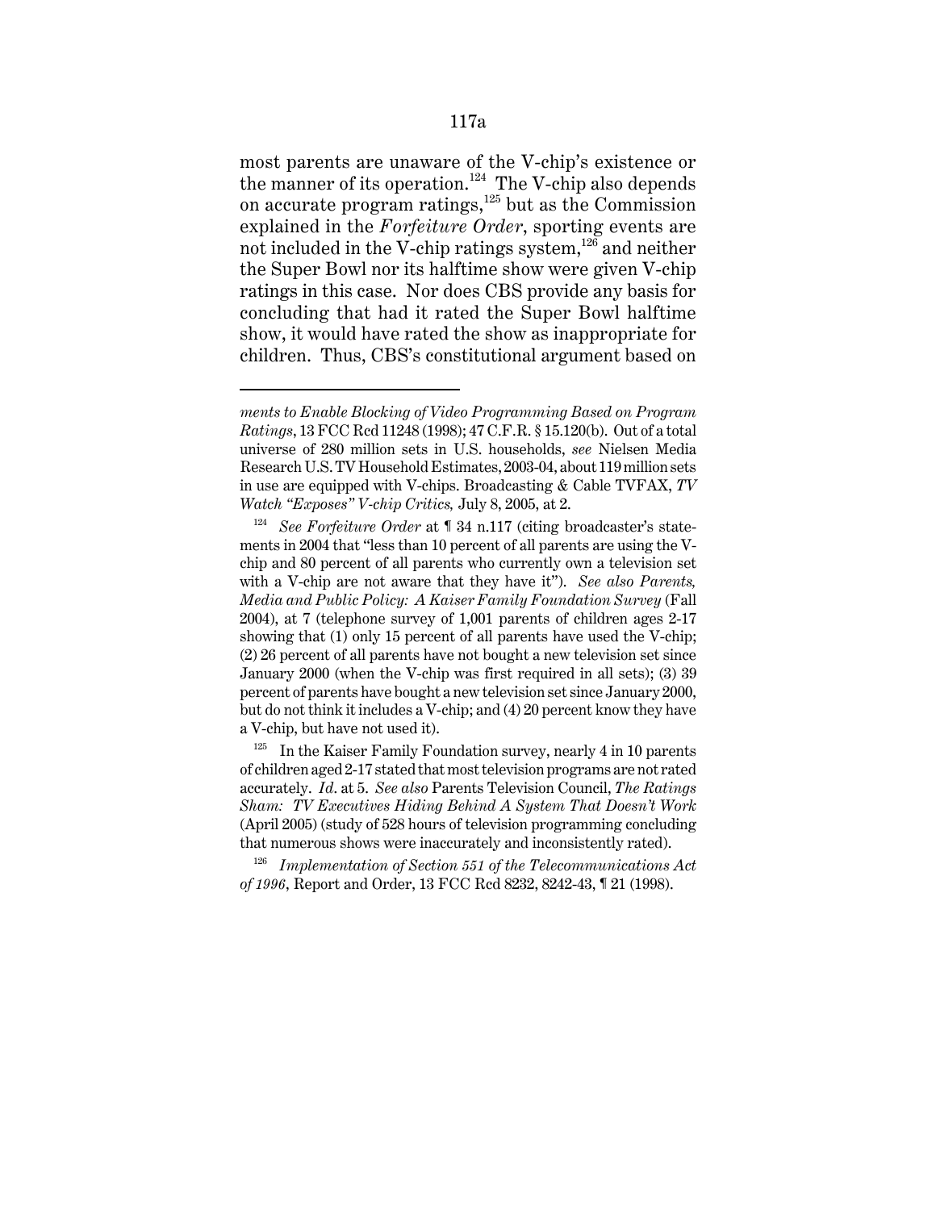most parents are unaware of the V-chip's existence or the manner of its operation.[124] The V-chip also depends on accurate program ratings,[125] but as the Commission explained in the *Forfeiture Order*, sporting events are not included in the V-chip ratings system,[126] and neither the Super Bowl nor its halftime show were given V-chip ratings in this case. Nor does CBS provide any basis for concluding that had it rated the Super Bowl halftime show, it would have rated the show as inappropriate for children. Thus, CBS's constitutional argument based on

---

*ments to Enable Blocking of Video Programming Based on Program Ratings*, 13 FCC Rcd 11248 (1998); 47 C.F.R. § 15.120(b). Out of a total universe of 280 million sets in U.S. households, *see* Nielsen Media Research U.S. TV Household Estimates, 2003-04, about 119 million sets in use are equipped with V-chips. Broadcasting & Cable TVFAX, *TV Watch "Exposes" V-chip Critics,* July 8, 2005, at 2.

[124] *See Forfeiture Order* at ¶ 34 n.117 (citing broadcaster's statements in 2004 that "less than 10 percent of all parents are using the V-chip and 80 percent of all parents who currently own a television set with a V-chip are not aware that they have it"). *See also Parents, Media and Public Policy: A Kaiser Family Foundation Survey* (Fall 2004), at 7 (telephone survey of 1,001 parents of children ages 2-17 showing that (1) only 15 percent of all parents have used the V-chip; (2) 26 percent of all parents have not bought a new television set since January 2000 (when the V-chip was first required in all sets); (3) 39 percent of parents have bought a new television set since January 2000, but do not think it includes a V-chip; and (4) 20 percent know they have a V-chip, but have not used it).

[125] In the Kaiser Family Foundation survey, nearly 4 in 10 parents of children aged 2-17 stated that most television programs are not rated accurately. *Id*. at 5. *See also* Parents Television Council, *The Ratings Sham: TV Executives Hiding Behind A System That Doesn't Work* (April 2005) (study of 528 hours of television programming concluding that numerous shows were inaccurately and inconsistently rated).

[126] *Implementation of Section 551 of the Telecommunications Act of 1996*, Report and Order, 13 FCC Rcd 8232, 8242-43, ¶ 21 (1998).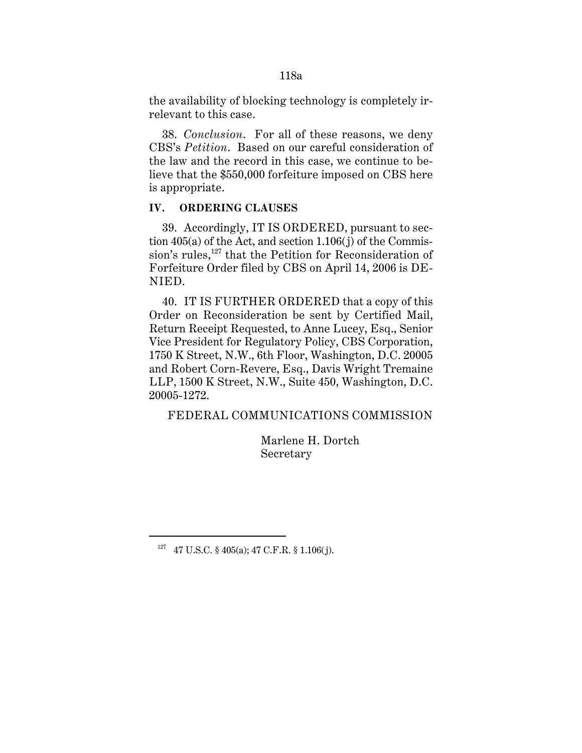the availability of blocking technology is completely irrelevant to this case.

38. *Conclusion*. For all of these reasons, we deny CBS's *Petition*. Based on our careful consideration of the law and the record in this case, we continue to believe that the $550,000 forfeiture imposed on CBS here is appropriate.

## IV. ORDERING CLAUSES

39. Accordingly, IT IS ORDERED, pursuant to section 405(a) of the Act, and section 1.106(j) of the Commission's rules,[127] that the Petition for Reconsideration of Forfeiture Order filed by CBS on April 14, 2006 is DENIED.

40. IT IS FURTHER ORDERED that a copy of this Order on Reconsideration be sent by Certified Mail, Return Receipt Requested, to Anne Lucey, Esq., Senior Vice President for Regulatory Policy, CBS Corporation, 1750 K Street, N.W., 6th Floor, Washington, D.C. 20005 and Robert Corn-Revere, Esq., Davis Wright Tremaine LLP, 1500 K Street, N.W., Suite 450, Washington, D.C. 20005-1272.

FEDERAL COMMUNICATIONS COMMISSION

Marlene H. Dortch
Secretary

---

[127] 47 U.S.C. § 405(a); 47 C.F.R. § 1.106(j).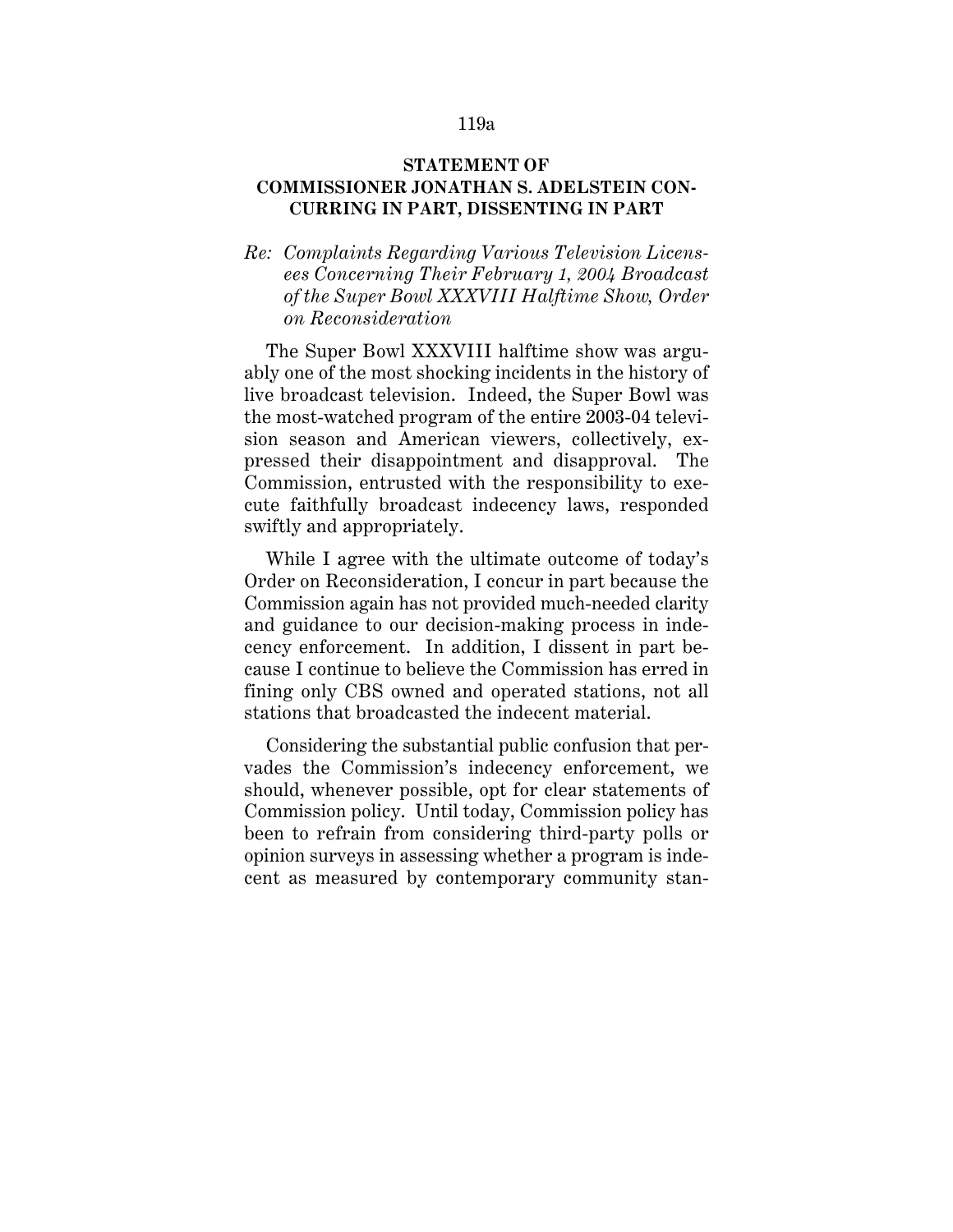## STATEMENT OF COMMISSIONER JONATHAN S. ADELSTEIN CONCURRING IN PART, DISSENTING IN PART

*Re: Complaints Regarding Various Television Licensees Concerning Their February 1, 2004 Broadcast of the Super Bowl XXXVIII Halftime Show, Order on Reconsideration*

The Super Bowl XXXVIII halftime show was arguably one of the most shocking incidents in the history of live broadcast television. Indeed, the Super Bowl was the most-watched program of the entire 2003-04 television season and American viewers, collectively, expressed their disappointment and disapproval. The Commission, entrusted with the responsibility to execute faithfully broadcast indecency laws, responded swiftly and appropriately.

While I agree with the ultimate outcome of today's Order on Reconsideration, I concur in part because the Commission again has not provided much-needed clarity and guidance to our decision-making process in indecency enforcement. In addition, I dissent in part because I continue to believe the Commission has erred in fining only CBS owned and operated stations, not all stations that broadcasted the indecent material.

Considering the substantial public confusion that pervades the Commission's indecency enforcement, we should, whenever possible, opt for clear statements of Commission policy. Until today, Commission policy has been to refrain from considering third-party polls or opinion surveys in assessing whether a program is indecent as measured by contemporary community stan-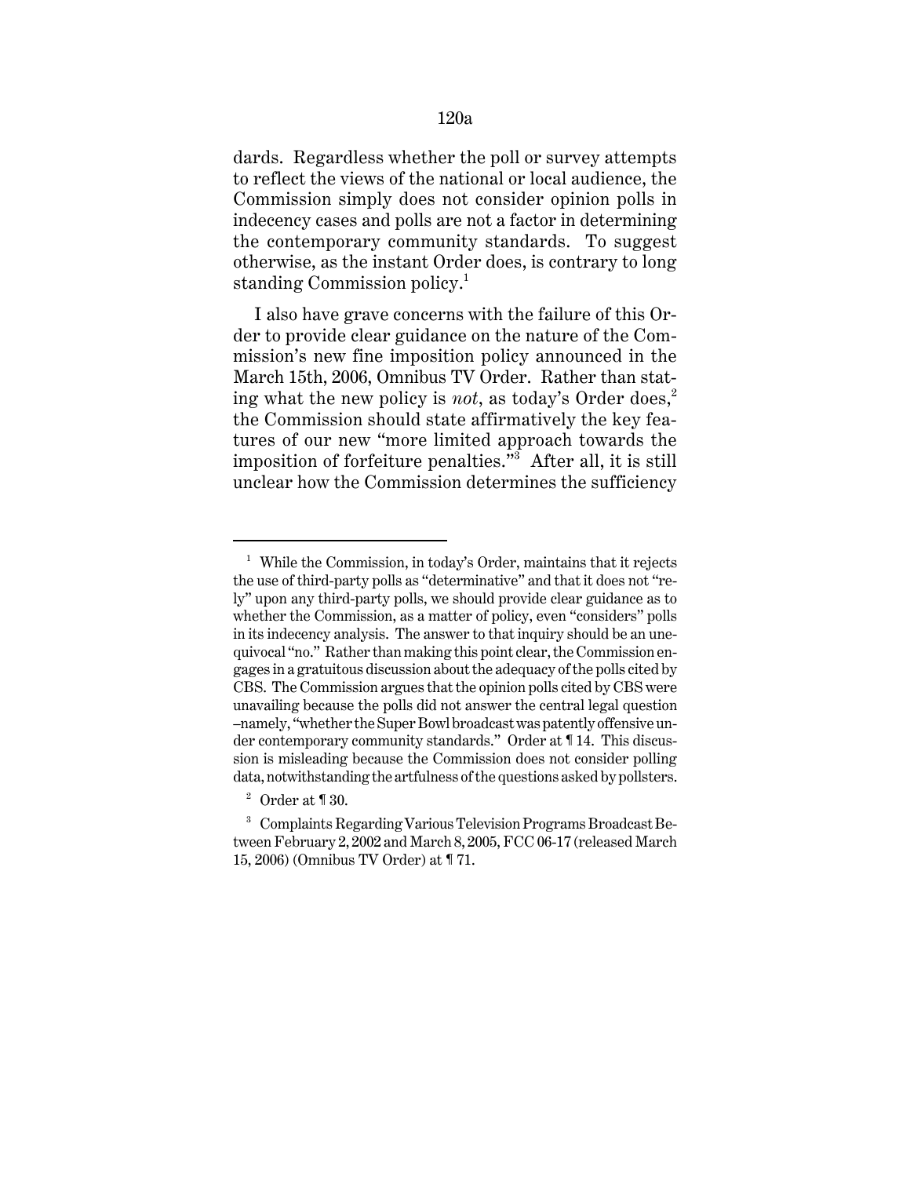dards. Regardless whether the poll or survey attempts to reflect the views of the national or local audience, the Commission simply does not consider opinion polls in indecency cases and polls are not a factor in determining the contemporary community standards. To suggest otherwise, as the instant Order does, is contrary to long standing Commission policy.[1]

I also have grave concerns with the failure of this Order to provide clear guidance on the nature of the Commission's new fine imposition policy announced in the March 15th, 2006, Omnibus TV Order. Rather than stating what the new policy is *not*, as today's Order does,[2] the Commission should state affirmatively the key features of our new "more limited approach towards the imposition of forfeiture penalties."[3] After all, it is still unclear how the Commission determines the sufficiency

---

[1] While the Commission, in today's Order, maintains that it rejects the use of third-party polls as "determinative" and that it does not "rely" upon any third-party polls, we should provide clear guidance as to whether the Commission, as a matter of policy, even "considers" polls in its indecency analysis. The answer to that inquiry should be an unequivocal "no." Rather than making this point clear, the Commission engages in a gratuitous discussion about the adequacy of the polls cited by CBS. The Commission argues that the opinion polls cited by CBS were unavailing because the polls did not answer the central legal question –namely, "whether the Super Bowl broadcast was patently offensive under contemporary community standards." Order at ¶ 14. This discussion is misleading because the Commission does not consider polling data, notwithstanding the artfulness of the questions asked by pollsters.

[2] Order at ¶ 30.

[3] Complaints Regarding Various Television Programs Broadcast Between February 2, 2002 and March 8, 2005, FCC 06-17 (released March 15, 2006) (Omnibus TV Order) at ¶ 71.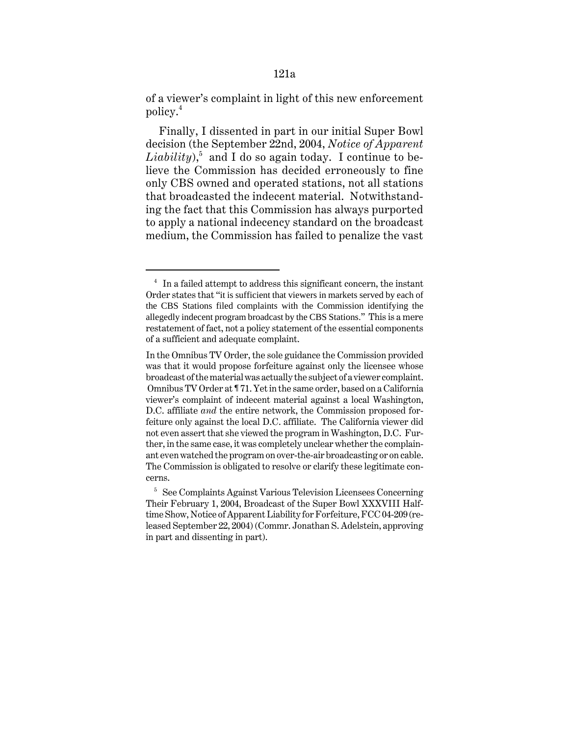of a viewer's complaint in light of this new enforcement policy.[4]

Finally, I dissented in part in our initial Super Bowl decision (the September 22nd, 2004, *Notice of Apparent Liability*),[5] and I do so again today. I continue to believe the Commission has decided erroneously to fine only CBS owned and operated stations, not all stations that broadcasted the indecent material. Notwithstanding the fact that this Commission has always purported to apply a national indecency standard on the broadcast medium, the Commission has failed to penalize the vast

---

[4] In a failed attempt to address this significant concern, the instant Order states that "it is sufficient that viewers in markets served by each of the CBS Stations filed complaints with the Commission identifying the allegedly indecent program broadcast by the CBS Stations." This is a mere restatement of fact, not a policy statement of the essential components of a sufficient and adequate complaint.

In the Omnibus TV Order, the sole guidance the Commission provided was that it would propose forfeiture against only the licensee whose broadcast of the material was actually the subject of a viewer complaint. Omnibus TV Order at ¶ 71. Yet in the same order, based on a California viewer's complaint of indecent material against a local Washington, D.C. affiliate *and* the entire network, the Commission proposed forfeiture only against the local D.C. affiliate. The California viewer did not even assert that she viewed the program in Washington, D.C. Further, in the same case, it was completely unclear whether the complainant even watched the program on over-the-air broadcasting or on cable. The Commission is obligated to resolve or clarify these legitimate concerns.

[5] See Complaints Against Various Television Licensees Concerning Their February 1, 2004, Broadcast of the Super Bowl XXXVIII Halftime Show, Notice of Apparent Liability for Forfeiture, FCC 04-209 (released September 22, 2004) (Commr. Jonathan S. Adelstein, approving in part and dissenting in part).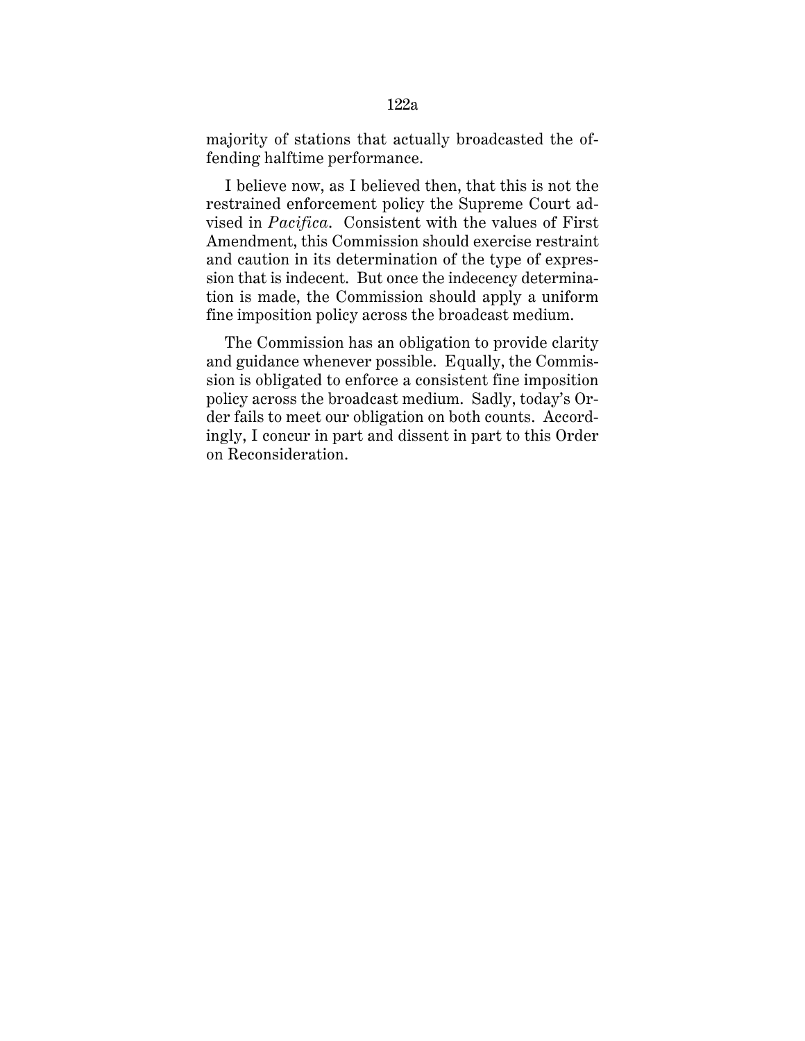majority of stations that actually broadcasted the offending halftime performance.

I believe now, as I believed then, that this is not the restrained enforcement policy the Supreme Court advised in *Pacifica*. Consistent with the values of First Amendment, this Commission should exercise restraint and caution in its determination of the type of expression that is indecent. But once the indecency determination is made, the Commission should apply a uniform fine imposition policy across the broadcast medium.

The Commission has an obligation to provide clarity and guidance whenever possible. Equally, the Commission is obligated to enforce a consistent fine imposition policy across the broadcast medium. Sadly, today's Order fails to meet our obligation on both counts. Accordingly, I concur in part and dissent in part to this Order on Reconsideration.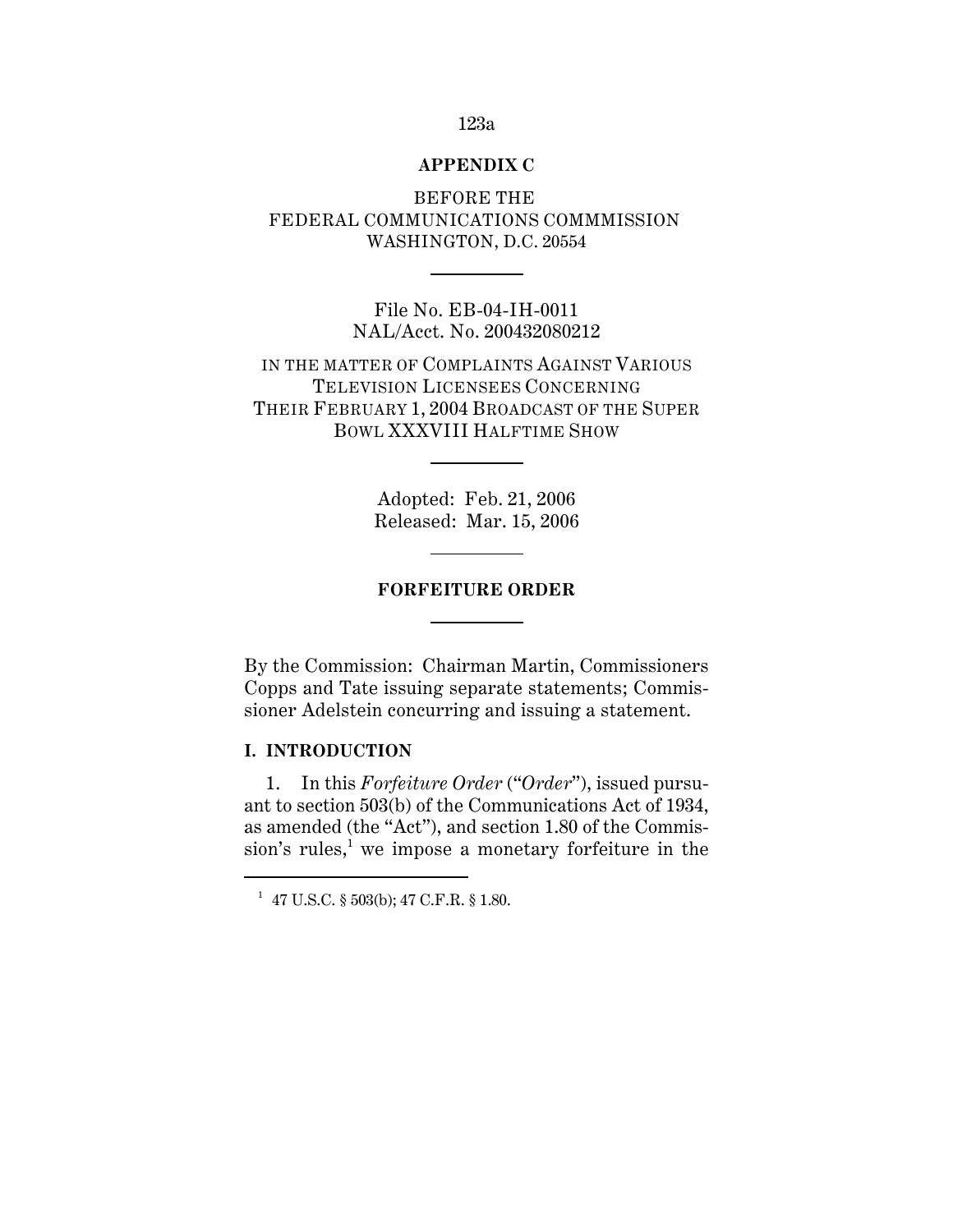**APPENDIX C**

BEFORE THE
FEDERAL COMMUNICATIONS COMMMISSION
WASHINGTON, D.C. 20554

File No. EB-04-IH-0011
NAL/Acct. No. 200432080212

IN THE MATTER OF COMPLAINTS AGAINST VARIOUS TELEVISION LICENSEES CONCERNING THEIR FEBRUARY 1, 2004 BROADCAST OF THE SUPER BOWL XXXVIII HALFTIME SHOW

Adopted: Feb. 21, 2006
Released: Mar. 15, 2006

**FORFEITURE ORDER**

By the Commission: Chairman Martin, Commissioners Copps and Tate issuing separate statements; Commissioner Adelstein concurring and issuing a statement.

## I. INTRODUCTION

1. In this *Forfeiture Order* ("*Order*"), issued pursuant to section 503(b) of the Communications Act of 1934, as amended (the "Act"), and section 1.80 of the Commission's rules,[1] we impose a monetary forfeiture in the

[1] 47 U.S.C. § 503(b); 47 C.F.R. § 1.80.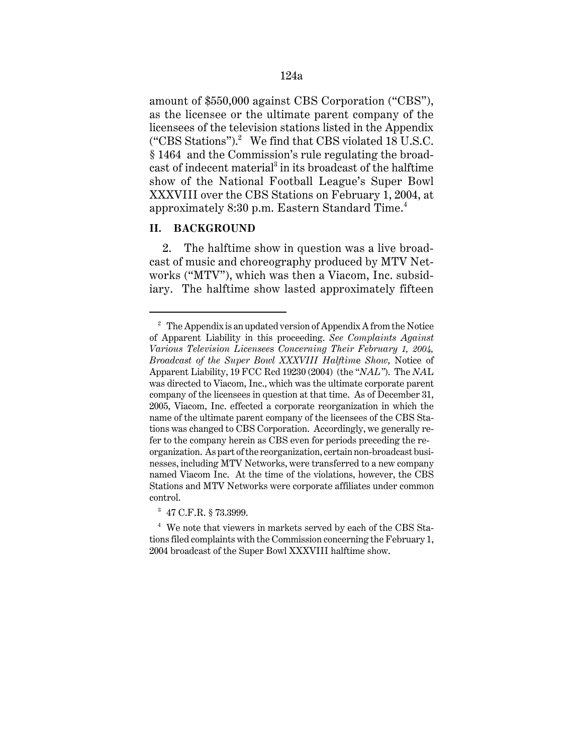amount of $550,000 against CBS Corporation ("CBS"), as the licensee or the ultimate parent company of the licensees of the television stations listed in the Appendix ("CBS Stations").[2] We find that CBS violated 18 U.S.C. § 1464 and the Commission's rule regulating the broadcast of indecent material[3] in its broadcast of the halftime show of the National Football League's Super Bowl XXXVIII over the CBS Stations on February 1, 2004, at approximately 8:30 p.m. Eastern Standard Time.[4]

## II. BACKGROUND

2. The halftime show in question was a live broadcast of music and choreography produced by MTV Networks ("MTV"), which was then a Viacom, Inc. subsidiary. The halftime show lasted approximately fifteen

---

[2] The Appendix is an updated version of Appendix A from the Notice of Apparent Liability in this proceeding. *See Complaints Against Various Television Licensees Concerning Their February 1, 2004, Broadcast of the Super Bowl XXXVIII Halftime Show*, Notice of Apparent Liability, 19 FCC Rcd 19230 (2004) (the "*NAL*"). The *NAL* was directed to Viacom, Inc., which was the ultimate corporate parent company of the licensees in question at that time. As of December 31, 2005, Viacom, Inc. effected a corporate reorganization in which the name of the ultimate parent company of the licensees of the CBS Stations was changed to CBS Corporation. Accordingly, we generally refer to the company herein as CBS even for periods preceding the reorganization. As part of the reorganization, certain non-broadcast businesses, including MTV Networks, were transferred to a new company named Viacom Inc. At the time of the violations, however, the CBS Stations and MTV Networks were corporate affiliates under common control.

[3] 47 C.F.R. § 73.3999.

[4] We note that viewers in markets served by each of the CBS Stations filed complaints with the Commission concerning the February 1, 2004 broadcast of the Super Bowl XXXVIII halftime show.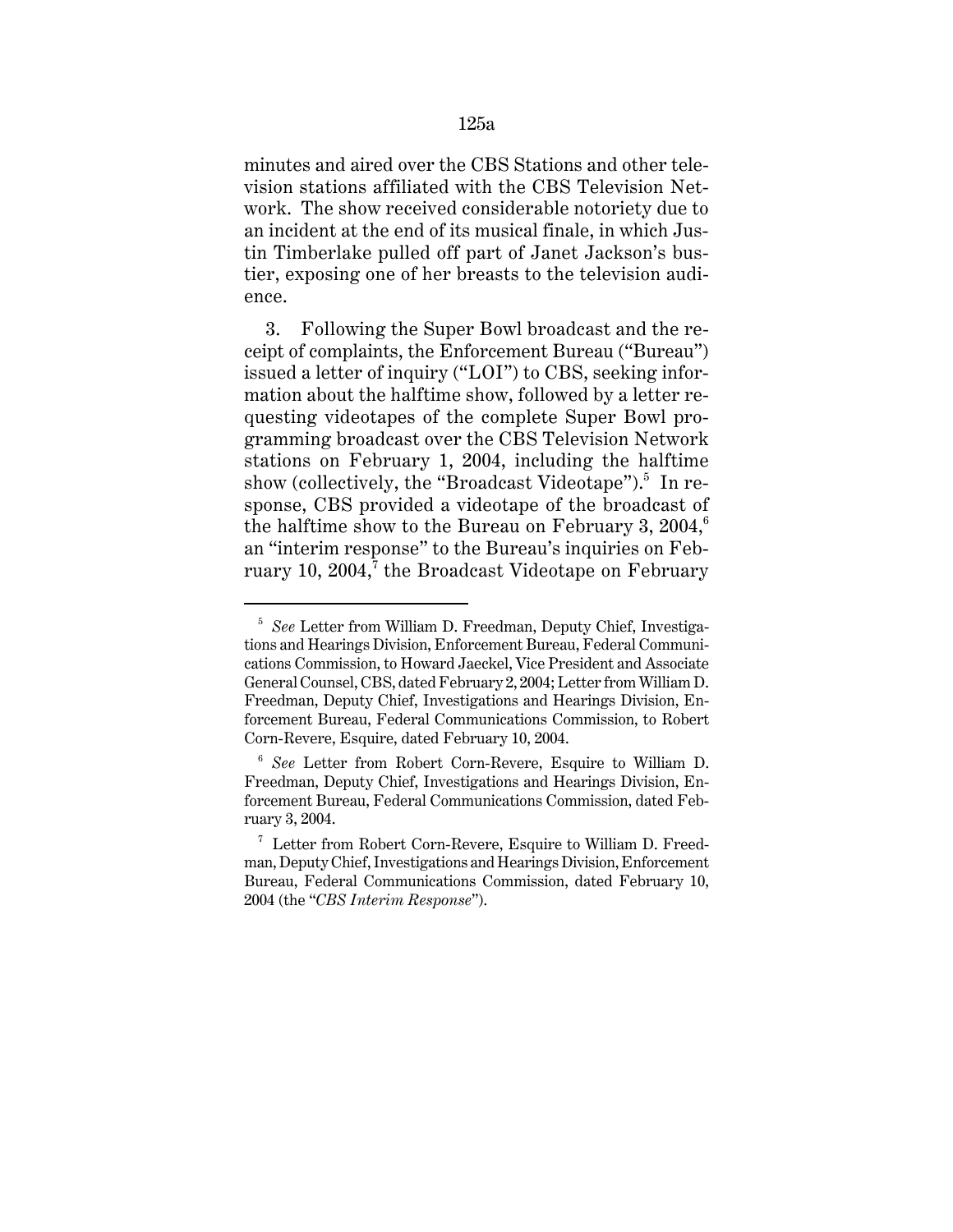minutes and aired over the CBS Stations and other television stations affiliated with the CBS Television Network. The show received considerable notoriety due to an incident at the end of its musical finale, in which Justin Timberlake pulled off part of Janet Jackson's bustier, exposing one of her breasts to the television audience.

3. Following the Super Bowl broadcast and the receipt of complaints, the Enforcement Bureau ("Bureau") issued a letter of inquiry ("LOI") to CBS, seeking information about the halftime show, followed by a letter requesting videotapes of the complete Super Bowl programming broadcast over the CBS Television Network stations on February 1, 2004, including the halftime show (collectively, the "Broadcast Videotape").[5] In response, CBS provided a videotape of the broadcast of the halftime show to the Bureau on February 3, 2004,[6] an "interim response" to the Bureau's inquiries on February 10, 2004,[7] the Broadcast Videotape on February

---

[5] *See* Letter from William D. Freedman, Deputy Chief, Investigations and Hearings Division, Enforcement Bureau, Federal Communications Commission, to Howard Jaeckel, Vice President and Associate General Counsel, CBS, dated February 2, 2004; Letter from William D. Freedman, Deputy Chief, Investigations and Hearings Division, Enforcement Bureau, Federal Communications Commission, to Robert Corn-Revere, Esquire, dated February 10, 2004.

[6] *See* Letter from Robert Corn-Revere, Esquire to William D. Freedman, Deputy Chief, Investigations and Hearings Division, Enforcement Bureau, Federal Communications Commission, dated February 3, 2004.

[7] Letter from Robert Corn-Revere, Esquire to William D. Freedman, Deputy Chief, Investigations and Hearings Division, Enforcement Bureau, Federal Communications Commission, dated February 10, 2004 (the "*CBS Interim Response*").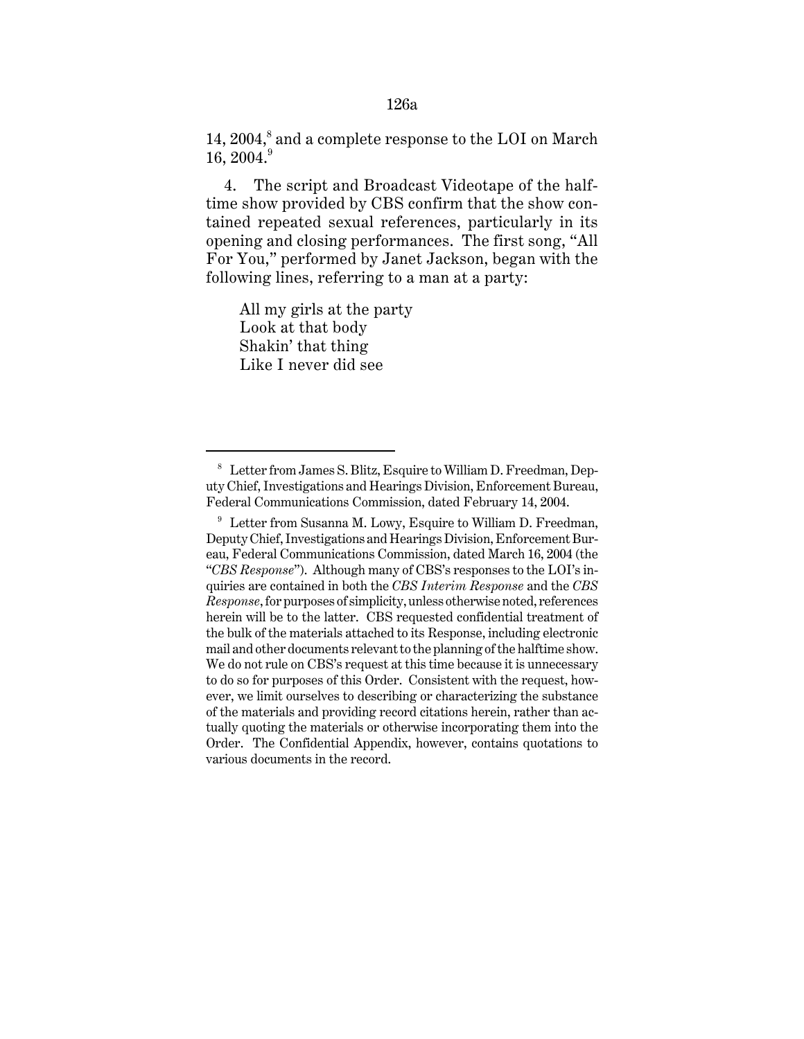14, 2004,[8] and a complete response to the LOI on March 16, 2004.[9]

4. The script and Broadcast Videotape of the halftime show provided by CBS confirm that the show contained repeated sexual references, particularly in its opening and closing performances. The first song, "All For You," performed by Janet Jackson, began with the following lines, referring to a man at a party:

> All my girls at the party
> Look at that body
> Shakin' that thing
> Like I never did see

---

[8] Letter from James S. Blitz, Esquire to William D. Freedman, Deputy Chief, Investigations and Hearings Division, Enforcement Bureau, Federal Communications Commission, dated February 14, 2004.

[9] Letter from Susanna M. Lowy, Esquire to William D. Freedman, Deputy Chief, Investigations and Hearings Division, Enforcement Bureau, Federal Communications Commission, dated March 16, 2004 (the "*CBS Response*"). Although many of CBS's responses to the LOI's inquiries are contained in both the *CBS Interim Response* and the *CBS Response*, for purposes of simplicity, unless otherwise noted, references herein will be to the latter. CBS requested confidential treatment of the bulk of the materials attached to its Response, including electronic mail and other documents relevant to the planning of the halftime show. We do not rule on CBS's request at this time because it is unnecessary to do so for purposes of this Order. Consistent with the request, however, we limit ourselves to describing or characterizing the substance of the materials and providing record citations herein, rather than actually quoting the materials or otherwise incorporating them into the Order. The Confidential Appendix, however, contains quotations to various documents in the record.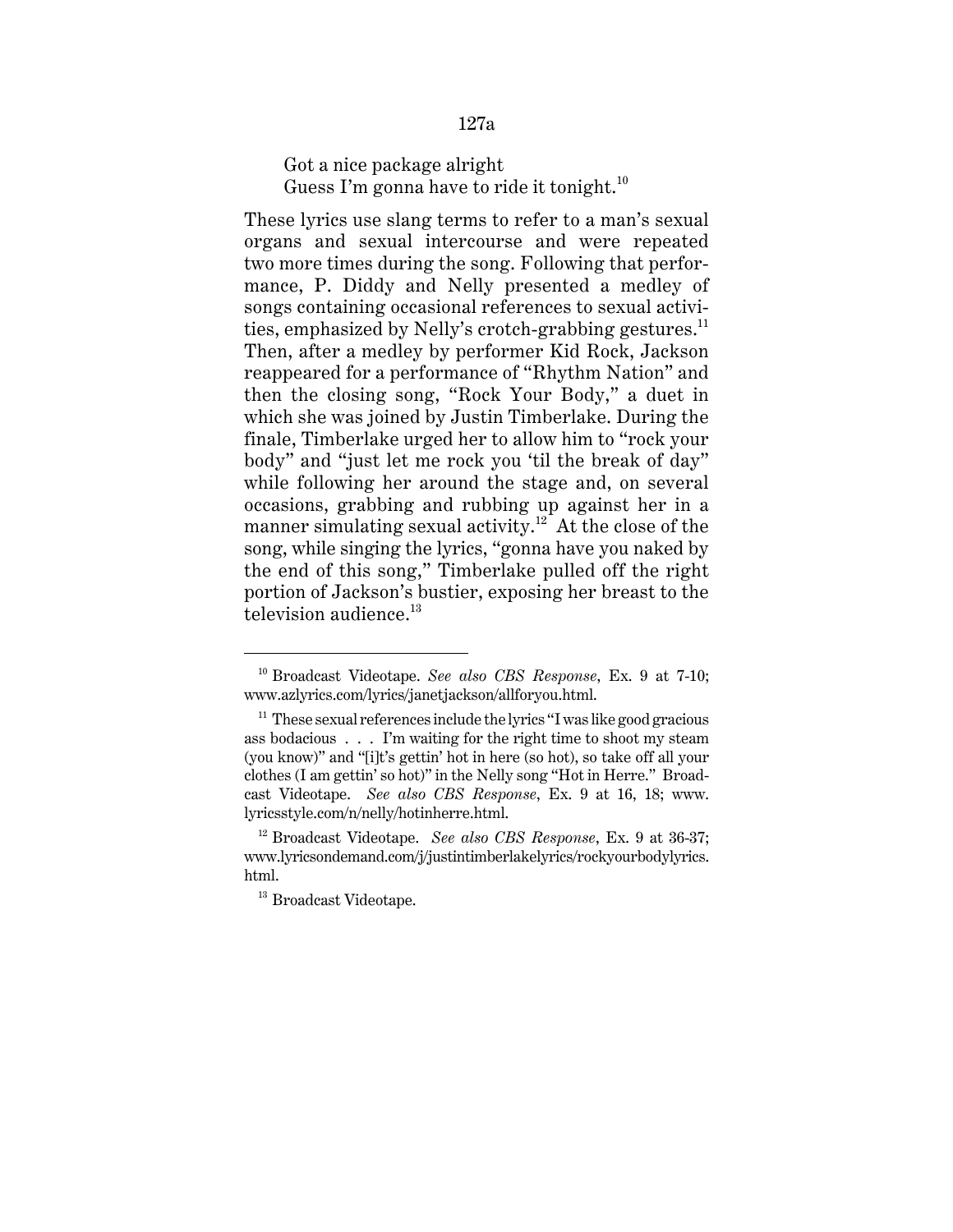Got a nice package alright
Guess I'm gonna have to ride it tonight.[10]

These lyrics use slang terms to refer to a man's sexual organs and sexual intercourse and were repeated two more times during the song. Following that performance, P. Diddy and Nelly presented a medley of songs containing occasional references to sexual activities, emphasized by Nelly's crotch-grabbing gestures.[11] Then, after a medley by performer Kid Rock, Jackson reappeared for a performance of "Rhythm Nation" and then the closing song, "Rock Your Body," a duet in which she was joined by Justin Timberlake. During the finale, Timberlake urged her to allow him to "rock your body" and "just let me rock you 'til the break of day" while following her around the stage and, on several occasions, grabbing and rubbing up against her in a manner simulating sexual activity.[12] At the close of the song, while singing the lyrics, "gonna have you naked by the end of this song," Timberlake pulled off the right portion of Jackson's bustier, exposing her breast to the television audience.[13]

---

[10] Broadcast Videotape. *See also CBS Response*, Ex. 9 at 7-10; www.azlyrics.com/lyrics/janetjackson/allforyou.html.

[11] These sexual references include the lyrics "I was like good gracious ass bodacious . . . I'm waiting for the right time to shoot my steam (you know)" and "[i]t's gettin' hot in here (so hot), so take off all your clothes (I am gettin' so hot)" in the Nelly song "Hot in Herre." Broadcast Videotape. *See also CBS Response*, Ex. 9 at 16, 18; www.lyricsstyle.com/n/nelly/hotinherre.html.

[12] Broadcast Videotape. *See also CBS Response*, Ex. 9 at 36-37; www.lyricsondemand.com/j/justintimberlakelyrics/rockyourbodylyrics.html.

[13] Broadcast Videotape.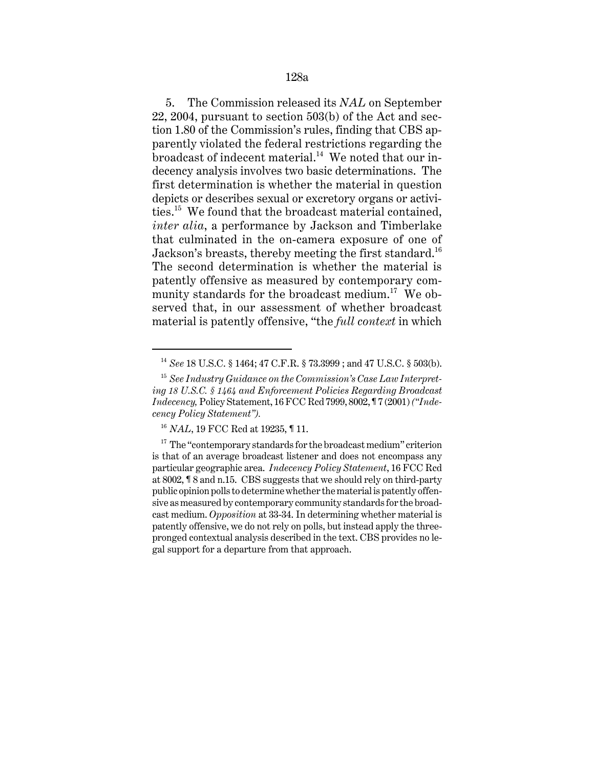5. The Commission released its *NAL* on September 22, 2004, pursuant to section 503(b) of the Act and section 1.80 of the Commission's rules, finding that CBS apparently violated the federal restrictions regarding the broadcast of indecent material.[14] We noted that our indecency analysis involves two basic determinations. The first determination is whether the material in question depicts or describes sexual or excretory organs or activities.[15] We found that the broadcast material contained, *inter alia*, a performance by Jackson and Timberlake that culminated in the on-camera exposure of one of Jackson's breasts, thereby meeting the first standard.[16] The second determination is whether the material is patently offensive as measured by contemporary community standards for the broadcast medium.[17] We observed that, in our assessment of whether broadcast material is patently offensive, "the *full context* in which

---

[14] *See* 18 U.S.C. § 1464; 47 C.F.R. § 73.3999 ; and 47 U.S.C. § 503(b).

[15] *See Industry Guidance on the Commission's Case Law Interpreting 18 U.S.C. § 1464 and Enforcement Policies Regarding Broadcast Indecency,* Policy Statement, 16 FCC Rcd 7999, 8002, ¶ 7 (2001) *("Indecency Policy Statement").*

[16] *NAL*, 19 FCC Rcd at 19235, ¶ 11.

[17] The "contemporary standards for the broadcast medium" criterion is that of an average broadcast listener and does not encompass any particular geographic area. *Indecency Policy Statement*, 16 FCC Rcd at 8002, ¶ 8 and n.15. CBS suggests that we should rely on third-party public opinion polls to determine whether the material is patently offensive as measured by contemporary community standards for the broadcast medium. *Opposition* at 33-34. In determining whether material is patently offensive, we do not rely on polls, but instead apply the three-pronged contextual analysis described in the text. CBS provides no legal support for a departure from that approach.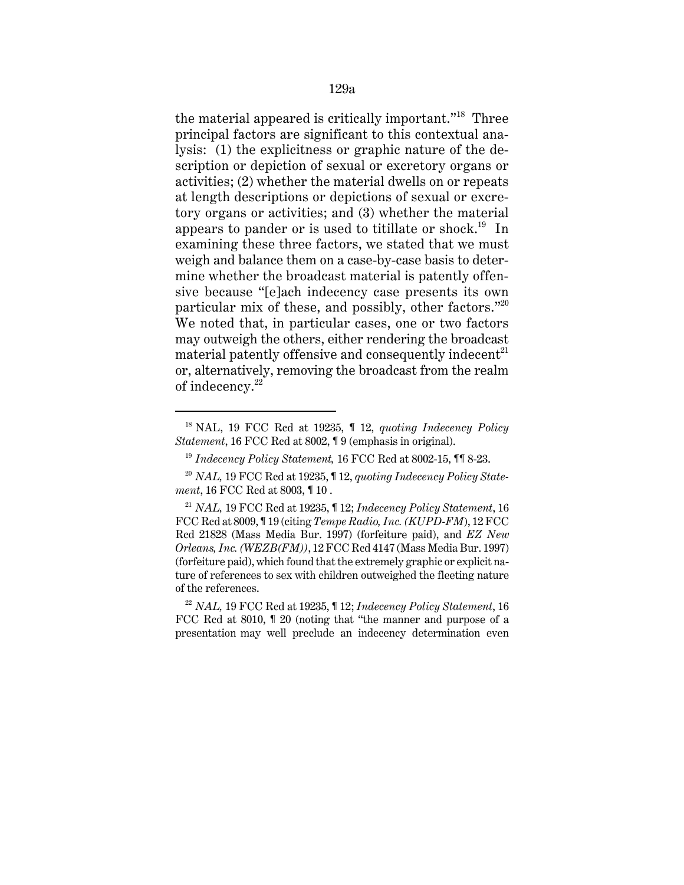the material appeared is critically important."[18] Three principal factors are significant to this contextual analysis: (1) the explicitness or graphic nature of the description or depiction of sexual or excretory organs or activities; (2) whether the material dwells on or repeats at length descriptions or depictions of sexual or excretory organs or activities; and (3) whether the material appears to pander or is used to titillate or shock.[19] In examining these three factors, we stated that we must weigh and balance them on a case-by-case basis to determine whether the broadcast material is patently offensive because "[e]ach indecency case presents its own particular mix of these, and possibly, other factors."[20] We noted that, in particular cases, one or two factors may outweigh the others, either rendering the broadcast material patently offensive and consequently indecent[21] or, alternatively, removing the broadcast from the realm of indecency.[22]

---

[18] NAL, 19 FCC Rcd at 19235, ¶ 12, *quoting Indecency Policy Statement*, 16 FCC Rcd at 8002, ¶ 9 (emphasis in original).

[19] *Indecency Policy Statement,* 16 FCC Rcd at 8002-15, ¶¶ 8-23.

[20] *NAL,* 19 FCC Rcd at 19235, ¶ 12, *quoting Indecency Policy Statement*, 16 FCC Rcd at 8003, ¶ 10 .

[21] *NAL,* 19 FCC Rcd at 19235, ¶ 12; *Indecency Policy Statement*, 16 FCC Rcd at 8009, ¶ 19 (citing *Tempe Radio, Inc. (KUPD-FM)*, 12 FCC Rcd 21828 (Mass Media Bur. 1997) (forfeiture paid), and *EZ New Orleans, Inc. (WEZB(FM))*, 12 FCC Rcd 4147 (Mass Media Bur. 1997) (forfeiture paid), which found that the extremely graphic or explicit nature of references to sex with children outweighed the fleeting nature of the references.

[22] *NAL,* 19 FCC Rcd at 19235, ¶ 12; *Indecency Policy Statement*, 16 FCC Rcd at 8010, ¶ 20 (noting that "the manner and purpose of a presentation may well preclude an indecency determination even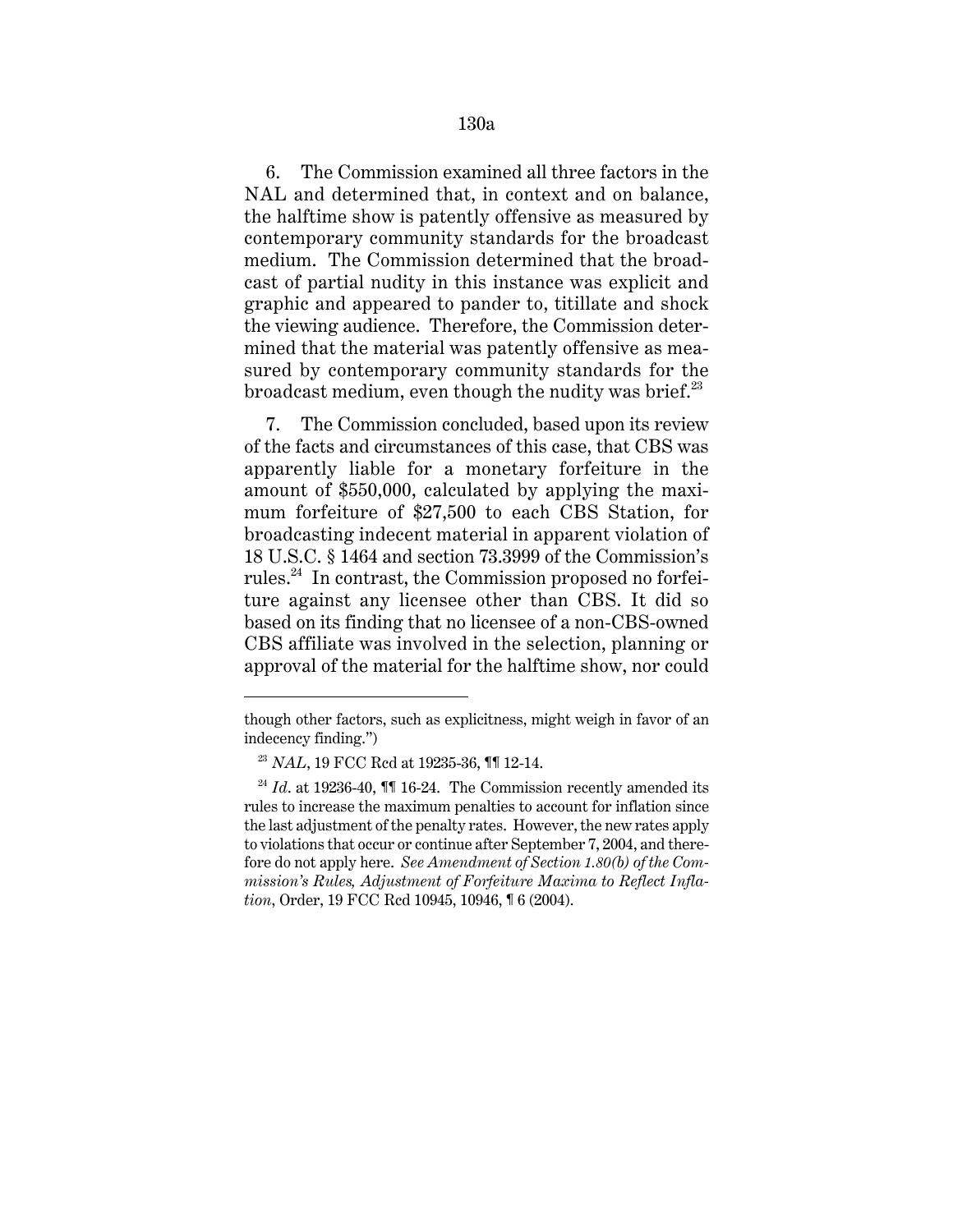6. The Commission examined all three factors in the NAL and determined that, in context and on balance, the halftime show is patently offensive as measured by contemporary community standards for the broadcast medium. The Commission determined that the broadcast of partial nudity in this instance was explicit and graphic and appeared to pander to, titillate and shock the viewing audience. Therefore, the Commission determined that the material was patently offensive as measured by contemporary community standards for the broadcast medium, even though the nudity was brief.[23]

7. The Commission concluded, based upon its review of the facts and circumstances of this case, that CBS was apparently liable for a monetary forfeiture in the amount of $550,000, calculated by applying the maximum forfeiture of $27,500 to each CBS Station, for broadcasting indecent material in apparent violation of 18 U.S.C. § 1464 and section 73.3999 of the Commission's rules.[24] In contrast, the Commission proposed no forfeiture against any licensee other than CBS. It did so based on its finding that no licensee of a non-CBS-owned CBS affiliate was involved in the selection, planning or approval of the material for the halftime show, nor could

---

though other factors, such as explicitness, might weigh in favor of an indecency finding.")

[23] *NAL*, 19 FCC Rcd at 19235-36, ¶¶ 12-14.

[24] *Id*. at 19236-40, ¶¶ 16-24. The Commission recently amended its rules to increase the maximum penalties to account for inflation since the last adjustment of the penalty rates. However, the new rates apply to violations that occur or continue after September 7, 2004, and therefore do not apply here. *See Amendment of Section 1.80(b) of the Commission's Rules, Adjustment of Forfeiture Maxima to Reflect Inflation*, Order, 19 FCC Rcd 10945, 10946, ¶ 6 (2004).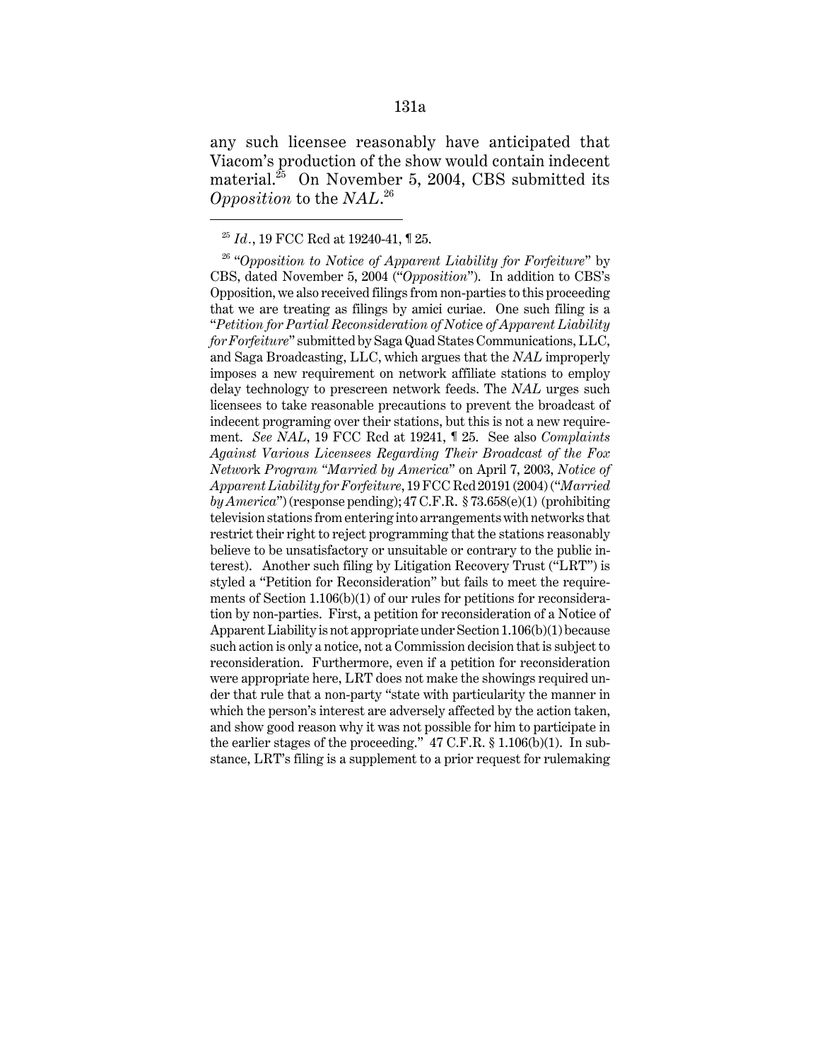any such licensee reasonably have anticipated that Viacom's production of the show would contain indecent material.[25] On November 5, 2004, CBS submitted its *Opposition* to the *NAL*.[26]

---

[25] *Id.*, 19 FCC Rcd at 19240-41, ¶ 25.

[26] "*Opposition to Notice of Apparent Liability for Forfeiture*" by CBS, dated November 5, 2004 ("*Opposition*"). In addition to CBS's Opposition, we also received filings from non-parties to this proceeding that we are treating as filings by amici curiae. One such filing is a "*Petition for Partial Reconsideration of Notice of Apparent Liability for Forfeiture*" submitted by Saga Quad States Communications, LLC, and Saga Broadcasting, LLC, which argues that the *NAL* improperly imposes a new requirement on network affiliate stations to employ delay technology to prescreen network feeds. The *NAL* urges such licensees to take reasonable precautions to prevent the broadcast of indecent programing over their stations, but this is not a new requirement. *See NAL*, 19 FCC Rcd at 19241, ¶ 25. See also *Complaints Against Various Licensees Regarding Their Broadcast of the Fox Network Program "Married by America"* on April 7, 2003, *Notice of Apparent Liability for Forfeiture*, 19 FCC Rcd 20191 (2004) ("*Married by America*") (response pending); 47 C.F.R. § 73.658(e)(1) (prohibiting television stations from entering into arrangements with networks that restrict their right to reject programming that the stations reasonably believe to be unsatisfactory or unsuitable or contrary to the public interest). Another such filing by Litigation Recovery Trust ("LRT") is styled a "Petition for Reconsideration" but fails to meet the requirements of Section 1.106(b)(1) of our rules for petitions for reconsideration by non-parties. First, a petition for reconsideration of a Notice of Apparent Liability is not appropriate under Section 1.106(b)(1) because such action is only a notice, not a Commission decision that is subject to reconsideration. Furthermore, even if a petition for reconsideration were appropriate here, LRT does not make the showings required under that rule that a non-party "state with particularity the manner in which the person's interest are adversely affected by the action taken, and show good reason why it was not possible for him to participate in the earlier stages of the proceeding." 47 C.F.R. § 1.106(b)(1). In substance, LRT's filing is a supplement to a prior request for rulemaking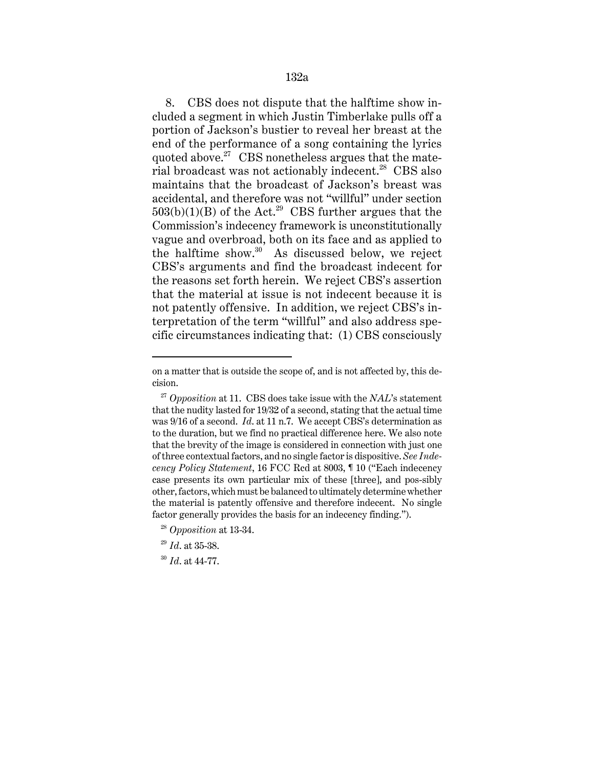8. CBS does not dispute that the halftime show included a segment in which Justin Timberlake pulls off a portion of Jackson's bustier to reveal her breast at the end of the performance of a song containing the lyrics quoted above.[27] CBS nonetheless argues that the material broadcast was not actionably indecent.[28] CBS also maintains that the broadcast of Jackson's breast was accidental, and therefore was not "willful" under section 503(b)(1)(B) of the Act.[29] CBS further argues that the Commission's indecency framework is unconstitutionally vague and overbroad, both on its face and as applied to the halftime show.[30] As discussed below, we reject CBS's arguments and find the broadcast indecent for the reasons set forth herein. We reject CBS's assertion that the material at issue is not indecent because it is not patently offensive. In addition, we reject CBS's interpretation of the term "willful" and also address specific circumstances indicating that: (1) CBS consciously

---

on a matter that is outside the scope of, and is not affected by, this decision.

[27] *Opposition* at 11. CBS does take issue with the *NAL*'s statement that the nudity lasted for 19/32 of a second, stating that the actual time was 9/16 of a second. *Id*. at 11 n.7. We accept CBS's determination as to the duration, but we find no practical difference here. We also note that the brevity of the image is considered in connection with just one of three contextual factors, and no single factor is dispositive. *See Indecency Policy Statement*, 16 FCC Rcd at 8003, ¶ 10 ("Each indecency case presents its own particular mix of these [three], and pos-sibly other, factors, which must be balanced to ultimately determine whether the material is patently offensive and therefore indecent. No single factor generally provides the basis for an indecency finding.").

[28] *Opposition* at 13-34.

[29] *Id*. at 35-38.

[30] *Id*. at 44-77.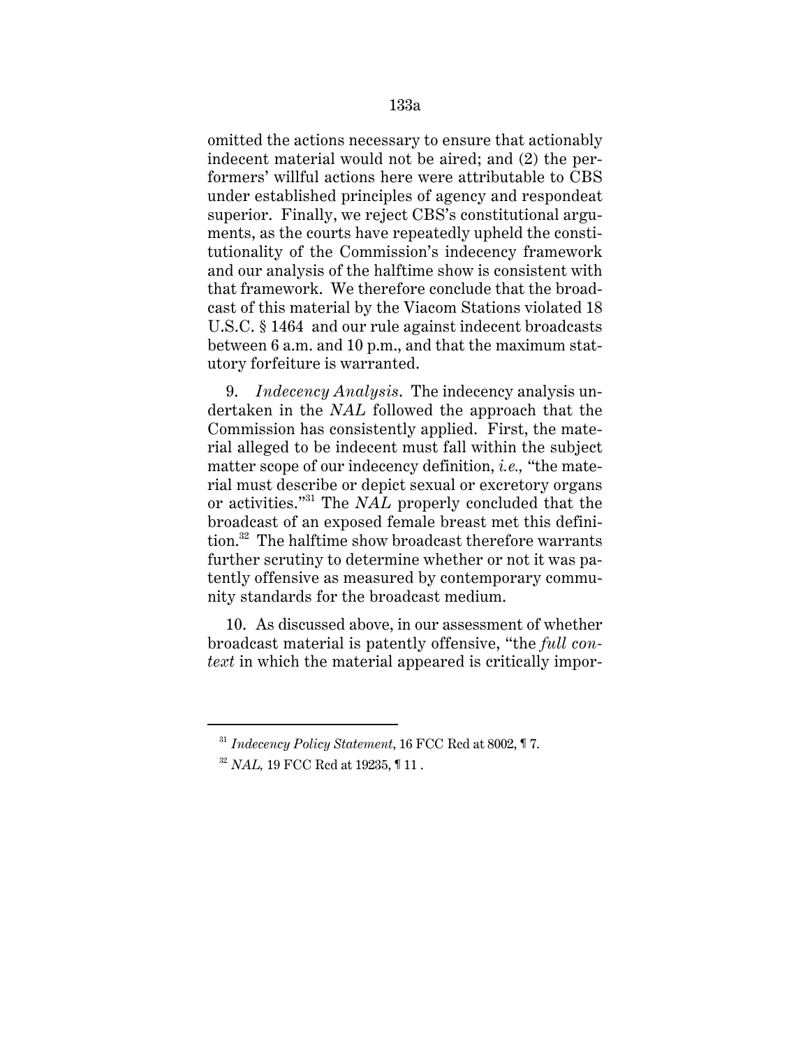omitted the actions necessary to ensure that actionably indecent material would not be aired; and (2) the performers' willful actions here were attributable to CBS under established principles of agency and respondeat superior. Finally, we reject CBS's constitutional arguments, as the courts have repeatedly upheld the constitutionality of the Commission's indecency framework and our analysis of the halftime show is consistent with that framework. We therefore conclude that the broadcast of this material by the Viacom Stations violated 18 U.S.C. § 1464 and our rule against indecent broadcasts between 6 a.m. and 10 p.m., and that the maximum statutory forfeiture is warranted.

9. *Indecency Analysis*. The indecency analysis undertaken in the *NAL* followed the approach that the Commission has consistently applied. First, the material alleged to be indecent must fall within the subject matter scope of our indecency definition, *i.e.*, "the material must describe or depict sexual or excretory organs or activities."[31] The *NAL* properly concluded that the broadcast of an exposed female breast met this definition.[32] The halftime show broadcast therefore warrants further scrutiny to determine whether or not it was patently offensive as measured by contemporary community standards for the broadcast medium.

10. As discussed above, in our assessment of whether broadcast material is patently offensive, "the *full context* in which the material appeared is critically impor-

---

[31] *Indecency Policy Statement*, 16 FCC Rcd at 8002, ¶ 7.

[32] *NAL*, 19 FCC Rcd at 19235, ¶ 11 .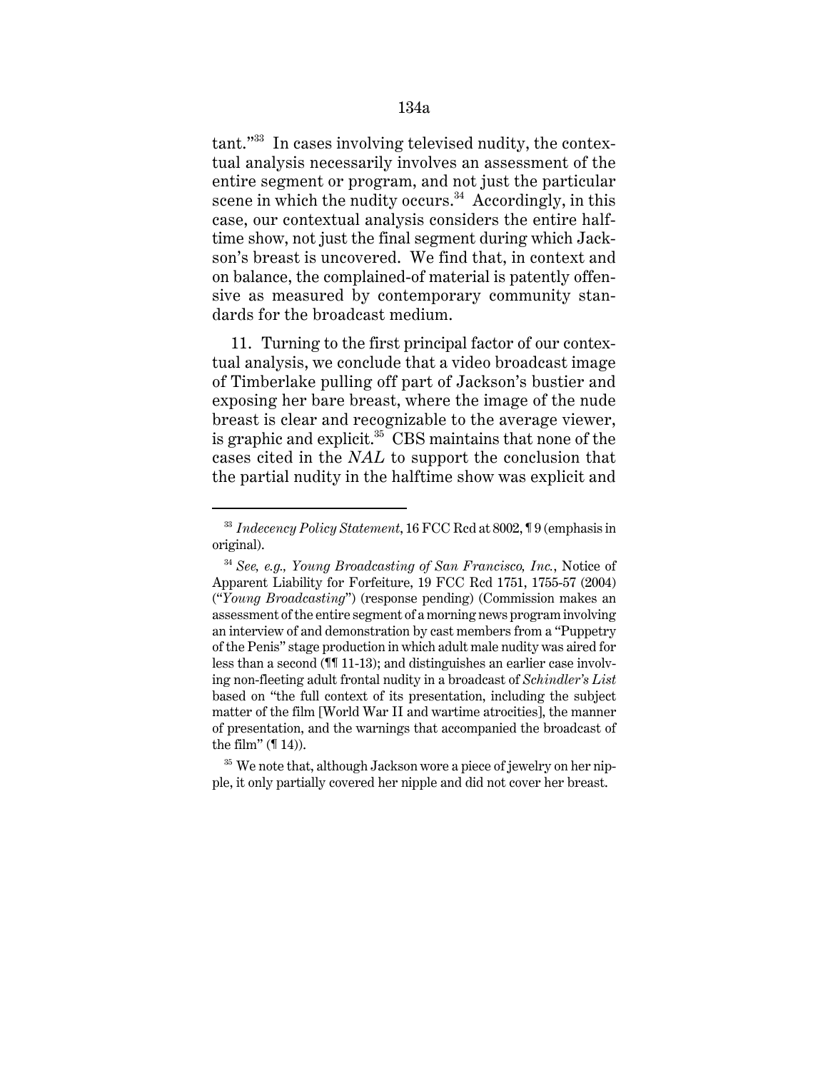tant."[33] In cases involving televised nudity, the contextual analysis necessarily involves an assessment of the entire segment or program, and not just the particular scene in which the nudity occurs.[34] Accordingly, in this case, our contextual analysis considers the entire halftime show, not just the final segment during which Jackson's breast is uncovered. We find that, in context and on balance, the complained-of material is patently offensive as measured by contemporary community standards for the broadcast medium.

11. Turning to the first principal factor of our contextual analysis, we conclude that a video broadcast image of Timberlake pulling off part of Jackson's bustier and exposing her bare breast, where the image of the nude breast is clear and recognizable to the average viewer, is graphic and explicit.[35] CBS maintains that none of the cases cited in the *NAL* to support the conclusion that the partial nudity in the halftime show was explicit and

---

[33] *Indecency Policy Statement*, 16 FCC Rcd at 8002, ¶ 9 (emphasis in original).

[34] *See, e.g., Young Broadcasting of San Francisco, Inc.*, Notice of Apparent Liability for Forfeiture, 19 FCC Rcd 1751, 1755-57 (2004) ("*Young Broadcasting*") (response pending) (Commission makes an assessment of the entire segment of a morning news program involving an interview of and demonstration by cast members from a "Puppetry of the Penis" stage production in which adult male nudity was aired for less than a second (¶¶ 11-13); and distinguishes an earlier case involving non-fleeting adult frontal nudity in a broadcast of *Schindler's List* based on "the full context of its presentation, including the subject matter of the film [World War II and wartime atrocities], the manner of presentation, and the warnings that accompanied the broadcast of the film" (¶ 14)).

[35] We note that, although Jackson wore a piece of jewelry on her nipple, it only partially covered her nipple and did not cover her breast.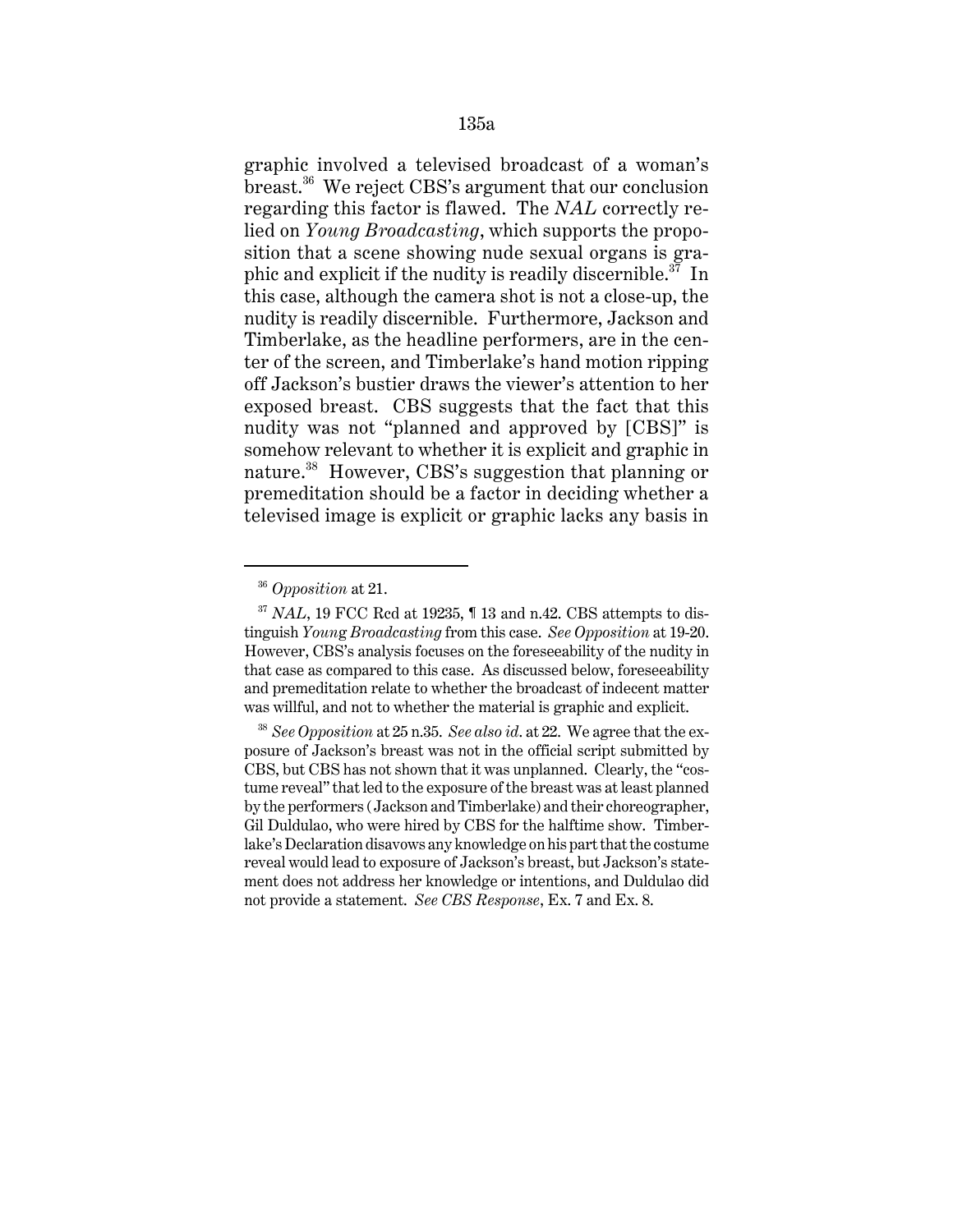graphic involved a televised broadcast of a woman's breast.[36] We reject CBS's argument that our conclusion regarding this factor is flawed. The *NAL* correctly relied on *Young Broadcasting*, which supports the proposition that a scene showing nude sexual organs is graphic and explicit if the nudity is readily discernible.[37] In this case, although the camera shot is not a close-up, the nudity is readily discernible. Furthermore, Jackson and Timberlake, as the headline performers, are in the center of the screen, and Timberlake's hand motion ripping off Jackson's bustier draws the viewer's attention to her exposed breast. CBS suggests that the fact that this nudity was not "planned and approved by [CBS]" is somehow relevant to whether it is explicit and graphic in nature.[38] However, CBS's suggestion that planning or premeditation should be a factor in deciding whether a televised image is explicit or graphic lacks any basis in

---

[36] *Opposition* at 21.

[37] *NAL*, 19 FCC Rcd at 19235, ¶ 13 and n.42. CBS attempts to distinguish *Young Broadcasting* from this case. *See Opposition* at 19-20. However, CBS's analysis focuses on the foreseeability of the nudity in that case as compared to this case. As discussed below, foreseeability and premeditation relate to whether the broadcast of indecent matter was willful, and not to whether the material is graphic and explicit.

[38] *See Opposition* at 25 n.35. *See also id.* at 22. We agree that the exposure of Jackson's breast was not in the official script submitted by CBS, but CBS has not shown that it was unplanned. Clearly, the "costume reveal" that led to the exposure of the breast was at least planned by the performers (Jackson and Timberlake) and their choreographer, Gil Duldulao, who were hired by CBS for the halftime show. Timberlake's Declaration disavows any knowledge on his part that the costume reveal would lead to exposure of Jackson's breast, but Jackson's statement does not address her knowledge or intentions, and Duldulao did not provide a statement. *See CBS Response*, Ex. 7 and Ex. 8.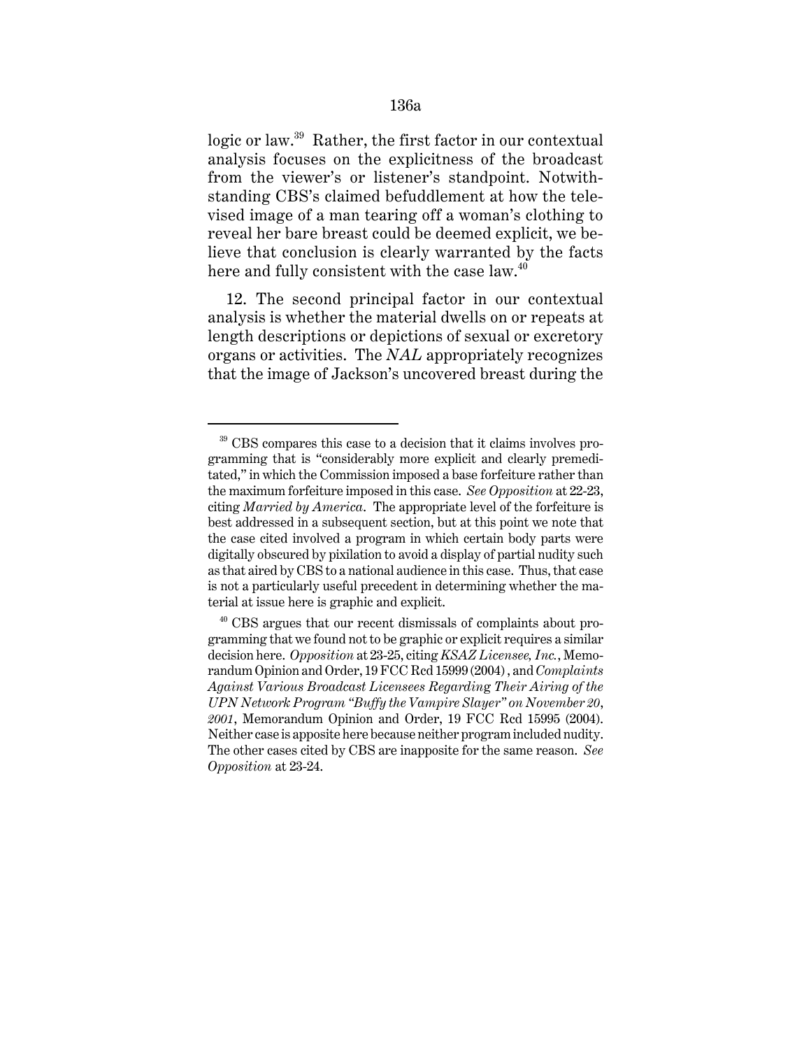logic or law.[39] Rather, the first factor in our contextual analysis focuses on the explicitness of the broadcast from the viewer's or listener's standpoint. Notwithstanding CBS's claimed befuddlement at how the televised image of a man tearing off a woman's clothing to reveal her bare breast could be deemed explicit, we believe that conclusion is clearly warranted by the facts here and fully consistent with the case law.[40]

12. The second principal factor in our contextual analysis is whether the material dwells on or repeats at length descriptions or depictions of sexual or excretory organs or activities. The *NAL* appropriately recognizes that the image of Jackson's uncovered breast during the

---

[39] CBS compares this case to a decision that it claims involves programming that is "considerably more explicit and clearly premeditated," in which the Commission imposed a base forfeiture rather than the maximum forfeiture imposed in this case. *See Opposition* at 22-23, citing *Married by America*. The appropriate level of the forfeiture is best addressed in a subsequent section, but at this point we note that the case cited involved a program in which certain body parts were digitally obscured by pixilation to avoid a display of partial nudity such as that aired by CBS to a national audience in this case. Thus, that case is not a particularly useful precedent in determining whether the material at issue here is graphic and explicit.

[40] CBS argues that our recent dismissals of complaints about programming that we found not to be graphic or explicit requires a similar decision here. *Opposition* at 23-25, citing *KSAZ Licensee, Inc.*, Memorandum Opinion and Order, 19 FCC Rcd 15999 (2004), and *Complaints Against Various Broadcast Licensees Regarding Their Airing of the UPN Network Program "Buffy the Vampire Slayer" on November 20, 2001*, Memorandum Opinion and Order, 19 FCC Rcd 15995 (2004). Neither case is apposite here because neither program included nudity. The other cases cited by CBS are inapposite for the same reason. *See Opposition* at 23-24.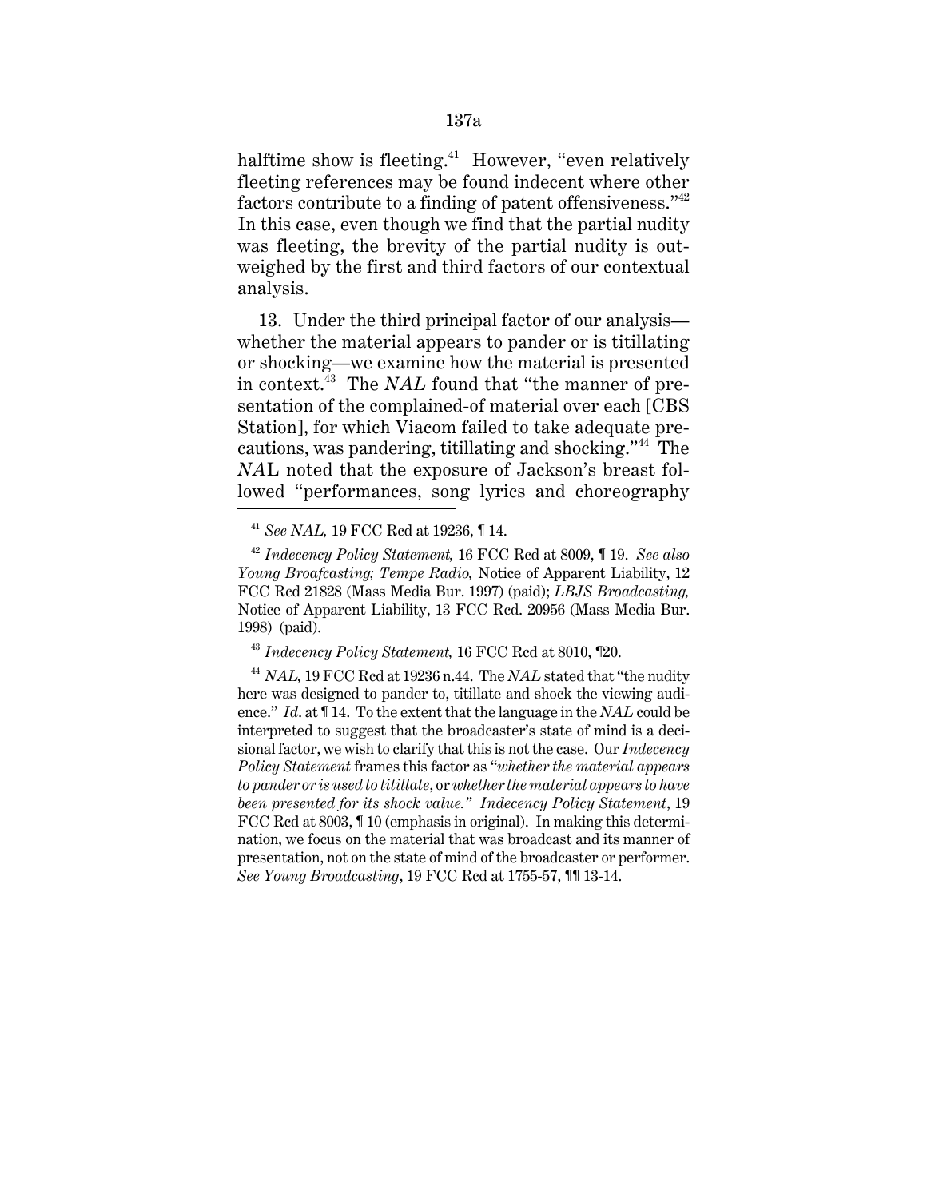halftime show is fleeting.[41] However, "even relatively fleeting references may be found indecent where other factors contribute to a finding of patent offensiveness."[42] In this case, even though we find that the partial nudity was fleeting, the brevity of the partial nudity is outweighed by the first and third factors of our contextual analysis.

13. Under the third principal factor of our analysis—whether the material appears to pander or is titillating or shocking—we examine how the material is presented in context.[43] The *NAL* found that "the manner of presentation of the complained-of material over each [CBS Station], for which Viacom failed to take adequate precautions, was pandering, titillating and shocking."[44] The *NA*L noted that the exposure of Jackson's breast followed "performances, song lyrics and choreography

---

[41] *See NAL,* 19 FCC Rcd at 19236, ¶ 14.

[42] *Indecency Policy Statement,* 16 FCC Rcd at 8009, ¶ 19. *See also Young Broafcasting; Tempe Radio,* Notice of Apparent Liability, 12 FCC Rcd 21828 (Mass Media Bur. 1997) (paid); *LBJS Broadcasting,* Notice of Apparent Liability, 13 FCC Rcd. 20956 (Mass Media Bur. 1998) (paid).

[43] *Indecency Policy Statement,* 16 FCC Rcd at 8010, ¶20.

[44] *NAL,* 19 FCC Rcd at 19236 n.44. The *NAL* stated that "the nudity here was designed to pander to, titillate and shock the viewing audience." *Id*. at ¶ 14. To the extent that the language in the *NAL* could be interpreted to suggest that the broadcaster's state of mind is a decisional factor, we wish to clarify that this is not the case. Our *Indecency Policy Statement* frames this factor as "*whether the material appears to pander or is used to titillate*, or *whether the material appears to have been presented for its shock value.*" *Indecency Policy Statement*, 19 FCC Rcd at 8003, ¶ 10 (emphasis in original). In making this determination, we focus on the material that was broadcast and its manner of presentation, not on the state of mind of the broadcaster or performer. *See Young Broadcasting*, 19 FCC Rcd at 1755-57, ¶¶ 13-14.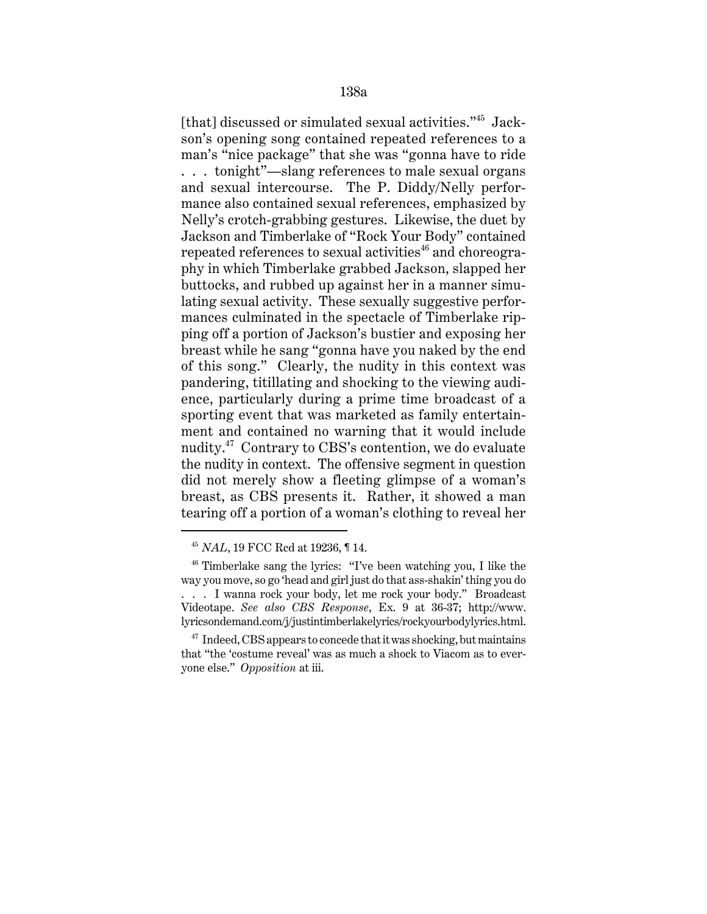[that] discussed or simulated sexual activities."[45] Jackson's opening song contained repeated references to a man's "nice package" that she was "gonna have to ride . . . tonight"—slang references to male sexual organs and sexual intercourse. The P. Diddy/Nelly performance also contained sexual references, emphasized by Nelly's crotch-grabbing gestures. Likewise, the duet by Jackson and Timberlake of "Rock Your Body" contained repeated references to sexual activities[46] and choreography in which Timberlake grabbed Jackson, slapped her buttocks, and rubbed up against her in a manner simulating sexual activity. These sexually suggestive performances culminated in the spectacle of Timberlake ripping off a portion of Jackson's bustier and exposing her breast while he sang "gonna have you naked by the end of this song." Clearly, the nudity in this context was pandering, titillating and shocking to the viewing audience, particularly during a prime time broadcast of a sporting event that was marketed as family entertainment and contained no warning that it would include nudity.[47] Contrary to CBS's contention, we do evaluate the nudity in context. The offensive segment in question did not merely show a fleeting glimpse of a woman's breast, as CBS presents it. Rather, it showed a man tearing off a portion of a woman's clothing to reveal her

---

[45] *NAL*, 19 FCC Rcd at 19236, ¶ 14.

[46] Timberlake sang the lyrics: "I've been watching you, I like the way you move, so go 'head and girl just do that ass-shakin' thing you do . . . I wanna rock your body, let me rock your body." Broadcast Videotape. *See also CBS Response*, Ex. 9 at 36-37; http://www.lyricsondemand.com/j/justintimberlakelyrics/rockyourbodylyrics.html.

[47] Indeed, CBS appears to concede that it was shocking, but maintains that "the 'costume reveal' was as much a shock to Viacom as to everyone else." *Opposition* at iii.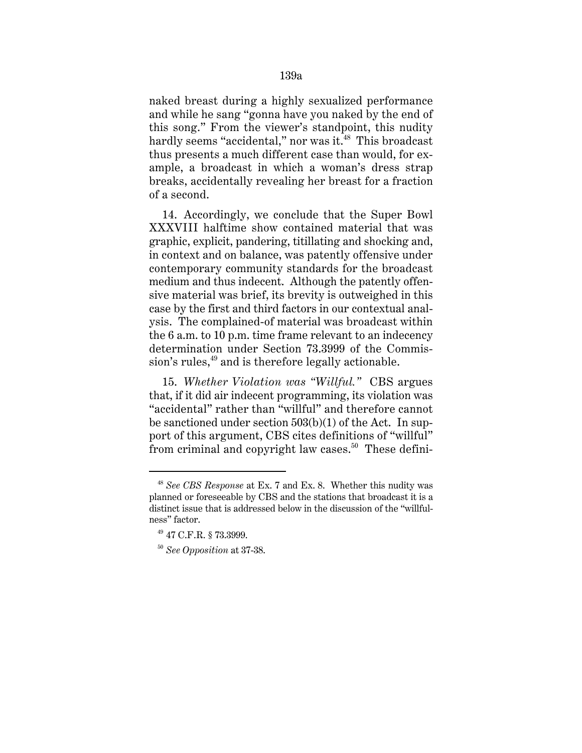naked breast during a highly sexualized performance and while he sang "gonna have you naked by the end of this song." From the viewer's standpoint, this nudity hardly seems "accidental," nor was it.[48] This broadcast thus presents a much different case than would, for example, a broadcast in which a woman's dress strap breaks, accidentally revealing her breast for a fraction of a second.

14. Accordingly, we conclude that the Super Bowl XXXVIII halftime show contained material that was graphic, explicit, pandering, titillating and shocking and, in context and on balance, was patently offensive under contemporary community standards for the broadcast medium and thus indecent. Although the patently offensive material was brief, its brevity is outweighed in this case by the first and third factors in our contextual analysis. The complained-of material was broadcast within the 6 a.m. to 10 p.m. time frame relevant to an indecency determination under Section 73.3999 of the Commission's rules,[49] and is therefore legally actionable.

15. *Whether Violation was "Willful."* CBS argues that, if it did air indecent programming, its violation was "accidental" rather than "willful" and therefore cannot be sanctioned under section 503(b)(1) of the Act. In support of this argument, CBS cites definitions of "willful" from criminal and copyright law cases.[50] These defini-

---

[48] *See CBS Response* at Ex. 7 and Ex. 8. Whether this nudity was planned or foreseeable by CBS and the stations that broadcast it is a distinct issue that is addressed below in the discussion of the "willfulness" factor.

[49] 47 C.F.R. § 73.3999.

[50] *See Opposition* at 37-38.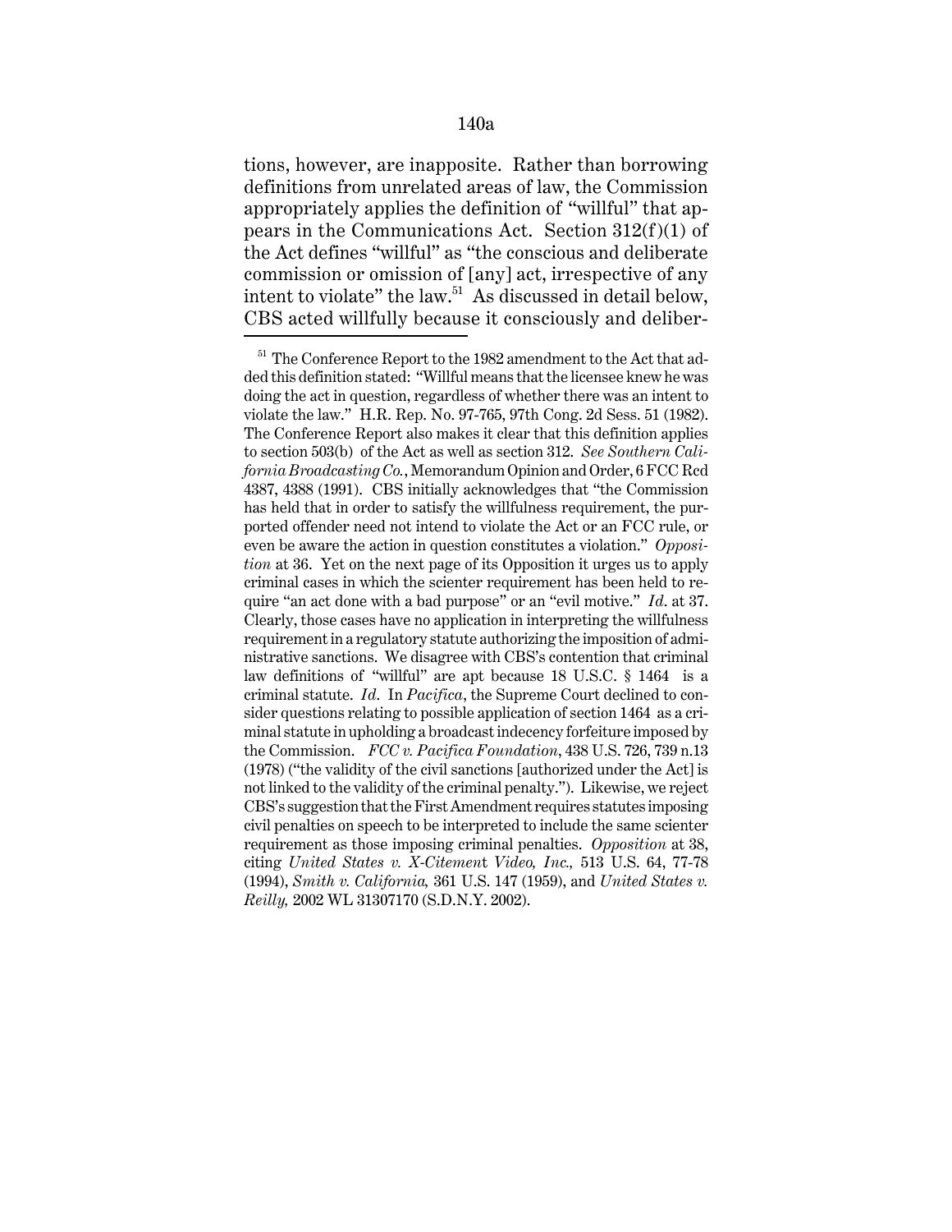tions, however, are inapposite. Rather than borrowing definitions from unrelated areas of law, the Commission appropriately applies the definition of "willful" that appears in the Communications Act. Section 312(f)(1) of the Act defines "willful" as "the conscious and deliberate commission or omission of [any] act, irrespective of any intent to violate" the law.[51] As discussed in detail below, CBS acted willfully because it consciously and deliber-

---

[51] The Conference Report to the 1982 amendment to the Act that added this definition stated: "Willful means that the licensee knew he was doing the act in question, regardless of whether there was an intent to violate the law." H.R. Rep. No. 97-765, 97th Cong. 2d Sess. 51 (1982). The Conference Report also makes it clear that this definition applies to section 503(b) of the Act as well as section 312. *See Southern California Broadcasting Co.*, Memorandum Opinion and Order, 6 FCC Rcd 4387, 4388 (1991). CBS initially acknowledges that "the Commission has held that in order to satisfy the willfulness requirement, the purported offender need not intend to violate the Act or an FCC rule, or even be aware the action in question constitutes a violation." *Opposition* at 36. Yet on the next page of its Opposition it urges us to apply criminal cases in which the scienter requirement has been held to require "an act done with a bad purpose" or an "evil motive." *Id*. at 37. Clearly, those cases have no application in interpreting the willfulness requirement in a regulatory statute authorizing the imposition of administrative sanctions. We disagree with CBS's contention that criminal law definitions of "willful" are apt because 18 U.S.C. § 1464 is a criminal statute. *Id*. In *Pacifica*, the Supreme Court declined to consider questions relating to possible application of section 1464 as a criminal statute in upholding a broadcast indecency forfeiture imposed by the Commission. *FCC v. Pacifica Foundation*, 438 U.S. 726, 739 n.13 (1978) ("the validity of the civil sanctions [authorized under the Act] is not linked to the validity of the criminal penalty."). Likewise, we reject CBS's suggestion that the First Amendment requires statutes imposing civil penalties on speech to be interpreted to include the same scienter requirement as those imposing criminal penalties. *Opposition* at 38, citing *United States v. X-Citement Video, Inc.,* 513 U.S. 64, 77-78 (1994), *Smith v. California,* 361 U.S. 147 (1959), and *United States v. Reilly,* 2002 WL 31307170 (S.D.N.Y. 2002).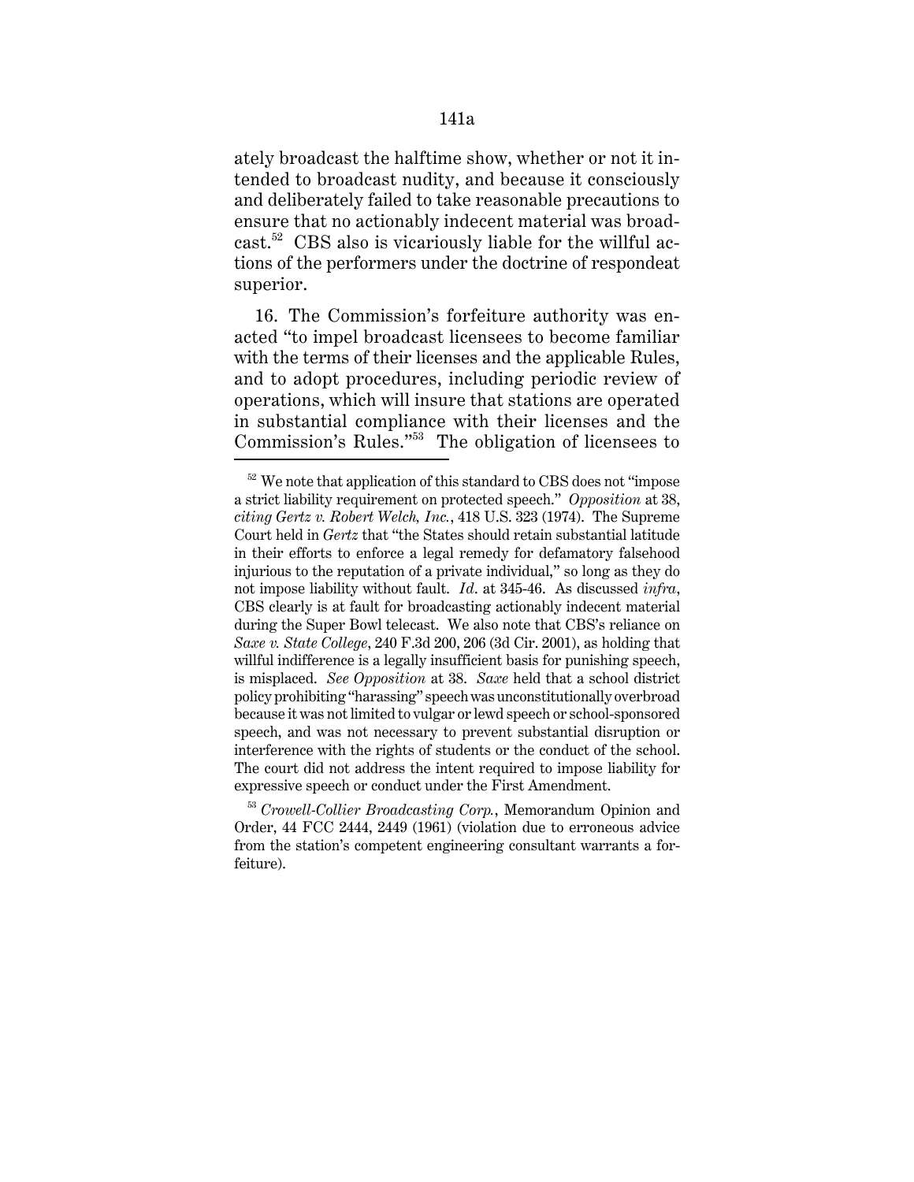ately broadcast the halftime show, whether or not it intended to broadcast nudity, and because it consciously and deliberately failed to take reasonable precautions to ensure that no actionably indecent material was broadcast.[52] CBS also is vicariously liable for the willful actions of the performers under the doctrine of respondeat superior.

16. The Commission's forfeiture authority was enacted "to impel broadcast licensees to become familiar with the terms of their licenses and the applicable Rules, and to adopt procedures, including periodic review of operations, which will insure that stations are operated in substantial compliance with their licenses and the Commission's Rules."[53] The obligation of licensees to

---

[52] We note that application of this standard to CBS does not "impose a strict liability requirement on protected speech." *Opposition* at 38, *citing Gertz v. Robert Welch, Inc.*, 418 U.S. 323 (1974). The Supreme Court held in *Gertz* that "the States should retain substantial latitude in their efforts to enforce a legal remedy for defamatory falsehood injurious to the reputation of a private individual," so long as they do not impose liability without fault. *Id*. at 345-46. As discussed *infra*, CBS clearly is at fault for broadcasting actionably indecent material during the Super Bowl telecast. We also note that CBS's reliance on *Saxe v. State College*, 240 F.3d 200, 206 (3d Cir. 2001), as holding that willful indifference is a legally insufficient basis for punishing speech, is misplaced. *See Opposition* at 38. *Saxe* held that a school district policy prohibiting "harassing" speech was unconstitutionally overbroad because it was not limited to vulgar or lewd speech or school-sponsored speech, and was not necessary to prevent substantial disruption or interference with the rights of students or the conduct of the school. The court did not address the intent required to impose liability for expressive speech or conduct under the First Amendment.

[53] *Crowell-Collier Broadcasting Corp.*, Memorandum Opinion and Order, 44 FCC 2444, 2449 (1961) (violation due to erroneous advice from the station's competent engineering consultant warrants a forfeiture).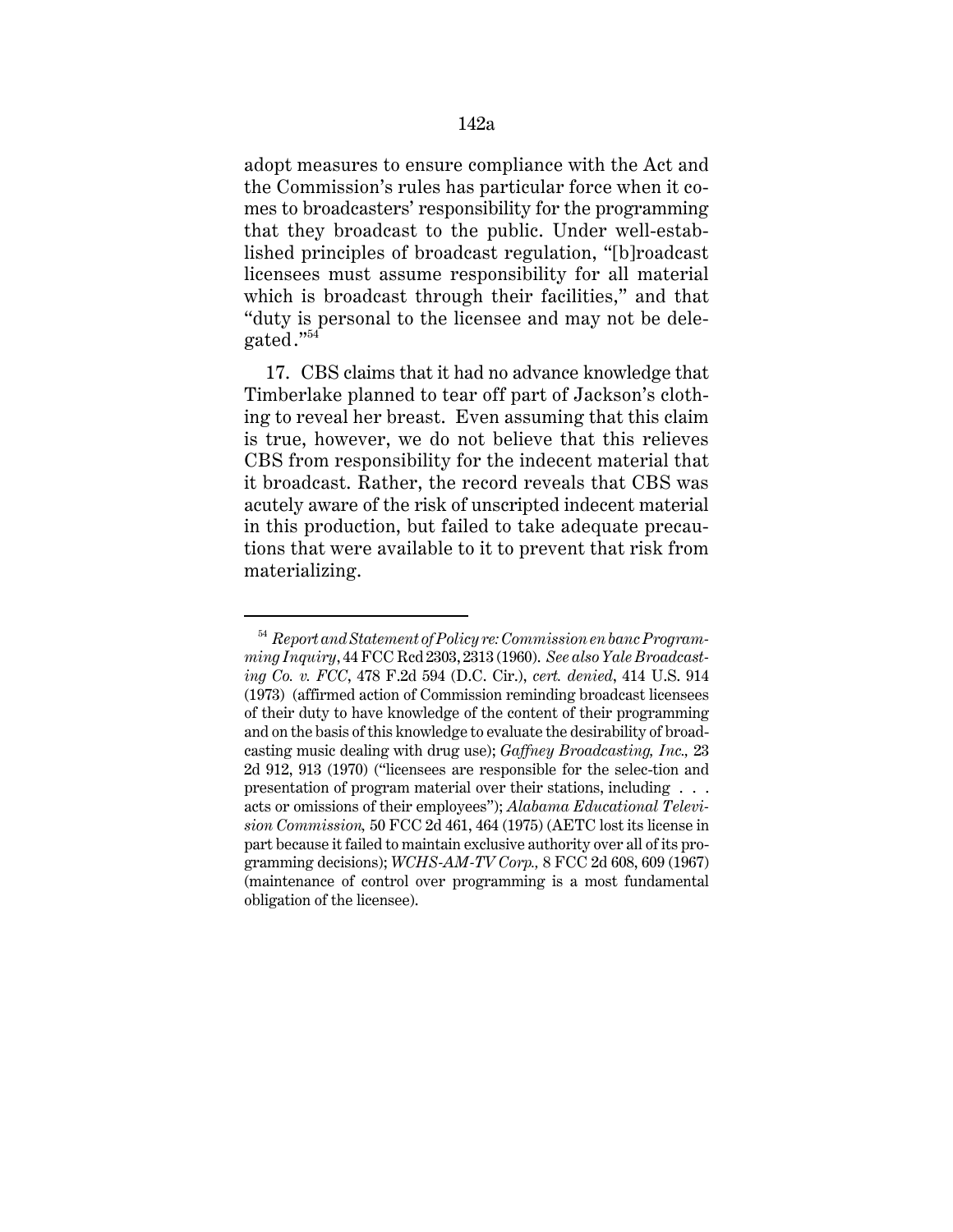adopt measures to ensure compliance with the Act and the Commission's rules has particular force when it comes to broadcasters' responsibility for the programming that they broadcast to the public. Under well-established principles of broadcast regulation, "[b]roadcast licensees must assume responsibility for all material which is broadcast through their facilities," and that "duty is personal to the licensee and may not be delegated."[54]

17. CBS claims that it had no advance knowledge that Timberlake planned to tear off part of Jackson's clothing to reveal her breast. Even assuming that this claim is true, however, we do not believe that this relieves CBS from responsibility for the indecent material that it broadcast. Rather, the record reveals that CBS was acutely aware of the risk of unscripted indecent material in this production, but failed to take adequate precautions that were available to it to prevent that risk from materializing.

---

[54] *Report and Statement of Policy re: Commission en banc Programming Inquiry*, 44 FCC Rcd 2303, 2313 (1960). *See also Yale Broadcasting Co. v. FCC*, 478 F.2d 594 (D.C. Cir.), *cert. denied*, 414 U.S. 914 (1973) (affirmed action of Commission reminding broadcast licensees of their duty to have knowledge of the content of their programming and on the basis of this knowledge to evaluate the desirability of broadcasting music dealing with drug use); *Gaffney Broadcasting, Inc.,* 23 2d 912, 913 (1970) ("licensees are responsible for the selec-tion and presentation of program material over their stations, including . . . acts or omissions of their employees"); *Alabama Educational Television Commission,* 50 FCC 2d 461, 464 (1975) (AETC lost its license in part because it failed to maintain exclusive authority over all of its programming decisions); *WCHS-AM-TV Corp.,* 8 FCC 2d 608, 609 (1967) (maintenance of control over programming is a most fundamental obligation of the licensee).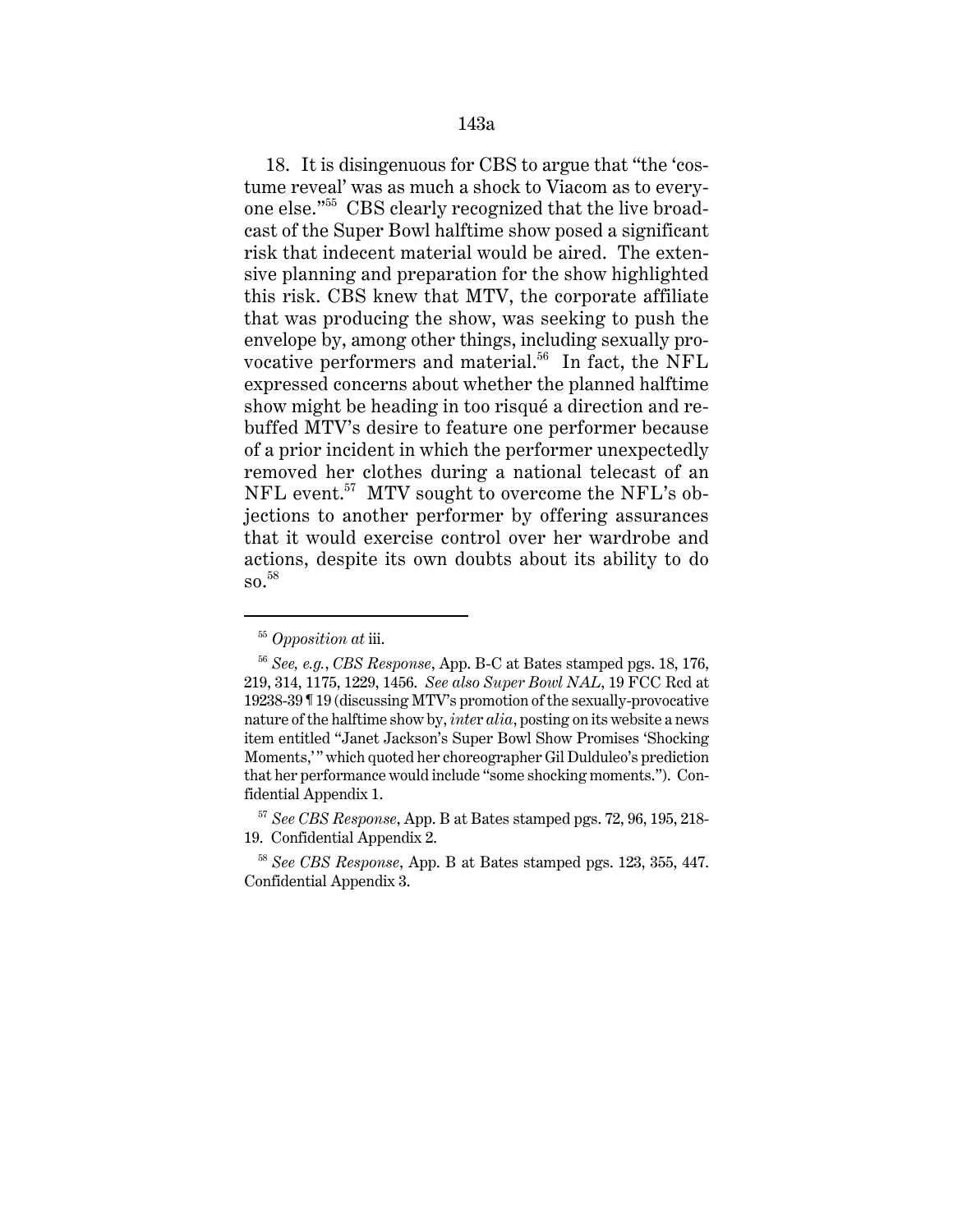18. It is disingenuous for CBS to argue that "the 'costume reveal' was as much a shock to Viacom as to everyone else."[55] CBS clearly recognized that the live broadcast of the Super Bowl halftime show posed a significant risk that indecent material would be aired. The extensive planning and preparation for the show highlighted this risk. CBS knew that MTV, the corporate affiliate that was producing the show, was seeking to push the envelope by, among other things, including sexually provocative performers and material.[56] In fact, the NFL expressed concerns about whether the planned halftime show might be heading in too risqué a direction and rebuffed MTV's desire to feature one performer because of a prior incident in which the performer unexpectedly removed her clothes during a national telecast of an NFL event.[57] MTV sought to overcome the NFL's objections to another performer by offering assurances that it would exercise control over her wardrobe and actions, despite its own doubts about its ability to do so.[58]

---

[55] *Opposition at* iii.

[56] *See, e.g.*, *CBS Response*, App. B-C at Bates stamped pgs. 18, 176, 219, 314, 1175, 1229, 1456. *See also Super Bowl NAL*, 19 FCC Rcd at 19238-39 ¶ 19 (discussing MTV's promotion of the sexually-provocative nature of the halftime show by, *inter alia*, posting on its website a news item entitled "Janet Jackson's Super Bowl Show Promises 'Shocking Moments,'" which quoted her choreographer Gil Dulduleo's prediction that her performance would include "some shocking moments."). Confidential Appendix 1.

[57] *See CBS Response*, App. B at Bates stamped pgs. 72, 96, 195, 218-19. Confidential Appendix 2.

[58] *See CBS Response*, App. B at Bates stamped pgs. 123, 355, 447. Confidential Appendix 3.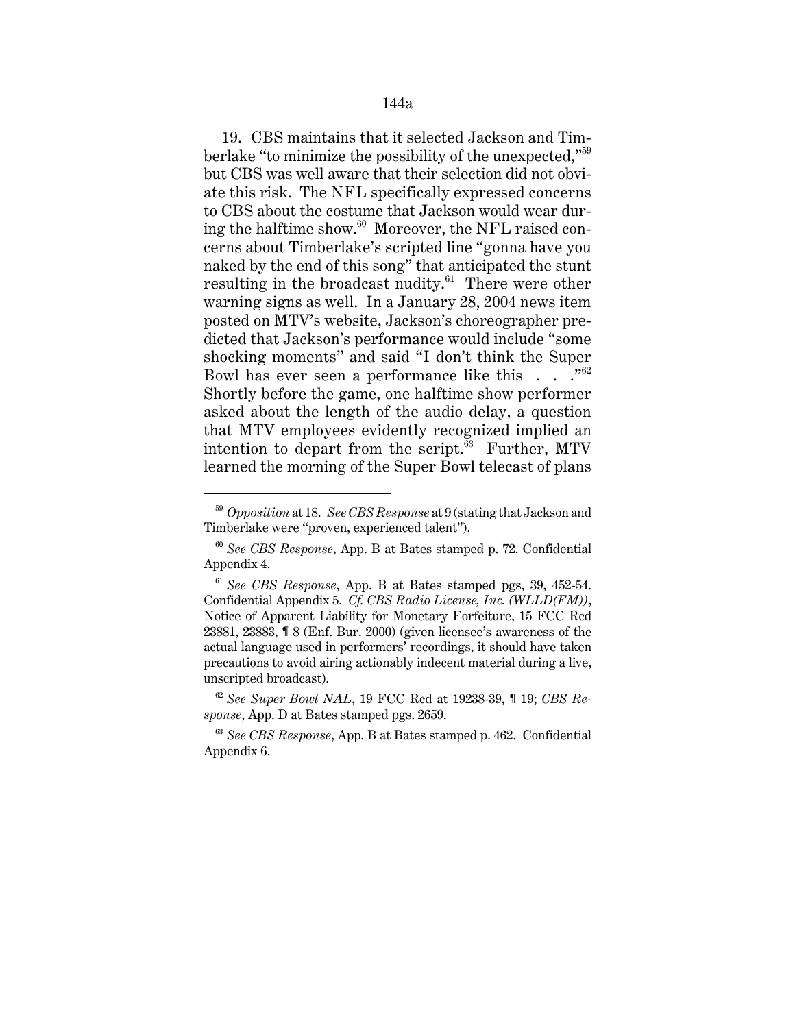19. CBS maintains that it selected Jackson and Timberlake "to minimize the possibility of the unexpected,"[59] but CBS was well aware that their selection did not obviate this risk. The NFL specifically expressed concerns to CBS about the costume that Jackson would wear during the halftime show.[60] Moreover, the NFL raised concerns about Timberlake's scripted line "gonna have you naked by the end of this song" that anticipated the stunt resulting in the broadcast nudity.[61] There were other warning signs as well. In a January 28, 2004 news item posted on MTV's website, Jackson's choreographer predicted that Jackson's performance would include "some shocking moments" and said "I don't think the Super Bowl has ever seen a performance like this . . . ."[62] Shortly before the game, one halftime show performer asked about the length of the audio delay, a question that MTV employees evidently recognized implied an intention to depart from the script.[63] Further, MTV learned the morning of the Super Bowl telecast of plans

---

[59] *Opposition* at 18. *See CBS Response* at 9 (stating that Jackson and Timberlake were "proven, experienced talent").

[60] *See CBS Response*, App. B at Bates stamped p. 72. Confidential Appendix 4.

[61] *See CBS Response*, App. B at Bates stamped pgs, 39, 452-54. Confidential Appendix 5. *Cf. CBS Radio License, Inc. (WLLD(FM))*, Notice of Apparent Liability for Monetary Forfeiture, 15 FCC Rcd 23881, 23883, ¶ 8 (Enf. Bur. 2000) (given licensee's awareness of the actual language used in performers' recordings, it should have taken precautions to avoid airing actionably indecent material during a live, unscripted broadcast).

[62] *See Super Bowl NAL*, 19 FCC Rcd at 19238-39, ¶ 19; *CBS Response*, App. D at Bates stamped pgs. 2659.

[63] *See CBS Response*, App. B at Bates stamped p. 462. Confidential Appendix 6.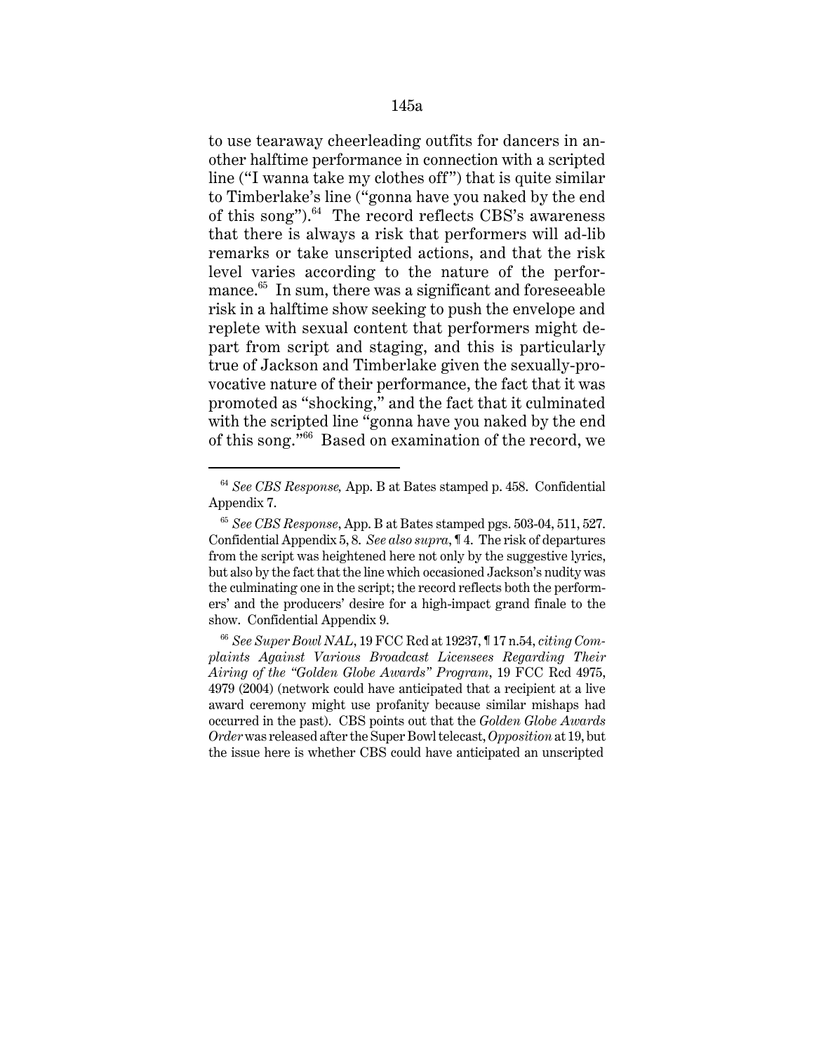to use tearaway cheerleading outfits for dancers in another halftime performance in connection with a scripted line ("I wanna take my clothes off") that is quite similar to Timberlake's line ("gonna have you naked by the end of this song").[64] The record reflects CBS's awareness that there is always a risk that performers will ad-lib remarks or take unscripted actions, and that the risk level varies according to the nature of the performance.[65] In sum, there was a significant and foreseeable risk in a halftime show seeking to push the envelope and replete with sexual content that performers might depart from script and staging, and this is particularly true of Jackson and Timberlake given the sexually-provocative nature of their performance, the fact that it was promoted as "shocking," and the fact that it culminated with the scripted line "gonna have you naked by the end of this song."[66] Based on examination of the record, we

---

[64] *See CBS Response,* App. B at Bates stamped p. 458. Confidential Appendix 7.

[65] *See CBS Response*, App. B at Bates stamped pgs. 503-04, 511, 527. Confidential Appendix 5, 8. *See also supra*, ¶ 4. The risk of departures from the script was heightened here not only by the suggestive lyrics, but also by the fact that the line which occasioned Jackson's nudity was the culminating one in the script; the record reflects both the performers' and the producers' desire for a high-impact grand finale to the show. Confidential Appendix 9.

[66] *See Super Bowl NAL*, 19 FCC Rcd at 19237, ¶ 17 n.54, *citing Complaints Against Various Broadcast Licensees Regarding Their Airing of the "Golden Globe Awards" Program*, 19 FCC Rcd 4975, 4979 (2004) (network could have anticipated that a recipient at a live award ceremony might use profanity because similar mishaps had occurred in the past). CBS points out that the *Golden Globe Awards Order* was released after the Super Bowl telecast, *Opposition* at 19, but the issue here is whether CBS could have anticipated an unscripted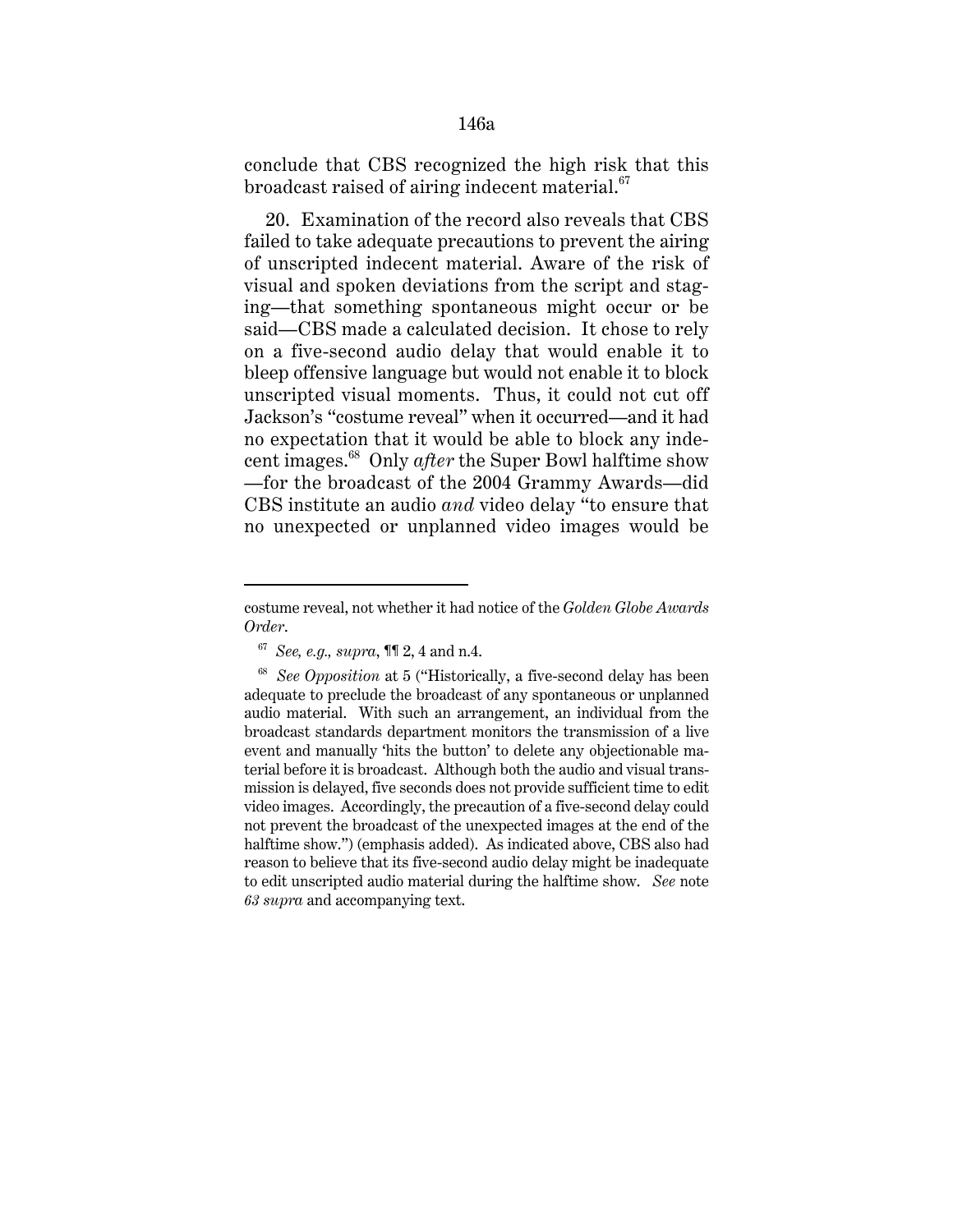conclude that CBS recognized the high risk that this broadcast raised of airing indecent material.[67]

20. Examination of the record also reveals that CBS failed to take adequate precautions to prevent the airing of unscripted indecent material. Aware of the risk of visual and spoken deviations from the script and staging—that something spontaneous might occur or be said—CBS made a calculated decision. It chose to rely on a five-second audio delay that would enable it to bleep offensive language but would not enable it to block unscripted visual moments. Thus, it could not cut off Jackson's "costume reveal" when it occurred—and it had no expectation that it would be able to block any indecent images.[68] Only *after* the Super Bowl halftime show—for the broadcast of the 2004 Grammy Awards—did CBS institute an audio *and* video delay "to ensure that no unexpected or unplanned video images would be

---

costume reveal, not whether it had notice of the *Golden Globe Awards Order*.

[67] *See, e.g., supra*, ¶¶ 2, 4 and n.4.

[68] *See Opposition* at 5 ("Historically, a five-second delay has been adequate to preclude the broadcast of any spontaneous or unplanned audio material. With such an arrangement, an individual from the broadcast standards department monitors the transmission of a live event and manually 'hits the button' to delete any objectionable material before it is broadcast. Although both the audio and visual transmission is delayed, five seconds does not provide sufficient time to edit video images. Accordingly, the precaution of a five-second delay could not prevent the broadcast of the unexpected images at the end of the halftime show.") (emphasis added). As indicated above, CBS also had reason to believe that its five-second audio delay might be inadequate to edit unscripted audio material during the halftime show. *See* note *63 supra* and accompanying text.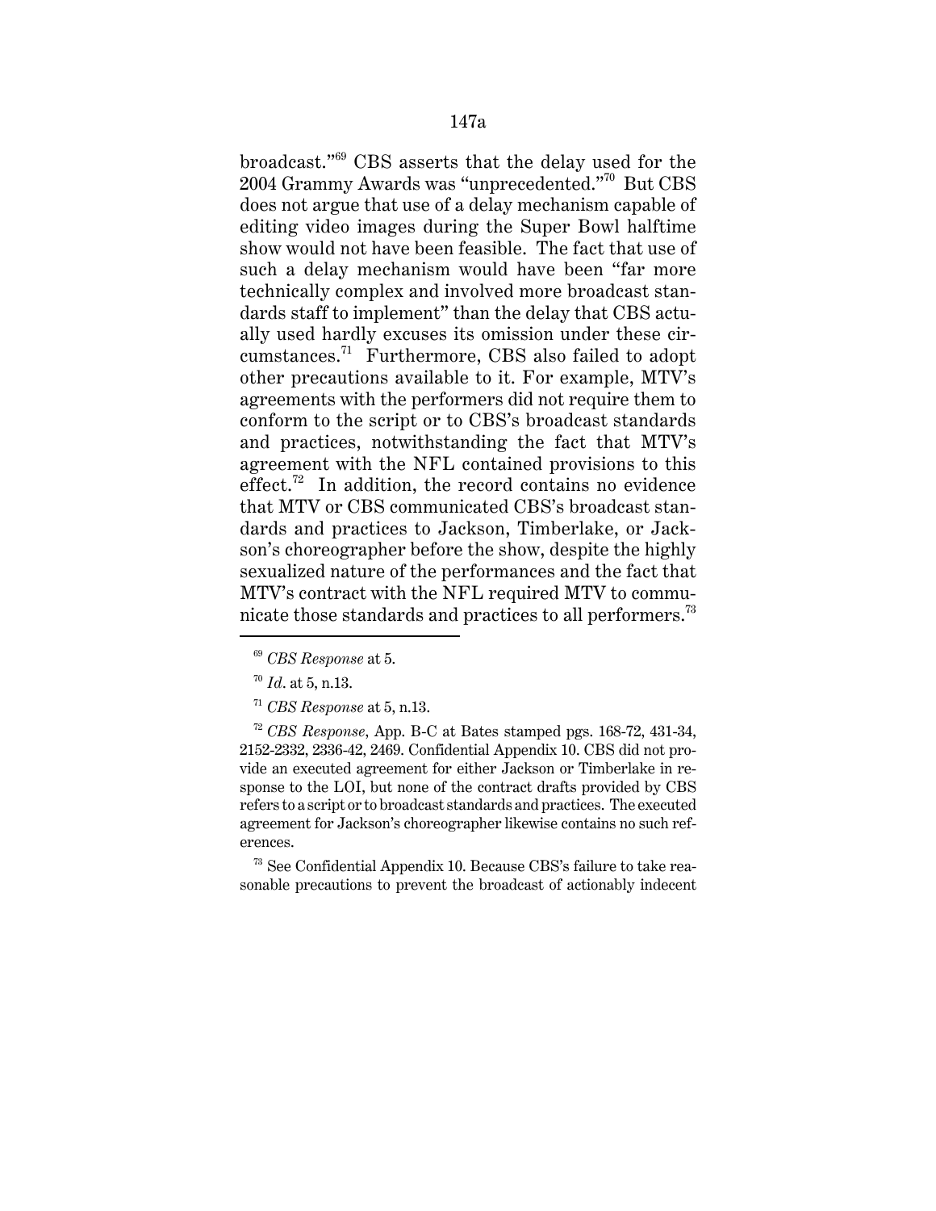broadcast."[69] CBS asserts that the delay used for the 2004 Grammy Awards was "unprecedented."[70] But CBS does not argue that use of a delay mechanism capable of editing video images during the Super Bowl halftime show would not have been feasible. The fact that use of such a delay mechanism would have been "far more technically complex and involved more broadcast standards staff to implement" than the delay that CBS actually used hardly excuses its omission under these circumstances.[71] Furthermore, CBS also failed to adopt other precautions available to it. For example, MTV's agreements with the performers did not require them to conform to the script or to CBS's broadcast standards and practices, notwithstanding the fact that MTV's agreement with the NFL contained provisions to this effect.[72] In addition, the record contains no evidence that MTV or CBS communicated CBS's broadcast standards and practices to Jackson, Timberlake, or Jackson's choreographer before the show, despite the highly sexualized nature of the performances and the fact that MTV's contract with the NFL required MTV to communicate those standards and practices to all performers.[73]

---

[69] *CBS Response* at 5.

[70] *Id*. at 5, n.13.

[71] *CBS Response* at 5, n.13.

[72] *CBS Response*, App. B-C at Bates stamped pgs. 168-72, 431-34, 2152-2332, 2336-42, 2469. Confidential Appendix 10. CBS did not provide an executed agreement for either Jackson or Timberlake in response to the LOI, but none of the contract drafts provided by CBS refers to a script or to broadcast standards and practices. The executed agreement for Jackson's choreographer likewise contains no such references.

[73] See Confidential Appendix 10. Because CBS's failure to take reasonable precautions to prevent the broadcast of actionably indecent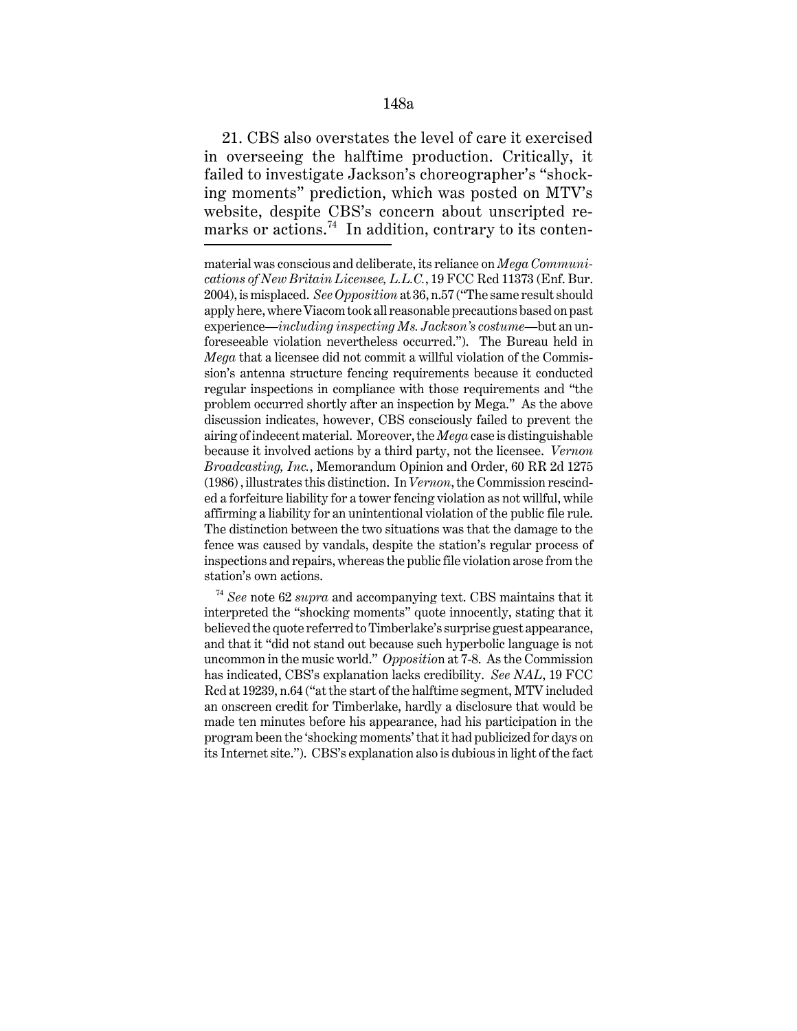21. CBS also overstates the level of care it exercised in overseeing the halftime production. Critically, it failed to investigate Jackson's choreographer's "shocking moments" prediction, which was posted on MTV's website, despite CBS's concern about unscripted remarks or actions.[74] In addition, contrary to its conten-

material was conscious and deliberate, its reliance on *Mega Communications of New Britain Licensee, L.L.C.*, 19 FCC Rcd 11373 (Enf. Bur. 2004), is misplaced. *See Opposition* at 36, n.57 ("The same result should apply here, where Viacom took all reasonable precautions based on past experience—*including inspecting Ms. Jackson's costume*—but an unforeseeable violation nevertheless occurred."). The Bureau held in *Mega* that a licensee did not commit a willful violation of the Commission's antenna structure fencing requirements because it conducted regular inspections in compliance with those requirements and "the problem occurred shortly after an inspection by Mega." As the above discussion indicates, however, CBS consciously failed to prevent the airing of indecent material. Moreover, the *Mega* case is distinguishable because it involved actions by a third party, not the licensee. *Vernon Broadcasting, Inc.*, Memorandum Opinion and Order, 60 RR 2d 1275 (1986), illustrates this distinction. In *Vernon*, the Commission rescinded a forfeiture liability for a tower fencing violation as not willful, while affirming a liability for an unintentional violation of the public file rule. The distinction between the two situations was that the damage to the fence was caused by vandals, despite the station's regular process of inspections and repairs, whereas the public file violation arose from the station's own actions.

[74] *See* note 62 *supra* and accompanying text. CBS maintains that it interpreted the "shocking moments" quote innocently, stating that it believed the quote referred to Timberlake's surprise guest appearance, and that it "did not stand out because such hyperbolic language is not uncommon in the music world." *Opposition* at 7-8. As the Commission has indicated, CBS's explanation lacks credibility. *See NAL*, 19 FCC Rcd at 19239, n.64 ("at the start of the halftime segment, MTV included an onscreen credit for Timberlake, hardly a disclosure that would be made ten minutes before his appearance, had his participation in the program been the 'shocking moments' that it had publicized for days on its Internet site."). CBS's explanation also is dubious in light of the fact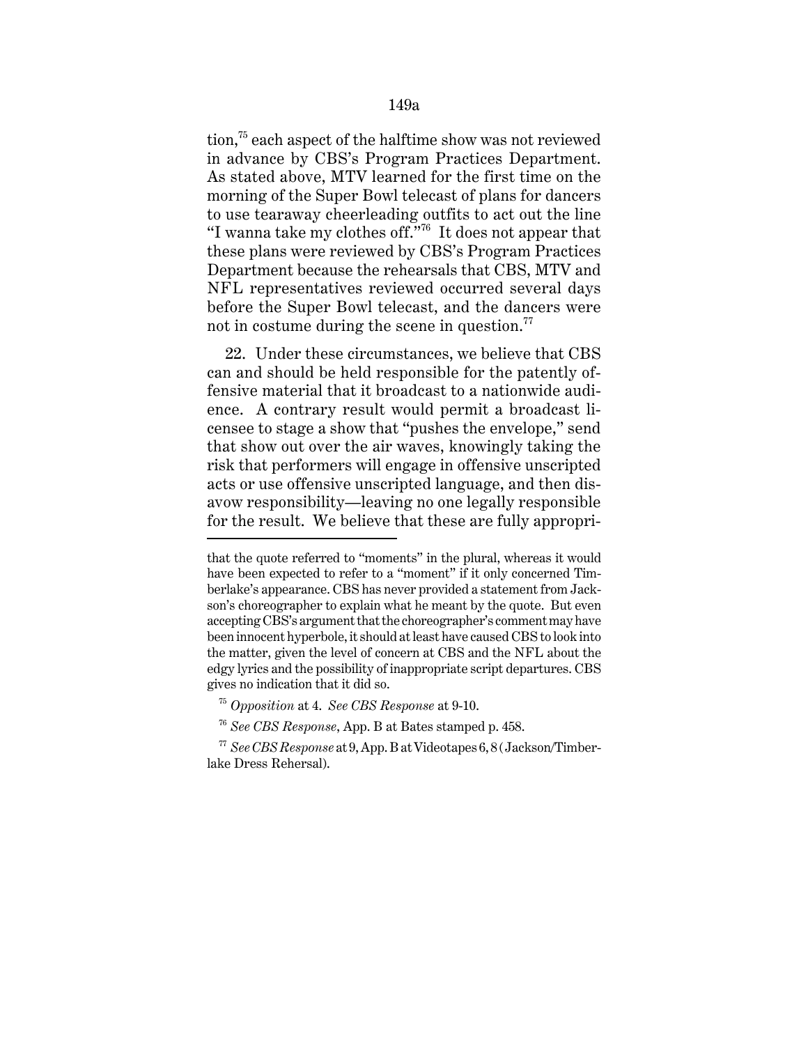tion,[75] each aspect of the halftime show was not reviewed in advance by CBS's Program Practices Department. As stated above, MTV learned for the first time on the morning of the Super Bowl telecast of plans for dancers to use tearaway cheerleading outfits to act out the line "I wanna take my clothes off."[76] It does not appear that these plans were reviewed by CBS's Program Practices Department because the rehearsals that CBS, MTV and NFL representatives reviewed occurred several days before the Super Bowl telecast, and the dancers were not in costume during the scene in question.[77]

22. Under these circumstances, we believe that CBS can and should be held responsible for the patently offensive material that it broadcast to a nationwide audience. A contrary result would permit a broadcast licensee to stage a show that "pushes the envelope," send that show out over the air waves, knowingly taking the risk that performers will engage in offensive unscripted acts or use offensive unscripted language, and then disavow responsibility—leaving no one legally responsible for the result. We believe that these are fully appropri-

---

that the quote referred to "moments" in the plural, whereas it would have been expected to refer to a "moment" if it only concerned Timberlake's appearance. CBS has never provided a statement from Jackson's choreographer to explain what he meant by the quote. But even accepting CBS's argument that the choreographer's comment may have been innocent hyperbole, it should at least have caused CBS to look into the matter, given the level of concern at CBS and the NFL about the edgy lyrics and the possibility of inappropriate script departures. CBS gives no indication that it did so.

[75] *Opposition* at 4. *See CBS Response* at 9-10.

[76] *See CBS Response*, App. B at Bates stamped p. 458.

[77] *See CBS Response* at 9, App. B at Videotapes 6, 8 (Jackson/Timberlake Dress Rehersal).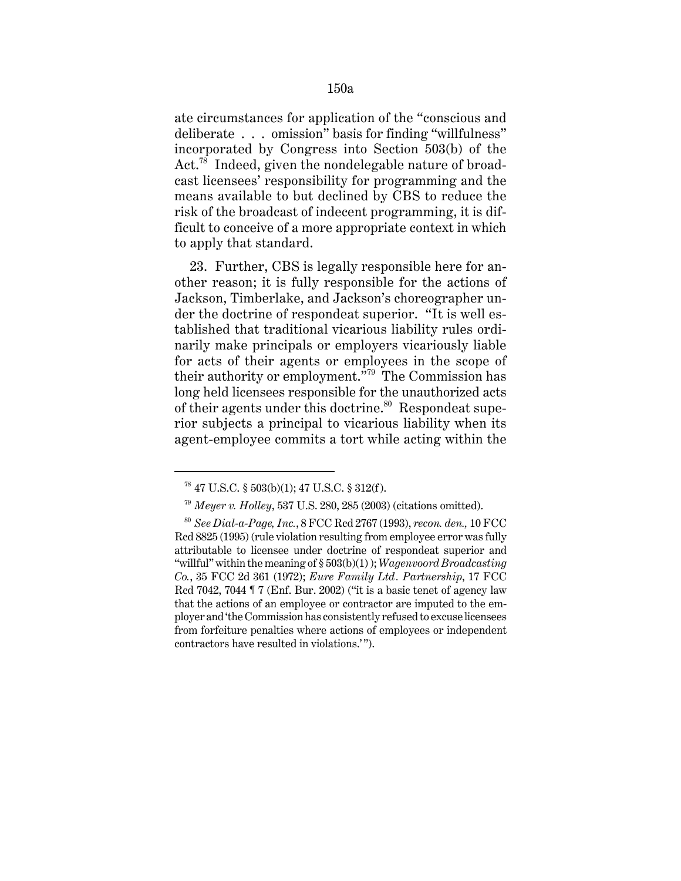ate circumstances for application of the "conscious and deliberate . . . omission" basis for finding "willfulness" incorporated by Congress into Section 503(b) of the Act.[78] Indeed, given the nondelegable nature of broadcast licensees' responsibility for programming and the means available to but declined by CBS to reduce the risk of the broadcast of indecent programming, it is difficult to conceive of a more appropriate context in which to apply that standard.

23. Further, CBS is legally responsible here for another reason; it is fully responsible for the actions of Jackson, Timberlake, and Jackson's choreographer under the doctrine of respondeat superior. "It is well established that traditional vicarious liability rules ordinarily make principals or employers vicariously liable for acts of their agents or employees in the scope of their authority or employment."[79] The Commission has long held licensees responsible for the unauthorized acts of their agents under this doctrine.[80] Respondeat superior subjects a principal to vicarious liability when its agent-employee commits a tort while acting within the

---

[78] 47 U.S.C. § 503(b)(1); 47 U.S.C. § 312(f).

[79] *Meyer v. Holley*, 537 U.S. 280, 285 (2003) (citations omitted).

[80] *See Dial-a-Page, Inc.*, 8 FCC Rcd 2767 (1993), *recon. den.,* 10 FCC Rcd 8825 (1995) (rule violation resulting from employee error was fully attributable to licensee under doctrine of respondeat superior and "willful" within the meaning of § 503(b)(1) ); *Wagenvoord Broadcasting Co.*, 35 FCC 2d 361 (1972); *Eure Family Ltd. Partnership*, 17 FCC Rcd 7042, 7044 ¶ 7 (Enf. Bur. 2002) ("it is a basic tenet of agency law that the actions of an employee or contractor are imputed to the employer and 'the Commission has consistently refused to excuse licensees from forfeiture penalties where actions of employees or independent contractors have resulted in violations.' ").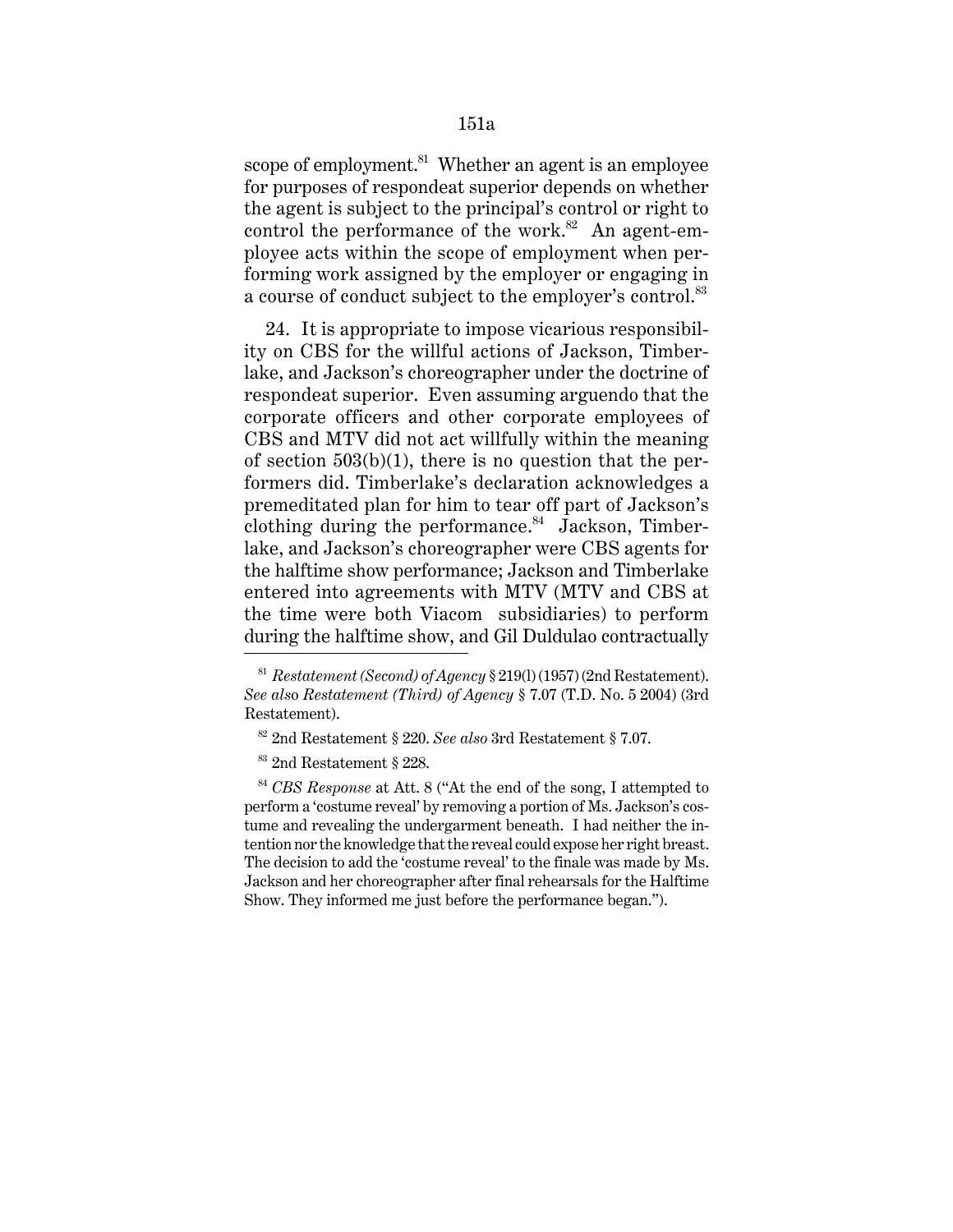scope of employment.[81] Whether an agent is an employee for purposes of respondeat superior depends on whether the agent is subject to the principal's control or right to control the performance of the work.[82] An agent-employee acts within the scope of employment when performing work assigned by the employer or engaging in a course of conduct subject to the employer's control.[83]

24. It is appropriate to impose vicarious responsibility on CBS for the willful actions of Jackson, Timberlake, and Jackson's choreographer under the doctrine of respondeat superior. Even assuming arguendo that the corporate officers and other corporate employees of CBS and MTV did not act willfully within the meaning of section 503(b)(1), there is no question that the performers did. Timberlake's declaration acknowledges a premeditated plan for him to tear off part of Jackson's clothing during the performance.[84] Jackson, Timberlake, and Jackson's choreographer were CBS agents for the halftime show performance; Jackson and Timberlake entered into agreements with MTV (MTV and CBS at the time were both Viacom subsidiaries) to perform during the halftime show, and Gil Duldulao contractually

---

[81] *Restatement (Second) of Agency* § 219(l) (1957) (2nd Restatement). *See also Restatement (Third) of Agency* § 7.07 (T.D. No. 5 2004) (3rd Restatement).

[82] 2nd Restatement § 220. *See also* 3rd Restatement § 7.07.

[83] 2nd Restatement § 228.

[84] *CBS Response* at Att. 8 ("At the end of the song, I attempted to perform a 'costume reveal' by removing a portion of Ms. Jackson's costume and revealing the undergarment beneath. I had neither the intention nor the knowledge that the reveal could expose her right breast. The decision to add the 'costume reveal' to the finale was made by Ms. Jackson and her choreographer after final rehearsals for the Halftime Show. They informed me just before the performance began.").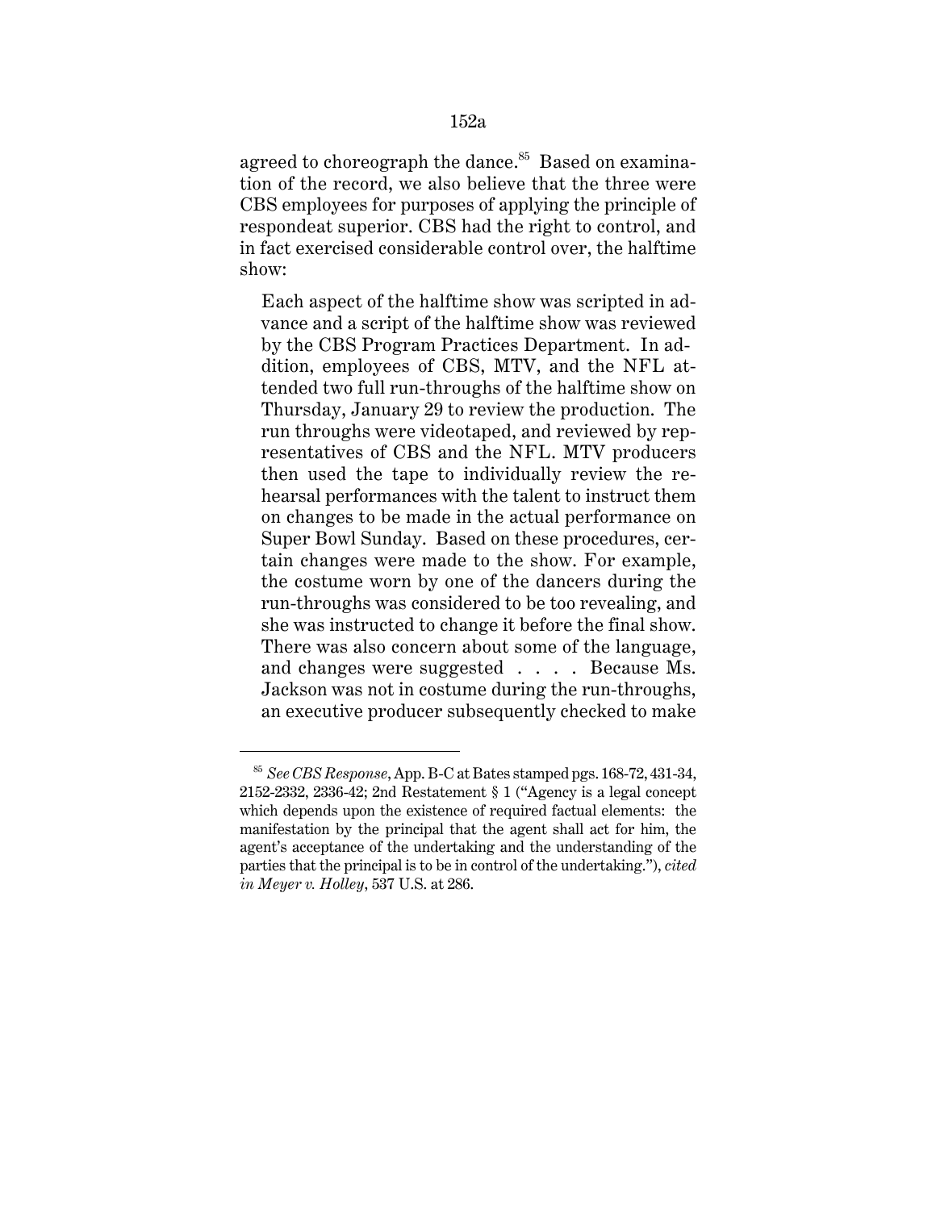agreed to choreograph the dance.[85] Based on examination of the record, we also believe that the three were CBS employees for purposes of applying the principle of respondeat superior. CBS had the right to control, and in fact exercised considerable control over, the halftime show:

> Each aspect of the halftime show was scripted in advance and a script of the halftime show was reviewed by the CBS Program Practices Department. In addition, employees of CBS, MTV, and the NFL attended two full run-throughs of the halftime show on Thursday, January 29 to review the production. The run throughs were videotaped, and reviewed by representatives of CBS and the NFL. MTV producers then used the tape to individually review the rehearsal performances with the talent to instruct them on changes to be made in the actual performance on Super Bowl Sunday. Based on these procedures, certain changes were made to the show. For example, the costume worn by one of the dancers during the run-throughs was considered to be too revealing, and she was instructed to change it before the final show. There was also concern about some of the language, and changes were suggested . . . . Because Ms. Jackson was not in costume during the run-throughs, an executive producer subsequently checked to make

---

[85] *See CBS Response*, App. B-C at Bates stamped pgs. 168-72, 431-34, 2152-2332, 2336-42; 2nd Restatement § 1 ("Agency is a legal concept which depends upon the existence of required factual elements: the manifestation by the principal that the agent shall act for him, the agent's acceptance of the undertaking and the understanding of the parties that the principal is to be in control of the undertaking."), *cited in Meyer v. Holley*, 537 U.S. at 286.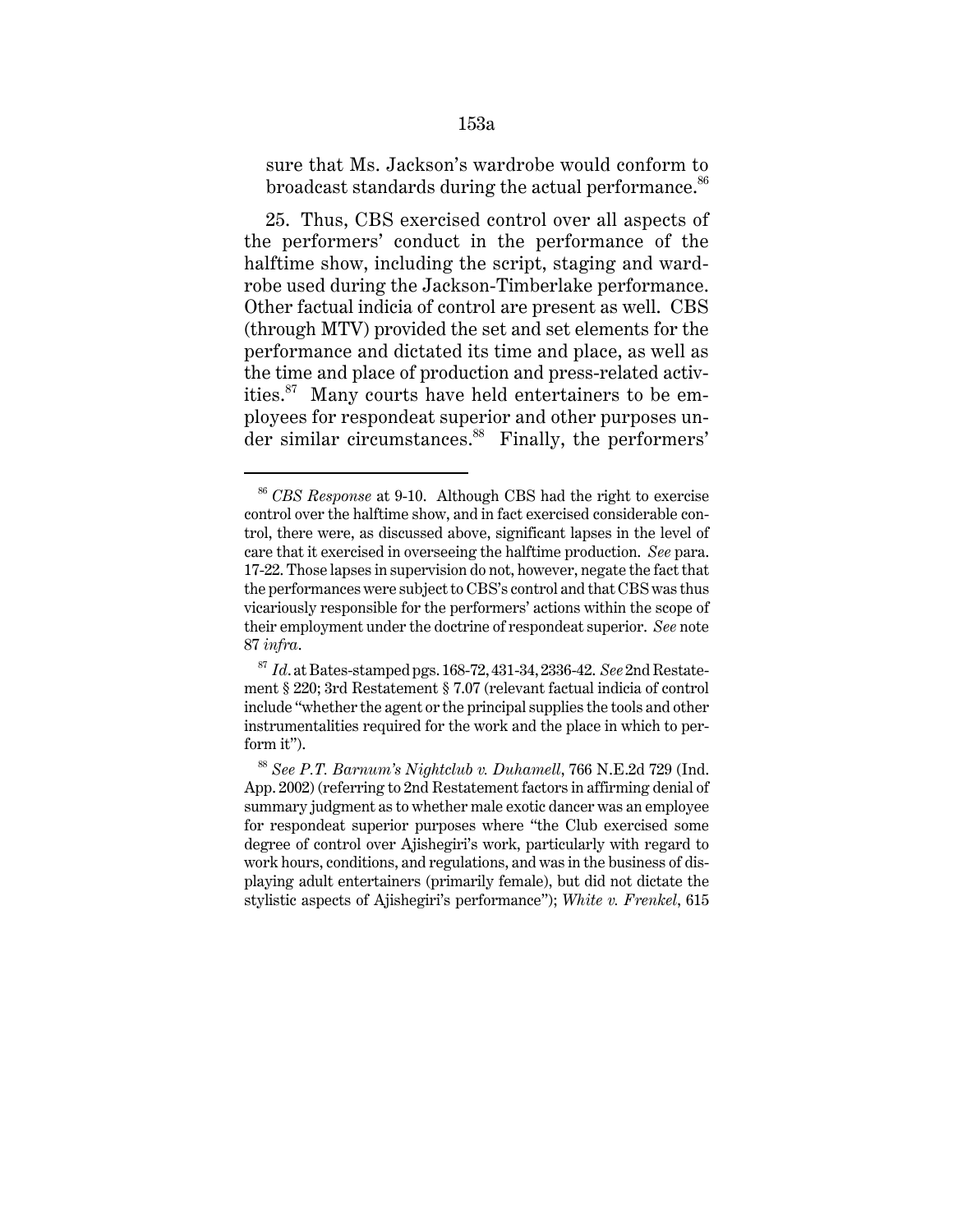sure that Ms. Jackson's wardrobe would conform to broadcast standards during the actual performance.[86]

25. Thus, CBS exercised control over all aspects of the performers' conduct in the performance of the halftime show, including the script, staging and wardrobe used during the Jackson-Timberlake performance. Other factual indicia of control are present as well. CBS (through MTV) provided the set and set elements for the performance and dictated its time and place, as well as the time and place of production and press-related activities.[87] Many courts have held entertainers to be employees for respondeat superior and other purposes under similar circumstances.[88] Finally, the performers'

---

[86] *CBS Response* at 9-10. Although CBS had the right to exercise control over the halftime show, and in fact exercised considerable control, there were, as discussed above, significant lapses in the level of care that it exercised in overseeing the halftime production. *See* para. 17-22. Those lapses in supervision do not, however, negate the fact that the performances were subject to CBS's control and that CBS was thus vicariously responsible for the performers' actions within the scope of their employment under the doctrine of respondeat superior. *See* note 87 *infra*.

[87] *Id*. at Bates-stamped pgs. 168-72, 431-34, 2336-42. *See* 2nd Restatement § 220; 3rd Restatement § 7.07 (relevant factual indicia of control include "whether the agent or the principal supplies the tools and other instrumentalities required for the work and the place in which to perform it").

[88] *See P.T. Barnum's Nightclub v. Duhamell*, 766 N.E.2d 729 (Ind. App. 2002) (referring to 2nd Restatement factors in affirming denial of summary judgment as to whether male exotic dancer was an employee for respondeat superior purposes where "the Club exercised some degree of control over Ajishegiri's work, particularly with regard to work hours, conditions, and regulations, and was in the business of displaying adult entertainers (primarily female), but did not dictate the stylistic aspects of Ajishegiri's performance"); *White v. Frenkel*, 615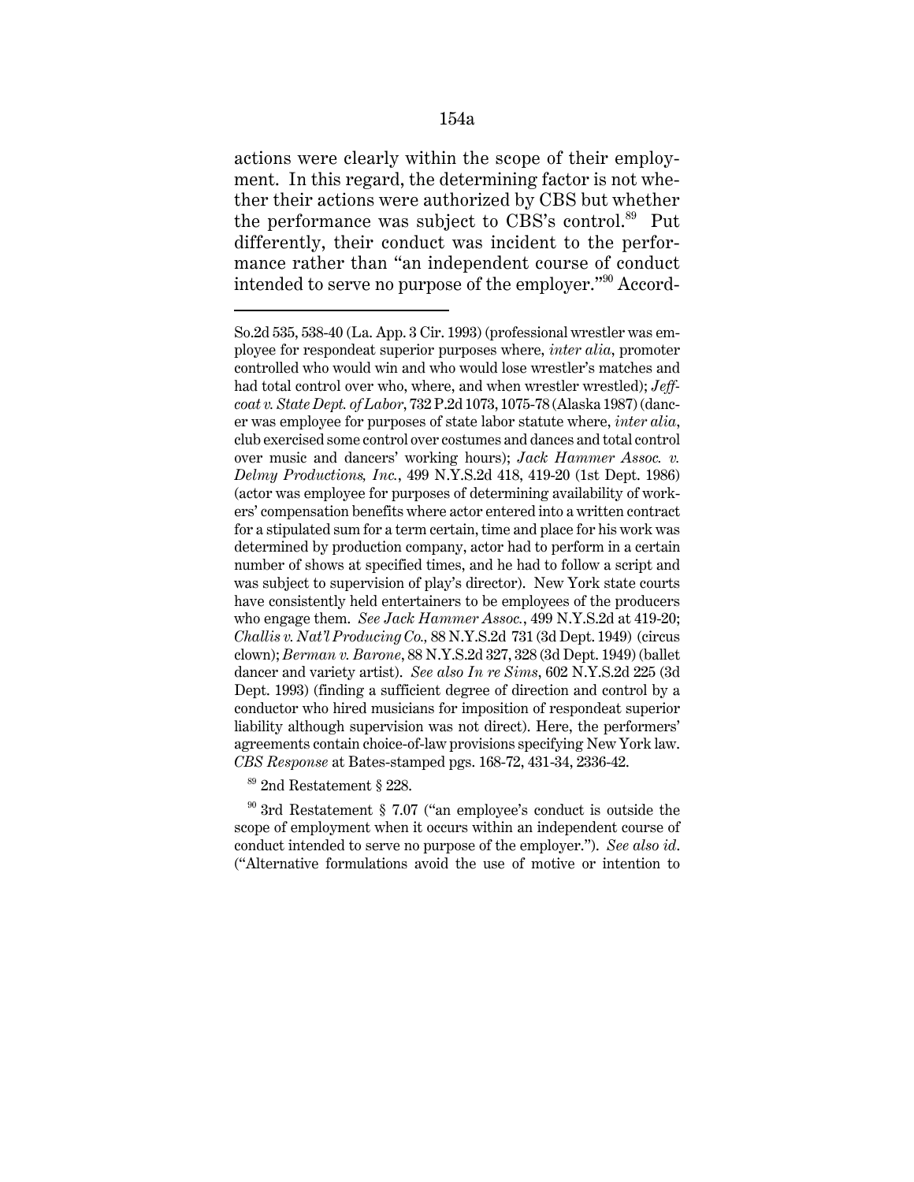actions were clearly within the scope of their employment. In this regard, the determining factor is not whether their actions were authorized by CBS but whether the performance was subject to CBS's control.[89] Put differently, their conduct was incident to the performance rather than "an independent course of conduct intended to serve no purpose of the employer."[90] Accord-

---

So.2d 535, 538-40 (La. App. 3 Cir. 1993) (professional wrestler was employee for respondeat superior purposes where, *inter alia*, promoter controlled who would win and who would lose wrestler's matches and had total control over who, where, and when wrestler wrestled); *Jeffcoat v. State Dept. of Labor*, 732 P.2d 1073, 1075-78 (Alaska 1987) (dancer was employee for purposes of state labor statute where, *inter alia*, club exercised some control over costumes and dances and total control over music and dancers' working hours); *Jack Hammer Assoc. v. Delmy Productions, Inc.*, 499 N.Y.S.2d 418, 419-20 (1st Dept. 1986) (actor was employee for purposes of determining availability of workers' compensation benefits where actor entered into a written contract for a stipulated sum for a term certain, time and place for his work was determined by production company, actor had to perform in a certain number of shows at specified times, and he had to follow a script and was subject to supervision of play's director). New York state courts have consistently held entertainers to be employees of the producers who engage them. *See Jack Hammer Assoc.*, 499 N.Y.S.2d at 419-20; *Challis v. Nat'l Producing Co.*, 88 N.Y.S.2d 731 (3d Dept. 1949) (circus clown); *Berman v. Barone*, 88 N.Y.S.2d 327, 328 (3d Dept. 1949) (ballet dancer and variety artist). *See also In re Sims*, 602 N.Y.S.2d 225 (3d Dept. 1993) (finding a sufficient degree of direction and control by a conductor who hired musicians for imposition of respondeat superior liability although supervision was not direct). Here, the performers' agreements contain choice-of-law provisions specifying New York law. *CBS Response* at Bates-stamped pgs. 168-72, 431-34, 2336-42.

[89] 2nd Restatement § 228.

[90] 3rd Restatement § 7.07 ("an employee's conduct is outside the scope of employment when it occurs within an independent course of conduct intended to serve no purpose of the employer."). *See also id*. ("Alternative formulations avoid the use of motive or intention to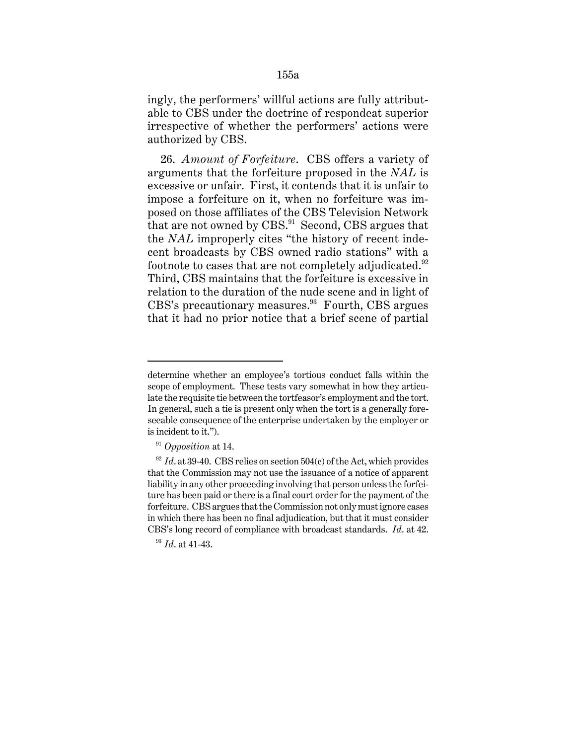ingly, the performers' willful actions are fully attributable to CBS under the doctrine of respondeat superior irrespective of whether the performers' actions were authorized by CBS.

26. *Amount of Forfeiture*. CBS offers a variety of arguments that the forfeiture proposed in the *NAL* is excessive or unfair. First, it contends that it is unfair to impose a forfeiture on it, when no forfeiture was imposed on those affiliates of the CBS Television Network that are not owned by CBS.[91] Second, CBS argues that the *NAL* improperly cites "the history of recent indecent broadcasts by CBS owned radio stations" with a footnote to cases that are not completely adjudicated.[92] Third, CBS maintains that the forfeiture is excessive in relation to the duration of the nude scene and in light of CBS's precautionary measures.[93] Fourth, CBS argues that it had no prior notice that a brief scene of partial

---

determine whether an employee's tortious conduct falls within the scope of employment. These tests vary somewhat in how they articulate the requisite tie between the tortfeasor's employment and the tort. In general, such a tie is present only when the tort is a generally foreseeable consequence of the enterprise undertaken by the employer or is incident to it.").

[91] *Opposition* at 14.

[92] *Id*. at 39-40. CBS relies on section 504(c) of the Act, which provides that the Commission may not use the issuance of a notice of apparent liability in any other proceeding involving that person unless the forfeiture has been paid or there is a final court order for the payment of the forfeiture. CBS argues that the Commission not only must ignore cases in which there has been no final adjudication, but that it must consider CBS's long record of compliance with broadcast standards. *Id*. at 42.

[93] *Id*. at 41-43.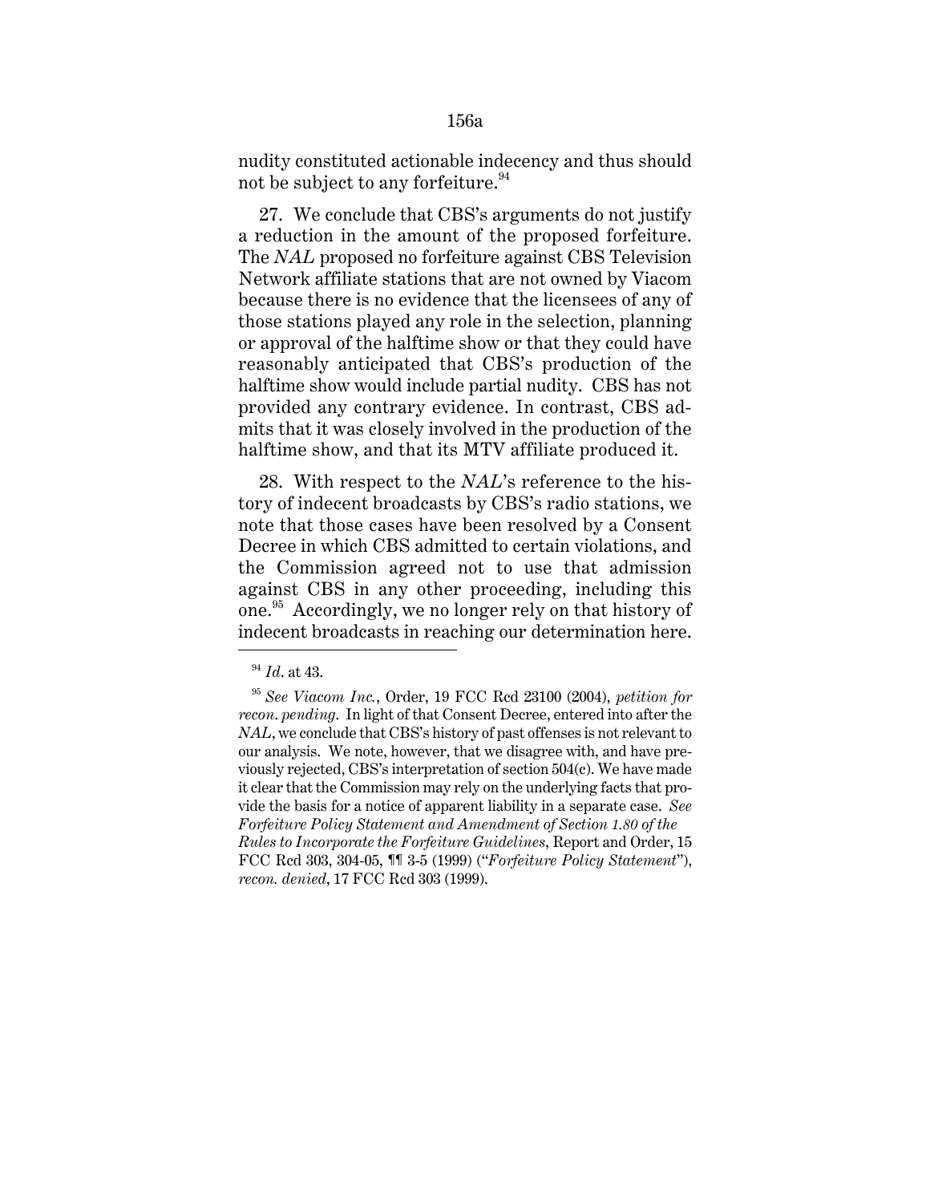nudity constituted actionable indecency and thus should not be subject to any forfeiture.[94]

27. We conclude that CBS's arguments do not justify a reduction in the amount of the proposed forfeiture. The *NAL* proposed no forfeiture against CBS Television Network affiliate stations that are not owned by Viacom because there is no evidence that the licensees of any of those stations played any role in the selection, planning or approval of the halftime show or that they could have reasonably anticipated that CBS's production of the halftime show would include partial nudity. CBS has not provided any contrary evidence. In contrast, CBS admits that it was closely involved in the production of the halftime show, and that its MTV affiliate produced it.

28. With respect to the *NAL*'s reference to the history of indecent broadcasts by CBS's radio stations, we note that those cases have been resolved by a Consent Decree in which CBS admitted to certain violations, and the Commission agreed not to use that admission against CBS in any other proceeding, including this one.[95] Accordingly, we no longer rely on that history of indecent broadcasts in reaching our determination here.

---

[94] *Id.* at 43.

[95] *See Viacom Inc.*, Order, 19 FCC Rcd 23100 (2004), *petition for recon. pending*. In light of that Consent Decree, entered into after the *NAL*, we conclude that CBS's history of past offenses is not relevant to our analysis. We note, however, that we disagree with, and have previously rejected, CBS's interpretation of section 504(c). We have made it clear that the Commission may rely on the underlying facts that provide the basis for a notice of apparent liability in a separate case. *See Forfeiture Policy Statement and Amendment of Section 1.80 of the Rules to Incorporate the Forfeiture Guidelines*, Report and Order, 15 FCC Rcd 303, 304-05, ¶¶ 3-5 (1999) ("*Forfeiture Policy Statement*"), *recon. denied*, 17 FCC Rcd 303 (1999).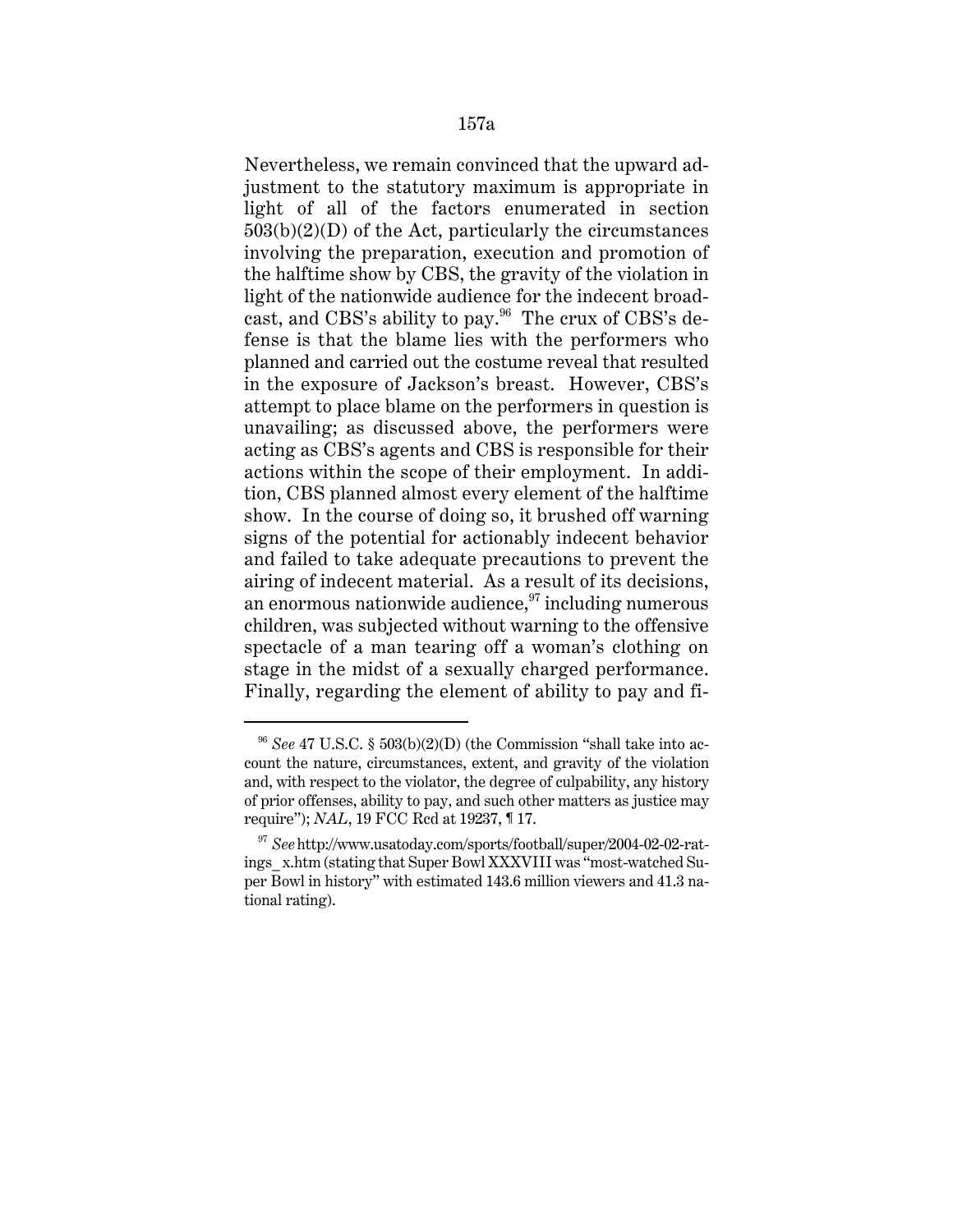Nevertheless, we remain convinced that the upward adjustment to the statutory maximum is appropriate in light of all of the factors enumerated in section 503(b)(2)(D) of the Act, particularly the circumstances involving the preparation, execution and promotion of the halftime show by CBS, the gravity of the violation in light of the nationwide audience for the indecent broadcast, and CBS's ability to pay.[96] The crux of CBS's defense is that the blame lies with the performers who planned and carried out the costume reveal that resulted in the exposure of Jackson's breast. However, CBS's attempt to place blame on the performers in question is unavailing; as discussed above, the performers were acting as CBS's agents and CBS is responsible for their actions within the scope of their employment. In addition, CBS planned almost every element of the halftime show. In the course of doing so, it brushed off warning signs of the potential for actionably indecent behavior and failed to take adequate precautions to prevent the airing of indecent material. As a result of its decisions, an enormous nationwide audience,[97] including numerous children, was subjected without warning to the offensive spectacle of a man tearing off a woman's clothing on stage in the midst of a sexually charged performance. Finally, regarding the element of ability to pay and fi-

---

[96] *See* 47 U.S.C. § 503(b)(2)(D) (the Commission "shall take into account the nature, circumstances, extent, and gravity of the violation and, with respect to the violator, the degree of culpability, any history of prior offenses, ability to pay, and such other matters as justice may require"); *NAL*, 19 FCC Rcd at 19237, ¶ 17.

[97] *See* http://www.usatoday.com/sports/football/super/2004-02-02-ratings_x.htm (stating that Super Bowl XXXVIII was "most-watched Super Bowl in history" with estimated 143.6 million viewers and 41.3 national rating).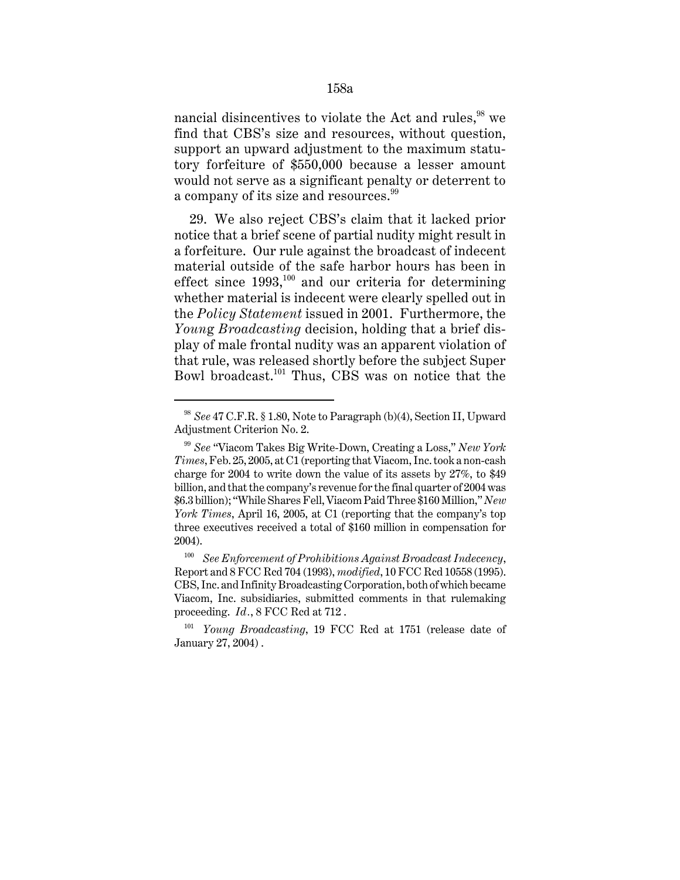nancial disincentives to violate the Act and rules,[98] we find that CBS's size and resources, without question, support an upward adjustment to the maximum statutory forfeiture of $550,000 because a lesser amount would not serve as a significant penalty or deterrent to a company of its size and resources.[99]

29. We also reject CBS's claim that it lacked prior notice that a brief scene of partial nudity might result in a forfeiture. Our rule against the broadcast of indecent material outside of the safe harbor hours has been in effect since 1993,[100] and our criteria for determining whether material is indecent were clearly spelled out in the *Policy Statement* issued in 2001. Furthermore, the *Young Broadcasting* decision, holding that a brief display of male frontal nudity was an apparent violation of that rule, was released shortly before the subject Super Bowl broadcast.[101] Thus, CBS was on notice that the

---

[98] *See* 47 C.F.R. § 1.80, Note to Paragraph (b)(4), Section II, Upward Adjustment Criterion No. 2.

[99] *See* "Viacom Takes Big Write-Down, Creating a Loss," *New York Times*, Feb. 25, 2005, at C1 (reporting that Viacom, Inc. took a non-cash charge for 2004 to write down the value of its assets by 27%, to $49 billion, and that the company's revenue for the final quarter of 2004 was $6.3 billion); "While Shares Fell, Viacom Paid Three $160 Million," *New York Times*, April 16, 2005, at C1 (reporting that the company's top three executives received a total of $160 million in compensation for 2004).

[100] *See Enforcement of Prohibitions Against Broadcast Indecency*, Report and 8 FCC Rcd 704 (1993), *modified*, 10 FCC Rcd 10558 (1995). CBS, Inc. and Infinity Broadcasting Corporation, both of which became Viacom, Inc. subsidiaries, submitted comments in that rulemaking proceeding. *Id.*, 8 FCC Rcd at 712 .

[101] *Young Broadcasting*, 19 FCC Rcd at 1751 (release date of January 27, 2004) .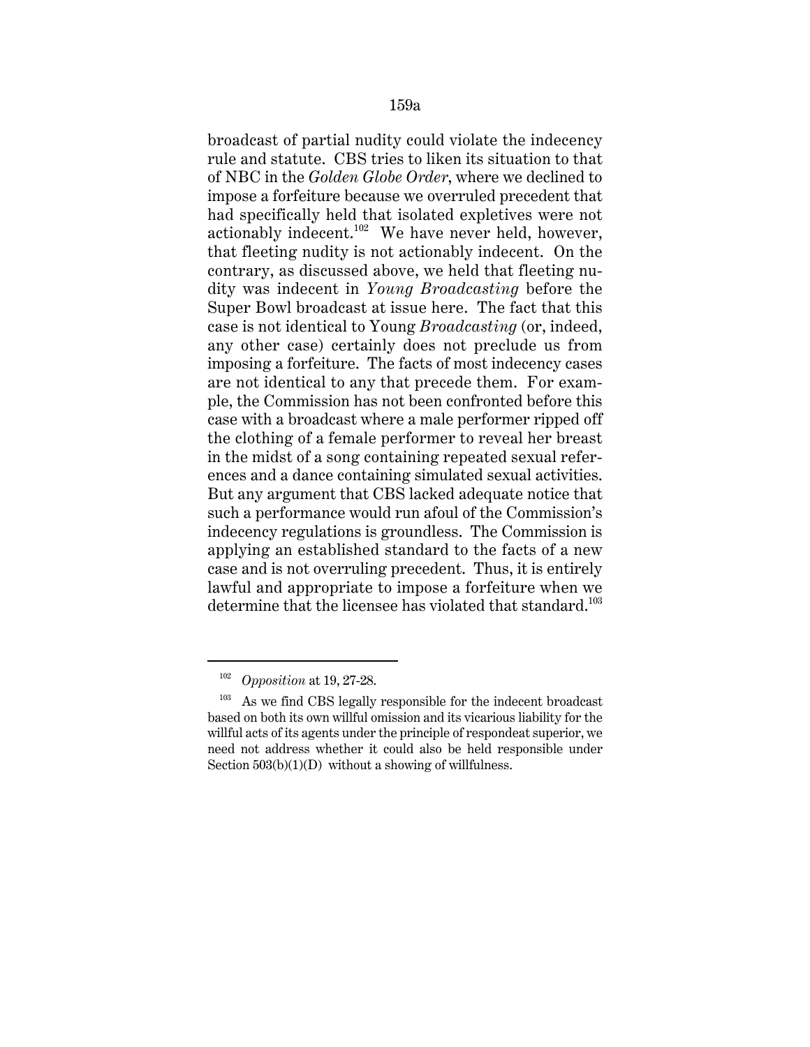broadcast of partial nudity could violate the indecency rule and statute. CBS tries to liken its situation to that of NBC in the *Golden Globe Order*, where we declined to impose a forfeiture because we overruled precedent that had specifically held that isolated expletives were not actionably indecent.[102] We have never held, however, that fleeting nudity is not actionably indecent. On the contrary, as discussed above, we held that fleeting nudity was indecent in *Young Broadcasting* before the Super Bowl broadcast at issue here. The fact that this case is not identical to Young *Broadcasting* (or, indeed, any other case) certainly does not preclude us from imposing a forfeiture. The facts of most indecency cases are not identical to any that precede them. For example, the Commission has not been confronted before this case with a broadcast where a male performer ripped off the clothing of a female performer to reveal her breast in the midst of a song containing repeated sexual references and a dance containing simulated sexual activities. But any argument that CBS lacked adequate notice that such a performance would run afoul of the Commission's indecency regulations is groundless. The Commission is applying an established standard to the facts of a new case and is not overruling precedent. Thus, it is entirely lawful and appropriate to impose a forfeiture when we determine that the licensee has violated that standard.[103]

---

[102] *Opposition* at 19, 27-28.

[103] As we find CBS legally responsible for the indecent broadcast based on both its own willful omission and its vicarious liability for the willful acts of its agents under the principle of respondeat superior, we need not address whether it could also be held responsible under Section 503(b)(1)(D) without a showing of willfulness.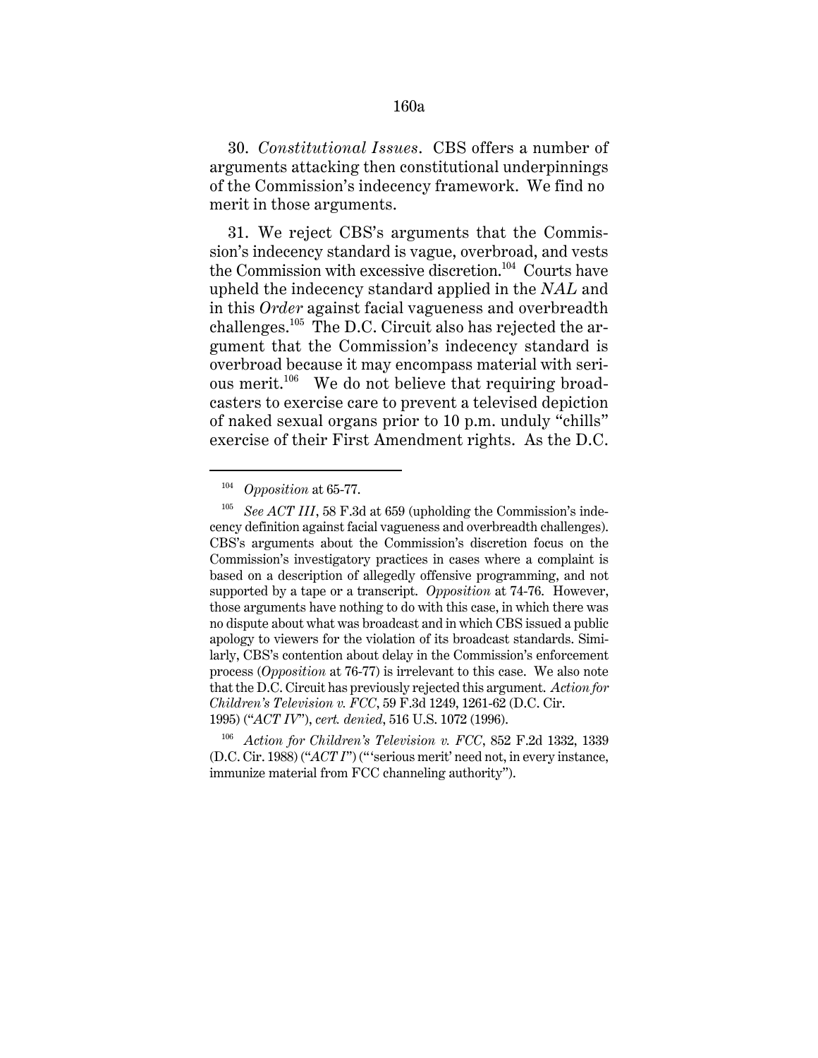30. *Constitutional Issues*. CBS offers a number of arguments attacking then constitutional underpinnings of the Commission's indecency framework. We find no merit in those arguments.

31. We reject CBS's arguments that the Commission's indecency standard is vague, overbroad, and vests the Commission with excessive discretion.[104] Courts have upheld the indecency standard applied in the *NAL* and in this *Order* against facial vagueness and overbreadth challenges.[105] The D.C. Circuit also has rejected the argument that the Commission's indecency standard is overbroad because it may encompass material with serious merit.[106] We do not believe that requiring broadcasters to exercise care to prevent a televised depiction of naked sexual organs prior to 10 p.m. unduly "chills" exercise of their First Amendment rights. As the D.C.

---

[104] *Opposition* at 65-77.

[105] *See ACT III*, 58 F.3d at 659 (upholding the Commission's indecency definition against facial vagueness and overbreadth challenges). CBS's arguments about the Commission's discretion focus on the Commission's investigatory practices in cases where a complaint is based on a description of allegedly offensive programming, and not supported by a tape or a transcript. *Opposition* at 74-76. However, those arguments have nothing to do with this case, in which there was no dispute about what was broadcast and in which CBS issued a public apology to viewers for the violation of its broadcast standards. Similarly, CBS's contention about delay in the Commission's enforcement process (*Opposition* at 76-77) is irrelevant to this case. We also note that the D.C. Circuit has previously rejected this argument. *Action for Children's Television v. FCC*, 59 F.3d 1249, 1261-62 (D.C. Cir. 1995) ("*ACT IV*"), *cert. denied*, 516 U.S. 1072 (1996).

[106] *Action for Children's Television v. FCC*, 852 F.2d 1332, 1339 (D.C. Cir. 1988) ("*ACT I*") ("'serious merit' need not, in every instance, immunize material from FCC channeling authority").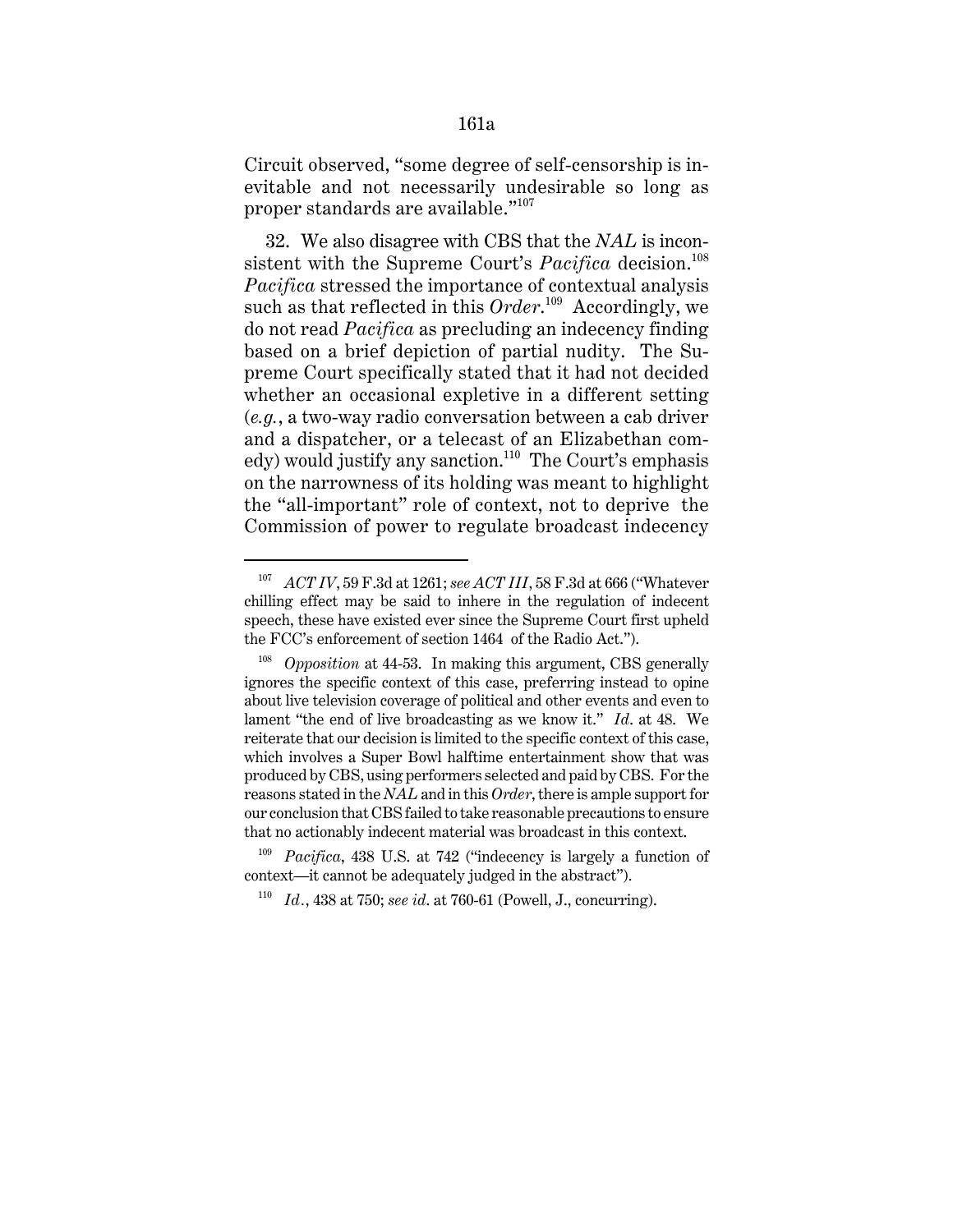Circuit observed, "some degree of self-censorship is inevitable and not necessarily undesirable so long as proper standards are available."[107]

32. We also disagree with CBS that the *NAL* is inconsistent with the Supreme Court's *Pacifica* decision.[108] *Pacifica* stressed the importance of contextual analysis such as that reflected in this *Order*.[109] Accordingly, we do not read *Pacifica* as precluding an indecency finding based on a brief depiction of partial nudity. The Supreme Court specifically stated that it had not decided whether an occasional expletive in a different setting (*e.g.*, a two-way radio conversation between a cab driver and a dispatcher, or a telecast of an Elizabethan comedy) would justify any sanction.[110] The Court's emphasis on the narrowness of its holding was meant to highlight the "all-important" role of context, not to deprive the Commission of power to regulate broadcast indecency

---

[107] *ACT IV*, 59 F.3d at 1261; *see ACT III*, 58 F.3d at 666 ("Whatever chilling effect may be said to inhere in the regulation of indecent speech, these have existed ever since the Supreme Court first upheld the FCC's enforcement of section 1464 of the Radio Act.").

[108] *Opposition* at 44-53. In making this argument, CBS generally ignores the specific context of this case, preferring instead to opine about live television coverage of political and other events and even to lament "the end of live broadcasting as we know it." *Id*. at 48. We reiterate that our decision is limited to the specific context of this case, which involves a Super Bowl halftime entertainment show that was produced by CBS, using performers selected and paid by CBS. For the reasons stated in the *NAL* and in this *Order*, there is ample support for our conclusion that CBS failed to take reasonable precautions to ensure that no actionably indecent material was broadcast in this context.

[109] *Pacifica*, 438 U.S. at 742 ("indecency is largely a function of context—it cannot be adequately judged in the abstract").

[110] *Id.*, 438 at 750; *see id*. at 760-61 (Powell, J., concurring).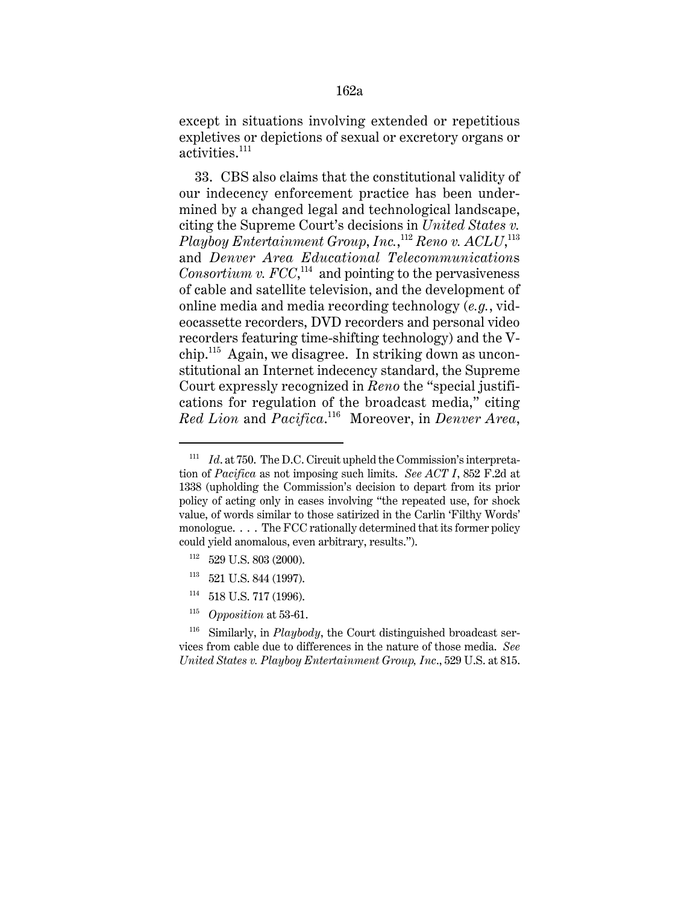except in situations involving extended or repetitious expletives or depictions of sexual or excretory organs or activities.[111]

33. CBS also claims that the constitutional validity of our indecency enforcement practice has been undermined by a changed legal and technological landscape, citing the Supreme Court's decisions in *United States v. Playboy Entertainment Group*, *Inc.*,[112] *Reno v. ACLU*,[113] and *Denver Area Educational Telecommunications Consortium v. FCC*,[114] and pointing to the pervasiveness of cable and satellite television, and the development of online media and media recording technology (*e.g.*, videocassette recorders, DVD recorders and personal video recorders featuring time-shifting technology) and the V-chip.[115] Again, we disagree. In striking down as unconstitutional an Internet indecency standard, the Supreme Court expressly recognized in *Reno* the "special justifications for regulation of the broadcast media," citing *Red Lion* and *Pacifica*.[116] Moreover, in *Denver Area*,

---

[111] *Id*. at 750. The D.C. Circuit upheld the Commission's interpretation of *Pacifica* as not imposing such limits. *See ACT I*, 852 F.2d at 1338 (upholding the Commission's decision to depart from its prior policy of acting only in cases involving "the repeated use, for shock value, of words similar to those satirized in the Carlin 'Filthy Words' monologue. . . . The FCC rationally determined that its former policy could yield anomalous, even arbitrary, results.").

[112] 529 U.S. 803 (2000).

[113] 521 U.S. 844 (1997).

[114] 518 U.S. 717 (1996).

[115] *Opposition* at 53-61.

[116] Similarly, in *Playbody*, the Court distinguished broadcast services from cable due to differences in the nature of those media. *See United States v. Playboy Entertainment Group, Inc*., 529 U.S. at 815.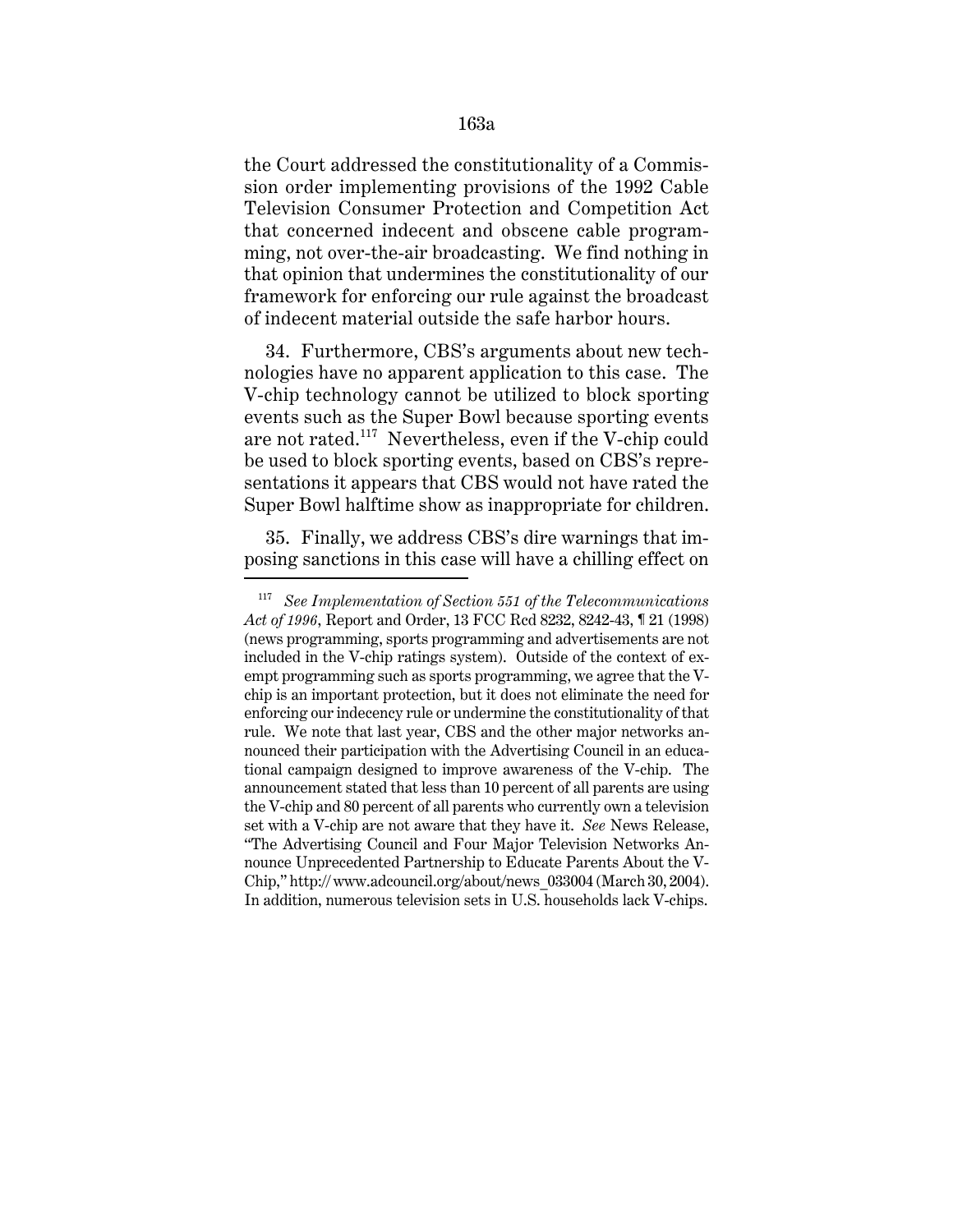the Court addressed the constitutionality of a Commission order implementing provisions of the 1992 Cable Television Consumer Protection and Competition Act that concerned indecent and obscene cable programming, not over-the-air broadcasting. We find nothing in that opinion that undermines the constitutionality of our framework for enforcing our rule against the broadcast of indecent material outside the safe harbor hours.

34. Furthermore, CBS's arguments about new technologies have no apparent application to this case. The V-chip technology cannot be utilized to block sporting events such as the Super Bowl because sporting events are not rated.[117] Nevertheless, even if the V-chip could be used to block sporting events, based on CBS's representations it appears that CBS would not have rated the Super Bowl halftime show as inappropriate for children.

35. Finally, we address CBS's dire warnings that imposing sanctions in this case will have a chilling effect on

---

[117] *See Implementation of Section 551 of the Telecommunications Act of 1996*, Report and Order, 13 FCC Rcd 8232, 8242-43, ¶ 21 (1998) (news programming, sports programming and advertisements are not included in the V-chip ratings system). Outside of the context of exempt programming such as sports programming, we agree that the V-chip is an important protection, but it does not eliminate the need for enforcing our indecency rule or undermine the constitutionality of that rule. We note that last year, CBS and the other major networks announced their participation with the Advertising Council in an educational campaign designed to improve awareness of the V-chip. The announcement stated that less than 10 percent of all parents are using the V-chip and 80 percent of all parents who currently own a television set with a V-chip are not aware that they have it. *See* News Release, "The Advertising Council and Four Major Television Networks Announce Unprecedented Partnership to Educate Parents About the V-Chip," http:// www.adcouncil.org/about/news_033004 (March 30, 2004). In addition, numerous television sets in U.S. households lack V-chips.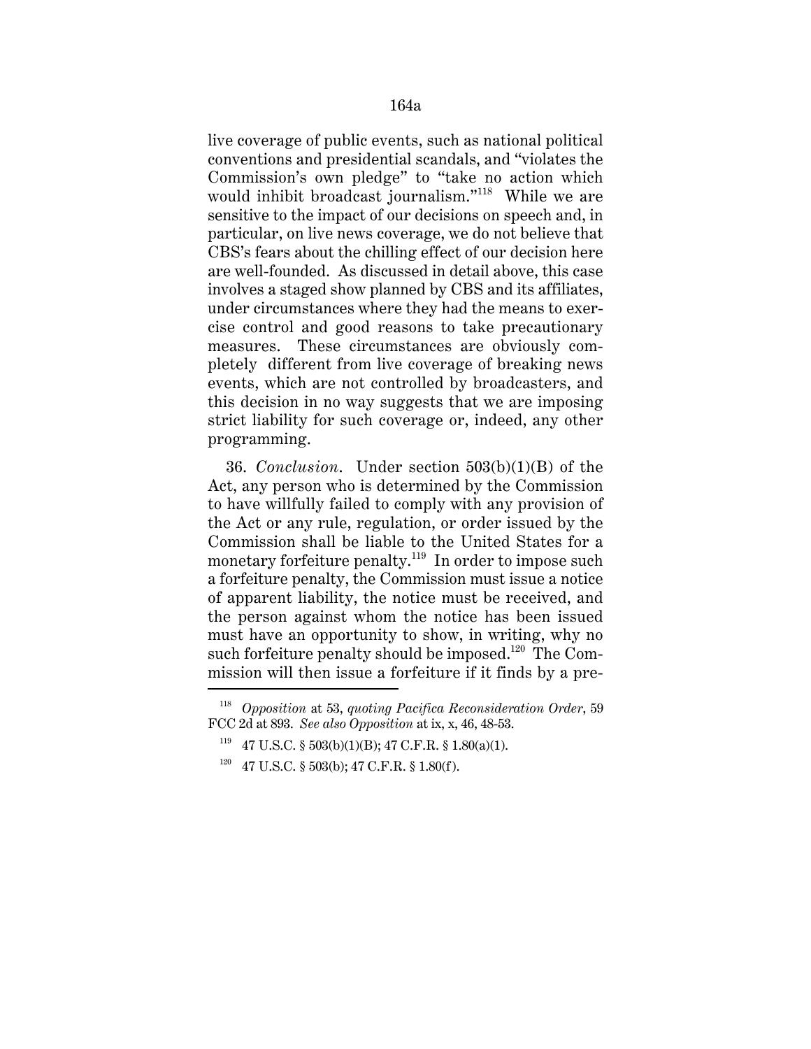live coverage of public events, such as national political conventions and presidential scandals, and "violates the Commission's own pledge" to "take no action which would inhibit broadcast journalism."[118] While we are sensitive to the impact of our decisions on speech and, in particular, on live news coverage, we do not believe that CBS's fears about the chilling effect of our decision here are well-founded. As discussed in detail above, this case involves a staged show planned by CBS and its affiliates, under circumstances where they had the means to exercise control and good reasons to take precautionary measures. These circumstances are obviously completely different from live coverage of breaking news events, which are not controlled by broadcasters, and this decision in no way suggests that we are imposing strict liability for such coverage or, indeed, any other programming.

36. *Conclusion*. Under section 503(b)(1)(B) of the Act, any person who is determined by the Commission to have willfully failed to comply with any provision of the Act or any rule, regulation, or order issued by the Commission shall be liable to the United States for a monetary forfeiture penalty.[119] In order to impose such a forfeiture penalty, the Commission must issue a notice of apparent liability, the notice must be received, and the person against whom the notice has been issued must have an opportunity to show, in writing, why no such forfeiture penalty should be imposed.[120] The Commission will then issue a forfeiture if it finds by a pre-

---

[118] *Opposition* at 53, *quoting Pacifica Reconsideration Order*, 59 FCC 2d at 893. *See also Opposition* at ix, x, 46, 48-53.

[119] 47 U.S.C. § 503(b)(1)(B); 47 C.F.R. § 1.80(a)(1).

[120] 47 U.S.C. § 503(b); 47 C.F.R. § 1.80(f).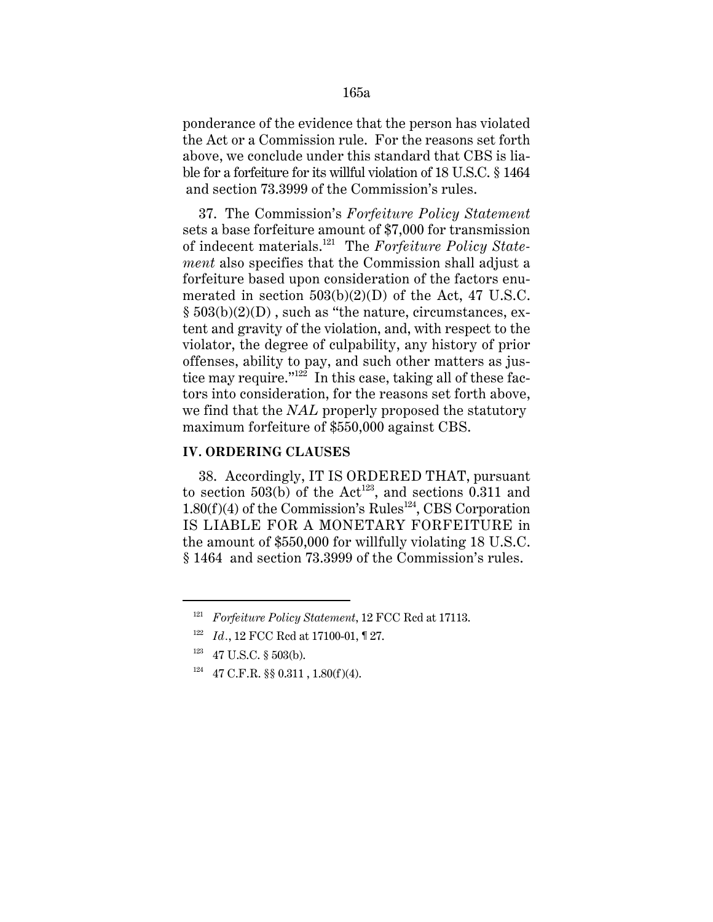ponderance of the evidence that the person has violated the Act or a Commission rule. For the reasons set forth above, we conclude under this standard that CBS is liable for a forfeiture for its willful violation of 18 U.S.C. § 1464 and section 73.3999 of the Commission's rules.

37. The Commission's *Forfeiture Policy Statement* sets a base forfeiture amount of $7,000 for transmission of indecent materials.[121] The *Forfeiture Policy Statement* also specifies that the Commission shall adjust a forfeiture based upon consideration of the factors enumerated in section 503(b)(2)(D) of the Act, 47 U.S.C. § 503(b)(2)(D) , such as "the nature, circumstances, extent and gravity of the violation, and, with respect to the violator, the degree of culpability, any history of prior offenses, ability to pay, and such other matters as justice may require."[122] In this case, taking all of these factors into consideration, for the reasons set forth above, we find that the *NAL* properly proposed the statutory maximum forfeiture of $550,000 against CBS.

## IV. ORDERING CLAUSES

38. Accordingly, IT IS ORDERED THAT, pursuant to section 503(b) of the Act[123], and sections 0.311 and 1.80(f)(4) of the Commission's Rules[124], CBS Corporation IS LIABLE FOR A MONETARY FORFEITURE in the amount of $550,000 for willfully violating 18 U.S.C. § 1464 and section 73.3999 of the Commission's rules.

---

[121] *Forfeiture Policy Statement*, 12 FCC Rcd at 17113.

[122] *Id.*, 12 FCC Rcd at 17100-01, ¶ 27.

[123] 47 U.S.C. § 503(b).

[124] 47 C.F.R. §§ 0.311 , 1.80(f)(4).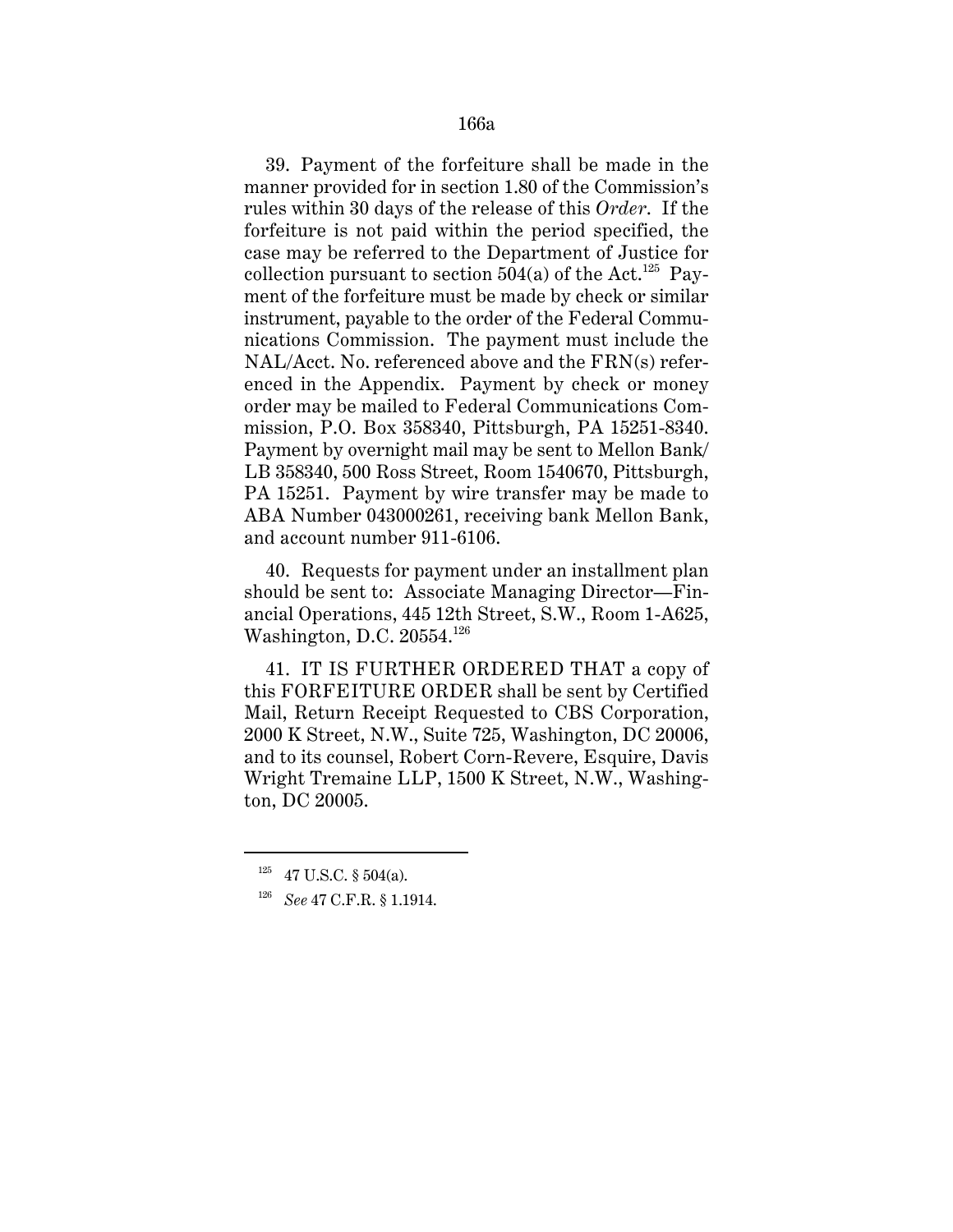39. Payment of the forfeiture shall be made in the manner provided for in section 1.80 of the Commission's rules within 30 days of the release of this *Order*. If the forfeiture is not paid within the period specified, the case may be referred to the Department of Justice for collection pursuant to section 504(a) of the Act.[125] Payment of the forfeiture must be made by check or similar instrument, payable to the order of the Federal Communications Commission. The payment must include the NAL/Acct. No. referenced above and the FRN(s) referenced in the Appendix. Payment by check or money order may be mailed to Federal Communications Commission, P.O. Box 358340, Pittsburgh, PA 15251-8340. Payment by overnight mail may be sent to Mellon Bank/LB 358340, 500 Ross Street, Room 1540670, Pittsburgh, PA 15251. Payment by wire transfer may be made to ABA Number 043000261, receiving bank Mellon Bank, and account number 911-6106.

40. Requests for payment under an installment plan should be sent to: Associate Managing Director—Financial Operations, 445 12th Street, S.W., Room 1-A625, Washington, D.C. 20554.[126]

41. IT IS FURTHER ORDERED THAT a copy of this FORFEITURE ORDER shall be sent by Certified Mail, Return Receipt Requested to CBS Corporation, 2000 K Street, N.W., Suite 725, Washington, DC 20006, and to its counsel, Robert Corn-Revere, Esquire, Davis Wright Tremaine LLP, 1500 K Street, N.W., Washington, DC 20005.

---

[125] 47 U.S.C. § 504(a).

[126] *See* 47 C.F.R. § 1.1914.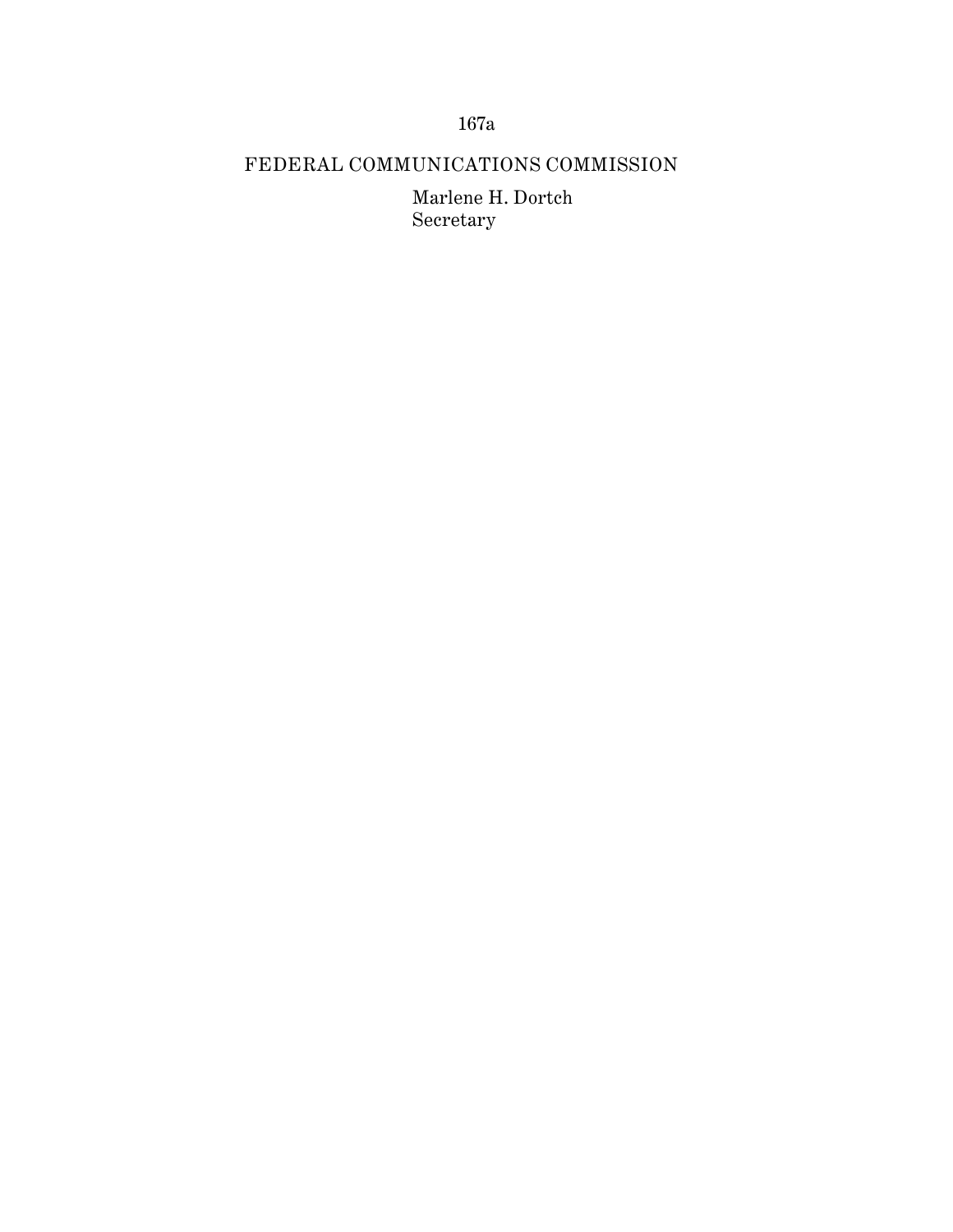FEDERAL COMMUNICATIONS COMMISSION

Marlene H. Dortch
Secretary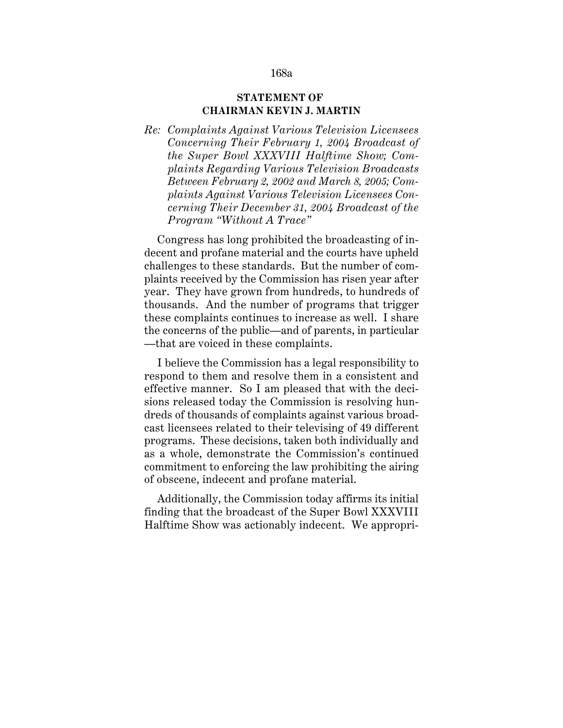**STATEMENT OF CHAIRMAN KEVIN J. MARTIN**

*Re: Complaints Against Various Television Licensees Concerning Their February 1, 2004 Broadcast of the Super Bowl XXXVIII Halftime Show; Complaints Regarding Various Television Broadcasts Between February 2, 2002 and March 8, 2005; Complaints Against Various Television Licensees Concerning Their December 31, 2004 Broadcast of the Program "Without A Trace"*

Congress has long prohibited the broadcasting of indecent and profane material and the courts have upheld challenges to these standards. But the number of complaints received by the Commission has risen year after year. They have grown from hundreds, to hundreds of thousands. And the number of programs that trigger these complaints continues to increase as well. I share the concerns of the public—and of parents, in particular—that are voiced in these complaints.

I believe the Commission has a legal responsibility to respond to them and resolve them in a consistent and effective manner. So I am pleased that with the decisions released today the Commission is resolving hundreds of thousands of complaints against various broadcast licensees related to their televising of 49 different programs. These decisions, taken both individually and as a whole, demonstrate the Commission's continued commitment to enforcing the law prohibiting the airing of obscene, indecent and profane material.

Additionally, the Commission today affirms its initial finding that the broadcast of the Super Bowl XXXVIII Halftime Show was actionably indecent. We appropri-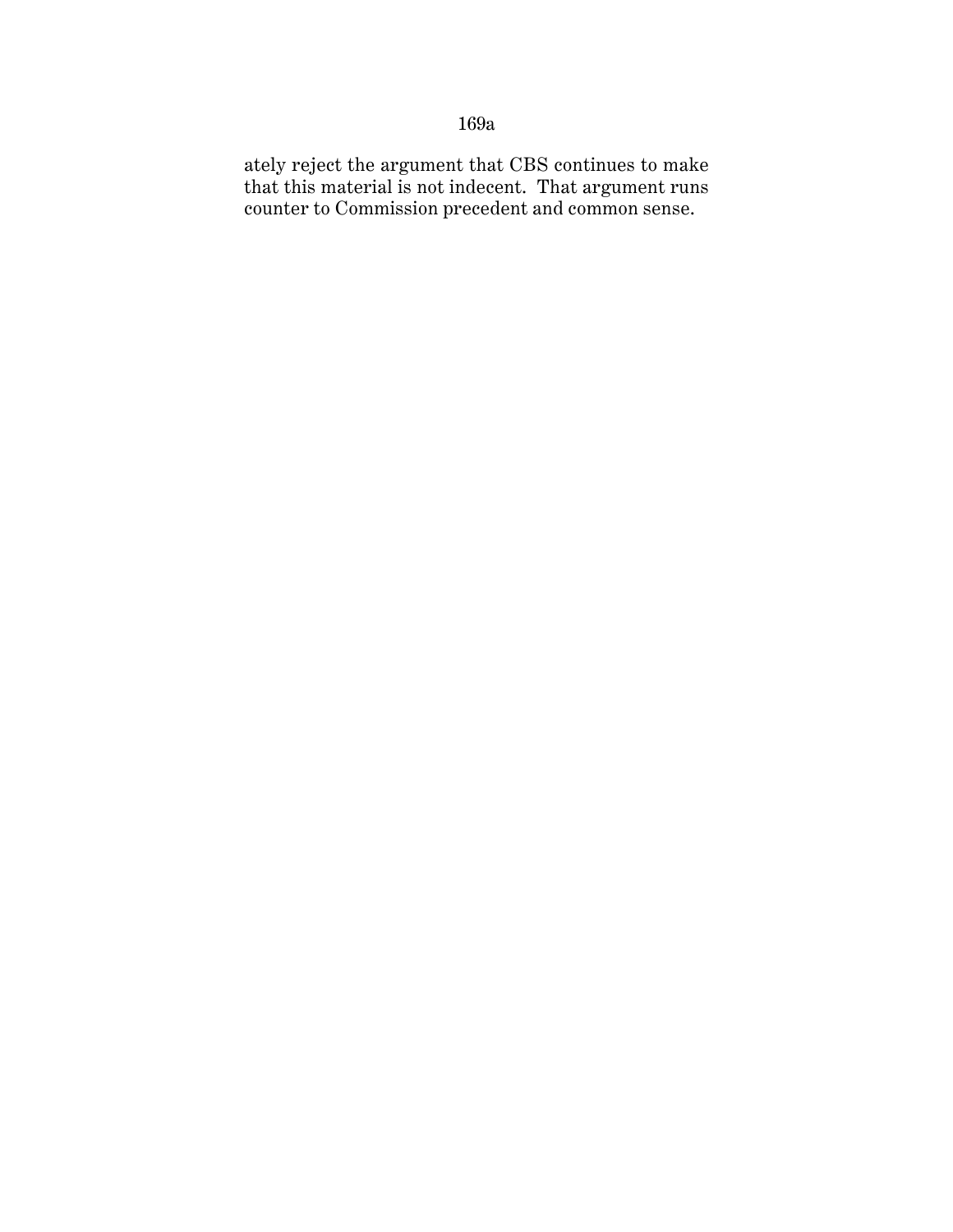ately reject the argument that CBS continues to make that this material is not indecent. That argument runs counter to Commission precedent and common sense.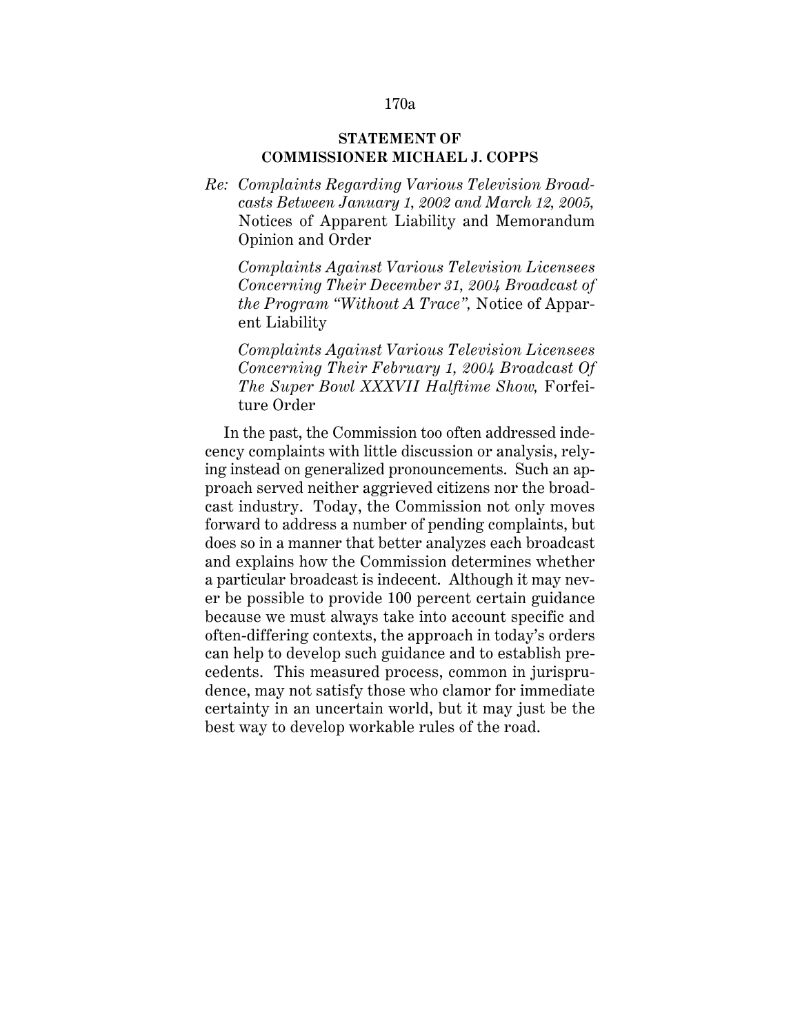**STATEMENT OF**
**COMMISSIONER MICHAEL J. COPPS**

*Re: Complaints Regarding Various Television Broadcasts Between January 1, 2002 and March 12, 2005,* Notices of Apparent Liability and Memorandum Opinion and Order

*Complaints Against Various Television Licensees Concerning Their December 31, 2004 Broadcast of the Program "Without A Trace",* Notice of Apparent Liability

*Complaints Against Various Television Licensees Concerning Their February 1, 2004 Broadcast Of The Super Bowl XXXVII Halftime Show,* Forfeiture Order

In the past, the Commission too often addressed indecency complaints with little discussion or analysis, relying instead on generalized pronouncements. Such an approach served neither aggrieved citizens nor the broadcast industry. Today, the Commission not only moves forward to address a number of pending complaints, but does so in a manner that better analyzes each broadcast and explains how the Commission determines whether a particular broadcast is indecent. Although it may never be possible to provide 100 percent certain guidance because we must always take into account specific and often-differing contexts, the approach in today's orders can help to develop such guidance and to establish precedents. This measured process, common in jurisprudence, may not satisfy those who clamor for immediate certainty in an uncertain world, but it may just be the best way to develop workable rules of the road.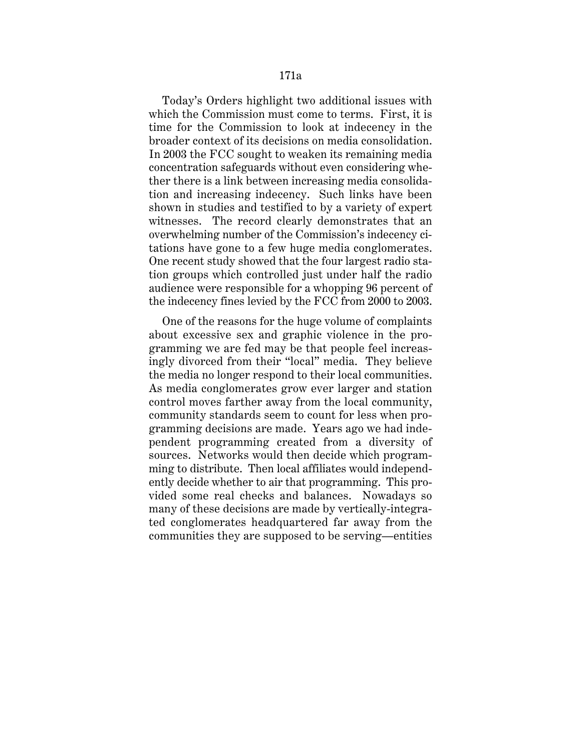Today's Orders highlight two additional issues with which the Commission must come to terms. First, it is time for the Commission to look at indecency in the broader context of its decisions on media consolidation. In 2003 the FCC sought to weaken its remaining media concentration safeguards without even considering whether there is a link between increasing media consolidation and increasing indecency. Such links have been shown in studies and testified to by a variety of expert witnesses. The record clearly demonstrates that an overwhelming number of the Commission's indecency citations have gone to a few huge media conglomerates. One recent study showed that the four largest radio station groups which controlled just under half the radio audience were responsible for a whopping 96 percent of the indecency fines levied by the FCC from 2000 to 2003.

One of the reasons for the huge volume of complaints about excessive sex and graphic violence in the programming we are fed may be that people feel increasingly divorced from their "local" media. They believe the media no longer respond to their local communities. As media conglomerates grow ever larger and station control moves farther away from the local community, community standards seem to count for less when programming decisions are made. Years ago we had independent programming created from a diversity of sources. Networks would then decide which programming to distribute. Then local affiliates would independently decide whether to air that programming. This provided some real checks and balances. Nowadays so many of these decisions are made by vertically-integrated conglomerates headquartered far away from the communities they are supposed to be serving—entities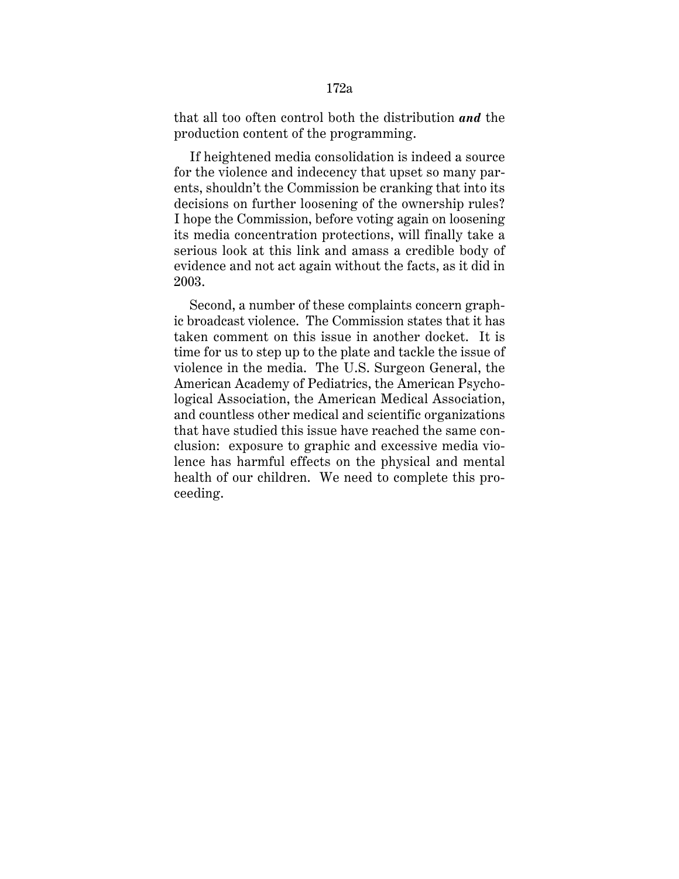that all too often control both the distribution ***and*** the production content of the programming.

If heightened media consolidation is indeed a source for the violence and indecency that upset so many parents, shouldn't the Commission be cranking that into its decisions on further loosening of the ownership rules? I hope the Commission, before voting again on loosening its media concentration protections, will finally take a serious look at this link and amass a credible body of evidence and not act again without the facts, as it did in 2003.

Second, a number of these complaints concern graphic broadcast violence. The Commission states that it has taken comment on this issue in another docket. It is time for us to step up to the plate and tackle the issue of violence in the media. The U.S. Surgeon General, the American Academy of Pediatrics, the American Psychological Association, the American Medical Association, and countless other medical and scientific organizations that have studied this issue have reached the same conclusion: exposure to graphic and excessive media violence has harmful effects on the physical and mental health of our children. We need to complete this proceeding.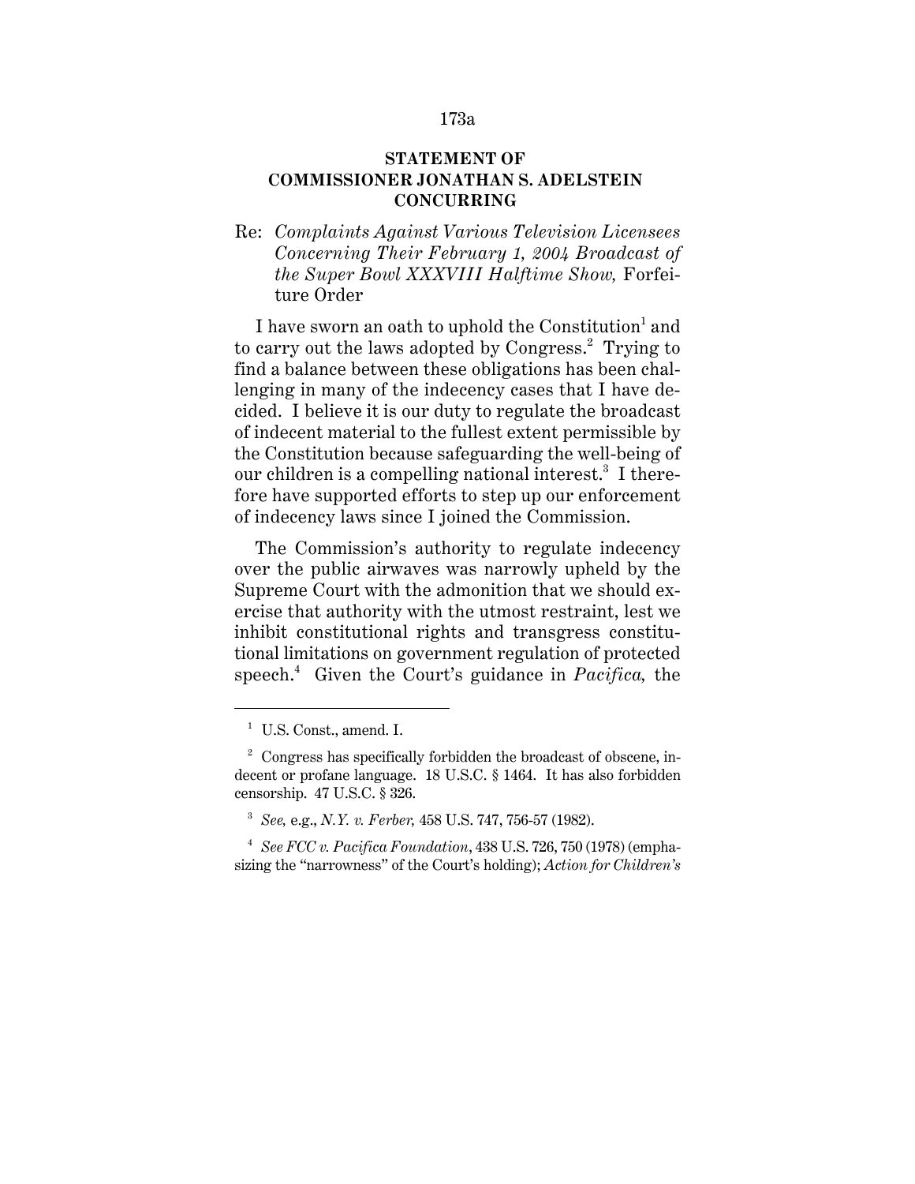## STATEMENT OF COMMISSIONER JONATHAN S. ADELSTEIN CONCURRING

Re: *Complaints Against Various Television Licensees Concerning Their February 1, 2004 Broadcast of the Super Bowl XXXVIII Halftime Show,* Forfeiture Order

I have sworn an oath to uphold the Constitution[1] and to carry out the laws adopted by Congress.[2] Trying to find a balance between these obligations has been challenging in many of the indecency cases that I have decided. I believe it is our duty to regulate the broadcast of indecent material to the fullest extent permissible by the Constitution because safeguarding the well-being of our children is a compelling national interest.[3] I therefore have supported efforts to step up our enforcement of indecency laws since I joined the Commission.

The Commission's authority to regulate indecency over the public airwaves was narrowly upheld by the Supreme Court with the admonition that we should exercise that authority with the utmost restraint, lest we inhibit constitutional rights and transgress constitutional limitations on government regulation of protected speech.[4] Given the Court's guidance in *Pacifica,* the

---

[1] U.S. Const., amend. I.

[2] Congress has specifically forbidden the broadcast of obscene, indecent or profane language. 18 U.S.C. § 1464. It has also forbidden censorship. 47 U.S.C. § 326.

[3] *See,* e.g., *N.Y. v. Ferber,* 458 U.S. 747, 756-57 (1982).

[4] *See FCC v. Pacifica Foundation*, 438 U.S. 726, 750 (1978) (emphasizing the "narrowness" of the Court's holding); *Action for Children's*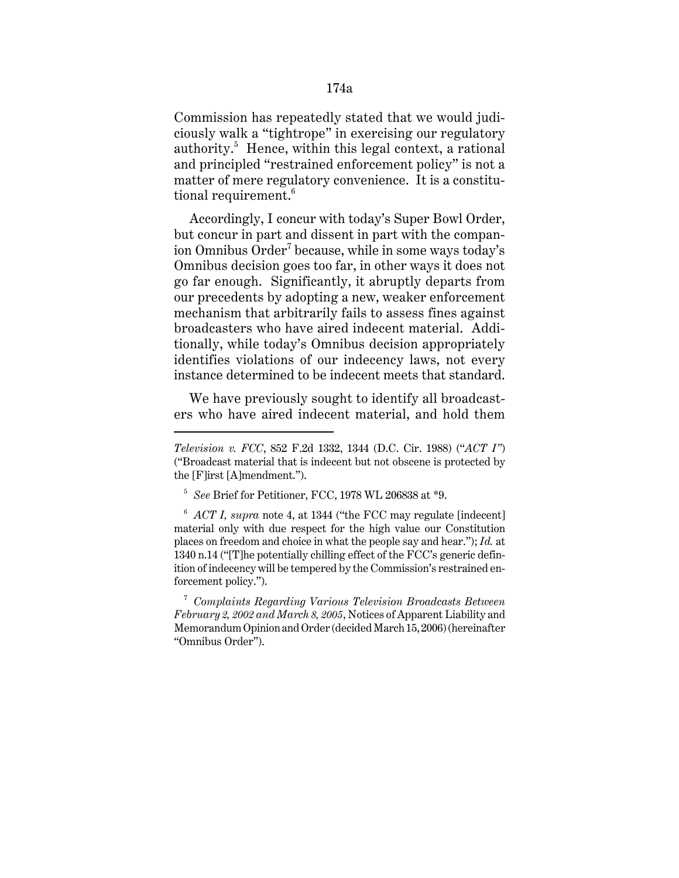Commission has repeatedly stated that we would judiciously walk a "tightrope" in exercising our regulatory authority.[5] Hence, within this legal context, a rational and principled "restrained enforcement policy" is not a matter of mere regulatory convenience. It is a constitutional requirement.[6]

Accordingly, I concur with today's Super Bowl Order, but concur in part and dissent in part with the companion Omnibus Order[7] because, while in some ways today's Omnibus decision goes too far, in other ways it does not go far enough. Significantly, it abruptly departs from our precedents by adopting a new, weaker enforcement mechanism that arbitrarily fails to assess fines against broadcasters who have aired indecent material. Additionally, while today's Omnibus decision appropriately identifies violations of our indecency laws, not every instance determined to be indecent meets that standard.

We have previously sought to identify all broadcasters who have aired indecent material, and hold them

---

*Television v. FCC*, 852 F.2d 1332, 1344 (D.C. Cir. 1988) ("*ACT I*") ("Broadcast material that is indecent but not obscene is protected by the [F]irst [A]mendment.").

[5] *See* Brief for Petitioner, FCC, 1978 WL 206838 at *9.

[6] *ACT I, supra* note 4, at 1344 ("the FCC may regulate [indecent] material only with due respect for the high value our Constitution places on freedom and choice in what the people say and hear."); *Id.* at 1340 n.14 ("[T]he potentially chilling effect of the FCC's generic definition of indecency will be tempered by the Commission's restrained enforcement policy.").

[7] *Complaints Regarding Various Television Broadcasts Between February 2, 2002 and March 8, 2005*, Notices of Apparent Liability and Memorandum Opinion and Order (decided March 15, 2006) (hereinafter "Omnibus Order").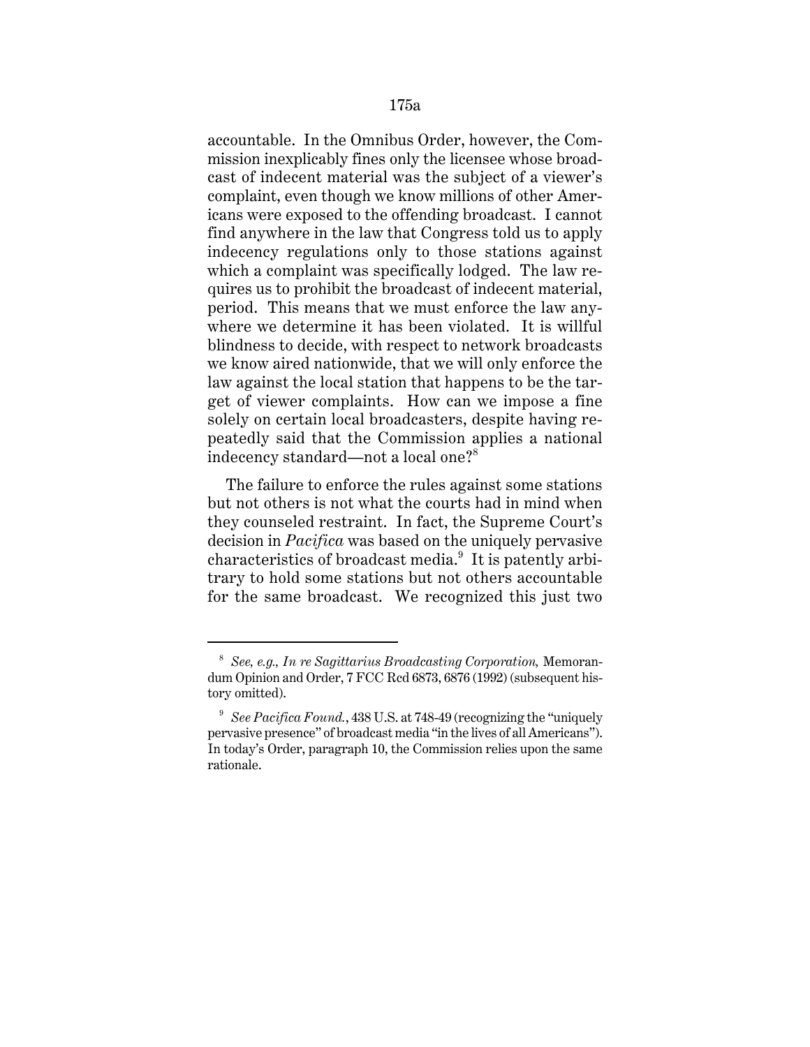accountable. In the Omnibus Order, however, the Commission inexplicably fines only the licensee whose broadcast of indecent material was the subject of a viewer's complaint, even though we know millions of other Americans were exposed to the offending broadcast. I cannot find anywhere in the law that Congress told us to apply indecency regulations only to those stations against which a complaint was specifically lodged. The law requires us to prohibit the broadcast of indecent material, period. This means that we must enforce the law anywhere we determine it has been violated. It is willful blindness to decide, with respect to network broadcasts we know aired nationwide, that we will only enforce the law against the local station that happens to be the target of viewer complaints. How can we impose a fine solely on certain local broadcasters, despite having repeatedly said that the Commission applies a national indecency standard—not a local one?[8]

The failure to enforce the rules against some stations but not others is not what the courts had in mind when they counseled restraint. In fact, the Supreme Court's decision in *Pacifica* was based on the uniquely pervasive characteristics of broadcast media.[9] It is patently arbitrary to hold some stations but not others accountable for the same broadcast. We recognized this just two

---

[8] *See, e.g., In re Sagittarius Broadcasting Corporation,* Memorandum Opinion and Order, 7 FCC Rcd 6873, 6876 (1992) (subsequent history omitted).

[9] *See Pacifica Found.*, 438 U.S. at 748-49 (recognizing the "uniquely pervasive presence" of broadcast media "in the lives of all Americans"). In today's Order, paragraph 10, the Commission relies upon the same rationale.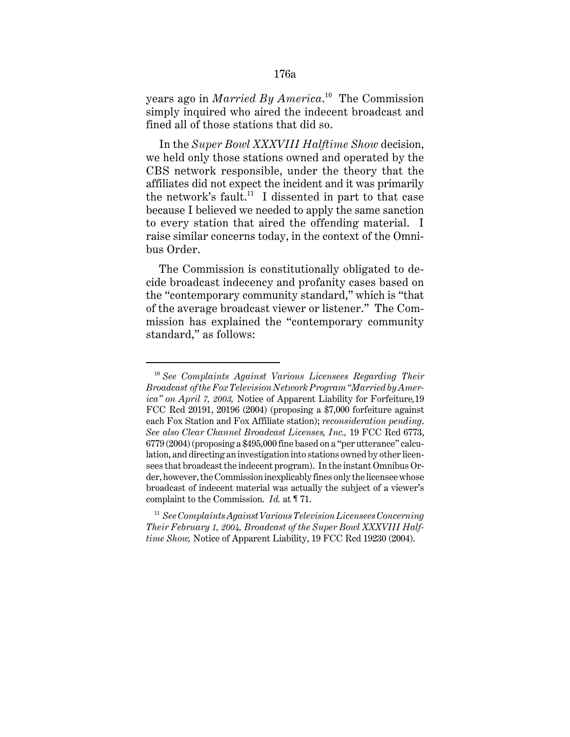years ago in *Married By America*.[10] The Commission simply inquired who aired the indecent broadcast and fined all of those stations that did so.

In the *Super Bowl XXXVIII Halftime Show* decision, we held only those stations owned and operated by the CBS network responsible, under the theory that the affiliates did not expect the incident and it was primarily the network's fault.[11] I dissented in part to that case because I believed we needed to apply the same sanction to every station that aired the offending material. I raise similar concerns today, in the context of the Omnibus Order.

The Commission is constitutionally obligated to decide broadcast indecency and profanity cases based on the "contemporary community standard," which is "that of the average broadcast viewer or listener." The Commission has explained the "contemporary community standard," as follows:

---

[10] *See Complaints Against Various Licensees Regarding Their Broadcast of the Fox Television Network Program "Married by America" on April 7, 2003,* Notice of Apparent Liability for Forfeiture, 19 FCC Rcd 20191, 20196 (2004) (proposing a $7,000 forfeiture against each Fox Station and Fox Affiliate station); *reconsideration pending*. *See also Clear Channel Broadcast Licenses, Inc.,* 19 FCC Rcd 6773, 6779 (2004) (proposing a $495,000 fine based on a "per utterance" calculation, and directing an investigation into stations owned by other licensees that broadcast the indecent program). In the instant Omnibus Order, however, the Commission inexplicably fines only the licensee whose broadcast of indecent material was actually the subject of a viewer's complaint to the Commission. *Id.* at ¶ 71.

[11] *See Complaints Against Various Television Licensees Concerning Their February 1, 2004, Broadcast of the Super Bowl XXXVIII Halftime Show,* Notice of Apparent Liability, 19 FCC Rcd 19230 (2004).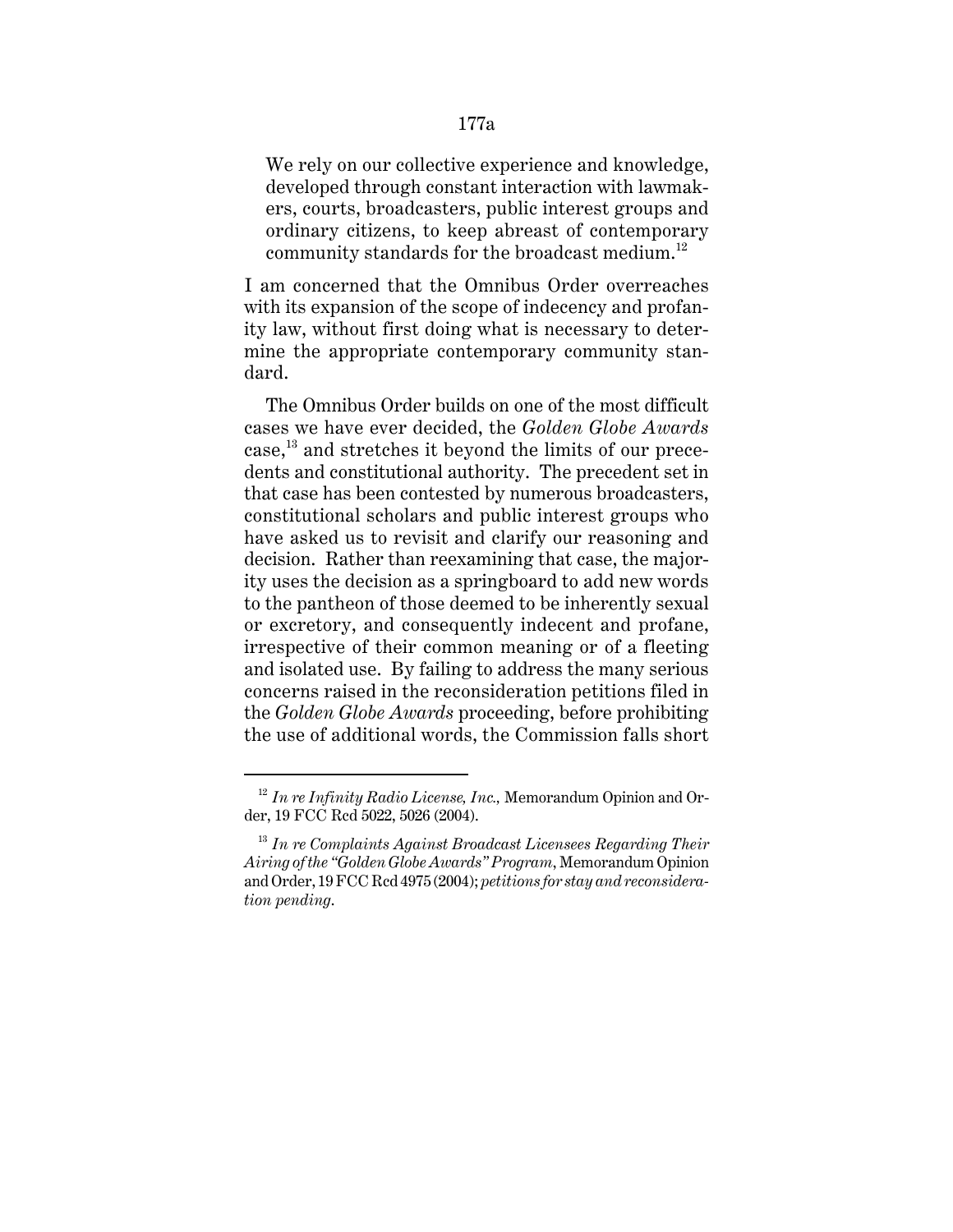> We rely on our collective experience and knowledge, developed through constant interaction with lawmakers, courts, broadcasters, public interest groups and ordinary citizens, to keep abreast of contemporary community standards for the broadcast medium.[12]

I am concerned that the Omnibus Order overreaches with its expansion of the scope of indecency and profanity law, without first doing what is necessary to determine the appropriate contemporary community standard.

The Omnibus Order builds on one of the most difficult cases we have ever decided, the *Golden Globe Awards* case,[13] and stretches it beyond the limits of our precedents and constitutional authority. The precedent set in that case has been contested by numerous broadcasters, constitutional scholars and public interest groups who have asked us to revisit and clarify our reasoning and decision. Rather than reexamining that case, the majority uses the decision as a springboard to add new words to the pantheon of those deemed to be inherently sexual or excretory, and consequently indecent and profane, irrespective of their common meaning or of a fleeting and isolated use. By failing to address the many serious concerns raised in the reconsideration petitions filed in the *Golden Globe Awards* proceeding, before prohibiting the use of additional words, the Commission falls short

---

[12] *In re Infinity Radio License, Inc.,* Memorandum Opinion and Order, 19 FCC Rcd 5022, 5026 (2004).

[13] *In re Complaints Against Broadcast Licensees Regarding Their Airing of the "Golden Globe Awards" Program*, Memorandum Opinion and Order, 19 FCC Rcd 4975 (2004); *petitions for stay and reconsideration pending.*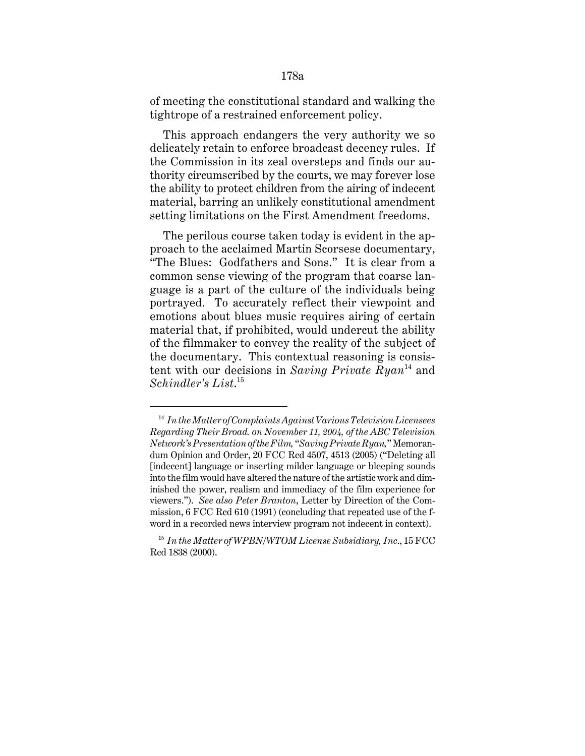of meeting the constitutional standard and walking the tightrope of a restrained enforcement policy.

This approach endangers the very authority we so delicately retain to enforce broadcast decency rules. If the Commission in its zeal oversteps and finds our authority circumscribed by the courts, we may forever lose the ability to protect children from the airing of indecent material, barring an unlikely constitutional amendment setting limitations on the First Amendment freedoms.

The perilous course taken today is evident in the approach to the acclaimed Martin Scorsese documentary, "The Blues: Godfathers and Sons." It is clear from a common sense viewing of the program that coarse language is a part of the culture of the individuals being portrayed. To accurately reflect their viewpoint and emotions about blues music requires airing of certain material that, if prohibited, would undercut the ability of the filmmaker to convey the reality of the subject of the documentary. This contextual reasoning is consistent with our decisions in *Saving Private Ryan*[14] and *Schindler's List*.[15]

---

[14] *In the Matter of Complaints Against Various Television Licensees Regarding Their Broad. on November 11, 2004, of the ABC Television Network's Presentation of the Film, "Saving Private Ryan,"* Memorandum Opinion and Order, 20 FCC Rcd 4507, 4513 (2005) ("Deleting all [indecent] language or inserting milder language or bleeping sounds into the film would have altered the nature of the artistic work and diminished the power, realism and immediacy of the film experience for viewers."). *See also Peter Branton*, Letter by Direction of the Commission, 6 FCC Rcd 610 (1991) (concluding that repeated use of the f-word in a recorded news interview program not indecent in context).

[15] *In the Matter of WPBN/WTOM License Subsidiary, Inc.*, 15 FCC Rcd 1838 (2000).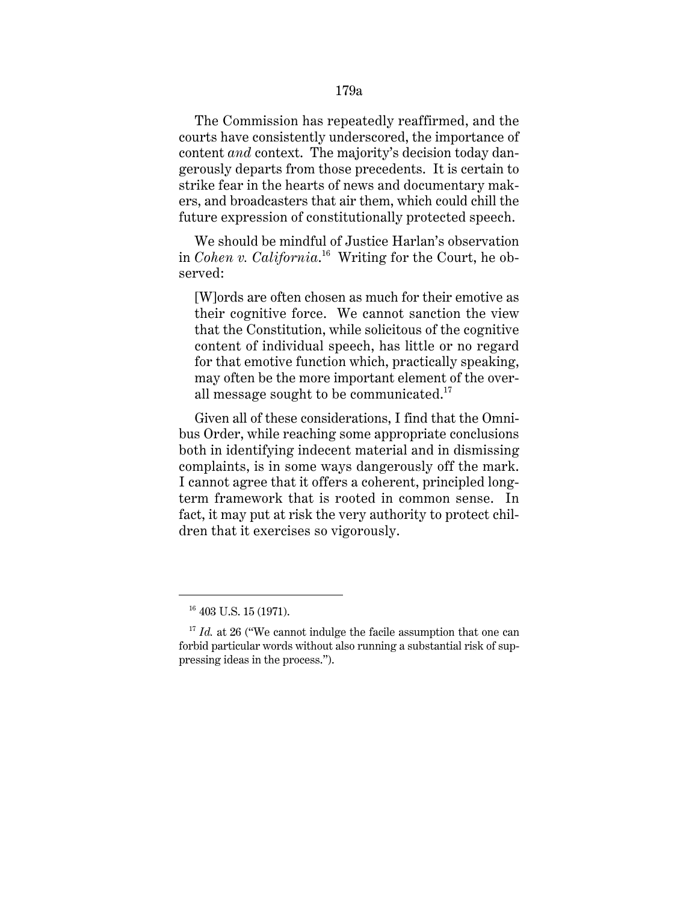The Commission has repeatedly reaffirmed, and the courts have consistently underscored, the importance of content *and* context. The majority's decision today dangerously departs from those precedents. It is certain to strike fear in the hearts of news and documentary makers, and broadcasters that air them, which could chill the future expression of constitutionally protected speech.

We should be mindful of Justice Harlan's observation in *Cohen v. California*.[16] Writing for the Court, he observed:

> [W]ords are often chosen as much for their emotive as their cognitive force. We cannot sanction the view that the Constitution, while solicitous of the cognitive content of individual speech, has little or no regard for that emotive function which, practically speaking, may often be the more important element of the overall message sought to be communicated.[17]

Given all of these considerations, I find that the Omnibus Order, while reaching some appropriate conclusions both in identifying indecent material and in dismissing complaints, is in some ways dangerously off the mark. I cannot agree that it offers a coherent, principled long-term framework that is rooted in common sense. In fact, it may put at risk the very authority to protect children that it exercises so vigorously.

---

[16] 403 U.S. 15 (1971).

[17] *Id.* at 26 ("We cannot indulge the facile assumption that one can forbid particular words without also running a substantial risk of suppressing ideas in the process.").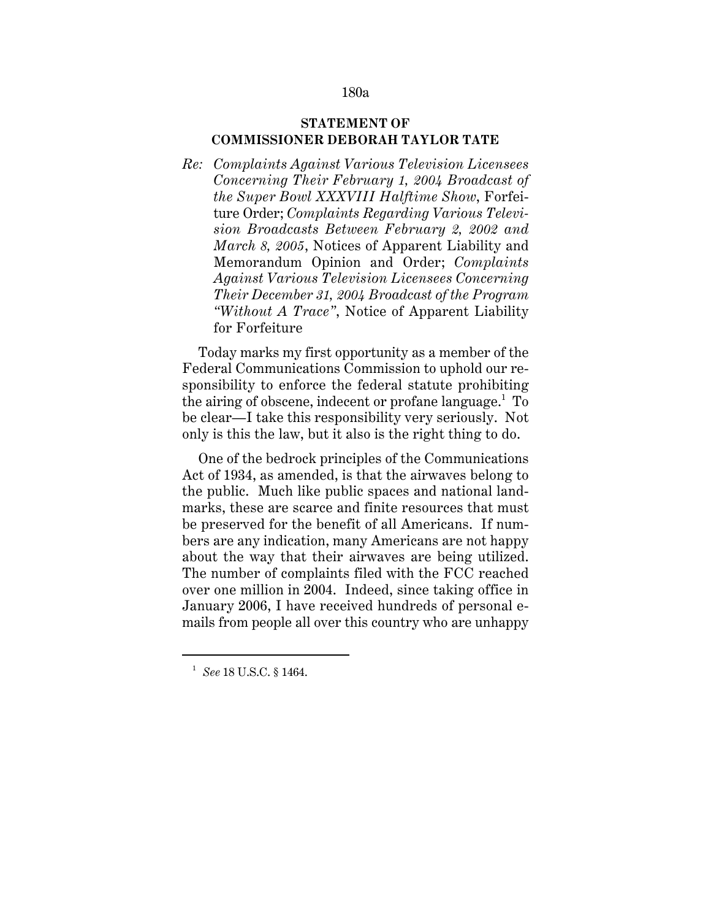**STATEMENT OF**
**COMMISSIONER DEBORAH TAYLOR TATE**

*Re: Complaints Against Various Television Licensees Concerning Their February 1, 2004 Broadcast of the Super Bowl XXXVIII Halftime Show*, Forfeiture Order; *Complaints Regarding Various Television Broadcasts Between February 2, 2002 and March 8, 2005*, Notices of Apparent Liability and Memorandum Opinion and Order; *Complaints Against Various Television Licensees Concerning Their December 31, 2004 Broadcast of the Program "Without A Trace"*, Notice of Apparent Liability for Forfeiture

Today marks my first opportunity as a member of the Federal Communications Commission to uphold our responsibility to enforce the federal statute prohibiting the airing of obscene, indecent or profane language.[1] To be clear—I take this responsibility very seriously. Not only is this the law, but it also is the right thing to do.

One of the bedrock principles of the Communications Act of 1934, as amended, is that the airwaves belong to the public. Much like public spaces and national landmarks, these are scarce and finite resources that must be preserved for the benefit of all Americans. If numbers are any indication, many Americans are not happy about the way that their airwaves are being utilized. The number of complaints filed with the FCC reached over one million in 2004. Indeed, since taking office in January 2006, I have received hundreds of personal e-mails from people all over this country who are unhappy

---

[1] *See* 18 U.S.C. § 1464.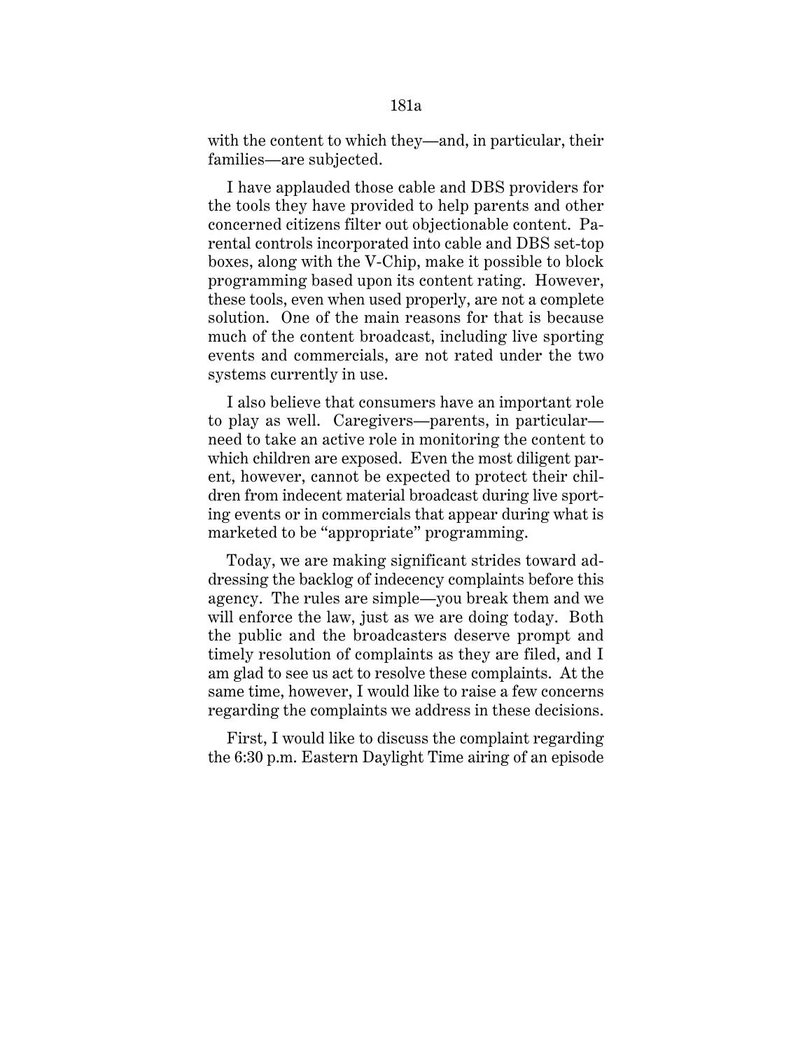with the content to which they—and, in particular, their families—are subjected.

I have applauded those cable and DBS providers for the tools they have provided to help parents and other concerned citizens filter out objectionable content. Parental controls incorporated into cable and DBS set-top boxes, along with the V-Chip, make it possible to block programming based upon its content rating. However, these tools, even when used properly, are not a complete solution. One of the main reasons for that is because much of the content broadcast, including live sporting events and commercials, are not rated under the two systems currently in use.

I also believe that consumers have an important role to play as well. Caregivers—parents, in particular—need to take an active role in monitoring the content to which children are exposed. Even the most diligent parent, however, cannot be expected to protect their children from indecent material broadcast during live sporting events or in commercials that appear during what is marketed to be "appropriate" programming.

Today, we are making significant strides toward addressing the backlog of indecency complaints before this agency. The rules are simple—you break them and we will enforce the law, just as we are doing today. Both the public and the broadcasters deserve prompt and timely resolution of complaints as they are filed, and I am glad to see us act to resolve these complaints. At the same time, however, I would like to raise a few concerns regarding the complaints we address in these decisions.

First, I would like to discuss the complaint regarding the 6:30 p.m. Eastern Daylight Time airing of an episode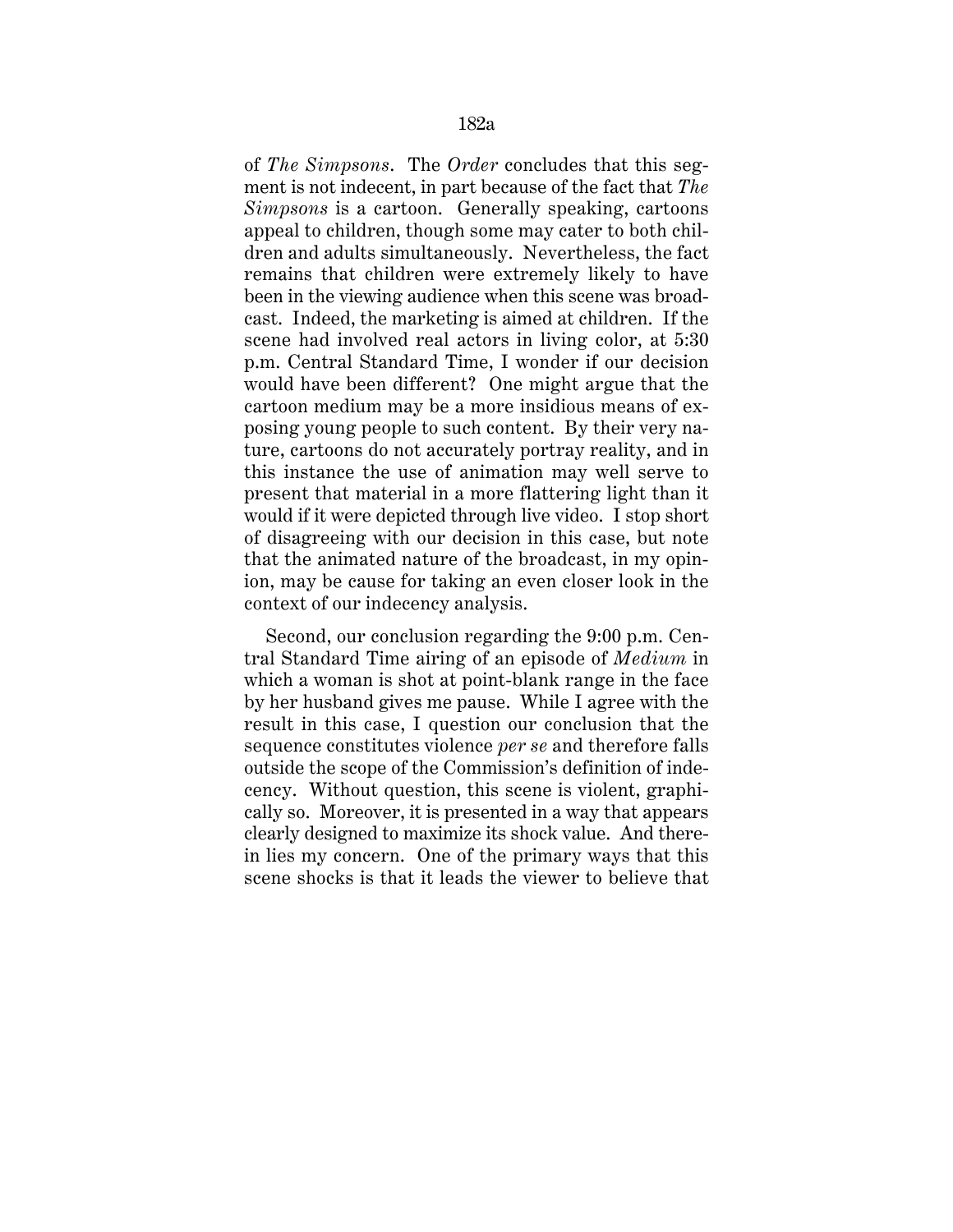of *The Simpsons*. The *Order* concludes that this segment is not indecent, in part because of the fact that *The Simpsons* is a cartoon. Generally speaking, cartoons appeal to children, though some may cater to both children and adults simultaneously. Nevertheless, the fact remains that children were extremely likely to have been in the viewing audience when this scene was broadcast. Indeed, the marketing is aimed at children. If the scene had involved real actors in living color, at 5:30 p.m. Central Standard Time, I wonder if our decision would have been different? One might argue that the cartoon medium may be a more insidious means of exposing young people to such content. By their very nature, cartoons do not accurately portray reality, and in this instance the use of animation may well serve to present that material in a more flattering light than it would if it were depicted through live video. I stop short of disagreeing with our decision in this case, but note that the animated nature of the broadcast, in my opinion, may be cause for taking an even closer look in the context of our indecency analysis.

Second, our conclusion regarding the 9:00 p.m. Central Standard Time airing of an episode of *Medium* in which a woman is shot at point-blank range in the face by her husband gives me pause. While I agree with the result in this case, I question our conclusion that the sequence constitutes violence *per se* and therefore falls outside the scope of the Commission's definition of indecency. Without question, this scene is violent, graphically so. Moreover, it is presented in a way that appears clearly designed to maximize its shock value. And therein lies my concern. One of the primary ways that this scene shocks is that it leads the viewer to believe that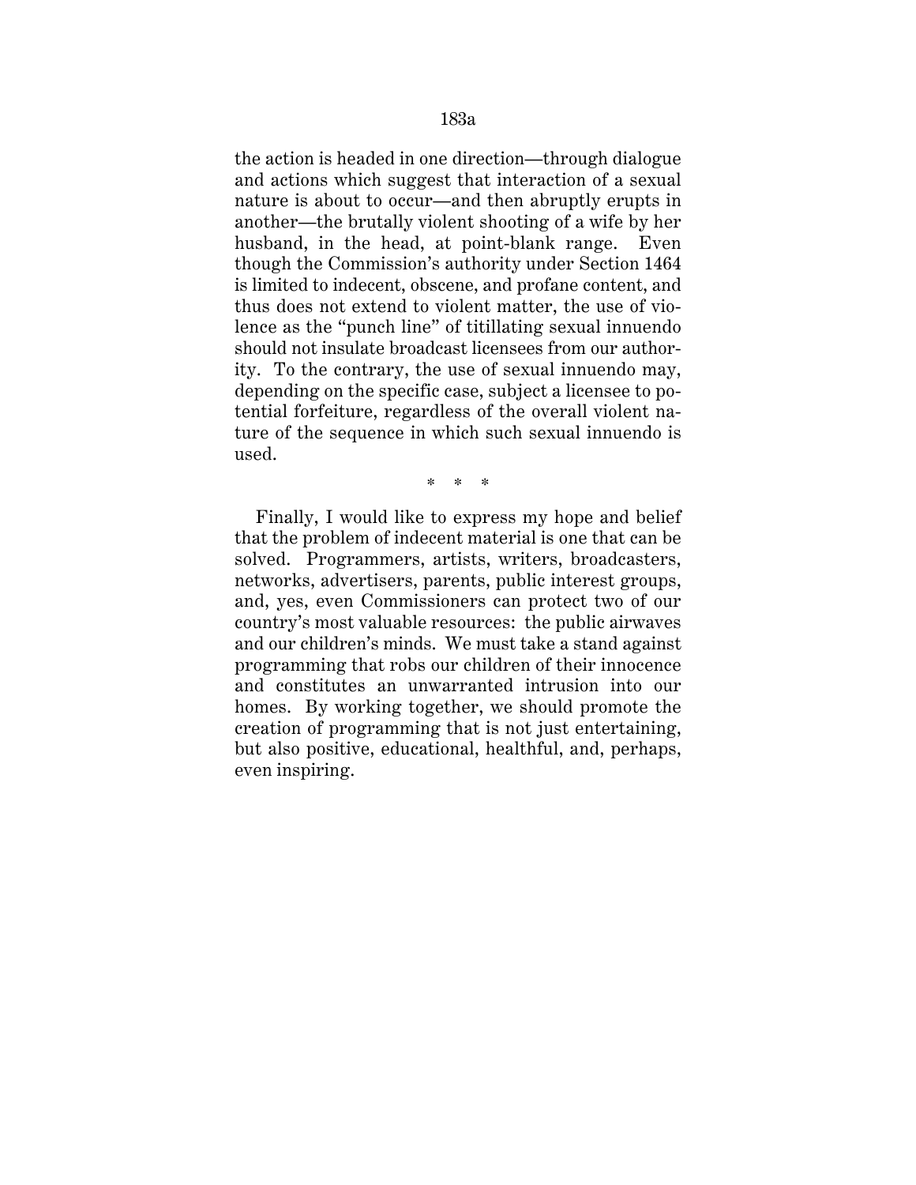the action is headed in one direction—through dialogue and actions which suggest that interaction of a sexual nature is about to occur—and then abruptly erupts in another—the brutally violent shooting of a wife by her husband, in the head, at point-blank range. Even though the Commission's authority under Section 1464 is limited to indecent, obscene, and profane content, and thus does not extend to violent matter, the use of violence as the "punch line" of titillating sexual innuendo should not insulate broadcast licensees from our authority. To the contrary, the use of sexual innuendo may, depending on the specific case, subject a licensee to potential forfeiture, regardless of the overall violent nature of the sequence in which such sexual innuendo is used.

\* \* \*

Finally, I would like to express my hope and belief that the problem of indecent material is one that can be solved. Programmers, artists, writers, broadcasters, networks, advertisers, parents, public interest groups, and, yes, even Commissioners can protect two of our country's most valuable resources: the public airwaves and our children's minds. We must take a stand against programming that robs our children of their innocence and constitutes an unwarranted intrusion into our homes. By working together, we should promote the creation of programming that is not just entertaining, but also positive, educational, healthful, and, perhaps, even inspiring.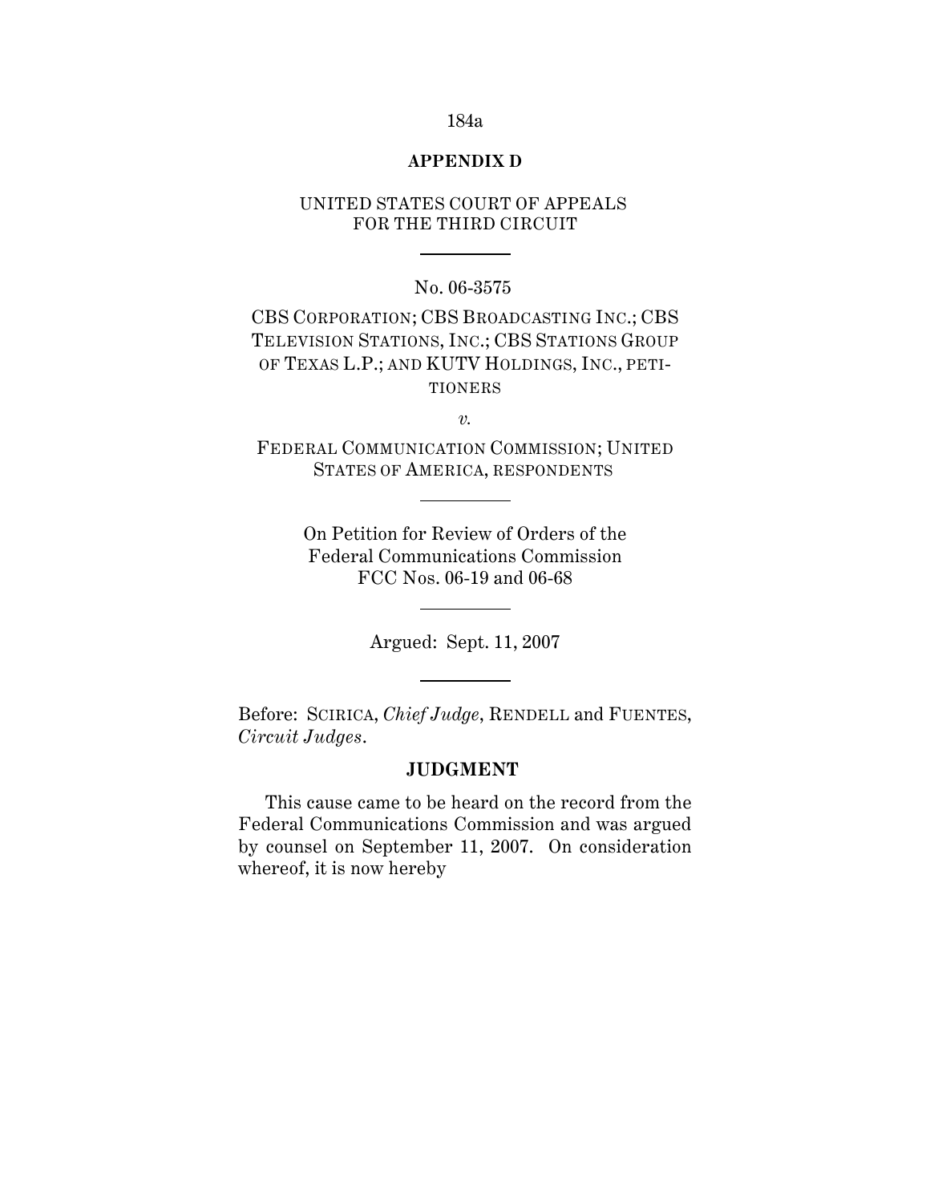## APPENDIX D

UNITED STATES COURT OF APPEALS
FOR THE THIRD CIRCUIT

---

No. 06-3575

CBS CORPORATION; CBS BROADCASTING INC.; CBS TELEVISION STATIONS, INC.; CBS STATIONS GROUP OF TEXAS L.P.; AND KUTV HOLDINGS, INC., PETITIONERS

*v.*

FEDERAL COMMUNICATION COMMISSION; UNITED STATES OF AMERICA, RESPONDENTS

---

On Petition for Review of Orders of the Federal Communications Commission
FCC Nos. 06-19 and 06-68

---

Argued: Sept. 11, 2007

---

Before: SCIRICA, *Chief Judge*, RENDELL and FUENTES, *Circuit Judges*.

### JUDGMENT

This cause came to be heard on the record from the Federal Communications Commission and was argued by counsel on September 11, 2007. On consideration whereof, it is now hereby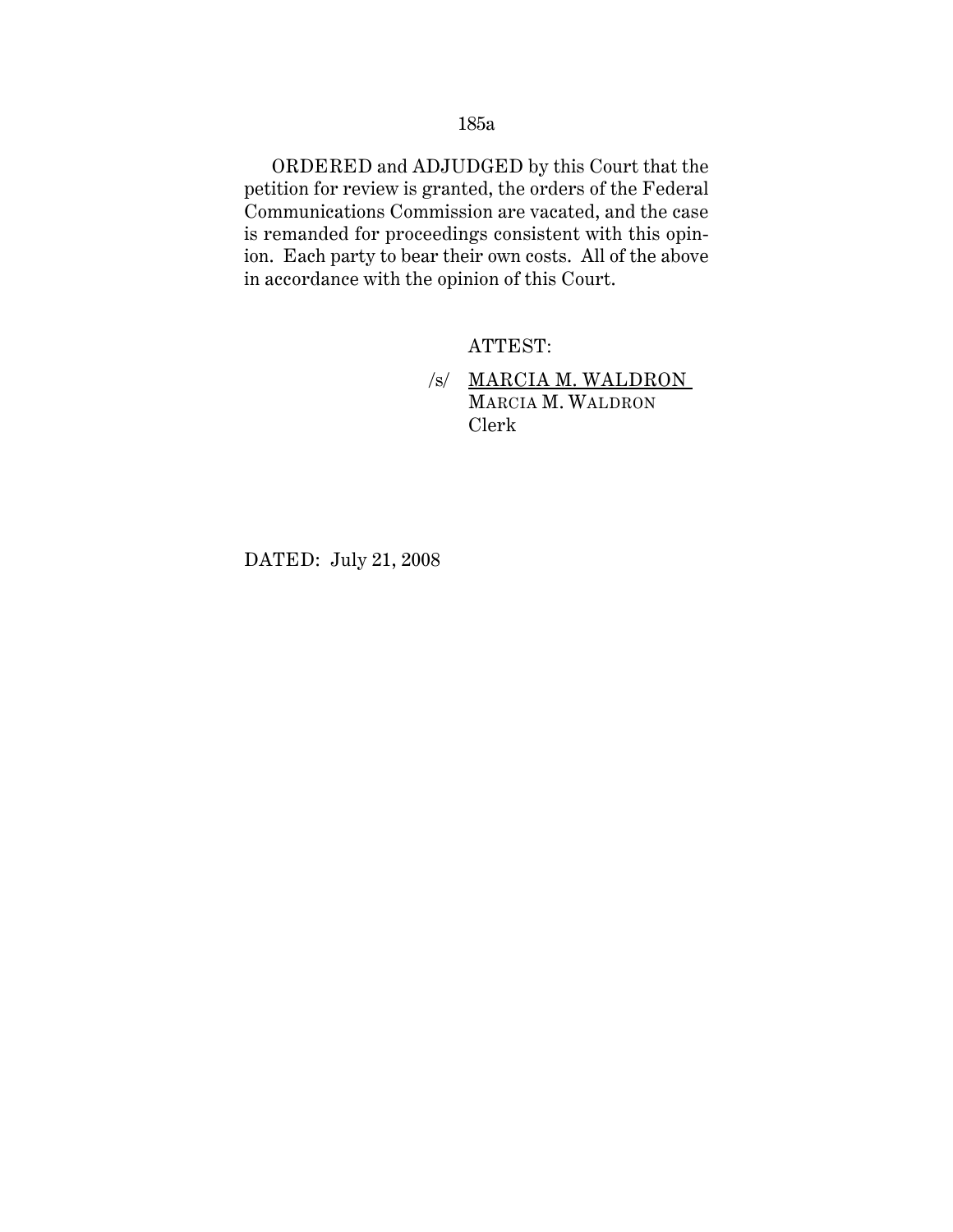ORDERED and ADJUDGED by this Court that the petition for review is granted, the orders of the Federal Communications Commission are vacated, and the case is remanded for proceedings consistent with this opinion. Each party to bear their own costs. All of the above in accordance with the opinion of this Court.

ATTEST:

/s/ MARCIA M. WALDRON
MARCIA M. WALDRON
Clerk

DATED: July 21, 2008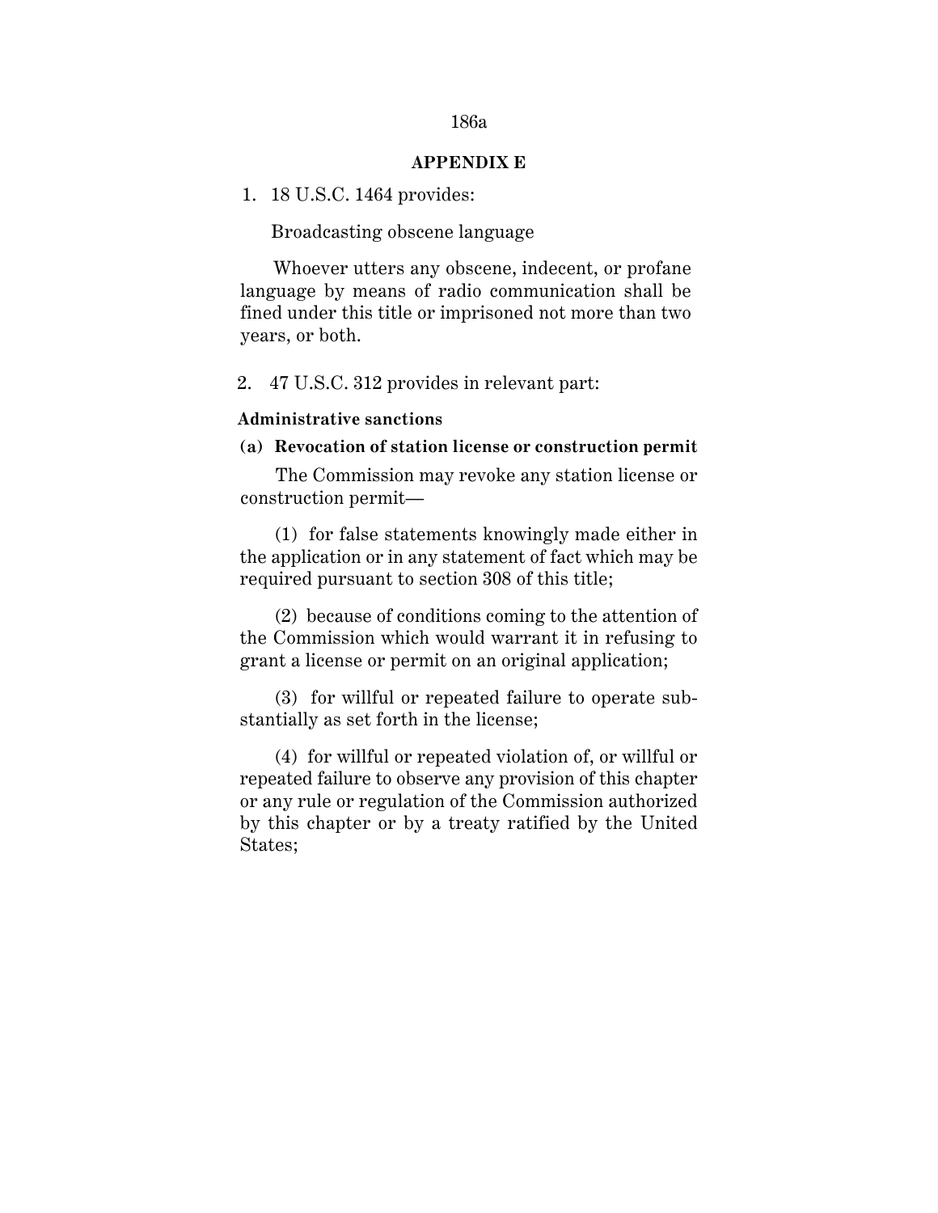## APPENDIX E

1. 18 U.S.C. 1464 provides:

   Broadcasting obscene language

   Whoever utters any obscene, indecent, or profane language by means of radio communication shall be fined under this title or imprisoned not more than two years, or both.

2. 47 U.S.C. 312 provides in relevant part:

**Administrative sanctions**

**(a) Revocation of station license or construction permit**

The Commission may revoke any station license or construction permit—

(1) for false statements knowingly made either in the application or in any statement of fact which may be required pursuant to section 308 of this title;

(2) because of conditions coming to the attention of the Commission which would warrant it in refusing to grant a license or permit on an original application;

(3) for willful or repeated failure to operate substantially as set forth in the license;

(4) for willful or repeated violation of, or willful or repeated failure to observe any provision of this chapter or any rule or regulation of the Commission authorized by this chapter or by a treaty ratified by the United States;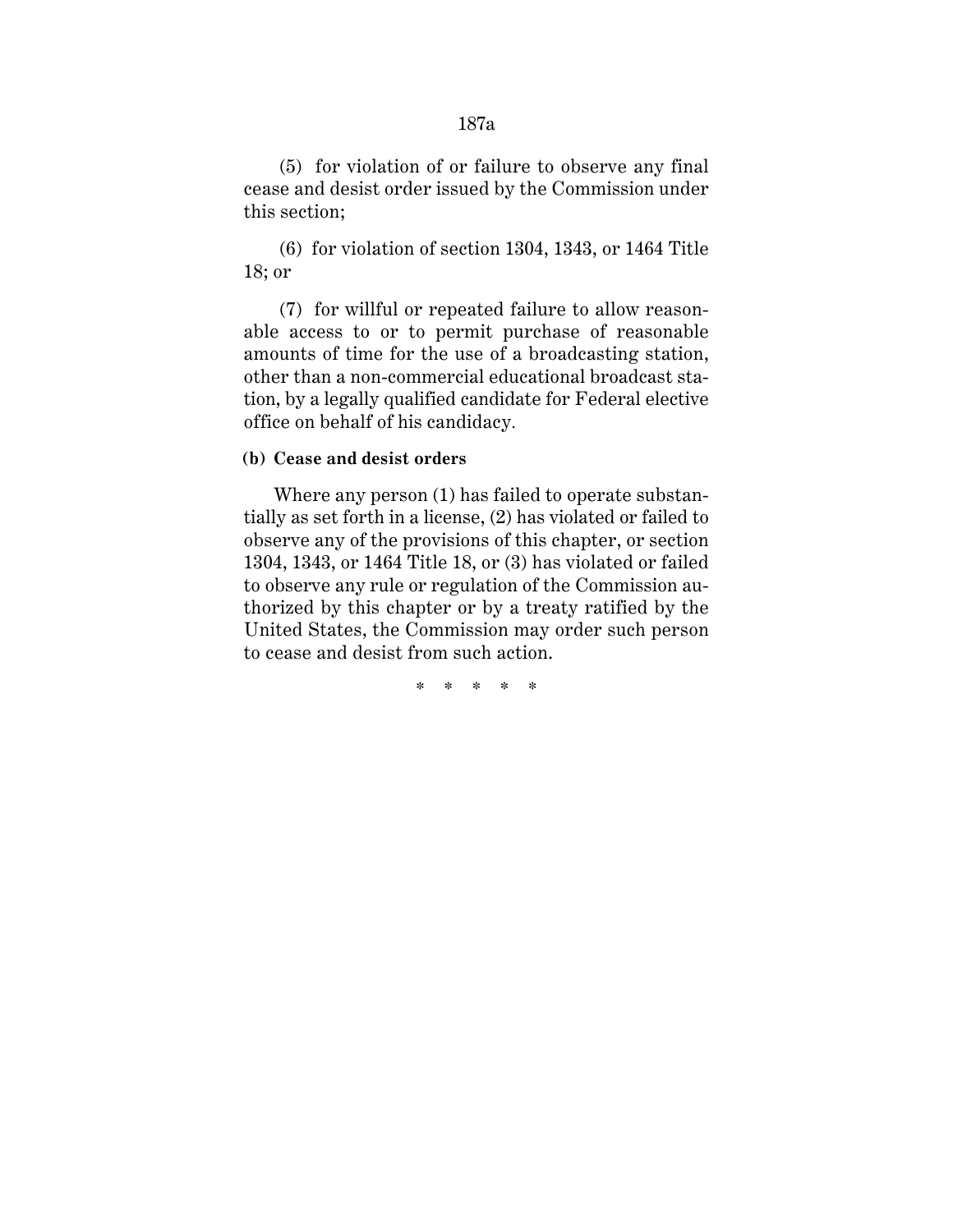(5) for violation of or failure to observe any final cease and desist order issued by the Commission under this section;

(6) for violation of section 1304, 1343, or 1464 Title 18; or

(7) for willful or repeated failure to allow reasonable access to or to permit purchase of reasonable amounts of time for the use of a broadcasting station, other than a non-commercial educational broadcast station, by a legally qualified candidate for Federal elective office on behalf of his candidacy.

**(b) Cease and desist orders**

Where any person (1) has failed to operate substantially as set forth in a license, (2) has violated or failed to observe any of the provisions of this chapter, or section 1304, 1343, or 1464 Title 18, or (3) has violated or failed to observe any rule or regulation of the Commission authorized by this chapter or by a treaty ratified by the United States, the Commission may order such person to cease and desist from such action.

\* \* \* \* \*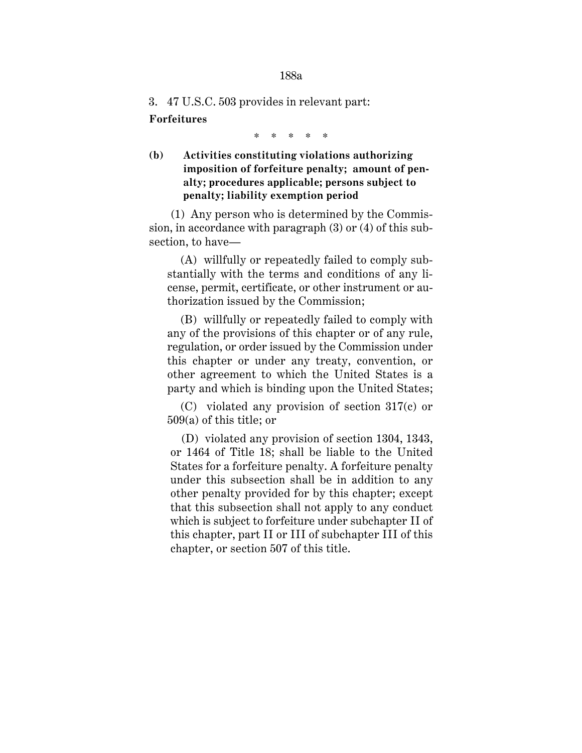3. 47 U.S.C. 503 provides in relevant part:

**Forfeitures**

\* \* \* \* \*

**(b) Activities constituting violations authorizing imposition of forfeiture penalty; amount of penalty; procedures applicable; persons subject to penalty; liability exemption period**

(1) Any person who is determined by the Commission, in accordance with paragraph (3) or (4) of this subsection, to have—

(A) willfully or repeatedly failed to comply substantially with the terms and conditions of any license, permit, certificate, or other instrument or authorization issued by the Commission;

(B) willfully or repeatedly failed to comply with any of the provisions of this chapter or of any rule, regulation, or order issued by the Commission under this chapter or under any treaty, convention, or other agreement to which the United States is a party and which is binding upon the United States;

(C) violated any provision of section 317(c) or 509(a) of this title; or

(D) violated any provision of section 1304, 1343, or 1464 of Title 18; shall be liable to the United States for a forfeiture penalty. A forfeiture penalty under this subsection shall be in addition to any other penalty provided for by this chapter; except that this subsection shall not apply to any conduct which is subject to forfeiture under subchapter II of this chapter, part II or III of subchapter III of this chapter, or section 507 of this title.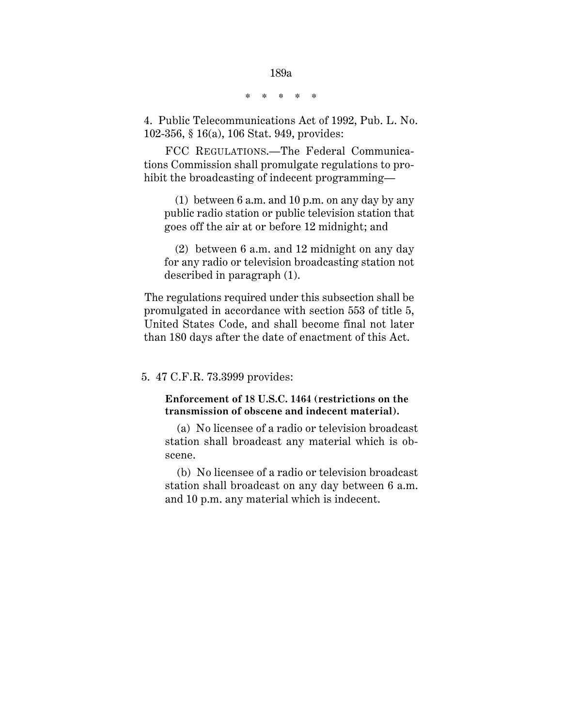\* \* \* \* \*

4. Public Telecommunications Act of 1992, Pub. L. No. 102-356, § 16(a), 106 Stat. 949, provides:

FCC REGULATIONS.—The Federal Communications Commission shall promulgate regulations to prohibit the broadcasting of indecent programming—

(1) between 6 a.m. and 10 p.m. on any day by any public radio station or public television station that goes off the air at or before 12 midnight; and

(2) between 6 a.m. and 12 midnight on any day for any radio or television broadcasting station not described in paragraph (1).

The regulations required under this subsection shall be promulgated in accordance with section 553 of title 5, United States Code, and shall become final not later than 180 days after the date of enactment of this Act.

5. 47 C.F.R. 73.3999 provides:

**Enforcement of 18 U.S.C. 1464 (restrictions on the transmission of obscene and indecent material).**

(a) No licensee of a radio or television broadcast station shall broadcast any material which is obscene.

(b) No licensee of a radio or television broadcast station shall broadcast on any day between 6 a.m. and 10 p.m. any material which is indecent.